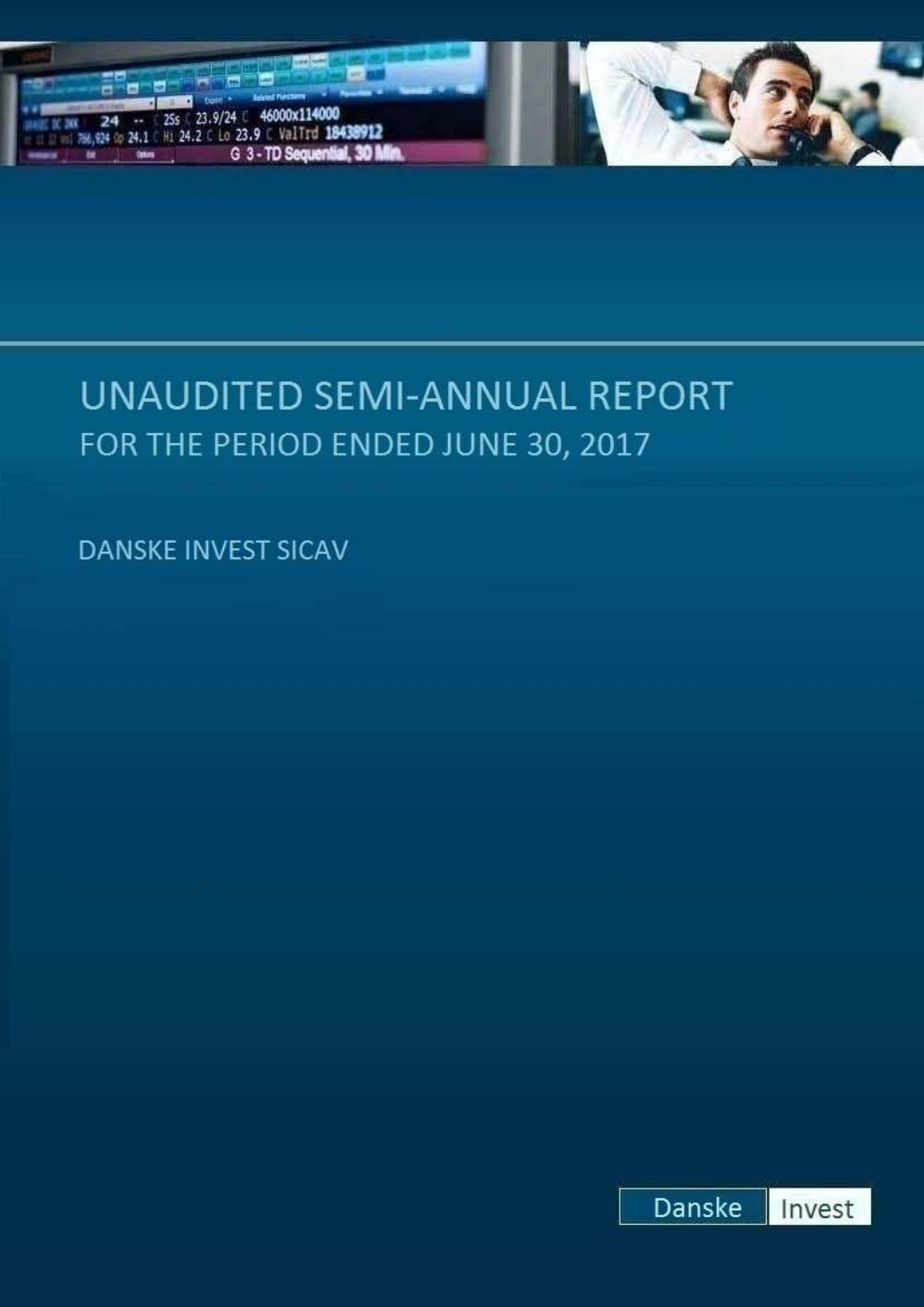# UNAUDITED SEMI-ANNUAL REPORT

## FOR THE PERIOD ENDED JUNE 30, 2017

DANSKE INVEST SICAV

Danske Invest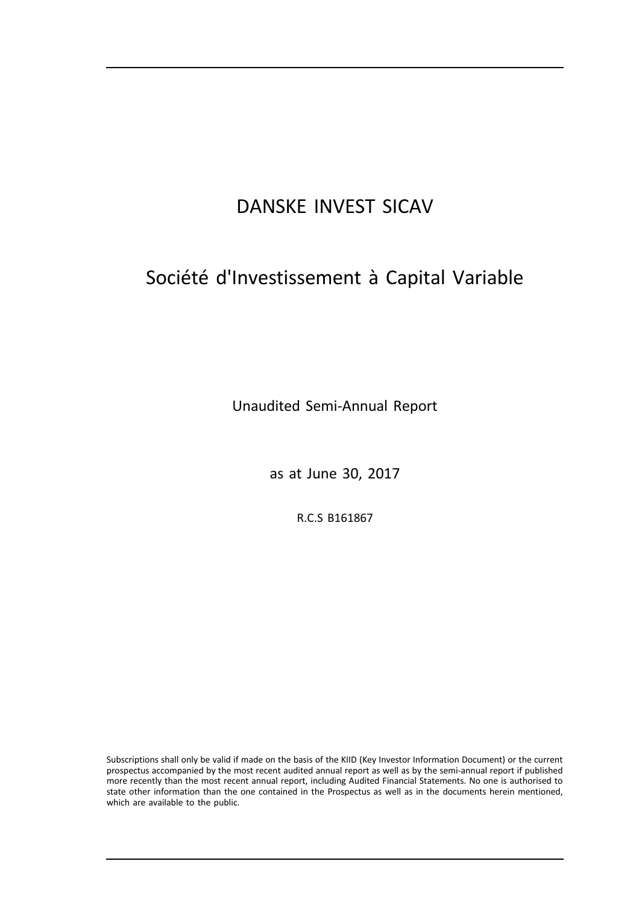# DANSKE INVEST SICAV

## Société d'Investissement à Capital Variable

Unaudited Semi-Annual Report

as at June 30, 2017

R.C.S B161867

Subscriptions shall only be valid if made on the basis of the KIID (Key Investor Information Document) or the current prospectus accompanied by the most recent audited annual report as well as by the semi-annual report if published more recently than the most recent annual report, including Audited Financial Statements. No one is authorised to state other information than the one contained in the Prospectus as well as in the documents herein mentioned, which are available to the public.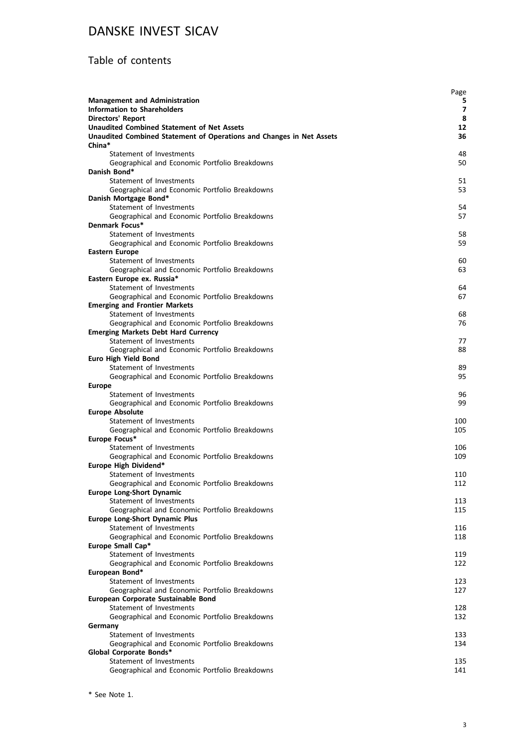# DANSKE INVEST SICAV

## Table of contents

| | Page |
|---|---|
| **Management and Administration** | **5** |
| **Information to Shareholders** | **7** |
| **Directors' Report** | **8** |
| **Unaudited Combined Statement of Net Assets** | **12** |
| **Unaudited Combined Statement of Operations and Changes in Net Assets** | **36** |
| **China*** | |
| Statement of Investments | 48 |
| Geographical and Economic Portfolio Breakdowns | 50 |
| **Danish Bond*** | |
| Statement of Investments | 51 |
| Geographical and Economic Portfolio Breakdowns | 53 |
| **Danish Mortgage Bond*** | |
| Statement of Investments | 54 |
| Geographical and Economic Portfolio Breakdowns | 57 |
| **Denmark Focus*** | |
| Statement of Investments | 58 |
| Geographical and Economic Portfolio Breakdowns | 59 |
| **Eastern Europe** | |
| Statement of Investments | 60 |
| Geographical and Economic Portfolio Breakdowns | 63 |
| **Eastern Europe ex. Russia*** | |
| Statement of Investments | 64 |
| Geographical and Economic Portfolio Breakdowns | 67 |
| **Emerging and Frontier Markets** | |
| Statement of Investments | 68 |
| Geographical and Economic Portfolio Breakdowns | 76 |
| **Emerging Markets Debt Hard Currency** | |
| Statement of Investments | 77 |
| Geographical and Economic Portfolio Breakdowns | 88 |
| **Euro High Yield Bond** | |
| Statement of Investments | 89 |
| Geographical and Economic Portfolio Breakdowns | 95 |
| **Europe** | |
| Statement of Investments | 96 |
| Geographical and Economic Portfolio Breakdowns | 99 |
| **Europe Absolute** | |
| Statement of Investments | 100 |
| Geographical and Economic Portfolio Breakdowns | 105 |
| **Europe Focus*** | |
| Statement of Investments | 106 |
| Geographical and Economic Portfolio Breakdowns | 109 |
| **Europe High Dividend*** | |
| Statement of Investments | 110 |
| Geographical and Economic Portfolio Breakdowns | 112 |
| **Europe Long-Short Dynamic** | |
| Statement of Investments | 113 |
| Geographical and Economic Portfolio Breakdowns | 115 |
| **Europe Long-Short Dynamic Plus** | |
| Statement of Investments | 116 |
| Geographical and Economic Portfolio Breakdowns | 118 |
| **Europe Small Cap*** | |
| Statement of Investments | 119 |
| Geographical and Economic Portfolio Breakdowns | 122 |
| **European Bond*** | |
| Statement of Investments | 123 |
| Geographical and Economic Portfolio Breakdowns | 127 |
| **European Corporate Sustainable Bond** | |
| Statement of Investments | 128 |
| Geographical and Economic Portfolio Breakdowns | 132 |
| **Germany** | |
| Statement of Investments | 133 |
| Geographical and Economic Portfolio Breakdowns | 134 |
| **Global Corporate Bonds*** | |
| Statement of Investments | 135 |
| Geographical and Economic Portfolio Breakdowns | 141 |

\* See Note 1.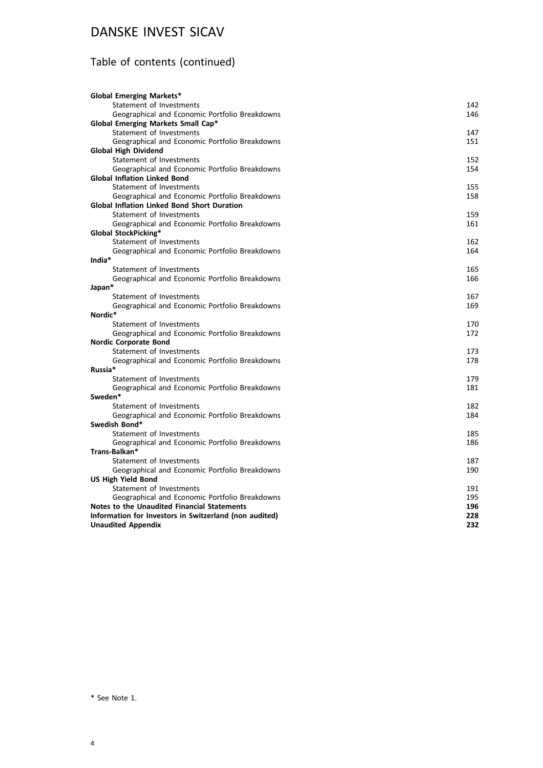# DANSKE INVEST SICAV

## Table of contents (continued)

| | |
|---|---|
| **Global Emerging Markets*** | |
| Statement of Investments | 142 |
| Geographical and Economic Portfolio Breakdowns | 146 |
| **Global Emerging Markets Small Cap*** | |
| Statement of Investments | 147 |
| Geographical and Economic Portfolio Breakdowns | 151 |
| **Global High Dividend** | |
| Statement of Investments | 152 |
| Geographical and Economic Portfolio Breakdowns | 154 |
| **Global Inflation Linked Bond** | |
| Statement of Investments | 155 |
| Geographical and Economic Portfolio Breakdowns | 158 |
| **Global Inflation Linked Bond Short Duration** | |
| Statement of Investments | 159 |
| Geographical and Economic Portfolio Breakdowns | 161 |
| **Global StockPicking*** | |
| Statement of Investments | 162 |
| Geographical and Economic Portfolio Breakdowns | 164 |
| **India*** | |
| Statement of Investments | 165 |
| Geographical and Economic Portfolio Breakdowns | 166 |
| **Japan*** | |
| Statement of Investments | 167 |
| Geographical and Economic Portfolio Breakdowns | 169 |
| **Nordic*** | |
| Statement of Investments | 170 |
| Geographical and Economic Portfolio Breakdowns | 172 |
| **Nordic Corporate Bond** | |
| Statement of Investments | 173 |
| Geographical and Economic Portfolio Breakdowns | 178 |
| **Russia*** | |
| Statement of Investments | 179 |
| Geographical and Economic Portfolio Breakdowns | 181 |
| **Sweden*** | |
| Statement of Investments | 182 |
| Geographical and Economic Portfolio Breakdowns | 184 |
| **Swedish Bond*** | |
| Statement of Investments | 185 |
| Geographical and Economic Portfolio Breakdowns | 186 |
| **Trans-Balkan*** | |
| Statement of Investments | 187 |
| Geographical and Economic Portfolio Breakdowns | 190 |
| **US High Yield Bond** | |
| Statement of Investments | 191 |
| Geographical and Economic Portfolio Breakdowns | 195 |
| **Notes to the Unaudited Financial Statements** | **196** |
| **Information for Investors in Switzerland (non audited)** | **228** |
| **Unaudited Appendix** | **232** |

* See Note 1.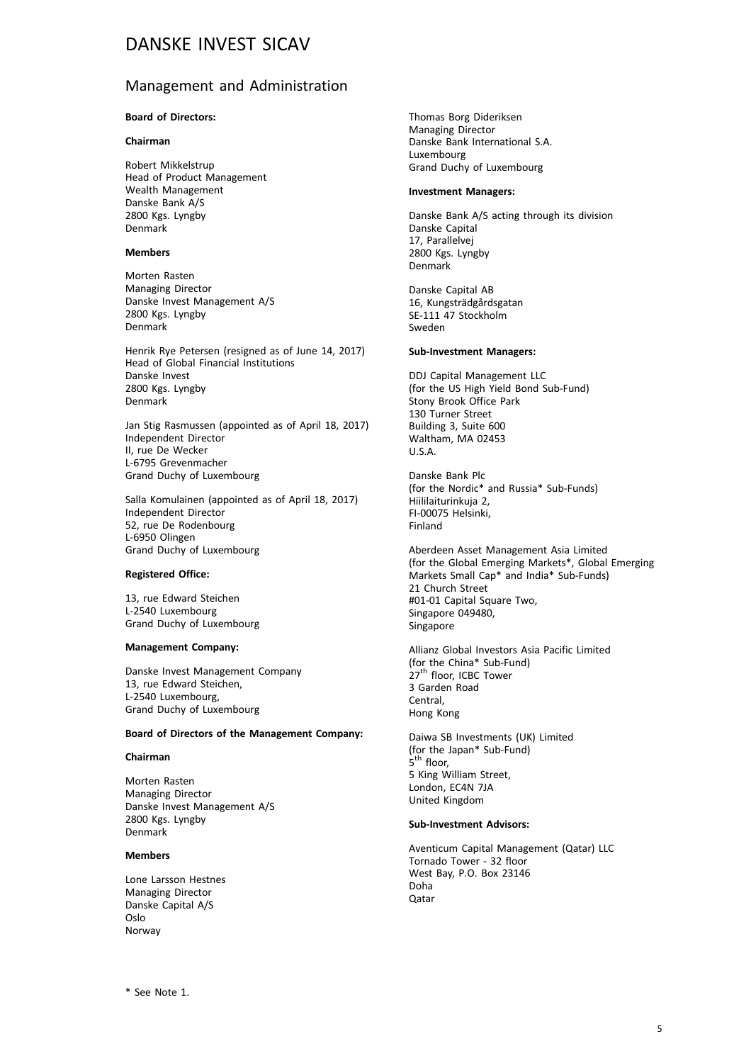# DANSKE INVEST SICAV

## Management and Administration

**Board of Directors:**

**Chairman**

Robert Mikkelstrup
Head of Product Management
Wealth Management
Danske Bank A/S
2800 Kgs. Lyngby
Denmark

**Members**

Morten Rasten
Managing Director
Danske Invest Management A/S
2800 Kgs. Lyngby
Denmark

Henrik Rye Petersen (resigned as of June 14, 2017)
Head of Global Financial Institutions
Danske Invest
2800 Kgs. Lyngby
Denmark

Jan Stig Rasmussen (appointed as of April 18, 2017)
Independent Director
II, rue De Wecker
L-6795 Grevenmacher
Grand Duchy of Luxembourg

Salla Komulainen (appointed as of April 18, 2017)
Independent Director
52, rue De Rodenbourg
L-6950 Olingen
Grand Duchy of Luxembourg

**Registered Office:**

13, rue Edward Steichen
L-2540 Luxembourg
Grand Duchy of Luxembourg

**Management Company:**

Danske Invest Management Company
13, rue Edward Steichen,
L-2540 Luxembourg,
Grand Duchy of Luxembourg

**Board of Directors of the Management Company:**

**Chairman**

Morten Rasten
Managing Director
Danske Invest Management A/S
2800 Kgs. Lyngby
Denmark

**Members**

Lone Larsson Hestnes
Managing Director
Danske Capital A/S
Oslo
Norway

Thomas Borg Dideriksen
Managing Director
Danske Bank International S.A.
Luxembourg
Grand Duchy of Luxembourg

**Investment Managers:**

Danske Bank A/S acting through its division
Danske Capital
17, Parallelvej
2800 Kgs. Lyngby
Denmark

Danske Capital AB
16, Kungsträdgårdsgatan
SE-111 47 Stockholm
Sweden

**Sub-Investment Managers:**

DDJ Capital Management LLC
(for the US High Yield Bond Sub-Fund)
Stony Brook Office Park
130 Turner Street
Building 3, Suite 600
Waltham, MA 02453
U.S.A.

Danske Bank Plc
(for the Nordic* and Russia* Sub-Funds)
Hiililaiturinkuja 2,
FI-00075 Helsinki,
Finland

Aberdeen Asset Management Asia Limited
(for the Global Emerging Markets*, Global Emerging Markets Small Cap* and India* Sub-Funds)
21 Church Street
#01-01 Capital Square Two,
Singapore 049480,
Singapore

Allianz Global Investors Asia Pacific Limited
(for the China* Sub-Fund)
27th floor, ICBC Tower
3 Garden Road
Central,
Hong Kong

Daiwa SB Investments (UK) Limited
(for the Japan* Sub-Fund)
5th floor,
5 King William Street,
London, EC4N 7JA
United Kingdom

**Sub-Investment Advisors:**

Aventicum Capital Management (Qatar) LLC
Tornado Tower - 32 floor
West Bay, P.O. Box 23146
Doha
Qatar

\* See Note 1.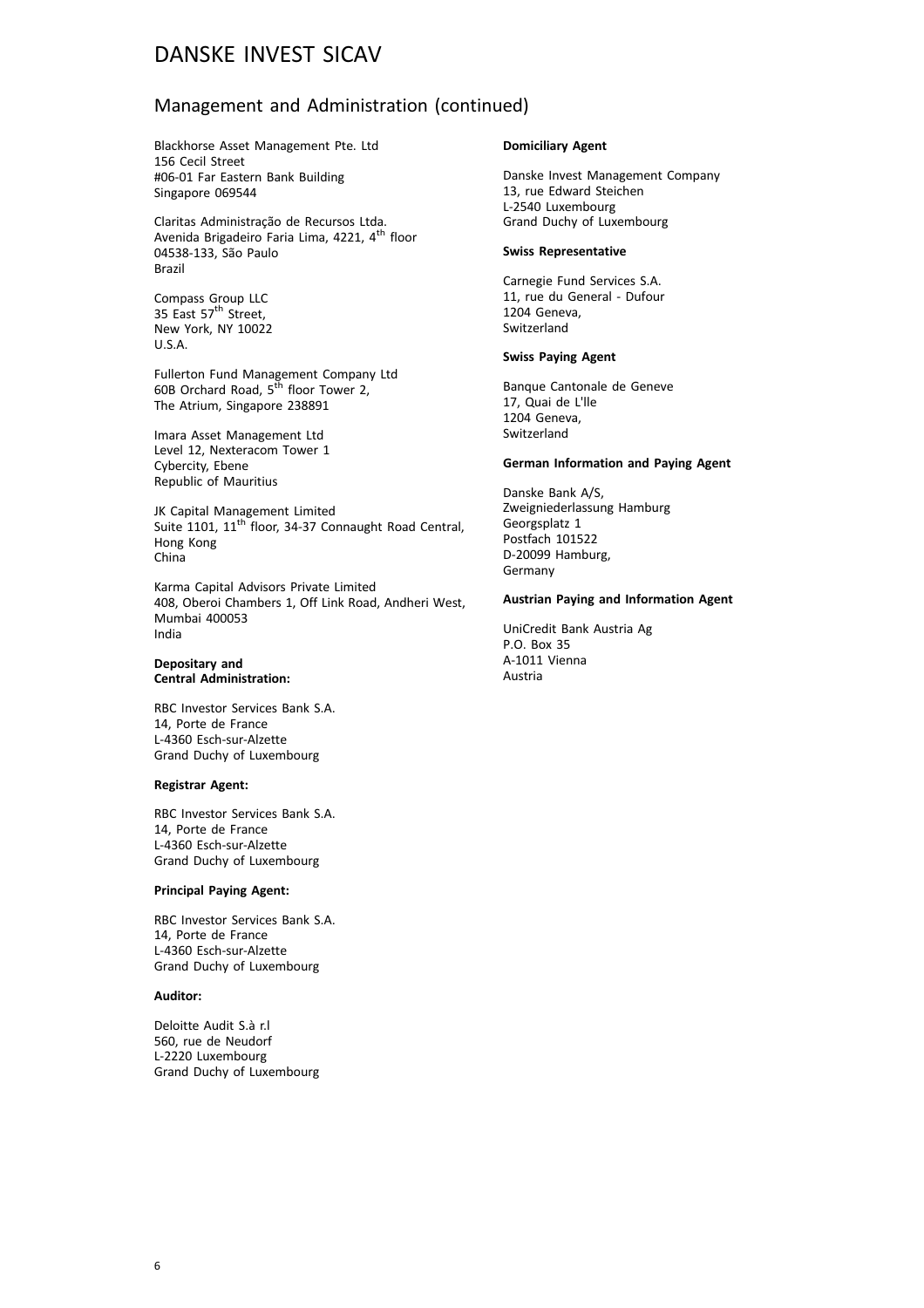# DANSKE INVEST SICAV

## Management and Administration (continued)

Blackhorse Asset Management Pte. Ltd
156 Cecil Street
#06-01 Far Eastern Bank Building
Singapore 069544

Claritas Administração de Recursos Ltda.
Avenida Brigadeiro Faria Lima, 4221, 4th floor
04538-133, São Paulo
Brazil

Compass Group LLC
35 East 57th Street,
New York, NY 10022
U.S.A.

Fullerton Fund Management Company Ltd
60B Orchard Road, 5th floor Tower 2,
The Atrium, Singapore 238891

Imara Asset Management Ltd
Level 12, Nexteracom Tower 1
Cybercity, Ebene
Republic of Mauritius

JK Capital Management Limited
Suite 1101, 11th floor, 34-37 Connaught Road Central,
Hong Kong
China

Karma Capital Advisors Private Limited
408, Oberoi Chambers 1, Off Link Road, Andheri West,
Mumbai 400053
India

**Depositary and Central Administration:**

RBC Investor Services Bank S.A.
14, Porte de France
L-4360 Esch-sur-Alzette
Grand Duchy of Luxembourg

**Registrar Agent:**

RBC Investor Services Bank S.A.
14, Porte de France
L-4360 Esch-sur-Alzette
Grand Duchy of Luxembourg

**Principal Paying Agent:**

RBC Investor Services Bank S.A.
14, Porte de France
L-4360 Esch-sur-Alzette
Grand Duchy of Luxembourg

**Auditor:**

Deloitte Audit S.à r.l
560, rue de Neudorf
L-2220 Luxembourg
Grand Duchy of Luxembourg

**Domiciliary Agent**

Danske Invest Management Company
13, rue Edward Steichen
L-2540 Luxembourg
Grand Duchy of Luxembourg

**Swiss Representative**

Carnegie Fund Services S.A.
11, rue du General - Dufour
1204 Geneva,
Switzerland

**Swiss Paying Agent**

Banque Cantonale de Geneve
17, Quai de L'Ile
1204 Geneva,
Switzerland

**German Information and Paying Agent**

Danske Bank A/S,
Zweigniederlassung Hamburg
Georgsplatz 1
Postfach 101522
D-20099 Hamburg,
Germany

**Austrian Paying and Information Agent**

UniCredit Bank Austria Ag
P.O. Box 35
A-1011 Vienna
Austria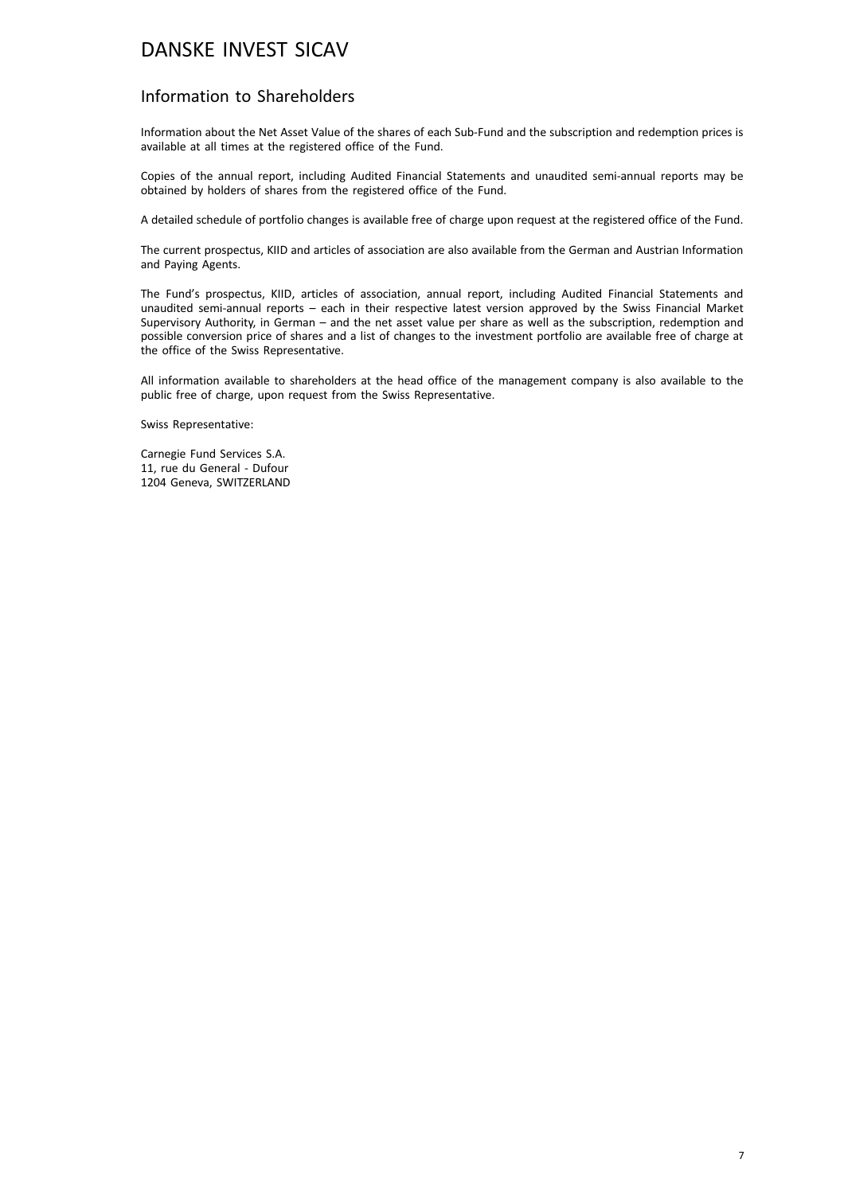# DANSKE INVEST SICAV

## Information to Shareholders

Information about the Net Asset Value of the shares of each Sub-Fund and the subscription and redemption prices is available at all times at the registered office of the Fund.

Copies of the annual report, including Audited Financial Statements and unaudited semi-annual reports may be obtained by holders of shares from the registered office of the Fund.

A detailed schedule of portfolio changes is available free of charge upon request at the registered office of the Fund.

The current prospectus, KIID and articles of association are also available from the German and Austrian Information and Paying Agents.

The Fund's prospectus, KIID, articles of association, annual report, including Audited Financial Statements and unaudited semi-annual reports – each in their respective latest version approved by the Swiss Financial Market Supervisory Authority, in German – and the net asset value per share as well as the subscription, redemption and possible conversion price of shares and a list of changes to the investment portfolio are available free of charge at the office of the Swiss Representative.

All information available to shareholders at the head office of the management company is also available to the public free of charge, upon request from the Swiss Representative.

Swiss Representative:

Carnegie Fund Services S.A.
11, rue du General - Dufour
1204 Geneva, SWITZERLAND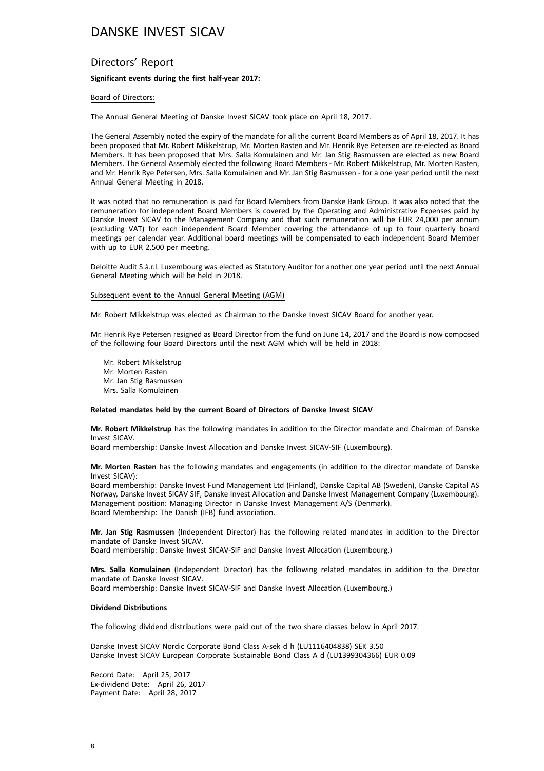# DANSKE INVEST SICAV

## Directors' Report

**Significant events during the first half-year 2017:**

Board of Directors:

The Annual General Meeting of Danske Invest SICAV took place on April 18, 2017.

The General Assembly noted the expiry of the mandate for all the current Board Members as of April 18, 2017. It has been proposed that Mr. Robert Mikkelstrup, Mr. Morten Rasten and Mr. Henrik Rye Petersen are re-elected as Board Members. It has been proposed that Mrs. Salla Komulainen and Mr. Jan Stig Rasmussen are elected as new Board Members. The General Assembly elected the following Board Members - Mr. Robert Mikkelstrup, Mr. Morten Rasten, and Mr. Henrik Rye Petersen, Mrs. Salla Komulainen and Mr. Jan Stig Rasmussen - for a one year period until the next Annual General Meeting in 2018.

It was noted that no remuneration is paid for Board Members from Danske Bank Group. It was also noted that the remuneration for independent Board Members is covered by the Operating and Administrative Expenses paid by Danske Invest SICAV to the Management Company and that such remuneration will be EUR 24,000 per annum (excluding VAT) for each independent Board Member covering the attendance of up to four quarterly board meetings per calendar year. Additional board meetings will be compensated to each independent Board Member with up to EUR 2,500 per meeting.

Deloitte Audit S.à.r.l. Luxembourg was elected as Statutory Auditor for another one year period until the next Annual General Meeting which will be held in 2018.

Subsequent event to the Annual General Meeting (AGM)

Mr. Robert Mikkelstrup was elected as Chairman to the Danske Invest SICAV Board for another year.

Mr. Henrik Rye Petersen resigned as Board Director from the fund on June 14, 2017 and the Board is now composed of the following four Board Directors until the next AGM which will be held in 2018:

Mr. Robert Mikkelstrup
Mr. Morten Rasten
Mr. Jan Stig Rasmussen
Mrs. Salla Komulainen

**Related mandates held by the current Board of Directors of Danske Invest SICAV**

**Mr. Robert Mikkelstrup** has the following mandates in addition to the Director mandate and Chairman of Danske Invest SICAV.
Board membership: Danske Invest Allocation and Danske Invest SICAV-SIF (Luxembourg).

**Mr. Morten Rasten** has the following mandates and engagements (in addition to the director mandate of Danske Invest SICAV):
Board membership: Danske Invest Fund Management Ltd (Finland), Danske Capital AB (Sweden), Danske Capital AS Norway, Danske Invest SICAV SIF, Danske Invest Allocation and Danske Invest Management Company (Luxembourg).
Management position: Managing Director in Danske Invest Management A/S (Denmark).
Board Membership: The Danish (IFB) fund association.

**Mr. Jan Stig Rasmussen** (Independent Director) has the following related mandates in addition to the Director mandate of Danske Invest SICAV.
Board membership: Danske Invest SICAV-SIF and Danske Invest Allocation (Luxembourg.)

**Mrs. Salla Komulainen** (Independent Director) has the following related mandates in addition to the Director mandate of Danske Invest SICAV.
Board membership: Danske Invest SICAV-SIF and Danske Invest Allocation (Luxembourg.)

**Dividend Distributions**

The following dividend distributions were paid out of the two share classes below in April 2017.

Danske Invest SICAV Nordic Corporate Bond Class A-sek d h (LU1116404838) SEK 3.50
Danske Invest SICAV European Corporate Sustainable Bond Class A d (LU1399304366) EUR 0.09

Record Date: April 25, 2017
Ex-dividend Date: April 26, 2017
Payment Date: April 28, 2017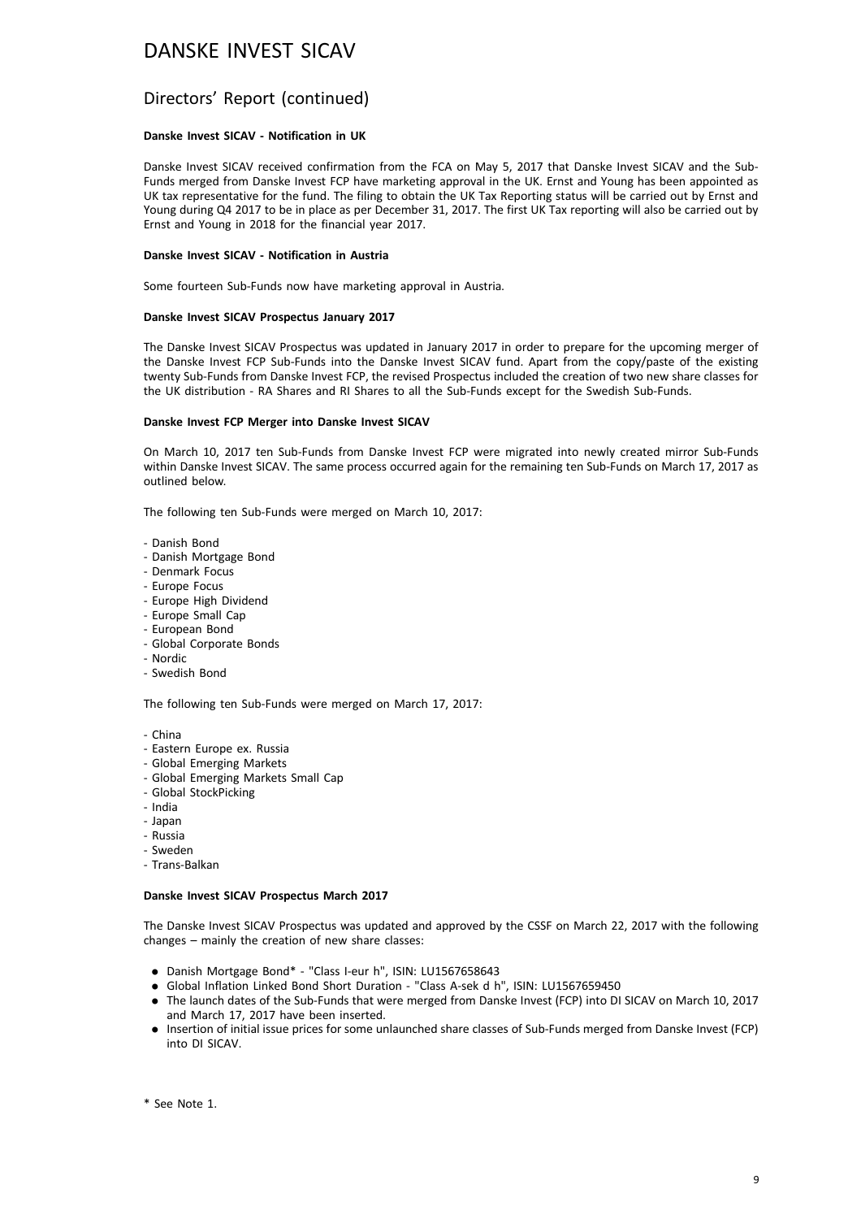# DANSKE INVEST SICAV

## Directors' Report (continued)

**Danske Invest SICAV - Notification in UK**

Danske Invest SICAV received confirmation from the FCA on May 5, 2017 that Danske Invest SICAV and the Sub-Funds merged from Danske Invest FCP have marketing approval in the UK. Ernst and Young has been appointed as UK tax representative for the fund. The filing to obtain the UK Tax Reporting status will be carried out by Ernst and Young during Q4 2017 to be in place as per December 31, 2017. The first UK Tax reporting will also be carried out by Ernst and Young in 2018 for the financial year 2017.

**Danske Invest SICAV - Notification in Austria**

Some fourteen Sub-Funds now have marketing approval in Austria.

**Danske Invest SICAV Prospectus January 2017**

The Danske Invest SICAV Prospectus was updated in January 2017 in order to prepare for the upcoming merger of the Danske Invest FCP Sub-Funds into the Danske Invest SICAV fund. Apart from the copy/paste of the existing twenty Sub-Funds from Danske Invest FCP, the revised Prospectus included the creation of two new share classes for the UK distribution - RA Shares and RI Shares to all the Sub-Funds except for the Swedish Sub-Funds.

**Danske Invest FCP Merger into Danske Invest SICAV**

On March 10, 2017 ten Sub-Funds from Danske Invest FCP were migrated into newly created mirror Sub-Funds within Danske Invest SICAV. The same process occurred again for the remaining ten Sub-Funds on March 17, 2017 as outlined below.

The following ten Sub-Funds were merged on March 10, 2017:

- Danish Bond
- Danish Mortgage Bond
- Denmark Focus
- Europe Focus
- Europe High Dividend
- Europe Small Cap
- European Bond
- Global Corporate Bonds
- Nordic
- Swedish Bond

The following ten Sub-Funds were merged on March 17, 2017:

- China
- Eastern Europe ex. Russia
- Global Emerging Markets
- Global Emerging Markets Small Cap
- Global StockPicking
- India
- Japan
- Russia
- Sweden
- Trans-Balkan

**Danske Invest SICAV Prospectus March 2017**

The Danske Invest SICAV Prospectus was updated and approved by the CSSF on March 22, 2017 with the following changes – mainly the creation of new share classes:

- Danish Mortgage Bond* - "Class I-eur h", ISIN: LU1567658643
- Global Inflation Linked Bond Short Duration - "Class A-sek d h", ISIN: LU1567659450
- The launch dates of the Sub-Funds that were merged from Danske Invest (FCP) into DI SICAV on March 10, 2017 and March 17, 2017 have been inserted.
- Insertion of initial issue prices for some unlaunched share classes of Sub-Funds merged from Danske Invest (FCP) into DI SICAV.

\* See Note 1.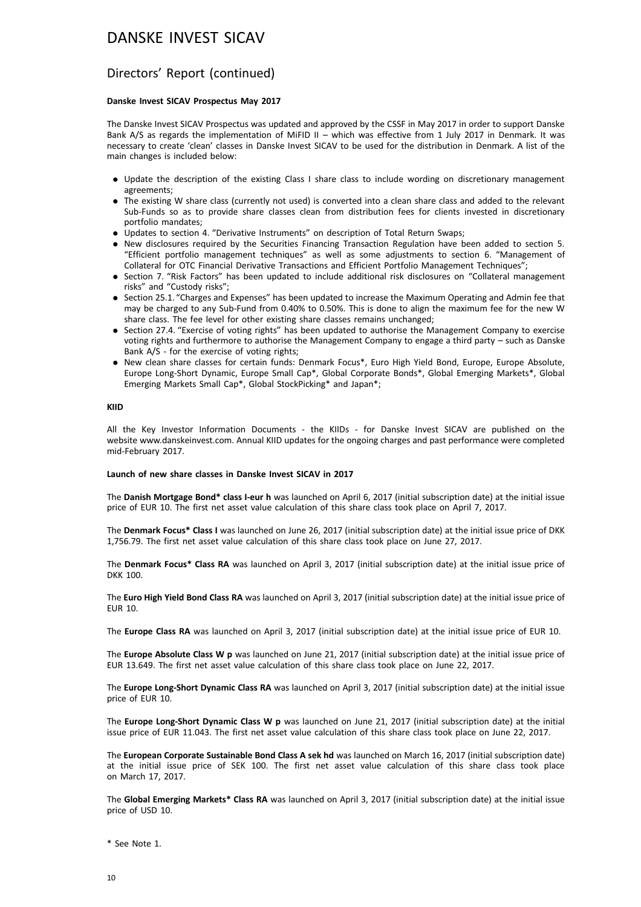# DANSKE INVEST SICAV

## Directors' Report (continued)

**Danske Invest SICAV Prospectus May 2017**

The Danske Invest SICAV Prospectus was updated and approved by the CSSF in May 2017 in order to support Danske Bank A/S as regards the implementation of MiFID II – which was effective from 1 July 2017 in Denmark. It was necessary to create 'clean' classes in Danske Invest SICAV to be used for the distribution in Denmark. A list of the main changes is included below:

- Update the description of the existing Class I share class to include wording on discretionary management agreements;
- The existing W share class (currently not used) is converted into a clean share class and added to the relevant Sub-Funds so as to provide share classes clean from distribution fees for clients invested in discretionary portfolio mandates;
- Updates to section 4. "Derivative Instruments" on description of Total Return Swaps;
- New disclosures required by the Securities Financing Transaction Regulation have been added to section 5. "Efficient portfolio management techniques" as well as some adjustments to section 6. "Management of Collateral for OTC Financial Derivative Transactions and Efficient Portfolio Management Techniques";
- Section 7. "Risk Factors" has been updated to include additional risk disclosures on "Collateral management risks" and "Custody risks";
- Section 25.1. "Charges and Expenses" has been updated to increase the Maximum Operating and Admin fee that may be charged to any Sub-Fund from 0.40% to 0.50%. This is done to align the maximum fee for the new W share class. The fee level for other existing share classes remains unchanged;
- Section 27.4. "Exercise of voting rights" has been updated to authorise the Management Company to exercise voting rights and furthermore to authorise the Management Company to engage a third party – such as Danske Bank A/S - for the exercise of voting rights;
- New clean share classes for certain funds: Denmark Focus*, Euro High Yield Bond, Europe, Europe Absolute, Europe Long-Short Dynamic, Europe Small Cap*, Global Corporate Bonds*, Global Emerging Markets*, Global Emerging Markets Small Cap*, Global StockPicking* and Japan*;

**KIID**

All the Key Investor Information Documents - the KIIDs - for Danske Invest SICAV are published on the website www.danskeinvest.com. Annual KIID updates for the ongoing charges and past performance were completed mid-February 2017.

**Launch of new share classes in Danske Invest SICAV in 2017**

The **Danish Mortgage Bond* class I-eur h** was launched on April 6, 2017 (initial subscription date) at the initial issue price of EUR 10. The first net asset value calculation of this share class took place on April 7, 2017.

The **Denmark Focus* Class I** was launched on June 26, 2017 (initial subscription date) at the initial issue price of DKK 1,756.79. The first net asset value calculation of this share class took place on June 27, 2017.

The **Denmark Focus* Class RA** was launched on April 3, 2017 (initial subscription date) at the initial issue price of DKK 100.

The **Euro High Yield Bond Class RA** was launched on April 3, 2017 (initial subscription date) at the initial issue price of EUR 10.

The **Europe Class RA** was launched on April 3, 2017 (initial subscription date) at the initial issue price of EUR 10.

The **Europe Absolute Class W p** was launched on June 21, 2017 (initial subscription date) at the initial issue price of EUR 13.649. The first net asset value calculation of this share class took place on June 22, 2017.

The **Europe Long-Short Dynamic Class RA** was launched on April 3, 2017 (initial subscription date) at the initial issue price of EUR 10.

The **Europe Long-Short Dynamic Class W p** was launched on June 21, 2017 (initial subscription date) at the initial issue price of EUR 11.043. The first net asset value calculation of this share class took place on June 22, 2017.

The **European Corporate Sustainable Bond Class A sek hd** was launched on March 16, 2017 (initial subscription date) at the initial issue price of SEK 100. The first net asset value calculation of this share class took place on March 17, 2017.

The **Global Emerging Markets* Class RA** was launched on April 3, 2017 (initial subscription date) at the initial issue price of USD 10.

\* See Note 1.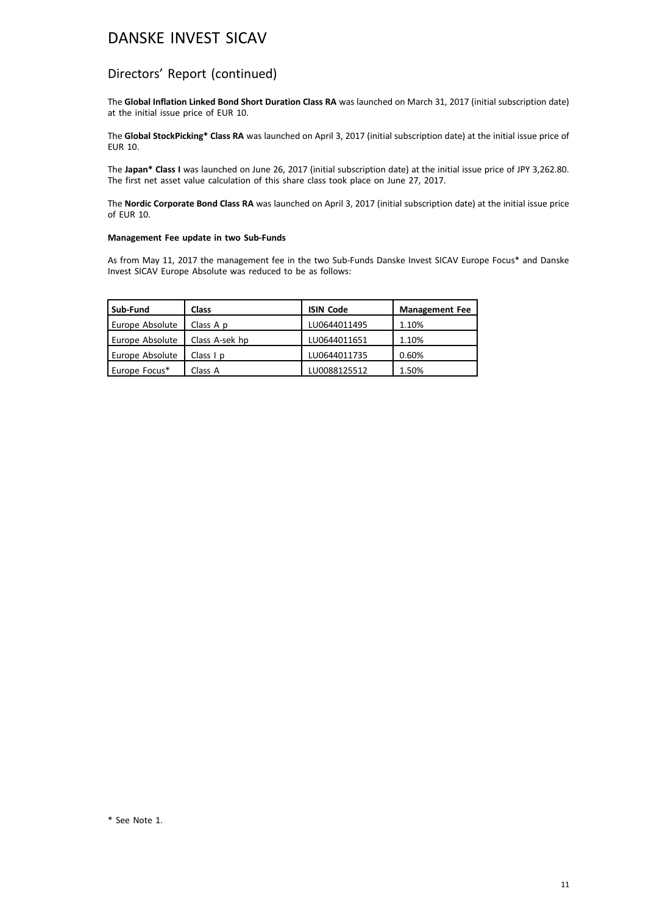# DANSKE INVEST SICAV

## Directors' Report (continued)

The **Global Inflation Linked Bond Short Duration Class RA** was launched on March 31, 2017 (initial subscription date) at the initial issue price of EUR 10.

The **Global StockPicking* Class RA** was launched on April 3, 2017 (initial subscription date) at the initial issue price of EUR 10.

The **Japan* Class I** was launched on June 26, 2017 (initial subscription date) at the initial issue price of JPY 3,262.80. The first net asset value calculation of this share class took place on June 27, 2017.

The **Nordic Corporate Bond Class RA** was launched on April 3, 2017 (initial subscription date) at the initial issue price of EUR 10.

**Management Fee update in two Sub-Funds**

As from May 11, 2017 the management fee in the two Sub-Funds Danske Invest SICAV Europe Focus* and Danske Invest SICAV Europe Absolute was reduced to be as follows:

| Sub-Fund | Class | ISIN Code | Management Fee |
|---|---|---|---|
| Europe Absolute | Class A p | LU0644011495 | 1.10% |
| Europe Absolute | Class A-sek hp | LU0644011651 | 1.10% |
| Europe Absolute | Class I p | LU0644011735 | 0.60% |
| Europe Focus* | Class A | LU0088125512 | 1.50% |

\* See Note 1.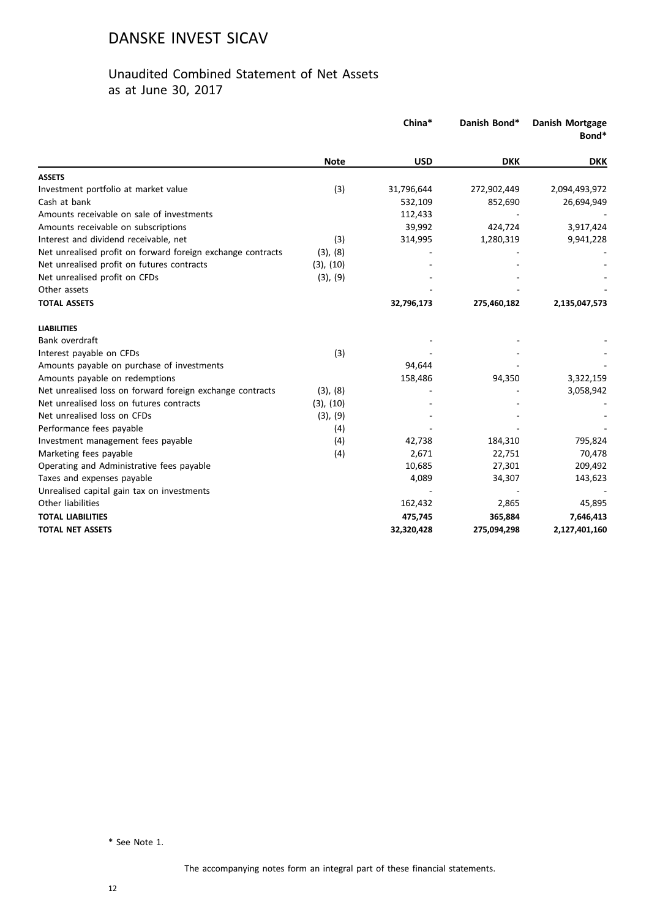# DANSKE INVEST SICAV

## Unaudited Combined Statement of Net Assets as at June 30, 2017

| | Note | China* | Danish Bond* | Danish Mortgage Bond* |
|---|---|---|---|---|
| | | USD | DKK | DKK |
| **ASSETS** | | | | |
| Investment portfolio at market value | (3) | 31,796,644 | 272,902,449 | 2,094,493,972 |
| Cash at bank | | 532,109 | 852,690 | 26,694,949 |
| Amounts receivable on sale of investments | | 112,433 | - | - |
| Amounts receivable on subscriptions | | 39,992 | 424,724 | 3,917,424 |
| Interest and dividend receivable, net | (3) | 314,995 | 1,280,319 | 9,941,228 |
| Net unrealised profit on forward foreign exchange contracts | (3), (8) | - | - | - |
| Net unrealised profit on futures contracts | (3), (10) | - | - | - |
| Net unrealised profit on CFDs | (3), (9) | - | - | - |
| Other assets | | - | - | - |
| **TOTAL ASSETS** | | **32,796,173** | **275,460,182** | **2,135,047,573** |
| **LIABILITIES** | | | | |
| Bank overdraft | | - | - | - |
| Interest payable on CFDs | (3) | - | - | - |
| Amounts payable on purchase of investments | | 94,644 | - | - |
| Amounts payable on redemptions | | 158,486 | 94,350 | 3,322,159 |
| Net unrealised loss on forward foreign exchange contracts | (3), (8) | - | - | 3,058,942 |
| Net unrealised loss on futures contracts | (3), (10) | - | - | - |
| Net unrealised loss on CFDs | (3), (9) | - | - | - |
| Performance fees payable | (4) | - | - | - |
| Investment management fees payable | (4) | 42,738 | 184,310 | 795,824 |
| Marketing fees payable | (4) | 2,671 | 22,751 | 70,478 |
| Operating and Administrative fees payable | | 10,685 | 27,301 | 209,492 |
| Taxes and expenses payable | | 4,089 | 34,307 | 143,623 |
| Unrealised capital gain tax on investments | | - | - | - |
| Other liabilities | | 162,432 | 2,865 | 45,895 |
| **TOTAL LIABILITIES** | | **475,745** | **365,884** | **7,646,413** |
| **TOTAL NET ASSETS** | | **32,320,428** | **275,094,298** | **2,127,401,160** |

\* See Note 1.

The accompanying notes form an integral part of these financial statements.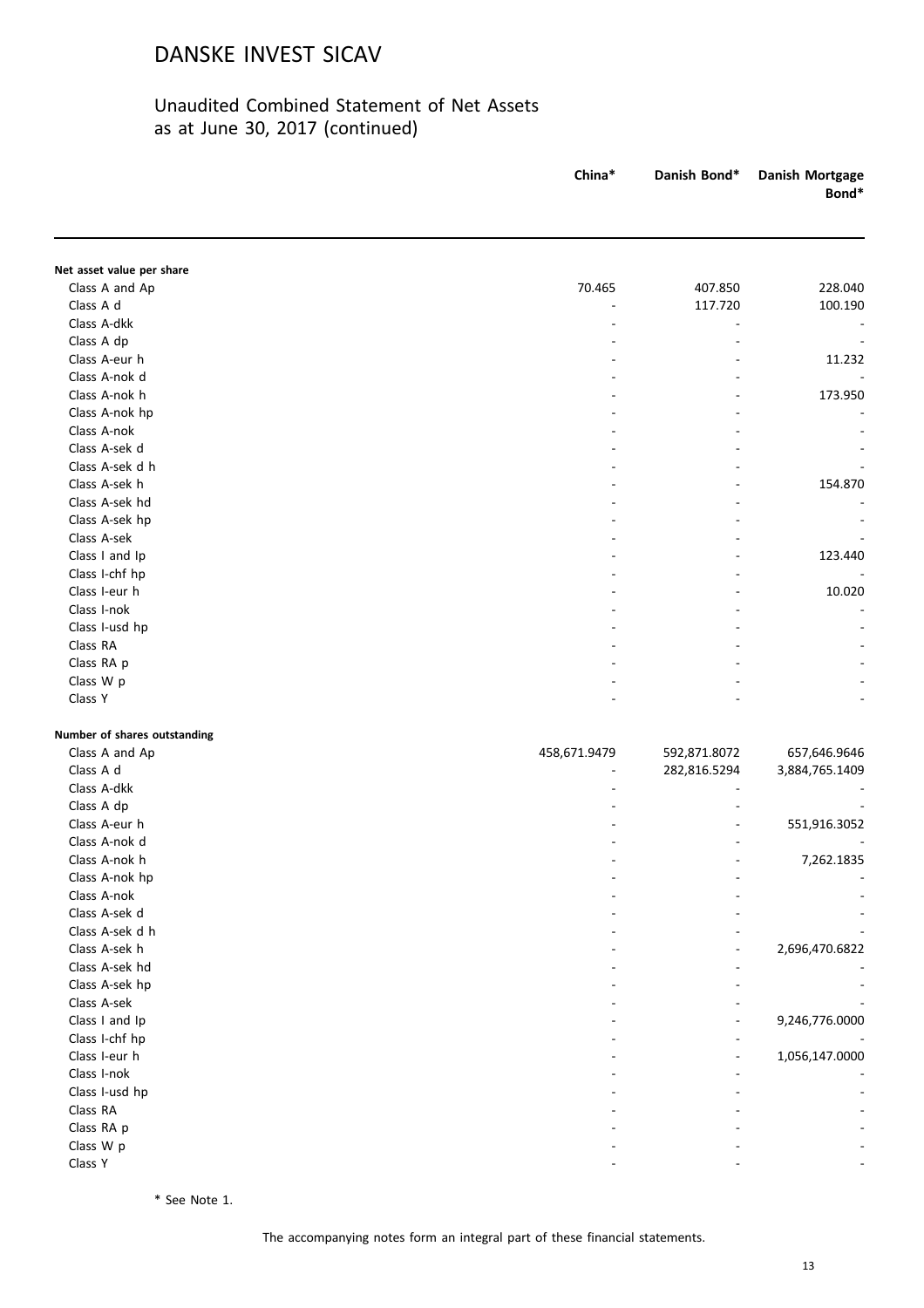# DANSKE INVEST SICAV

## Unaudited Combined Statement of Net Assets as at June 30, 2017 (continued)

| | China* | Danish Bond* | Danish Mortgage Bond* |
|---|---|---|---|
| **Net asset value per share** | | | |
| Class A and Ap | 70.465 | 407.850 | 228.040 |
| Class A d | - | 117.720 | 100.190 |
| Class A-dkk | - | - | - |
| Class A dp | - | - | - |
| Class A-eur h | - | - | 11.232 |
| Class A-nok d | - | - | - |
| Class A-nok h | - | - | 173.950 |
| Class A-nok hp | - | - | - |
| Class A-nok | - | - | - |
| Class A-sek d | - | - | - |
| Class A-sek d h | - | - | - |
| Class A-sek h | - | - | 154.870 |
| Class A-sek hd | - | - | - |
| Class A-sek hp | - | - | - |
| Class A-sek | - | - | - |
| Class I and Ip | - | - | 123.440 |
| Class I-chf hp | - | - | - |
| Class I-eur h | - | - | 10.020 |
| Class I-nok | - | - | - |
| Class I-usd hp | - | - | - |
| Class RA | - | - | - |
| Class RA p | - | - | - |
| Class W p | - | - | - |
| Class Y | - | - | - |
| **Number of shares outstanding** | | | |
| Class A and Ap | 458,671.9479 | 592,871.8072 | 657,646.9646 |
| Class A d | - | 282,816.5294 | 3,884,765.1409 |
| Class A-dkk | - | - | - |
| Class A dp | - | - | - |
| Class A-eur h | - | - | 551,916.3052 |
| Class A-nok d | - | - | - |
| Class A-nok h | - | - | 7,262.1835 |
| Class A-nok hp | - | - | - |
| Class A-nok | - | - | - |
| Class A-sek d | - | - | - |
| Class A-sek d h | - | - | - |
| Class A-sek h | - | - | 2,696,470.6822 |
| Class A-sek hd | - | - | - |
| Class A-sek hp | - | - | - |
| Class A-sek | - | - | - |
| Class I and Ip | - | - | 9,246,776.0000 |
| Class I-chf hp | - | - | - |
| Class I-eur h | - | - | 1,056,147.0000 |
| Class I-nok | - | - | - |
| Class I-usd hp | - | - | - |
| Class RA | - | - | - |
| Class RA p | - | - | - |
| Class W p | - | - | - |
| Class Y | - | - | - |

\* See Note 1.

The accompanying notes form an integral part of these financial statements.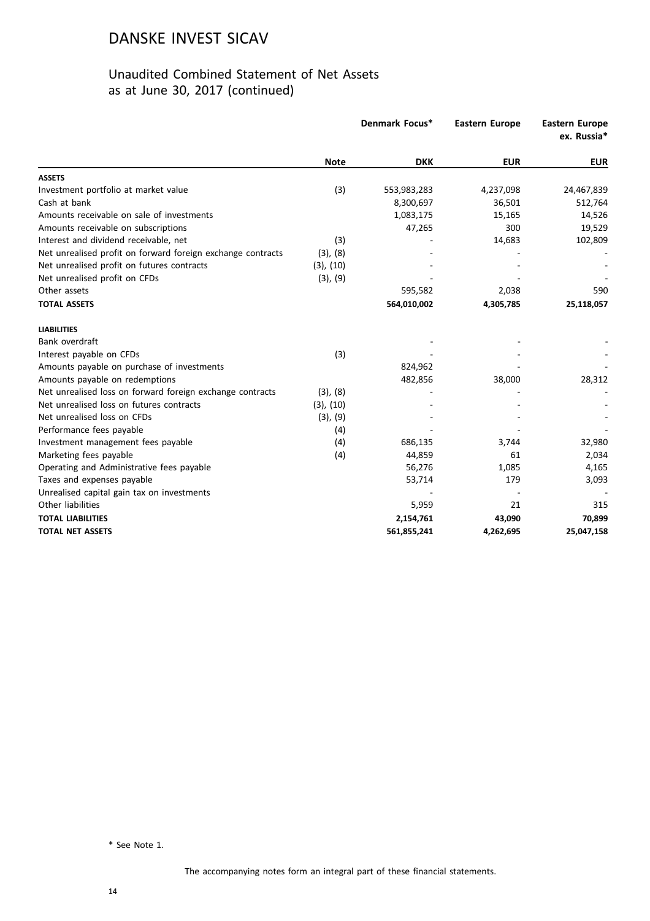# DANSKE INVEST SICAV

## Unaudited Combined Statement of Net Assets as at June 30, 2017 (continued)

| | Note | Denmark Focus* | Eastern Europe | Eastern Europe ex. Russia* |
|---|---|---|---|---|
| | | DKK | EUR | EUR |
| **ASSETS** | | | | |
| Investment portfolio at market value | (3) | 553,983,283 | 4,237,098 | 24,467,839 |
| Cash at bank | | 8,300,697 | 36,501 | 512,764 |
| Amounts receivable on sale of investments | | 1,083,175 | 15,165 | 14,526 |
| Amounts receivable on subscriptions | | 47,265 | 300 | 19,529 |
| Interest and dividend receivable, net | (3) | - | 14,683 | 102,809 |
| Net unrealised profit on forward foreign exchange contracts | (3), (8) | - | - | - |
| Net unrealised profit on futures contracts | (3), (10) | - | - | - |
| Net unrealised profit on CFDs | (3), (9) | - | - | - |
| Other assets | | 595,582 | 2,038 | 590 |
| **TOTAL ASSETS** | | **564,010,002** | **4,305,785** | **25,118,057** |
| **LIABILITIES** | | | | |
| Bank overdraft | | - | - | - |
| Interest payable on CFDs | (3) | - | - | - |
| Amounts payable on purchase of investments | | 824,962 | - | - |
| Amounts payable on redemptions | | 482,856 | 38,000 | 28,312 |
| Net unrealised loss on forward foreign exchange contracts | (3), (8) | - | - | - |
| Net unrealised loss on futures contracts | (3), (10) | - | - | - |
| Net unrealised loss on CFDs | (3), (9) | - | - | - |
| Performance fees payable | (4) | - | - | - |
| Investment management fees payable | (4) | 686,135 | 3,744 | 32,980 |
| Marketing fees payable | (4) | 44,859 | 61 | 2,034 |
| Operating and Administrative fees payable | | 56,276 | 1,085 | 4,165 |
| Taxes and expenses payable | | 53,714 | 179 | 3,093 |
| Unrealised capital gain tax on investments | | - | - | - |
| Other liabilities | | 5,959 | 21 | 315 |
| **TOTAL LIABILITIES** | | **2,154,761** | **43,090** | **70,899** |
| **TOTAL NET ASSETS** | | **561,855,241** | **4,262,695** | **25,047,158** |

* See Note 1.

The accompanying notes form an integral part of these financial statements.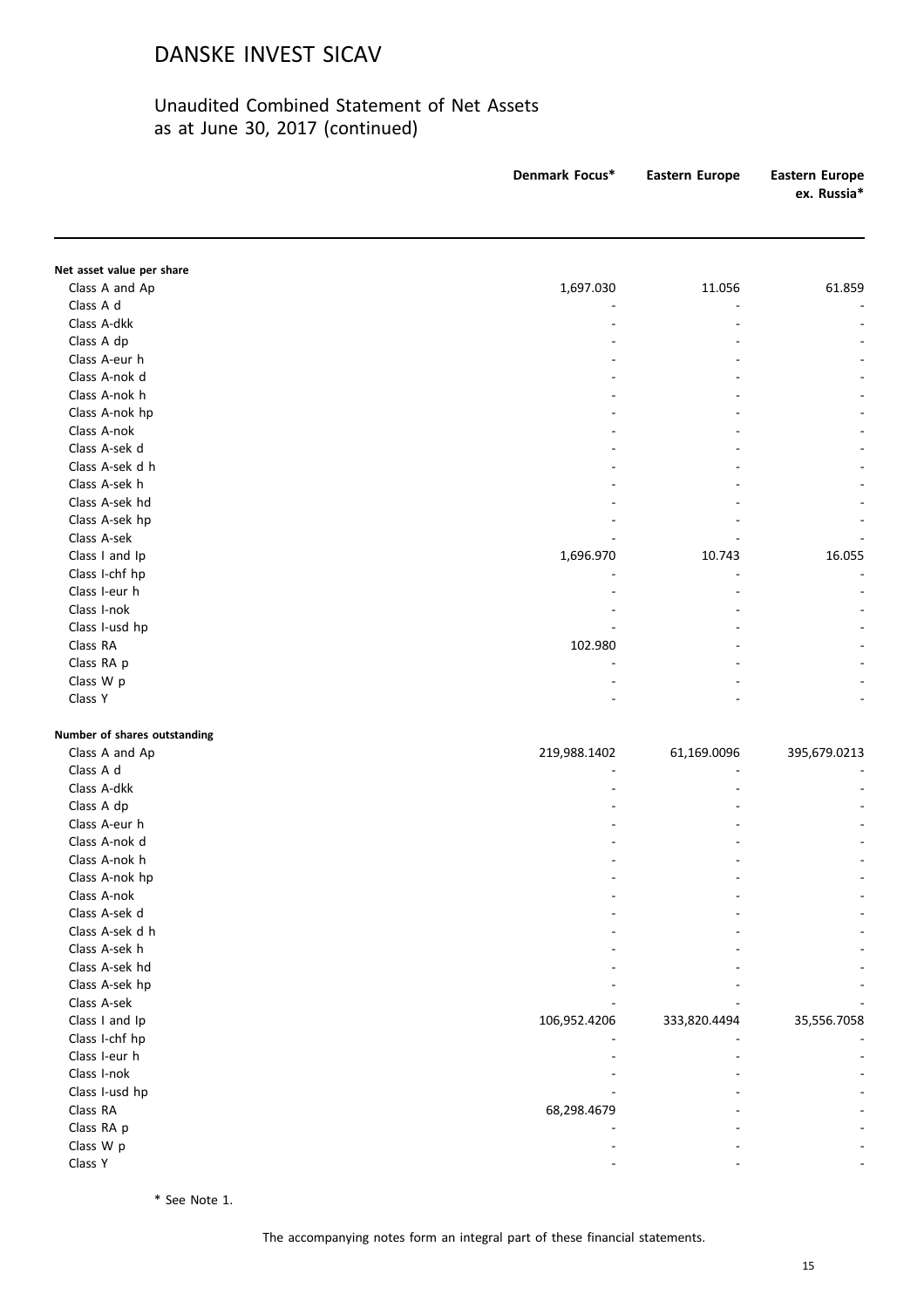# DANSKE INVEST SICAV

## Unaudited Combined Statement of Net Assets as at June 30, 2017 (continued)

| | Denmark Focus* | Eastern Europe | Eastern Europe ex. Russia* |
|---|---|---|---|
| **Net asset value per share** | | | |
| Class A and Ap | 1,697.030 | 11.056 | 61.859 |
| Class A d | - | - | - |
| Class A-dkk | - | - | - |
| Class A dp | - | - | - |
| Class A-eur h | - | - | - |
| Class A-nok d | - | - | - |
| Class A-nok h | - | - | - |
| Class A-nok hp | - | - | - |
| Class A-nok | - | - | - |
| Class A-sek d | - | - | - |
| Class A-sek d h | - | - | - |
| Class A-sek h | - | - | - |
| Class A-sek hd | - | - | - |
| Class A-sek hp | - | - | - |
| Class A-sek | - | - | - |
| Class I and Ip | 1,696.970 | 10.743 | 16.055 |
| Class I-chf hp | - | - | - |
| Class I-eur h | - | - | - |
| Class I-nok | - | - | - |
| Class I-usd hp | - | - | - |
| Class RA | 102.980 | - | - |
| Class RA p | - | - | - |
| Class W p | - | - | - |
| Class Y | - | - | - |
| **Number of shares outstanding** | | | |
| Class A and Ap | 219,988.1402 | 61,169.0096 | 395,679.0213 |
| Class A d | - | - | - |
| Class A-dkk | - | - | - |
| Class A dp | - | - | - |
| Class A-eur h | - | - | - |
| Class A-nok d | - | - | - |
| Class A-nok h | - | - | - |
| Class A-nok hp | - | - | - |
| Class A-nok | - | - | - |
| Class A-sek d | - | - | - |
| Class A-sek d h | - | - | - |
| Class A-sek h | - | - | - |
| Class A-sek hd | - | - | - |
| Class A-sek hp | - | - | - |
| Class A-sek | - | - | - |
| Class I and Ip | 106,952.4206 | 333,820.4494 | 35,556.7058 |
| Class I-chf hp | - | - | - |
| Class I-eur h | - | - | - |
| Class I-nok | - | - | - |
| Class I-usd hp | - | - | - |
| Class RA | 68,298.4679 | - | - |
| Class RA p | - | - | - |
| Class W p | - | - | - |
| Class Y | - | - | - |

\* See Note 1.

The accompanying notes form an integral part of these financial statements.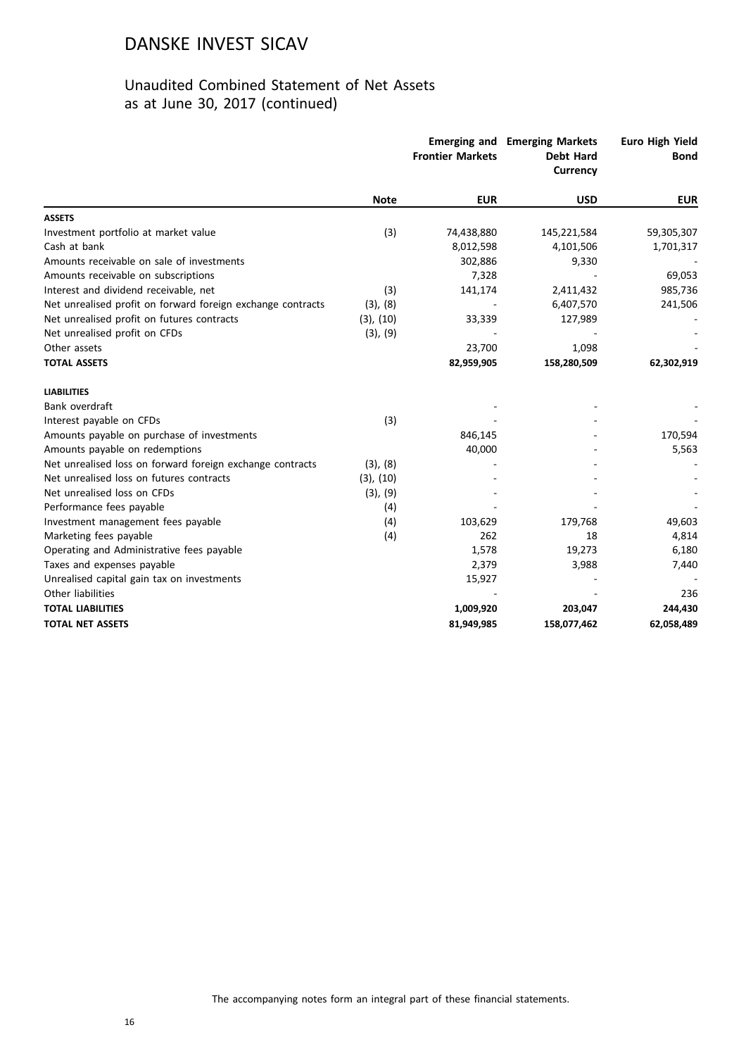# DANSKE INVEST SICAV

## Unaudited Combined Statement of Net Assets as at June 30, 2017 (continued)

| | Note | Emerging and Frontier Markets | Emerging Markets Debt Hard Currency | Euro High Yield Bond |
|---|---|---|---|---|
| | | EUR | USD | EUR |
| **ASSETS** | | | | |
| Investment portfolio at market value | (3) | 74,438,880 | 145,221,584 | 59,305,307 |
| Cash at bank | | 8,012,598 | 4,101,506 | 1,701,317 |
| Amounts receivable on sale of investments | | 302,886 | 9,330 | - |
| Amounts receivable on subscriptions | | 7,328 | - | 69,053 |
| Interest and dividend receivable, net | (3) | 141,174 | 2,411,432 | 985,736 |
| Net unrealised profit on forward foreign exchange contracts | (3), (8) | - | 6,407,570 | 241,506 |
| Net unrealised profit on futures contracts | (3), (10) | 33,339 | 127,989 | - |
| Net unrealised profit on CFDs | (3), (9) | - | - | - |
| Other assets | | 23,700 | 1,098 | - |
| **TOTAL ASSETS** | | **82,959,905** | **158,280,509** | **62,302,919** |
| **LIABILITIES** | | | | |
| Bank overdraft | | - | - | - |
| Interest payable on CFDs | (3) | - | - | - |
| Amounts payable on purchase of investments | | 846,145 | - | 170,594 |
| Amounts payable on redemptions | | 40,000 | - | 5,563 |
| Net unrealised loss on forward foreign exchange contracts | (3), (8) | - | - | - |
| Net unrealised loss on futures contracts | (3), (10) | - | - | - |
| Net unrealised loss on CFDs | (3), (9) | - | - | - |
| Performance fees payable | (4) | - | - | - |
| Investment management fees payable | (4) | 103,629 | 179,768 | 49,603 |
| Marketing fees payable | (4) | 262 | 18 | 4,814 |
| Operating and Administrative fees payable | | 1,578 | 19,273 | 6,180 |
| Taxes and expenses payable | | 2,379 | 3,988 | 7,440 |
| Unrealised capital gain tax on investments | | 15,927 | - | - |
| Other liabilities | | - | - | 236 |
| **TOTAL LIABILITIES** | | **1,009,920** | **203,047** | **244,430** |
| **TOTAL NET ASSETS** | | **81,949,985** | **158,077,462** | **62,058,489** |

The accompanying notes form an integral part of these financial statements.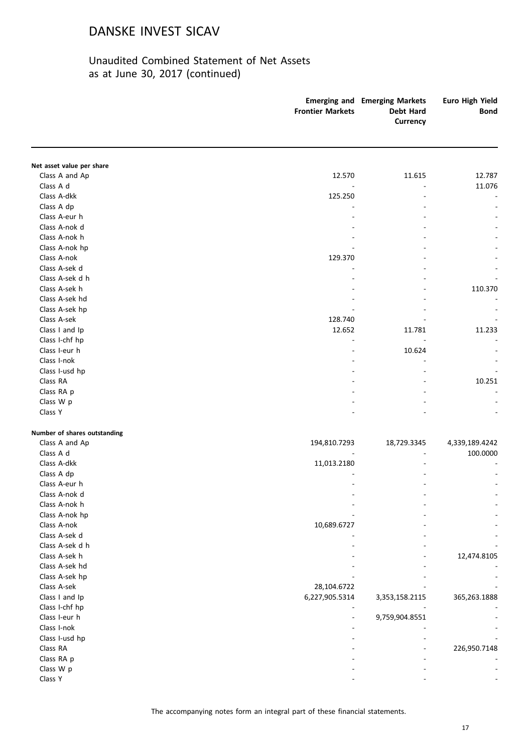# DANSKE INVEST SICAV

## Unaudited Combined Statement of Net Assets as at June 30, 2017 (continued)

| | Emerging and Frontier Markets | Emerging Markets Debt Hard Currency | Euro High Yield Bond |
|---|---|---|---|
| **Net asset value per share** | | | |
| Class A and Ap | 12.570 | 11.615 | 12.787 |
| Class A d | - | - | 11.076 |
| Class A-dkk | 125.250 | - | - |
| Class A dp | - | - | - |
| Class A-eur h | - | - | - |
| Class A-nok d | - | - | - |
| Class A-nok h | - | - | - |
| Class A-nok hp | - | - | - |
| Class A-nok | 129.370 | - | - |
| Class A-sek d | - | - | - |
| Class A-sek d h | - | - | - |
| Class A-sek h | - | - | 110.370 |
| Class A-sek hd | - | - | - |
| Class A-sek hp | - | - | - |
| Class A-sek | 128.740 | - | - |
| Class I and Ip | 12.652 | 11.781 | 11.233 |
| Class I-chf hp | - | - | - |
| Class I-eur h | - | 10.624 | - |
| Class I-nok | - | - | - |
| Class I-usd hp | - | - | - |
| Class RA | - | - | 10.251 |
| Class RA p | - | - | - |
| Class W p | - | - | - |
| Class Y | - | - | - |
| **Number of shares outstanding** | | | |
| Class A and Ap | 194,810.7293 | 18,729.3345 | 4,339,189.4242 |
| Class A d | - | - | 100.0000 |
| Class A-dkk | 11,013.2180 | - | - |
| Class A dp | - | - | - |
| Class A-eur h | - | - | - |
| Class A-nok d | - | - | - |
| Class A-nok h | - | - | - |
| Class A-nok hp | - | - | - |
| Class A-nok | 10,689.6727 | - | - |
| Class A-sek d | - | - | - |
| Class A-sek d h | - | - | - |
| Class A-sek h | - | - | 12,474.8105 |
| Class A-sek hd | - | - | - |
| Class A-sek hp | - | - | - |
| Class A-sek | 28,104.6722 | - | - |
| Class I and Ip | 6,227,905.5314 | 3,353,158.2115 | 365,263.1888 |
| Class I-chf hp | - | - | - |
| Class I-eur h | - | 9,759,904.8551 | - |
| Class I-nok | - | - | - |
| Class I-usd hp | - | - | - |
| Class RA | - | - | 226,950.7148 |
| Class RA p | - | - | - |
| Class W p | - | - | - |
| Class Y | - | - | - |

The accompanying notes form an integral part of these financial statements.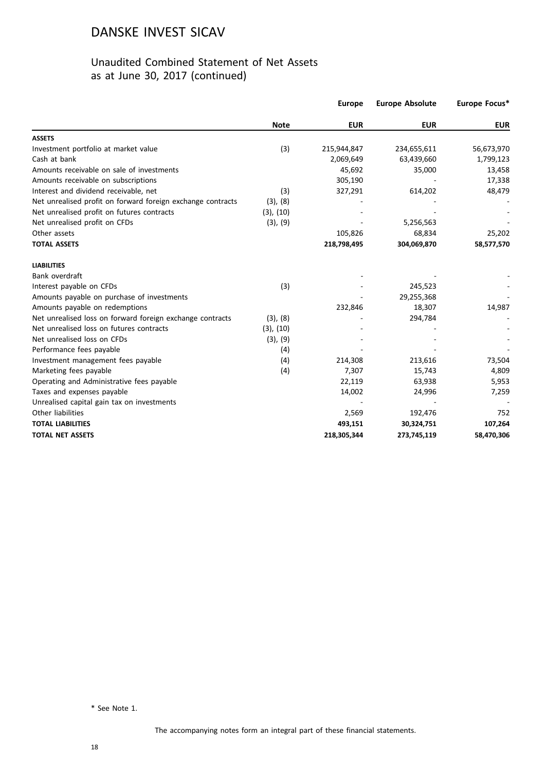# DANSKE INVEST SICAV

## Unaudited Combined Statement of Net Assets as at June 30, 2017 (continued)

| | Note | Europe EUR | Europe Absolute EUR | Europe Focus* EUR |
|---|---|---|---|---|
| **ASSETS** | | | | |
| Investment portfolio at market value | (3) | 215,944,847 | 234,655,611 | 56,673,970 |
| Cash at bank | | 2,069,649 | 63,439,660 | 1,799,123 |
| Amounts receivable on sale of investments | | 45,692 | 35,000 | 13,458 |
| Amounts receivable on subscriptions | | 305,190 | - | 17,338 |
| Interest and dividend receivable, net | (3) | 327,291 | 614,202 | 48,479 |
| Net unrealised profit on forward foreign exchange contracts | (3), (8) | - | - | - |
| Net unrealised profit on futures contracts | (3), (10) | - | - | - |
| Net unrealised profit on CFDs | (3), (9) | - | 5,256,563 | - |
| Other assets | | 105,826 | 68,834 | 25,202 |
| **TOTAL ASSETS** | | **218,798,495** | **304,069,870** | **58,577,570** |
| **LIABILITIES** | | | | |
| Bank overdraft | | - | - | - |
| Interest payable on CFDs | (3) | - | 245,523 | - |
| Amounts payable on purchase of investments | | - | 29,255,368 | - |
| Amounts payable on redemptions | | 232,846 | 18,307 | 14,987 |
| Net unrealised loss on forward foreign exchange contracts | (3), (8) | - | 294,784 | - |
| Net unrealised loss on futures contracts | (3), (10) | - | - | - |
| Net unrealised loss on CFDs | (3), (9) | - | - | - |
| Performance fees payable | (4) | - | - | - |
| Investment management fees payable | (4) | 214,308 | 213,616 | 73,504 |
| Marketing fees payable | (4) | 7,307 | 15,743 | 4,809 |
| Operating and Administrative fees payable | | 22,119 | 63,938 | 5,953 |
| Taxes and expenses payable | | 14,002 | 24,996 | 7,259 |
| Unrealised capital gain tax on investments | | - | - | - |
| Other liabilities | | 2,569 | 192,476 | 752 |
| **TOTAL LIABILITIES** | | **493,151** | **30,324,751** | **107,264** |
| **TOTAL NET ASSETS** | | **218,305,344** | **273,745,119** | **58,470,306** |

\* See Note 1.

The accompanying notes form an integral part of these financial statements.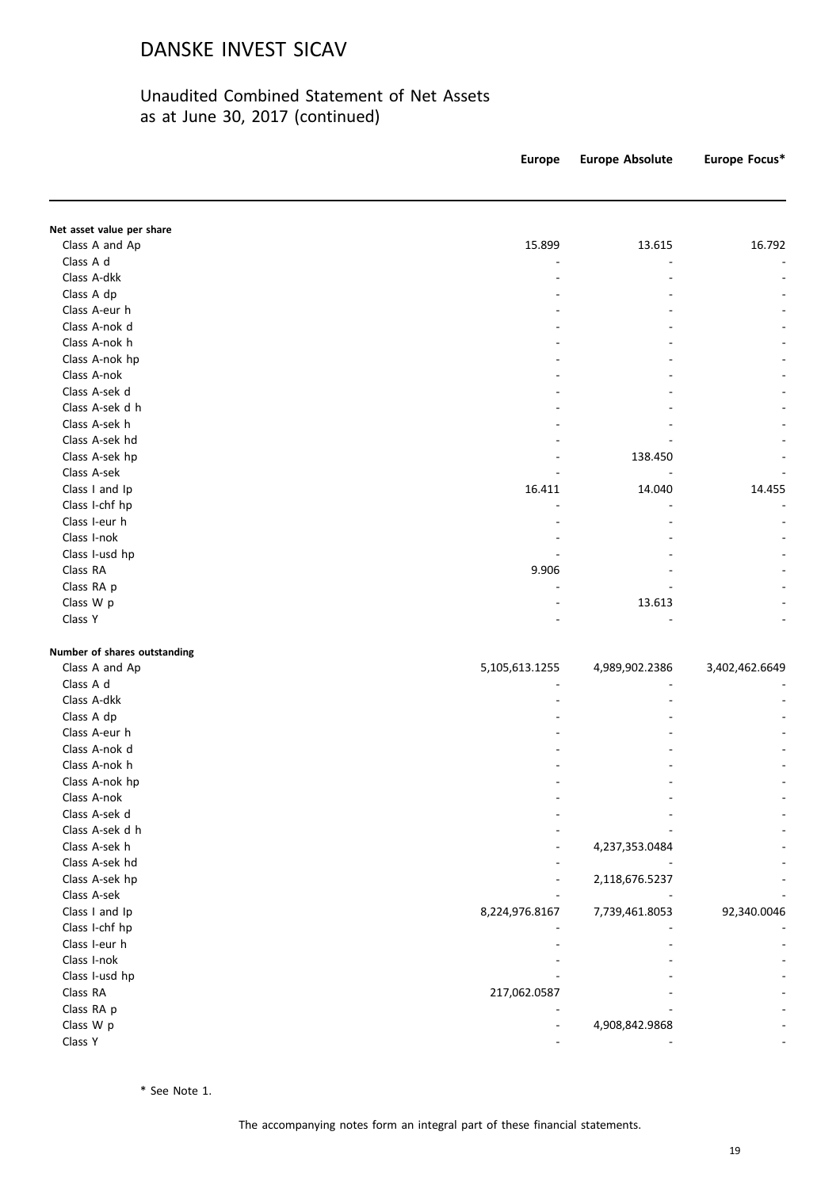# DANSKE INVEST SICAV

## Unaudited Combined Statement of Net Assets as at June 30, 2017 (continued)

| | Europe | Europe Absolute | Europe Focus* |
|---|---|---|---|
| **Net asset value per share** | | | |
| Class A and Ap | 15.899 | 13.615 | 16.792 |
| Class A d | - | - | - |
| Class A-dkk | - | - | - |
| Class A dp | - | - | - |
| Class A-eur h | - | - | - |
| Class A-nok d | - | - | - |
| Class A-nok h | - | - | - |
| Class A-nok hp | - | - | - |
| Class A-nok | - | - | - |
| Class A-sek d | - | - | - |
| Class A-sek d h | - | - | - |
| Class A-sek h | - | - | - |
| Class A-sek hd | - | - | - |
| Class A-sek hp | - | 138.450 | - |
| Class A-sek | - | - | - |
| Class I and Ip | 16.411 | 14.040 | 14.455 |
| Class I-chf hp | - | - | - |
| Class I-eur h | - | - | - |
| Class I-nok | - | - | - |
| Class I-usd hp | - | - | - |
| Class RA | 9.906 | - | - |
| Class RA p | - | - | - |
| Class W p | - | 13.613 | - |
| Class Y | - | - | - |
| **Number of shares outstanding** | | | |
| Class A and Ap | 5,105,613.1255 | 4,989,902.2386 | 3,402,462.6649 |
| Class A d | - | - | - |
| Class A-dkk | - | - | - |
| Class A dp | - | - | - |
| Class A-eur h | - | - | - |
| Class A-nok d | - | - | - |
| Class A-nok h | - | - | - |
| Class A-nok hp | - | - | - |
| Class A-nok | - | - | - |
| Class A-sek d | - | - | - |
| Class A-sek d h | - | - | - |
| Class A-sek h | - | 4,237,353.0484 | - |
| Class A-sek hd | - | - | - |
| Class A-sek hp | - | 2,118,676.5237 | - |
| Class A-sek | - | - | - |
| Class I and Ip | 8,224,976.8167 | 7,739,461.8053 | 92,340.0046 |
| Class I-chf hp | - | - | - |
| Class I-eur h | - | - | - |
| Class I-nok | - | - | - |
| Class I-usd hp | - | - | - |
| Class RA | 217,062.0587 | - | - |
| Class RA p | - | - | - |
| Class W p | - | 4,908,842.9868 | - |
| Class Y | - | - | - |

\* See Note 1.

The accompanying notes form an integral part of these financial statements.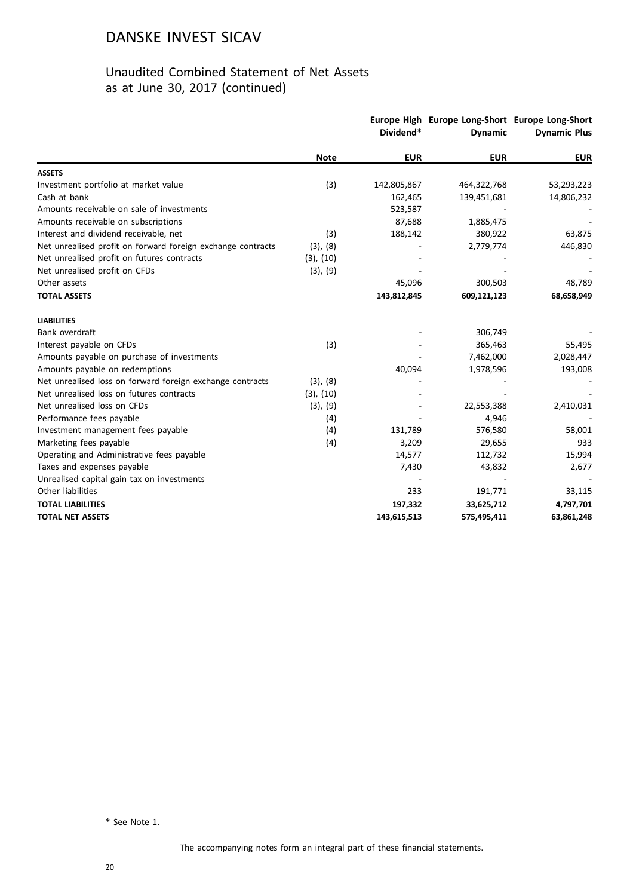# DANSKE INVEST SICAV

## Unaudited Combined Statement of Net Assets as at June 30, 2017 (continued)

| | Note | Europe High Dividend* | Europe Long-Short Dynamic | Europe Long-Short Dynamic Plus |
|---|---|---|---|---|
| | | EUR | EUR | EUR |
| **ASSETS** | | | | |
| Investment portfolio at market value | (3) | 142,805,867 | 464,322,768 | 53,293,223 |
| Cash at bank | | 162,465 | 139,451,681 | 14,806,232 |
| Amounts receivable on sale of investments | | 523,587 | - | - |
| Amounts receivable on subscriptions | | 87,688 | 1,885,475 | - |
| Interest and dividend receivable, net | (3) | 188,142 | 380,922 | 63,875 |
| Net unrealised profit on forward foreign exchange contracts | (3), (8) | - | 2,779,774 | 446,830 |
| Net unrealised profit on futures contracts | (3), (10) | - | - | - |
| Net unrealised profit on CFDs | (3), (9) | - | - | - |
| Other assets | | 45,096 | 300,503 | 48,789 |
| **TOTAL ASSETS** | | **143,812,845** | **609,121,123** | **68,658,949** |
| **LIABILITIES** | | | | |
| Bank overdraft | | - | 306,749 | - |
| Interest payable on CFDs | (3) | - | 365,463 | 55,495 |
| Amounts payable on purchase of investments | | - | 7,462,000 | 2,028,447 |
| Amounts payable on redemptions | | 40,094 | 1,978,596 | 193,008 |
| Net unrealised loss on forward foreign exchange contracts | (3), (8) | - | - | - |
| Net unrealised loss on futures contracts | (3), (10) | - | - | - |
| Net unrealised loss on CFDs | (3), (9) | - | 22,553,388 | 2,410,031 |
| Performance fees payable | (4) | - | 4,946 | - |
| Investment management fees payable | (4) | 131,789 | 576,580 | 58,001 |
| Marketing fees payable | (4) | 3,209 | 29,655 | 933 |
| Operating and Administrative fees payable | | 14,577 | 112,732 | 15,994 |
| Taxes and expenses payable | | 7,430 | 43,832 | 2,677 |
| Unrealised capital gain tax on investments | | - | - | - |
| Other liabilities | | 233 | 191,771 | 33,115 |
| **TOTAL LIABILITIES** | | **197,332** | **33,625,712** | **4,797,701** |
| **TOTAL NET ASSETS** | | **143,615,513** | **575,495,411** | **63,861,248** |

* See Note 1.

The accompanying notes form an integral part of these financial statements.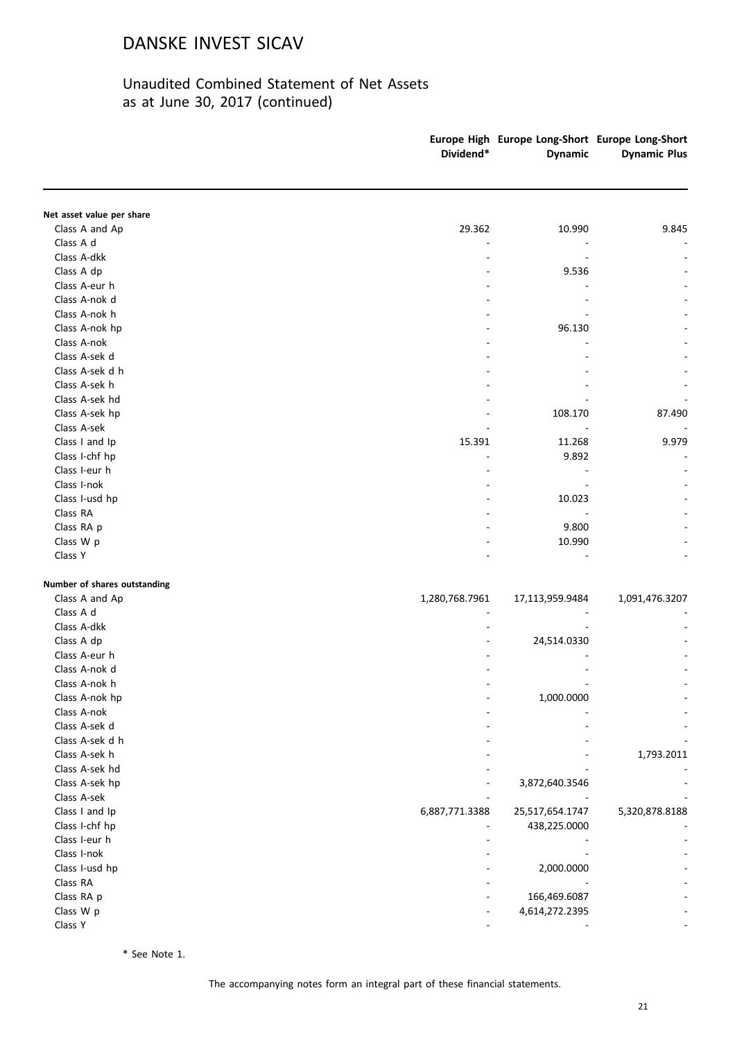# DANSKE INVEST SICAV

## Unaudited Combined Statement of Net Assets as at June 30, 2017 (continued)

| | Europe High Dividend* | Europe Long-Short Dynamic | Europe Long-Short Dynamic Plus |
|---|---|---|---|
| **Net asset value per share** | | | |
| Class A and Ap | 29.362 | 10.990 | 9.845 |
| Class A d | - | - | - |
| Class A-dkk | - | - | - |
| Class A dp | - | 9.536 | - |
| Class A-eur h | - | - | - |
| Class A-nok d | - | - | - |
| Class A-nok h | - | - | - |
| Class A-nok hp | - | 96.130 | - |
| Class A-nok | - | - | - |
| Class A-sek d | - | - | - |
| Class A-sek d h | - | - | - |
| Class A-sek h | - | - | - |
| Class A-sek hd | - | - | - |
| Class A-sek hp | - | 108.170 | 87.490 |
| Class A-sek | - | - | - |
| Class I and Ip | 15.391 | 11.268 | 9.979 |
| Class I-chf hp | - | 9.892 | - |
| Class I-eur h | - | - | - |
| Class I-nok | - | - | - |
| Class I-usd hp | - | 10.023 | - |
| Class RA | - | - | - |
| Class RA p | - | 9.800 | - |
| Class W p | - | 10.990 | - |
| Class Y | - | - | - |
| **Number of shares outstanding** | | | |
| Class A and Ap | 1,280,768.7961 | 17,113,959.9484 | 1,091,476.3207 |
| Class A d | - | - | - |
| Class A-dkk | - | - | - |
| Class A dp | - | 24,514.0330 | - |
| Class A-eur h | - | - | - |
| Class A-nok d | - | - | - |
| Class A-nok h | - | - | - |
| Class A-nok hp | - | 1,000.0000 | - |
| Class A-nok | - | - | - |
| Class A-sek d | - | - | - |
| Class A-sek d h | - | - | - |
| Class A-sek h | - | - | 1,793.2011 |
| Class A-sek hd | - | - | - |
| Class A-sek hp | - | 3,872,640.3546 | - |
| Class A-sek | - | - | - |
| Class I and Ip | 6,887,771.3388 | 25,517,654.1747 | 5,320,878.8188 |
| Class I-chf hp | - | 438,225.0000 | - |
| Class I-eur h | - | - | - |
| Class I-nok | - | - | - |
| Class I-usd hp | - | 2,000.0000 | - |
| Class RA | - | - | - |
| Class RA p | - | 166,469.6087 | - |
| Class W p | - | 4,614,272.2395 | - |
| Class Y | - | - | - |

\* See Note 1.

The accompanying notes form an integral part of these financial statements.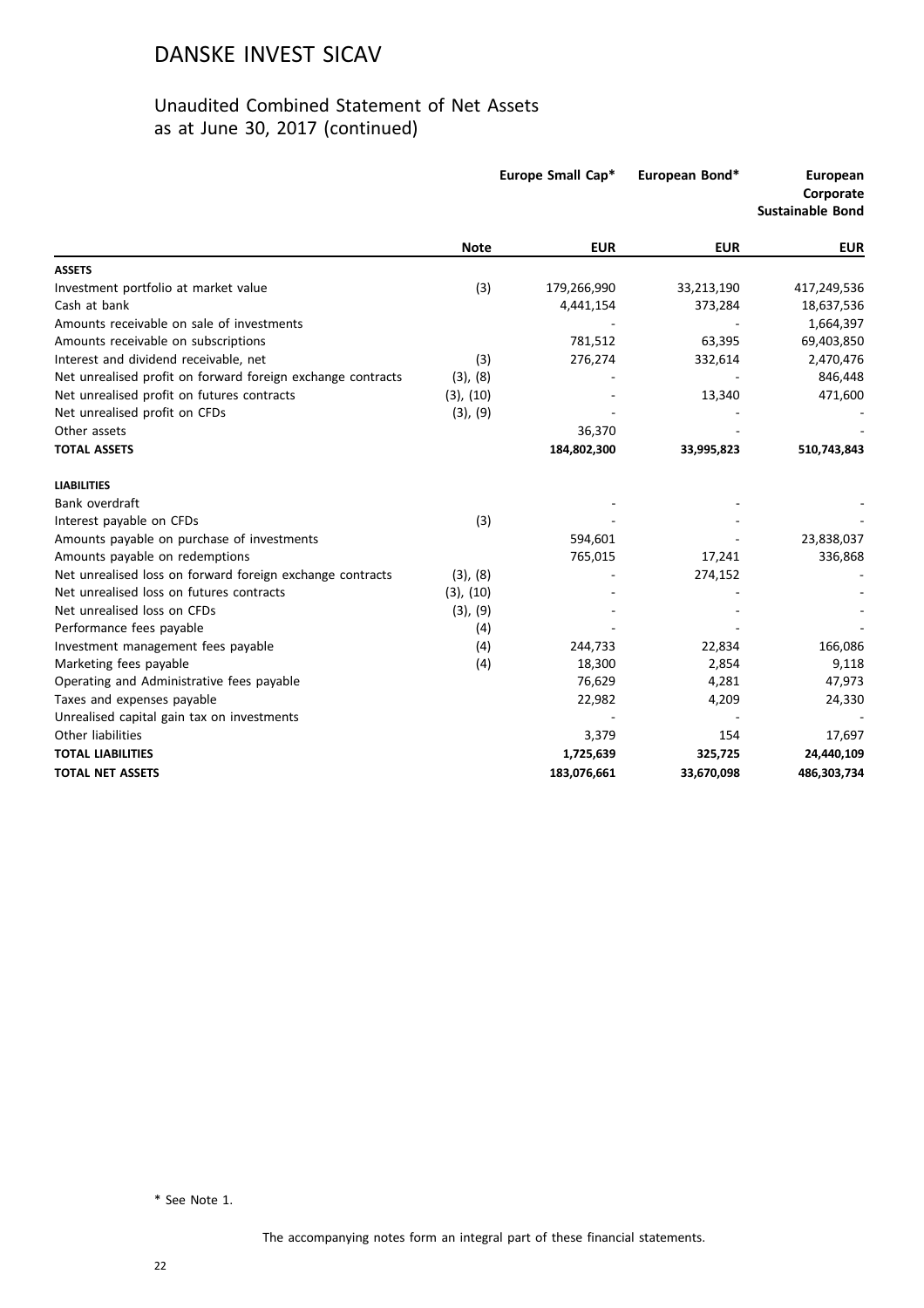# DANSKE INVEST SICAV

## Unaudited Combined Statement of Net Assets as at June 30, 2017 (continued)

| | Note | Europe Small Cap* | European Bond* | European Corporate Sustainable Bond |
|---|---|---|---|---|
| | | **EUR** | **EUR** | **EUR** |
| **ASSETS** | | | | |
| Investment portfolio at market value | (3) | 179,266,990 | 33,213,190 | 417,249,536 |
| Cash at bank | | 4,441,154 | 373,284 | 18,637,536 |
| Amounts receivable on sale of investments | | - | - | 1,664,397 |
| Amounts receivable on subscriptions | | 781,512 | 63,395 | 69,403,850 |
| Interest and dividend receivable, net | (3) | 276,274 | 332,614 | 2,470,476 |
| Net unrealised profit on forward foreign exchange contracts | (3), (8) | - | - | 846,448 |
| Net unrealised profit on futures contracts | (3), (10) | - | 13,340 | 471,600 |
| Net unrealised profit on CFDs | (3), (9) | - | - | - |
| Other assets | | 36,370 | - | - |
| **TOTAL ASSETS** | | **184,802,300** | **33,995,823** | **510,743,843** |
| **LIABILITIES** | | | | |
| Bank overdraft | | - | - | - |
| Interest payable on CFDs | (3) | - | - | - |
| Amounts payable on purchase of investments | | 594,601 | - | 23,838,037 |
| Amounts payable on redemptions | | 765,015 | 17,241 | 336,868 |
| Net unrealised loss on forward foreign exchange contracts | (3), (8) | - | 274,152 | - |
| Net unrealised loss on futures contracts | (3), (10) | - | - | - |
| Net unrealised loss on CFDs | (3), (9) | - | - | - |
| Performance fees payable | (4) | - | - | - |
| Investment management fees payable | (4) | 244,733 | 22,834 | 166,086 |
| Marketing fees payable | (4) | 18,300 | 2,854 | 9,118 |
| Operating and Administrative fees payable | | 76,629 | 4,281 | 47,973 |
| Taxes and expenses payable | | 22,982 | 4,209 | 24,330 |
| Unrealised capital gain tax on investments | | - | - | - |
| Other liabilities | | 3,379 | 154 | 17,697 |
| **TOTAL LIABILITIES** | | **1,725,639** | **325,725** | **24,440,109** |
| **TOTAL NET ASSETS** | | **183,076,661** | **33,670,098** | **486,303,734** |

\* See Note 1.

The accompanying notes form an integral part of these financial statements.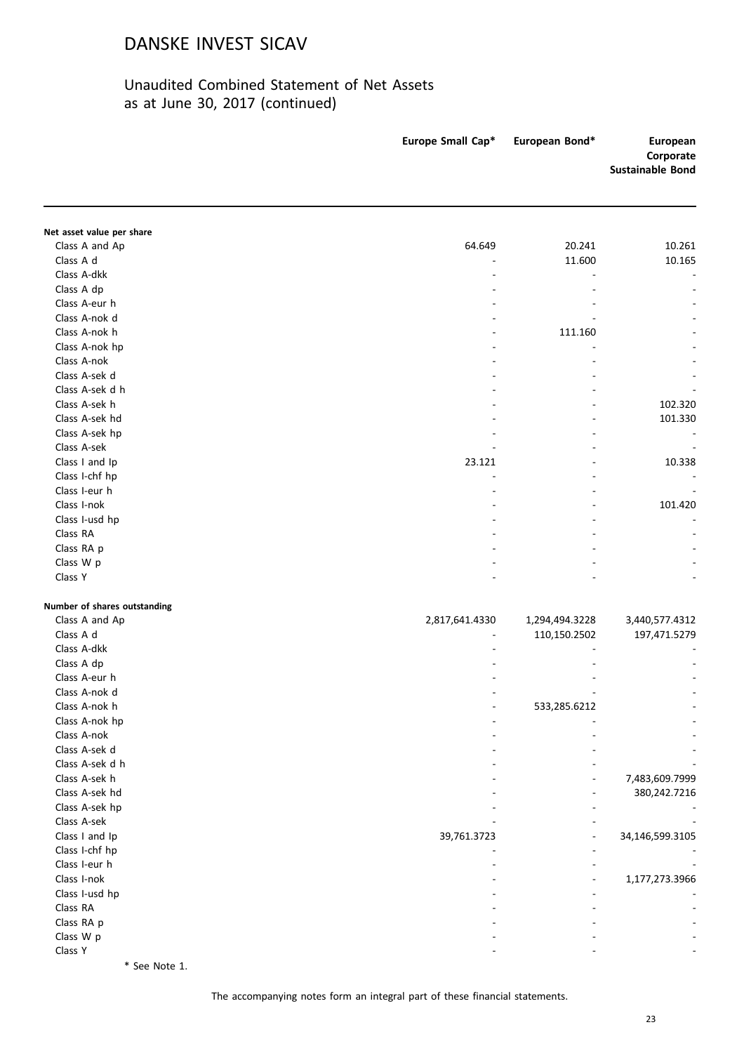# DANSKE INVEST SICAV

## Unaudited Combined Statement of Net Assets as at June 30, 2017 (continued)

| | Europe Small Cap* | European Bond* | European Corporate Sustainable Bond |
|---|---|---|---|
| **Net asset value per share** | | | |
| Class A and Ap | 64.649 | 20.241 | 10.261 |
| Class A d | - | 11.600 | 10.165 |
| Class A-dkk | - | - | - |
| Class A dp | - | - | - |
| Class A-eur h | - | - | - |
| Class A-nok d | - | - | - |
| Class A-nok h | - | 111.160 | - |
| Class A-nok hp | - | - | - |
| Class A-nok | - | - | - |
| Class A-sek d | - | - | - |
| Class A-sek d h | - | - | - |
| Class A-sek h | - | - | 102.320 |
| Class A-sek hd | - | - | 101.330 |
| Class A-sek hp | - | - | - |
| Class A-sek | - | - | - |
| Class I and Ip | 23.121 | - | 10.338 |
| Class I-chf hp | - | - | - |
| Class I-eur h | - | - | - |
| Class I-nok | - | - | 101.420 |
| Class I-usd hp | - | - | - |
| Class RA | - | - | - |
| Class RA p | - | - | - |
| Class W p | - | - | - |
| Class Y | - | - | - |
| **Number of shares outstanding** | | | |
| Class A and Ap | 2,817,641.4330 | 1,294,494.3228 | 3,440,577.4312 |
| Class A d | - | 110,150.2502 | 197,471.5279 |
| Class A-dkk | - | - | - |
| Class A dp | - | - | - |
| Class A-eur h | - | - | - |
| Class A-nok d | - | - | - |
| Class A-nok h | - | 533,285.6212 | - |
| Class A-nok hp | - | - | - |
| Class A-nok | - | - | - |
| Class A-sek d | - | - | - |
| Class A-sek d h | - | - | - |
| Class A-sek h | - | - | 7,483,609.7999 |
| Class A-sek hd | - | - | 380,242.7216 |
| Class A-sek hp | - | - | - |
| Class A-sek | - | - | - |
| Class I and Ip | 39,761.3723 | - | 34,146,599.3105 |
| Class I-chf hp | - | - | - |
| Class I-eur h | - | - | - |
| Class I-nok | - | - | 1,177,273.3966 |
| Class I-usd hp | - | - | - |
| Class RA | - | - | - |
| Class RA p | - | - | - |
| Class W p | - | - | - |
| Class Y | - | - | - |

\* See Note 1.

The accompanying notes form an integral part of these financial statements.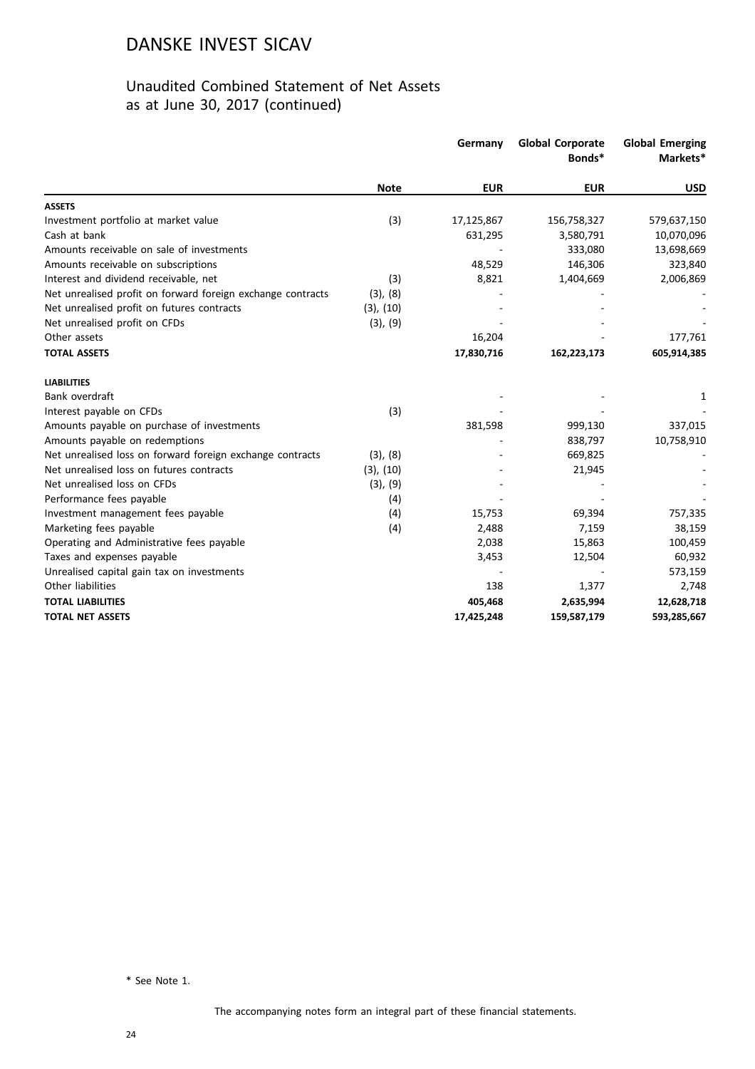# DANSKE INVEST SICAV

## Unaudited Combined Statement of Net Assets as at June 30, 2017 (continued)

| | Note | Germany | Global Corporate Bonds* | Global Emerging Markets* |
|---|---|---|---|---|
| | | EUR | EUR | USD |
| **ASSETS** | | | | |
| Investment portfolio at market value | (3) | 17,125,867 | 156,758,327 | 579,637,150 |
| Cash at bank | | 631,295 | 3,580,791 | 10,070,096 |
| Amounts receivable on sale of investments | | - | 333,080 | 13,698,669 |
| Amounts receivable on subscriptions | | 48,529 | 146,306 | 323,840 |
| Interest and dividend receivable, net | (3) | 8,821 | 1,404,669 | 2,006,869 |
| Net unrealised profit on forward foreign exchange contracts | (3), (8) | - | - | - |
| Net unrealised profit on futures contracts | (3), (10) | - | - | - |
| Net unrealised profit on CFDs | (3), (9) | - | - | - |
| Other assets | | 16,204 | - | 177,761 |
| **TOTAL ASSETS** | | **17,830,716** | **162,223,173** | **605,914,385** |
| **LIABILITIES** | | | | |
| Bank overdraft | | - | - | 1 |
| Interest payable on CFDs | (3) | - | - | - |
| Amounts payable on purchase of investments | | 381,598 | 999,130 | 337,015 |
| Amounts payable on redemptions | | - | 838,797 | 10,758,910 |
| Net unrealised loss on forward foreign exchange contracts | (3), (8) | - | 669,825 | - |
| Net unrealised loss on futures contracts | (3), (10) | - | 21,945 | - |
| Net unrealised loss on CFDs | (3), (9) | - | - | - |
| Performance fees payable | (4) | - | - | - |
| Investment management fees payable | (4) | 15,753 | 69,394 | 757,335 |
| Marketing fees payable | (4) | 2,488 | 7,159 | 38,159 |
| Operating and Administrative fees payable | | 2,038 | 15,863 | 100,459 |
| Taxes and expenses payable | | 3,453 | 12,504 | 60,932 |
| Unrealised capital gain tax on investments | | - | - | 573,159 |
| Other liabilities | | 138 | 1,377 | 2,748 |
| **TOTAL LIABILITIES** | | **405,468** | **2,635,994** | **12,628,718** |
| **TOTAL NET ASSETS** | | **17,425,248** | **159,587,179** | **593,285,667** |

* See Note 1.

The accompanying notes form an integral part of these financial statements.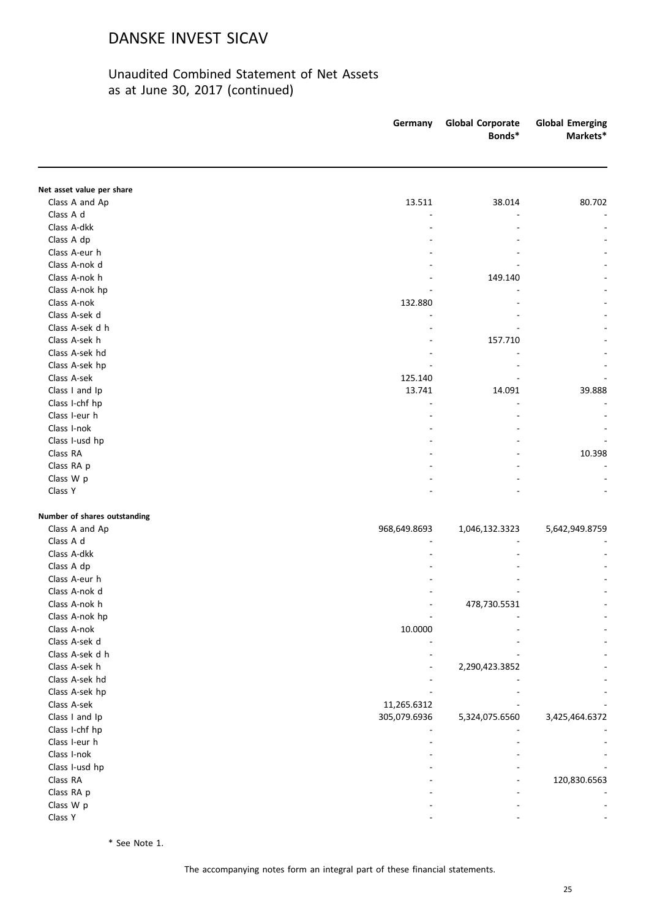# DANSKE INVEST SICAV

## Unaudited Combined Statement of Net Assets as at June 30, 2017 (continued)

| | Germany | Global Corporate Bonds* | Global Emerging Markets* |
|---|---|---|---|
| **Net asset value per share** | | | |
| Class A and Ap | 13.511 | 38.014 | 80.702 |
| Class A d | - | - | - |
| Class A-dkk | - | - | - |
| Class A dp | - | - | - |
| Class A-eur h | - | - | - |
| Class A-nok d | - | - | - |
| Class A-nok h | - | 149.140 | - |
| Class A-nok hp | - | - | - |
| Class A-nok | 132.880 | - | - |
| Class A-sek d | - | - | - |
| Class A-sek d h | - | - | - |
| Class A-sek h | - | 157.710 | - |
| Class A-sek hd | - | - | - |
| Class A-sek hp | - | - | - |
| Class A-sek | 125.140 | - | - |
| Class I and Ip | 13.741 | 14.091 | 39.888 |
| Class I-chf hp | - | - | - |
| Class I-eur h | - | - | - |
| Class I-nok | - | - | - |
| Class I-usd hp | - | - | - |
| Class RA | - | - | 10.398 |
| Class RA p | - | - | - |
| Class W p | - | - | - |
| Class Y | - | - | - |
| **Number of shares outstanding** | | | |
| Class A and Ap | 968,649.8693 | 1,046,132.3323 | 5,642,949.8759 |
| Class A d | - | - | - |
| Class A-dkk | - | - | - |
| Class A dp | - | - | - |
| Class A-eur h | - | - | - |
| Class A-nok d | - | - | - |
| Class A-nok h | - | 478,730.5531 | - |
| Class A-nok hp | - | - | - |
| Class A-nok | 10.0000 | - | - |
| Class A-sek d | - | - | - |
| Class A-sek d h | - | - | - |
| Class A-sek h | - | 2,290,423.3852 | - |
| Class A-sek hd | - | - | - |
| Class A-sek hp | - | - | - |
| Class A-sek | 11,265.6312 | - | - |
| Class I and Ip | 305,079.6936 | 5,324,075.6560 | 3,425,464.6372 |
| Class I-chf hp | - | - | - |
| Class I-eur h | - | - | - |
| Class I-nok | - | - | - |
| Class I-usd hp | - | - | - |
| Class RA | - | - | 120,830.6563 |
| Class RA p | - | - | - |
| Class W p | - | - | - |
| Class Y | - | - | - |

* See Note 1.

The accompanying notes form an integral part of these financial statements.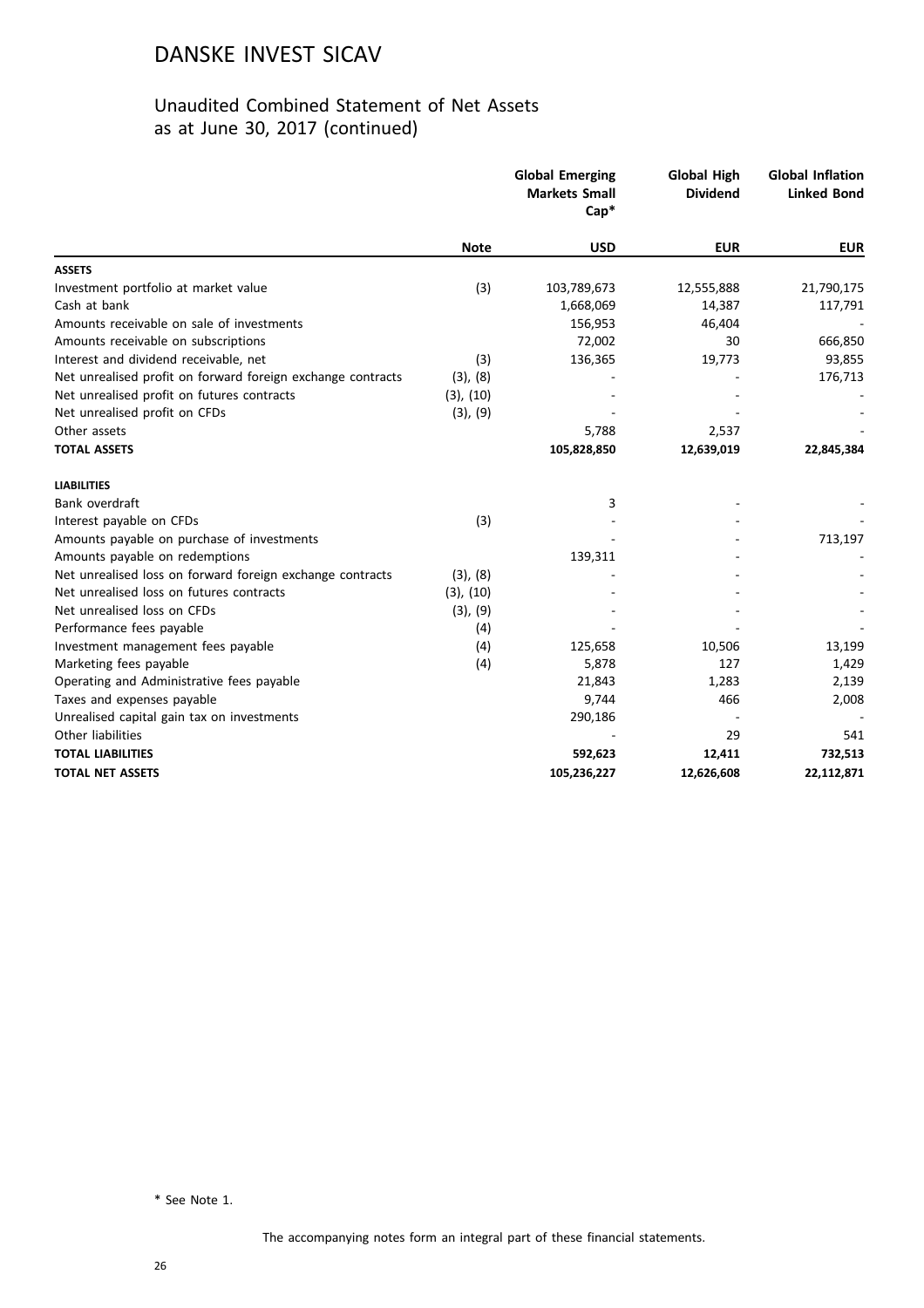# DANSKE INVEST SICAV

## Unaudited Combined Statement of Net Assets as at June 30, 2017 (continued)

| | Note | Global Emerging Markets Small Cap* | Global High Dividend | Global Inflation Linked Bond |
|---|---|---|---|---|
| | | **USD** | **EUR** | **EUR** |
| **ASSETS** | | | | |
| Investment portfolio at market value | (3) | 103,789,673 | 12,555,888 | 21,790,175 |
| Cash at bank | | 1,668,069 | 14,387 | 117,791 |
| Amounts receivable on sale of investments | | 156,953 | 46,404 | - |
| Amounts receivable on subscriptions | | 72,002 | 30 | 666,850 |
| Interest and dividend receivable, net | (3) | 136,365 | 19,773 | 93,855 |
| Net unrealised profit on forward foreign exchange contracts | (3), (8) | - | - | 176,713 |
| Net unrealised profit on futures contracts | (3), (10) | - | - | - |
| Net unrealised profit on CFDs | (3), (9) | - | - | - |
| Other assets | | 5,788 | 2,537 | - |
| **TOTAL ASSETS** | | **105,828,850** | **12,639,019** | **22,845,384** |
| **LIABILITIES** | | | | |
| Bank overdraft | | 3 | - | - |
| Interest payable on CFDs | (3) | - | - | - |
| Amounts payable on purchase of investments | | - | - | 713,197 |
| Amounts payable on redemptions | | 139,311 | - | - |
| Net unrealised loss on forward foreign exchange contracts | (3), (8) | - | - | - |
| Net unrealised loss on futures contracts | (3), (10) | - | - | - |
| Net unrealised loss on CFDs | (3), (9) | - | - | - |
| Performance fees payable | (4) | - | - | - |
| Investment management fees payable | (4) | 125,658 | 10,506 | 13,199 |
| Marketing fees payable | (4) | 5,878 | 127 | 1,429 |
| Operating and Administrative fees payable | | 21,843 | 1,283 | 2,139 |
| Taxes and expenses payable | | 9,744 | 466 | 2,008 |
| Unrealised capital gain tax on investments | | 290,186 | - | - |
| Other liabilities | | - | 29 | 541 |
| **TOTAL LIABILITIES** | | **592,623** | **12,411** | **732,513** |
| **TOTAL NET ASSETS** | | **105,236,227** | **12,626,608** | **22,112,871** |

\* See Note 1.

The accompanying notes form an integral part of these financial statements.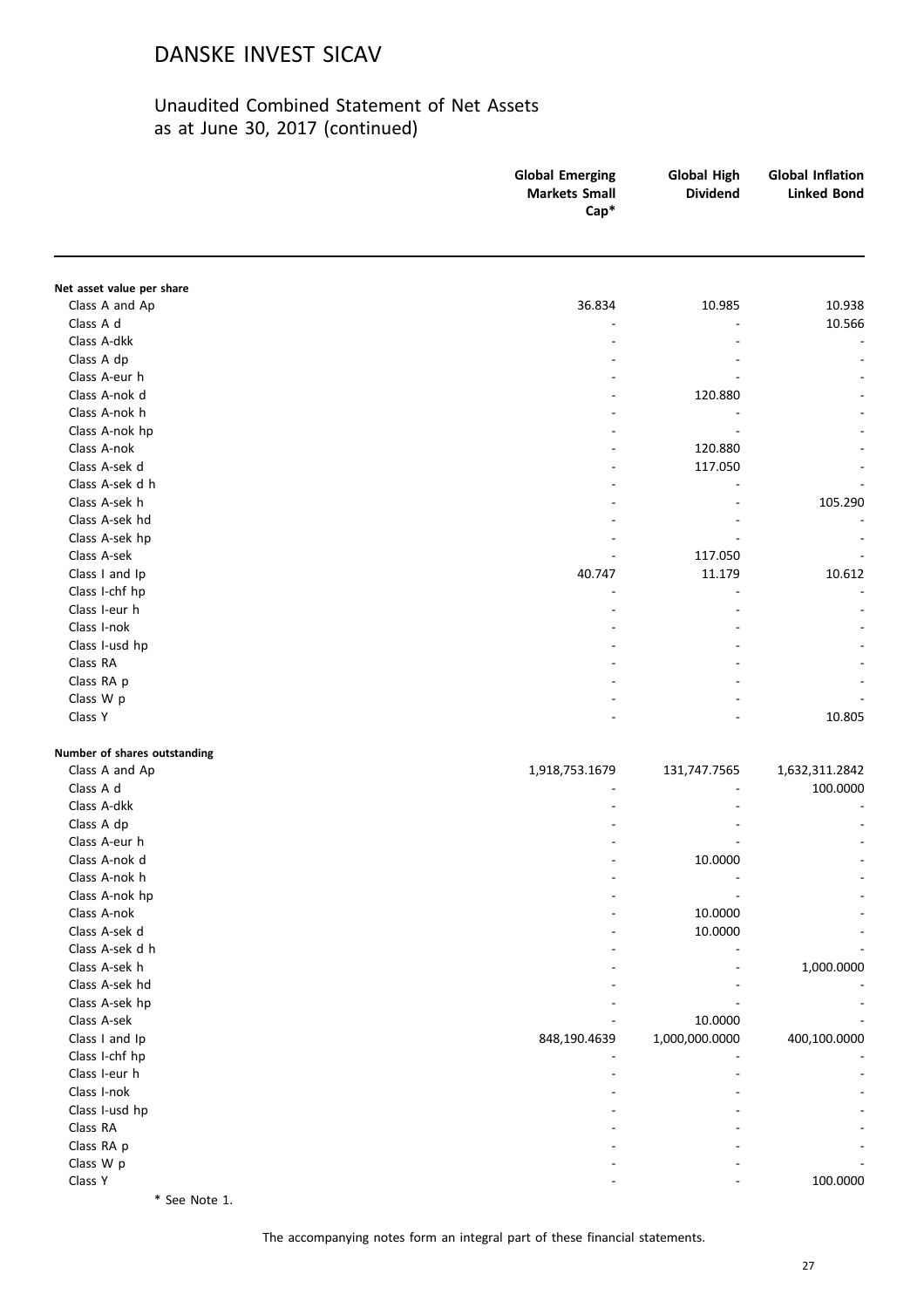# DANSKE INVEST SICAV

## Unaudited Combined Statement of Net Assets as at June 30, 2017 (continued)

| | Global Emerging Markets Small Cap* | Global High Dividend | Global Inflation Linked Bond |
|---|---|---|---|
| **Net asset value per share** | | | |
| Class A and Ap | 36.834 | 10.985 | 10.938 |
| Class A d | - | - | 10.566 |
| Class A-dkk | - | - | - |
| Class A dp | - | - | - |
| Class A-eur h | - | - | - |
| Class A-nok d | - | 120.880 | - |
| Class A-nok h | - | - | - |
| Class A-nok hp | - | - | - |
| Class A-nok | - | 120.880 | - |
| Class A-sek d | - | 117.050 | - |
| Class A-sek d h | - | - | - |
| Class A-sek h | - | - | 105.290 |
| Class A-sek hd | - | - | - |
| Class A-sek hp | - | - | - |
| Class A-sek | - | 117.050 | - |
| Class I and Ip | 40.747 | 11.179 | 10.612 |
| Class I-chf hp | - | - | - |
| Class I-eur h | - | - | - |
| Class I-nok | - | - | - |
| Class I-usd hp | - | - | - |
| Class RA | - | - | - |
| Class RA p | - | - | - |
| Class W p | - | - | - |
| Class Y | - | - | 10.805 |
| **Number of shares outstanding** | | | |
| Class A and Ap | 1,918,753.1679 | 131,747.7565 | 1,632,311.2842 |
| Class A d | - | - | 100.0000 |
| Class A-dkk | - | - | - |
| Class A dp | - | - | - |
| Class A-eur h | - | - | - |
| Class A-nok d | - | 10.0000 | - |
| Class A-nok h | - | - | - |
| Class A-nok hp | - | - | - |
| Class A-nok | - | 10.0000 | - |
| Class A-sek d | - | 10.0000 | - |
| Class A-sek d h | - | - | - |
| Class A-sek h | - | - | 1,000.0000 |
| Class A-sek hd | - | - | - |
| Class A-sek hp | - | - | - |
| Class A-sek | - | 10.0000 | - |
| Class I and Ip | 848,190.4639 | 1,000,000.0000 | 400,100.0000 |
| Class I-chf hp | - | - | - |
| Class I-eur h | - | - | - |
| Class I-nok | - | - | - |
| Class I-usd hp | - | - | - |
| Class RA | - | - | - |
| Class RA p | - | - | - |
| Class W p | - | - | - |
| Class Y | - | - | 100.0000 |

\* See Note 1.

The accompanying notes form an integral part of these financial statements.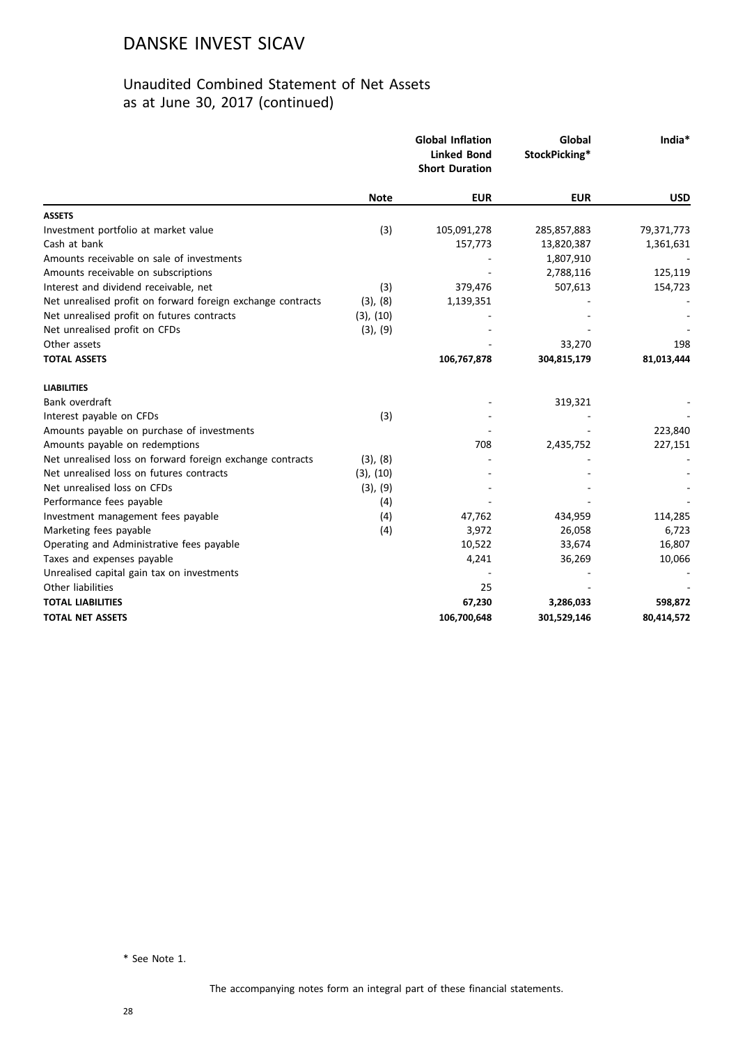# DANSKE INVEST SICAV

## Unaudited Combined Statement of Net Assets as at June 30, 2017 (continued)

| | Note | Global Inflation Linked Bond Short Duration | Global StockPicking* | India* |
|---|---|---|---|---|
| | | EUR | EUR | USD |
| **ASSETS** | | | | |
| Investment portfolio at market value | (3) | 105,091,278 | 285,857,883 | 79,371,773 |
| Cash at bank | | 157,773 | 13,820,387 | 1,361,631 |
| Amounts receivable on sale of investments | | - | 1,807,910 | - |
| Amounts receivable on subscriptions | | - | 2,788,116 | 125,119 |
| Interest and dividend receivable, net | (3) | 379,476 | 507,613 | 154,723 |
| Net unrealised profit on forward foreign exchange contracts | (3), (8) | 1,139,351 | - | - |
| Net unrealised profit on futures contracts | (3), (10) | - | - | - |
| Net unrealised profit on CFDs | (3), (9) | - | - | - |
| Other assets | | - | 33,270 | 198 |
| **TOTAL ASSETS** | | **106,767,878** | **304,815,179** | **81,013,444** |
| **LIABILITIES** | | | | |
| Bank overdraft | | - | 319,321 | - |
| Interest payable on CFDs | (3) | - | - | - |
| Amounts payable on purchase of investments | | - | - | 223,840 |
| Amounts payable on redemptions | | 708 | 2,435,752 | 227,151 |
| Net unrealised loss on forward foreign exchange contracts | (3), (8) | - | - | - |
| Net unrealised loss on futures contracts | (3), (10) | - | - | - |
| Net unrealised loss on CFDs | (3), (9) | - | - | - |
| Performance fees payable | (4) | - | - | - |
| Investment management fees payable | (4) | 47,762 | 434,959 | 114,285 |
| Marketing fees payable | (4) | 3,972 | 26,058 | 6,723 |
| Operating and Administrative fees payable | | 10,522 | 33,674 | 16,807 |
| Taxes and expenses payable | | 4,241 | 36,269 | 10,066 |
| Unrealised capital gain tax on investments | | - | - | - |
| Other liabilities | | 25 | - | - |
| **TOTAL LIABILITIES** | | **67,230** | **3,286,033** | **598,872** |
| **TOTAL NET ASSETS** | | **106,700,648** | **301,529,146** | **80,414,572** |

\* See Note 1.

The accompanying notes form an integral part of these financial statements.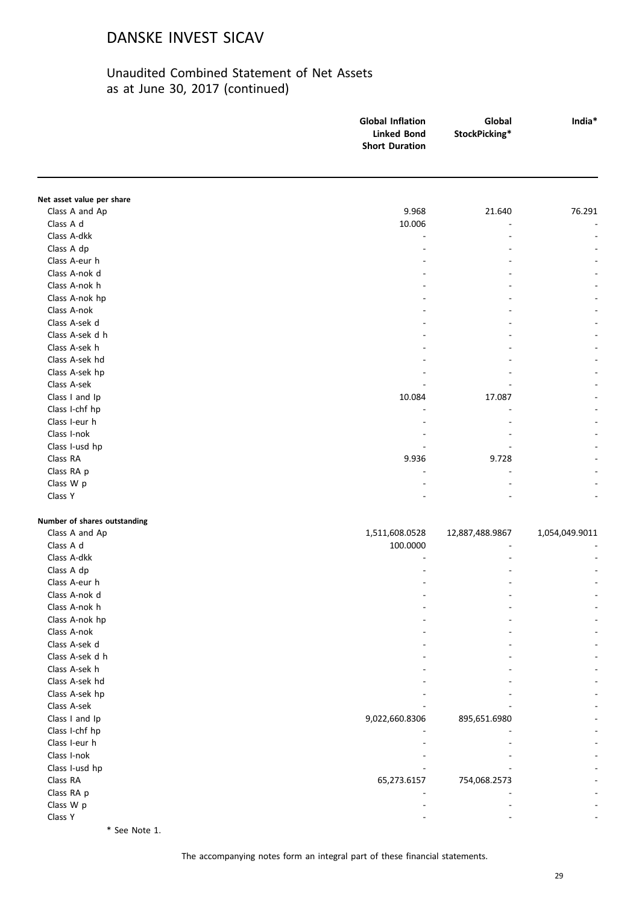# DANSKE INVEST SICAV

## Unaudited Combined Statement of Net Assets as at June 30, 2017 (continued)

| | Global Inflation Linked Bond Short Duration | Global StockPicking* | India* |
|---|---|---|---|
| **Net asset value per share** | | | |
| Class A and Ap | 9.968 | 21.640 | 76.291 |
| Class A d | 10.006 | - | - |
| Class A-dkk | - | - | - |
| Class A dp | - | - | - |
| Class A-eur h | - | - | - |
| Class A-nok d | - | - | - |
| Class A-nok h | - | - | - |
| Class A-nok hp | - | - | - |
| Class A-nok | - | - | - |
| Class A-sek d | - | - | - |
| Class A-sek d h | - | - | - |
| Class A-sek h | - | - | - |
| Class A-sek hd | - | - | - |
| Class A-sek hp | - | - | - |
| Class A-sek | - | - | - |
| Class I and Ip | 10.084 | 17.087 | - |
| Class I-chf hp | - | - | - |
| Class I-eur h | - | - | - |
| Class I-nok | - | - | - |
| Class I-usd hp | - | - | - |
| Class RA | 9.936 | 9.728 | - |
| Class RA p | - | - | - |
| Class W p | - | - | - |
| Class Y | - | - | - |
| **Number of shares outstanding** | | | |
| Class A and Ap | 1,511,608.0528 | 12,887,488.9867 | 1,054,049.9011 |
| Class A d | 100.0000 | - | - |
| Class A-dkk | - | - | - |
| Class A dp | - | - | - |
| Class A-eur h | - | - | - |
| Class A-nok d | - | - | - |
| Class A-nok h | - | - | - |
| Class A-nok hp | - | - | - |
| Class A-nok | - | - | - |
| Class A-sek d | - | - | - |
| Class A-sek d h | - | - | - |
| Class A-sek h | - | - | - |
| Class A-sek hd | - | - | - |
| Class A-sek hp | - | - | - |
| Class A-sek | - | - | - |
| Class I and Ip | 9,022,660.8306 | 895,651.6980 | - |
| Class I-chf hp | - | - | - |
| Class I-eur h | - | - | - |
| Class I-nok | - | - | - |
| Class I-usd hp | - | - | - |
| Class RA | 65,273.6157 | 754,068.2573 | - |
| Class RA p | - | - | - |
| Class W p | - | - | - |
| Class Y | - | - | - |

* See Note 1.

The accompanying notes form an integral part of these financial statements.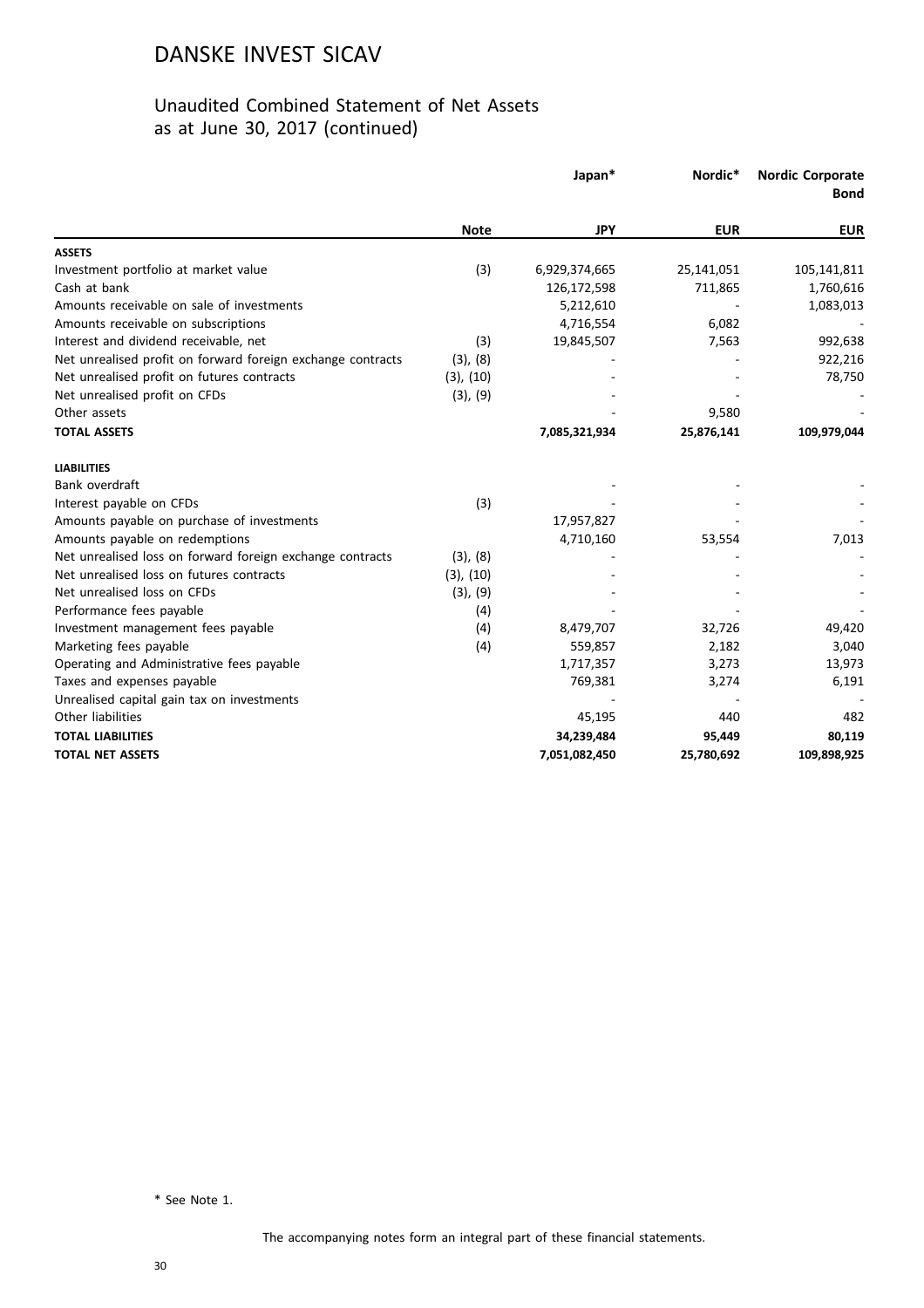# DANSKE INVEST SICAV

## Unaudited Combined Statement of Net Assets as at June 30, 2017 (continued)

| | Note | Japan* | Nordic* | Nordic Corporate Bond |
|---|---|---|---|---|
| | | JPY | EUR | EUR |
| **ASSETS** | | | | |
| Investment portfolio at market value | (3) | 6,929,374,665 | 25,141,051 | 105,141,811 |
| Cash at bank | | 126,172,598 | 711,865 | 1,760,616 |
| Amounts receivable on sale of investments | | 5,212,610 | - | 1,083,013 |
| Amounts receivable on subscriptions | | 4,716,554 | 6,082 | - |
| Interest and dividend receivable, net | (3) | 19,845,507 | 7,563 | 992,638 |
| Net unrealised profit on forward foreign exchange contracts | (3), (8) | - | - | 922,216 |
| Net unrealised profit on futures contracts | (3), (10) | - | - | 78,750 |
| Net unrealised profit on CFDs | (3), (9) | - | - | - |
| Other assets | | - | 9,580 | - |
| **TOTAL ASSETS** | | **7,085,321,934** | **25,876,141** | **109,979,044** |
| **LIABILITIES** | | | | |
| Bank overdraft | | - | - | - |
| Interest payable on CFDs | (3) | - | - | - |
| Amounts payable on purchase of investments | | 17,957,827 | - | - |
| Amounts payable on redemptions | | 4,710,160 | 53,554 | 7,013 |
| Net unrealised loss on forward foreign exchange contracts | (3), (8) | - | - | - |
| Net unrealised loss on futures contracts | (3), (10) | - | - | - |
| Net unrealised loss on CFDs | (3), (9) | - | - | - |
| Performance fees payable | (4) | - | - | - |
| Investment management fees payable | (4) | 8,479,707 | 32,726 | 49,420 |
| Marketing fees payable | (4) | 559,857 | 2,182 | 3,040 |
| Operating and Administrative fees payable | | 1,717,357 | 3,273 | 13,973 |
| Taxes and expenses payable | | 769,381 | 3,274 | 6,191 |
| Unrealised capital gain tax on investments | | - | - | - |
| Other liabilities | | 45,195 | 440 | 482 |
| **TOTAL LIABILITIES** | | **34,239,484** | **95,449** | **80,119** |
| **TOTAL NET ASSETS** | | **7,051,082,450** | **25,780,692** | **109,898,925** |

\* See Note 1.

The accompanying notes form an integral part of these financial statements.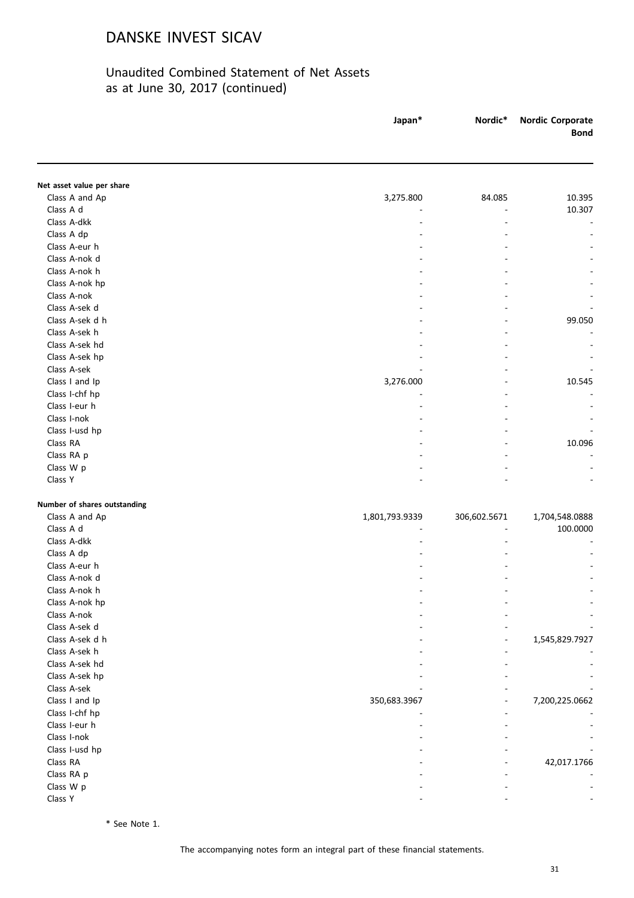# DANSKE INVEST SICAV

## Unaudited Combined Statement of Net Assets as at June 30, 2017 (continued)

| | Japan* | Nordic* | Nordic Corporate Bond |
|---|---|---|---|
| **Net asset value per share** | | | |
| Class A and Ap | 3,275.800 | 84.085 | 10.395 |
| Class A d | - | - | 10.307 |
| Class A-dkk | - | - | - |
| Class A dp | - | - | - |
| Class A-eur h | - | - | - |
| Class A-nok d | - | - | - |
| Class A-nok h | - | - | - |
| Class A-nok hp | - | - | - |
| Class A-nok | - | - | - |
| Class A-sek d | - | - | - |
| Class A-sek d h | - | - | 99.050 |
| Class A-sek h | - | - | - |
| Class A-sek hd | - | - | - |
| Class A-sek hp | - | - | - |
| Class A-sek | - | - | - |
| Class I and Ip | 3,276.000 | - | 10.545 |
| Class I-chf hp | - | - | - |
| Class I-eur h | - | - | - |
| Class I-nok | - | - | - |
| Class I-usd hp | - | - | - |
| Class RA | - | - | 10.096 |
| Class RA p | - | - | - |
| Class W p | - | - | - |
| Class Y | - | - | - |
| **Number of shares outstanding** | | | |
| Class A and Ap | 1,801,793.9339 | 306,602.5671 | 1,704,548.0888 |
| Class A d | - | - | 100.0000 |
| Class A-dkk | - | - | - |
| Class A dp | - | - | - |
| Class A-eur h | - | - | - |
| Class A-nok d | - | - | - |
| Class A-nok h | - | - | - |
| Class A-nok hp | - | - | - |
| Class A-nok | - | - | - |
| Class A-sek d | - | - | - |
| Class A-sek d h | - | - | 1,545,829.7927 |
| Class A-sek h | - | - | - |
| Class A-sek hd | - | - | - |
| Class A-sek hp | - | - | - |
| Class A-sek | - | - | - |
| Class I and Ip | 350,683.3967 | - | 7,200,225.0662 |
| Class I-chf hp | - | - | - |
| Class I-eur h | - | - | - |
| Class I-nok | - | - | - |
| Class I-usd hp | - | - | - |
| Class RA | - | - | 42,017.1766 |
| Class RA p | - | - | - |
| Class W p | - | - | - |
| Class Y | - | - | - |

\* See Note 1.

The accompanying notes form an integral part of these financial statements.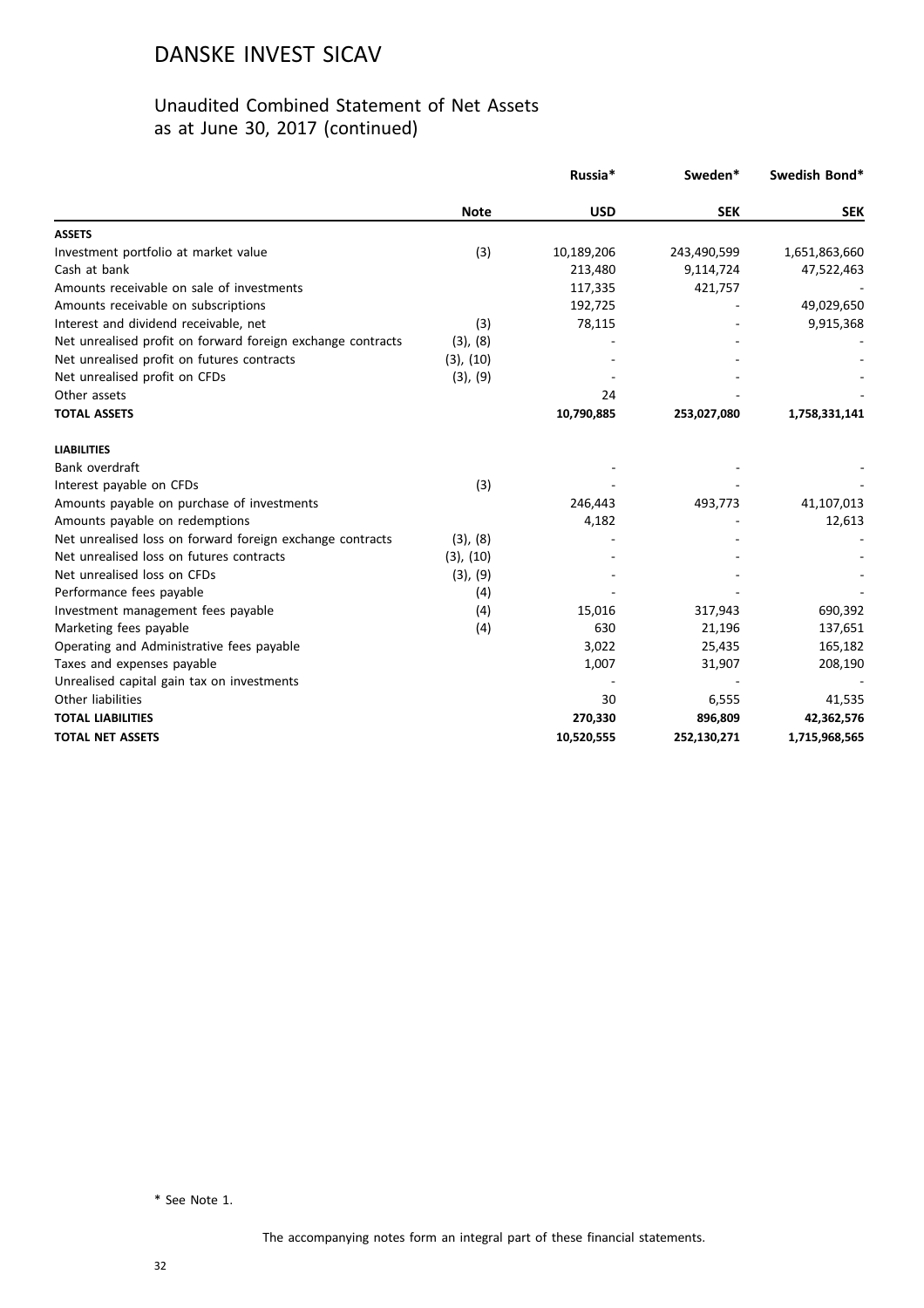# DANSKE INVEST SICAV

## Unaudited Combined Statement of Net Assets as at June 30, 2017 (continued)

| | Note | Russia* | Sweden* | Swedish Bond* |
|---|---|---|---|---|
| | | **USD** | **SEK** | **SEK** |
| **ASSETS** | | | | |
| Investment portfolio at market value | (3) | 10,189,206 | 243,490,599 | 1,651,863,660 |
| Cash at bank | | 213,480 | 9,114,724 | 47,522,463 |
| Amounts receivable on sale of investments | | 117,335 | 421,757 | - |
| Amounts receivable on subscriptions | | 192,725 | - | 49,029,650 |
| Interest and dividend receivable, net | (3) | 78,115 | - | 9,915,368 |
| Net unrealised profit on forward foreign exchange contracts | (3), (8) | - | - | - |
| Net unrealised profit on futures contracts | (3), (10) | - | - | - |
| Net unrealised profit on CFDs | (3), (9) | - | - | - |
| Other assets | | 24 | - | - |
| **TOTAL ASSETS** | | **10,790,885** | **253,027,080** | **1,758,331,141** |
| **LIABILITIES** | | | | |
| Bank overdraft | | - | - | - |
| Interest payable on CFDs | (3) | - | - | - |
| Amounts payable on purchase of investments | | 246,443 | 493,773 | 41,107,013 |
| Amounts payable on redemptions | | 4,182 | - | 12,613 |
| Net unrealised loss on forward foreign exchange contracts | (3), (8) | - | - | - |
| Net unrealised loss on futures contracts | (3), (10) | - | - | - |
| Net unrealised loss on CFDs | (3), (9) | - | - | - |
| Performance fees payable | (4) | - | - | - |
| Investment management fees payable | (4) | 15,016 | 317,943 | 690,392 |
| Marketing fees payable | (4) | 630 | 21,196 | 137,651 |
| Operating and Administrative fees payable | | 3,022 | 25,435 | 165,182 |
| Taxes and expenses payable | | 1,007 | 31,907 | 208,190 |
| Unrealised capital gain tax on investments | | - | - | - |
| Other liabilities | | 30 | 6,555 | 41,535 |
| **TOTAL LIABILITIES** | | **270,330** | **896,809** | **42,362,576** |
| **TOTAL NET ASSETS** | | **10,520,555** | **252,130,271** | **1,715,968,565** |

\* See Note 1.

The accompanying notes form an integral part of these financial statements.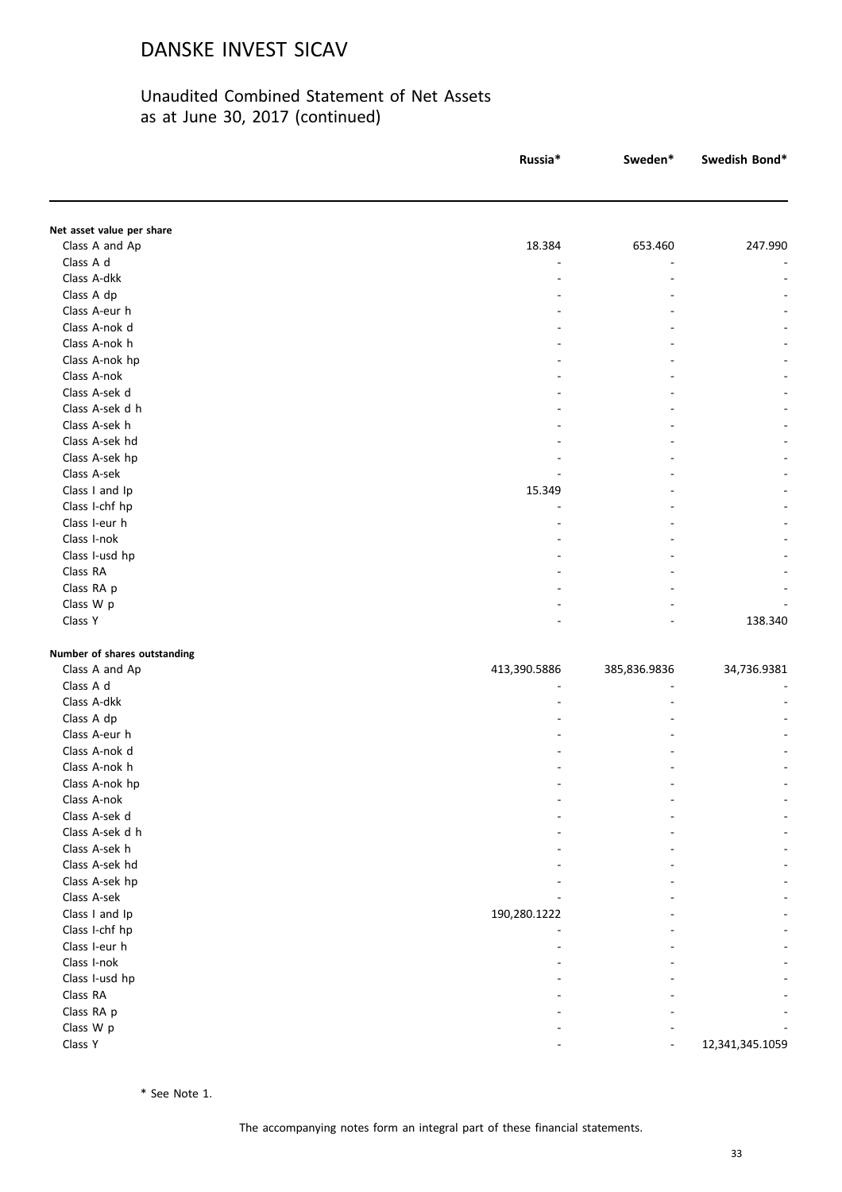# DANSKE INVEST SICAV

## Unaudited Combined Statement of Net Assets as at June 30, 2017 (continued)

| | Russia* | Sweden* | Swedish Bond* |
|---|---|---|---|
| **Net asset value per share** | | | |
| Class A and Ap | 18.384 | 653.460 | 247.990 |
| Class A d | - | - | - |
| Class A-dkk | - | - | - |
| Class A dp | - | - | - |
| Class A-eur h | - | - | - |
| Class A-nok d | - | - | - |
| Class A-nok h | - | - | - |
| Class A-nok hp | - | - | - |
| Class A-nok | - | - | - |
| Class A-sek d | - | - | - |
| Class A-sek d h | - | - | - |
| Class A-sek h | - | - | - |
| Class A-sek hd | - | - | - |
| Class A-sek hp | - | - | - |
| Class A-sek | - | - | - |
| Class I and Ip | 15.349 | - | - |
| Class I-chf hp | - | - | - |
| Class I-eur h | - | - | - |
| Class I-nok | - | - | - |
| Class I-usd hp | - | - | - |
| Class RA | - | - | - |
| Class RA p | - | - | - |
| Class W p | - | - | - |
| Class Y | - | - | 138.340 |
| **Number of shares outstanding** | | | |
| Class A and Ap | 413,390.5886 | 385,836.9836 | 34,736.9381 |
| Class A d | - | - | - |
| Class A-dkk | - | - | - |
| Class A dp | - | - | - |
| Class A-eur h | - | - | - |
| Class A-nok d | - | - | - |
| Class A-nok h | - | - | - |
| Class A-nok hp | - | - | - |
| Class A-nok | - | - | - |
| Class A-sek d | - | - | - |
| Class A-sek d h | - | - | - |
| Class A-sek h | - | - | - |
| Class A-sek hd | - | - | - |
| Class A-sek hp | - | - | - |
| Class A-sek | - | - | - |
| Class I and Ip | 190,280.1222 | - | - |
| Class I-chf hp | - | - | - |
| Class I-eur h | - | - | - |
| Class I-nok | - | - | - |
| Class I-usd hp | - | - | - |
| Class RA | - | - | - |
| Class RA p | - | - | - |
| Class W p | - | - | - |
| Class Y | - | - | 12,341,345.1059 |

\* See Note 1.

The accompanying notes form an integral part of these financial statements.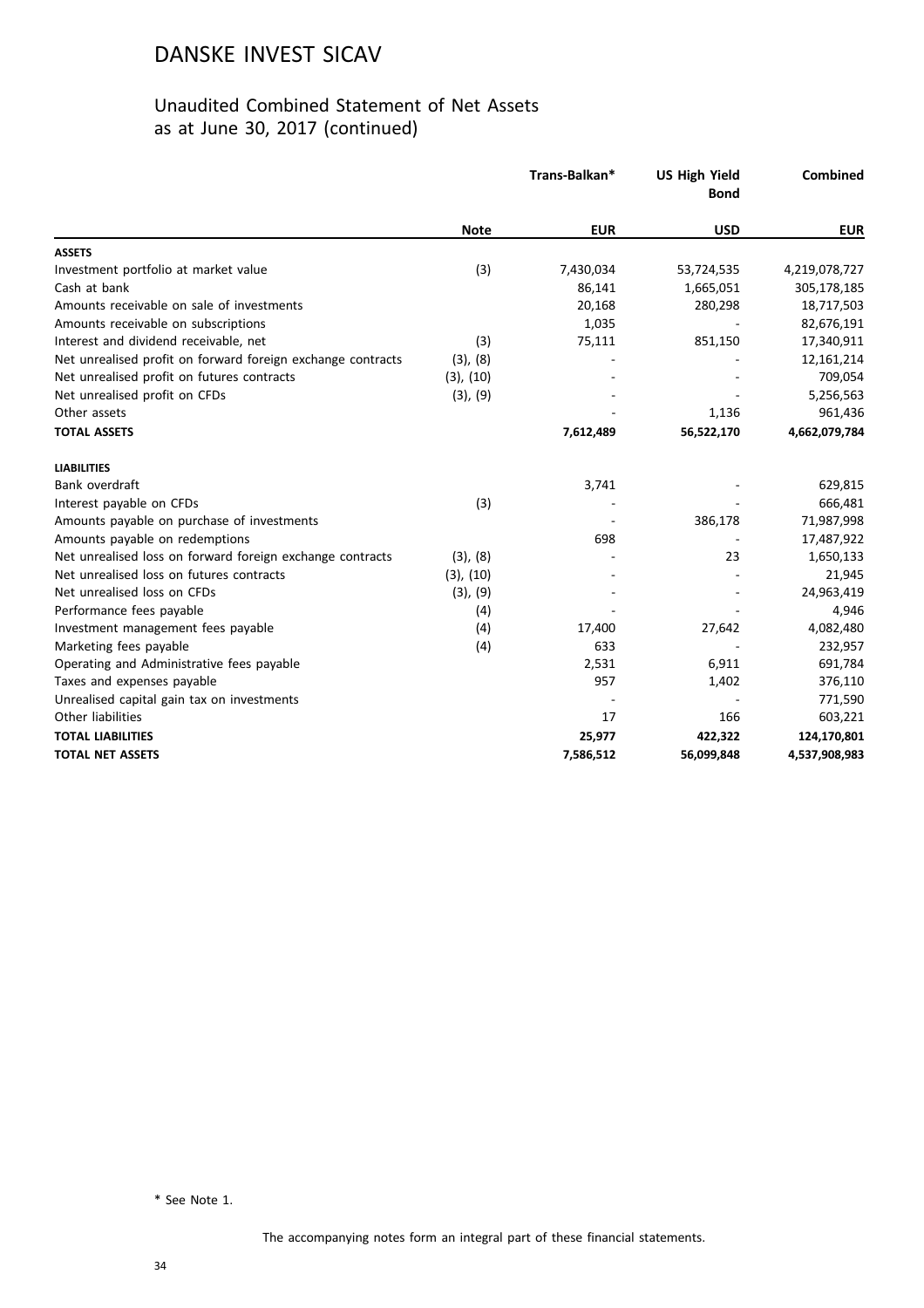# DANSKE INVEST SICAV

## Unaudited Combined Statement of Net Assets as at June 30, 2017 (continued)

| | Note | Trans-Balkan* | US High Yield Bond | Combined |
|---|---|---|---|---|
| | | EUR | USD | EUR |
| **ASSETS** | | | | |
| Investment portfolio at market value | (3) | 7,430,034 | 53,724,535 | 4,219,078,727 |
| Cash at bank | | 86,141 | 1,665,051 | 305,178,185 |
| Amounts receivable on sale of investments | | 20,168 | 280,298 | 18,717,503 |
| Amounts receivable on subscriptions | | 1,035 | - | 82,676,191 |
| Interest and dividend receivable, net | (3) | 75,111 | 851,150 | 17,340,911 |
| Net unrealised profit on forward foreign exchange contracts | (3), (8) | - | - | 12,161,214 |
| Net unrealised profit on futures contracts | (3), (10) | - | - | 709,054 |
| Net unrealised profit on CFDs | (3), (9) | - | - | 5,256,563 |
| Other assets | | - | 1,136 | 961,436 |
| **TOTAL ASSETS** | | **7,612,489** | **56,522,170** | **4,662,079,784** |
| **LIABILITIES** | | | | |
| Bank overdraft | | 3,741 | - | 629,815 |
| Interest payable on CFDs | (3) | - | - | 666,481 |
| Amounts payable on purchase of investments | | - | 386,178 | 71,987,998 |
| Amounts payable on redemptions | | 698 | - | 17,487,922 |
| Net unrealised loss on forward foreign exchange contracts | (3), (8) | - | 23 | 1,650,133 |
| Net unrealised loss on futures contracts | (3), (10) | - | - | 21,945 |
| Net unrealised loss on CFDs | (3), (9) | - | - | 24,963,419 |
| Performance fees payable | (4) | - | - | 4,946 |
| Investment management fees payable | (4) | 17,400 | 27,642 | 4,082,480 |
| Marketing fees payable | (4) | 633 | - | 232,957 |
| Operating and Administrative fees payable | | 2,531 | 6,911 | 691,784 |
| Taxes and expenses payable | | 957 | 1,402 | 376,110 |
| Unrealised capital gain tax on investments | | - | - | 771,590 |
| Other liabilities | | 17 | 166 | 603,221 |
| **TOTAL LIABILITIES** | | **25,977** | **422,322** | **124,170,801** |
| **TOTAL NET ASSETS** | | **7,586,512** | **56,099,848** | **4,537,908,983** |

\* See Note 1.

The accompanying notes form an integral part of these financial statements.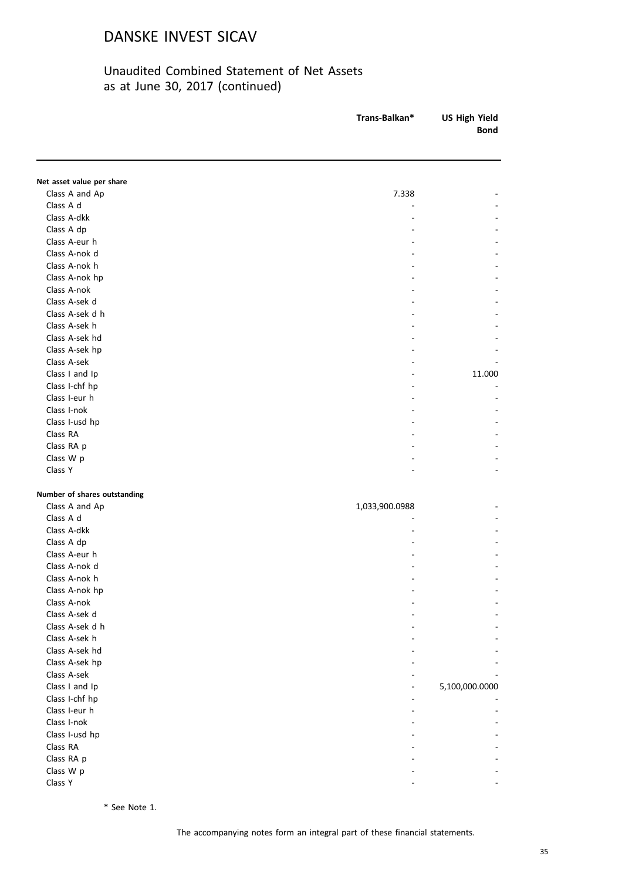# DANSKE INVEST SICAV

## Unaudited Combined Statement of Net Assets as at June 30, 2017 (continued)

| | Trans-Balkan* | US High Yield Bond |
|---|---|---|
| **Net asset value per share** | | |
| Class A and Ap | 7.338 | - |
| Class A d | - | - |
| Class A-dkk | - | - |
| Class A dp | - | - |
| Class A-eur h | - | - |
| Class A-nok d | - | - |
| Class A-nok h | - | - |
| Class A-nok hp | - | - |
| Class A-nok | - | - |
| Class A-sek d | - | - |
| Class A-sek d h | - | - |
| Class A-sek h | - | - |
| Class A-sek hd | - | - |
| Class A-sek hp | - | - |
| Class A-sek | - | - |
| Class I and Ip | - | 11.000 |
| Class I-chf hp | - | - |
| Class I-eur h | - | - |
| Class I-nok | - | - |
| Class I-usd hp | - | - |
| Class RA | - | - |
| Class RA p | - | - |
| Class W p | - | - |
| Class Y | - | - |
| **Number of shares outstanding** | | |
| Class A and Ap | 1,033,900.0988 | - |
| Class A d | - | - |
| Class A-dkk | - | - |
| Class A dp | - | - |
| Class A-eur h | - | - |
| Class A-nok d | - | - |
| Class A-nok h | - | - |
| Class A-nok hp | - | - |
| Class A-nok | - | - |
| Class A-sek d | - | - |
| Class A-sek d h | - | - |
| Class A-sek h | - | - |
| Class A-sek hd | - | - |
| Class A-sek hp | - | - |
| Class A-sek | - | - |
| Class I and Ip | - | 5,100,000.0000 |
| Class I-chf hp | - | - |
| Class I-eur h | - | - |
| Class I-nok | - | - |
| Class I-usd hp | - | - |
| Class RA | - | - |
| Class RA p | - | - |
| Class W p | - | - |
| Class Y | - | - |

\* See Note 1.

The accompanying notes form an integral part of these financial statements.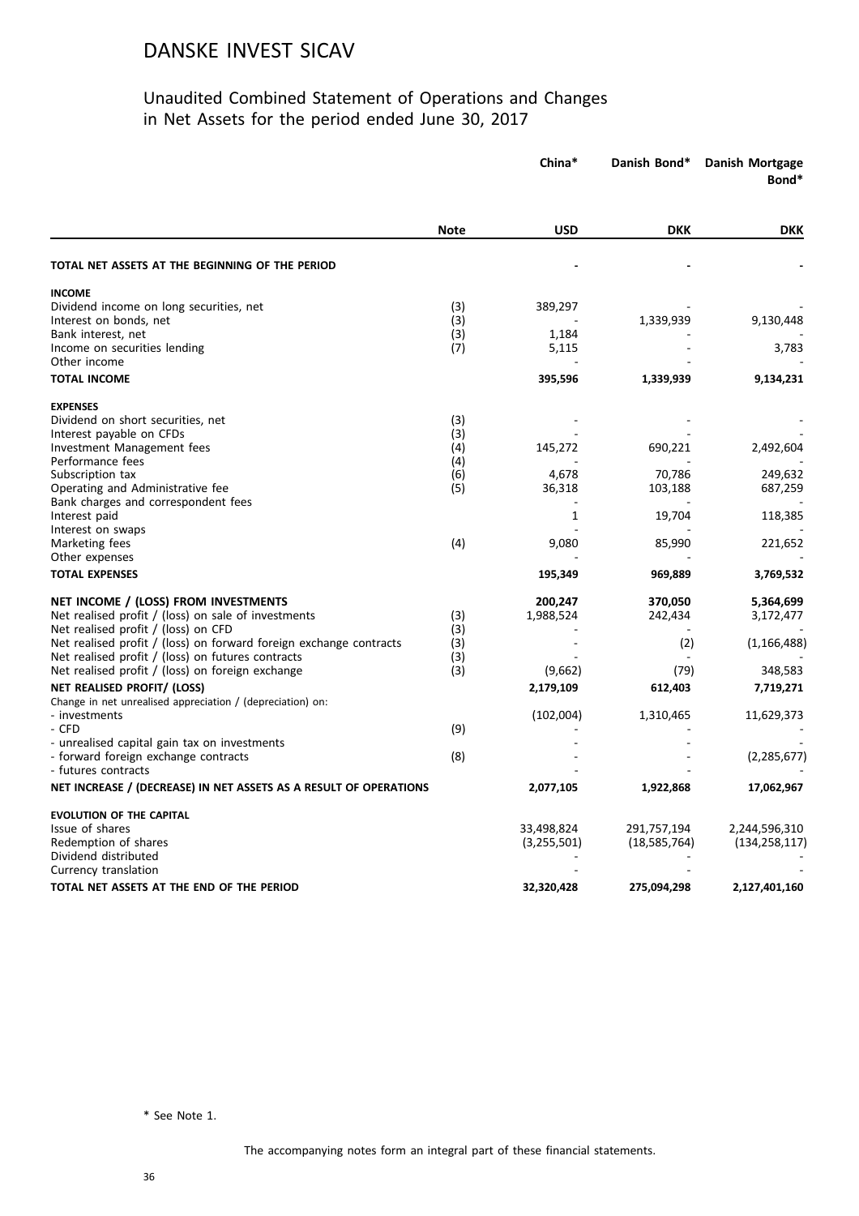# DANSKE INVEST SICAV

## Unaudited Combined Statement of Operations and Changes in Net Assets for the period ended June 30, 2017

| | Note | China* | Danish Bond* | Danish Mortgage Bond* |
|---|---|---|---|---|
| | | **USD** | **DKK** | **DKK** |
| **TOTAL NET ASSETS AT THE BEGINNING OF THE PERIOD** | | - | - | - |
| **INCOME** | | | | |
| Dividend income on long securities, net | (3) | 389,297 | - | - |
| Interest on bonds, net | (3) | - | 1,339,939 | 9,130,448 |
| Bank interest, net | (3) | 1,184 | - | - |
| Income on securities lending | (7) | 5,115 | - | 3,783 |
| Other income | | - | - | - |
| **TOTAL INCOME** | | **395,596** | **1,339,939** | **9,134,231** |
| **EXPENSES** | | | | |
| Dividend on short securities, net | (3) | - | - | - |
| Interest payable on CFDs | (3) | - | - | - |
| Investment Management fees | (4) | 145,272 | 690,221 | 2,492,604 |
| Performance fees | (4) | - | - | - |
| Subscription tax | (6) | 4,678 | 70,786 | 249,632 |
| Operating and Administrative fee | (5) | 36,318 | 103,188 | 687,259 |
| Bank charges and correspondent fees | | - | - | - |
| Interest paid | | 1 | 19,704 | 118,385 |
| Interest on swaps | | - | - | - |
| Marketing fees | (4) | 9,080 | 85,990 | 221,652 |
| Other expenses | | - | - | - |
| **TOTAL EXPENSES** | | **195,349** | **969,889** | **3,769,532** |
| **NET INCOME / (LOSS) FROM INVESTMENTS** | | **200,247** | **370,050** | **5,364,699** |
| Net realised profit / (loss) on sale of investments | (3) | 1,988,524 | 242,434 | 3,172,477 |
| Net realised profit / (loss) on CFD | (3) | - | - | - |
| Net realised profit / (loss) on forward foreign exchange contracts | (3) | - | (2) | (1,166,488) |
| Net realised profit / (loss) on futures contracts | (3) | - | - | - |
| Net realised profit / (loss) on foreign exchange | (3) | (9,662) | (79) | 348,583 |
| **NET REALISED PROFIT/ (LOSS)** | | **2,179,109** | **612,403** | **7,719,271** |
| Change in net unrealised appreciation / (depreciation) on: | | | | |
| - investments | | (102,004) | 1,310,465 | 11,629,373 |
| - CFD | (9) | - | - | - |
| - unrealised capital gain tax on investments | | - | - | - |
| - forward foreign exchange contracts | (8) | - | - | (2,285,677) |
| - futures contracts | | - | - | - |
| **NET INCREASE / (DECREASE) IN NET ASSETS AS A RESULT OF OPERATIONS** | | **2,077,105** | **1,922,868** | **17,062,967** |
| **EVOLUTION OF THE CAPITAL** | | | | |
| Issue of shares | | 33,498,824 | 291,757,194 | 2,244,596,310 |
| Redemption of shares | | (3,255,501) | (18,585,764) | (134,258,117) |
| Dividend distributed | | - | - | - |
| Currency translation | | - | - | - |
| **TOTAL NET ASSETS AT THE END OF THE PERIOD** | | **32,320,428** | **275,094,298** | **2,127,401,160** |

* See Note 1.

The accompanying notes form an integral part of these financial statements.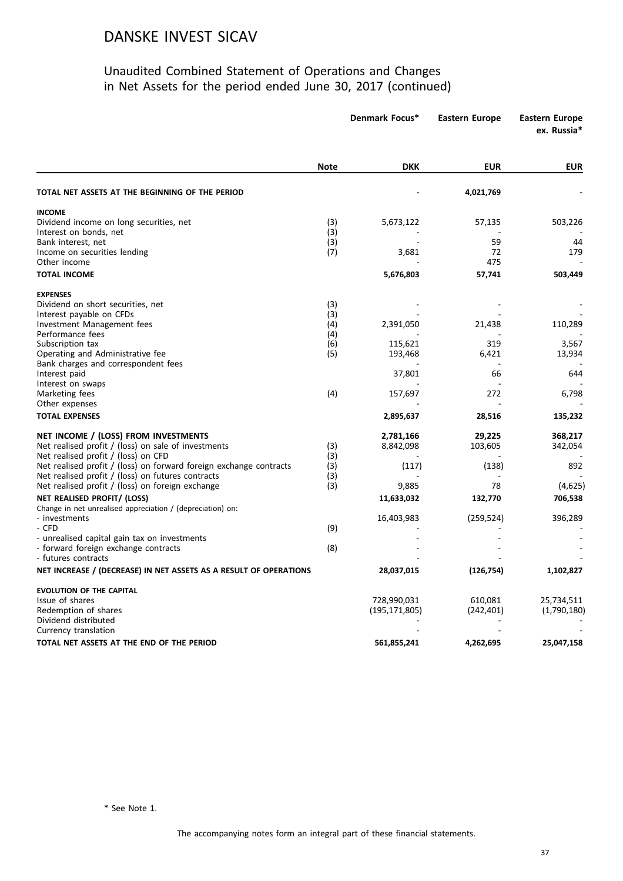# DANSKE INVEST SICAV

## Unaudited Combined Statement of Operations and Changes in Net Assets for the period ended June 30, 2017 (continued)

| | Note | Denmark Focus* | Eastern Europe | Eastern Europe ex. Russia* |
|---|---|---|---|---|
| | | **DKK** | **EUR** | **EUR** |
| **TOTAL NET ASSETS AT THE BEGINNING OF THE PERIOD** | | - | 4,021,769 | - |
| **INCOME** | | | | |
| Dividend income on long securities, net | (3) | 5,673,122 | 57,135 | 503,226 |
| Interest on bonds, net | (3) | - | - | - |
| Bank interest, net | (3) | - | 59 | 44 |
| Income on securities lending | (7) | 3,681 | 72 | 179 |
| Other income | | - | 475 | - |
| **TOTAL INCOME** | | **5,676,803** | **57,741** | **503,449** |
| **EXPENSES** | | | | |
| Dividend on short securities, net | (3) | - | - | - |
| Interest payable on CFDs | (3) | - | - | - |
| Investment Management fees | (4) | 2,391,050 | 21,438 | 110,289 |
| Performance fees | (4) | - | - | - |
| Subscription tax | (6) | 115,621 | 319 | 3,567 |
| Operating and Administrative fee | (5) | 193,468 | 6,421 | 13,934 |
| Bank charges and correspondent fees | | - | - | - |
| Interest paid | | 37,801 | 66 | 644 |
| Interest on swaps | | - | - | - |
| Marketing fees | (4) | 157,697 | 272 | 6,798 |
| Other expenses | | - | - | - |
| **TOTAL EXPENSES** | | **2,895,637** | **28,516** | **135,232** |
| **NET INCOME / (LOSS) FROM INVESTMENTS** | | **2,781,166** | **29,225** | **368,217** |
| Net realised profit / (loss) on sale of investments | (3) | 8,842,098 | 103,605 | 342,054 |
| Net realised profit / (loss) on CFD | (3) | - | - | - |
| Net realised profit / (loss) on forward foreign exchange contracts | (3) | (117) | (138) | 892 |
| Net realised profit / (loss) on futures contracts | (3) | - | - | - |
| Net realised profit / (loss) on foreign exchange | (3) | 9,885 | 78 | (4,625) |
| **NET REALISED PROFIT/ (LOSS)** | | **11,633,032** | **132,770** | **706,538** |
| Change in net unrealised appreciation / (depreciation) on: | | | | |
| - investments | | 16,403,983 | (259,524) | 396,289 |
| - CFD | (9) | - | - | - |
| - unrealised capital gain tax on investments | | - | - | - |
| - forward foreign exchange contracts | (8) | - | - | - |
| - futures contracts | | - | - | - |
| **NET INCREASE / (DECREASE) IN NET ASSETS AS A RESULT OF OPERATIONS** | | **28,037,015** | **(126,754)** | **1,102,827** |
| **EVOLUTION OF THE CAPITAL** | | | | |
| Issue of shares | | 728,990,031 | 610,081 | 25,734,511 |
| Redemption of shares | | (195,171,805) | (242,401) | (1,790,180) |
| Dividend distributed | | - | - | - |
| Currency translation | | - | - | - |
| **TOTAL NET ASSETS AT THE END OF THE PERIOD** | | **561,855,241** | **4,262,695** | **25,047,158** |

\* See Note 1.

The accompanying notes form an integral part of these financial statements.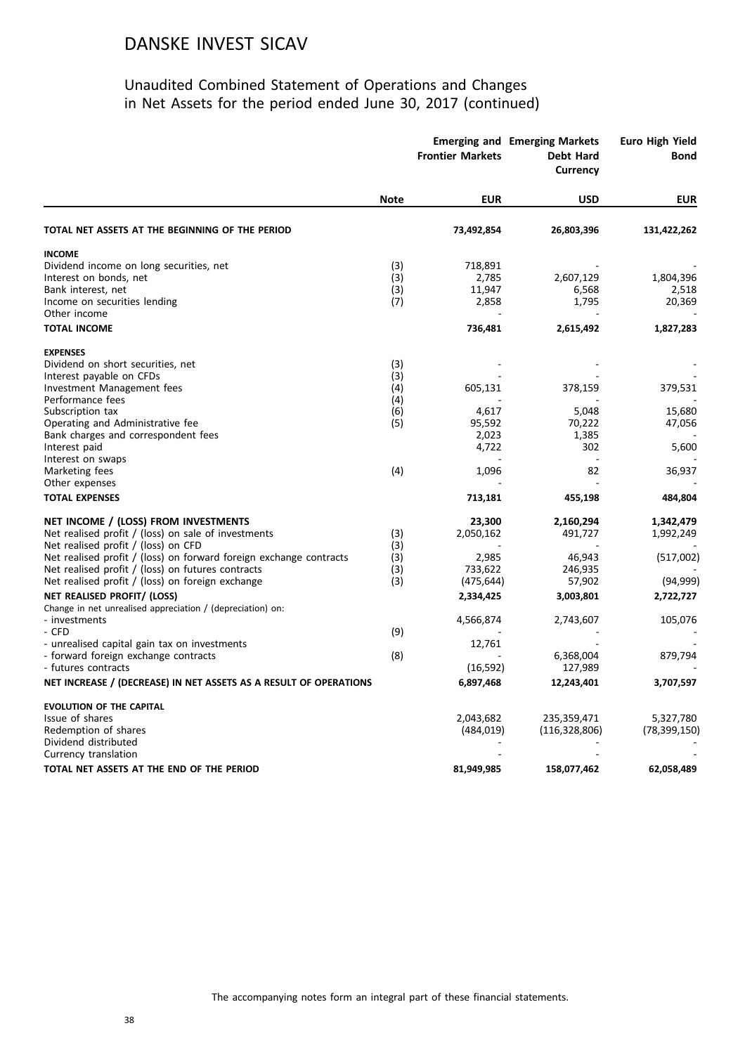# DANSKE INVEST SICAV

## Unaudited Combined Statement of Operations and Changes in Net Assets for the period ended June 30, 2017 (continued)

| | Note | Emerging and Frontier Markets | Emerging Markets Debt Hard Currency | Euro High Yield Bond |
|---|---|---|---|---|
| | | EUR | USD | EUR |
| **TOTAL NET ASSETS AT THE BEGINNING OF THE PERIOD** | | **73,492,854** | **26,803,396** | **131,422,262** |
| **INCOME** | | | | |
| Dividend income on long securities, net | (3) | 718,891 | - | - |
| Interest on bonds, net | (3) | 2,785 | 2,607,129 | 1,804,396 |
| Bank interest, net | (3) | 11,947 | 6,568 | 2,518 |
| Income on securities lending | (7) | 2,858 | 1,795 | 20,369 |
| Other income | | - | - | - |
| **TOTAL INCOME** | | **736,481** | **2,615,492** | **1,827,283** |
| **EXPENSES** | | | | |
| Dividend on short securities, net | (3) | - | - | - |
| Interest payable on CFDs | (3) | - | - | - |
| Investment Management fees | (4) | 605,131 | 378,159 | 379,531 |
| Performance fees | (4) | - | - | - |
| Subscription tax | (6) | 4,617 | 5,048 | 15,680 |
| Operating and Administrative fee | (5) | 95,592 | 70,222 | 47,056 |
| Bank charges and correspondent fees | | 2,023 | 1,385 | - |
| Interest paid | | 4,722 | 302 | 5,600 |
| Interest on swaps | | - | - | - |
| Marketing fees | (4) | 1,096 | 82 | 36,937 |
| Other expenses | | - | - | - |
| **TOTAL EXPENSES** | | **713,181** | **455,198** | **484,804** |
| **NET INCOME / (LOSS) FROM INVESTMENTS** | | **23,300** | **2,160,294** | **1,342,479** |
| Net realised profit / (loss) on sale of investments | (3) | 2,050,162 | 491,727 | 1,992,249 |
| Net realised profit / (loss) on CFD | (3) | - | - | - |
| Net realised profit / (loss) on forward foreign exchange contracts | (3) | 2,985 | 46,943 | (517,002) |
| Net realised profit / (loss) on futures contracts | (3) | 733,622 | 246,935 | - |
| Net realised profit / (loss) on foreign exchange | (3) | (475,644) | 57,902 | (94,999) |
| **NET REALISED PROFIT/ (LOSS)** | | **2,334,425** | **3,003,801** | **2,722,727** |
| Change in net unrealised appreciation / (depreciation) on: | | | | |
| - investments | | 4,566,874 | 2,743,607 | 105,076 |
| - CFD | (9) | - | - | - |
| - unrealised capital gain tax on investments | | 12,761 | - | - |
| - forward foreign exchange contracts | (8) | - | 6,368,004 | 879,794 |
| - futures contracts | | (16,592) | 127,989 | - |
| **NET INCREASE / (DECREASE) IN NET ASSETS AS A RESULT OF OPERATIONS** | | **6,897,468** | **12,243,401** | **3,707,597** |
| **EVOLUTION OF THE CAPITAL** | | | | |
| Issue of shares | | 2,043,682 | 235,359,471 | 5,327,780 |
| Redemption of shares | | (484,019) | (116,328,806) | (78,399,150) |
| Dividend distributed | | - | - | - |
| Currency translation | | - | - | - |
| **TOTAL NET ASSETS AT THE END OF THE PERIOD** | | **81,949,985** | **158,077,462** | **62,058,489** |

The accompanying notes form an integral part of these financial statements.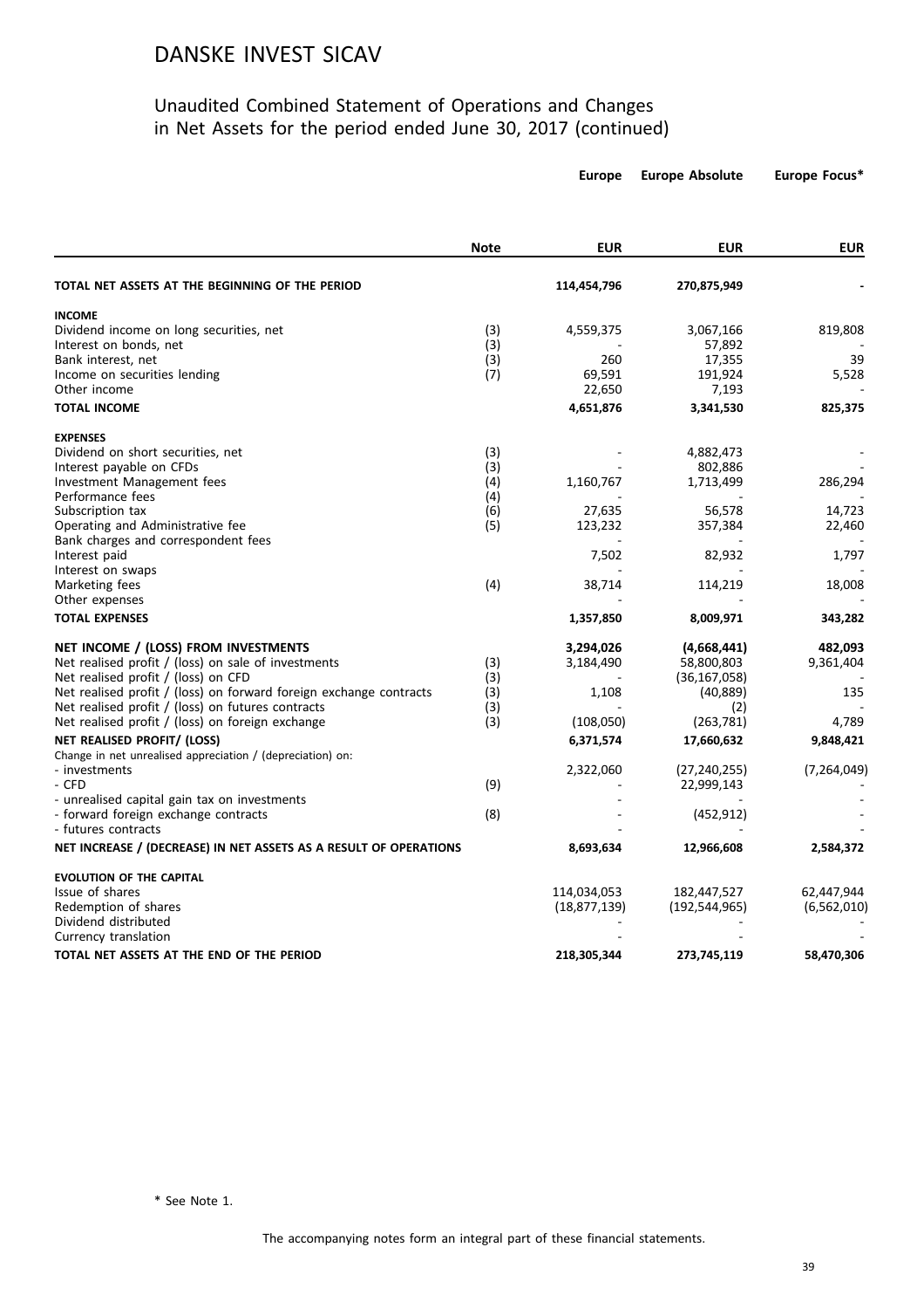# DANSKE INVEST SICAV

## Unaudited Combined Statement of Operations and Changes in Net Assets for the period ended June 30, 2017 (continued)

| | Note | Europe | Europe Absolute | Europe Focus* |
|---|---|---|---|---|
| | | **EUR** | **EUR** | **EUR** |
| **TOTAL NET ASSETS AT THE BEGINNING OF THE PERIOD** | | **114,454,796** | **270,875,949** | **-** |
| **INCOME** | | | | |
| Dividend income on long securities, net | (3) | 4,559,375 | 3,067,166 | 819,808 |
| Interest on bonds, net | (3) | - | 57,892 | - |
| Bank interest, net | (3) | 260 | 17,355 | 39 |
| Income on securities lending | (7) | 69,591 | 191,924 | 5,528 |
| Other income | | 22,650 | 7,193 | - |
| **TOTAL INCOME** | | **4,651,876** | **3,341,530** | **825,375** |
| **EXPENSES** | | | | |
| Dividend on short securities, net | (3) | - | 4,882,473 | - |
| Interest payable on CFDs | (3) | - | 802,886 | - |
| Investment Management fees | (4) | 1,160,767 | 1,713,499 | 286,294 |
| Performance fees | (4) | - | - | - |
| Subscription tax | (6) | 27,635 | 56,578 | 14,723 |
| Operating and Administrative fee | (5) | 123,232 | 357,384 | 22,460 |
| Bank charges and correspondent fees | | - | - | - |
| Interest paid | | 7,502 | 82,932 | 1,797 |
| Interest on swaps | | - | - | - |
| Marketing fees | (4) | 38,714 | 114,219 | 18,008 |
| Other expenses | | - | - | - |
| **TOTAL EXPENSES** | | **1,357,850** | **8,009,971** | **343,282** |
| **NET INCOME / (LOSS) FROM INVESTMENTS** | | **3,294,026** | **(4,668,441)** | **482,093** |
| Net realised profit / (loss) on sale of investments | (3) | 3,184,490 | 58,800,803 | 9,361,404 |
| Net realised profit / (loss) on CFD | (3) | - | (36,167,058) | - |
| Net realised profit / (loss) on forward foreign exchange contracts | (3) | 1,108 | (40,889) | 135 |
| Net realised profit / (loss) on futures contracts | (3) | - | (2) | - |
| Net realised profit / (loss) on foreign exchange | (3) | (108,050) | (263,781) | 4,789 |
| **NET REALISED PROFIT/ (LOSS)** | | **6,371,574** | **17,660,632** | **9,848,421** |
| Change in net unrealised appreciation / (depreciation) on: | | | | |
| - investments | | 2,322,060 | (27,240,255) | (7,264,049) |
| - CFD | (9) | - | 22,999,143 | - |
| - unrealised capital gain tax on investments | | - | - | - |
| - forward foreign exchange contracts | (8) | - | (452,912) | - |
| - futures contracts | | - | - | - |
| **NET INCREASE / (DECREASE) IN NET ASSETS AS A RESULT OF OPERATIONS** | | **8,693,634** | **12,966,608** | **2,584,372** |
| **EVOLUTION OF THE CAPITAL** | | | | |
| Issue of shares | | 114,034,053 | 182,447,527 | 62,447,944 |
| Redemption of shares | | (18,877,139) | (192,544,965) | (6,562,010) |
| Dividend distributed | | - | - | - |
| Currency translation | | - | - | - |
| **TOTAL NET ASSETS AT THE END OF THE PERIOD** | | **218,305,344** | **273,745,119** | **58,470,306** |

\* See Note 1.

The accompanying notes form an integral part of these financial statements.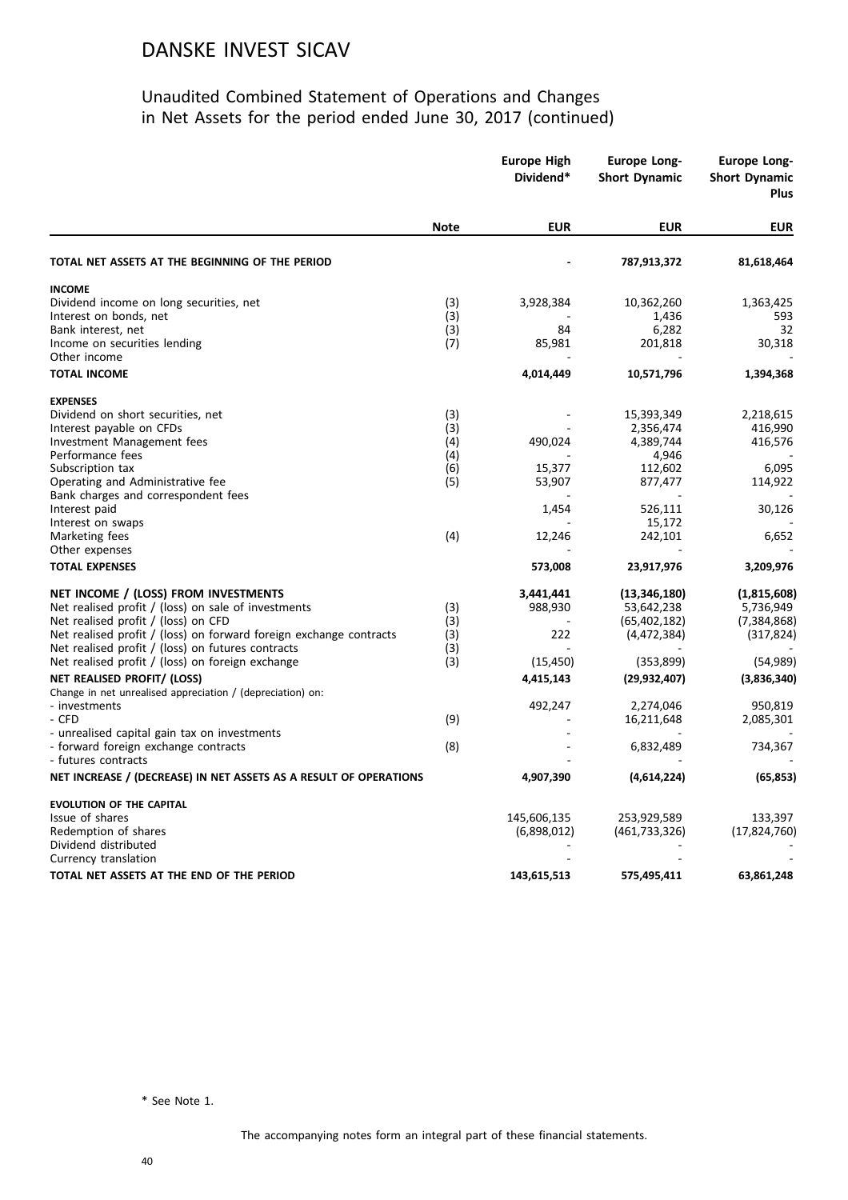# DANSKE INVEST SICAV

## Unaudited Combined Statement of Operations and Changes in Net Assets for the period ended June 30, 2017 (continued)

| | Note | Europe High Dividend* | Europe Long-Short Dynamic | Europe Long-Short Dynamic Plus |
|---|---|---|---|---|
| | | **EUR** | **EUR** | **EUR** |
| **TOTAL NET ASSETS AT THE BEGINNING OF THE PERIOD** | | **-** | **787,913,372** | **81,618,464** |
| **INCOME** | | | | |
| Dividend income on long securities, net | (3) | 3,928,384 | 10,362,260 | 1,363,425 |
| Interest on bonds, net | (3) | - | 1,436 | 593 |
| Bank interest, net | (3) | 84 | 6,282 | 32 |
| Income on securities lending | (7) | 85,981 | 201,818 | 30,318 |
| Other income | | - | - | - |
| **TOTAL INCOME** | | **4,014,449** | **10,571,796** | **1,394,368** |
| **EXPENSES** | | | | |
| Dividend on short securities, net | (3) | - | 15,393,349 | 2,218,615 |
| Interest payable on CFDs | (3) | - | 2,356,474 | 416,990 |
| Investment Management fees | (4) | 490,024 | 4,389,744 | 416,576 |
| Performance fees | (4) | - | 4,946 | - |
| Subscription tax | (6) | 15,377 | 112,602 | 6,095 |
| Operating and Administrative fee | (5) | 53,907 | 877,477 | 114,922 |
| Bank charges and correspondent fees | | - | - | - |
| Interest paid | | 1,454 | 526,111 | 30,126 |
| Interest on swaps | | - | 15,172 | - |
| Marketing fees | (4) | 12,246 | 242,101 | 6,652 |
| Other expenses | | - | - | - |
| **TOTAL EXPENSES** | | **573,008** | **23,917,976** | **3,209,976** |
| **NET INCOME / (LOSS) FROM INVESTMENTS** | | **3,441,441** | **(13,346,180)** | **(1,815,608)** |
| Net realised profit / (loss) on sale of investments | (3) | 988,930 | 53,642,238 | 5,736,949 |
| Net realised profit / (loss) on CFD | (3) | - | (65,402,182) | (7,384,868) |
| Net realised profit / (loss) on forward foreign exchange contracts | (3) | 222 | (4,472,384) | (317,824) |
| Net realised profit / (loss) on futures contracts | (3) | - | - | - |
| Net realised profit / (loss) on foreign exchange | (3) | (15,450) | (353,899) | (54,989) |
| **NET REALISED PROFIT/ (LOSS)** | | **4,415,143** | **(29,932,407)** | **(3,836,340)** |
| Change in net unrealised appreciation / (depreciation) on: | | | | |
| - investments | | 492,247 | 2,274,046 | 950,819 |
| - CFD | (9) | - | 16,211,648 | 2,085,301 |
| - unrealised capital gain tax on investments | | - | - | - |
| - forward foreign exchange contracts | (8) | - | 6,832,489 | 734,367 |
| - futures contracts | | - | - | - |
| **NET INCREASE / (DECREASE) IN NET ASSETS AS A RESULT OF OPERATIONS** | | **4,907,390** | **(4,614,224)** | **(65,853)** |
| **EVOLUTION OF THE CAPITAL** | | | | |
| Issue of shares | | 145,606,135 | 253,929,589 | 133,397 |
| Redemption of shares | | (6,898,012) | (461,733,326) | (17,824,760) |
| Dividend distributed | | - | - | - |
| Currency translation | | - | - | - |
| **TOTAL NET ASSETS AT THE END OF THE PERIOD** | | **143,615,513** | **575,495,411** | **63,861,248** |

\* See Note 1.

The accompanying notes form an integral part of these financial statements.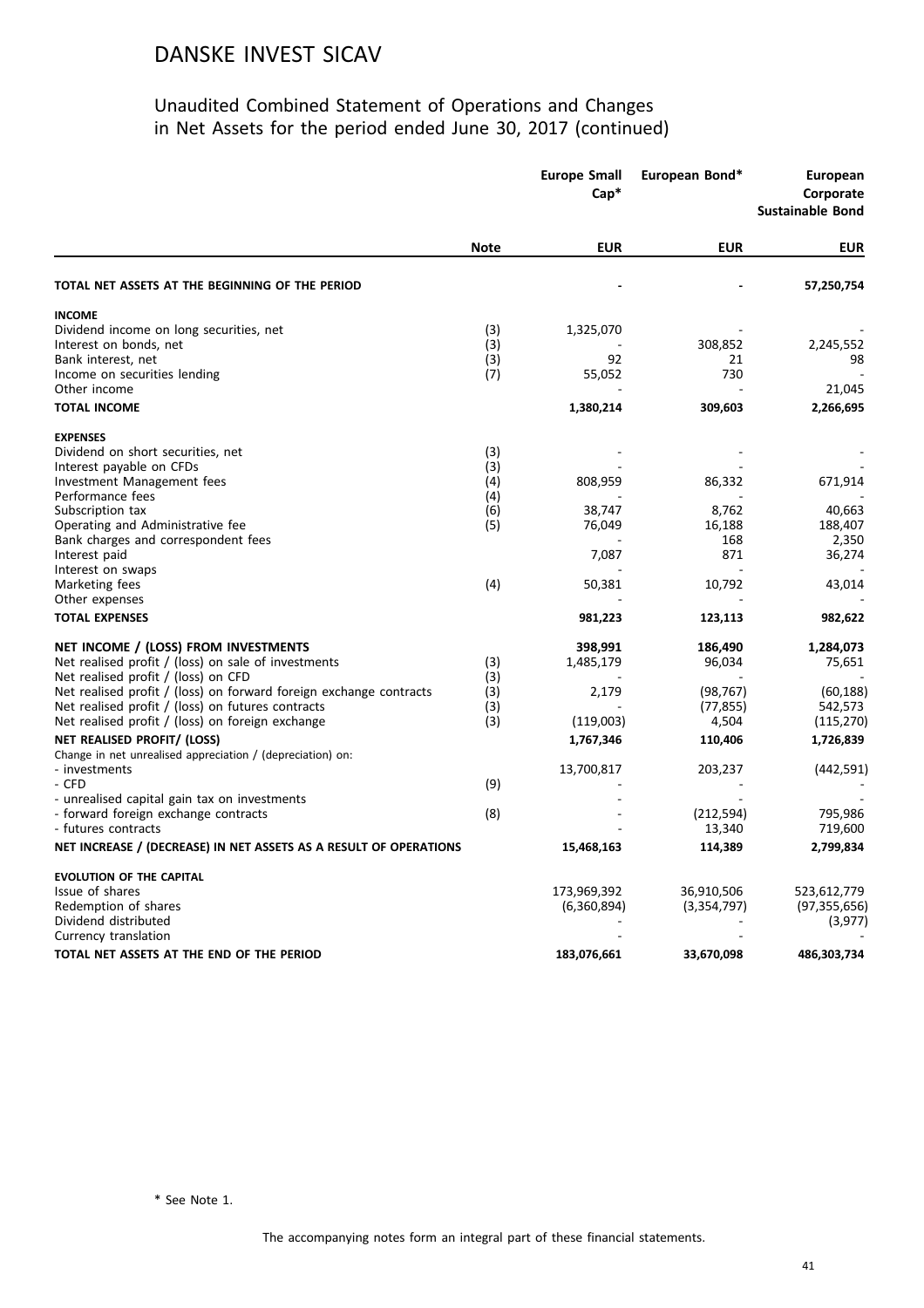# DANSKE INVEST SICAV

## Unaudited Combined Statement of Operations and Changes in Net Assets for the period ended June 30, 2017 (continued)

| | Note | Europe Small Cap* EUR | European Bond* EUR | European Corporate Sustainable Bond EUR |
|---|---|---|---|---|
| **TOTAL NET ASSETS AT THE BEGINNING OF THE PERIOD** | | - | - | **57,250,754** |
| **INCOME** | | | | |
| Dividend income on long securities, net | (3) | 1,325,070 | - | - |
| Interest on bonds, net | (3) | - | 308,852 | 2,245,552 |
| Bank interest, net | (3) | 92 | 21 | 98 |
| Income on securities lending | (7) | 55,052 | 730 | - |
| Other income | | - | - | 21,045 |
| **TOTAL INCOME** | | **1,380,214** | **309,603** | **2,266,695** |
| **EXPENSES** | | | | |
| Dividend on short securities, net | (3) | - | - | - |
| Interest payable on CFDs | (3) | - | - | - |
| Investment Management fees | (4) | 808,959 | 86,332 | 671,914 |
| Performance fees | (4) | - | - | - |
| Subscription tax | (6) | 38,747 | 8,762 | 40,663 |
| Operating and Administrative fee | (5) | 76,049 | 16,188 | 188,407 |
| Bank charges and correspondent fees | | - | 168 | 2,350 |
| Interest paid | | 7,087 | 871 | 36,274 |
| Interest on swaps | | - | - | - |
| Marketing fees | (4) | 50,381 | 10,792 | 43,014 |
| Other expenses | | - | - | - |
| **TOTAL EXPENSES** | | **981,223** | **123,113** | **982,622** |
| **NET INCOME / (LOSS) FROM INVESTMENTS** | | **398,991** | **186,490** | **1,284,073** |
| Net realised profit / (loss) on sale of investments | (3) | 1,485,179 | 96,034 | 75,651 |
| Net realised profit / (loss) on CFD | (3) | - | - | - |
| Net realised profit / (loss) on forward foreign exchange contracts | (3) | 2,179 | (98,767) | (60,188) |
| Net realised profit / (loss) on futures contracts | (3) | - | (77,855) | 542,573 |
| Net realised profit / (loss) on foreign exchange | (3) | (119,003) | 4,504 | (115,270) |
| **NET REALISED PROFIT/ (LOSS)** | | **1,767,346** | **110,406** | **1,726,839** |
| Change in net unrealised appreciation / (depreciation) on: | | | | |
| - investments | | 13,700,817 | 203,237 | (442,591) |
| - CFD | (9) | - | - | - |
| - unrealised capital gain tax on investments | | - | - | - |
| - forward foreign exchange contracts | (8) | - | (212,594) | 795,986 |
| - futures contracts | | - | 13,340 | 719,600 |
| **NET INCREASE / (DECREASE) IN NET ASSETS AS A RESULT OF OPERATIONS** | | **15,468,163** | **114,389** | **2,799,834** |
| **EVOLUTION OF THE CAPITAL** | | | | |
| Issue of shares | | 173,969,392 | 36,910,506 | 523,612,779 |
| Redemption of shares | | (6,360,894) | (3,354,797) | (97,355,656) |
| Dividend distributed | | - | - | (3,977) |
| Currency translation | | - | - | - |
| **TOTAL NET ASSETS AT THE END OF THE PERIOD** | | **183,076,661** | **33,670,098** | **486,303,734** |

\* See Note 1.

The accompanying notes form an integral part of these financial statements.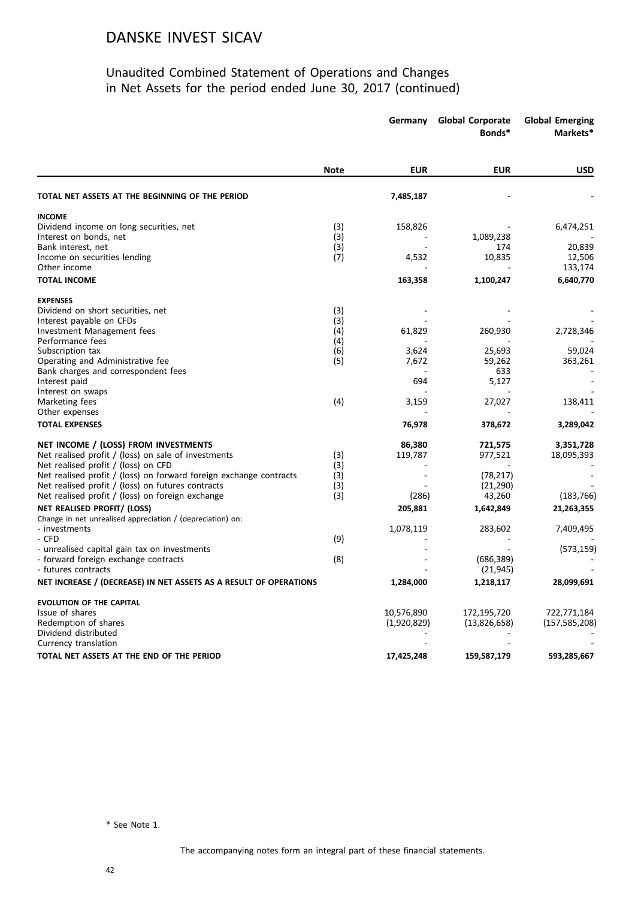# DANSKE INVEST SICAV

## Unaudited Combined Statement of Operations and Changes in Net Assets for the period ended June 30, 2017 (continued)

| | Note | Germany | Global Corporate Bonds* | Global Emerging Markets* |
|---|---|---|---|---|
| | | EUR | EUR | USD |
| **TOTAL NET ASSETS AT THE BEGINNING OF THE PERIOD** | | **7,485,187** | **-** | **-** |
| **INCOME** | | | | |
| Dividend income on long securities, net | (3) | 158,826 | - | 6,474,251 |
| Interest on bonds, net | (3) | - | 1,089,238 | - |
| Bank interest, net | (3) | - | 174 | 20,839 |
| Income on securities lending | (7) | 4,532 | 10,835 | 12,506 |
| Other income | | - | - | 133,174 |
| **TOTAL INCOME** | | **163,358** | **1,100,247** | **6,640,770** |
| **EXPENSES** | | | | |
| Dividend on short securities, net | (3) | - | - | - |
| Interest payable on CFDs | (3) | - | - | - |
| Investment Management fees | (4) | 61,829 | 260,930 | 2,728,346 |
| Performance fees | (4) | - | - | - |
| Subscription tax | (6) | 3,624 | 25,693 | 59,024 |
| Operating and Administrative fee | (5) | 7,672 | 59,262 | 363,261 |
| Bank charges and correspondent fees | | - | 633 | - |
| Interest paid | | 694 | 5,127 | - |
| Interest on swaps | | - | - | - |
| Marketing fees | (4) | 3,159 | 27,027 | 138,411 |
| Other expenses | | - | - | - |
| **TOTAL EXPENSES** | | **76,978** | **378,672** | **3,289,042** |
| **NET INCOME / (LOSS) FROM INVESTMENTS** | | **86,380** | **721,575** | **3,351,728** |
| Net realised profit / (loss) on sale of investments | (3) | 119,787 | 977,521 | 18,095,393 |
| Net realised profit / (loss) on CFD | (3) | - | - | - |
| Net realised profit / (loss) on forward foreign exchange contracts | (3) | - | (78,217) | - |
| Net realised profit / (loss) on futures contracts | (3) | - | (21,290) | - |
| Net realised profit / (loss) on foreign exchange | (3) | (286) | 43,260 | (183,766) |
| **NET REALISED PROFIT/ (LOSS)** | | **205,881** | **1,642,849** | **21,263,355** |
| Change in net unrealised appreciation / (depreciation) on: | | | | |
| - investments | | 1,078,119 | 283,602 | 7,409,495 |
| - CFD | (9) | - | - | - |
| - unrealised capital gain tax on investments | | - | - | (573,159) |
| - forward foreign exchange contracts | (8) | - | (686,389) | - |
| - futures contracts | | - | (21,945) | - |
| **NET INCREASE / (DECREASE) IN NET ASSETS AS A RESULT OF OPERATIONS** | | **1,284,000** | **1,218,117** | **28,099,691** |
| **EVOLUTION OF THE CAPITAL** | | | | |
| Issue of shares | | 10,576,890 | 172,195,720 | 722,771,184 |
| Redemption of shares | | (1,920,829) | (13,826,658) | (157,585,208) |
| Dividend distributed | | - | - | - |
| Currency translation | | - | - | - |
| **TOTAL NET ASSETS AT THE END OF THE PERIOD** | | **17,425,248** | **159,587,179** | **593,285,667** |

\* See Note 1.

The accompanying notes form an integral part of these financial statements.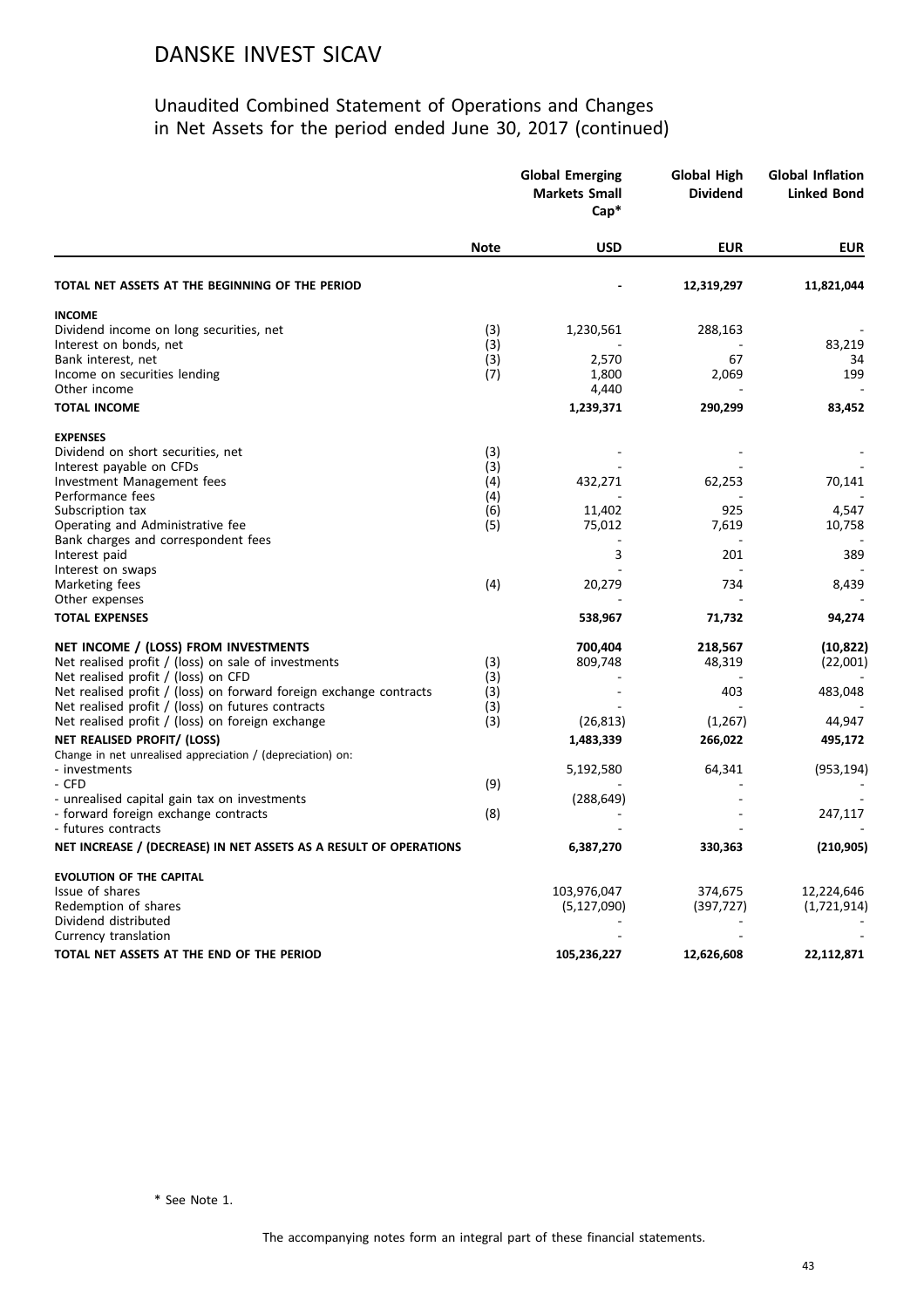# DANSKE INVEST SICAV

## Unaudited Combined Statement of Operations and Changes in Net Assets for the period ended June 30, 2017 (continued)

| | Note | Global Emerging Markets Small Cap* | Global High Dividend | Global Inflation Linked Bond |
|---|---|---|---|---|
| | | USD | EUR | EUR |
| **TOTAL NET ASSETS AT THE BEGINNING OF THE PERIOD** | | - | 12,319,297 | 11,821,044 |
| **INCOME** | | | | |
| Dividend income on long securities, net | (3) | 1,230,561 | 288,163 | - |
| Interest on bonds, net | (3) | - | - | 83,219 |
| Bank interest, net | (3) | 2,570 | 67 | 34 |
| Income on securities lending | (7) | 1,800 | 2,069 | 199 |
| Other income | | 4,440 | - | - |
| **TOTAL INCOME** | | 1,239,371 | 290,299 | 83,452 |
| **EXPENSES** | | | | |
| Dividend on short securities, net | (3) | - | - | - |
| Interest payable on CFDs | (3) | - | - | - |
| Investment Management fees | (4) | 432,271 | 62,253 | 70,141 |
| Performance fees | (4) | - | - | - |
| Subscription tax | (6) | 11,402 | 925 | 4,547 |
| Operating and Administrative fee | (5) | 75,012 | 7,619 | 10,758 |
| Bank charges and correspondent fees | | - | - | - |
| Interest paid | | 3 | 201 | 389 |
| Interest on swaps | | - | - | - |
| Marketing fees | (4) | 20,279 | 734 | 8,439 |
| Other expenses | | - | - | - |
| **TOTAL EXPENSES** | | 538,967 | 71,732 | 94,274 |
| **NET INCOME / (LOSS) FROM INVESTMENTS** | | 700,404 | 218,567 | (10,822) |
| Net realised profit / (loss) on sale of investments | (3) | 809,748 | 48,319 | (22,001) |
| Net realised profit / (loss) on CFD | (3) | - | - | - |
| Net realised profit / (loss) on forward foreign exchange contracts | (3) | - | 403 | 483,048 |
| Net realised profit / (loss) on futures contracts | (3) | - | - | - |
| Net realised profit / (loss) on foreign exchange | (3) | (26,813) | (1,267) | 44,947 |
| **NET REALISED PROFIT/ (LOSS)** | | 1,483,339 | 266,022 | 495,172 |
| Change in net unrealised appreciation / (depreciation) on: | | | | |
| - investments | | 5,192,580 | 64,341 | (953,194) |
| - CFD | (9) | - | - | - |
| - unrealised capital gain tax on investments | | (288,649) | - | - |
| - forward foreign exchange contracts | (8) | - | - | 247,117 |
| - futures contracts | | - | - | - |
| **NET INCREASE / (DECREASE) IN NET ASSETS AS A RESULT OF OPERATIONS** | | 6,387,270 | 330,363 | (210,905) |
| **EVOLUTION OF THE CAPITAL** | | | | |
| Issue of shares | | 103,976,047 | 374,675 | 12,224,646 |
| Redemption of shares | | (5,127,090) | (397,727) | (1,721,914) |
| Dividend distributed | | - | - | - |
| Currency translation | | - | - | - |
| **TOTAL NET ASSETS AT THE END OF THE PERIOD** | | 105,236,227 | 12,626,608 | 22,112,871 |

\* See Note 1.

The accompanying notes form an integral part of these financial statements.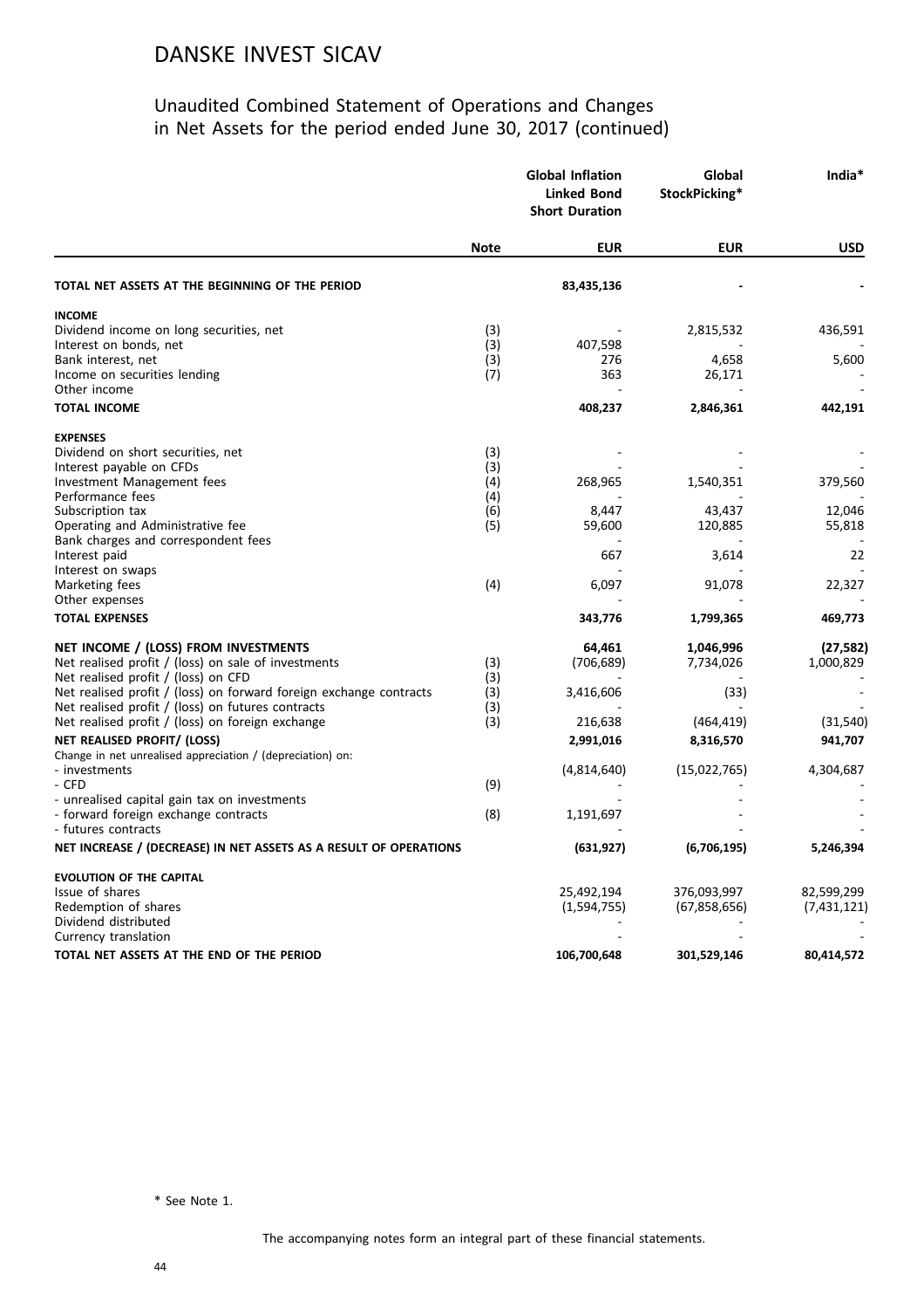# DANSKE INVEST SICAV

## Unaudited Combined Statement of Operations and Changes in Net Assets for the period ended June 30, 2017 (continued)

| | Note | Global Inflation Linked Bond Short Duration | Global StockPicking* | India* |
|---|---|---|---|---|
| | | **EUR** | **EUR** | **USD** |
| **TOTAL NET ASSETS AT THE BEGINNING OF THE PERIOD** | | **83,435,136** | **-** | **-** |
| **INCOME** | | | | |
| Dividend income on long securities, net | (3) | - | 2,815,532 | 436,591 |
| Interest on bonds, net | (3) | 407,598 | - | - |
| Bank interest, net | (3) | 276 | 4,658 | 5,600 |
| Income on securities lending | (7) | 363 | 26,171 | - |
| Other income | | - | - | - |
| **TOTAL INCOME** | | **408,237** | **2,846,361** | **442,191** |
| **EXPENSES** | | | | |
| Dividend on short securities, net | (3) | - | - | - |
| Interest payable on CFDs | (3) | - | - | - |
| Investment Management fees | (4) | 268,965 | 1,540,351 | 379,560 |
| Performance fees | (4) | - | - | - |
| Subscription tax | (6) | 8,447 | 43,437 | 12,046 |
| Operating and Administrative fee | (5) | 59,600 | 120,885 | 55,818 |
| Bank charges and correspondent fees | | - | - | - |
| Interest paid | | 667 | 3,614 | 22 |
| Interest on swaps | | - | - | - |
| Marketing fees | (4) | 6,097 | 91,078 | 22,327 |
| Other expenses | | - | - | - |
| **TOTAL EXPENSES** | | **343,776** | **1,799,365** | **469,773** |
| **NET INCOME / (LOSS) FROM INVESTMENTS** | | **64,461** | **1,046,996** | **(27,582)** |
| Net realised profit / (loss) on sale of investments | (3) | (706,689) | 7,734,026 | 1,000,829 |
| Net realised profit / (loss) on CFD | (3) | - | - | - |
| Net realised profit / (loss) on forward foreign exchange contracts | (3) | 3,416,606 | (33) | - |
| Net realised profit / (loss) on futures contracts | (3) | - | - | - |
| Net realised profit / (loss) on foreign exchange | (3) | 216,638 | (464,419) | (31,540) |
| **NET REALISED PROFIT/ (LOSS)** | | **2,991,016** | **8,316,570** | **941,707** |
| Change in net unrealised appreciation / (depreciation) on: | | | | |
| - investments | | (4,814,640) | (15,022,765) | 4,304,687 |
| - CFD | (9) | - | - | - |
| - unrealised capital gain tax on investments | | - | - | - |
| - forward foreign exchange contracts | (8) | 1,191,697 | - | - |
| - futures contracts | | - | - | - |
| **NET INCREASE / (DECREASE) IN NET ASSETS AS A RESULT OF OPERATIONS** | | **(631,927)** | **(6,706,195)** | **5,246,394** |
| **EVOLUTION OF THE CAPITAL** | | | | |
| Issue of shares | | 25,492,194 | 376,093,997 | 82,599,299 |
| Redemption of shares | | (1,594,755) | (67,858,656) | (7,431,121) |
| Dividend distributed | | - | - | - |
| Currency translation | | - | - | - |
| **TOTAL NET ASSETS AT THE END OF THE PERIOD** | | **106,700,648** | **301,529,146** | **80,414,572** |

\* See Note 1.

The accompanying notes form an integral part of these financial statements.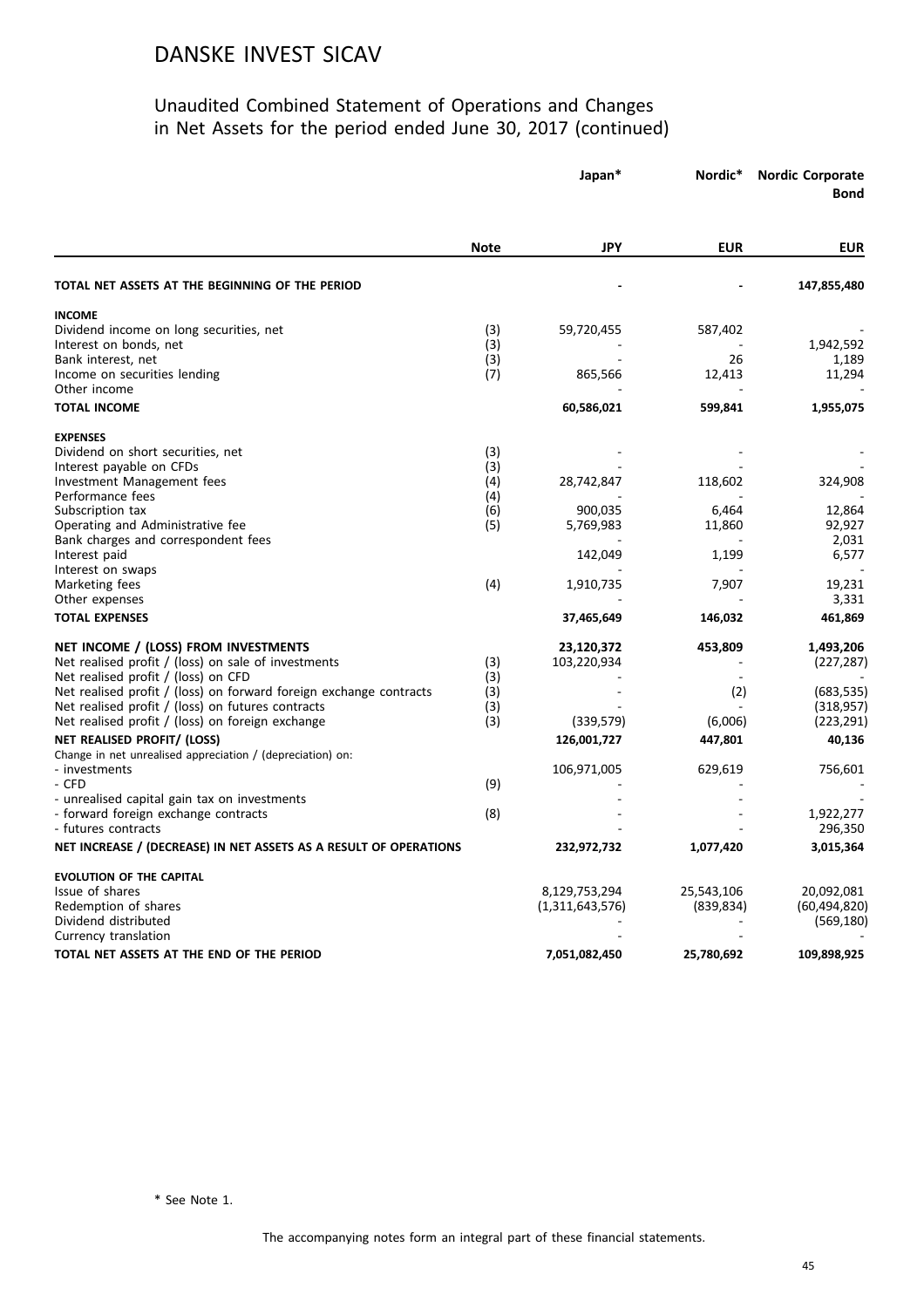# DANSKE INVEST SICAV

## Unaudited Combined Statement of Operations and Changes in Net Assets for the period ended June 30, 2017 (continued)

| | Note | Japan* JPY | Nordic* EUR | Nordic Corporate Bond EUR |
|---|---|---|---|---|
| **TOTAL NET ASSETS AT THE BEGINNING OF THE PERIOD** | | - | - | **147,855,480** |
| **INCOME** | | | | |
| Dividend income on long securities, net | (3) | 59,720,455 | 587,402 | - |
| Interest on bonds, net | (3) | - | - | 1,942,592 |
| Bank interest, net | (3) | - | 26 | 1,189 |
| Income on securities lending | (7) | 865,566 | 12,413 | 11,294 |
| Other income | | - | - | - |
| **TOTAL INCOME** | | **60,586,021** | **599,841** | **1,955,075** |
| **EXPENSES** | | | | |
| Dividend on short securities, net | (3) | - | - | - |
| Interest payable on CFDs | (3) | - | - | - |
| Investment Management fees | (4) | 28,742,847 | 118,602 | 324,908 |
| Performance fees | (4) | - | - | - |
| Subscription tax | (6) | 900,035 | 6,464 | 12,864 |
| Operating and Administrative fee | (5) | 5,769,983 | 11,860 | 92,927 |
| Bank charges and correspondent fees | | - | - | 2,031 |
| Interest paid | | 142,049 | 1,199 | 6,577 |
| Interest on swaps | | - | - | - |
| Marketing fees | (4) | 1,910,735 | 7,907 | 19,231 |
| Other expenses | | - | - | 3,331 |
| **TOTAL EXPENSES** | | **37,465,649** | **146,032** | **461,869** |
| **NET INCOME / (LOSS) FROM INVESTMENTS** | | **23,120,372** | **453,809** | **1,493,206** |
| Net realised profit / (loss) on sale of investments | (3) | 103,220,934 | - | (227,287) |
| Net realised profit / (loss) on CFD | (3) | - | - | - |
| Net realised profit / (loss) on forward foreign exchange contracts | (3) | - | (2) | (683,535) |
| Net realised profit / (loss) on futures contracts | (3) | - | - | (318,957) |
| Net realised profit / (loss) on foreign exchange | (3) | (339,579) | (6,006) | (223,291) |
| **NET REALISED PROFIT/ (LOSS)** | | **126,001,727** | **447,801** | **40,136** |
| Change in net unrealised appreciation / (depreciation) on: | | | | |
| - investments | | 106,971,005 | 629,619 | 756,601 |
| - CFD | (9) | - | - | - |
| - unrealised capital gain tax on investments | | - | - | - |
| - forward foreign exchange contracts | (8) | - | - | 1,922,277 |
| - futures contracts | | - | - | 296,350 |
| **NET INCREASE / (DECREASE) IN NET ASSETS AS A RESULT OF OPERATIONS** | | **232,972,732** | **1,077,420** | **3,015,364** |
| **EVOLUTION OF THE CAPITAL** | | | | |
| Issue of shares | | 8,129,753,294 | 25,543,106 | 20,092,081 |
| Redemption of shares | | (1,311,643,576) | (839,834) | (60,494,820) |
| Dividend distributed | | - | - | (569,180) |
| Currency translation | | - | - | - |
| **TOTAL NET ASSETS AT THE END OF THE PERIOD** | | **7,051,082,450** | **25,780,692** | **109,898,925** |

\* See Note 1.

The accompanying notes form an integral part of these financial statements.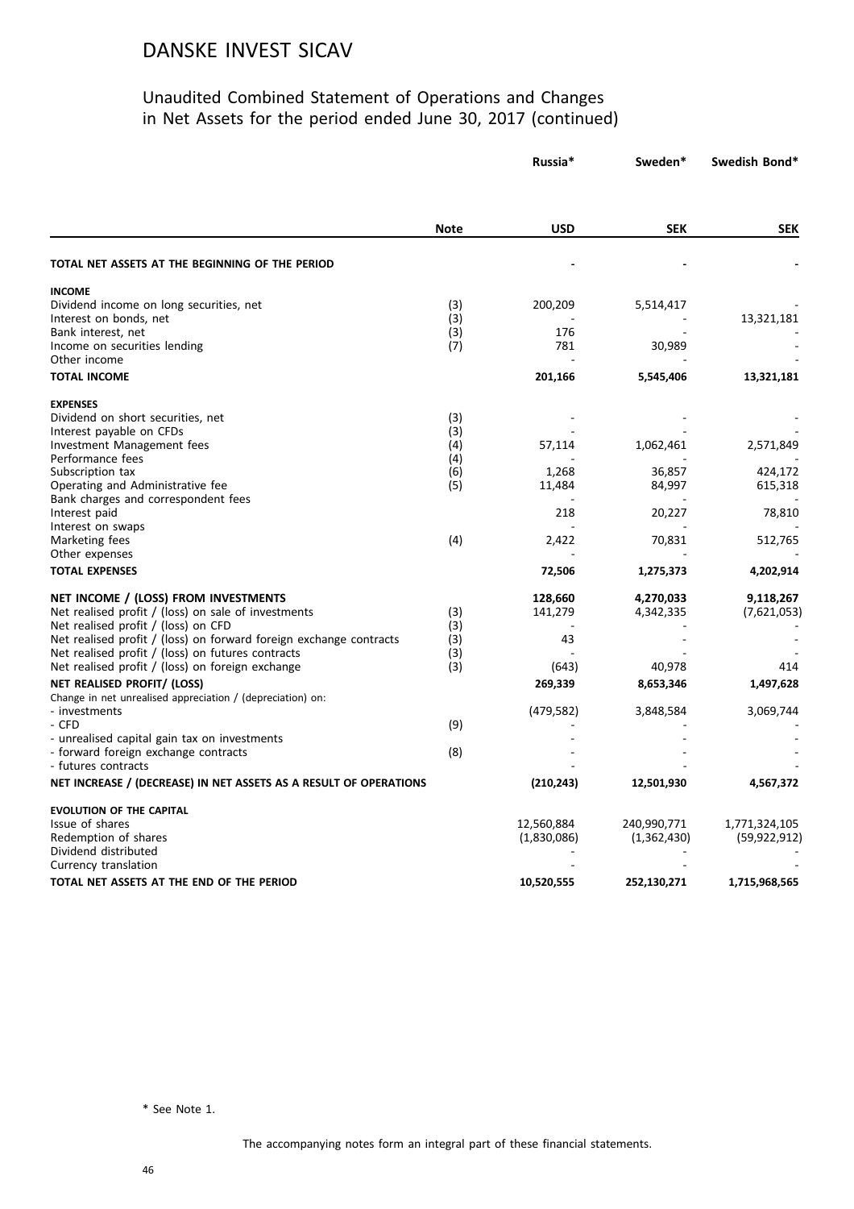# DANSKE INVEST SICAV

## Unaudited Combined Statement of Operations and Changes in Net Assets for the period ended June 30, 2017 (continued)

| | Note | Russia* USD | Sweden* SEK | Swedish Bond* SEK |
|---|---|---|---|---|
| **TOTAL NET ASSETS AT THE BEGINNING OF THE PERIOD** | | - | - | - |
| **INCOME** | | | | |
| Dividend income on long securities, net | (3) | 200,209 | 5,514,417 | - |
| Interest on bonds, net | (3) | - | - | 13,321,181 |
| Bank interest, net | (3) | 176 | - | - |
| Income on securities lending | (7) | 781 | 30,989 | - |
| Other income | | - | - | - |
| **TOTAL INCOME** | | **201,166** | **5,545,406** | **13,321,181** |
| **EXPENSES** | | | | |
| Dividend on short securities, net | (3) | - | - | - |
| Interest payable on CFDs | (3) | - | - | - |
| Investment Management fees | (4) | 57,114 | 1,062,461 | 2,571,849 |
| Performance fees | (4) | - | - | - |
| Subscription tax | (6) | 1,268 | 36,857 | 424,172 |
| Operating and Administrative fee | (5) | 11,484 | 84,997 | 615,318 |
| Bank charges and correspondent fees | | - | - | - |
| Interest paid | | 218 | 20,227 | 78,810 |
| Interest on swaps | | - | - | - |
| Marketing fees | (4) | 2,422 | 70,831 | 512,765 |
| Other expenses | | - | - | - |
| **TOTAL EXPENSES** | | **72,506** | **1,275,373** | **4,202,914** |
| **NET INCOME / (LOSS) FROM INVESTMENTS** | | **128,660** | **4,270,033** | **9,118,267** |
| Net realised profit / (loss) on sale of investments | (3) | 141,279 | 4,342,335 | (7,621,053) |
| Net realised profit / (loss) on CFD | (3) | - | - | - |
| Net realised profit / (loss) on forward foreign exchange contracts | (3) | 43 | - | - |
| Net realised profit / (loss) on futures contracts | (3) | - | - | - |
| Net realised profit / (loss) on foreign exchange | (3) | (643) | 40,978 | 414 |
| **NET REALISED PROFIT/ (LOSS)** | | **269,339** | **8,653,346** | **1,497,628** |
| Change in net unrealised appreciation / (depreciation) on: | | | | |
| - investments | | (479,582) | 3,848,584 | 3,069,744 |
| - CFD | (9) | - | - | - |
| - unrealised capital gain tax on investments | | - | - | - |
| - forward foreign exchange contracts | (8) | - | - | - |
| - futures contracts | | - | - | - |
| **NET INCREASE / (DECREASE) IN NET ASSETS AS A RESULT OF OPERATIONS** | | **(210,243)** | **12,501,930** | **4,567,372** |
| **EVOLUTION OF THE CAPITAL** | | | | |
| Issue of shares | | 12,560,884 | 240,990,771 | 1,771,324,105 |
| Redemption of shares | | (1,830,086) | (1,362,430) | (59,922,912) |
| Dividend distributed | | - | - | - |
| Currency translation | | - | - | - |
| **TOTAL NET ASSETS AT THE END OF THE PERIOD** | | **10,520,555** | **252,130,271** | **1,715,968,565** |

\* See Note 1.

The accompanying notes form an integral part of these financial statements.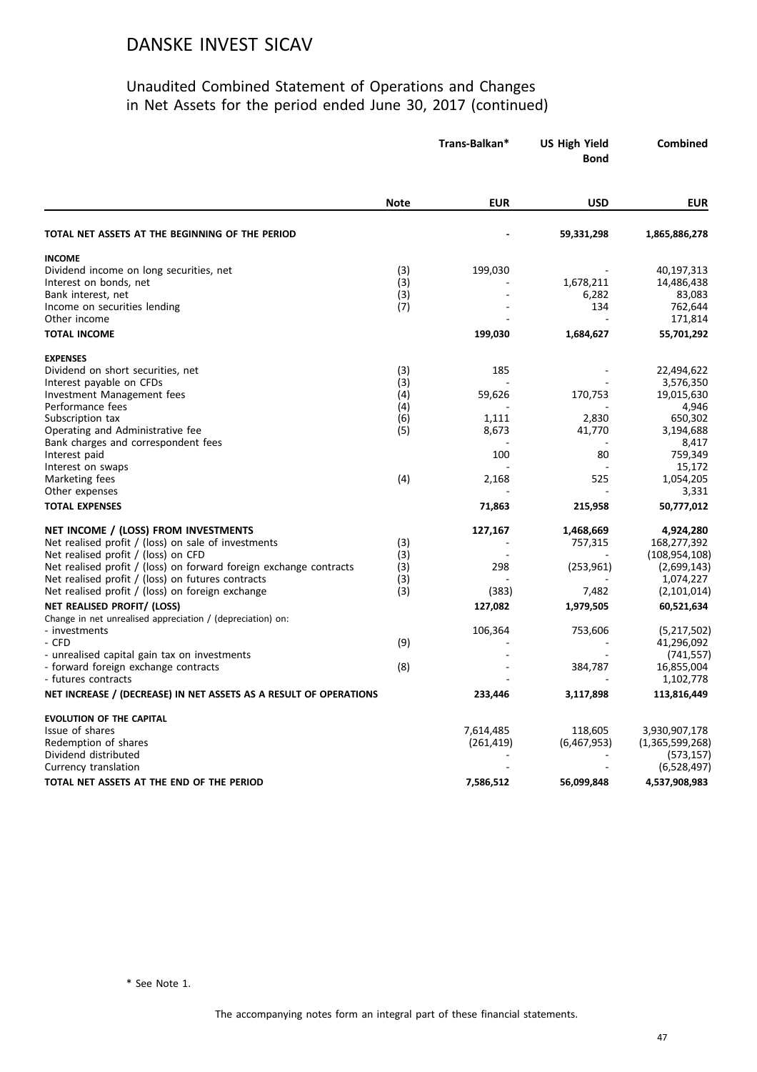# DANSKE INVEST SICAV

## Unaudited Combined Statement of Operations and Changes in Net Assets for the period ended June 30, 2017 (continued)

| | Note | Trans-Balkan* | US High Yield Bond | Combined |
|---|---|---|---|---|
| | | EUR | USD | EUR |
| **TOTAL NET ASSETS AT THE BEGINNING OF THE PERIOD** | | - | 59,331,298 | 1,865,886,278 |
| **INCOME** | | | | |
| Dividend income on long securities, net | (3) | 199,030 | - | 40,197,313 |
| Interest on bonds, net | (3) | - | 1,678,211 | 14,486,438 |
| Bank interest, net | (3) | - | 6,282 | 83,083 |
| Income on securities lending | (7) | - | 134 | 762,644 |
| Other income | | - | - | 171,814 |
| **TOTAL INCOME** | | **199,030** | **1,684,627** | **55,701,292** |
| **EXPENSES** | | | | |
| Dividend on short securities, net | (3) | 185 | - | 22,494,622 |
| Interest payable on CFDs | (3) | - | - | 3,576,350 |
| Investment Management fees | (4) | 59,626 | 170,753 | 19,015,630 |
| Performance fees | (4) | - | - | 4,946 |
| Subscription tax | (6) | 1,111 | 2,830 | 650,302 |
| Operating and Administrative fee | (5) | 8,673 | 41,770 | 3,194,688 |
| Bank charges and correspondent fees | | - | - | 8,417 |
| Interest paid | | 100 | 80 | 759,349 |
| Interest on swaps | | - | - | 15,172 |
| Marketing fees | (4) | 2,168 | 525 | 1,054,205 |
| Other expenses | | - | - | 3,331 |
| **TOTAL EXPENSES** | | **71,863** | **215,958** | **50,777,012** |
| **NET INCOME / (LOSS) FROM INVESTMENTS** | | **127,167** | **1,468,669** | **4,924,280** |
| Net realised profit / (loss) on sale of investments | (3) | - | 757,315 | 168,277,392 |
| Net realised profit / (loss) on CFD | (3) | - | - | (108,954,108) |
| Net realised profit / (loss) on forward foreign exchange contracts | (3) | 298 | (253,961) | (2,699,143) |
| Net realised profit / (loss) on futures contracts | (3) | - | - | 1,074,227 |
| Net realised profit / (loss) on foreign exchange | (3) | (383) | 7,482 | (2,101,014) |
| **NET REALISED PROFIT/ (LOSS)** | | **127,082** | **1,979,505** | **60,521,634** |
| Change in net unrealised appreciation / (depreciation) on: | | | | |
| - investments | | 106,364 | 753,606 | (5,217,502) |
| - CFD | (9) | - | - | 41,296,092 |
| - unrealised capital gain tax on investments | | - | - | (741,557) |
| - forward foreign exchange contracts | (8) | - | 384,787 | 16,855,004 |
| - futures contracts | | - | - | 1,102,778 |
| **NET INCREASE / (DECREASE) IN NET ASSETS AS A RESULT OF OPERATIONS** | | **233,446** | **3,117,898** | **113,816,449** |
| **EVOLUTION OF THE CAPITAL** | | | | |
| Issue of shares | | 7,614,485 | 118,605 | 3,930,907,178 |
| Redemption of shares | | (261,419) | (6,467,953) | (1,365,599,268) |
| Dividend distributed | | - | - | (573,157) |
| Currency translation | | - | - | (6,528,497) |
| **TOTAL NET ASSETS AT THE END OF THE PERIOD** | | **7,586,512** | **56,099,848** | **4,537,908,983** |

\* See Note 1.

The accompanying notes form an integral part of these financial statements.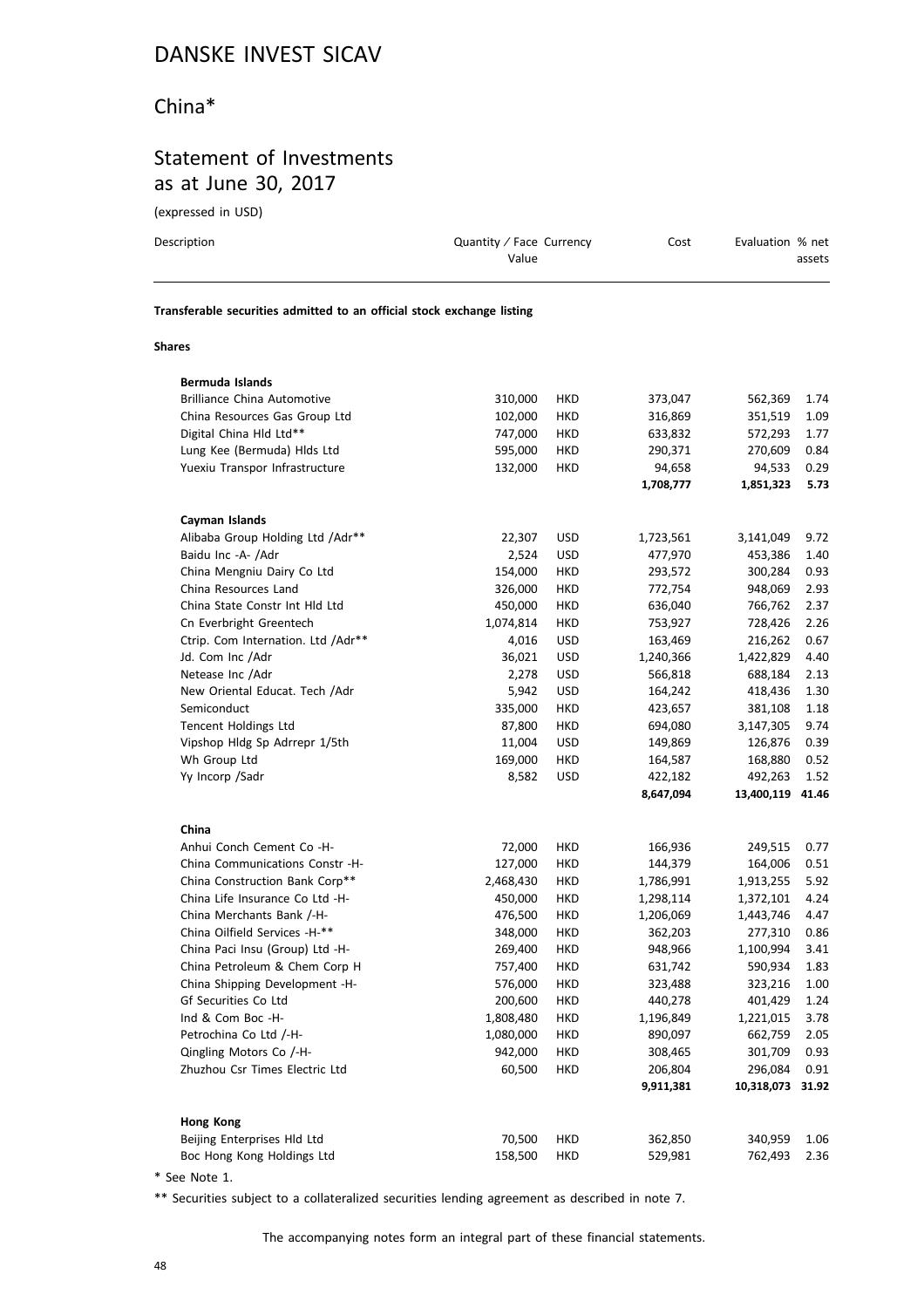# DANSKE INVEST SICAV

## China*

## Statement of Investments as at June 30, 2017

(expressed in USD)

| Description | Quantity / Face Value | Currency | Cost | Evaluation | % net assets |
|---|---|---|---|---|---|
| **Transferable securities admitted to an official stock exchange listing** | | | | | |
| **Shares** | | | | | |
| **Bermuda Islands** | | | | | |
| Brilliance China Automotive | 310,000 | HKD | 373,047 | 562,369 | 1.74 |
| China Resources Gas Group Ltd | 102,000 | HKD | 316,869 | 351,519 | 1.09 |
| Digital China Hld Ltd** | 747,000 | HKD | 633,832 | 572,293 | 1.77 |
| Lung Kee (Bermuda) Hlds Ltd | 595,000 | HKD | 290,371 | 270,609 | 0.84 |
| Yuexiu Transpor Infrastructure | 132,000 | HKD | 94,658 | 94,533 | 0.29 |
| | | | **1,708,777** | **1,851,323** | **5.73** |
| **Cayman Islands** | | | | | |
| Alibaba Group Holding Ltd /Adr** | 22,307 | USD | 1,723,561 | 3,141,049 | 9.72 |
| Baidu Inc -A- /Adr | 2,524 | USD | 477,970 | 453,386 | 1.40 |
| China Mengniu Dairy Co Ltd | 154,000 | HKD | 293,572 | 300,284 | 0.93 |
| China Resources Land | 326,000 | HKD | 772,754 | 948,069 | 2.93 |
| China State Constr Int Hld Ltd | 450,000 | HKD | 636,040 | 766,762 | 2.37 |
| Cn Everbright Greentech | 1,074,814 | HKD | 753,927 | 728,426 | 2.26 |
| Ctrip. Com Internation. Ltd /Adr** | 4,016 | USD | 163,469 | 216,262 | 0.67 |
| Jd. Com Inc /Adr | 36,021 | USD | 1,240,366 | 1,422,829 | 4.40 |
| Netease Inc /Adr | 2,278 | USD | 566,818 | 688,184 | 2.13 |
| New Oriental Educat. Tech /Adr | 5,942 | USD | 164,242 | 418,436 | 1.30 |
| Semiconduct | 335,000 | HKD | 423,657 | 381,108 | 1.18 |
| Tencent Holdings Ltd | 87,800 | HKD | 694,080 | 3,147,305 | 9.74 |
| Vipshop Hldg Sp Adrrepr 1/5th | 11,004 | USD | 149,869 | 126,876 | 0.39 |
| Wh Group Ltd | 169,000 | HKD | 164,587 | 168,880 | 0.52 |
| Yy Incorp /Sadr | 8,582 | USD | 422,182 | 492,263 | 1.52 |
| | | | **8,647,094** | **13,400,119** | **41.46** |
| **China** | | | | | |
| Anhui Conch Cement Co -H- | 72,000 | HKD | 166,936 | 249,515 | 0.77 |
| China Communications Constr -H- | 127,000 | HKD | 144,379 | 164,006 | 0.51 |
| China Construction Bank Corp** | 2,468,430 | HKD | 1,786,991 | 1,913,255 | 5.92 |
| China Life Insurance Co Ltd -H- | 450,000 | HKD | 1,298,114 | 1,372,101 | 4.24 |
| China Merchants Bank /-H- | 476,500 | HKD | 1,206,069 | 1,443,746 | 4.47 |
| China Oilfield Services -H-** | 348,000 | HKD | 362,203 | 277,310 | 0.86 |
| China Paci Insu (Group) Ltd -H- | 269,400 | HKD | 948,966 | 1,100,994 | 3.41 |
| China Petroleum & Chem Corp H | 757,400 | HKD | 631,742 | 590,934 | 1.83 |
| China Shipping Development -H- | 576,000 | HKD | 323,488 | 323,216 | 1.00 |
| Gf Securities Co Ltd | 200,600 | HKD | 440,278 | 401,429 | 1.24 |
| Ind & Com Boc -H- | 1,808,480 | HKD | 1,196,849 | 1,221,015 | 3.78 |
| Petrochina Co Ltd /-H- | 1,080,000 | HKD | 890,097 | 662,759 | 2.05 |
| Qingling Motors Co /-H- | 942,000 | HKD | 308,465 | 301,709 | 0.93 |
| Zhuzhou Csr Times Electric Ltd | 60,500 | HKD | 206,804 | 296,084 | 0.91 |
| | | | **9,911,381** | **10,318,073** | **31.92** |
| **Hong Kong** | | | | | |
| Beijing Enterprises Hld Ltd | 70,500 | HKD | 362,850 | 340,959 | 1.06 |
| Boc Hong Kong Holdings Ltd | 158,500 | HKD | 529,981 | 762,493 | 2.36 |

* See Note 1.

** Securities subject to a collateralized securities lending agreement as described in note 7.

The accompanying notes form an integral part of these financial statements.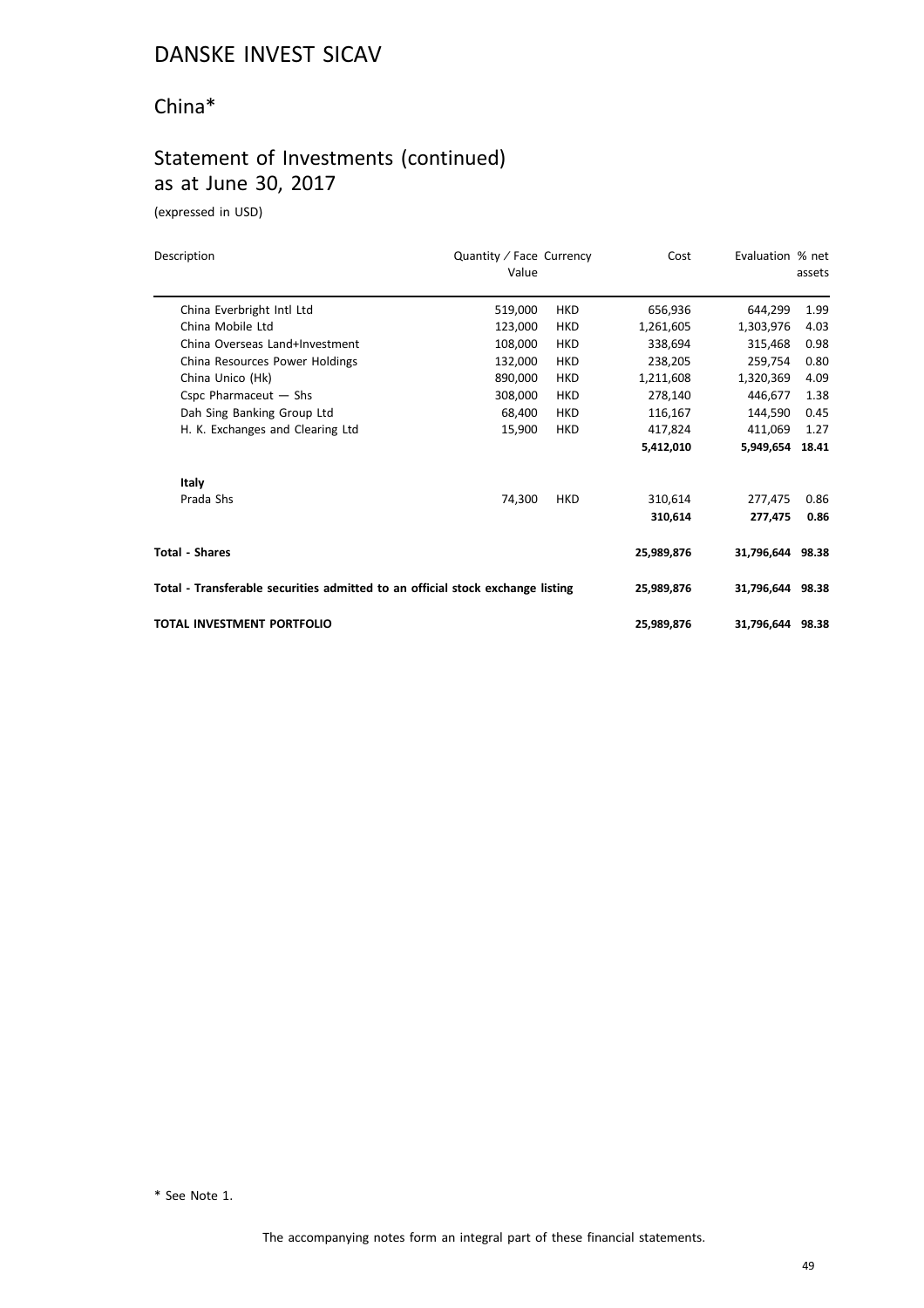# DANSKE INVEST SICAV

## China*

## Statement of Investments (continued) as at June 30, 2017

(expressed in USD)

| Description | Quantity / Face Value | Currency | Cost | Evaluation | % net assets |
|---|---|---|---|---|---|
| China Everbright Intl Ltd | 519,000 | HKD | 656,936 | 644,299 | 1.99 |
| China Mobile Ltd | 123,000 | HKD | 1,261,605 | 1,303,976 | 4.03 |
| China Overseas Land+Investment | 108,000 | HKD | 338,694 | 315,468 | 0.98 |
| China Resources Power Holdings | 132,000 | HKD | 238,205 | 259,754 | 0.80 |
| China Unico (Hk) | 890,000 | HKD | 1,211,608 | 1,320,369 | 4.09 |
| Cspc Pharmaceut — Shs | 308,000 | HKD | 278,140 | 446,677 | 1.38 |
| Dah Sing Banking Group Ltd | 68,400 | HKD | 116,167 | 144,590 | 0.45 |
| H. K. Exchanges and Clearing Ltd | 15,900 | HKD | 417,824 | 411,069 | 1.27 |
| | | | **5,412,010** | **5,949,654** | **18.41** |
| **Italy** | | | | | |
| Prada Shs | 74,300 | HKD | 310,614 | 277,475 | 0.86 |
| | | | **310,614** | **277,475** | **0.86** |
| **Total - Shares** | | | **25,989,876** | **31,796,644** | **98.38** |
| **Total - Transferable securities admitted to an official stock exchange listing** | | | **25,989,876** | **31,796,644** | **98.38** |
| **TOTAL INVESTMENT PORTFOLIO** | | | **25,989,876** | **31,796,644** | **98.38** |

\* See Note 1.

The accompanying notes form an integral part of these financial statements.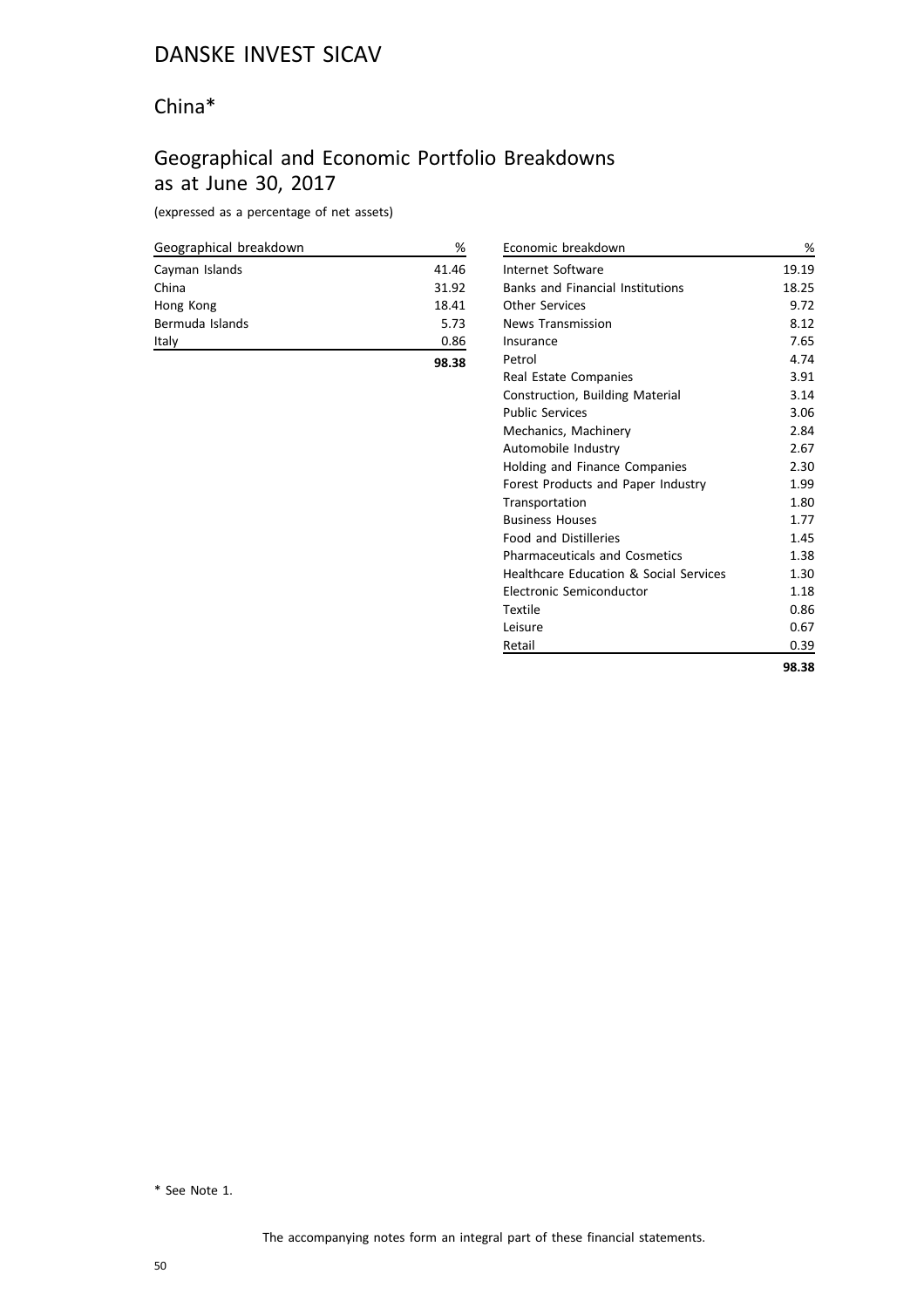# DANSKE INVEST SICAV

## China*

## Geographical and Economic Portfolio Breakdowns as at June 30, 2017

(expressed as a percentage of net assets)

| Geographical breakdown | % |
|---|---|
| Cayman Islands | 41.46 |
| China | 31.92 |
| Hong Kong | 18.41 |
| Bermuda Islands | 5.73 |
| Italy | 0.86 |
| | **98.38** |

| Economic breakdown | % |
|---|---|
| Internet Software | 19.19 |
| Banks and Financial Institutions | 18.25 |
| Other Services | 9.72 |
| News Transmission | 8.12 |
| Insurance | 7.65 |
| Petrol | 4.74 |
| Real Estate Companies | 3.91 |
| Construction, Building Material | 3.14 |
| Public Services | 3.06 |
| Mechanics, Machinery | 2.84 |
| Automobile Industry | 2.67 |
| Holding and Finance Companies | 2.30 |
| Forest Products and Paper Industry | 1.99 |
| Transportation | 1.80 |
| Business Houses | 1.77 |
| Food and Distilleries | 1.45 |
| Pharmaceuticals and Cosmetics | 1.38 |
| Healthcare Education & Social Services | 1.30 |
| Electronic Semiconductor | 1.18 |
| Textile | 0.86 |
| Leisure | 0.67 |
| Retail | 0.39 |
| | **98.38** |

* See Note 1.

The accompanying notes form an integral part of these financial statements.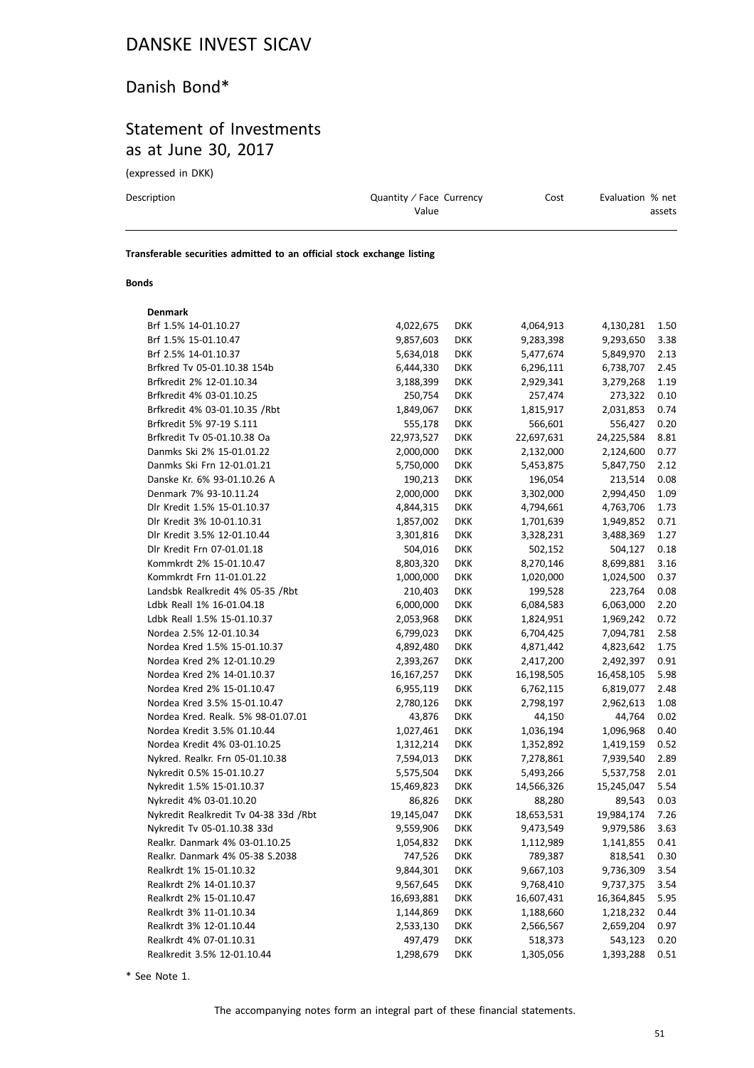# DANSKE INVEST SICAV

## Danish Bond*

## Statement of Investments as at June 30, 2017

(expressed in DKK)

| Description | Quantity / Face Value | Currency | Cost | Evaluation | % net assets |
|---|---|---|---|---|---|
| **Transferable securities admitted to an official stock exchange listing** | | | | | |
| **Bonds** | | | | | |
| **Denmark** | | | | | |
| Brf 1.5% 14-01.10.27 | 4,022,675 | DKK | 4,064,913 | 4,130,281 | 1.50 |
| Brf 1.5% 15-01.10.47 | 9,857,603 | DKK | 9,283,398 | 9,293,650 | 3.38 |
| Brf 2.5% 14-01.10.37 | 5,634,018 | DKK | 5,477,674 | 5,849,970 | 2.13 |
| Brfkred Tv 05-01.10.38 154b | 6,444,330 | DKK | 6,296,111 | 6,738,707 | 2.45 |
| Brfkredit 2% 12-01.10.34 | 3,188,399 | DKK | 2,929,341 | 3,279,268 | 1.19 |
| Brfkredit 4% 03-01.10.25 | 250,754 | DKK | 257,474 | 273,322 | 0.10 |
| Brfkredit 4% 03-01.10.35 /Rbt | 1,849,067 | DKK | 1,815,917 | 2,031,853 | 0.74 |
| Brfkredit 5% 97-19 S.111 | 555,178 | DKK | 566,601 | 556,427 | 0.20 |
| Brfkredit Tv 05-01.10.38 Oa | 22,973,527 | DKK | 22,697,631 | 24,225,584 | 8.81 |
| Danmks Ski 2% 15-01.01.22 | 2,000,000 | DKK | 2,132,000 | 2,124,600 | 0.77 |
| Danmks Ski Frn 12-01.01.21 | 5,750,000 | DKK | 5,453,875 | 5,847,750 | 2.12 |
| Danske Kr. 6% 93-01.10.26 A | 190,213 | DKK | 196,054 | 213,514 | 0.08 |
| Denmark 7% 93-10.11.24 | 2,000,000 | DKK | 3,302,000 | 2,994,450 | 1.09 |
| Dlr Kredit 1.5% 15-01.10.37 | 4,844,315 | DKK | 4,794,661 | 4,763,706 | 1.73 |
| Dlr Kredit 3% 10-01.10.31 | 1,857,002 | DKK | 1,701,639 | 1,949,852 | 0.71 |
| Dlr Kredit 3.5% 12-01.10.44 | 3,301,816 | DKK | 3,328,231 | 3,488,369 | 1.27 |
| Dlr Kredit Frn 07-01.01.18 | 504,016 | DKK | 502,152 | 504,127 | 0.18 |
| Kommkrdt 2% 15-01.10.47 | 8,803,320 | DKK | 8,270,146 | 8,699,881 | 3.16 |
| Kommkrdt Frn 11-01.01.22 | 1,000,000 | DKK | 1,020,000 | 1,024,500 | 0.37 |
| Landsbk Realkredit 4% 05-35 /Rbt | 210,403 | DKK | 199,528 | 223,764 | 0.08 |
| Ldbk Reall 1% 16-01.04.18 | 6,000,000 | DKK | 6,084,583 | 6,063,000 | 2.20 |
| Ldbk Reall 1.5% 15-01.10.37 | 2,053,968 | DKK | 1,824,951 | 1,969,242 | 0.72 |
| Nordea 2.5% 12-01.10.34 | 6,799,023 | DKK | 6,704,425 | 7,094,781 | 2.58 |
| Nordea Kred 1.5% 15-01.10.37 | 4,892,480 | DKK | 4,871,442 | 4,823,642 | 1.75 |
| Nordea Kred 2% 12-01.10.29 | 2,393,267 | DKK | 2,417,200 | 2,492,397 | 0.91 |
| Nordea Kred 2% 14-01.10.37 | 16,167,257 | DKK | 16,198,505 | 16,458,105 | 5.98 |
| Nordea Kred 2% 15-01.10.47 | 6,955,119 | DKK | 6,762,115 | 6,819,077 | 2.48 |
| Nordea Kred 3.5% 15-01.10.47 | 2,780,126 | DKK | 2,798,197 | 2,962,613 | 1.08 |
| Nordea Kred. Realk. 5% 98-01.07.01 | 43,876 | DKK | 44,150 | 44,764 | 0.02 |
| Nordea Kredit 3.5% 01.10.44 | 1,027,461 | DKK | 1,036,194 | 1,096,968 | 0.40 |
| Nordea Kredit 4% 03-01.10.25 | 1,312,214 | DKK | 1,352,892 | 1,419,159 | 0.52 |
| Nykred. Realkr. Frn 05-01.10.38 | 7,594,013 | DKK | 7,278,861 | 7,939,540 | 2.89 |
| Nykredit 0.5% 15-01.10.27 | 5,575,504 | DKK | 5,493,266 | 5,537,758 | 2.01 |
| Nykredit 1.5% 15-01.10.37 | 15,469,823 | DKK | 14,566,326 | 15,245,047 | 5.54 |
| Nykredit 4% 03-01.10.20 | 86,826 | DKK | 88,280 | 89,543 | 0.03 |
| Nykredit Realkredit Tv 04-38 33d /Rbt | 19,145,047 | DKK | 18,653,531 | 19,984,174 | 7.26 |
| Nykredit Tv 05-01.10.38 33d | 9,559,906 | DKK | 9,473,549 | 9,979,586 | 3.63 |
| Realkr. Danmark 4% 03-01.10.25 | 1,054,832 | DKK | 1,112,989 | 1,141,855 | 0.41 |
| Realkr. Danmark 4% 05-38 S.2038 | 747,526 | DKK | 789,387 | 818,541 | 0.30 |
| Realkrdt 1% 15-01.10.32 | 9,844,301 | DKK | 9,667,103 | 9,736,309 | 3.54 |
| Realkrdt 2% 14-01.10.37 | 9,567,645 | DKK | 9,768,410 | 9,737,375 | 3.54 |
| Realkrdt 2% 15-01.10.47 | 16,693,881 | DKK | 16,607,431 | 16,364,845 | 5.95 |
| Realkrdt 3% 11-01.10.34 | 1,144,869 | DKK | 1,188,660 | 1,218,232 | 0.44 |
| Realkrdt 3% 12-01.10.44 | 2,533,130 | DKK | 2,566,567 | 2,659,204 | 0.97 |
| Realkrdt 4% 07-01.10.31 | 497,479 | DKK | 518,373 | 543,123 | 0.20 |
| Realkredit 3.5% 12-01.10.44 | 1,298,679 | DKK | 1,305,056 | 1,393,288 | 0.51 |

* See Note 1.

The accompanying notes form an integral part of these financial statements.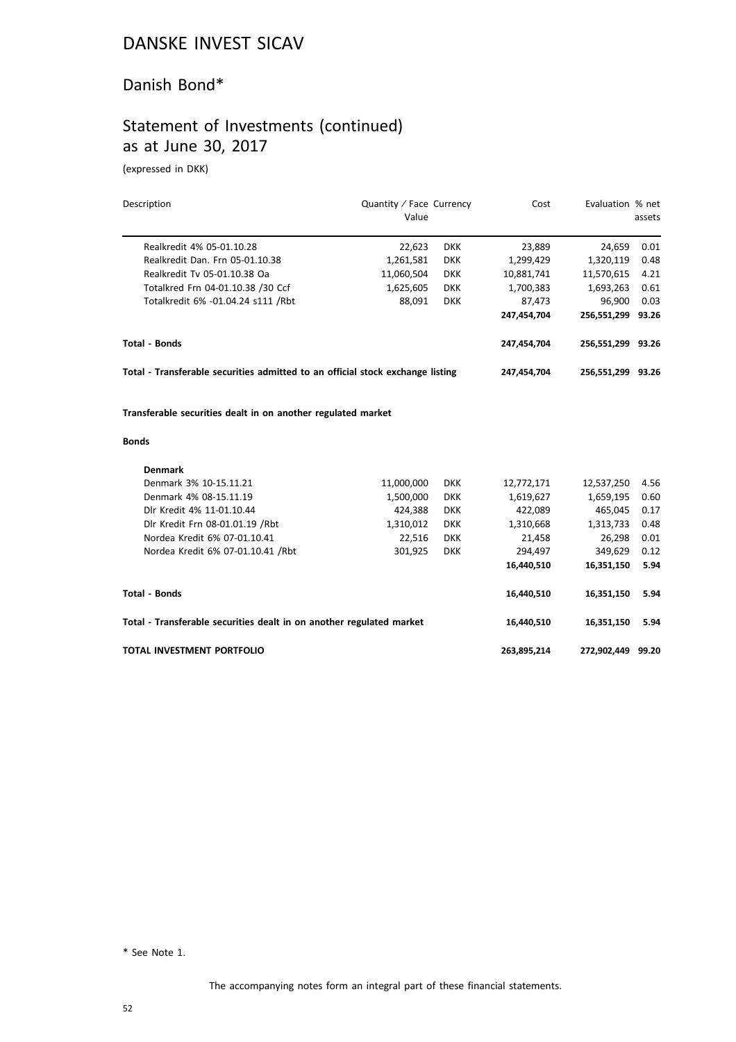# DANSKE INVEST SICAV

## Danish Bond*

## Statement of Investments (continued) as at June 30, 2017

(expressed in DKK)

| Description | Quantity / Face Value | Currency | Cost | Evaluation | % net assets |
|---|---|---|---|---|---|
| Realkredit 4% 05-01.10.28 | 22,623 | DKK | 23,889 | 24,659 | 0.01 |
| Realkredit Dan. Frn 05-01.10.38 | 1,261,581 | DKK | 1,299,429 | 1,320,119 | 0.48 |
| Realkredit Tv 05-01.10.38 Oa | 11,060,504 | DKK | 10,881,741 | 11,570,615 | 4.21 |
| Totalkred Frn 04-01.10.38 /30 Ccf | 1,625,605 | DKK | 1,700,383 | 1,693,263 | 0.61 |
| Totalkredit 6% -01.04.24 s111 /Rbt | 88,091 | DKK | 87,473 | 96,900 | 0.03 |
| | | | **247,454,704** | **256,551,299** | **93.26** |
| **Total - Bonds** | | | **247,454,704** | **256,551,299** | **93.26** |
| **Total - Transferable securities admitted to an official stock exchange listing** | | | **247,454,704** | **256,551,299** | **93.26** |
| **Transferable securities dealt in on another regulated market** | | | | | |
| **Bonds** | | | | | |
| **Denmark** | | | | | |
| Denmark 3% 10-15.11.21 | 11,000,000 | DKK | 12,772,171 | 12,537,250 | 4.56 |
| Denmark 4% 08-15.11.19 | 1,500,000 | DKK | 1,619,627 | 1,659,195 | 0.60 |
| Dlr Kredit 4% 11-01.10.44 | 424,388 | DKK | 422,089 | 465,045 | 0.17 |
| Dlr Kredit Frn 08-01.01.19 /Rbt | 1,310,012 | DKK | 1,310,668 | 1,313,733 | 0.48 |
| Nordea Kredit 6% 07-01.10.41 | 22,516 | DKK | 21,458 | 26,298 | 0.01 |
| Nordea Kredit 6% 07-01.10.41 /Rbt | 301,925 | DKK | 294,497 | 349,629 | 0.12 |
| | | | **16,440,510** | **16,351,150** | **5.94** |
| **Total - Bonds** | | | **16,440,510** | **16,351,150** | **5.94** |
| **Total - Transferable securities dealt in on another regulated market** | | | **16,440,510** | **16,351,150** | **5.94** |
| **TOTAL INVESTMENT PORTFOLIO** | | | **263,895,214** | **272,902,449** | **99.20** |

\* See Note 1.

The accompanying notes form an integral part of these financial statements.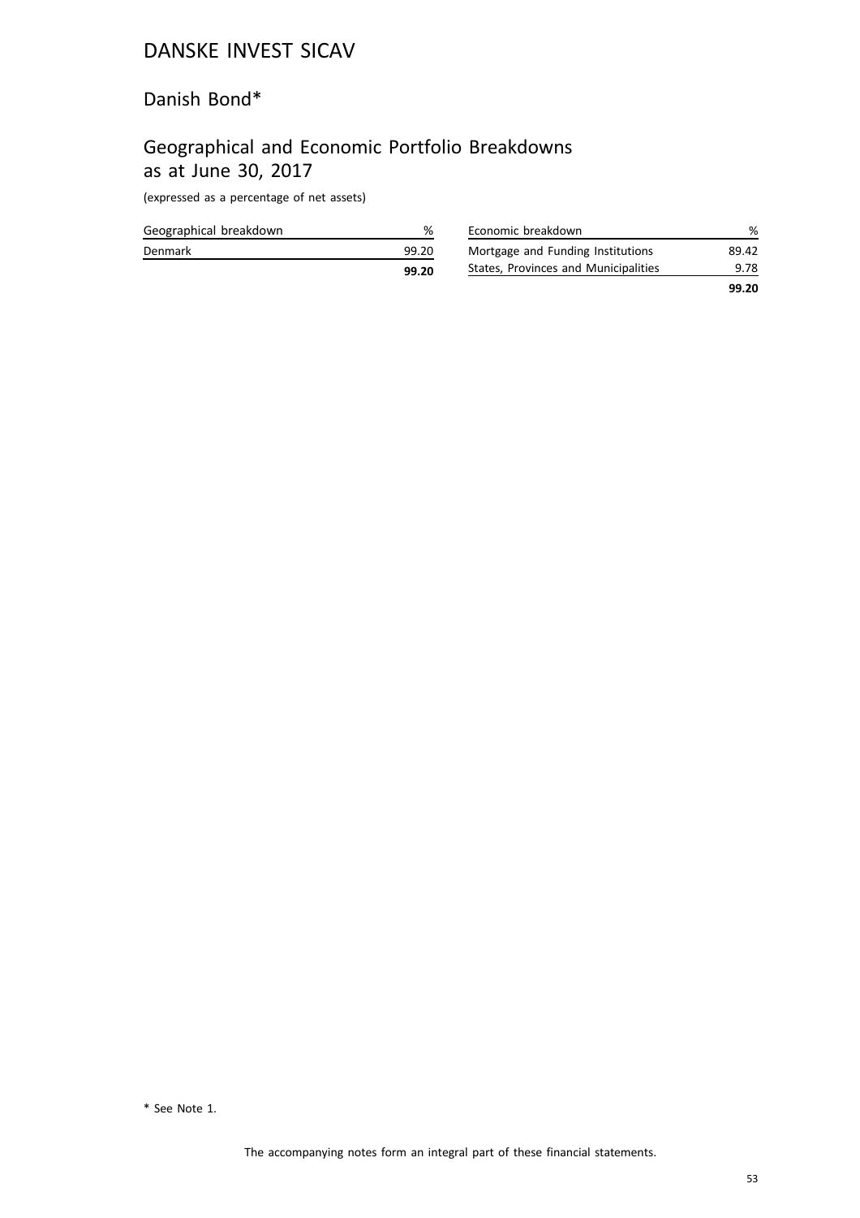# DANSKE INVEST SICAV

## Danish Bond*

## Geographical and Economic Portfolio Breakdowns as at June 30, 2017

(expressed as a percentage of net assets)

| Geographical breakdown | % |
|---|---|
| Denmark | 99.20 |
| | **99.20** |

| Economic breakdown | % |
|---|---|
| Mortgage and Funding Institutions | 89.42 |
| States, Provinces and Municipalities | 9.78 |
| | **99.20** |

* See Note 1.

The accompanying notes form an integral part of these financial statements.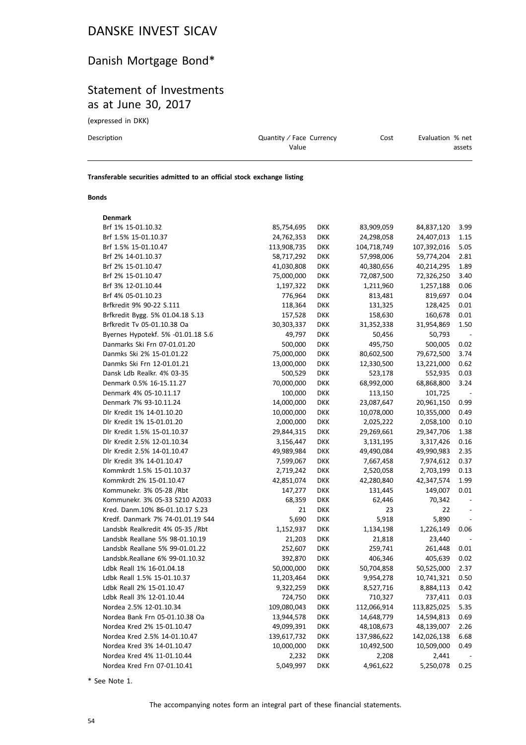# DANSKE INVEST SICAV

## Danish Mortgage Bond*

## Statement of Investments as at June 30, 2017

(expressed in DKK)

| Description | Quantity / Face Value | Currency | Cost | Evaluation | % net assets |
|---|---|---|---|---|---|
| **Transferable securities admitted to an official stock exchange listing** | | | | | |
| **Bonds** | | | | | |
| **Denmark** | | | | | |
| Brf 1% 15-01.10.32 | 85,754,695 | DKK | 83,909,059 | 84,837,120 | 3.99 |
| Brf 1.5% 15-01.10.37 | 24,762,353 | DKK | 24,298,058 | 24,407,013 | 1.15 |
| Brf 1.5% 15-01.10.47 | 113,908,735 | DKK | 104,718,749 | 107,392,016 | 5.05 |
| Brf 2% 14-01.10.37 | 58,717,292 | DKK | 57,998,006 | 59,774,204 | 2.81 |
| Brf 2% 15-01.10.47 | 41,030,808 | DKK | 40,380,656 | 40,214,295 | 1.89 |
| Brf 2% 15-01.10.47 | 75,000,000 | DKK | 72,087,500 | 72,326,250 | 3.40 |
| Brf 3% 12-01.10.44 | 1,197,322 | DKK | 1,211,960 | 1,257,188 | 0.06 |
| Brf 4% 05-01.10.23 | 776,964 | DKK | 813,481 | 819,697 | 0.04 |
| Brfkredit 9% 90-22 S.111 | 118,364 | DKK | 131,325 | 128,425 | 0.01 |
| Brfkredit Bygg. 5% 01.04.18 S.13 | 157,528 | DKK | 158,630 | 160,678 | 0.01 |
| Brfkredit Tv 05-01.10.38 Oa | 30,303,337 | DKK | 31,352,338 | 31,954,869 | 1.50 |
| Byernes Hypotekf. 5% -01.01.18 S.6 | 49,797 | DKK | 50,456 | 50,793 | - |
| Danmarks Ski Frn 07-01.01.20 | 500,000 | DKK | 495,750 | 500,005 | 0.02 |
| Danmks Ski 2% 15-01.01.22 | 75,000,000 | DKK | 80,602,500 | 79,672,500 | 3.74 |
| Danmks Ski Frn 12-01.01.21 | 13,000,000 | DKK | 12,330,500 | 13,221,000 | 0.62 |
| Dansk Ldb Realkr. 4% 03-35 | 500,529 | DKK | 523,178 | 552,935 | 0.03 |
| Denmark 0.5% 16-15.11.27 | 70,000,000 | DKK | 68,992,000 | 68,868,800 | 3.24 |
| Denmark 4% 05-10.11.17 | 100,000 | DKK | 113,150 | 101,725 | - |
| Denmark 7% 93-10.11.24 | 14,000,000 | DKK | 23,087,647 | 20,961,150 | 0.99 |
| Dlr Kredit 1% 14-01.10.20 | 10,000,000 | DKK | 10,078,000 | 10,355,000 | 0.49 |
| Dlr Kredit 1% 15-01.01.20 | 2,000,000 | DKK | 2,025,222 | 2,058,100 | 0.10 |
| Dlr Kredit 1.5% 15-01.10.37 | 29,844,315 | DKK | 29,269,661 | 29,347,706 | 1.38 |
| Dlr Kredit 2.5% 12-01.10.34 | 3,156,447 | DKK | 3,131,195 | 3,317,426 | 0.16 |
| Dlr Kredit 2.5% 14-01.10.47 | 49,989,984 | DKK | 49,490,084 | 49,990,983 | 2.35 |
| Dlr Kredit 3% 14-01.10.47 | 7,599,067 | DKK | 7,667,458 | 7,974,612 | 0.37 |
| Kommkrdt 1.5% 15-01.10.37 | 2,719,242 | DKK | 2,520,058 | 2,703,199 | 0.13 |
| Kommkrdt 2% 15-01.10.47 | 42,851,074 | DKK | 42,280,840 | 42,347,574 | 1.99 |
| Kommunekr. 3% 05-28 /Rbt | 147,277 | DKK | 131,445 | 149,007 | 0.01 |
| Kommunekr. 3% 05-33 S210 A2033 | 68,359 | DKK | 62,446 | 70,342 | - |
| Kred. Danm.10% 86-01.10.17 S.23 | 21 | DKK | 23 | 22 | - |
| Kredf. Danmark 7% 74-01.01.19 S44 | 5,690 | DKK | 5,918 | 5,890 | - |
| Landsbk Realkredit 4% 05-35 /Rbt | 1,152,937 | DKK | 1,134,198 | 1,226,149 | 0.06 |
| Landsbk Reallane 5% 98-01.10.19 | 21,203 | DKK | 21,818 | 23,440 | - |
| Landsbk Reallane 5% 99-01.01.22 | 252,607 | DKK | 259,741 | 261,448 | 0.01 |
| Landsbk.Reallane 6% 99-01.10.32 | 392,870 | DKK | 406,346 | 405,639 | 0.02 |
| Ldbk Reall 1% 16-01.04.18 | 50,000,000 | DKK | 50,704,858 | 50,525,000 | 2.37 |
| Ldbk Reall 1.5% 15-01.10.37 | 11,203,464 | DKK | 9,954,278 | 10,741,321 | 0.50 |
| Ldbk Reall 2% 15-01.10.47 | 9,322,259 | DKK | 8,527,716 | 8,884,113 | 0.42 |
| Ldbk Reall 3% 12-01.10.44 | 724,750 | DKK | 710,327 | 737,411 | 0.03 |
| Nordea 2.5% 12-01.10.34 | 109,080,043 | DKK | 112,066,914 | 113,825,025 | 5.35 |
| Nordea Bank Frn 05-01.10.38 Oa | 13,944,578 | DKK | 14,648,779 | 14,594,813 | 0.69 |
| Nordea Kred 2% 15-01.10.47 | 49,099,391 | DKK | 48,108,673 | 48,139,007 | 2.26 |
| Nordea Kred 2.5% 14-01.10.47 | 139,617,732 | DKK | 137,986,622 | 142,026,138 | 6.68 |
| Nordea Kred 3% 14-01.10.47 | 10,000,000 | DKK | 10,492,500 | 10,509,000 | 0.49 |
| Nordea Kred 4% 11-01.10.44 | 2,232 | DKK | 2,208 | 2,441 | - |
| Nordea Kred Frn 07-01.10.41 | 5,049,997 | DKK | 4,961,622 | 5,250,078 | 0.25 |

\* See Note 1.

The accompanying notes form an integral part of these financial statements.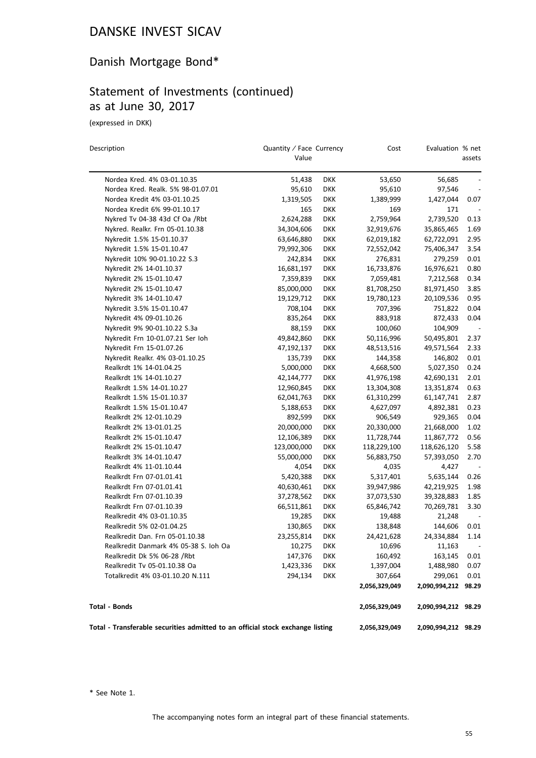# DANSKE INVEST SICAV

## Danish Mortgage Bond*

## Statement of Investments (continued) as at June 30, 2017

(expressed in DKK)

| Description | Quantity / Face Value | Currency | Cost | Evaluation | % net assets |
|---|---|---|---|---|---|
| Nordea Kred. 4% 03-01.10.35 | 51,438 | DKK | 53,650 | 56,685 | - |
| Nordea Kred. Realk. 5% 98-01.07.01 | 95,610 | DKK | 95,610 | 97,546 | - |
| Nordea Kredit 4% 03-01.10.25 | 1,319,505 | DKK | 1,389,999 | 1,427,044 | 0.07 |
| Nordea Kredit 6% 99-01.10.17 | 165 | DKK | 169 | 171 | - |
| Nykred Tv 04-38 43d Cf Oa /Rbt | 2,624,288 | DKK | 2,759,964 | 2,739,520 | 0.13 |
| Nykred. Realkr. Frn 05-01.10.38 | 34,304,606 | DKK | 32,919,676 | 35,865,465 | 1.69 |
| Nykredit 1.5% 15-01.10.37 | 63,646,880 | DKK | 62,019,182 | 62,722,091 | 2.95 |
| Nykredit 1.5% 15-01.10.47 | 79,992,306 | DKK | 72,552,042 | 75,406,347 | 3.54 |
| Nykredit 10% 90-01.10.22 S.3 | 242,834 | DKK | 276,831 | 279,259 | 0.01 |
| Nykredit 2% 14-01.10.37 | 16,681,197 | DKK | 16,733,876 | 16,976,621 | 0.80 |
| Nykredit 2% 15-01.10.47 | 7,359,839 | DKK | 7,059,481 | 7,212,568 | 0.34 |
| Nykredit 2% 15-01.10.47 | 85,000,000 | DKK | 81,708,250 | 81,971,450 | 3.85 |
| Nykredit 3% 14-01.10.47 | 19,129,712 | DKK | 19,780,123 | 20,109,536 | 0.95 |
| Nykredit 3.5% 15-01.10.47 | 708,104 | DKK | 707,396 | 751,822 | 0.04 |
| Nykredit 4% 09-01.10.26 | 835,264 | DKK | 883,918 | 872,433 | 0.04 |
| Nykredit 9% 90-01.10.22 S.3a | 88,159 | DKK | 100,060 | 104,909 | - |
| Nykredit Frn 10-01.07.21 Ser Ioh | 49,842,860 | DKK | 50,116,996 | 50,495,801 | 2.37 |
| Nykredit Frn 15-01.07.26 | 47,192,137 | DKK | 48,513,516 | 49,571,564 | 2.33 |
| Nykredit Realkr. 4% 03-01.10.25 | 135,739 | DKK | 144,358 | 146,802 | 0.01 |
| Realkrdt 1% 14-01.04.25 | 5,000,000 | DKK | 4,668,500 | 5,027,350 | 0.24 |
| Realkrdt 1% 14-01.10.27 | 42,144,777 | DKK | 41,976,198 | 42,690,131 | 2.01 |
| Realkrdt 1.5% 14-01.10.27 | 12,960,845 | DKK | 13,304,308 | 13,351,874 | 0.63 |
| Realkrdt 1.5% 15-01.10.37 | 62,041,763 | DKK | 61,310,299 | 61,147,741 | 2.87 |
| Realkrdt 1.5% 15-01.10.47 | 5,188,653 | DKK | 4,627,097 | 4,892,381 | 0.23 |
| Realkrdt 2% 12-01.10.29 | 892,599 | DKK | 906,549 | 929,365 | 0.04 |
| Realkrdt 2% 13-01.01.25 | 20,000,000 | DKK | 20,330,000 | 21,668,000 | 1.02 |
| Realkrdt 2% 15-01.10.47 | 12,106,389 | DKK | 11,728,744 | 11,867,772 | 0.56 |
| Realkrdt 2% 15-01.10.47 | 123,000,000 | DKK | 118,229,100 | 118,626,120 | 5.58 |
| Realkrdt 3% 14-01.10.47 | 55,000,000 | DKK | 56,883,750 | 57,393,050 | 2.70 |
| Realkrdt 4% 11-01.10.44 | 4,054 | DKK | 4,035 | 4,427 | - |
| Realkrdt Frn 07-01.01.41 | 5,420,388 | DKK | 5,317,401 | 5,635,144 | 0.26 |
| Realkrdt Frn 07-01.01.41 | 40,630,461 | DKK | 39,947,986 | 42,219,925 | 1.98 |
| Realkrdt Frn 07-01.10.39 | 37,278,562 | DKK | 37,073,530 | 39,328,883 | 1.85 |
| Realkrdt Frn 07-01.10.39 | 66,511,861 | DKK | 65,846,742 | 70,269,781 | 3.30 |
| Realkredit 4% 03-01.10.35 | 19,285 | DKK | 19,488 | 21,248 | - |
| Realkredit 5% 02-01.04.25 | 130,865 | DKK | 138,848 | 144,606 | 0.01 |
| Realkredit Dan. Frn 05-01.10.38 | 23,255,814 | DKK | 24,421,628 | 24,334,884 | 1.14 |
| Realkredit Danmark 4% 05-38 S. Ioh Oa | 10,275 | DKK | 10,696 | 11,163 | - |
| Realkredit Dk 5% 06-28 /Rbt | 147,376 | DKK | 160,492 | 163,145 | 0.01 |
| Realkredit Tv 05-01.10.38 Oa | 1,423,336 | DKK | 1,397,004 | 1,488,980 | 0.07 |
| Totalkredit 4% 03-01.10.20 N.111 | 294,134 | DKK | 307,664 | 299,061 | 0.01 |
| | | | **2,056,329,049** | **2,090,994,212** | **98.29** |
| **Total - Bonds** | | | **2,056,329,049** | **2,090,994,212** | **98.29** |
| **Total - Transferable securities admitted to an official stock exchange listing** | | | **2,056,329,049** | **2,090,994,212** | **98.29** |

\* See Note 1.

The accompanying notes form an integral part of these financial statements.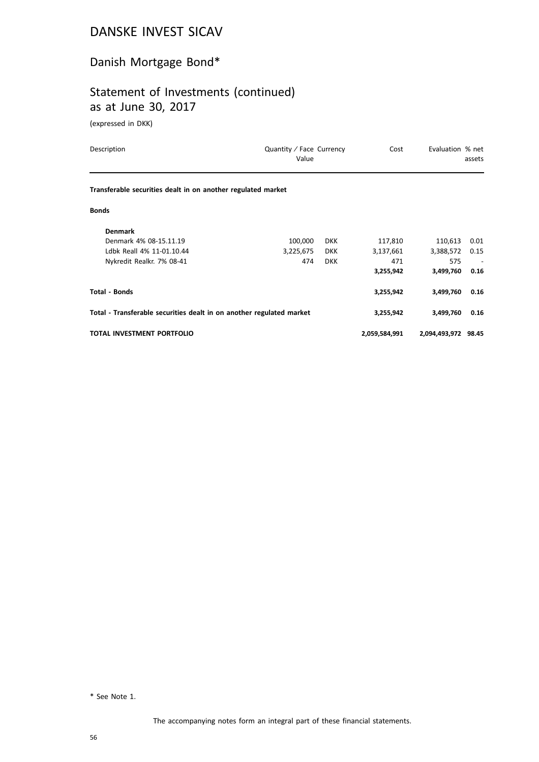# DANSKE INVEST SICAV

## Danish Mortgage Bond*

## Statement of Investments (continued) as at June 30, 2017

(expressed in DKK)

| Description | Quantity / Face Value | Currency | Cost | Evaluation | % net assets |
|---|---|---|---|---|---|
| **Transferable securities dealt in on another regulated market** | | | | | |
| **Bonds** | | | | | |
| **Denmark** | | | | | |
| Denmark 4% 08-15.11.19 | 100,000 | DKK | 117,810 | 110,613 | 0.01 |
| Ldbk Reall 4% 11-01.10.44 | 3,225,675 | DKK | 3,137,661 | 3,388,572 | 0.15 |
| Nykredit Realkr. 7% 08-41 | 474 | DKK | 471 | 575 | - |
| | | | **3,255,942** | **3,499,760** | **0.16** |
| **Total - Bonds** | | | **3,255,942** | **3,499,760** | **0.16** |
| **Total - Transferable securities dealt in on another regulated market** | | | **3,255,942** | **3,499,760** | **0.16** |
| **TOTAL INVESTMENT PORTFOLIO** | | | **2,059,584,991** | **2,094,493,972** | **98.45** |

\* See Note 1.

The accompanying notes form an integral part of these financial statements.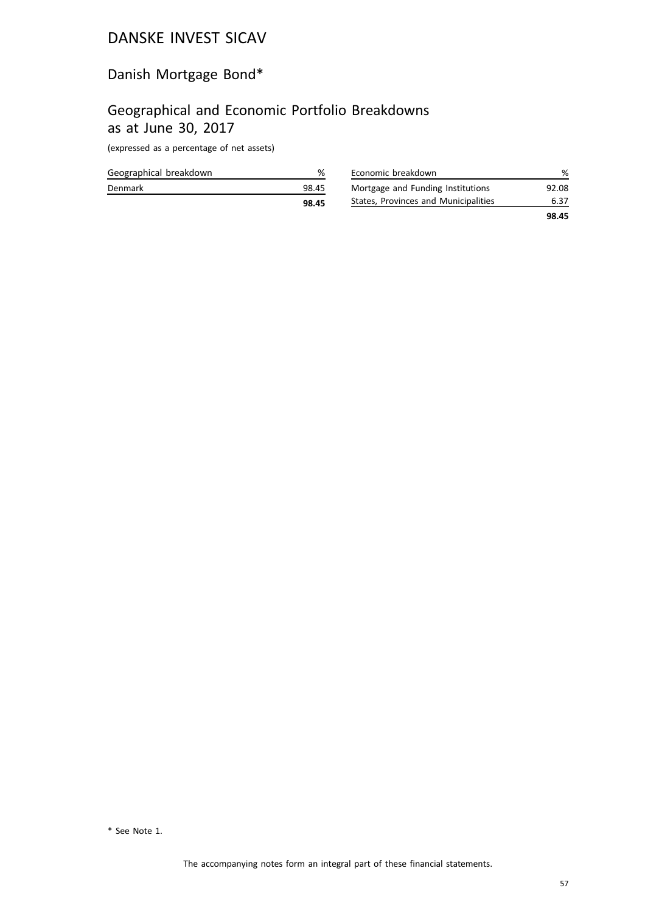# DANSKE INVEST SICAV

## Danish Mortgage Bond*

## Geographical and Economic Portfolio Breakdowns as at June 30, 2017

(expressed as a percentage of net assets)

| Geographical breakdown | % |
|---|---|
| Denmark | 98.45 |
| | **98.45** |

| Economic breakdown | % |
|---|---|
| Mortgage and Funding Institutions | 92.08 |
| States, Provinces and Municipalities | 6.37 |
| | **98.45** |

* See Note 1.

The accompanying notes form an integral part of these financial statements.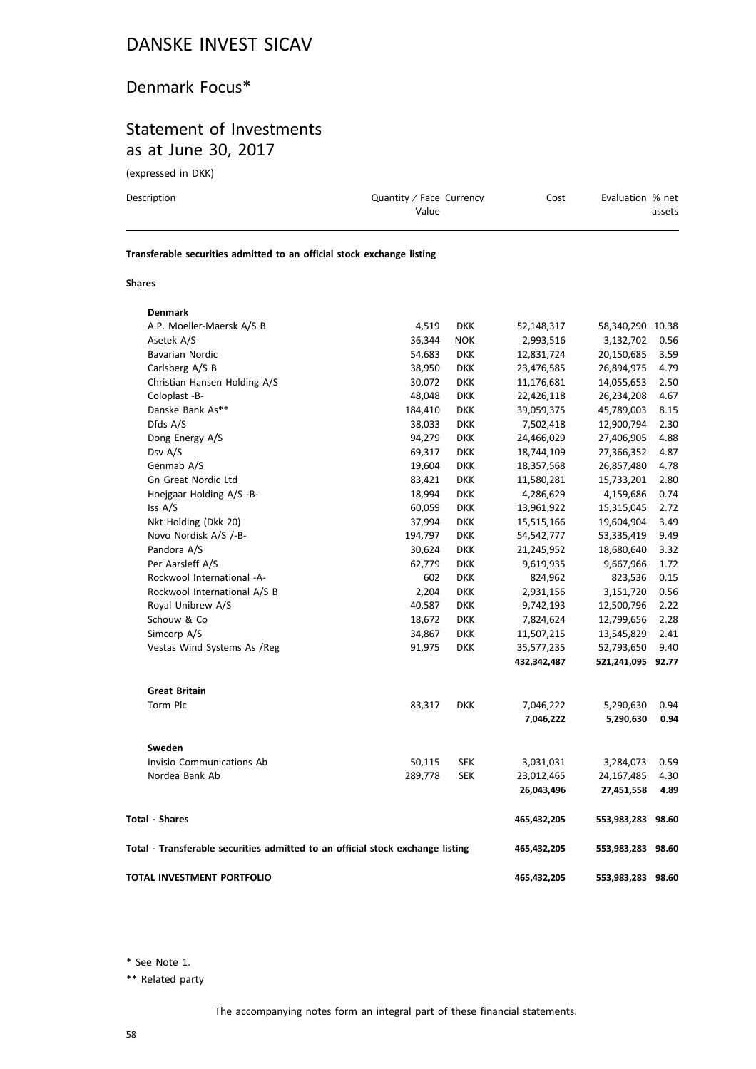# DANSKE INVEST SICAV

## Denmark Focus*

## Statement of Investments as at June 30, 2017

(expressed in DKK)

| Description | Quantity / Face Value | Currency | Cost | Evaluation | % net assets |
|---|---|---|---|---|---|
| **Transferable securities admitted to an official stock exchange listing** | | | | | |
| **Shares** | | | | | |
| **Denmark** | | | | | |
| A.P. Moeller-Maersk A/S B | 4,519 | DKK | 52,148,317 | 58,340,290 | 10.38 |
| Asetek A/S | 36,344 | NOK | 2,993,516 | 3,132,702 | 0.56 |
| Bavarian Nordic | 54,683 | DKK | 12,831,724 | 20,150,685 | 3.59 |
| Carlsberg A/S B | 38,950 | DKK | 23,476,585 | 26,894,975 | 4.79 |
| Christian Hansen Holding A/S | 30,072 | DKK | 11,176,681 | 14,055,653 | 2.50 |
| Coloplast -B- | 48,048 | DKK | 22,426,118 | 26,234,208 | 4.67 |
| Danske Bank As** | 184,410 | DKK | 39,059,375 | 45,789,003 | 8.15 |
| Dfds A/S | 38,033 | DKK | 7,502,418 | 12,900,794 | 2.30 |
| Dong Energy A/S | 94,279 | DKK | 24,466,029 | 27,406,905 | 4.88 |
| Dsv A/S | 69,317 | DKK | 18,744,109 | 27,366,352 | 4.87 |
| Genmab A/S | 19,604 | DKK | 18,357,568 | 26,857,480 | 4.78 |
| Gn Great Nordic Ltd | 83,421 | DKK | 11,580,281 | 15,733,201 | 2.80 |
| Hoejgaar Holding A/S -B- | 18,994 | DKK | 4,286,629 | 4,159,686 | 0.74 |
| Iss A/S | 60,059 | DKK | 13,961,922 | 15,315,045 | 2.72 |
| Nkt Holding (Dkk 20) | 37,994 | DKK | 15,515,166 | 19,604,904 | 3.49 |
| Novo Nordisk A/S /-B- | 194,797 | DKK | 54,542,777 | 53,335,419 | 9.49 |
| Pandora A/S | 30,624 | DKK | 21,245,952 | 18,680,640 | 3.32 |
| Per Aarsleff A/S | 62,779 | DKK | 9,619,935 | 9,667,966 | 1.72 |
| Rockwool International -A- | 602 | DKK | 824,962 | 823,536 | 0.15 |
| Rockwool International A/S B | 2,204 | DKK | 2,931,156 | 3,151,720 | 0.56 |
| Royal Unibrew A/S | 40,587 | DKK | 9,742,193 | 12,500,796 | 2.22 |
| Schouw & Co | 18,672 | DKK | 7,824,624 | 12,799,656 | 2.28 |
| Simcorp A/S | 34,867 | DKK | 11,507,215 | 13,545,829 | 2.41 |
| Vestas Wind Systems As /Reg | 91,975 | DKK | 35,577,235 | 52,793,650 | 9.40 |
| | | | **432,342,487** | **521,241,095** | **92.77** |
| **Great Britain** | | | | | |
| Torm Plc | 83,317 | DKK | 7,046,222 | 5,290,630 | 0.94 |
| | | | **7,046,222** | **5,290,630** | **0.94** |
| **Sweden** | | | | | |
| Invisio Communications Ab | 50,115 | SEK | 3,031,031 | 3,284,073 | 0.59 |
| Nordea Bank Ab | 289,778 | SEK | 23,012,465 | 24,167,485 | 4.30 |
| | | | **26,043,496** | **27,451,558** | **4.89** |
| **Total - Shares** | | | **465,432,205** | **553,983,283** | **98.60** |
| **Total - Transferable securities admitted to an official stock exchange listing** | | | **465,432,205** | **553,983,283** | **98.60** |
| **TOTAL INVESTMENT PORTFOLIO** | | | **465,432,205** | **553,983,283** | **98.60** |

* See Note 1.

** Related party

The accompanying notes form an integral part of these financial statements.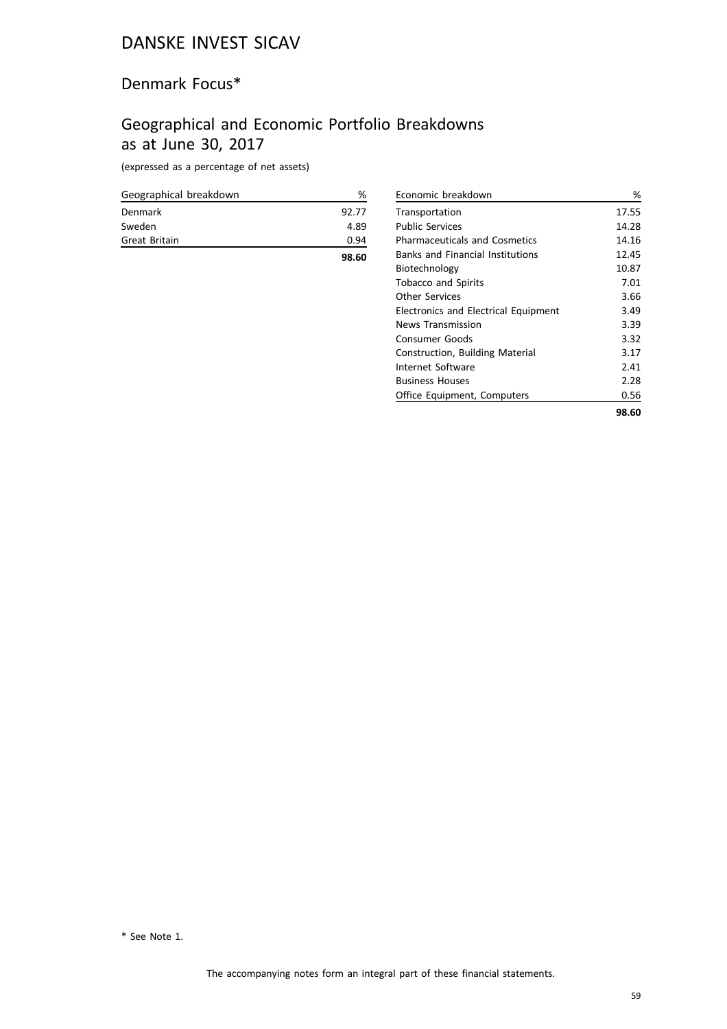# DANSKE INVEST SICAV

## Denmark Focus*

## Geographical and Economic Portfolio Breakdowns as at June 30, 2017

(expressed as a percentage of net assets)

| Geographical breakdown | % |
|---|---|
| Denmark | 92.77 |
| Sweden | 4.89 |
| Great Britain | 0.94 |
| | **98.60** |

| Economic breakdown | % |
|---|---|
| Transportation | 17.55 |
| Public Services | 14.28 |
| Pharmaceuticals and Cosmetics | 14.16 |
| Banks and Financial Institutions | 12.45 |
| Biotechnology | 10.87 |
| Tobacco and Spirits | 7.01 |
| Other Services | 3.66 |
| Electronics and Electrical Equipment | 3.49 |
| News Transmission | 3.39 |
| Consumer Goods | 3.32 |
| Construction, Building Material | 3.17 |
| Internet Software | 2.41 |
| Business Houses | 2.28 |
| Office Equipment, Computers | 0.56 |
| | **98.60** |

* See Note 1.

The accompanying notes form an integral part of these financial statements.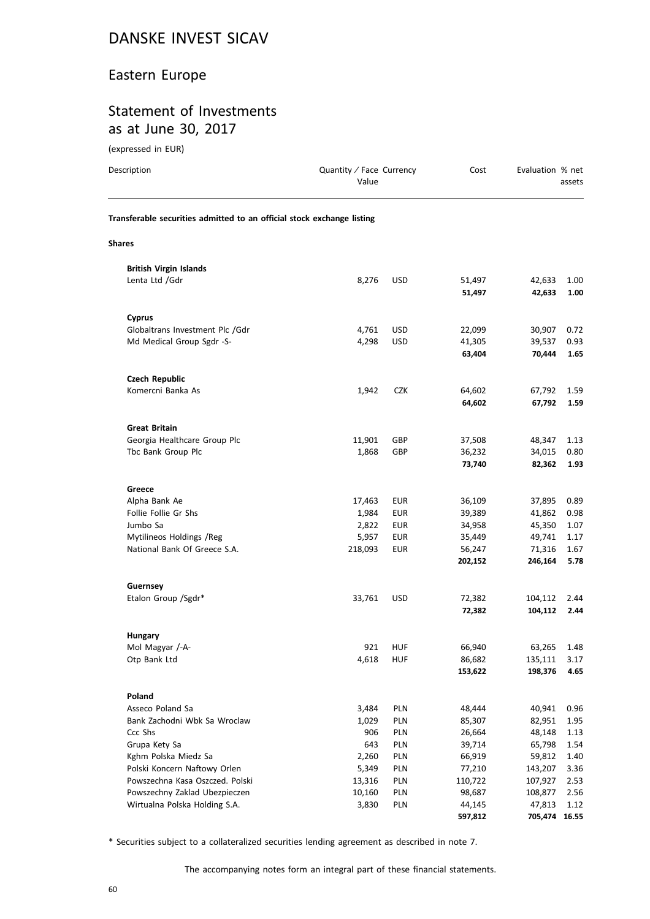# DANSKE INVEST SICAV

## Eastern Europe

## Statement of Investments as at June 30, 2017

(expressed in EUR)

| Description | Quantity / Face Value | Currency | Cost | Evaluation | % net assets |
|---|---|---|---|---|---|
| **Transferable securities admitted to an official stock exchange listing** | | | | | |
| **Shares** | | | | | |
| **British Virgin Islands** | | | | | |
| Lenta Ltd /Gdr | 8,276 | USD | 51,497 | 42,633 | 1.00 |
| | | | **51,497** | **42,633** | **1.00** |
| **Cyprus** | | | | | |
| Globaltrans Investment Plc /Gdr | 4,761 | USD | 22,099 | 30,907 | 0.72 |
| Md Medical Group Sgdr -S- | 4,298 | USD | 41,305 | 39,537 | 0.93 |
| | | | **63,404** | **70,444** | **1.65** |
| **Czech Republic** | | | | | |
| Komercni Banka As | 1,942 | CZK | 64,602 | 67,792 | 1.59 |
| | | | **64,602** | **67,792** | **1.59** |
| **Great Britain** | | | | | |
| Georgia Healthcare Group Plc | 11,901 | GBP | 37,508 | 48,347 | 1.13 |
| Tbc Bank Group Plc | 1,868 | GBP | 36,232 | 34,015 | 0.80 |
| | | | **73,740** | **82,362** | **1.93** |
| **Greece** | | | | | |
| Alpha Bank Ae | 17,463 | EUR | 36,109 | 37,895 | 0.89 |
| Follie Follie Gr Shs | 1,984 | EUR | 39,389 | 41,862 | 0.98 |
| Jumbo Sa | 2,822 | EUR | 34,958 | 45,350 | 1.07 |
| Mytilineos Holdings /Reg | 5,957 | EUR | 35,449 | 49,741 | 1.17 |
| National Bank Of Greece S.A. | 218,093 | EUR | 56,247 | 71,316 | 1.67 |
| | | | **202,152** | **246,164** | **5.78** |
| **Guernsey** | | | | | |
| Etalon Group /Sgdr* | 33,761 | USD | 72,382 | 104,112 | 2.44 |
| | | | **72,382** | **104,112** | **2.44** |
| **Hungary** | | | | | |
| Mol Magyar /-A- | 921 | HUF | 66,940 | 63,265 | 1.48 |
| Otp Bank Ltd | 4,618 | HUF | 86,682 | 135,111 | 3.17 |
| | | | **153,622** | **198,376** | **4.65** |
| **Poland** | | | | | |
| Asseco Poland Sa | 3,484 | PLN | 48,444 | 40,941 | 0.96 |
| Bank Zachodni Wbk Sa Wroclaw | 1,029 | PLN | 85,307 | 82,951 | 1.95 |
| Ccc Shs | 906 | PLN | 26,664 | 48,148 | 1.13 |
| Grupa Kety Sa | 643 | PLN | 39,714 | 65,798 | 1.54 |
| Kghm Polska Miedz Sa | 2,260 | PLN | 66,919 | 59,812 | 1.40 |
| Polski Koncern Naftowy Orlen | 5,349 | PLN | 77,210 | 143,207 | 3.36 |
| Powszechna Kasa Oszczed. Polski | 13,316 | PLN | 110,722 | 107,927 | 2.53 |
| Powszechny Zaklad Ubezpieczen | 10,160 | PLN | 98,687 | 108,877 | 2.56 |
| Wirtualna Polska Holding S.A. | 3,830 | PLN | 44,145 | 47,813 | 1.12 |
| | | | **597,812** | **705,474** | **16.55** |

* Securities subject to a collateralized securities lending agreement as described in note 7.

The accompanying notes form an integral part of these financial statements.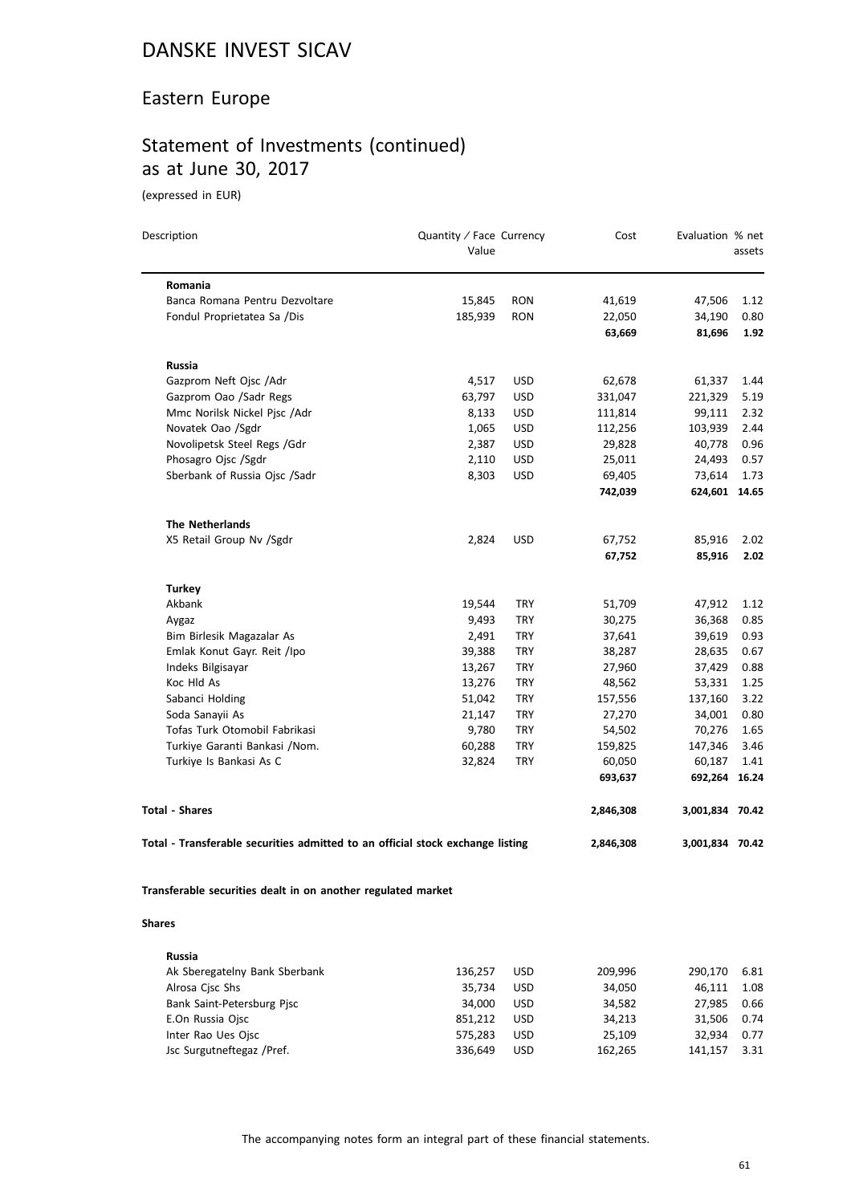# DANSKE INVEST SICAV

## Eastern Europe

## Statement of Investments (continued) as at June 30, 2017

(expressed in EUR)

| Description | Quantity / Face Value | Currency | Cost | Evaluation | % net assets |
|---|---|---|---|---|---|
| **Romania** | | | | | |
| Banca Romana Pentru Dezvoltare | 15,845 | RON | 41,619 | 47,506 | 1.12 |
| Fondul Proprietatea Sa /Dis | 185,939 | RON | 22,050 | 34,190 | 0.80 |
| | | | **63,669** | **81,696** | **1.92** |
| **Russia** | | | | | |
| Gazprom Neft Ojsc /Adr | 4,517 | USD | 62,678 | 61,337 | 1.44 |
| Gazprom Oao /Sadr Regs | 63,797 | USD | 331,047 | 221,329 | 5.19 |
| Mmc Norilsk Nickel Pjsc /Adr | 8,133 | USD | 111,814 | 99,111 | 2.32 |
| Novatek Oao /Sgdr | 1,065 | USD | 112,256 | 103,939 | 2.44 |
| Novolipetsk Steel Regs /Gdr | 2,387 | USD | 29,828 | 40,778 | 0.96 |
| Phosagro Ojsc /Sgdr | 2,110 | USD | 25,011 | 24,493 | 0.57 |
| Sberbank of Russia Ojsc /Sadr | 8,303 | USD | 69,405 | 73,614 | 1.73 |
| | | | **742,039** | **624,601** | **14.65** |
| **The Netherlands** | | | | | |
| X5 Retail Group Nv /Sgdr | 2,824 | USD | 67,752 | 85,916 | 2.02 |
| | | | **67,752** | **85,916** | **2.02** |
| **Turkey** | | | | | |
| Akbank | 19,544 | TRY | 51,709 | 47,912 | 1.12 |
| Aygaz | 9,493 | TRY | 30,275 | 36,368 | 0.85 |
| Bim Birlesik Magazalar As | 2,491 | TRY | 37,641 | 39,619 | 0.93 |
| Emlak Konut Gayr. Reit /Ipo | 39,388 | TRY | 38,287 | 28,635 | 0.67 |
| Indeks Bilgisayar | 13,267 | TRY | 27,960 | 37,429 | 0.88 |
| Koc Hld As | 13,276 | TRY | 48,562 | 53,331 | 1.25 |
| Sabanci Holding | 51,042 | TRY | 157,556 | 137,160 | 3.22 |
| Soda Sanayii As | 21,147 | TRY | 27,270 | 34,001 | 0.80 |
| Tofas Turk Otomobil Fabrikasi | 9,780 | TRY | 54,502 | 70,276 | 1.65 |
| Turkiye Garanti Bankasi /Nom. | 60,288 | TRY | 159,825 | 147,346 | 3.46 |
| Turkiye Is Bankasi As C | 32,824 | TRY | 60,050 | 60,187 | 1.41 |
| | | | **693,637** | **692,264** | **16.24** |
| **Total - Shares** | | | **2,846,308** | **3,001,834** | **70.42** |
| **Total - Transferable securities admitted to an official stock exchange listing** | | | **2,846,308** | **3,001,834** | **70.42** |

**Transferable securities dealt in on another regulated market**

**Shares**

| Description | Quantity / Face Value | Currency | Cost | Evaluation | % net assets |
|---|---|---|---|---|---|
| **Russia** | | | | | |
| Ak Sberegatelny Bank Sberbank | 136,257 | USD | 209,996 | 290,170 | 6.81 |
| Alrosa Cjsc Shs | 35,734 | USD | 34,050 | 46,111 | 1.08 |
| Bank Saint-Petersburg Pjsc | 34,000 | USD | 34,582 | 27,985 | 0.66 |
| E.On Russia Ojsc | 851,212 | USD | 34,213 | 31,506 | 0.74 |
| Inter Rao Ues Ojsc | 575,283 | USD | 25,109 | 32,934 | 0.77 |
| Jsc Surgutneftegaz /Pref. | 336,649 | USD | 162,265 | 141,157 | 3.31 |

The accompanying notes form an integral part of these financial statements.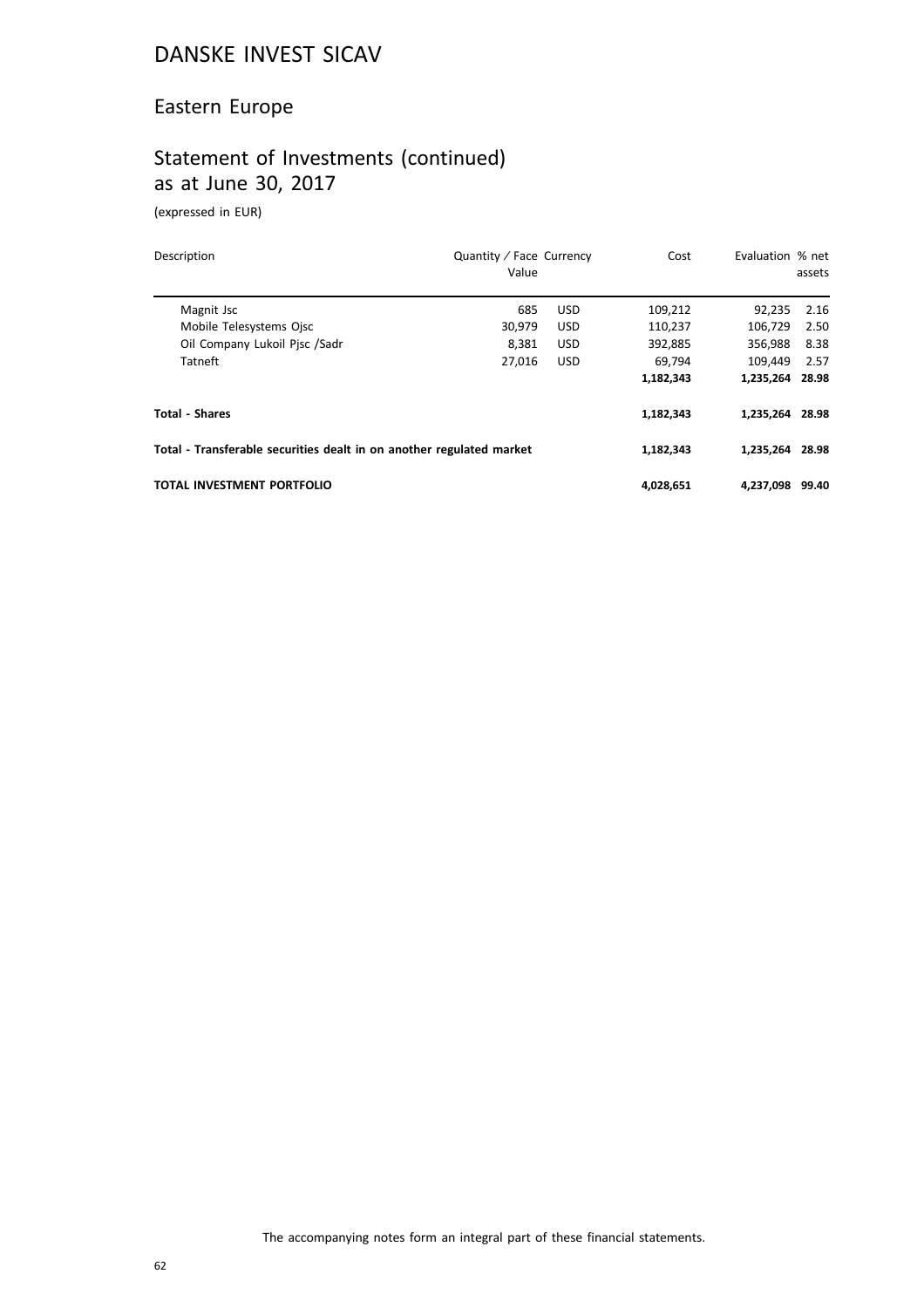# DANSKE INVEST SICAV

## Eastern Europe

## Statement of Investments (continued)
as at June 30, 2017

(expressed in EUR)

| Description | Quantity / Face Value | Currency | Cost | Evaluation | % net assets |
|---|---|---|---|---|---|
| Magnit Jsc | 685 | USD | 109,212 | 92,235 | 2.16 |
| Mobile Telesystems Ojsc | 30,979 | USD | 110,237 | 106,729 | 2.50 |
| Oil Company Lukoil Pjsc /Sadr | 8,381 | USD | 392,885 | 356,988 | 8.38 |
| Tatneft | 27,016 | USD | 69,794 | 109,449 | 2.57 |
| | | | **1,182,343** | **1,235,264** | **28.98** |
| **Total - Shares** | | | **1,182,343** | **1,235,264** | **28.98** |
| **Total - Transferable securities dealt in on another regulated market** | | | **1,182,343** | **1,235,264** | **28.98** |
| **TOTAL INVESTMENT PORTFOLIO** | | | **4,028,651** | **4,237,098** | **99.40** |

The accompanying notes form an integral part of these financial statements.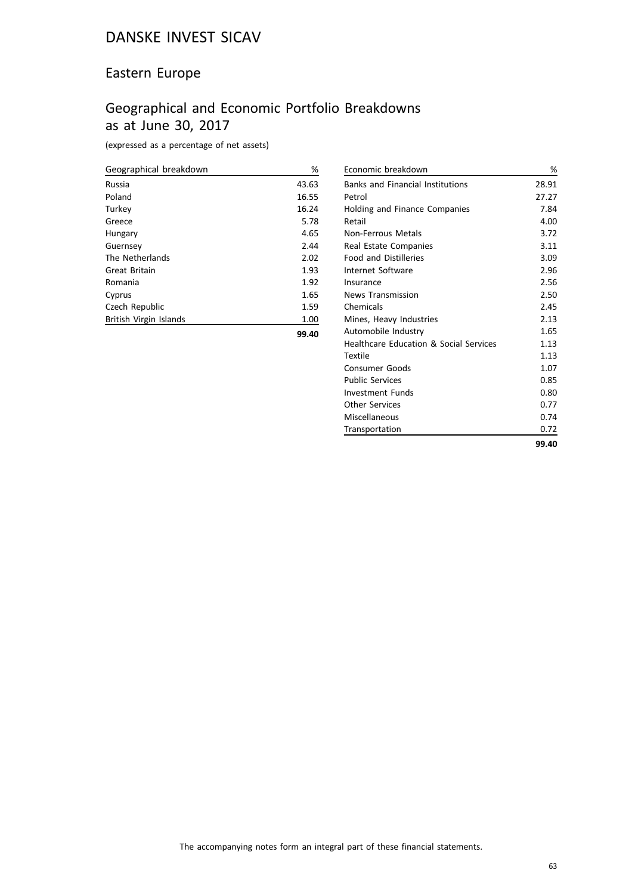# DANSKE INVEST SICAV

## Eastern Europe

## Geographical and Economic Portfolio Breakdowns as at June 30, 2017

(expressed as a percentage of net assets)

| Geographical breakdown | % |
|---|---|
| Russia | 43.63 |
| Poland | 16.55 |
| Turkey | 16.24 |
| Greece | 5.78 |
| Hungary | 4.65 |
| Guernsey | 2.44 |
| The Netherlands | 2.02 |
| Great Britain | 1.93 |
| Romania | 1.92 |
| Cyprus | 1.65 |
| Czech Republic | 1.59 |
| British Virgin Islands | 1.00 |
| | **99.40** |

| Economic breakdown | % |
|---|---|
| Banks and Financial Institutions | 28.91 |
| Petrol | 27.27 |
| Holding and Finance Companies | 7.84 |
| Retail | 4.00 |
| Non-Ferrous Metals | 3.72 |
| Real Estate Companies | 3.11 |
| Food and Distilleries | 3.09 |
| Internet Software | 2.96 |
| Insurance | 2.56 |
| News Transmission | 2.50 |
| Chemicals | 2.45 |
| Mines, Heavy Industries | 2.13 |
| Automobile Industry | 1.65 |
| Healthcare Education & Social Services | 1.13 |
| Textile | 1.13 |
| Consumer Goods | 1.07 |
| Public Services | 0.85 |
| Investment Funds | 0.80 |
| Other Services | 0.77 |
| Miscellaneous | 0.74 |
| Transportation | 0.72 |
| | **99.40** |

The accompanying notes form an integral part of these financial statements.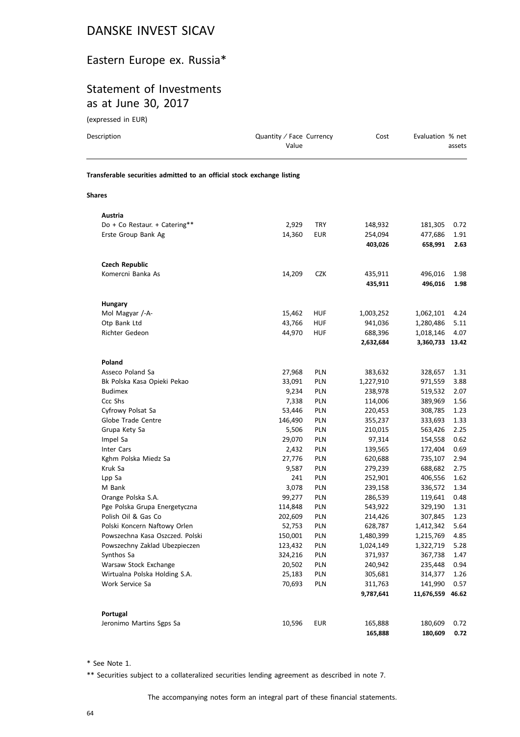# DANSKE INVEST SICAV

## Eastern Europe ex. Russia*

## Statement of Investments as at June 30, 2017

(expressed in EUR)

| Description | Quantity / Face Value | Currency | Cost | Evaluation | % net assets |
|---|---|---|---|---|---|
| **Transferable securities admitted to an official stock exchange listing** | | | | | |
| **Shares** | | | | | |
| **Austria** | | | | | |
| Do + Co Restaur. + Catering** | 2,929 | TRY | 148,932 | 181,305 | 0.72 |
| Erste Group Bank Ag | 14,360 | EUR | 254,094 | 477,686 | 1.91 |
| | | | **403,026** | **658,991** | **2.63** |
| **Czech Republic** | | | | | |
| Komercni Banka As | 14,209 | CZK | 435,911 | 496,016 | 1.98 |
| | | | **435,911** | **496,016** | **1.98** |
| **Hungary** | | | | | |
| Mol Magyar /-A- | 15,462 | HUF | 1,003,252 | 1,062,101 | 4.24 |
| Otp Bank Ltd | 43,766 | HUF | 941,036 | 1,280,486 | 5.11 |
| Richter Gedeon | 44,970 | HUF | 688,396 | 1,018,146 | 4.07 |
| | | | **2,632,684** | **3,360,733** | **13.42** |
| **Poland** | | | | | |
| Asseco Poland Sa | 27,968 | PLN | 383,632 | 328,657 | 1.31 |
| Bk Polska Kasa Opieki Pekao | 33,091 | PLN | 1,227,910 | 971,559 | 3.88 |
| Budimex | 9,234 | PLN | 238,978 | 519,532 | 2.07 |
| Ccc Shs | 7,338 | PLN | 114,006 | 389,969 | 1.56 |
| Cyfrowy Polsat Sa | 53,446 | PLN | 220,453 | 308,785 | 1.23 |
| Globe Trade Centre | 146,490 | PLN | 355,237 | 333,693 | 1.33 |
| Grupa Kety Sa | 5,506 | PLN | 210,015 | 563,426 | 2.25 |
| Impel Sa | 29,070 | PLN | 97,314 | 154,558 | 0.62 |
| Inter Cars | 2,432 | PLN | 139,565 | 172,404 | 0.69 |
| Kghm Polska Miedz Sa | 27,776 | PLN | 620,688 | 735,107 | 2.94 |
| Kruk Sa | 9,587 | PLN | 279,239 | 688,682 | 2.75 |
| Lpp Sa | 241 | PLN | 252,901 | 406,556 | 1.62 |
| M Bank | 3,078 | PLN | 239,158 | 336,572 | 1.34 |
| Orange Polska S.A. | 99,277 | PLN | 286,539 | 119,641 | 0.48 |
| Pge Polska Grupa Energetyczna | 114,848 | PLN | 543,922 | 329,190 | 1.31 |
| Polish Oil & Gas Co | 202,609 | PLN | 214,426 | 307,845 | 1.23 |
| Polski Koncern Naftowy Orlen | 52,753 | PLN | 628,787 | 1,412,342 | 5.64 |
| Powszechna Kasa Oszczed. Polski | 150,001 | PLN | 1,480,399 | 1,215,769 | 4.85 |
| Powszechny Zaklad Ubezpieczen | 123,432 | PLN | 1,024,149 | 1,322,719 | 5.28 |
| Synthos Sa | 324,216 | PLN | 371,937 | 367,738 | 1.47 |
| Warsaw Stock Exchange | 20,502 | PLN | 240,942 | 235,448 | 0.94 |
| Wirtualna Polska Holding S.A. | 25,183 | PLN | 305,681 | 314,377 | 1.26 |
| Work Service Sa | 70,693 | PLN | 311,763 | 141,990 | 0.57 |
| | | | **9,787,641** | **11,676,559** | **46.62** |
| **Portugal** | | | | | |
| Jeronimo Martins Sgps Sa | 10,596 | EUR | 165,888 | 180,609 | 0.72 |
| | | | **165,888** | **180,609** | **0.72** |

\* See Note 1.

** Securities subject to a collateralized securities lending agreement as described in note 7.

The accompanying notes form an integral part of these financial statements.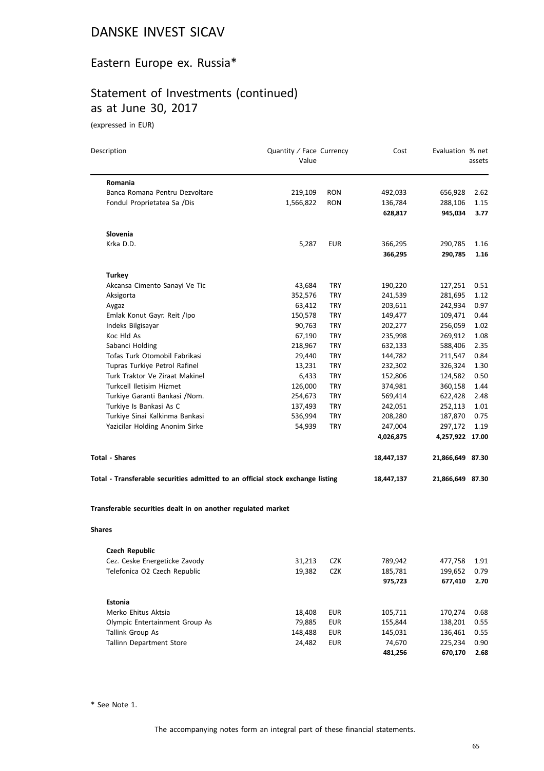# DANSKE INVEST SICAV

## Eastern Europe ex. Russia*

## Statement of Investments (continued) as at June 30, 2017

(expressed in EUR)

| Description | Quantity / Face Value | Currency | Cost | Evaluation | % net assets |
|---|---|---|---|---|---|
| **Romania** | | | | | |
| Banca Romana Pentru Dezvoltare | 219,109 | RON | 492,033 | 656,928 | 2.62 |
| Fondul Proprietatea Sa /Dis | 1,566,822 | RON | 136,784 | 288,106 | 1.15 |
| | | | **628,817** | **945,034** | **3.77** |
| **Slovenia** | | | | | |
| Krka D.D. | 5,287 | EUR | 366,295 | 290,785 | 1.16 |
| | | | **366,295** | **290,785** | **1.16** |
| **Turkey** | | | | | |
| Akcansa Cimento Sanayi Ve Tic | 43,684 | TRY | 190,220 | 127,251 | 0.51 |
| Aksigorta | 352,576 | TRY | 241,539 | 281,695 | 1.12 |
| Aygaz | 63,412 | TRY | 203,611 | 242,934 | 0.97 |
| Emlak Konut Gayr. Reit /Ipo | 150,578 | TRY | 149,477 | 109,471 | 0.44 |
| Indeks Bilgisayar | 90,763 | TRY | 202,277 | 256,059 | 1.02 |
| Koc Hld As | 67,190 | TRY | 235,998 | 269,912 | 1.08 |
| Sabanci Holding | 218,967 | TRY | 632,133 | 588,406 | 2.35 |
| Tofas Turk Otomobil Fabrikasi | 29,440 | TRY | 144,782 | 211,547 | 0.84 |
| Tupras Turkiye Petrol Rafinel | 13,231 | TRY | 232,302 | 326,324 | 1.30 |
| Turk Traktor Ve Ziraat Makinel | 6,433 | TRY | 152,806 | 124,582 | 0.50 |
| Turkcell Iletisim Hizmet | 126,000 | TRY | 374,981 | 360,158 | 1.44 |
| Turkiye Garanti Bankasi /Nom. | 254,673 | TRY | 569,414 | 622,428 | 2.48 |
| Turkiye Is Bankasi As C | 137,493 | TRY | 242,051 | 252,113 | 1.01 |
| Turkiye Sinai Kalkinma Bankasi | 536,994 | TRY | 208,280 | 187,870 | 0.75 |
| Yazicilar Holding Anonim Sirke | 54,939 | TRY | 247,004 | 297,172 | 1.19 |
| | | | **4,026,875** | **4,257,922** | **17.00** |
| **Total - Shares** | | | **18,447,137** | **21,866,649** | **87.30** |
| **Total - Transferable securities admitted to an official stock exchange listing** | | | **18,447,137** | **21,866,649** | **87.30** |

**Transferable securities dealt in on another regulated market**

**Shares**

| Description | Quantity / Face Value | Currency | Cost | Evaluation | % net assets |
|---|---|---|---|---|---|
| **Czech Republic** | | | | | |
| Cez. Ceske Energeticke Zavody | 31,213 | CZK | 789,942 | 477,758 | 1.91 |
| Telefonica O2 Czech Republic | 19,382 | CZK | 185,781 | 199,652 | 0.79 |
| | | | **975,723** | **677,410** | **2.70** |
| **Estonia** | | | | | |
| Merko Ehitus Aktsia | 18,408 | EUR | 105,711 | 170,274 | 0.68 |
| Olympic Entertainment Group As | 79,885 | EUR | 155,844 | 138,201 | 0.55 |
| Tallink Group As | 148,488 | EUR | 145,031 | 136,461 | 0.55 |
| Tallinn Department Store | 24,482 | EUR | 74,670 | 225,234 | 0.90 |
| | | | **481,256** | **670,170** | **2.68** |

\* See Note 1.

The accompanying notes form an integral part of these financial statements.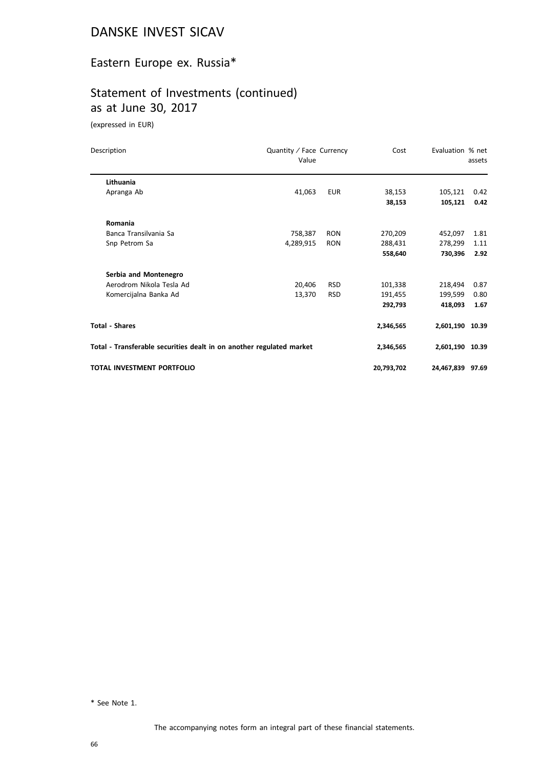# DANSKE INVEST SICAV

## Eastern Europe ex. Russia*

## Statement of Investments (continued) as at June 30, 2017

(expressed in EUR)

| Description | Quantity / Face Value | Currency | Cost | Evaluation | % net assets |
|---|---|---|---|---|---|
| **Lithuania** | | | | | |
| Apranga Ab | 41,063 | EUR | 38,153 | 105,121 | 0.42 |
| | | | **38,153** | **105,121** | **0.42** |
| **Romania** | | | | | |
| Banca Transilvania Sa | 758,387 | RON | 270,209 | 452,097 | 1.81 |
| Snp Petrom Sa | 4,289,915 | RON | 288,431 | 278,299 | 1.11 |
| | | | **558,640** | **730,396** | **2.92** |
| **Serbia and Montenegro** | | | | | |
| Aerodrom Nikola Tesla Ad | 20,406 | RSD | 101,338 | 218,494 | 0.87 |
| Komercijalna Banka Ad | 13,370 | RSD | 191,455 | 199,599 | 0.80 |
| | | | **292,793** | **418,093** | **1.67** |
| **Total - Shares** | | | **2,346,565** | **2,601,190** | **10.39** |
| **Total - Transferable securities dealt in on another regulated market** | | | **2,346,565** | **2,601,190** | **10.39** |
| **TOTAL INVESTMENT PORTFOLIO** | | | **20,793,702** | **24,467,839** | **97.69** |

\* See Note 1.

The accompanying notes form an integral part of these financial statements.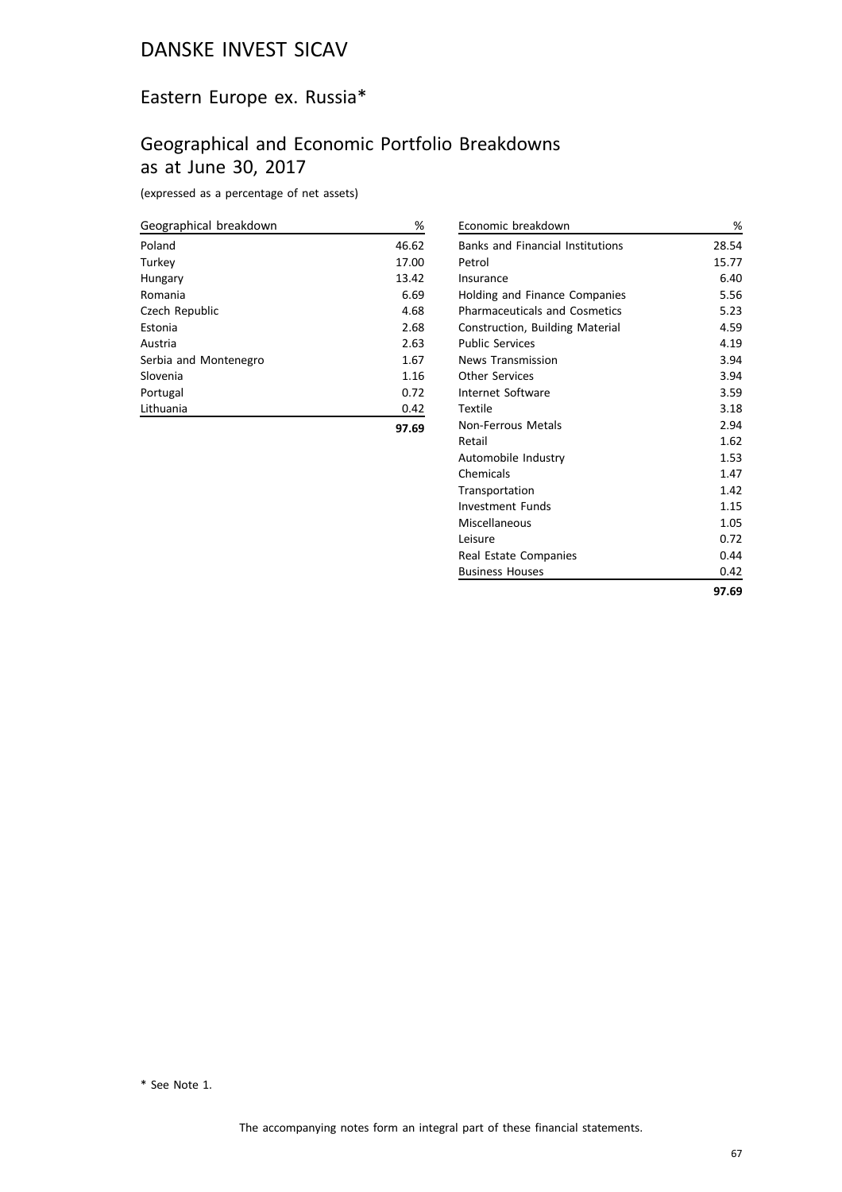# DANSKE INVEST SICAV

## Eastern Europe ex. Russia*

## Geographical and Economic Portfolio Breakdowns as at June 30, 2017

(expressed as a percentage of net assets)

| Geographical breakdown | % |
|---|---|
| Poland | 46.62 |
| Turkey | 17.00 |
| Hungary | 13.42 |
| Romania | 6.69 |
| Czech Republic | 4.68 |
| Estonia | 2.68 |
| Austria | 2.63 |
| Serbia and Montenegro | 1.67 |
| Slovenia | 1.16 |
| Portugal | 0.72 |
| Lithuania | 0.42 |
| | **97.69** |

| Economic breakdown | % |
|---|---|
| Banks and Financial Institutions | 28.54 |
| Petrol | 15.77 |
| Insurance | 6.40 |
| Holding and Finance Companies | 5.56 |
| Pharmaceuticals and Cosmetics | 5.23 |
| Construction, Building Material | 4.59 |
| Public Services | 4.19 |
| News Transmission | 3.94 |
| Other Services | 3.94 |
| Internet Software | 3.59 |
| Textile | 3.18 |
| Non-Ferrous Metals | 2.94 |
| Retail | 1.62 |
| Automobile Industry | 1.53 |
| Chemicals | 1.47 |
| Transportation | 1.42 |
| Investment Funds | 1.15 |
| Miscellaneous | 1.05 |
| Leisure | 0.72 |
| Real Estate Companies | 0.44 |
| Business Houses | 0.42 |
| | **97.69** |

\* See Note 1.

The accompanying notes form an integral part of these financial statements.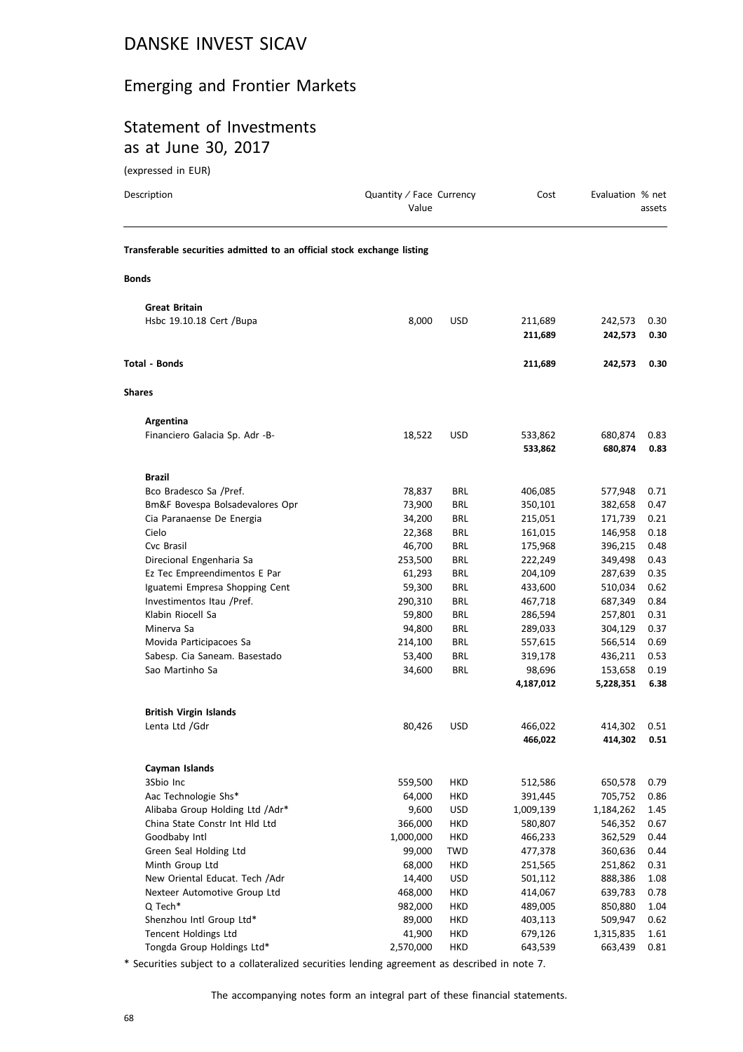# DANSKE INVEST SICAV

## Emerging and Frontier Markets

## Statement of Investments as at June 30, 2017

(expressed in EUR)

| Description | Quantity / Face Value | Currency | Cost | Evaluation | % net assets |
|---|---|---|---|---|---|
| **Transferable securities admitted to an official stock exchange listing** | | | | | |
| **Bonds** | | | | | |
| **Great Britain** | | | | | |
| Hsbc 19.10.18 Cert /Bupa | 8,000 | USD | 211,689 | 242,573 | 0.30 |
| | | | **211,689** | **242,573** | **0.30** |
| **Total - Bonds** | | | **211,689** | **242,573** | **0.30** |
| **Shares** | | | | | |
| **Argentina** | | | | | |
| Financiero Galacia Sp. Adr -B- | 18,522 | USD | 533,862 | 680,874 | 0.83 |
| | | | **533,862** | **680,874** | **0.83** |
| **Brazil** | | | | | |
| Bco Bradesco Sa /Pref. | 78,837 | BRL | 406,085 | 577,948 | 0.71 |
| Bm&F Bovespa Bolsadevalores Opr | 73,900 | BRL | 350,101 | 382,658 | 0.47 |
| Cia Paranaense De Energia | 34,200 | BRL | 215,051 | 171,739 | 0.21 |
| Cielo | 22,368 | BRL | 161,015 | 146,958 | 0.18 |
| Cvc Brasil | 46,700 | BRL | 175,968 | 396,215 | 0.48 |
| Direcional Engenharia Sa | 253,500 | BRL | 222,249 | 349,498 | 0.43 |
| Ez Tec Empreendimentos E Par | 61,293 | BRL | 204,109 | 287,639 | 0.35 |
| Iguatemi Empresa Shopping Cent | 59,300 | BRL | 433,600 | 510,034 | 0.62 |
| Investimentos Itau /Pref. | 290,310 | BRL | 467,718 | 687,349 | 0.84 |
| Klabin Riocell Sa | 59,800 | BRL | 286,594 | 257,801 | 0.31 |
| Minerva Sa | 94,800 | BRL | 289,033 | 304,129 | 0.37 |
| Movida Participacoes Sa | 214,100 | BRL | 557,615 | 566,514 | 0.69 |
| Sabesp. Cia Saneam. Basestado | 53,400 | BRL | 319,178 | 436,211 | 0.53 |
| Sao Martinho Sa | 34,600 | BRL | 98,696 | 153,658 | 0.19 |
| | | | **4,187,012** | **5,228,351** | **6.38** |
| **British Virgin Islands** | | | | | |
| Lenta Ltd /Gdr | 80,426 | USD | 466,022 | 414,302 | 0.51 |
| | | | **466,022** | **414,302** | **0.51** |
| **Cayman Islands** | | | | | |
| 3Sbio Inc | 559,500 | HKD | 512,586 | 650,578 | 0.79 |
| Aac Technologie Shs* | 64,000 | HKD | 391,445 | 705,752 | 0.86 |
| Alibaba Group Holding Ltd /Adr* | 9,600 | USD | 1,009,139 | 1,184,262 | 1.45 |
| China State Constr Int Hld Ltd | 366,000 | HKD | 580,807 | 546,352 | 0.67 |
| Goodbaby Intl | 1,000,000 | HKD | 466,233 | 362,529 | 0.44 |
| Green Seal Holding Ltd | 99,000 | TWD | 477,378 | 360,636 | 0.44 |
| Minth Group Ltd | 68,000 | HKD | 251,565 | 251,862 | 0.31 |
| New Oriental Educat. Tech /Adr | 14,400 | USD | 501,112 | 888,386 | 1.08 |
| Nexteer Automotive Group Ltd | 468,000 | HKD | 414,067 | 639,783 | 0.78 |
| Q Tech* | 982,000 | HKD | 489,005 | 850,880 | 1.04 |
| Shenzhou Intl Group Ltd* | 89,000 | HKD | 403,113 | 509,947 | 0.62 |
| Tencent Holdings Ltd | 41,900 | HKD | 679,126 | 1,315,835 | 1.61 |
| Tongda Group Holdings Ltd* | 2,570,000 | HKD | 643,539 | 663,439 | 0.81 |

* Securities subject to a collateralized securities lending agreement as described in note 7.

The accompanying notes form an integral part of these financial statements.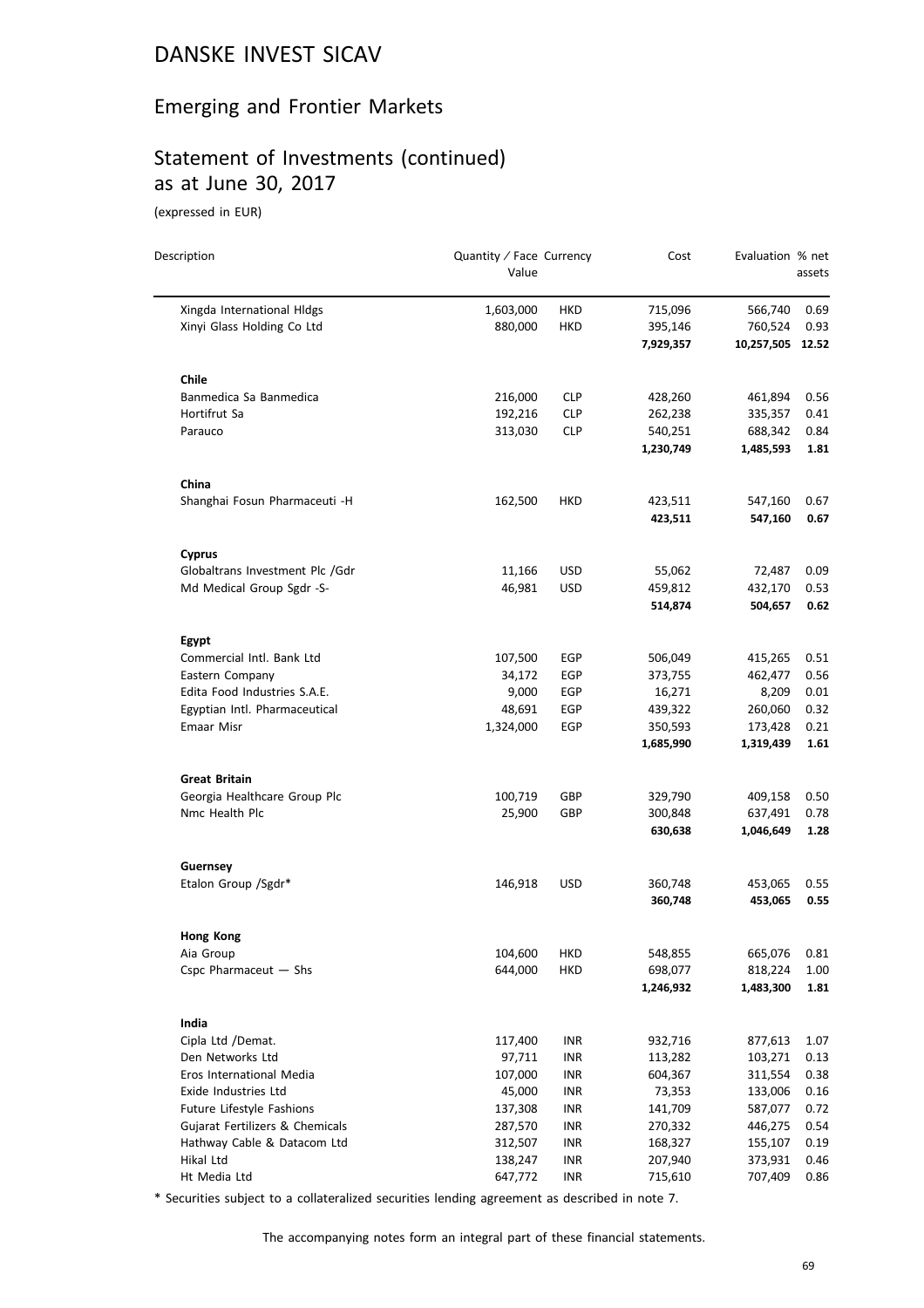# DANSKE INVEST SICAV

## Emerging and Frontier Markets

## Statement of Investments (continued) as at June 30, 2017

(expressed in EUR)

| Description | Quantity / Face Value | Currency | Cost | Evaluation | % net assets |
|---|---|---|---|---|---|
| Xingda International Hldgs | 1,603,000 | HKD | 715,096 | 566,740 | 0.69 |
| Xinyi Glass Holding Co Ltd | 880,000 | HKD | 395,146 | 760,524 | 0.93 |
| | | | **7,929,357** | **10,257,505** | **12.52** |
| **Chile** | | | | | |
| Banmedica Sa Banmedica | 216,000 | CLP | 428,260 | 461,894 | 0.56 |
| Hortifrut Sa | 192,216 | CLP | 262,238 | 335,357 | 0.41 |
| Parauco | 313,030 | CLP | 540,251 | 688,342 | 0.84 |
| | | | **1,230,749** | **1,485,593** | **1.81** |
| **China** | | | | | |
| Shanghai Fosun Pharmaceuti -H | 162,500 | HKD | 423,511 | 547,160 | 0.67 |
| | | | **423,511** | **547,160** | **0.67** |
| **Cyprus** | | | | | |
| Globaltrans Investment Plc /Gdr | 11,166 | USD | 55,062 | 72,487 | 0.09 |
| Md Medical Group Sgdr -S- | 46,981 | USD | 459,812 | 432,170 | 0.53 |
| | | | **514,874** | **504,657** | **0.62** |
| **Egypt** | | | | | |
| Commercial Intl. Bank Ltd | 107,500 | EGP | 506,049 | 415,265 | 0.51 |
| Eastern Company | 34,172 | EGP | 373,755 | 462,477 | 0.56 |
| Edita Food Industries S.A.E. | 9,000 | EGP | 16,271 | 8,209 | 0.01 |
| Egyptian Intl. Pharmaceutical | 48,691 | EGP | 439,322 | 260,060 | 0.32 |
| Emaar Misr | 1,324,000 | EGP | 350,593 | 173,428 | 0.21 |
| | | | **1,685,990** | **1,319,439** | **1.61** |
| **Great Britain** | | | | | |
| Georgia Healthcare Group Plc | 100,719 | GBP | 329,790 | 409,158 | 0.50 |
| Nmc Health Plc | 25,900 | GBP | 300,848 | 637,491 | 0.78 |
| | | | **630,638** | **1,046,649** | **1.28** |
| **Guernsey** | | | | | |
| Etalon Group /Sgdr* | 146,918 | USD | 360,748 | 453,065 | 0.55 |
| | | | **360,748** | **453,065** | **0.55** |
| **Hong Kong** | | | | | |
| Aia Group | 104,600 | HKD | 548,855 | 665,076 | 0.81 |
| Cspc Pharmaceut — Shs | 644,000 | HKD | 698,077 | 818,224 | 1.00 |
| | | | **1,246,932** | **1,483,300** | **1.81** |
| **India** | | | | | |
| Cipla Ltd /Demat. | 117,400 | INR | 932,716 | 877,613 | 1.07 |
| Den Networks Ltd | 97,711 | INR | 113,282 | 103,271 | 0.13 |
| Eros International Media | 107,000 | INR | 604,367 | 311,554 | 0.38 |
| Exide Industries Ltd | 45,000 | INR | 73,353 | 133,006 | 0.16 |
| Future Lifestyle Fashions | 137,308 | INR | 141,709 | 587,077 | 0.72 |
| Gujarat Fertilizers & Chemicals | 287,570 | INR | 270,332 | 446,275 | 0.54 |
| Hathway Cable & Datacom Ltd | 312,507 | INR | 168,327 | 155,107 | 0.19 |
| Hikal Ltd | 138,247 | INR | 207,940 | 373,931 | 0.46 |
| Ht Media Ltd | 647,772 | INR | 715,610 | 707,409 | 0.86 |

* Securities subject to a collateralized securities lending agreement as described in note 7.

The accompanying notes form an integral part of these financial statements.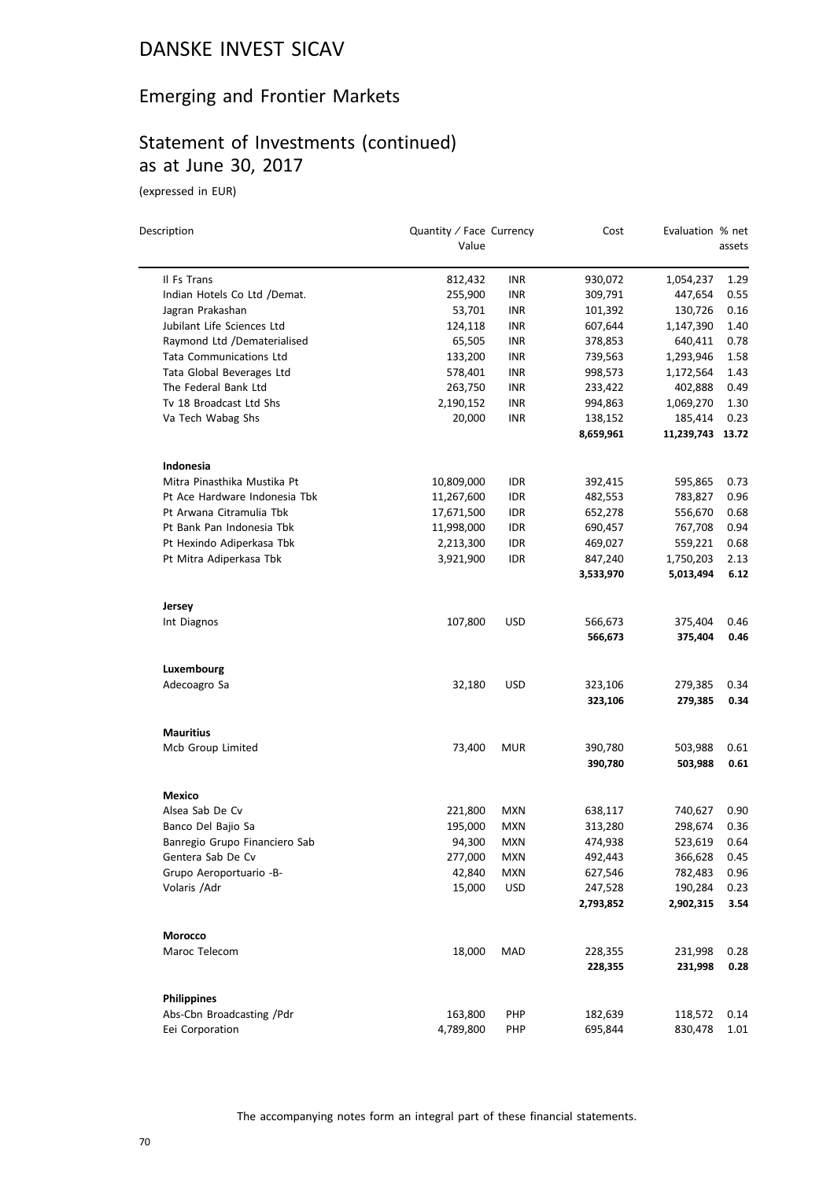# DANSKE INVEST SICAV

## Emerging and Frontier Markets

## Statement of Investments (continued) as at June 30, 2017

(expressed in EUR)

| Description | Quantity / Face Value | Currency | Cost | Evaluation | % net assets |
|---|---|---|---|---|---|
| Il Fs Trans | 812,432 | INR | 930,072 | 1,054,237 | 1.29 |
| Indian Hotels Co Ltd /Demat. | 255,900 | INR | 309,791 | 447,654 | 0.55 |
| Jagran Prakashan | 53,701 | INR | 101,392 | 130,726 | 0.16 |
| Jubilant Life Sciences Ltd | 124,118 | INR | 607,644 | 1,147,390 | 1.40 |
| Raymond Ltd /Dematerialised | 65,505 | INR | 378,853 | 640,411 | 0.78 |
| Tata Communications Ltd | 133,200 | INR | 739,563 | 1,293,946 | 1.58 |
| Tata Global Beverages Ltd | 578,401 | INR | 998,573 | 1,172,564 | 1.43 |
| The Federal Bank Ltd | 263,750 | INR | 233,422 | 402,888 | 0.49 |
| Tv 18 Broadcast Ltd Shs | 2,190,152 | INR | 994,863 | 1,069,270 | 1.30 |
| Va Tech Wabag Shs | 20,000 | INR | 138,152 | 185,414 | 0.23 |
| | | | **8,659,961** | **11,239,743** | **13.72** |
| **Indonesia** | | | | | |
| Mitra Pinasthika Mustika Pt | 10,809,000 | IDR | 392,415 | 595,865 | 0.73 |
| Pt Ace Hardware Indonesia Tbk | 11,267,600 | IDR | 482,553 | 783,827 | 0.96 |
| Pt Arwana Citramulia Tbk | 17,671,500 | IDR | 652,278 | 556,670 | 0.68 |
| Pt Bank Pan Indonesia Tbk | 11,998,000 | IDR | 690,457 | 767,708 | 0.94 |
| Pt Hexindo Adiperkasa Tbk | 2,213,300 | IDR | 469,027 | 559,221 | 0.68 |
| Pt Mitra Adiperkasa Tbk | 3,921,900 | IDR | 847,240 | 1,750,203 | 2.13 |
| | | | **3,533,970** | **5,013,494** | **6.12** |
| **Jersey** | | | | | |
| Int Diagnos | 107,800 | USD | 566,673 | 375,404 | 0.46 |
| | | | **566,673** | **375,404** | **0.46** |
| **Luxembourg** | | | | | |
| Adecoagro Sa | 32,180 | USD | 323,106 | 279,385 | 0.34 |
| | | | **323,106** | **279,385** | **0.34** |
| **Mauritius** | | | | | |
| Mcb Group Limited | 73,400 | MUR | 390,780 | 503,988 | 0.61 |
| | | | **390,780** | **503,988** | **0.61** |
| **Mexico** | | | | | |
| Alsea Sab De Cv | 221,800 | MXN | 638,117 | 740,627 | 0.90 |
| Banco Del Bajio Sa | 195,000 | MXN | 313,280 | 298,674 | 0.36 |
| Banregio Grupo Financiero Sab | 94,300 | MXN | 474,938 | 523,619 | 0.64 |
| Gentera Sab De Cv | 277,000 | MXN | 492,443 | 366,628 | 0.45 |
| Grupo Aeroportuario -B- | 42,840 | MXN | 627,546 | 782,483 | 0.96 |
| Volaris /Adr | 15,000 | USD | 247,528 | 190,284 | 0.23 |
| | | | **2,793,852** | **2,902,315** | **3.54** |
| **Morocco** | | | | | |
| Maroc Telecom | 18,000 | MAD | 228,355 | 231,998 | 0.28 |
| | | | **228,355** | **231,998** | **0.28** |
| **Philippines** | | | | | |
| Abs-Cbn Broadcasting /Pdr | 163,800 | PHP | 182,639 | 118,572 | 0.14 |
| Eei Corporation | 4,789,800 | PHP | 695,844 | 830,478 | 1.01 |

The accompanying notes form an integral part of these financial statements.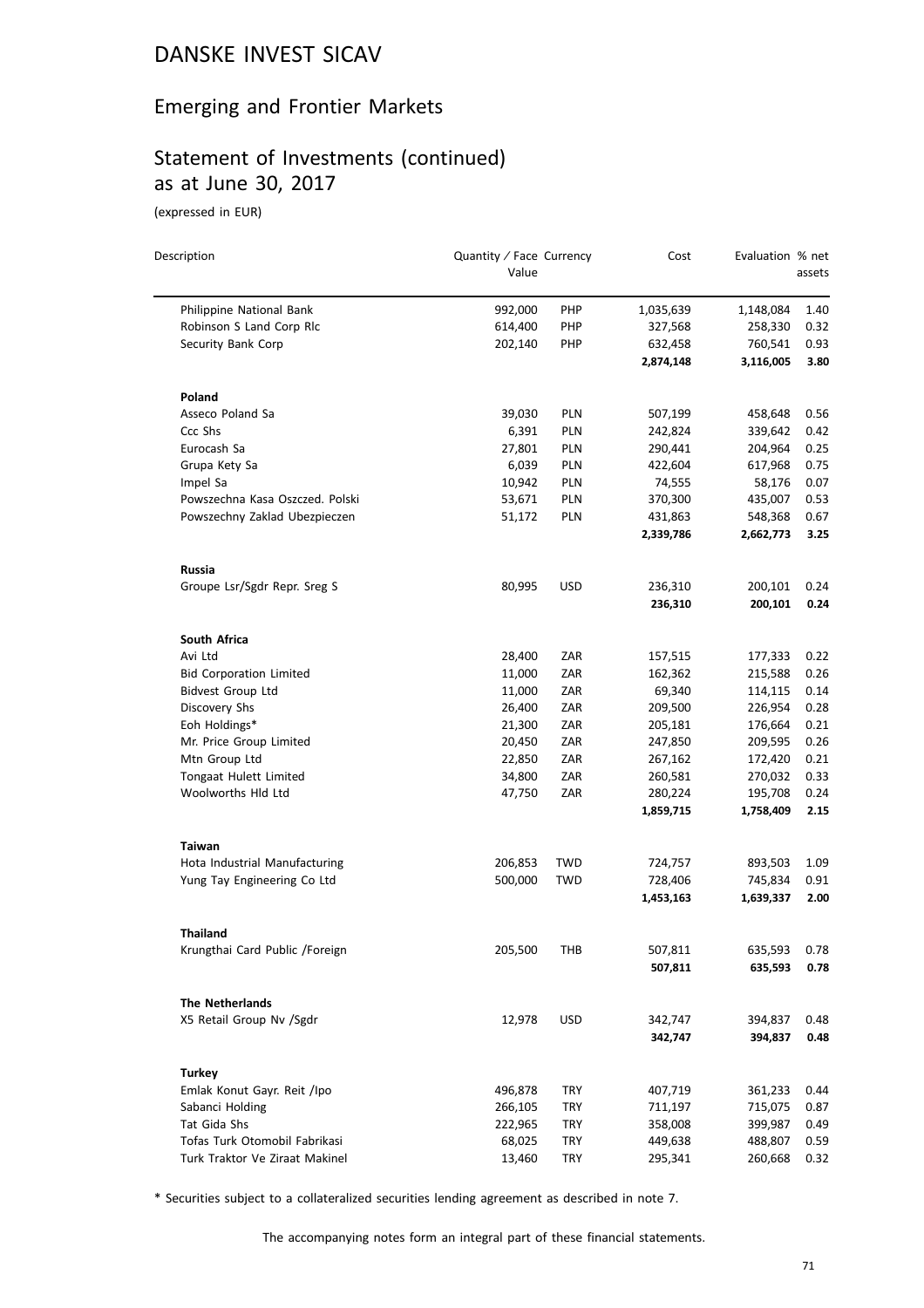# DANSKE INVEST SICAV

## Emerging and Frontier Markets

## Statement of Investments (continued) as at June 30, 2017

(expressed in EUR)

| Description | Quantity / Face Value | Currency | Cost | Evaluation | % net assets |
|---|---|---|---|---|---|
| Philippine National Bank | 992,000 | PHP | 1,035,639 | 1,148,084 | 1.40 |
| Robinson S Land Corp Rlc | 614,400 | PHP | 327,568 | 258,330 | 0.32 |
| Security Bank Corp | 202,140 | PHP | 632,458 | 760,541 | 0.93 |
| | | | **2,874,148** | **3,116,005** | **3.80** |
| **Poland** | | | | | |
| Asseco Poland Sa | 39,030 | PLN | 507,199 | 458,648 | 0.56 |
| Ccc Shs | 6,391 | PLN | 242,824 | 339,642 | 0.42 |
| Eurocash Sa | 27,801 | PLN | 290,441 | 204,964 | 0.25 |
| Grupa Kety Sa | 6,039 | PLN | 422,604 | 617,968 | 0.75 |
| Impel Sa | 10,942 | PLN | 74,555 | 58,176 | 0.07 |
| Powszechna Kasa Oszczed. Polski | 53,671 | PLN | 370,300 | 435,007 | 0.53 |
| Powszechny Zaklad Ubezpieczen | 51,172 | PLN | 431,863 | 548,368 | 0.67 |
| | | | **2,339,786** | **2,662,773** | **3.25** |
| **Russia** | | | | | |
| Groupe Lsr/Sgdr Repr. Sreg S | 80,995 | USD | 236,310 | 200,101 | 0.24 |
| | | | **236,310** | **200,101** | **0.24** |
| **South Africa** | | | | | |
| Avi Ltd | 28,400 | ZAR | 157,515 | 177,333 | 0.22 |
| Bid Corporation Limited | 11,000 | ZAR | 162,362 | 215,588 | 0.26 |
| Bidvest Group Ltd | 11,000 | ZAR | 69,340 | 114,115 | 0.14 |
| Discovery Shs | 26,400 | ZAR | 209,500 | 226,954 | 0.28 |
| Eoh Holdings* | 21,300 | ZAR | 205,181 | 176,664 | 0.21 |
| Mr. Price Group Limited | 20,450 | ZAR | 247,850 | 209,595 | 0.26 |
| Mtn Group Ltd | 22,850 | ZAR | 267,162 | 172,420 | 0.21 |
| Tongaat Hulett Limited | 34,800 | ZAR | 260,581 | 270,032 | 0.33 |
| Woolworths Hld Ltd | 47,750 | ZAR | 280,224 | 195,708 | 0.24 |
| | | | **1,859,715** | **1,758,409** | **2.15** |
| **Taiwan** | | | | | |
| Hota Industrial Manufacturing | 206,853 | TWD | 724,757 | 893,503 | 1.09 |
| Yung Tay Engineering Co Ltd | 500,000 | TWD | 728,406 | 745,834 | 0.91 |
| | | | **1,453,163** | **1,639,337** | **2.00** |
| **Thailand** | | | | | |
| Krungthai Card Public /Foreign | 205,500 | THB | 507,811 | 635,593 | 0.78 |
| | | | **507,811** | **635,593** | **0.78** |
| **The Netherlands** | | | | | |
| X5 Retail Group Nv /Sgdr | 12,978 | USD | 342,747 | 394,837 | 0.48 |
| | | | **342,747** | **394,837** | **0.48** |
| **Turkey** | | | | | |
| Emlak Konut Gayr. Reit /Ipo | 496,878 | TRY | 407,719 | 361,233 | 0.44 |
| Sabanci Holding | 266,105 | TRY | 711,197 | 715,075 | 0.87 |
| Tat Gida Shs | 222,965 | TRY | 358,008 | 399,987 | 0.49 |
| Tofas Turk Otomobil Fabrikasi | 68,025 | TRY | 449,638 | 488,807 | 0.59 |
| Turk Traktor Ve Ziraat Makinel | 13,460 | TRY | 295,341 | 260,668 | 0.32 |

* Securities subject to a collateralized securities lending agreement as described in note 7.

The accompanying notes form an integral part of these financial statements.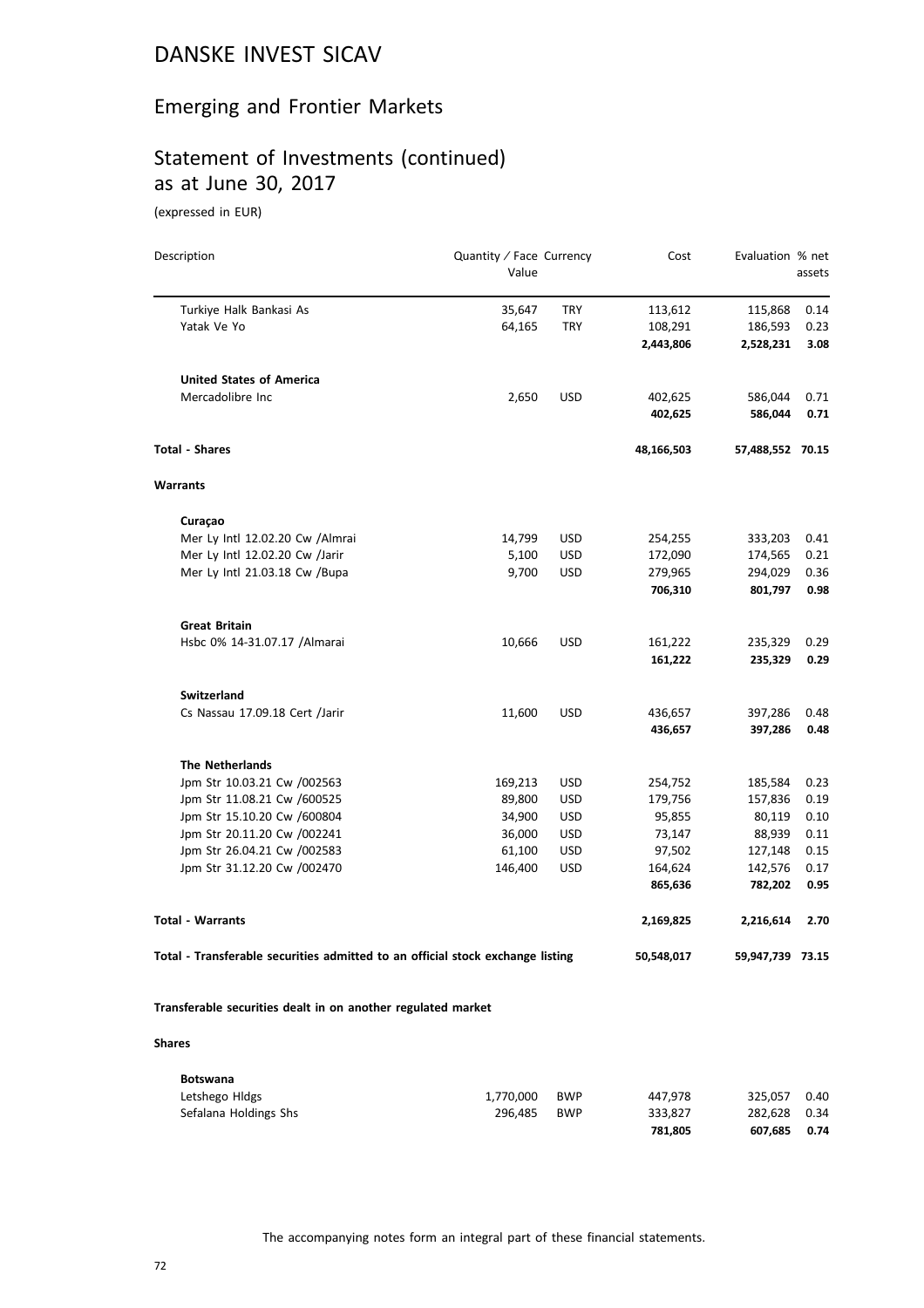# DANSKE INVEST SICAV

## Emerging and Frontier Markets

## Statement of Investments (continued) as at June 30, 2017

(expressed in EUR)

| Description | Quantity / Face Value | Currency | Cost | Evaluation | % net assets |
|---|---|---|---|---|---|
| Turkiye Halk Bankasi As | 35,647 | TRY | 113,612 | 115,868 | 0.14 |
| Yatak Ve Yo | 64,165 | TRY | 108,291 | 186,593 | 0.23 |
| | | | **2,443,806** | **2,528,231** | **3.08** |
| **United States of America** | | | | | |
| Mercadolibre Inc | 2,650 | USD | 402,625 | 586,044 | 0.71 |
| | | | **402,625** | **586,044** | **0.71** |
| **Total - Shares** | | | **48,166,503** | **57,488,552** | **70.15** |
| **Warrants** | | | | | |
| **Curaçao** | | | | | |
| Mer Ly Intl 12.02.20 Cw /Almrai | 14,799 | USD | 254,255 | 333,203 | 0.41 |
| Mer Ly Intl 12.02.20 Cw /Jarir | 5,100 | USD | 172,090 | 174,565 | 0.21 |
| Mer Ly Intl 21.03.18 Cw /Bupa | 9,700 | USD | 279,965 | 294,029 | 0.36 |
| | | | **706,310** | **801,797** | **0.98** |
| **Great Britain** | | | | | |
| Hsbc 0% 14-31.07.17 /Almarai | 10,666 | USD | 161,222 | 235,329 | 0.29 |
| | | | **161,222** | **235,329** | **0.29** |
| **Switzerland** | | | | | |
| Cs Nassau 17.09.18 Cert /Jarir | 11,600 | USD | 436,657 | 397,286 | 0.48 |
| | | | **436,657** | **397,286** | **0.48** |
| **The Netherlands** | | | | | |
| Jpm Str 10.03.21 Cw /002563 | 169,213 | USD | 254,752 | 185,584 | 0.23 |
| Jpm Str 11.08.21 Cw /600525 | 89,800 | USD | 179,756 | 157,836 | 0.19 |
| Jpm Str 15.10.20 Cw /600804 | 34,900 | USD | 95,855 | 80,119 | 0.10 |
| Jpm Str 20.11.20 Cw /002241 | 36,000 | USD | 73,147 | 88,939 | 0.11 |
| Jpm Str 26.04.21 Cw /002583 | 61,100 | USD | 97,502 | 127,148 | 0.15 |
| Jpm Str 31.12.20 Cw /002470 | 146,400 | USD | 164,624 | 142,576 | 0.17 |
| | | | **865,636** | **782,202** | **0.95** |
| **Total - Warrants** | | | **2,169,825** | **2,216,614** | **2.70** |
| **Total - Transferable securities admitted to an official stock exchange listing** | | | **50,548,017** | **59,947,739** | **73.15** |
| **Transferable securities dealt in on another regulated market** | | | | | |
| **Shares** | | | | | |
| **Botswana** | | | | | |
| Letshego Hldgs | 1,770,000 | BWP | 447,978 | 325,057 | 0.40 |
| Sefalana Holdings Shs | 296,485 | BWP | 333,827 | 282,628 | 0.34 |
| | | | **781,805** | **607,685** | **0.74** |

The accompanying notes form an integral part of these financial statements.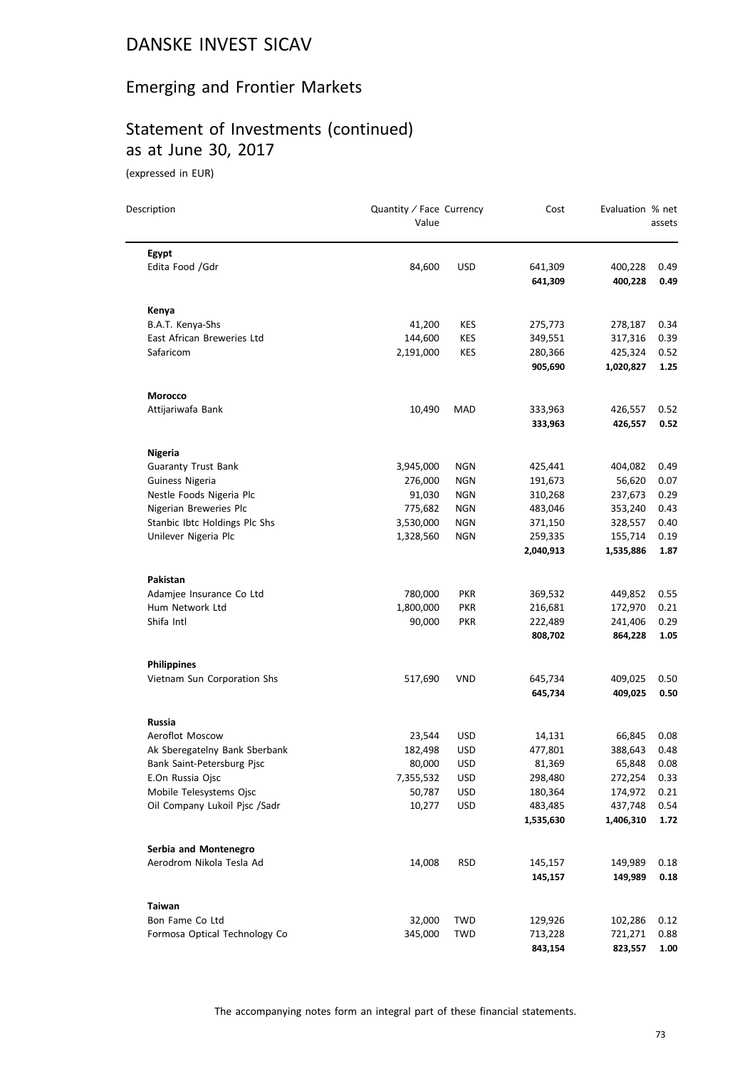# DANSKE INVEST SICAV

## Emerging and Frontier Markets

## Statement of Investments (continued) as at June 30, 2017

(expressed in EUR)

| Description | Quantity / Face Value | Currency | Cost | Evaluation | % net assets |
|---|---|---|---|---|---|
| **Egypt** | | | | | |
| Edita Food /Gdr | 84,600 | USD | 641,309 | 400,228 | 0.49 |
| | | | **641,309** | **400,228** | **0.49** |
| **Kenya** | | | | | |
| B.A.T. Kenya-Shs | 41,200 | KES | 275,773 | 278,187 | 0.34 |
| East African Breweries Ltd | 144,600 | KES | 349,551 | 317,316 | 0.39 |
| Safaricom | 2,191,000 | KES | 280,366 | 425,324 | 0.52 |
| | | | **905,690** | **1,020,827** | **1.25** |
| **Morocco** | | | | | |
| Attijariwafa Bank | 10,490 | MAD | 333,963 | 426,557 | 0.52 |
| | | | **333,963** | **426,557** | **0.52** |
| **Nigeria** | | | | | |
| Guaranty Trust Bank | 3,945,000 | NGN | 425,441 | 404,082 | 0.49 |
| Guiness Nigeria | 276,000 | NGN | 191,673 | 56,620 | 0.07 |
| Nestle Foods Nigeria Plc | 91,030 | NGN | 310,268 | 237,673 | 0.29 |
| Nigerian Breweries Plc | 775,682 | NGN | 483,046 | 353,240 | 0.43 |
| Stanbic Ibtc Holdings Plc Shs | 3,530,000 | NGN | 371,150 | 328,557 | 0.40 |
| Unilever Nigeria Plc | 1,328,560 | NGN | 259,335 | 155,714 | 0.19 |
| | | | **2,040,913** | **1,535,886** | **1.87** |
| **Pakistan** | | | | | |
| Adamjee Insurance Co Ltd | 780,000 | PKR | 369,532 | 449,852 | 0.55 |
| Hum Network Ltd | 1,800,000 | PKR | 216,681 | 172,970 | 0.21 |
| Shifa Intl | 90,000 | PKR | 222,489 | 241,406 | 0.29 |
| | | | **808,702** | **864,228** | **1.05** |
| **Philippines** | | | | | |
| Vietnam Sun Corporation Shs | 517,690 | VND | 645,734 | 409,025 | 0.50 |
| | | | **645,734** | **409,025** | **0.50** |
| **Russia** | | | | | |
| Aeroflot Moscow | 23,544 | USD | 14,131 | 66,845 | 0.08 |
| Ak Sberegatelny Bank Sberbank | 182,498 | USD | 477,801 | 388,643 | 0.48 |
| Bank Saint-Petersburg Pjsc | 80,000 | USD | 81,369 | 65,848 | 0.08 |
| E.On Russia Ojsc | 7,355,532 | USD | 298,480 | 272,254 | 0.33 |
| Mobile Telesystems Ojsc | 50,787 | USD | 180,364 | 174,972 | 0.21 |
| Oil Company Lukoil Pjsc /Sadr | 10,277 | USD | 483,485 | 437,748 | 0.54 |
| | | | **1,535,630** | **1,406,310** | **1.72** |
| **Serbia and Montenegro** | | | | | |
| Aerodrom Nikola Tesla Ad | 14,008 | RSD | 145,157 | 149,989 | 0.18 |
| | | | **145,157** | **149,989** | **0.18** |
| **Taiwan** | | | | | |
| Bon Fame Co Ltd | 32,000 | TWD | 129,926 | 102,286 | 0.12 |
| Formosa Optical Technology Co | 345,000 | TWD | 713,228 | 721,271 | 0.88 |
| | | | **843,154** | **823,557** | **1.00** |

The accompanying notes form an integral part of these financial statements.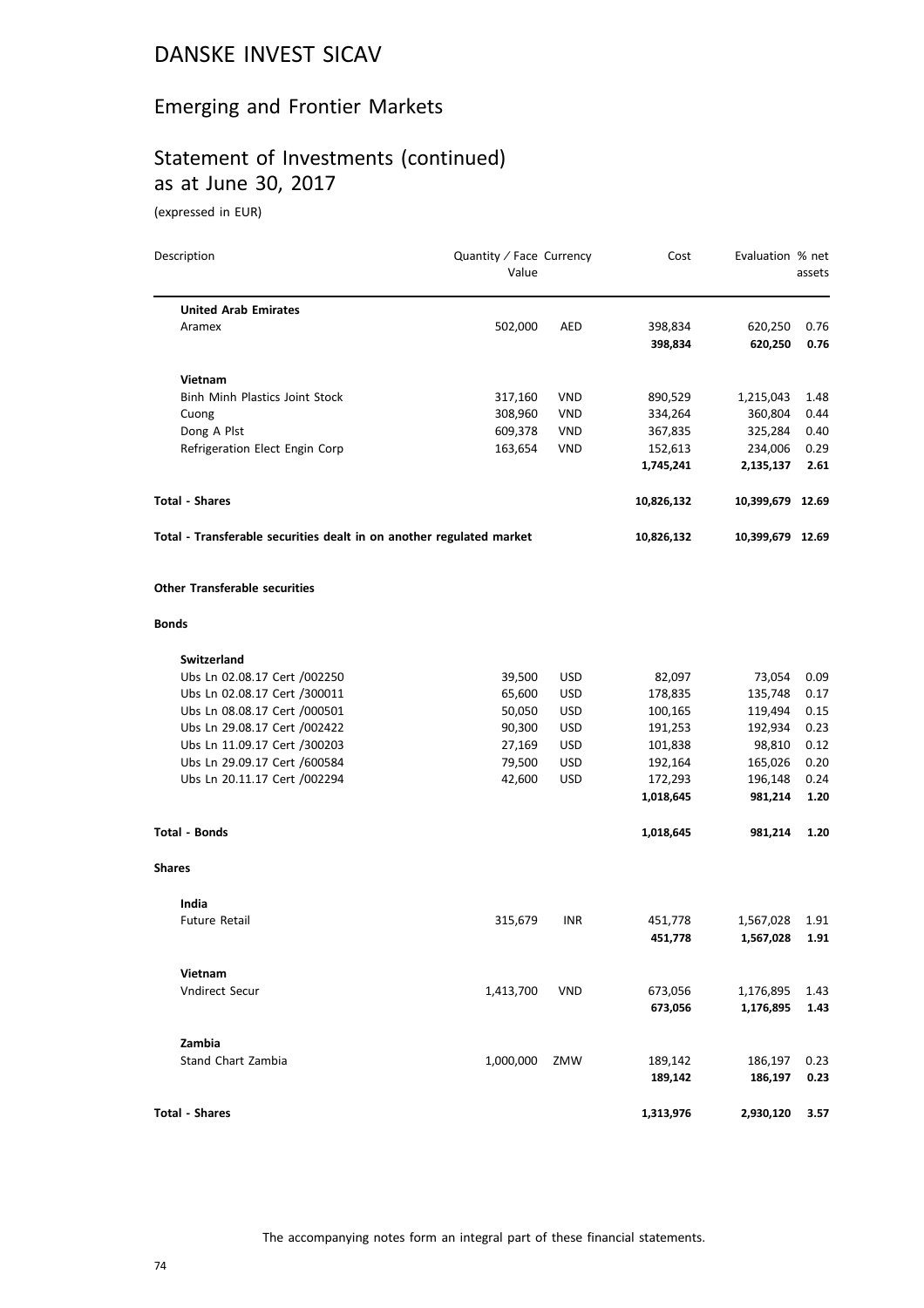# DANSKE INVEST SICAV

## Emerging and Frontier Markets

## Statement of Investments (continued) as at June 30, 2017

(expressed in EUR)

| Description | Quantity / Face Value | Currency | Cost | Evaluation | % net assets |
|---|---|---|---|---|---|
| **United Arab Emirates** | | | | | |
| Aramex | 502,000 | AED | 398,834 | 620,250 | 0.76 |
| | | | **398,834** | **620,250** | **0.76** |
| **Vietnam** | | | | | |
| Binh Minh Plastics Joint Stock | 317,160 | VND | 890,529 | 1,215,043 | 1.48 |
| Cuong | 308,960 | VND | 334,264 | 360,804 | 0.44 |
| Dong A Plst | 609,378 | VND | 367,835 | 325,284 | 0.40 |
| Refrigeration Elect Engin Corp | 163,654 | VND | 152,613 | 234,006 | 0.29 |
| | | | **1,745,241** | **2,135,137** | **2.61** |
| **Total - Shares** | | | **10,826,132** | **10,399,679** | **12.69** |
| **Total - Transferable securities dealt in on another regulated market** | | | **10,826,132** | **10,399,679** | **12.69** |
| **Other Transferable securities** | | | | | |
| **Bonds** | | | | | |
| **Switzerland** | | | | | |
| Ubs Ln 02.08.17 Cert /002250 | 39,500 | USD | 82,097 | 73,054 | 0.09 |
| Ubs Ln 02.08.17 Cert /300011 | 65,600 | USD | 178,835 | 135,748 | 0.17 |
| Ubs Ln 08.08.17 Cert /000501 | 50,050 | USD | 100,165 | 119,494 | 0.15 |
| Ubs Ln 29.08.17 Cert /002422 | 90,300 | USD | 191,253 | 192,934 | 0.23 |
| Ubs Ln 11.09.17 Cert /300203 | 27,169 | USD | 101,838 | 98,810 | 0.12 |
| Ubs Ln 29.09.17 Cert /600584 | 79,500 | USD | 192,164 | 165,026 | 0.20 |
| Ubs Ln 20.11.17 Cert /002294 | 42,600 | USD | 172,293 | 196,148 | 0.24 |
| | | | **1,018,645** | **981,214** | **1.20** |
| **Total - Bonds** | | | **1,018,645** | **981,214** | **1.20** |
| **Shares** | | | | | |
| **India** | | | | | |
| Future Retail | 315,679 | INR | 451,778 | 1,567,028 | 1.91 |
| | | | **451,778** | **1,567,028** | **1.91** |
| **Vietnam** | | | | | |
| Vndirect Secur | 1,413,700 | VND | 673,056 | 1,176,895 | 1.43 |
| | | | **673,056** | **1,176,895** | **1.43** |
| **Zambia** | | | | | |
| Stand Chart Zambia | 1,000,000 | ZMW | 189,142 | 186,197 | 0.23 |
| | | | **189,142** | **186,197** | **0.23** |
| **Total - Shares** | | | **1,313,976** | **2,930,120** | **3.57** |

The accompanying notes form an integral part of these financial statements.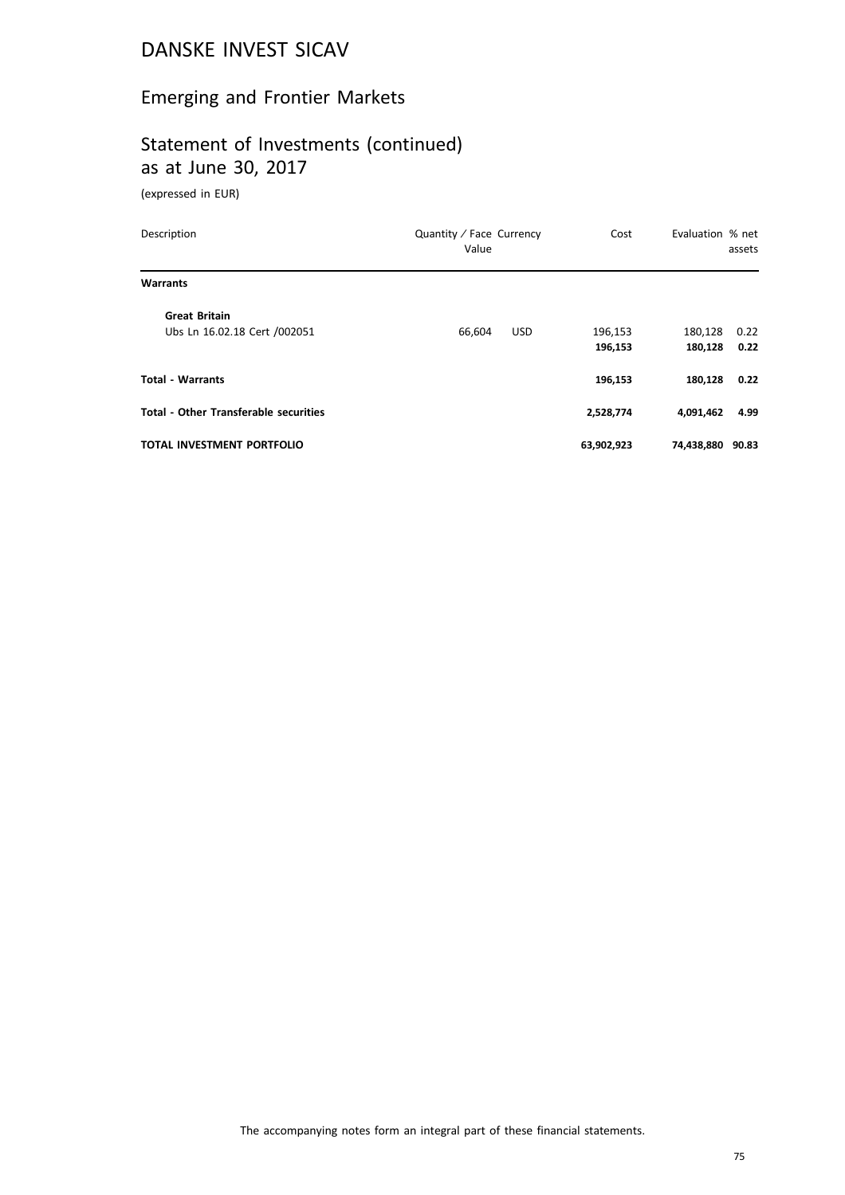# DANSKE INVEST SICAV

## Emerging and Frontier Markets

## Statement of Investments (continued) as at June 30, 2017

(expressed in EUR)

| Description | Quantity / Face Value | Currency | Cost | Evaluation | % net assets |
|---|---|---|---|---|---|
| **Warrants** | | | | | |
| **Great Britain** | | | | | |
| Ubs Ln 16.02.18 Cert /002051 | 66,604 | USD | 196,153 | 180,128 | 0.22 |
| | | | **196,153** | **180,128** | **0.22** |
| **Total - Warrants** | | | **196,153** | **180,128** | **0.22** |
| **Total - Other Transferable securities** | | | **2,528,774** | **4,091,462** | **4.99** |
| **TOTAL INVESTMENT PORTFOLIO** | | | **63,902,923** | **74,438,880** | **90.83** |

The accompanying notes form an integral part of these financial statements.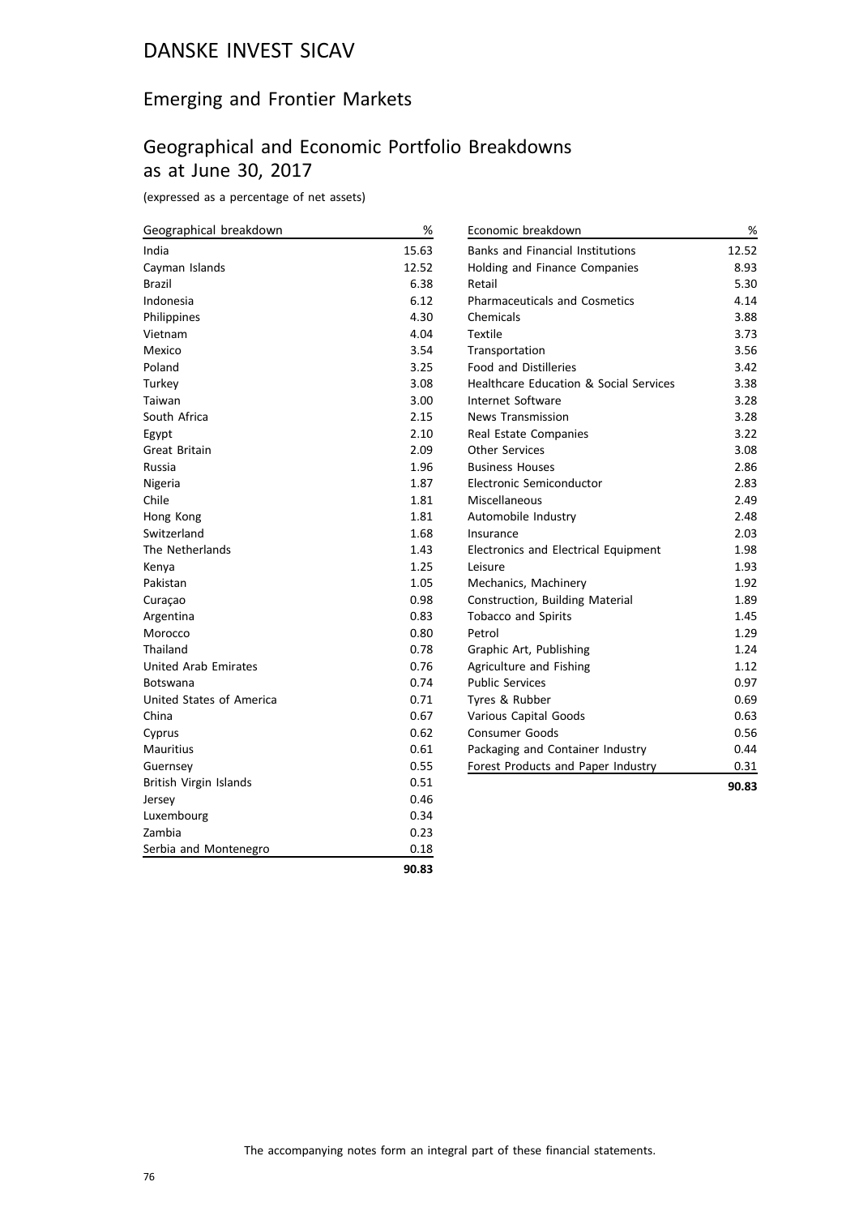# DANSKE INVEST SICAV

## Emerging and Frontier Markets

## Geographical and Economic Portfolio Breakdowns as at June 30, 2017

(expressed as a percentage of net assets)

| Geographical breakdown | % |
|---|---|
| India | 15.63 |
| Cayman Islands | 12.52 |
| Brazil | 6.38 |
| Indonesia | 6.12 |
| Philippines | 4.30 |
| Vietnam | 4.04 |
| Mexico | 3.54 |
| Poland | 3.25 |
| Turkey | 3.08 |
| Taiwan | 3.00 |
| South Africa | 2.15 |
| Egypt | 2.10 |
| Great Britain | 2.09 |
| Russia | 1.96 |
| Nigeria | 1.87 |
| Chile | 1.81 |
| Hong Kong | 1.81 |
| Switzerland | 1.68 |
| The Netherlands | 1.43 |
| Kenya | 1.25 |
| Pakistan | 1.05 |
| Curaçao | 0.98 |
| Argentina | 0.83 |
| Morocco | 0.80 |
| Thailand | 0.78 |
| United Arab Emirates | 0.76 |
| Botswana | 0.74 |
| United States of America | 0.71 |
| China | 0.67 |
| Cyprus | 0.62 |
| Mauritius | 0.61 |
| Guernsey | 0.55 |
| British Virgin Islands | 0.51 |
| Jersey | 0.46 |
| Luxembourg | 0.34 |
| Zambia | 0.23 |
| Serbia and Montenegro | 0.18 |
| | **90.83** |

| Economic breakdown | % |
|---|---|
| Banks and Financial Institutions | 12.52 |
| Holding and Finance Companies | 8.93 |
| Retail | 5.30 |
| Pharmaceuticals and Cosmetics | 4.14 |
| Chemicals | 3.88 |
| Textile | 3.73 |
| Transportation | 3.56 |
| Food and Distilleries | 3.42 |
| Healthcare Education & Social Services | 3.38 |
| Internet Software | 3.28 |
| News Transmission | 3.28 |
| Real Estate Companies | 3.22 |
| Other Services | 3.08 |
| Business Houses | 2.86 |
| Electronic Semiconductor | 2.83 |
| Miscellaneous | 2.49 |
| Automobile Industry | 2.48 |
| Insurance | 2.03 |
| Electronics and Electrical Equipment | 1.98 |
| Leisure | 1.93 |
| Mechanics, Machinery | 1.92 |
| Construction, Building Material | 1.89 |
| Tobacco and Spirits | 1.45 |
| Petrol | 1.29 |
| Graphic Art, Publishing | 1.24 |
| Agriculture and Fishing | 1.12 |
| Public Services | 0.97 |
| Tyres & Rubber | 0.69 |
| Various Capital Goods | 0.63 |
| Consumer Goods | 0.56 |
| Packaging and Container Industry | 0.44 |
| Forest Products and Paper Industry | 0.31 |
| | **90.83** |

The accompanying notes form an integral part of these financial statements.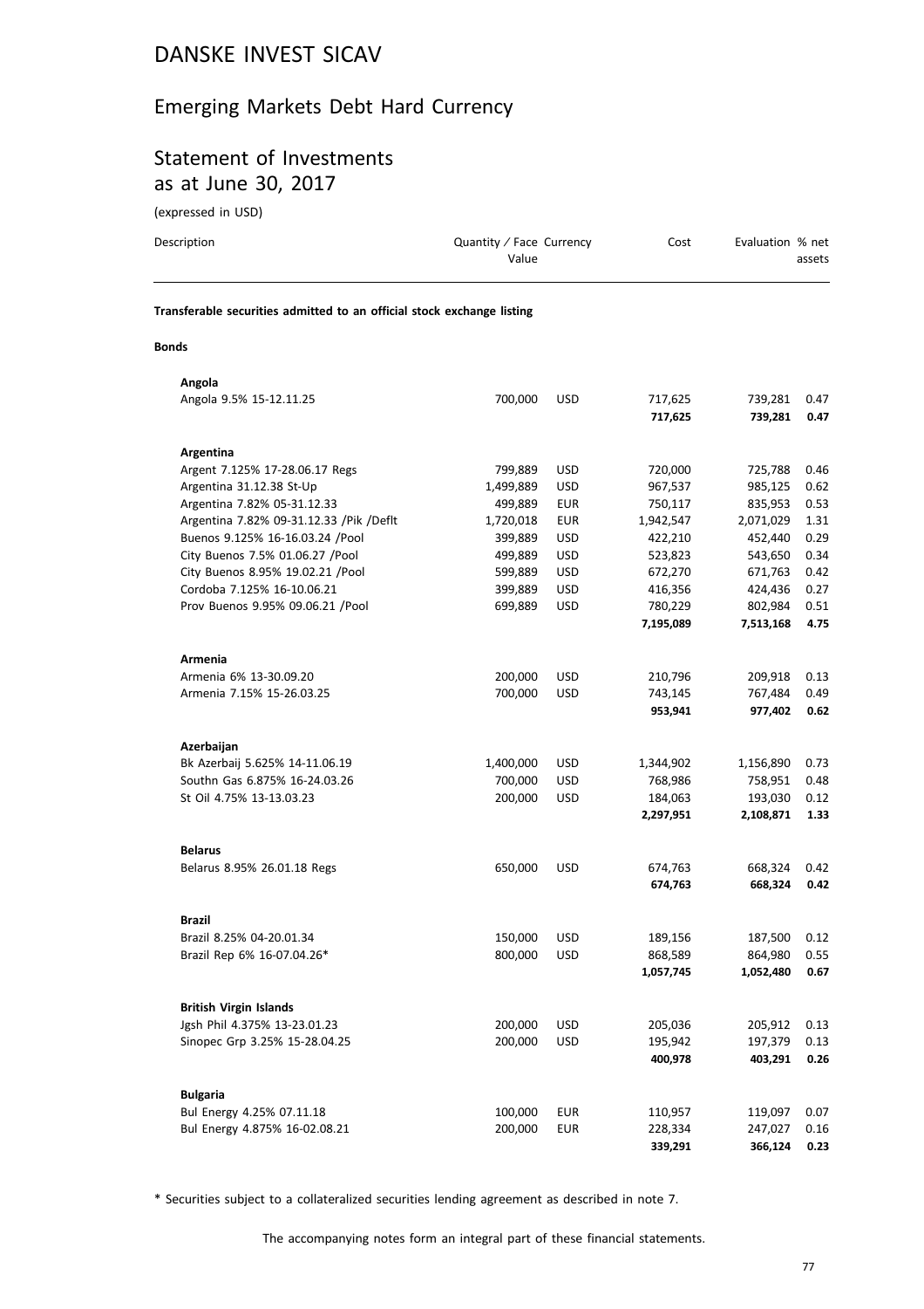# DANSKE INVEST SICAV

## Emerging Markets Debt Hard Currency

## Statement of Investments as at June 30, 2017

(expressed in USD)

| Description | Quantity / Face Value | Currency | Cost | Evaluation | % net assets |
|---|---|---|---|---|---|
| **Transferable securities admitted to an official stock exchange listing** | | | | | |
| **Bonds** | | | | | |
| **Angola** | | | | | |
| Angola 9.5% 15-12.11.25 | 700,000 | USD | 717,625 | 739,281 | 0.47 |
| | | | **717,625** | **739,281** | **0.47** |
| **Argentina** | | | | | |
| Argent 7.125% 17-28.06.17 Regs | 799,889 | USD | 720,000 | 725,788 | 0.46 |
| Argentina 31.12.38 St-Up | 1,499,889 | USD | 967,537 | 985,125 | 0.62 |
| Argentina 7.82% 05-31.12.33 | 499,889 | EUR | 750,117 | 835,953 | 0.53 |
| Argentina 7.82% 09-31.12.33 /Pik /Deflt | 1,720,018 | EUR | 1,942,547 | 2,071,029 | 1.31 |
| Buenos 9.125% 16-16.03.24 /Pool | 399,889 | USD | 422,210 | 452,440 | 0.29 |
| City Buenos 7.5% 01.06.27 /Pool | 499,889 | USD | 523,823 | 543,650 | 0.34 |
| City Buenos 8.95% 19.02.21 /Pool | 599,889 | USD | 672,270 | 671,763 | 0.42 |
| Cordoba 7.125% 16-10.06.21 | 399,889 | USD | 416,356 | 424,436 | 0.27 |
| Prov Buenos 9.95% 09.06.21 /Pool | 699,889 | USD | 780,229 | 802,984 | 0.51 |
| | | | **7,195,089** | **7,513,168** | **4.75** |
| **Armenia** | | | | | |
| Armenia 6% 13-30.09.20 | 200,000 | USD | 210,796 | 209,918 | 0.13 |
| Armenia 7.15% 15-26.03.25 | 700,000 | USD | 743,145 | 767,484 | 0.49 |
| | | | **953,941** | **977,402** | **0.62** |
| **Azerbaijan** | | | | | |
| Bk Azerbaij 5.625% 14-11.06.19 | 1,400,000 | USD | 1,344,902 | 1,156,890 | 0.73 |
| Southn Gas 6.875% 16-24.03.26 | 700,000 | USD | 768,986 | 758,951 | 0.48 |
| St Oil 4.75% 13-13.03.23 | 200,000 | USD | 184,063 | 193,030 | 0.12 |
| | | | **2,297,951** | **2,108,871** | **1.33** |
| **Belarus** | | | | | |
| Belarus 8.95% 26.01.18 Regs | 650,000 | USD | 674,763 | 668,324 | 0.42 |
| | | | **674,763** | **668,324** | **0.42** |
| **Brazil** | | | | | |
| Brazil 8.25% 04-20.01.34 | 150,000 | USD | 189,156 | 187,500 | 0.12 |
| Brazil Rep 6% 16-07.04.26* | 800,000 | USD | 868,589 | 864,980 | 0.55 |
| | | | **1,057,745** | **1,052,480** | **0.67** |
| **British Virgin Islands** | | | | | |
| Jgsh Phil 4.375% 13-23.01.23 | 200,000 | USD | 205,036 | 205,912 | 0.13 |
| Sinopec Grp 3.25% 15-28.04.25 | 200,000 | USD | 195,942 | 197,379 | 0.13 |
| | | | **400,978** | **403,291** | **0.26** |
| **Bulgaria** | | | | | |
| Bul Energy 4.25% 07.11.18 | 100,000 | EUR | 110,957 | 119,097 | 0.07 |
| Bul Energy 4.875% 16-02.08.21 | 200,000 | EUR | 228,334 | 247,027 | 0.16 |
| | | | **339,291** | **366,124** | **0.23** |

* Securities subject to a collateralized securities lending agreement as described in note 7.

The accompanying notes form an integral part of these financial statements.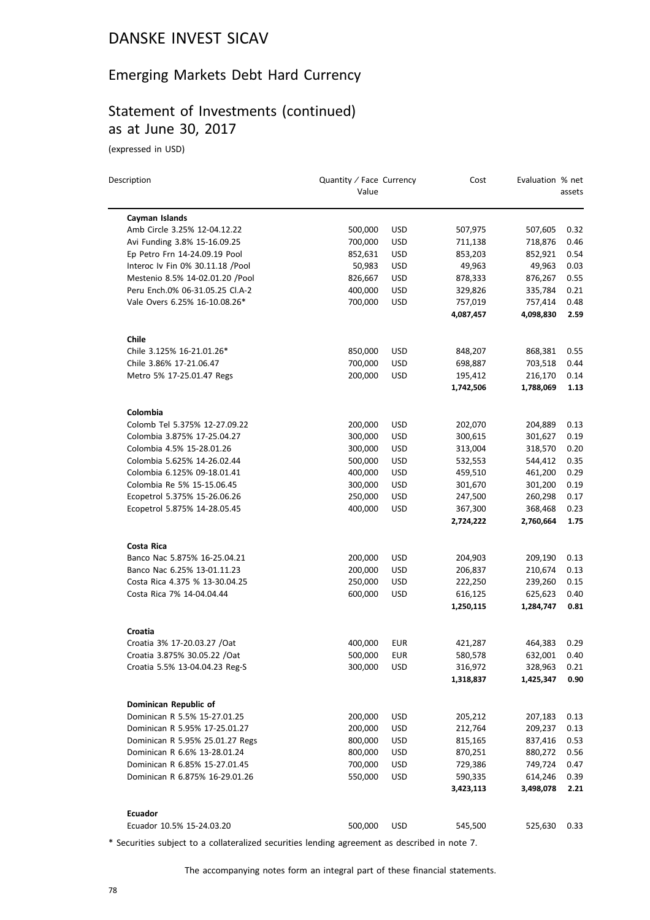# DANSKE INVEST SICAV

## Emerging Markets Debt Hard Currency

## Statement of Investments (continued) as at June 30, 2017

(expressed in USD)

| Description | Quantity / Face Value | Currency | Cost | Evaluation | % net assets |
|---|---|---|---|---|---|
| **Cayman Islands** | | | | | |
| Amb Circle 3.25% 12-04.12.22 | 500,000 | USD | 507,975 | 507,605 | 0.32 |
| Avi Funding 3.8% 15-16.09.25 | 700,000 | USD | 711,138 | 718,876 | 0.46 |
| Ep Petro Frn 14-24.09.19 Pool | 852,631 | USD | 853,203 | 852,921 | 0.54 |
| Interoc Iv Fin 0% 30.11.18 /Pool | 50,983 | USD | 49,963 | 49,963 | 0.03 |
| Mestenio 8.5% 14-02.01.20 /Pool | 826,667 | USD | 878,333 | 876,267 | 0.55 |
| Peru Ench.0% 06-31.05.25 Cl.A-2 | 400,000 | USD | 329,826 | 335,784 | 0.21 |
| Vale Overs 6.25% 16-10.08.26* | 700,000 | USD | 757,019 | 757,414 | 0.48 |
| | | | **4,087,457** | **4,098,830** | **2.59** |
| **Chile** | | | | | |
| Chile 3.125% 16-21.01.26* | 850,000 | USD | 848,207 | 868,381 | 0.55 |
| Chile 3.86% 17-21.06.47 | 700,000 | USD | 698,887 | 703,518 | 0.44 |
| Metro 5% 17-25.01.47 Regs | 200,000 | USD | 195,412 | 216,170 | 0.14 |
| | | | **1,742,506** | **1,788,069** | **1.13** |
| **Colombia** | | | | | |
| Colomb Tel 5.375% 12-27.09.22 | 200,000 | USD | 202,070 | 204,889 | 0.13 |
| Colombia 3.875% 17-25.04.27 | 300,000 | USD | 300,615 | 301,627 | 0.19 |
| Colombia 4.5% 15-28.01.26 | 300,000 | USD | 313,004 | 318,570 | 0.20 |
| Colombia 5.625% 14-26.02.44 | 500,000 | USD | 532,553 | 544,412 | 0.35 |
| Colombia 6.125% 09-18.01.41 | 400,000 | USD | 459,510 | 461,200 | 0.29 |
| Colombia Re 5% 15-15.06.45 | 300,000 | USD | 301,670 | 301,200 | 0.19 |
| Ecopetrol 5.375% 15-26.06.26 | 250,000 | USD | 247,500 | 260,298 | 0.17 |
| Ecopetrol 5.875% 14-28.05.45 | 400,000 | USD | 367,300 | 368,468 | 0.23 |
| | | | **2,724,222** | **2,760,664** | **1.75** |
| **Costa Rica** | | | | | |
| Banco Nac 5.875% 16-25.04.21 | 200,000 | USD | 204,903 | 209,190 | 0.13 |
| Banco Nac 6.25% 13-01.11.23 | 200,000 | USD | 206,837 | 210,674 | 0.13 |
| Costa Rica 4.375 % 13-30.04.25 | 250,000 | USD | 222,250 | 239,260 | 0.15 |
| Costa Rica 7% 14-04.04.44 | 600,000 | USD | 616,125 | 625,623 | 0.40 |
| | | | **1,250,115** | **1,284,747** | **0.81** |
| **Croatia** | | | | | |
| Croatia 3% 17-20.03.27 /Oat | 400,000 | EUR | 421,287 | 464,383 | 0.29 |
| Croatia 3.875% 30.05.22 /Oat | 500,000 | EUR | 580,578 | 632,001 | 0.40 |
| Croatia 5.5% 13-04.04.23 Reg-S | 300,000 | USD | 316,972 | 328,963 | 0.21 |
| | | | **1,318,837** | **1,425,347** | **0.90** |
| **Dominican Republic of** | | | | | |
| Dominican R 5.5% 15-27.01.25 | 200,000 | USD | 205,212 | 207,183 | 0.13 |
| Dominican R 5.95% 17-25.01.27 | 200,000 | USD | 212,764 | 209,237 | 0.13 |
| Dominican R 5.95% 25.01.27 Regs | 800,000 | USD | 815,165 | 837,416 | 0.53 |
| Dominican R 6.6% 13-28.01.24 | 800,000 | USD | 870,251 | 880,272 | 0.56 |
| Dominican R 6.85% 15-27.01.45 | 700,000 | USD | 729,386 | 749,724 | 0.47 |
| Dominican R 6.875% 16-29.01.26 | 550,000 | USD | 590,335 | 614,246 | 0.39 |
| | | | **3,423,113** | **3,498,078** | **2.21** |
| **Ecuador** | | | | | |
| Ecuador 10.5% 15-24.03.20 | 500,000 | USD | 545,500 | 525,630 | 0.33 |

* Securities subject to a collateralized securities lending agreement as described in note 7.

The accompanying notes form an integral part of these financial statements.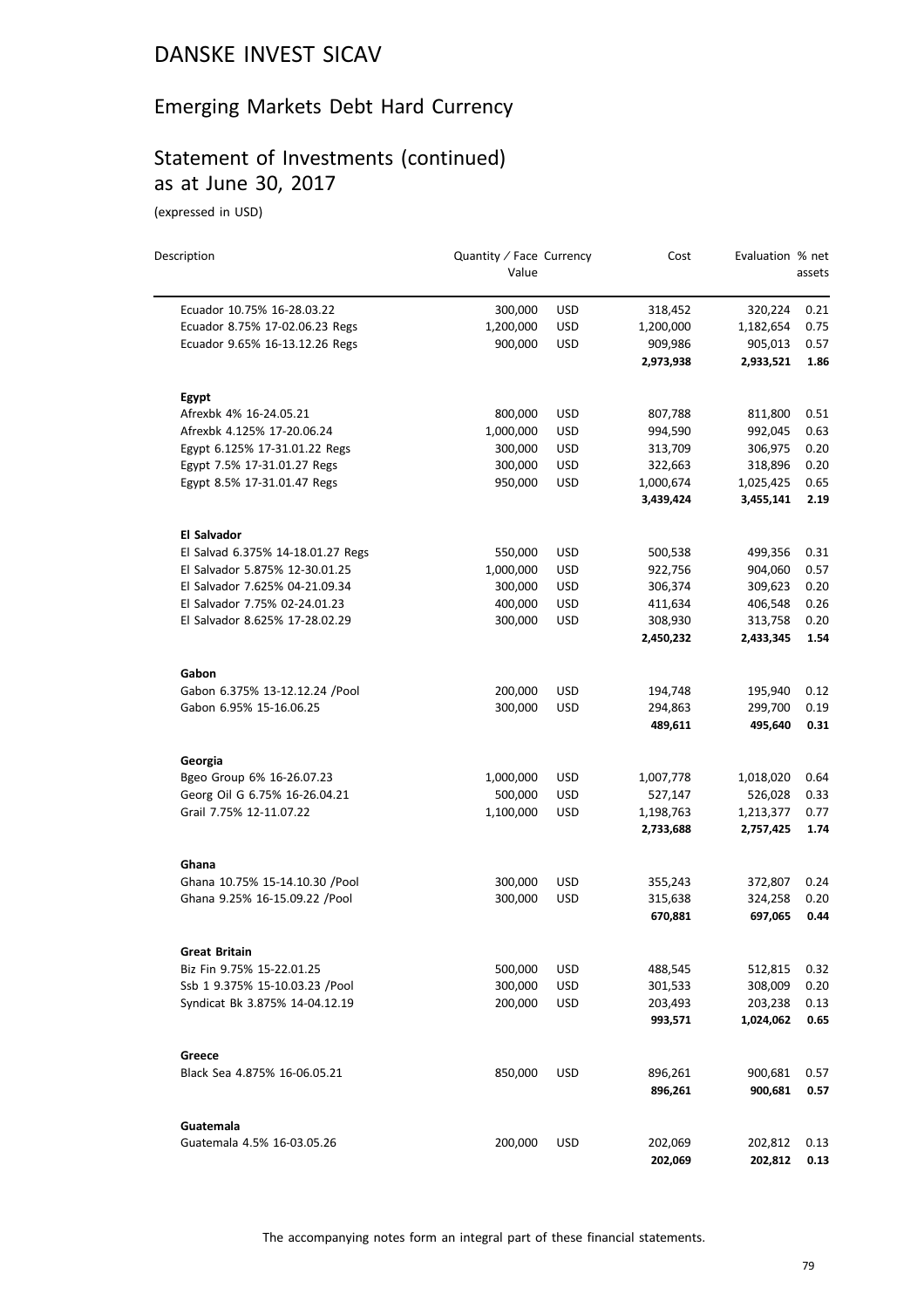# DANSKE INVEST SICAV

## Emerging Markets Debt Hard Currency

## Statement of Investments (continued) as at June 30, 2017

(expressed in USD)

| Description | Quantity / Face Value | Currency | Cost | Evaluation | % net assets |
|---|---|---|---|---|---|
| Ecuador 10.75% 16-28.03.22 | 300,000 | USD | 318,452 | 320,224 | 0.21 |
| Ecuador 8.75% 17-02.06.23 Regs | 1,200,000 | USD | 1,200,000 | 1,182,654 | 0.75 |
| Ecuador 9.65% 16-13.12.26 Regs | 900,000 | USD | 909,986 | 905,013 | 0.57 |
| | | | **2,973,938** | **2,933,521** | **1.86** |
| **Egypt** | | | | | |
| Afrexbk 4% 16-24.05.21 | 800,000 | USD | 807,788 | 811,800 | 0.51 |
| Afrexbk 4.125% 17-20.06.24 | 1,000,000 | USD | 994,590 | 992,045 | 0.63 |
| Egypt 6.125% 17-31.01.22 Regs | 300,000 | USD | 313,709 | 306,975 | 0.20 |
| Egypt 7.5% 17-31.01.27 Regs | 300,000 | USD | 322,663 | 318,896 | 0.20 |
| Egypt 8.5% 17-31.01.47 Regs | 950,000 | USD | 1,000,674 | 1,025,425 | 0.65 |
| | | | **3,439,424** | **3,455,141** | **2.19** |
| **El Salvador** | | | | | |
| El Salvad 6.375% 14-18.01.27 Regs | 550,000 | USD | 500,538 | 499,356 | 0.31 |
| El Salvador 5.875% 12-30.01.25 | 1,000,000 | USD | 922,756 | 904,060 | 0.57 |
| El Salvador 7.625% 04-21.09.34 | 300,000 | USD | 306,374 | 309,623 | 0.20 |
| El Salvador 7.75% 02-24.01.23 | 400,000 | USD | 411,634 | 406,548 | 0.26 |
| El Salvador 8.625% 17-28.02.29 | 300,000 | USD | 308,930 | 313,758 | 0.20 |
| | | | **2,450,232** | **2,433,345** | **1.54** |
| **Gabon** | | | | | |
| Gabon 6.375% 13-12.12.24 /Pool | 200,000 | USD | 194,748 | 195,940 | 0.12 |
| Gabon 6.95% 15-16.06.25 | 300,000 | USD | 294,863 | 299,700 | 0.19 |
| | | | **489,611** | **495,640** | **0.31** |
| **Georgia** | | | | | |
| Bgeo Group 6% 16-26.07.23 | 1,000,000 | USD | 1,007,778 | 1,018,020 | 0.64 |
| Georg Oil G 6.75% 16-26.04.21 | 500,000 | USD | 527,147 | 526,028 | 0.33 |
| Grail 7.75% 12-11.07.22 | 1,100,000 | USD | 1,198,763 | 1,213,377 | 0.77 |
| | | | **2,733,688** | **2,757,425** | **1.74** |
| **Ghana** | | | | | |
| Ghana 10.75% 15-14.10.30 /Pool | 300,000 | USD | 355,243 | 372,807 | 0.24 |
| Ghana 9.25% 16-15.09.22 /Pool | 300,000 | USD | 315,638 | 324,258 | 0.20 |
| | | | **670,881** | **697,065** | **0.44** |
| **Great Britain** | | | | | |
| Biz Fin 9.75% 15-22.01.25 | 500,000 | USD | 488,545 | 512,815 | 0.32 |
| Ssb 1 9.375% 15-10.03.23 /Pool | 300,000 | USD | 301,533 | 308,009 | 0.20 |
| Syndicat Bk 3.875% 14-04.12.19 | 200,000 | USD | 203,493 | 203,238 | 0.13 |
| | | | **993,571** | **1,024,062** | **0.65** |
| **Greece** | | | | | |
| Black Sea 4.875% 16-06.05.21 | 850,000 | USD | 896,261 | 900,681 | 0.57 |
| | | | **896,261** | **900,681** | **0.57** |
| **Guatemala** | | | | | |
| Guatemala 4.5% 16-03.05.26 | 200,000 | USD | 202,069 | 202,812 | 0.13 |
| | | | **202,069** | **202,812** | **0.13** |

The accompanying notes form an integral part of these financial statements.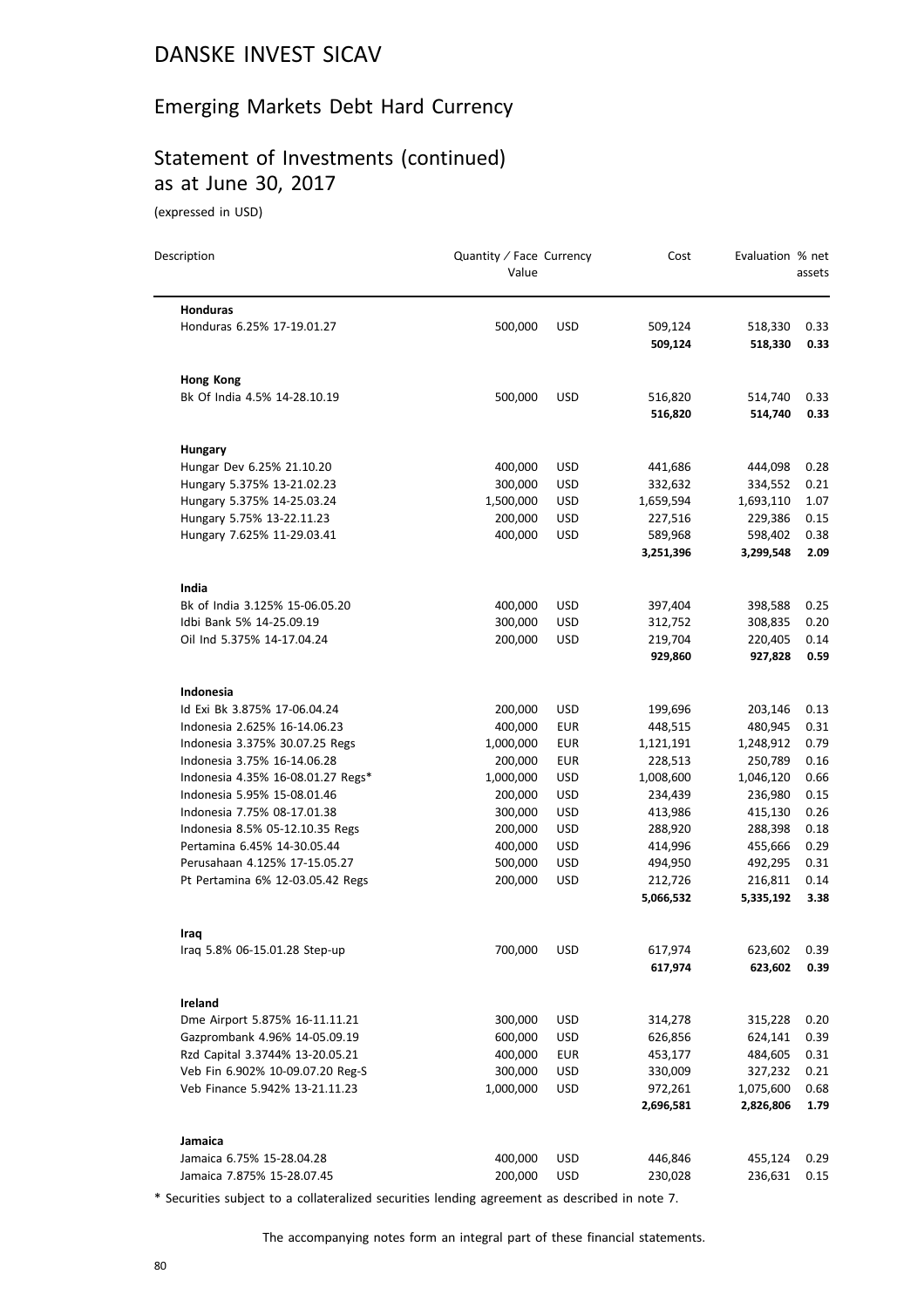# DANSKE INVEST SICAV

## Emerging Markets Debt Hard Currency

## Statement of Investments (continued) as at June 30, 2017

(expressed in USD)

| Description | Quantity / Face Value | Currency | Cost | Evaluation | % net assets |
|---|---|---|---|---|---|
| **Honduras** | | | | | |
| Honduras 6.25% 17-19.01.27 | 500,000 | USD | 509,124 | 518,330 | 0.33 |
| | | | **509,124** | **518,330** | **0.33** |
| **Hong Kong** | | | | | |
| Bk Of India 4.5% 14-28.10.19 | 500,000 | USD | 516,820 | 514,740 | 0.33 |
| | | | **516,820** | **514,740** | **0.33** |
| **Hungary** | | | | | |
| Hungar Dev 6.25% 21.10.20 | 400,000 | USD | 441,686 | 444,098 | 0.28 |
| Hungary 5.375% 13-21.02.23 | 300,000 | USD | 332,632 | 334,552 | 0.21 |
| Hungary 5.375% 14-25.03.24 | 1,500,000 | USD | 1,659,594 | 1,693,110 | 1.07 |
| Hungary 5.75% 13-22.11.23 | 200,000 | USD | 227,516 | 229,386 | 0.15 |
| Hungary 7.625% 11-29.03.41 | 400,000 | USD | 589,968 | 598,402 | 0.38 |
| | | | **3,251,396** | **3,299,548** | **2.09** |
| **India** | | | | | |
| Bk of India 3.125% 15-06.05.20 | 400,000 | USD | 397,404 | 398,588 | 0.25 |
| Idbi Bank 5% 14-25.09.19 | 300,000 | USD | 312,752 | 308,835 | 0.20 |
| Oil Ind 5.375% 14-17.04.24 | 200,000 | USD | 219,704 | 220,405 | 0.14 |
| | | | **929,860** | **927,828** | **0.59** |
| **Indonesia** | | | | | |
| Id Exi Bk 3.875% 17-06.04.24 | 200,000 | USD | 199,696 | 203,146 | 0.13 |
| Indonesia 2.625% 16-14.06.23 | 400,000 | EUR | 448,515 | 480,945 | 0.31 |
| Indonesia 3.375% 30.07.25 Regs | 1,000,000 | EUR | 1,121,191 | 1,248,912 | 0.79 |
| Indonesia 3.75% 16-14.06.28 | 200,000 | EUR | 228,513 | 250,789 | 0.16 |
| Indonesia 4.35% 16-08.01.27 Regs* | 1,000,000 | USD | 1,008,600 | 1,046,120 | 0.66 |
| Indonesia 5.95% 15-08.01.46 | 200,000 | USD | 234,439 | 236,980 | 0.15 |
| Indonesia 7.75% 08-17.01.38 | 300,000 | USD | 413,986 | 415,130 | 0.26 |
| Indonesia 8.5% 05-12.10.35 Regs | 200,000 | USD | 288,920 | 288,398 | 0.18 |
| Pertamina 6.45% 14-30.05.44 | 400,000 | USD | 414,996 | 455,666 | 0.29 |
| Perusahaan 4.125% 17-15.05.27 | 500,000 | USD | 494,950 | 492,295 | 0.31 |
| Pt Pertamina 6% 12-03.05.42 Regs | 200,000 | USD | 212,726 | 216,811 | 0.14 |
| | | | **5,066,532** | **5,335,192** | **3.38** |
| **Iraq** | | | | | |
| Iraq 5.8% 06-15.01.28 Step-up | 700,000 | USD | 617,974 | 623,602 | 0.39 |
| | | | **617,974** | **623,602** | **0.39** |
| **Ireland** | | | | | |
| Dme Airport 5.875% 16-11.11.21 | 300,000 | USD | 314,278 | 315,228 | 0.20 |
| Gazprombank 4.96% 14-05.09.19 | 600,000 | USD | 626,856 | 624,141 | 0.39 |
| Rzd Capital 3.3744% 13-20.05.21 | 400,000 | EUR | 453,177 | 484,605 | 0.31 |
| Veb Fin 6.902% 10-09.07.20 Reg-S | 300,000 | USD | 330,009 | 327,232 | 0.21 |
| Veb Finance 5.942% 13-21.11.23 | 1,000,000 | USD | 972,261 | 1,075,600 | 0.68 |
| | | | **2,696,581** | **2,826,806** | **1.79** |
| **Jamaica** | | | | | |
| Jamaica 6.75% 15-28.04.28 | 400,000 | USD | 446,846 | 455,124 | 0.29 |
| Jamaica 7.875% 15-28.07.45 | 200,000 | USD | 230,028 | 236,631 | 0.15 |

* Securities subject to a collateralized securities lending agreement as described in note 7.

The accompanying notes form an integral part of these financial statements.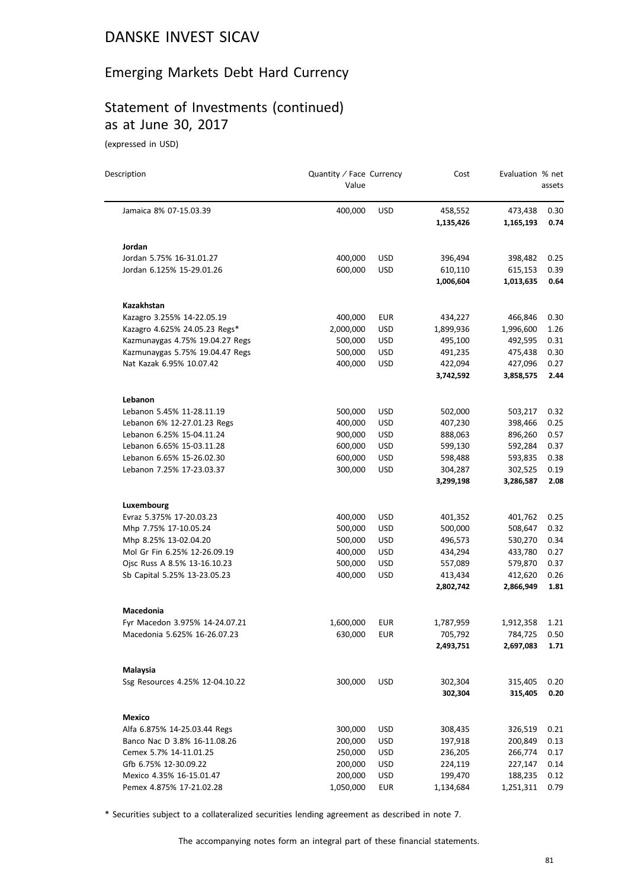# DANSKE INVEST SICAV

## Emerging Markets Debt Hard Currency

## Statement of Investments (continued) as at June 30, 2017

(expressed in USD)

| Description | Quantity / Face Value | Currency | Cost | Evaluation | % net assets |
|---|---|---|---|---|---|
| Jamaica 8% 07-15.03.39 | 400,000 | USD | 458,552 | 473,438 | 0.30 |
| | | | **1,135,426** | **1,165,193** | **0.74** |
| **Jordan** | | | | | |
| Jordan 5.75% 16-31.01.27 | 400,000 | USD | 396,494 | 398,482 | 0.25 |
| Jordan 6.125% 15-29.01.26 | 600,000 | USD | 610,110 | 615,153 | 0.39 |
| | | | **1,006,604** | **1,013,635** | **0.64** |
| **Kazakhstan** | | | | | |
| Kazagro 3.255% 14-22.05.19 | 400,000 | EUR | 434,227 | 466,846 | 0.30 |
| Kazagro 4.625% 24.05.23 Regs* | 2,000,000 | USD | 1,899,936 | 1,996,600 | 1.26 |
| Kazmunaygas 4.75% 19.04.27 Regs | 500,000 | USD | 495,100 | 492,595 | 0.31 |
| Kazmunaygas 5.75% 19.04.47 Regs | 500,000 | USD | 491,235 | 475,438 | 0.30 |
| Nat Kazak 6.95% 10.07.42 | 400,000 | USD | 422,094 | 427,096 | 0.27 |
| | | | **3,742,592** | **3,858,575** | **2.44** |
| **Lebanon** | | | | | |
| Lebanon 5.45% 11-28.11.19 | 500,000 | USD | 502,000 | 503,217 | 0.32 |
| Lebanon 6% 12-27.01.23 Regs | 400,000 | USD | 407,230 | 398,466 | 0.25 |
| Lebanon 6.25% 15-04.11.24 | 900,000 | USD | 888,063 | 896,260 | 0.57 |
| Lebanon 6.65% 15-03.11.28 | 600,000 | USD | 599,130 | 592,284 | 0.37 |
| Lebanon 6.65% 15-26.02.30 | 600,000 | USD | 598,488 | 593,835 | 0.38 |
| Lebanon 7.25% 17-23.03.37 | 300,000 | USD | 304,287 | 302,525 | 0.19 |
| | | | **3,299,198** | **3,286,587** | **2.08** |
| **Luxembourg** | | | | | |
| Evraz 5.375% 17-20.03.23 | 400,000 | USD | 401,352 | 401,762 | 0.25 |
| Mhp 7.75% 17-10.05.24 | 500,000 | USD | 500,000 | 508,647 | 0.32 |
| Mhp 8.25% 13-02.04.20 | 500,000 | USD | 496,573 | 530,270 | 0.34 |
| Mol Gr Fin 6.25% 12-26.09.19 | 400,000 | USD | 434,294 | 433,780 | 0.27 |
| Ojsc Russ A 8.5% 13-16.10.23 | 500,000 | USD | 557,089 | 579,870 | 0.37 |
| Sb Capital 5.25% 13-23.05.23 | 400,000 | USD | 413,434 | 412,620 | 0.26 |
| | | | **2,802,742** | **2,866,949** | **1.81** |
| **Macedonia** | | | | | |
| Fyr Macedon 3.975% 14-24.07.21 | 1,600,000 | EUR | 1,787,959 | 1,912,358 | 1.21 |
| Macedonia 5.625% 16-26.07.23 | 630,000 | EUR | 705,792 | 784,725 | 0.50 |
| | | | **2,493,751** | **2,697,083** | **1.71** |
| **Malaysia** | | | | | |
| Ssg Resources 4.25% 12-04.10.22 | 300,000 | USD | 302,304 | 315,405 | 0.20 |
| | | | **302,304** | **315,405** | **0.20** |
| **Mexico** | | | | | |
| Alfa 6.875% 14-25.03.44 Regs | 300,000 | USD | 308,435 | 326,519 | 0.21 |
| Banco Nac D 3.8% 16-11.08.26 | 200,000 | USD | 197,918 | 200,849 | 0.13 |
| Cemex 5.7% 14-11.01.25 | 250,000 | USD | 236,205 | 266,774 | 0.17 |
| Gfb 6.75% 12-30.09.22 | 200,000 | USD | 224,119 | 227,147 | 0.14 |
| Mexico 4.35% 16-15.01.47 | 200,000 | USD | 199,470 | 188,235 | 0.12 |
| Pemex 4.875% 17-21.02.28 | 1,050,000 | EUR | 1,134,684 | 1,251,311 | 0.79 |

\* Securities subject to a collateralized securities lending agreement as described in note 7.

The accompanying notes form an integral part of these financial statements.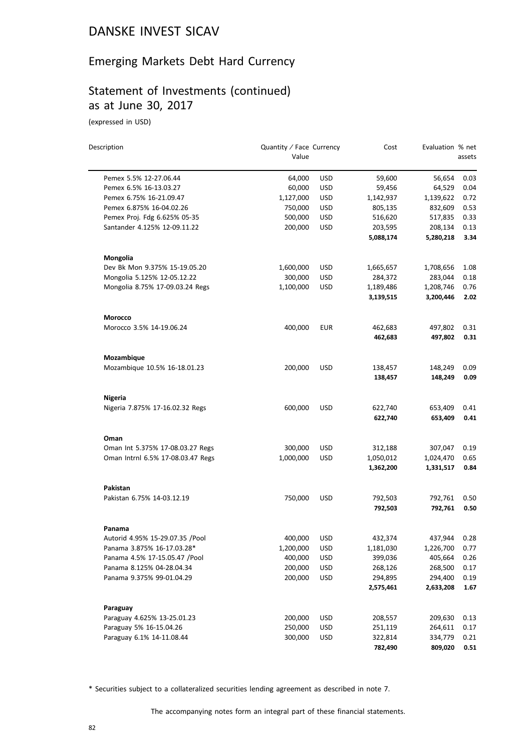# DANSKE INVEST SICAV

## Emerging Markets Debt Hard Currency

## Statement of Investments (continued) as at June 30, 2017

(expressed in USD)

| Description | Quantity / Face Value | Currency | Cost | Evaluation | % net assets |
|---|---|---|---|---|---|
| Pemex 5.5% 12-27.06.44 | 64,000 | USD | 59,600 | 56,654 | 0.03 |
| Pemex 6.5% 16-13.03.27 | 60,000 | USD | 59,456 | 64,529 | 0.04 |
| Pemex 6.75% 16-21.09.47 | 1,127,000 | USD | 1,142,937 | 1,139,622 | 0.72 |
| Pemex 6.875% 16-04.02.26 | 750,000 | USD | 805,135 | 832,609 | 0.53 |
| Pemex Proj. Fdg 6.625% 05-35 | 500,000 | USD | 516,620 | 517,835 | 0.33 |
| Santander 4.125% 12-09.11.22 | 200,000 | USD | 203,595 | 208,134 | 0.13 |
| | | | **5,088,174** | **5,280,218** | **3.34** |
| **Mongolia** | | | | | |
| Dev Bk Mon 9.375% 15-19.05.20 | 1,600,000 | USD | 1,665,657 | 1,708,656 | 1.08 |
| Mongolia 5.125% 12-05.12.22 | 300,000 | USD | 284,372 | 283,044 | 0.18 |
| Mongolia 8.75% 17-09.03.24 Regs | 1,100,000 | USD | 1,189,486 | 1,208,746 | 0.76 |
| | | | **3,139,515** | **3,200,446** | **2.02** |
| **Morocco** | | | | | |
| Morocco 3.5% 14-19.06.24 | 400,000 | EUR | 462,683 | 497,802 | 0.31 |
| | | | **462,683** | **497,802** | **0.31** |
| **Mozambique** | | | | | |
| Mozambique 10.5% 16-18.01.23 | 200,000 | USD | 138,457 | 148,249 | 0.09 |
| | | | **138,457** | **148,249** | **0.09** |
| **Nigeria** | | | | | |
| Nigeria 7.875% 17-16.02.32 Regs | 600,000 | USD | 622,740 | 653,409 | 0.41 |
| | | | **622,740** | **653,409** | **0.41** |
| **Oman** | | | | | |
| Oman Int 5.375% 17-08.03.27 Regs | 300,000 | USD | 312,188 | 307,047 | 0.19 |
| Oman Intrnl 6.5% 17-08.03.47 Regs | 1,000,000 | USD | 1,050,012 | 1,024,470 | 0.65 |
| | | | **1,362,200** | **1,331,517** | **0.84** |
| **Pakistan** | | | | | |
| Pakistan 6.75% 14-03.12.19 | 750,000 | USD | 792,503 | 792,761 | 0.50 |
| | | | **792,503** | **792,761** | **0.50** |
| **Panama** | | | | | |
| Autorid 4.95% 15-29.07.35 /Pool | 400,000 | USD | 432,374 | 437,944 | 0.28 |
| Panama 3.875% 16-17.03.28* | 1,200,000 | USD | 1,181,030 | 1,226,700 | 0.77 |
| Panama 4.5% 17-15.05.47 /Pool | 400,000 | USD | 399,036 | 405,664 | 0.26 |
| Panama 8.125% 04-28.04.34 | 200,000 | USD | 268,126 | 268,500 | 0.17 |
| Panama 9.375% 99-01.04.29 | 200,000 | USD | 294,895 | 294,400 | 0.19 |
| | | | **2,575,461** | **2,633,208** | **1.67** |
| **Paraguay** | | | | | |
| Paraguay 4.625% 13-25.01.23 | 200,000 | USD | 208,557 | 209,630 | 0.13 |
| Paraguay 5% 16-15.04.26 | 250,000 | USD | 251,119 | 264,611 | 0.17 |
| Paraguay 6.1% 14-11.08.44 | 300,000 | USD | 322,814 | 334,779 | 0.21 |
| | | | **782,490** | **809,020** | **0.51** |

\* Securities subject to a collateralized securities lending agreement as described in note 7.

The accompanying notes form an integral part of these financial statements.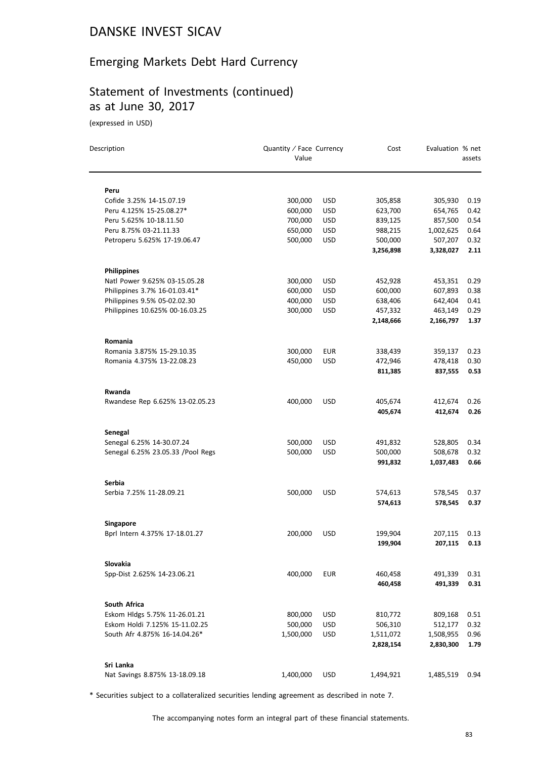# DANSKE INVEST SICAV

## Emerging Markets Debt Hard Currency

## Statement of Investments (continued) as at June 30, 2017

(expressed in USD)

| Description | Quantity / Face Value | Currency | Cost | Evaluation | % net assets |
|---|---|---|---|---|---|
| **Peru** | | | | | |
| Cofide 3.25% 14-15.07.19 | 300,000 | USD | 305,858 | 305,930 | 0.19 |
| Peru 4.125% 15-25.08.27* | 600,000 | USD | 623,700 | 654,765 | 0.42 |
| Peru 5.625% 10-18.11.50 | 700,000 | USD | 839,125 | 857,500 | 0.54 |
| Peru 8.75% 03-21.11.33 | 650,000 | USD | 988,215 | 1,002,625 | 0.64 |
| Petroperu 5.625% 17-19.06.47 | 500,000 | USD | 500,000 | 507,207 | 0.32 |
| | | | **3,256,898** | **3,328,027** | **2.11** |
| **Philippines** | | | | | |
| Natl Power 9.625% 03-15.05.28 | 300,000 | USD | 452,928 | 453,351 | 0.29 |
| Philippines 3.7% 16-01.03.41* | 600,000 | USD | 600,000 | 607,893 | 0.38 |
| Philippines 9.5% 05-02.02.30 | 400,000 | USD | 638,406 | 642,404 | 0.41 |
| Philippines 10.625% 00-16.03.25 | 300,000 | USD | 457,332 | 463,149 | 0.29 |
| | | | **2,148,666** | **2,166,797** | **1.37** |
| **Romania** | | | | | |
| Romania 3.875% 15-29.10.35 | 300,000 | EUR | 338,439 | 359,137 | 0.23 |
| Romania 4.375% 13-22.08.23 | 450,000 | USD | 472,946 | 478,418 | 0.30 |
| | | | **811,385** | **837,555** | **0.53** |
| **Rwanda** | | | | | |
| Rwandese Rep 6.625% 13-02.05.23 | 400,000 | USD | 405,674 | 412,674 | 0.26 |
| | | | **405,674** | **412,674** | **0.26** |
| **Senegal** | | | | | |
| Senegal 6.25% 14-30.07.24 | 500,000 | USD | 491,832 | 528,805 | 0.34 |
| Senegal 6.25% 23.05.33 /Pool Regs | 500,000 | USD | 500,000 | 508,678 | 0.32 |
| | | | **991,832** | **1,037,483** | **0.66** |
| **Serbia** | | | | | |
| Serbia 7.25% 11-28.09.21 | 500,000 | USD | 574,613 | 578,545 | 0.37 |
| | | | **574,613** | **578,545** | **0.37** |
| **Singapore** | | | | | |
| Bprl Intern 4.375% 17-18.01.27 | 200,000 | USD | 199,904 | 207,115 | 0.13 |
| | | | **199,904** | **207,115** | **0.13** |
| **Slovakia** | | | | | |
| Spp-Dist 2.625% 14-23.06.21 | 400,000 | EUR | 460,458 | 491,339 | 0.31 |
| | | | **460,458** | **491,339** | **0.31** |
| **South Africa** | | | | | |
| Eskom Hldgs 5.75% 11-26.01.21 | 800,000 | USD | 810,772 | 809,168 | 0.51 |
| Eskom Holdi 7.125% 15-11.02.25 | 500,000 | USD | 506,310 | 512,177 | 0.32 |
| South Afr 4.875% 16-14.04.26* | 1,500,000 | USD | 1,511,072 | 1,508,955 | 0.96 |
| | | | **2,828,154** | **2,830,300** | **1.79** |
| **Sri Lanka** | | | | | |
| Nat Savings 8.875% 13-18.09.18 | 1,400,000 | USD | 1,494,921 | 1,485,519 | 0.94 |

\* Securities subject to a collateralized securities lending agreement as described in note 7.

The accompanying notes form an integral part of these financial statements.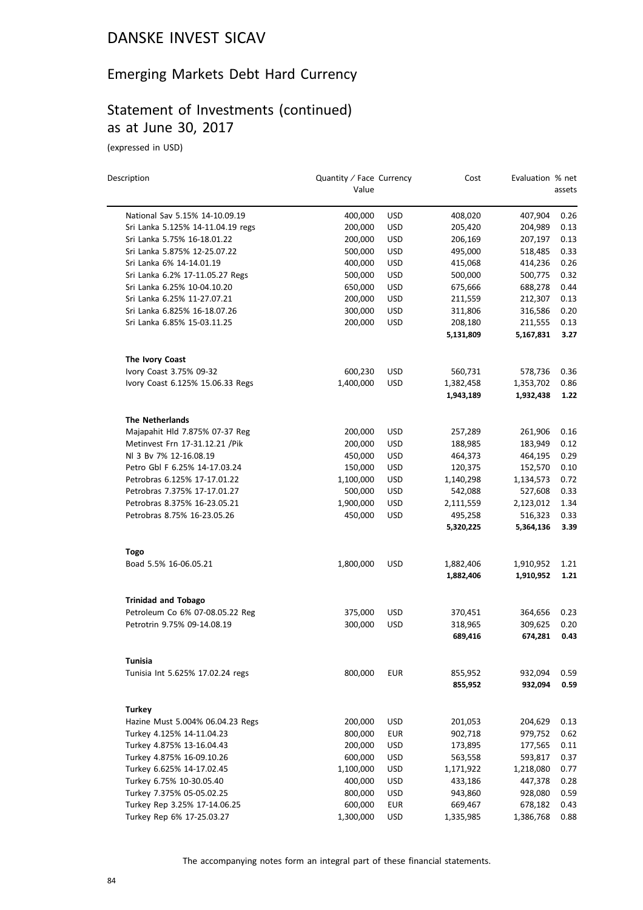# DANSKE INVEST SICAV

## Emerging Markets Debt Hard Currency

## Statement of Investments (continued) as at June 30, 2017

(expressed in USD)

| Description | Quantity / Face Value | Currency | Cost | Evaluation | % net assets |
|---|---|---|---|---|---|
| National Sav 5.15% 14-10.09.19 | 400,000 | USD | 408,020 | 407,904 | 0.26 |
| Sri Lanka 5.125% 14-11.04.19 regs | 200,000 | USD | 205,420 | 204,989 | 0.13 |
| Sri Lanka 5.75% 16-18.01.22 | 200,000 | USD | 206,169 | 207,197 | 0.13 |
| Sri Lanka 5.875% 12-25.07.22 | 500,000 | USD | 495,000 | 518,485 | 0.33 |
| Sri Lanka 6% 14-14.01.19 | 400,000 | USD | 415,068 | 414,236 | 0.26 |
| Sri Lanka 6.2% 17-11.05.27 Regs | 500,000 | USD | 500,000 | 500,775 | 0.32 |
| Sri Lanka 6.25% 10-04.10.20 | 650,000 | USD | 675,666 | 688,278 | 0.44 |
| Sri Lanka 6.25% 11-27.07.21 | 200,000 | USD | 211,559 | 212,307 | 0.13 |
| Sri Lanka 6.825% 16-18.07.26 | 300,000 | USD | 311,806 | 316,586 | 0.20 |
| Sri Lanka 6.85% 15-03.11.25 | 200,000 | USD | 208,180 | 211,555 | 0.13 |
| | | | **5,131,809** | **5,167,831** | **3.27** |
| **The Ivory Coast** | | | | | |
| Ivory Coast 3.75% 09-32 | 600,230 | USD | 560,731 | 578,736 | 0.36 |
| Ivory Coast 6.125% 15.06.33 Regs | 1,400,000 | USD | 1,382,458 | 1,353,702 | 0.86 |
| | | | **1,943,189** | **1,932,438** | **1.22** |
| **The Netherlands** | | | | | |
| Majapahit Hld 7.875% 07-37 Reg | 200,000 | USD | 257,289 | 261,906 | 0.16 |
| Metinvest Frn 17-31.12.21 /Pik | 200,000 | USD | 188,985 | 183,949 | 0.12 |
| Nl 3 Bv 7% 12-16.08.19 | 450,000 | USD | 464,373 | 464,195 | 0.29 |
| Petro Gbl F 6.25% 14-17.03.24 | 150,000 | USD | 120,375 | 152,570 | 0.10 |
| Petrobras 6.125% 17-17.01.22 | 1,100,000 | USD | 1,140,298 | 1,134,573 | 0.72 |
| Petrobras 7.375% 17-17.01.27 | 500,000 | USD | 542,088 | 527,608 | 0.33 |
| Petrobras 8.375% 16-23.05.21 | 1,900,000 | USD | 2,111,559 | 2,123,012 | 1.34 |
| Petrobras 8.75% 16-23.05.26 | 450,000 | USD | 495,258 | 516,323 | 0.33 |
| | | | **5,320,225** | **5,364,136** | **3.39** |
| **Togo** | | | | | |
| Boad 5.5% 16-06.05.21 | 1,800,000 | USD | 1,882,406 | 1,910,952 | 1.21 |
| | | | **1,882,406** | **1,910,952** | **1.21** |
| **Trinidad and Tobago** | | | | | |
| Petroleum Co 6% 07-08.05.22 Reg | 375,000 | USD | 370,451 | 364,656 | 0.23 |
| Petrotrin 9.75% 09-14.08.19 | 300,000 | USD | 318,965 | 309,625 | 0.20 |
| | | | **689,416** | **674,281** | **0.43** |
| **Tunisia** | | | | | |
| Tunisia Int 5.625% 17.02.24 regs | 800,000 | EUR | 855,952 | 932,094 | 0.59 |
| | | | **855,952** | **932,094** | **0.59** |
| **Turkey** | | | | | |
| Hazine Must 5.004% 06.04.23 Regs | 200,000 | USD | 201,053 | 204,629 | 0.13 |
| Turkey 4.125% 14-11.04.23 | 800,000 | EUR | 902,718 | 979,752 | 0.62 |
| Turkey 4.875% 13-16.04.43 | 200,000 | USD | 173,895 | 177,565 | 0.11 |
| Turkey 4.875% 16-09.10.26 | 600,000 | USD | 563,558 | 593,817 | 0.37 |
| Turkey 6.625% 14-17.02.45 | 1,100,000 | USD | 1,171,922 | 1,218,080 | 0.77 |
| Turkey 6.75% 10-30.05.40 | 400,000 | USD | 433,186 | 447,378 | 0.28 |
| Turkey 7.375% 05-05.02.25 | 800,000 | USD | 943,860 | 928,080 | 0.59 |
| Turkey Rep 3.25% 17-14.06.25 | 600,000 | EUR | 669,467 | 678,182 | 0.43 |
| Turkey Rep 6% 17-25.03.27 | 1,300,000 | USD | 1,335,985 | 1,386,768 | 0.88 |

The accompanying notes form an integral part of these financial statements.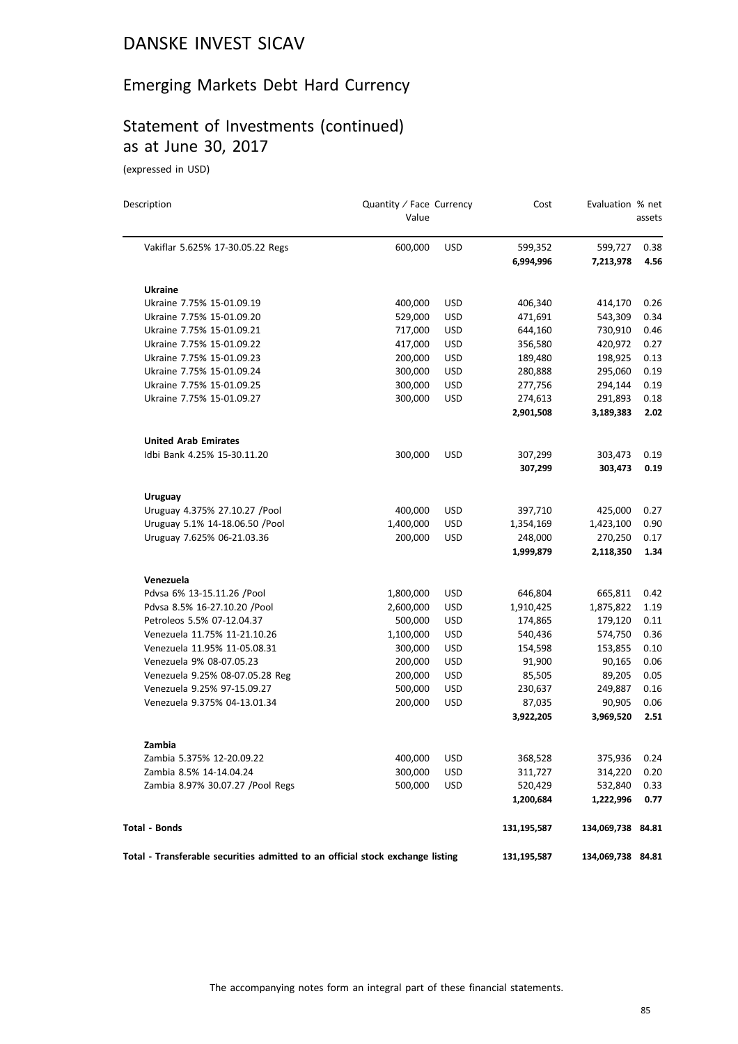# DANSKE INVEST SICAV

## Emerging Markets Debt Hard Currency

## Statement of Investments (continued) as at June 30, 2017

(expressed in USD)

| Description | Quantity / Face Value | Currency | Cost | Evaluation | % net assets |
|---|---|---|---|---|---|
| Vakiflar 5.625% 17-30.05.22 Regs | 600,000 | USD | 599,352 | 599,727 | 0.38 |
| | | | **6,994,996** | **7,213,978** | **4.56** |
| **Ukraine** | | | | | |
| Ukraine 7.75% 15-01.09.19 | 400,000 | USD | 406,340 | 414,170 | 0.26 |
| Ukraine 7.75% 15-01.09.20 | 529,000 | USD | 471,691 | 543,309 | 0.34 |
| Ukraine 7.75% 15-01.09.21 | 717,000 | USD | 644,160 | 730,910 | 0.46 |
| Ukraine 7.75% 15-01.09.22 | 417,000 | USD | 356,580 | 420,972 | 0.27 |
| Ukraine 7.75% 15-01.09.23 | 200,000 | USD | 189,480 | 198,925 | 0.13 |
| Ukraine 7.75% 15-01.09.24 | 300,000 | USD | 280,888 | 295,060 | 0.19 |
| Ukraine 7.75% 15-01.09.25 | 300,000 | USD | 277,756 | 294,144 | 0.19 |
| Ukraine 7.75% 15-01.09.27 | 300,000 | USD | 274,613 | 291,893 | 0.18 |
| | | | **2,901,508** | **3,189,383** | **2.02** |
| **United Arab Emirates** | | | | | |
| Idbi Bank 4.25% 15-30.11.20 | 300,000 | USD | 307,299 | 303,473 | 0.19 |
| | | | **307,299** | **303,473** | **0.19** |
| **Uruguay** | | | | | |
| Uruguay 4.375% 27.10.27 /Pool | 400,000 | USD | 397,710 | 425,000 | 0.27 |
| Uruguay 5.1% 14-18.06.50 /Pool | 1,400,000 | USD | 1,354,169 | 1,423,100 | 0.90 |
| Uruguay 7.625% 06-21.03.36 | 200,000 | USD | 248,000 | 270,250 | 0.17 |
| | | | **1,999,879** | **2,118,350** | **1.34** |
| **Venezuela** | | | | | |
| Pdvsa 6% 13-15.11.26 /Pool | 1,800,000 | USD | 646,804 | 665,811 | 0.42 |
| Pdvsa 8.5% 16-27.10.20 /Pool | 2,600,000 | USD | 1,910,425 | 1,875,822 | 1.19 |
| Petroleos 5.5% 07-12.04.37 | 500,000 | USD | 174,865 | 179,120 | 0.11 |
| Venezuela 11.75% 11-21.10.26 | 1,100,000 | USD | 540,436 | 574,750 | 0.36 |
| Venezuela 11.95% 11-05.08.31 | 300,000 | USD | 154,598 | 153,855 | 0.10 |
| Venezuela 9% 08-07.05.23 | 200,000 | USD | 91,900 | 90,165 | 0.06 |
| Venezuela 9.25% 08-07.05.28 Reg | 200,000 | USD | 85,505 | 89,205 | 0.05 |
| Venezuela 9.25% 97-15.09.27 | 500,000 | USD | 230,637 | 249,887 | 0.16 |
| Venezuela 9.375% 04-13.01.34 | 200,000 | USD | 87,035 | 90,905 | 0.06 |
| | | | **3,922,205** | **3,969,520** | **2.51** |
| **Zambia** | | | | | |
| Zambia 5.375% 12-20.09.22 | 400,000 | USD | 368,528 | 375,936 | 0.24 |
| Zambia 8.5% 14-14.04.24 | 300,000 | USD | 311,727 | 314,220 | 0.20 |
| Zambia 8.97% 30.07.27 /Pool Regs | 500,000 | USD | 520,429 | 532,840 | 0.33 |
| | | | **1,200,684** | **1,222,996** | **0.77** |
| **Total - Bonds** | | | **131,195,587** | **134,069,738** | **84.81** |
| **Total - Transferable securities admitted to an official stock exchange listing** | | | **131,195,587** | **134,069,738** | **84.81** |

The accompanying notes form an integral part of these financial statements.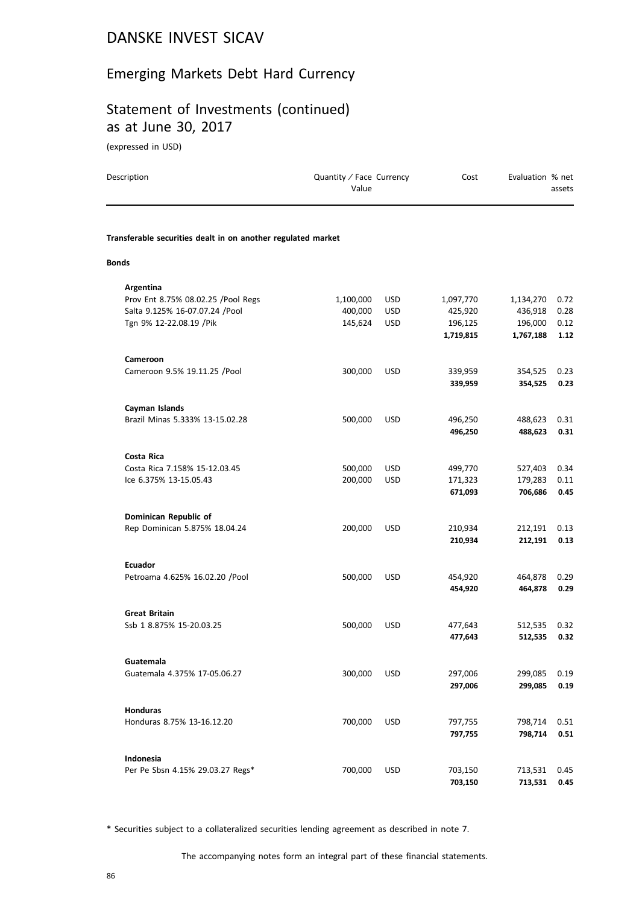# DANSKE INVEST SICAV

## Emerging Markets Debt Hard Currency

## Statement of Investments (continued) as at June 30, 2017

(expressed in USD)

| Description | Quantity / Face Value | Currency | Cost | Evaluation | % net assets |
|---|---|---|---|---|---|
| **Transferable securities dealt in on another regulated market** | | | | | |
| **Bonds** | | | | | |
| **Argentina** | | | | | |
| Prov Ent 8.75% 08.02.25 /Pool Regs | 1,100,000 | USD | 1,097,770 | 1,134,270 | 0.72 |
| Salta 9.125% 16-07.07.24 /Pool | 400,000 | USD | 425,920 | 436,918 | 0.28 |
| Tgn 9% 12-22.08.19 /Pik | 145,624 | USD | 196,125 | 196,000 | 0.12 |
| | | | **1,719,815** | **1,767,188** | **1.12** |
| **Cameroon** | | | | | |
| Cameroon 9.5% 19.11.25 /Pool | 300,000 | USD | 339,959 | 354,525 | 0.23 |
| | | | **339,959** | **354,525** | **0.23** |
| **Cayman Islands** | | | | | |
| Brazil Minas 5.333% 13-15.02.28 | 500,000 | USD | 496,250 | 488,623 | 0.31 |
| | | | **496,250** | **488,623** | **0.31** |
| **Costa Rica** | | | | | |
| Costa Rica 7.158% 15-12.03.45 | 500,000 | USD | 499,770 | 527,403 | 0.34 |
| Ice 6.375% 13-15.05.43 | 200,000 | USD | 171,323 | 179,283 | 0.11 |
| | | | **671,093** | **706,686** | **0.45** |
| **Dominican Republic of** | | | | | |
| Rep Dominican 5.875% 18.04.24 | 200,000 | USD | 210,934 | 212,191 | 0.13 |
| | | | **210,934** | **212,191** | **0.13** |
| **Ecuador** | | | | | |
| Petroama 4.625% 16.02.20 /Pool | 500,000 | USD | 454,920 | 464,878 | 0.29 |
| | | | **454,920** | **464,878** | **0.29** |
| **Great Britain** | | | | | |
| Ssb 1 8.875% 15-20.03.25 | 500,000 | USD | 477,643 | 512,535 | 0.32 |
| | | | **477,643** | **512,535** | **0.32** |
| **Guatemala** | | | | | |
| Guatemala 4.375% 17-05.06.27 | 300,000 | USD | 297,006 | 299,085 | 0.19 |
| | | | **297,006** | **299,085** | **0.19** |
| **Honduras** | | | | | |
| Honduras 8.75% 13-16.12.20 | 700,000 | USD | 797,755 | 798,714 | 0.51 |
| | | | **797,755** | **798,714** | **0.51** |
| **Indonesia** | | | | | |
| Per Pe Sbsn 4.15% 29.03.27 Regs* | 700,000 | USD | 703,150 | 713,531 | 0.45 |
| | | | **703,150** | **713,531** | **0.45** |

\* Securities subject to a collateralized securities lending agreement as described in note 7.

The accompanying notes form an integral part of these financial statements.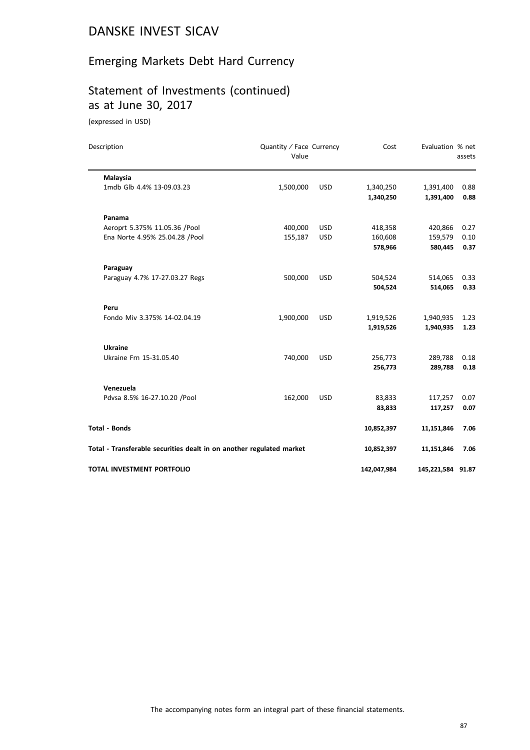# DANSKE INVEST SICAV

## Emerging Markets Debt Hard Currency

## Statement of Investments (continued) as at June 30, 2017

(expressed in USD)

| Description | Quantity / Face Value | Currency | Cost | Evaluation | % net assets |
|---|---|---|---|---|---|
| **Malaysia** | | | | | |
| 1mdb Glb 4.4% 13-09.03.23 | 1,500,000 | USD | 1,340,250 | 1,391,400 | 0.88 |
| | | | **1,340,250** | **1,391,400** | **0.88** |
| **Panama** | | | | | |
| Aeroprt 5.375% 11.05.36 /Pool | 400,000 | USD | 418,358 | 420,866 | 0.27 |
| Ena Norte 4.95% 25.04.28 /Pool | 155,187 | USD | 160,608 | 159,579 | 0.10 |
| | | | **578,966** | **580,445** | **0.37** |
| **Paraguay** | | | | | |
| Paraguay 4.7% 17-27.03.27 Regs | 500,000 | USD | 504,524 | 514,065 | 0.33 |
| | | | **504,524** | **514,065** | **0.33** |
| **Peru** | | | | | |
| Fondo Miv 3.375% 14-02.04.19 | 1,900,000 | USD | 1,919,526 | 1,940,935 | 1.23 |
| | | | **1,919,526** | **1,940,935** | **1.23** |
| **Ukraine** | | | | | |
| Ukraine Frn 15-31.05.40 | 740,000 | USD | 256,773 | 289,788 | 0.18 |
| | | | **256,773** | **289,788** | **0.18** |
| **Venezuela** | | | | | |
| Pdvsa 8.5% 16-27.10.20 /Pool | 162,000 | USD | 83,833 | 117,257 | 0.07 |
| | | | **83,833** | **117,257** | **0.07** |
| **Total - Bonds** | | | **10,852,397** | **11,151,846** | **7.06** |
| **Total - Transferable securities dealt in on another regulated market** | | | **10,852,397** | **11,151,846** | **7.06** |
| **TOTAL INVESTMENT PORTFOLIO** | | | **142,047,984** | **145,221,584** | **91.87** |

The accompanying notes form an integral part of these financial statements.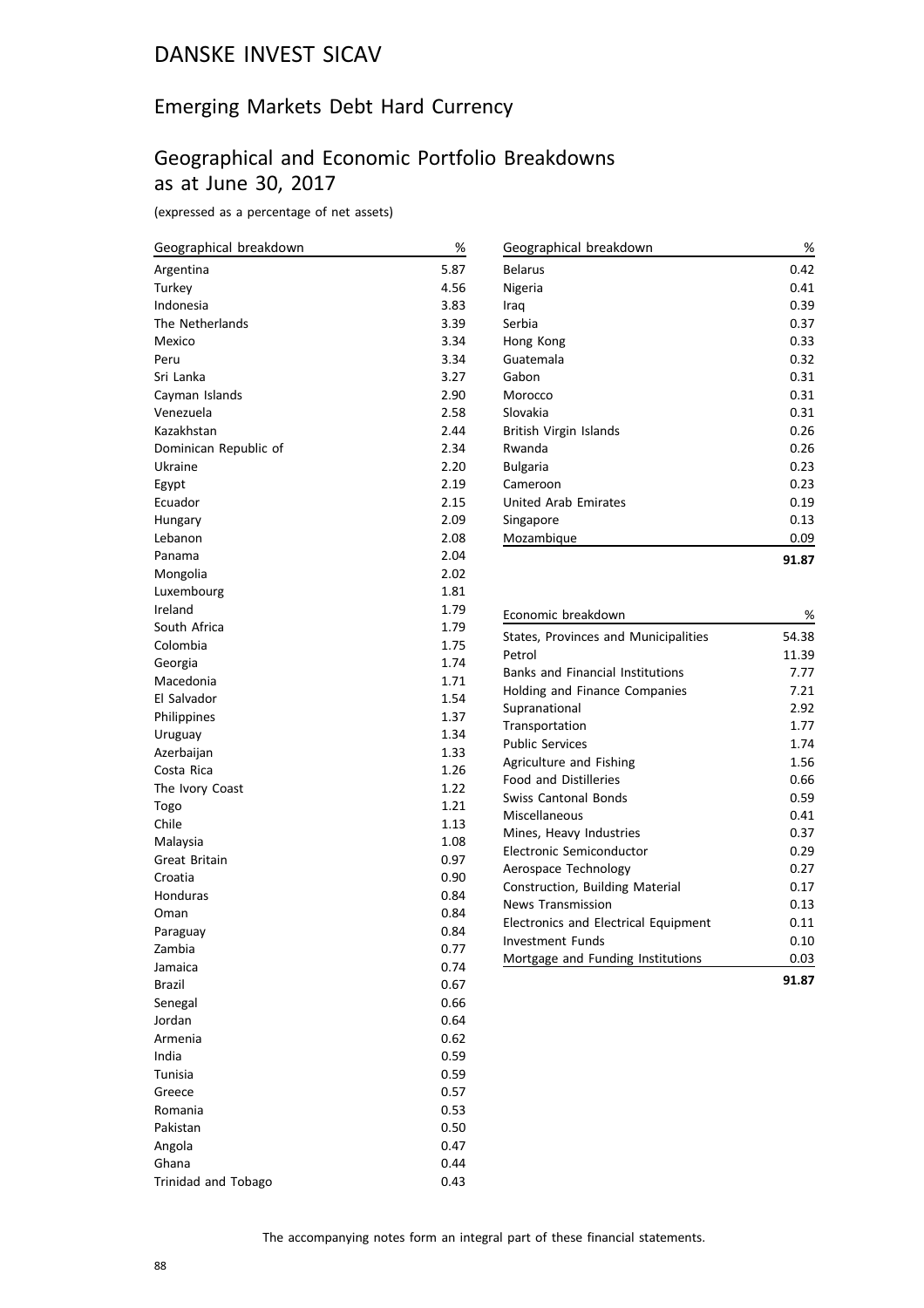# DANSKE INVEST SICAV

## Emerging Markets Debt Hard Currency

## Geographical and Economic Portfolio Breakdowns as at June 30, 2017

(expressed as a percentage of net assets)

| Geographical breakdown | % |
|---|---|
| Argentina | 5.87 |
| Turkey | 4.56 |
| Indonesia | 3.83 |
| The Netherlands | 3.39 |
| Mexico | 3.34 |
| Peru | 3.34 |
| Sri Lanka | 3.27 |
| Cayman Islands | 2.90 |
| Venezuela | 2.58 |
| Kazakhstan | 2.44 |
| Dominican Republic of | 2.34 |
| Ukraine | 2.20 |
| Egypt | 2.19 |
| Ecuador | 2.15 |
| Hungary | 2.09 |
| Lebanon | 2.08 |
| Panama | 2.04 |
| Mongolia | 2.02 |
| Luxembourg | 1.81 |
| Ireland | 1.79 |
| South Africa | 1.79 |
| Colombia | 1.75 |
| Georgia | 1.74 |
| Macedonia | 1.71 |
| El Salvador | 1.54 |
| Philippines | 1.37 |
| Uruguay | 1.34 |
| Azerbaijan | 1.33 |
| Costa Rica | 1.26 |
| The Ivory Coast | 1.22 |
| Togo | 1.21 |
| Chile | 1.13 |
| Malaysia | 1.08 |
| Great Britain | 0.97 |
| Croatia | 0.90 |
| Honduras | 0.84 |
| Oman | 0.84 |
| Paraguay | 0.84 |
| Zambia | 0.77 |
| Jamaica | 0.74 |
| Brazil | 0.67 |
| Senegal | 0.66 |
| Jordan | 0.64 |
| Armenia | 0.62 |
| India | 0.59 |
| Tunisia | 0.59 |
| Greece | 0.57 |
| Romania | 0.53 |
| Pakistan | 0.50 |
| Angola | 0.47 |
| Ghana | 0.44 |
| Trinidad and Tobago | 0.43 |
| Belarus | 0.42 |
| Nigeria | 0.41 |
| Iraq | 0.39 |
| Serbia | 0.37 |
| Hong Kong | 0.33 |
| Guatemala | 0.32 |
| Gabon | 0.31 |
| Morocco | 0.31 |
| Slovakia | 0.31 |
| British Virgin Islands | 0.26 |
| Rwanda | 0.26 |
| Bulgaria | 0.23 |
| Cameroon | 0.23 |
| United Arab Emirates | 0.19 |
| Singapore | 0.13 |
| Mozambique | 0.09 |
| | **91.87** |

| Economic breakdown | % |
|---|---|
| States, Provinces and Municipalities | 54.38 |
| Petrol | 11.39 |
| Banks and Financial Institutions | 7.77 |
| Holding and Finance Companies | 7.21 |
| Supranational | 2.92 |
| Transportation | 1.77 |
| Public Services | 1.74 |
| Agriculture and Fishing | 1.56 |
| Food and Distilleries | 0.66 |
| Swiss Cantonal Bonds | 0.59 |
| Miscellaneous | 0.41 |
| Mines, Heavy Industries | 0.37 |
| Electronic Semiconductor | 0.29 |
| Aerospace Technology | 0.27 |
| Construction, Building Material | 0.17 |
| News Transmission | 0.13 |
| Electronics and Electrical Equipment | 0.11 |
| Investment Funds | 0.10 |
| Mortgage and Funding Institutions | 0.03 |
| | **91.87** |

The accompanying notes form an integral part of these financial statements.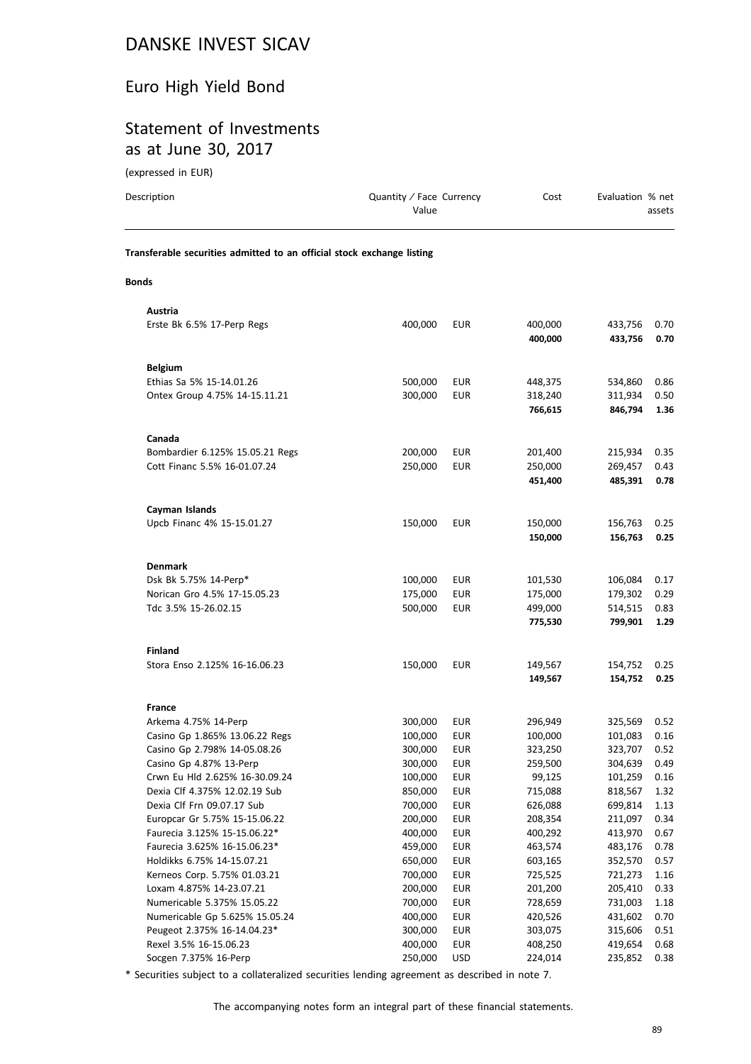# DANSKE INVEST SICAV

## Euro High Yield Bond

## Statement of Investments as at June 30, 2017

(expressed in EUR)

| Description | Quantity / Face Value | Currency | Cost | Evaluation | % net assets |
|---|---|---|---|---|---|
| **Transferable securities admitted to an official stock exchange listing** | | | | | |
| **Bonds** | | | | | |
| **Austria** | | | | | |
| Erste Bk 6.5% 17-Perp Regs | 400,000 | EUR | 400,000 | 433,756 | 0.70 |
| | | | **400,000** | **433,756** | **0.70** |
| **Belgium** | | | | | |
| Ethias Sa 5% 15-14.01.26 | 500,000 | EUR | 448,375 | 534,860 | 0.86 |
| Ontex Group 4.75% 14-15.11.21 | 300,000 | EUR | 318,240 | 311,934 | 0.50 |
| | | | **766,615** | **846,794** | **1.36** |
| **Canada** | | | | | |
| Bombardier 6.125% 15.05.21 Regs | 200,000 | EUR | 201,400 | 215,934 | 0.35 |
| Cott Financ 5.5% 16-01.07.24 | 250,000 | EUR | 250,000 | 269,457 | 0.43 |
| | | | **451,400** | **485,391** | **0.78** |
| **Cayman Islands** | | | | | |
| Upcb Financ 4% 15-15.01.27 | 150,000 | EUR | 150,000 | 156,763 | 0.25 |
| | | | **150,000** | **156,763** | **0.25** |
| **Denmark** | | | | | |
| Dsk Bk 5.75% 14-Perp* | 100,000 | EUR | 101,530 | 106,084 | 0.17 |
| Norican Gro 4.5% 17-15.05.23 | 175,000 | EUR | 175,000 | 179,302 | 0.29 |
| Tdc 3.5% 15-26.02.15 | 500,000 | EUR | 499,000 | 514,515 | 0.83 |
| | | | **775,530** | **799,901** | **1.29** |
| **Finland** | | | | | |
| Stora Enso 2.125% 16-16.06.23 | 150,000 | EUR | 149,567 | 154,752 | 0.25 |
| | | | **149,567** | **154,752** | **0.25** |
| **France** | | | | | |
| Arkema 4.75% 14-Perp | 300,000 | EUR | 296,949 | 325,569 | 0.52 |
| Casino Gp 1.865% 13.06.22 Regs | 100,000 | EUR | 100,000 | 101,083 | 0.16 |
| Casino Gp 2.798% 14-05.08.26 | 300,000 | EUR | 323,250 | 323,707 | 0.52 |
| Casino Gp 4.87% 13-Perp | 300,000 | EUR | 259,500 | 304,639 | 0.49 |
| Crwn Eu Hld 2.625% 16-30.09.24 | 100,000 | EUR | 99,125 | 101,259 | 0.16 |
| Dexia Clf 4.375% 12.02.19 Sub | 850,000 | EUR | 715,088 | 818,567 | 1.32 |
| Dexia Clf Frn 09.07.17 Sub | 700,000 | EUR | 626,088 | 699,814 | 1.13 |
| Europcar Gr 5.75% 15-15.06.22 | 200,000 | EUR | 208,354 | 211,097 | 0.34 |
| Faurecia 3.125% 15-15.06.22* | 400,000 | EUR | 400,292 | 413,970 | 0.67 |
| Faurecia 3.625% 16-15.06.23* | 459,000 | EUR | 463,574 | 483,176 | 0.78 |
| Holdikks 6.75% 14-15.07.21 | 650,000 | EUR | 603,165 | 352,570 | 0.57 |
| Kerneos Corp. 5.75% 01.03.21 | 700,000 | EUR | 725,525 | 721,273 | 1.16 |
| Loxam 4.875% 14-23.07.21 | 200,000 | EUR | 201,200 | 205,410 | 0.33 |
| Numericable 5.375% 15.05.22 | 700,000 | EUR | 728,659 | 731,003 | 1.18 |
| Numericable Gp 5.625% 15.05.24 | 400,000 | EUR | 420,526 | 431,602 | 0.70 |
| Peugeot 2.375% 16-14.04.23* | 300,000 | EUR | 303,075 | 315,606 | 0.51 |
| Rexel 3.5% 16-15.06.23 | 400,000 | EUR | 408,250 | 419,654 | 0.68 |
| Socgen 7.375% 16-Perp | 250,000 | USD | 224,014 | 235,852 | 0.38 |

\* Securities subject to a collateralized securities lending agreement as described in note 7.

The accompanying notes form an integral part of these financial statements.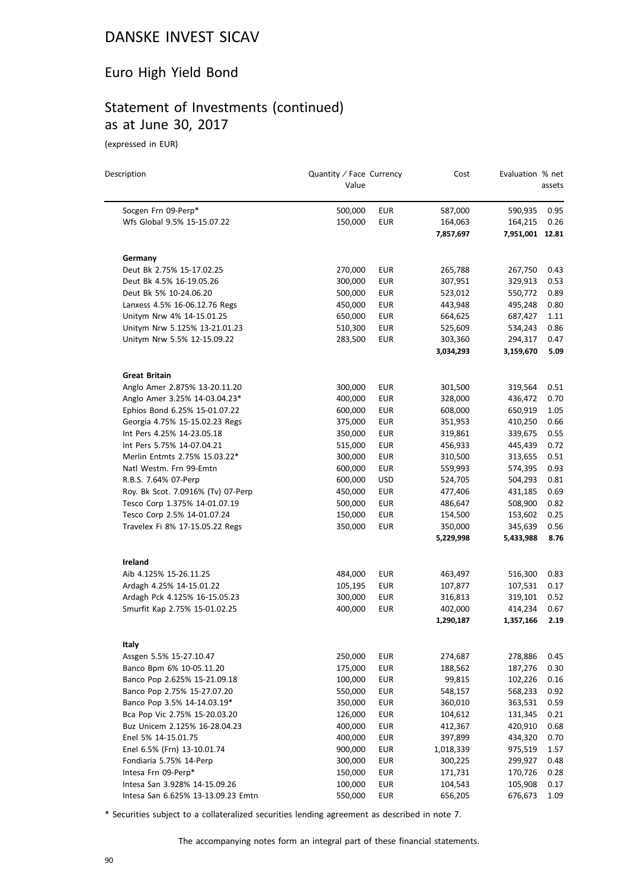# DANSKE INVEST SICAV

## Euro High Yield Bond

## Statement of Investments (continued) as at June 30, 2017

(expressed in EUR)

| Description | Quantity / Face Value | Currency | Cost | Evaluation | % net assets |
|---|---|---|---|---|---|
| Socgen Frn 09-Perp* | 500,000 | EUR | 587,000 | 590,935 | 0.95 |
| Wfs Global 9.5% 15-15.07.22 | 150,000 | EUR | 164,063 | 164,215 | 0.26 |
| | | | **7,857,697** | **7,951,001** | **12.81** |
| **Germany** | | | | | |
| Deut Bk 2.75% 15-17.02.25 | 270,000 | EUR | 265,788 | 267,750 | 0.43 |
| Deut Bk 4.5% 16-19.05.26 | 300,000 | EUR | 307,951 | 329,913 | 0.53 |
| Deut Bk 5% 10-24.06.20 | 500,000 | EUR | 523,012 | 550,772 | 0.89 |
| Lanxess 4.5% 16-06.12.76 Regs | 450,000 | EUR | 443,948 | 495,248 | 0.80 |
| Unitym Nrw 4% 14-15.01.25 | 650,000 | EUR | 664,625 | 687,427 | 1.11 |
| Unitym Nrw 5.125% 13-21.01.23 | 510,300 | EUR | 525,609 | 534,243 | 0.86 |
| Unitym Nrw 5.5% 12-15.09.22 | 283,500 | EUR | 303,360 | 294,317 | 0.47 |
| | | | **3,034,293** | **3,159,670** | **5.09** |
| **Great Britain** | | | | | |
| Anglo Amer 2.875% 13-20.11.20 | 300,000 | EUR | 301,500 | 319,564 | 0.51 |
| Anglo Amer 3.25% 14-03.04.23* | 400,000 | EUR | 328,000 | 436,472 | 0.70 |
| Ephios Bond 6.25% 15-01.07.22 | 600,000 | EUR | 608,000 | 650,919 | 1.05 |
| Georgia 4.75% 15-15.02.23 Regs | 375,000 | EUR | 351,953 | 410,250 | 0.66 |
| Int Pers 4.25% 14-23.05.18 | 350,000 | EUR | 319,861 | 339,675 | 0.55 |
| Int Pers 5.75% 14-07.04.21 | 515,000 | EUR | 456,933 | 445,439 | 0.72 |
| Merlin Entmts 2.75% 15.03.22* | 300,000 | EUR | 310,500 | 313,655 | 0.51 |
| Natl Westm. Frn 99-Emtn | 600,000 | EUR | 559,993 | 574,395 | 0.93 |
| R.B.S. 7.64% 07-Perp | 600,000 | USD | 524,705 | 504,293 | 0.81 |
| Roy. Bk Scot. 7.0916% (Tv) 07-Perp | 450,000 | EUR | 477,406 | 431,185 | 0.69 |
| Tesco Corp 1.375% 14-01.07.19 | 500,000 | EUR | 486,647 | 508,900 | 0.82 |
| Tesco Corp 2.5% 14-01.07.24 | 150,000 | EUR | 154,500 | 153,602 | 0.25 |
| Travelex Fi 8% 17-15.05.22 Regs | 350,000 | EUR | 350,000 | 345,639 | 0.56 |
| | | | **5,229,998** | **5,433,988** | **8.76** |
| **Ireland** | | | | | |
| Aib 4.125% 15-26.11.25 | 484,000 | EUR | 463,497 | 516,300 | 0.83 |
| Ardagh 4.25% 14-15.01.22 | 105,195 | EUR | 107,877 | 107,531 | 0.17 |
| Ardagh Pck 4.125% 16-15.05.23 | 300,000 | EUR | 316,813 | 319,101 | 0.52 |
| Smurfit Kap 2.75% 15-01.02.25 | 400,000 | EUR | 402,000 | 414,234 | 0.67 |
| | | | **1,290,187** | **1,357,166** | **2.19** |
| **Italy** | | | | | |
| Assgen 5.5% 15-27.10.47 | 250,000 | EUR | 274,687 | 278,886 | 0.45 |
| Banco Bpm 6% 10-05.11.20 | 175,000 | EUR | 188,562 | 187,276 | 0.30 |
| Banco Pop 2.625% 15-21.09.18 | 100,000 | EUR | 99,815 | 102,226 | 0.16 |
| Banco Pop 2.75% 15-27.07.20 | 550,000 | EUR | 548,157 | 568,233 | 0.92 |
| Banco Pop 3.5% 14-14.03.19* | 350,000 | EUR | 360,010 | 363,531 | 0.59 |
| Bca Pop Vic 2.75% 15-20.03.20 | 126,000 | EUR | 104,612 | 131,345 | 0.21 |
| Buz Unicem 2.125% 16-28.04.23 | 400,000 | EUR | 412,367 | 420,910 | 0.68 |
| Enel 5% 14-15.01.75 | 400,000 | EUR | 397,899 | 434,320 | 0.70 |
| Enel 6.5% (Frn) 13-10.01.74 | 900,000 | EUR | 1,018,339 | 975,519 | 1.57 |
| Fondiaria 5.75% 14-Perp | 300,000 | EUR | 300,225 | 299,927 | 0.48 |
| Intesa Frn 09-Perp* | 150,000 | EUR | 171,731 | 170,726 | 0.28 |
| Intesa San 3.928% 14-15.09.26 | 100,000 | EUR | 104,543 | 105,908 | 0.17 |
| Intesa San 6.625% 13-13.09.23 Emtn | 550,000 | EUR | 656,205 | 676,673 | 1.09 |

\* Securities subject to a collateralized securities lending agreement as described in note 7.

The accompanying notes form an integral part of these financial statements.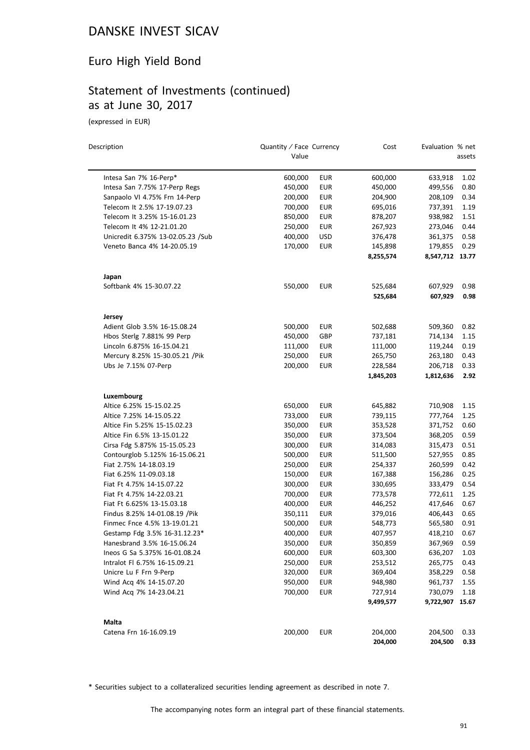# DANSKE INVEST SICAV

## Euro High Yield Bond

## Statement of Investments (continued) as at June 30, 2017

(expressed in EUR)

| Description | Quantity / Face Value | Currency | Cost | Evaluation | % net assets |
|---|---|---|---|---|---|
| Intesa San 7% 16-Perp* | 600,000 | EUR | 600,000 | 633,918 | 1.02 |
| Intesa San 7.75% 17-Perp Regs | 450,000 | EUR | 450,000 | 499,556 | 0.80 |
| Sanpaolo Vl 4.75% Frn 14-Perp | 200,000 | EUR | 204,900 | 208,109 | 0.34 |
| Telecom It 2.5% 17-19.07.23 | 700,000 | EUR | 695,016 | 737,391 | 1.19 |
| Telecom It 3.25% 15-16.01.23 | 850,000 | EUR | 878,207 | 938,982 | 1.51 |
| Telecom It 4% 12-21.01.20 | 250,000 | EUR | 267,923 | 273,046 | 0.44 |
| Unicredit 6.375% 13-02.05.23 /Sub | 400,000 | USD | 376,478 | 361,375 | 0.58 |
| Veneto Banca 4% 14-20.05.19 | 170,000 | EUR | 145,898 | 179,855 | 0.29 |
| | | | **8,255,574** | **8,547,712** | **13.77** |
| **Japan** | | | | | |
| Softbank 4% 15-30.07.22 | 550,000 | EUR | 525,684 | 607,929 | 0.98 |
| | | | **525,684** | **607,929** | **0.98** |
| **Jersey** | | | | | |
| Adient Glob 3.5% 16-15.08.24 | 500,000 | EUR | 502,688 | 509,360 | 0.82 |
| Hbos Sterlg 7.881% 99 Perp | 450,000 | GBP | 737,181 | 714,134 | 1.15 |
| Lincoln 6.875% 16-15.04.21 | 111,000 | EUR | 111,000 | 119,244 | 0.19 |
| Mercury 8.25% 15-30.05.21 /Pik | 250,000 | EUR | 265,750 | 263,180 | 0.43 |
| Ubs Je 7.15% 07-Perp | 200,000 | EUR | 228,584 | 206,718 | 0.33 |
| | | | **1,845,203** | **1,812,636** | **2.92** |
| **Luxembourg** | | | | | |
| Altice 6.25% 15-15.02.25 | 650,000 | EUR | 645,882 | 710,908 | 1.15 |
| Altice 7.25% 14-15.05.22 | 733,000 | EUR | 739,115 | 777,764 | 1.25 |
| Altice Fin 5.25% 15-15.02.23 | 350,000 | EUR | 353,528 | 371,752 | 0.60 |
| Altice Fin 6.5% 13-15.01.22 | 350,000 | EUR | 373,504 | 368,205 | 0.59 |
| Cirsa Fdg 5.875% 15-15.05.23 | 300,000 | EUR | 314,083 | 315,473 | 0.51 |
| Contourglob 5.125% 16-15.06.21 | 500,000 | EUR | 511,500 | 527,955 | 0.85 |
| Fiat 2.75% 14-18.03.19 | 250,000 | EUR | 254,337 | 260,599 | 0.42 |
| Fiat 6.25% 11-09.03.18 | 150,000 | EUR | 167,388 | 156,286 | 0.25 |
| Fiat Ft 4.75% 14-15.07.22 | 300,000 | EUR | 330,695 | 333,479 | 0.54 |
| Fiat Ft 4.75% 14-22.03.21 | 700,000 | EUR | 773,578 | 772,611 | 1.25 |
| Fiat Ft 6.625% 13-15.03.18 | 400,000 | EUR | 446,252 | 417,646 | 0.67 |
| Findus 8.25% 14-01.08.19 /Pik | 350,111 | EUR | 379,016 | 406,443 | 0.65 |
| Finmec Fnce 4.5% 13-19.01.21 | 500,000 | EUR | 548,773 | 565,580 | 0.91 |
| Gestamp Fdg 3.5% 16-31.12.23* | 400,000 | EUR | 407,957 | 418,210 | 0.67 |
| Hanesbrand 3.5% 16-15.06.24 | 350,000 | EUR | 350,859 | 367,969 | 0.59 |
| Ineos G Sa 5.375% 16-01.08.24 | 600,000 | EUR | 603,300 | 636,207 | 1.03 |
| Intralot Fl 6.75% 16-15.09.21 | 250,000 | EUR | 253,512 | 265,775 | 0.43 |
| Unicre Lu F Frn 9-Perp | 320,000 | EUR | 369,404 | 358,229 | 0.58 |
| Wind Acq 4% 14-15.07.20 | 950,000 | EUR | 948,980 | 961,737 | 1.55 |
| Wind Acq 7% 14-23.04.21 | 700,000 | EUR | 727,914 | 730,079 | 1.18 |
| | | | **9,499,577** | **9,722,907** | **15.67** |
| **Malta** | | | | | |
| Catena Frn 16-16.09.19 | 200,000 | EUR | 204,000 | 204,500 | 0.33 |
| | | | **204,000** | **204,500** | **0.33** |

\* Securities subject to a collateralized securities lending agreement as described in note 7.

The accompanying notes form an integral part of these financial statements.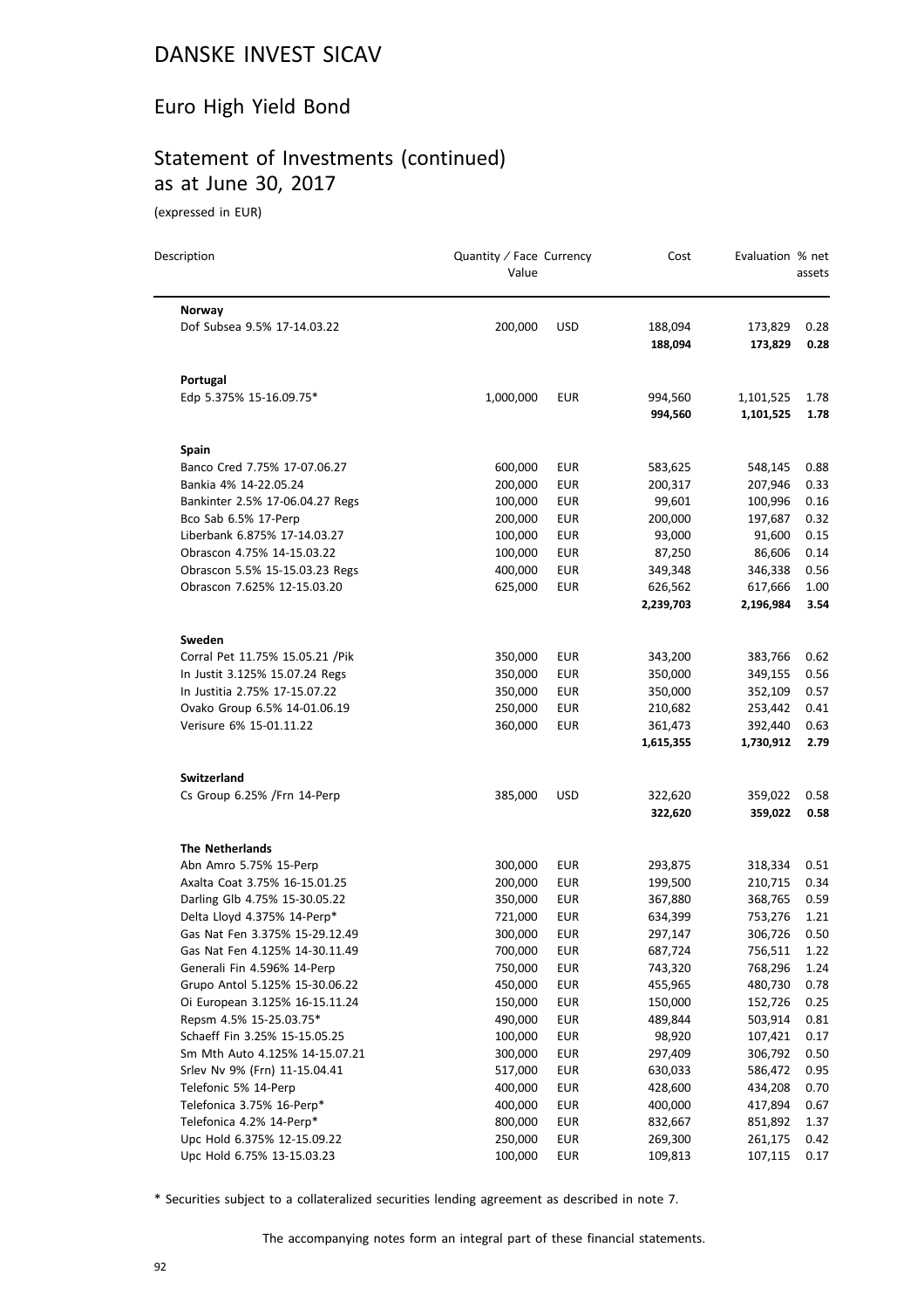# DANSKE INVEST SICAV

## Euro High Yield Bond

## Statement of Investments (continued) as at June 30, 2017

(expressed in EUR)

| Description | Quantity / Face Value | Currency | Cost | Evaluation | % net assets |
|---|---|---|---|---|---|
| **Norway** | | | | | |
| Dof Subsea 9.5% 17-14.03.22 | 200,000 | USD | 188,094 | 173,829 | 0.28 |
| | | | **188,094** | **173,829** | **0.28** |
| **Portugal** | | | | | |
| Edp 5.375% 15-16.09.75* | 1,000,000 | EUR | 994,560 | 1,101,525 | 1.78 |
| | | | **994,560** | **1,101,525** | **1.78** |
| **Spain** | | | | | |
| Banco Cred 7.75% 17-07.06.27 | 600,000 | EUR | 583,625 | 548,145 | 0.88 |
| Bankia 4% 14-22.05.24 | 200,000 | EUR | 200,317 | 207,946 | 0.33 |
| Bankinter 2.5% 17-06.04.27 Regs | 100,000 | EUR | 99,601 | 100,996 | 0.16 |
| Bco Sab 6.5% 17-Perp | 200,000 | EUR | 200,000 | 197,687 | 0.32 |
| Liberbank 6.875% 17-14.03.27 | 100,000 | EUR | 93,000 | 91,600 | 0.15 |
| Obrascon 4.75% 14-15.03.22 | 100,000 | EUR | 87,250 | 86,606 | 0.14 |
| Obrascon 5.5% 15-15.03.23 Regs | 400,000 | EUR | 349,348 | 346,338 | 0.56 |
| Obrascon 7.625% 12-15.03.20 | 625,000 | EUR | 626,562 | 617,666 | 1.00 |
| | | | **2,239,703** | **2,196,984** | **3.54** |
| **Sweden** | | | | | |
| Corral Pet 11.75% 15.05.21 /Pik | 350,000 | EUR | 343,200 | 383,766 | 0.62 |
| In Justit 3.125% 15.07.24 Regs | 350,000 | EUR | 350,000 | 349,155 | 0.56 |
| In Justitia 2.75% 17-15.07.22 | 350,000 | EUR | 350,000 | 352,109 | 0.57 |
| Ovako Group 6.5% 14-01.06.19 | 250,000 | EUR | 210,682 | 253,442 | 0.41 |
| Verisure 6% 15-01.11.22 | 360,000 | EUR | 361,473 | 392,440 | 0.63 |
| | | | **1,615,355** | **1,730,912** | **2.79** |
| **Switzerland** | | | | | |
| Cs Group 6.25% /Frn 14-Perp | 385,000 | USD | 322,620 | 359,022 | 0.58 |
| | | | **322,620** | **359,022** | **0.58** |
| **The Netherlands** | | | | | |
| Abn Amro 5.75% 15-Perp | 300,000 | EUR | 293,875 | 318,334 | 0.51 |
| Axalta Coat 3.75% 16-15.01.25 | 200,000 | EUR | 199,500 | 210,715 | 0.34 |
| Darling Glb 4.75% 15-30.05.22 | 350,000 | EUR | 367,880 | 368,765 | 0.59 |
| Delta Lloyd 4.375% 14-Perp* | 721,000 | EUR | 634,399 | 753,276 | 1.21 |
| Gas Nat Fen 3.375% 15-29.12.49 | 300,000 | EUR | 297,147 | 306,726 | 0.50 |
| Gas Nat Fen 4.125% 14-30.11.49 | 700,000 | EUR | 687,724 | 756,511 | 1.22 |
| Generali Fin 4.596% 14-Perp | 750,000 | EUR | 743,320 | 768,296 | 1.24 |
| Grupo Antol 5.125% 15-30.06.22 | 450,000 | EUR | 455,965 | 480,730 | 0.78 |
| Oi European 3.125% 16-15.11.24 | 150,000 | EUR | 150,000 | 152,726 | 0.25 |
| Repsm 4.5% 15-25.03.75* | 490,000 | EUR | 489,844 | 503,914 | 0.81 |
| Schaeff Fin 3.25% 15-15.05.25 | 100,000 | EUR | 98,920 | 107,421 | 0.17 |
| Sm Mth Auto 4.125% 14-15.07.21 | 300,000 | EUR | 297,409 | 306,792 | 0.50 |
| Srlev Nv 9% (Frn) 11-15.04.41 | 517,000 | EUR | 630,033 | 586,472 | 0.95 |
| Telefonic 5% 14-Perp | 400,000 | EUR | 428,600 | 434,208 | 0.70 |
| Telefonica 3.75% 16-Perp* | 400,000 | EUR | 400,000 | 417,894 | 0.67 |
| Telefonica 4.2% 14-Perp* | 800,000 | EUR | 832,667 | 851,892 | 1.37 |
| Upc Hold 6.375% 12-15.09.22 | 250,000 | EUR | 269,300 | 261,175 | 0.42 |
| Upc Hold 6.75% 13-15.03.23 | 100,000 | EUR | 109,813 | 107,115 | 0.17 |

\* Securities subject to a collateralized securities lending agreement as described in note 7.

The accompanying notes form an integral part of these financial statements.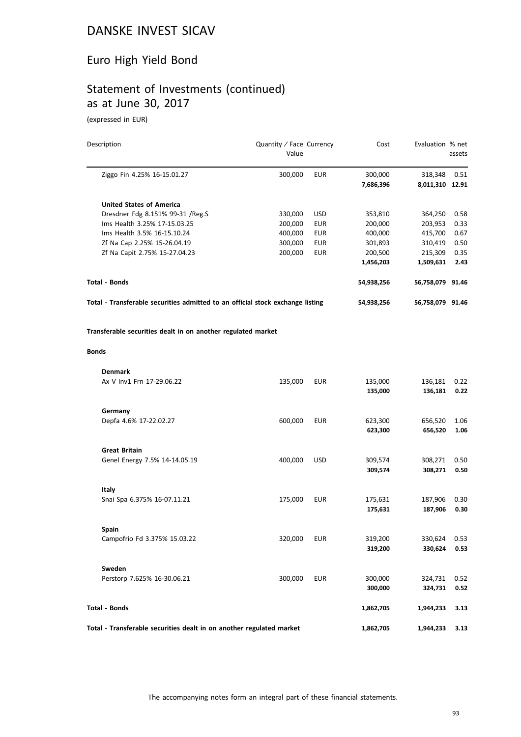# DANSKE INVEST SICAV

## Euro High Yield Bond

## Statement of Investments (continued) as at June 30, 2017

(expressed in EUR)

| Description | Quantity / Face Value | Currency | Cost | Evaluation | % net assets |
|---|---|---|---|---|---|
| Ziggo Fin 4.25% 16-15.01.27 | 300,000 | EUR | 300,000 | 318,348 | 0.51 |
| | | | **7,686,396** | **8,011,310** | **12.91** |
| **United States of America** | | | | | |
| Dresdner Fdg 8.151% 99-31 /Reg.S | 330,000 | USD | 353,810 | 364,250 | 0.58 |
| Ims Health 3.25% 17-15.03.25 | 200,000 | EUR | 200,000 | 203,953 | 0.33 |
| Ims Health 3.5% 16-15.10.24 | 400,000 | EUR | 400,000 | 415,700 | 0.67 |
| Zf Na Cap 2.25% 15-26.04.19 | 300,000 | EUR | 301,893 | 310,419 | 0.50 |
| Zf Na Capit 2.75% 15-27.04.23 | 200,000 | EUR | 200,500 | 215,309 | 0.35 |
| | | | **1,456,203** | **1,509,631** | **2.43** |
| **Total - Bonds** | | | **54,938,256** | **56,758,079** | **91.46** |
| **Total - Transferable securities admitted to an official stock exchange listing** | | | **54,938,256** | **56,758,079** | **91.46** |
| **Transferable securities dealt in on another regulated market** | | | | | |
| **Bonds** | | | | | |
| **Denmark** | | | | | |
| Ax V Inv1 Frn 17-29.06.22 | 135,000 | EUR | 135,000 | 136,181 | 0.22 |
| | | | **135,000** | **136,181** | **0.22** |
| **Germany** | | | | | |
| Depfa 4.6% 17-22.02.27 | 600,000 | EUR | 623,300 | 656,520 | 1.06 |
| | | | **623,300** | **656,520** | **1.06** |
| **Great Britain** | | | | | |
| Genel Energy 7.5% 14-14.05.19 | 400,000 | USD | 309,574 | 308,271 | 0.50 |
| | | | **309,574** | **308,271** | **0.50** |
| **Italy** | | | | | |
| Snai Spa 6.375% 16-07.11.21 | 175,000 | EUR | 175,631 | 187,906 | 0.30 |
| | | | **175,631** | **187,906** | **0.30** |
| **Spain** | | | | | |
| Campofrio Fd 3.375% 15.03.22 | 320,000 | EUR | 319,200 | 330,624 | 0.53 |
| | | | **319,200** | **330,624** | **0.53** |
| **Sweden** | | | | | |
| Perstorp 7.625% 16-30.06.21 | 300,000 | EUR | 300,000 | 324,731 | 0.52 |
| | | | **300,000** | **324,731** | **0.52** |
| **Total - Bonds** | | | **1,862,705** | **1,944,233** | **3.13** |
| **Total - Transferable securities dealt in on another regulated market** | | | **1,862,705** | **1,944,233** | **3.13** |

The accompanying notes form an integral part of these financial statements.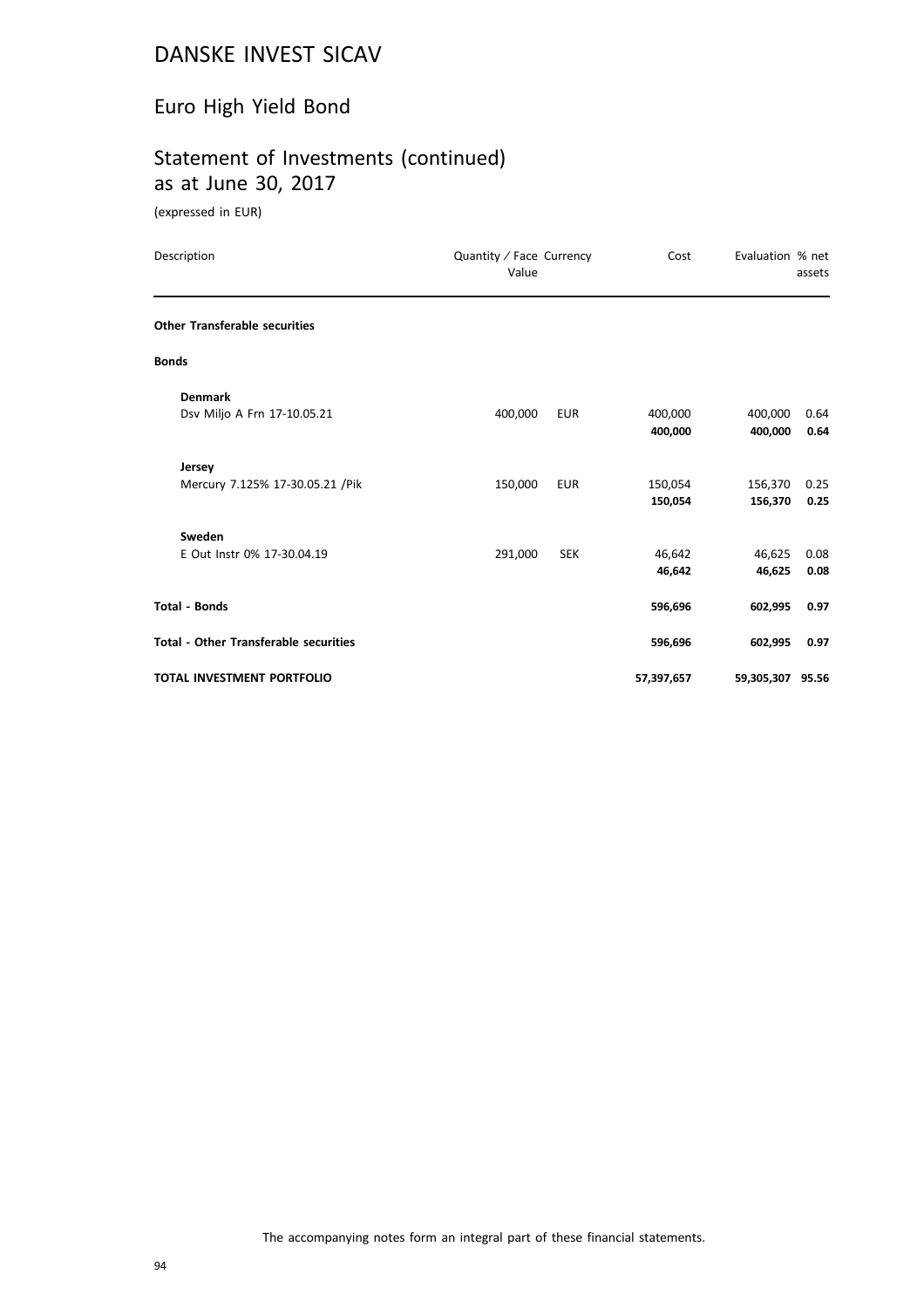# DANSKE INVEST SICAV

## Euro High Yield Bond

## Statement of Investments (continued) as at June 30, 2017

(expressed in EUR)

| Description | Quantity / Face Value | Currency | Cost | Evaluation | % net assets |
|---|---|---|---|---|---|
| **Other Transferable securities** | | | | | |
| **Bonds** | | | | | |
| **Denmark** | | | | | |
| Dsv Miljo A Frn 17-10.05.21 | 400,000 | EUR | 400,000 | 400,000 | 0.64 |
| | | | **400,000** | **400,000** | **0.64** |
| **Jersey** | | | | | |
| Mercury 7.125% 17-30.05.21 /Pik | 150,000 | EUR | 150,054 | 156,370 | 0.25 |
| | | | **150,054** | **156,370** | **0.25** |
| **Sweden** | | | | | |
| E Out Instr 0% 17-30.04.19 | 291,000 | SEK | 46,642 | 46,625 | 0.08 |
| | | | **46,642** | **46,625** | **0.08** |
| **Total - Bonds** | | | **596,696** | **602,995** | **0.97** |
| **Total - Other Transferable securities** | | | **596,696** | **602,995** | **0.97** |
| **TOTAL INVESTMENT PORTFOLIO** | | | **57,397,657** | **59,305,307** | **95.56** |

The accompanying notes form an integral part of these financial statements.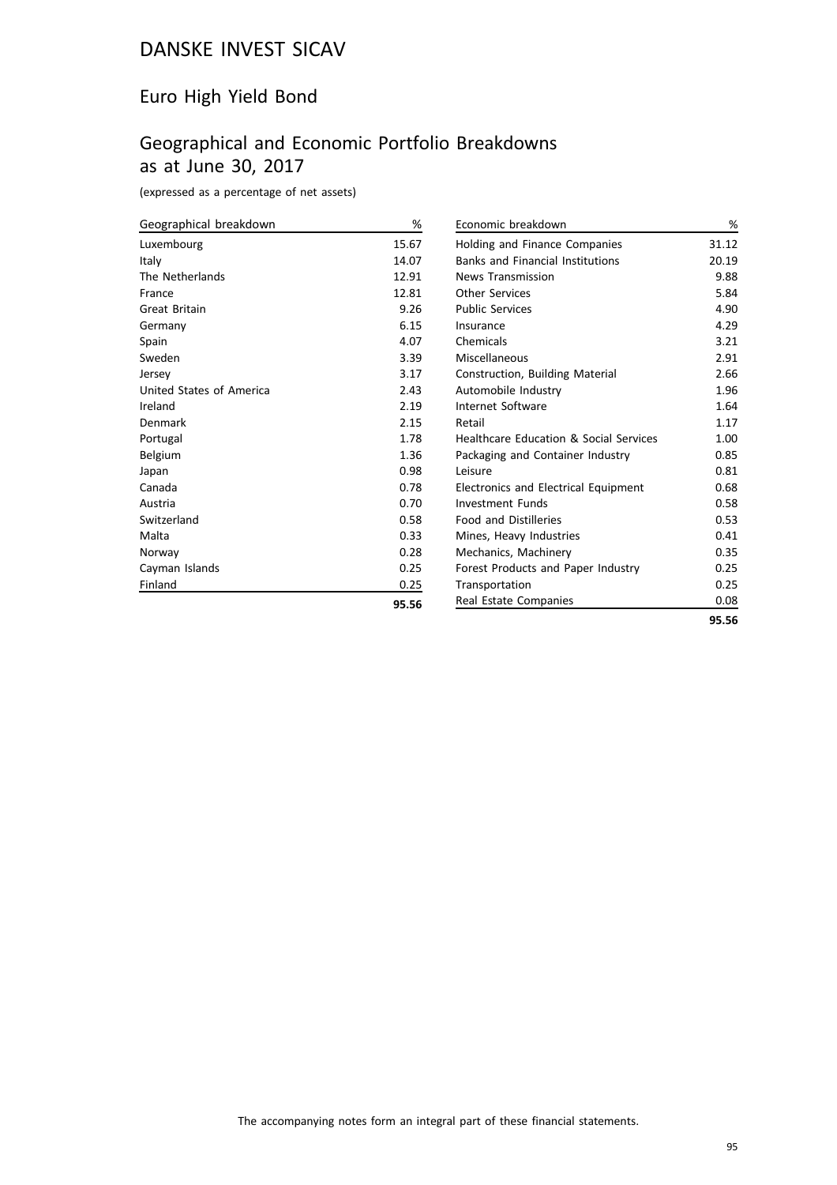# DANSKE INVEST SICAV

## Euro High Yield Bond

## Geographical and Economic Portfolio Breakdowns as at June 30, 2017

(expressed as a percentage of net assets)

| Geographical breakdown | % |
|---|---|
| Luxembourg | 15.67 |
| Italy | 14.07 |
| The Netherlands | 12.91 |
| France | 12.81 |
| Great Britain | 9.26 |
| Germany | 6.15 |
| Spain | 4.07 |
| Sweden | 3.39 |
| Jersey | 3.17 |
| United States of America | 2.43 |
| Ireland | 2.19 |
| Denmark | 2.15 |
| Portugal | 1.78 |
| Belgium | 1.36 |
| Japan | 0.98 |
| Canada | 0.78 |
| Austria | 0.70 |
| Switzerland | 0.58 |
| Malta | 0.33 |
| Norway | 0.28 |
| Cayman Islands | 0.25 |
| Finland | 0.25 |
| | **95.56** |

| Economic breakdown | % |
|---|---|
| Holding and Finance Companies | 31.12 |
| Banks and Financial Institutions | 20.19 |
| News Transmission | 9.88 |
| Other Services | 5.84 |
| Public Services | 4.90 |
| Insurance | 4.29 |
| Chemicals | 3.21 |
| Miscellaneous | 2.91 |
| Construction, Building Material | 2.66 |
| Automobile Industry | 1.96 |
| Internet Software | 1.64 |
| Retail | 1.17 |
| Healthcare Education & Social Services | 1.00 |
| Packaging and Container Industry | 0.85 |
| Leisure | 0.81 |
| Electronics and Electrical Equipment | 0.68 |
| Investment Funds | 0.58 |
| Food and Distilleries | 0.53 |
| Mines, Heavy Industries | 0.41 |
| Mechanics, Machinery | 0.35 |
| Forest Products and Paper Industry | 0.25 |
| Transportation | 0.25 |
| Real Estate Companies | 0.08 |
| | **95.56** |

The accompanying notes form an integral part of these financial statements.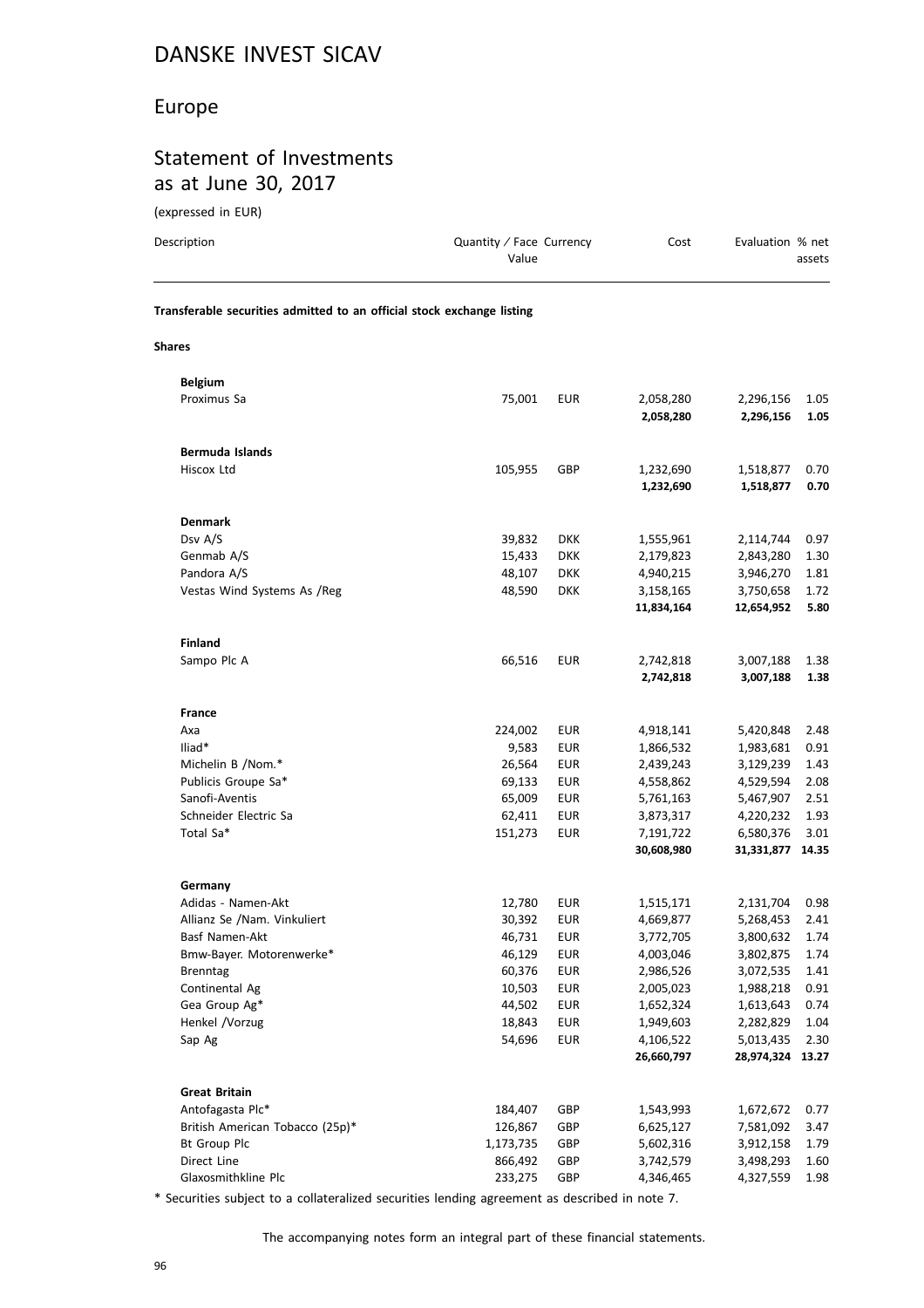# DANSKE INVEST SICAV

## Europe

## Statement of Investments as at June 30, 2017

(expressed in EUR)

| Description | Quantity / Face Value | Currency | Cost | Evaluation | % net assets |
|---|---|---|---|---|---|
| **Transferable securities admitted to an official stock exchange listing** | | | | | |
| **Shares** | | | | | |
| **Belgium** | | | | | |
| Proximus Sa | 75,001 | EUR | 2,058,280 | 2,296,156 | 1.05 |
| | | | **2,058,280** | **2,296,156** | **1.05** |
| **Bermuda Islands** | | | | | |
| Hiscox Ltd | 105,955 | GBP | 1,232,690 | 1,518,877 | 0.70 |
| | | | **1,232,690** | **1,518,877** | **0.70** |
| **Denmark** | | | | | |
| Dsv A/S | 39,832 | DKK | 1,555,961 | 2,114,744 | 0.97 |
| Genmab A/S | 15,433 | DKK | 2,179,823 | 2,843,280 | 1.30 |
| Pandora A/S | 48,107 | DKK | 4,940,215 | 3,946,270 | 1.81 |
| Vestas Wind Systems As /Reg | 48,590 | DKK | 3,158,165 | 3,750,658 | 1.72 |
| | | | **11,834,164** | **12,654,952** | **5.80** |
| **Finland** | | | | | |
| Sampo Plc A | 66,516 | EUR | 2,742,818 | 3,007,188 | 1.38 |
| | | | **2,742,818** | **3,007,188** | **1.38** |
| **France** | | | | | |
| Axa | 224,002 | EUR | 4,918,141 | 5,420,848 | 2.48 |
| Iliad* | 9,583 | EUR | 1,866,532 | 1,983,681 | 0.91 |
| Michelin B /Nom.* | 26,564 | EUR | 2,439,243 | 3,129,239 | 1.43 |
| Publicis Groupe Sa* | 69,133 | EUR | 4,558,862 | 4,529,594 | 2.08 |
| Sanofi-Aventis | 65,009 | EUR | 5,761,163 | 5,467,907 | 2.51 |
| Schneider Electric Sa | 62,411 | EUR | 3,873,317 | 4,220,232 | 1.93 |
| Total Sa* | 151,273 | EUR | 7,191,722 | 6,580,376 | 3.01 |
| | | | **30,608,980** | **31,331,877** | **14.35** |
| **Germany** | | | | | |
| Adidas - Namen-Akt | 12,780 | EUR | 1,515,171 | 2,131,704 | 0.98 |
| Allianz Se /Nam. Vinkuliert | 30,392 | EUR | 4,669,877 | 5,268,453 | 2.41 |
| Basf Namen-Akt | 46,731 | EUR | 3,772,705 | 3,800,632 | 1.74 |
| Bmw-Bayer. Motorenwerke* | 46,129 | EUR | 4,003,046 | 3,802,875 | 1.74 |
| Brenntag | 60,376 | EUR | 2,986,526 | 3,072,535 | 1.41 |
| Continental Ag | 10,503 | EUR | 2,005,023 | 1,988,218 | 0.91 |
| Gea Group Ag* | 44,502 | EUR | 1,652,324 | 1,613,643 | 0.74 |
| Henkel /Vorzug | 18,843 | EUR | 1,949,603 | 2,282,829 | 1.04 |
| Sap Ag | 54,696 | EUR | 4,106,522 | 5,013,435 | 2.30 |
| | | | **26,660,797** | **28,974,324** | **13.27** |
| **Great Britain** | | | | | |
| Antofagasta Plc* | 184,407 | GBP | 1,543,993 | 1,672,672 | 0.77 |
| British American Tobacco (25p)* | 126,867 | GBP | 6,625,127 | 7,581,092 | 3.47 |
| Bt Group Plc | 1,173,735 | GBP | 5,602,316 | 3,912,158 | 1.79 |
| Direct Line | 866,492 | GBP | 3,742,579 | 3,498,293 | 1.60 |
| Glaxosmithkline Plc | 233,275 | GBP | 4,346,465 | 4,327,559 | 1.98 |

* Securities subject to a collateralized securities lending agreement as described in note 7.

The accompanying notes form an integral part of these financial statements.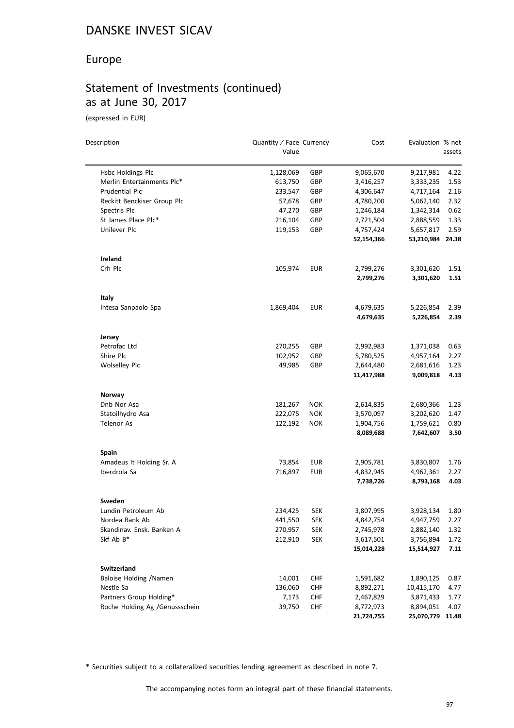# DANSKE INVEST SICAV

## Europe

## Statement of Investments (continued) as at June 30, 2017

(expressed in EUR)

| Description | Quantity / Face Value | Currency | Cost | Evaluation | % net assets |
|---|---|---|---|---|---|
| Hsbc Holdings Plc | 1,128,069 | GBP | 9,065,670 | 9,217,981 | 4.22 |
| Merlin Entertainments Plc* | 613,750 | GBP | 3,416,257 | 3,333,235 | 1.53 |
| Prudential Plc | 233,547 | GBP | 4,306,647 | 4,717,164 | 2.16 |
| Reckitt Benckiser Group Plc | 57,678 | GBP | 4,780,200 | 5,062,140 | 2.32 |
| Spectris Plc | 47,270 | GBP | 1,246,184 | 1,342,314 | 0.62 |
| St James Place Plc* | 216,104 | GBP | 2,721,504 | 2,888,559 | 1.33 |
| Unilever Plc | 119,153 | GBP | 4,757,424 | 5,657,817 | 2.59 |
| | | | **52,154,366** | **53,210,984** | **24.38** |
| **Ireland** | | | | | |
| Crh Plc | 105,974 | EUR | 2,799,276 | 3,301,620 | 1.51 |
| | | | **2,799,276** | **3,301,620** | **1.51** |
| **Italy** | | | | | |
| Intesa Sanpaolo Spa | 1,869,404 | EUR | 4,679,635 | 5,226,854 | 2.39 |
| | | | **4,679,635** | **5,226,854** | **2.39** |
| **Jersey** | | | | | |
| Petrofac Ltd | 270,255 | GBP | 2,992,983 | 1,371,038 | 0.63 |
| Shire Plc | 102,952 | GBP | 5,780,525 | 4,957,164 | 2.27 |
| Wolselley Plc | 49,985 | GBP | 2,644,480 | 2,681,616 | 1.23 |
| | | | **11,417,988** | **9,009,818** | **4.13** |
| **Norway** | | | | | |
| Dnb Nor Asa | 181,267 | NOK | 2,614,835 | 2,680,366 | 1.23 |
| Statoilhydro Asa | 222,075 | NOK | 3,570,097 | 3,202,620 | 1.47 |
| Telenor As | 122,192 | NOK | 1,904,756 | 1,759,621 | 0.80 |
| | | | **8,089,688** | **7,642,607** | **3.50** |
| **Spain** | | | | | |
| Amadeus It Holding Sr. A | 73,854 | EUR | 2,905,781 | 3,830,807 | 1.76 |
| Iberdrola Sa | 716,897 | EUR | 4,832,945 | 4,962,361 | 2.27 |
| | | | **7,738,726** | **8,793,168** | **4.03** |
| **Sweden** | | | | | |
| Lundin Petroleum Ab | 234,425 | SEK | 3,807,995 | 3,928,134 | 1.80 |
| Nordea Bank Ab | 441,550 | SEK | 4,842,754 | 4,947,759 | 2.27 |
| Skandinav. Ensk. Banken A | 270,957 | SEK | 2,745,978 | 2,882,140 | 1.32 |
| Skf Ab B* | 212,910 | SEK | 3,617,501 | 3,756,894 | 1.72 |
| | | | **15,014,228** | **15,514,927** | **7.11** |
| **Switzerland** | | | | | |
| Baloise Holding /Namen | 14,001 | CHF | 1,591,682 | 1,890,125 | 0.87 |
| Nestle Sa | 136,060 | CHF | 8,892,271 | 10,415,170 | 4.77 |
| Partners Group Holding* | 7,173 | CHF | 2,467,829 | 3,871,433 | 1.77 |
| Roche Holding Ag /Genussschein | 39,750 | CHF | 8,772,973 | 8,894,051 | 4.07 |
| | | | **21,724,755** | **25,070,779** | **11.48** |

\* Securities subject to a collateralized securities lending agreement as described in note 7.

The accompanying notes form an integral part of these financial statements.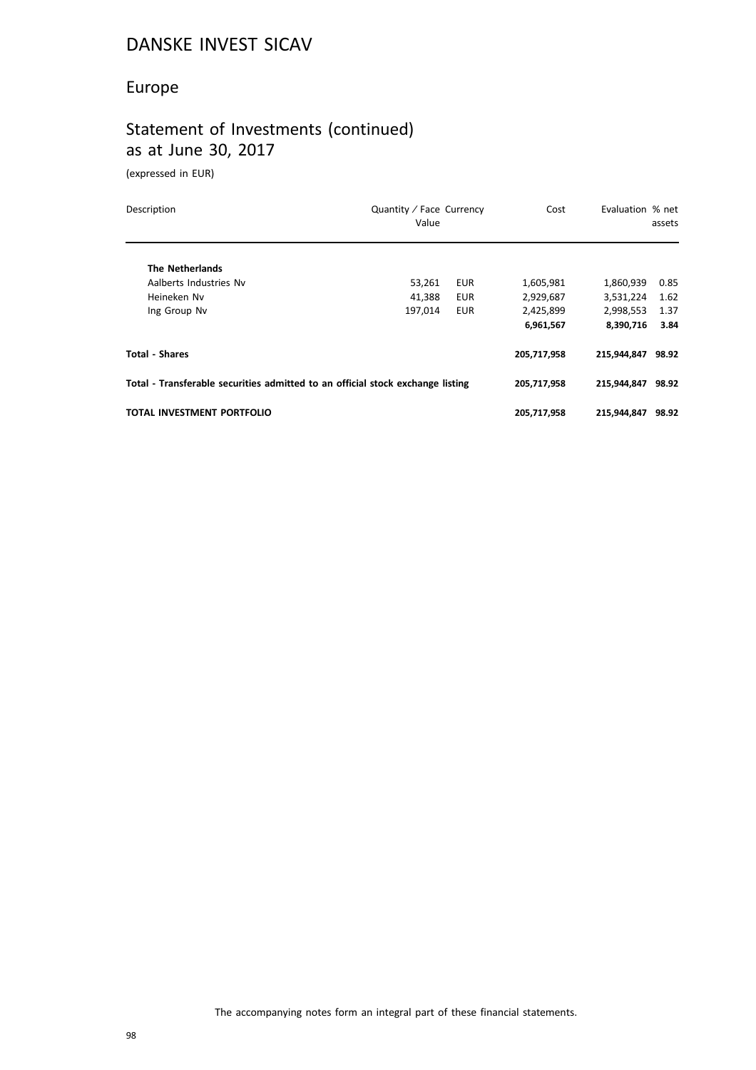# DANSKE INVEST SICAV

## Europe

## Statement of Investments (continued)
as at June 30, 2017

(expressed in EUR)

| Description | Quantity / Face Value | Currency | Cost | Evaluation | % net assets |
|---|---|---|---|---|---|
| **The Netherlands** | | | | | |
| Aalberts Industries Nv | 53,261 | EUR | 1,605,981 | 1,860,939 | 0.85 |
| Heineken Nv | 41,388 | EUR | 2,929,687 | 3,531,224 | 1.62 |
| Ing Group Nv | 197,014 | EUR | 2,425,899 | 2,998,553 | 1.37 |
| | | | **6,961,567** | **8,390,716** | **3.84** |
| **Total - Shares** | | | **205,717,958** | **215,944,847** | **98.92** |
| **Total - Transferable securities admitted to an official stock exchange listing** | | | **205,717,958** | **215,944,847** | **98.92** |
| **TOTAL INVESTMENT PORTFOLIO** | | | **205,717,958** | **215,944,847** | **98.92** |

The accompanying notes form an integral part of these financial statements.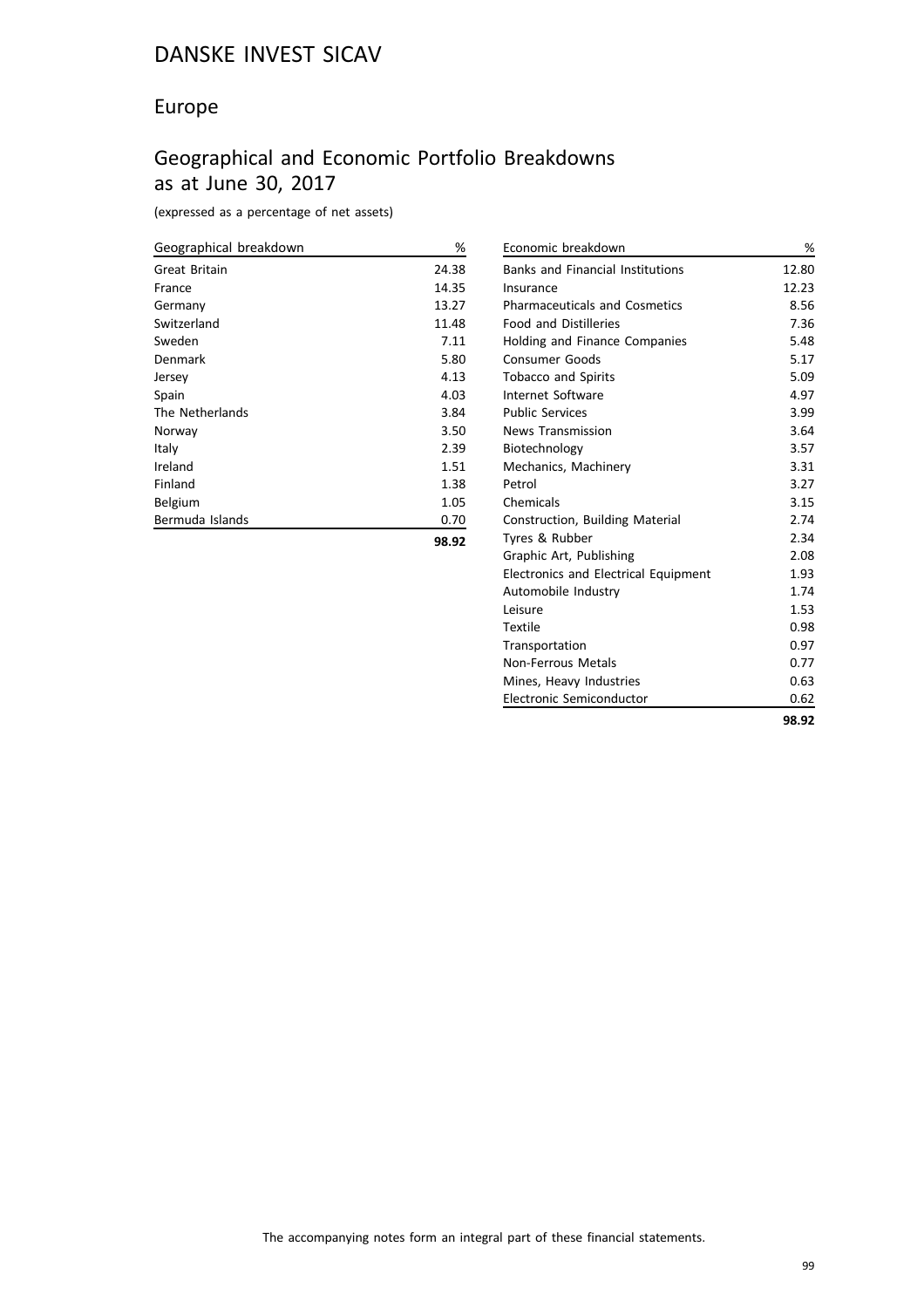# DANSKE INVEST SICAV

## Europe

## Geographical and Economic Portfolio Breakdowns as at June 30, 2017

(expressed as a percentage of net assets)

| Geographical breakdown | % |
|---|---|
| Great Britain | 24.38 |
| France | 14.35 |
| Germany | 13.27 |
| Switzerland | 11.48 |
| Sweden | 7.11 |
| Denmark | 5.80 |
| Jersey | 4.13 |
| Spain | 4.03 |
| The Netherlands | 3.84 |
| Norway | 3.50 |
| Italy | 2.39 |
| Ireland | 1.51 |
| Finland | 1.38 |
| Belgium | 1.05 |
| Bermuda Islands | 0.70 |
| | **98.92** |

| Economic breakdown | % |
|---|---|
| Banks and Financial Institutions | 12.80 |
| Insurance | 12.23 |
| Pharmaceuticals and Cosmetics | 8.56 |
| Food and Distilleries | 7.36 |
| Holding and Finance Companies | 5.48 |
| Consumer Goods | 5.17 |
| Tobacco and Spirits | 5.09 |
| Internet Software | 4.97 |
| Public Services | 3.99 |
| News Transmission | 3.64 |
| Biotechnology | 3.57 |
| Mechanics, Machinery | 3.31 |
| Petrol | 3.27 |
| Chemicals | 3.15 |
| Construction, Building Material | 2.74 |
| Tyres & Rubber | 2.34 |
| Graphic Art, Publishing | 2.08 |
| Electronics and Electrical Equipment | 1.93 |
| Automobile Industry | 1.74 |
| Leisure | 1.53 |
| Textile | 0.98 |
| Transportation | 0.97 |
| Non-Ferrous Metals | 0.77 |
| Mines, Heavy Industries | 0.63 |
| Electronic Semiconductor | 0.62 |
| | **98.92** |

The accompanying notes form an integral part of these financial statements.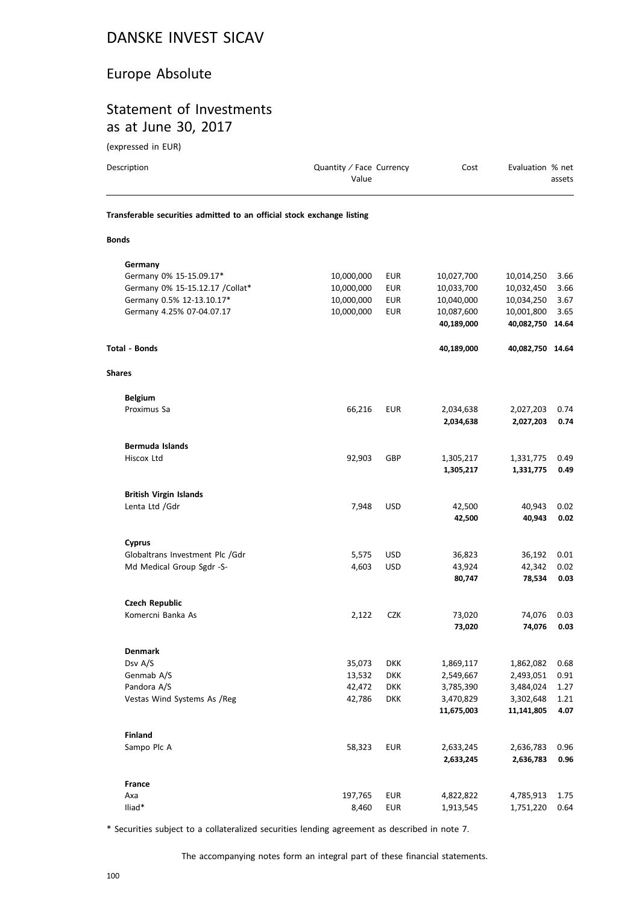# DANSKE INVEST SICAV

## Europe Absolute

## Statement of Investments as at June 30, 2017

(expressed in EUR)

| Description | Quantity / Face Value | Currency | Cost | Evaluation | % net assets |
|---|---|---|---|---|---|
| **Transferable securities admitted to an official stock exchange listing** | | | | | |
| **Bonds** | | | | | |
| **Germany** | | | | | |
| Germany 0% 15-15.09.17* | 10,000,000 | EUR | 10,027,700 | 10,014,250 | 3.66 |
| Germany 0% 15-15.12.17 /Collat* | 10,000,000 | EUR | 10,033,700 | 10,032,450 | 3.66 |
| Germany 0.5% 12-13.10.17* | 10,000,000 | EUR | 10,040,000 | 10,034,250 | 3.67 |
| Germany 4.25% 07-04.07.17 | 10,000,000 | EUR | 10,087,600 | 10,001,800 | 3.65 |
| | | | **40,189,000** | **40,082,750** | **14.64** |
| **Total - Bonds** | | | **40,189,000** | **40,082,750** | **14.64** |
| **Shares** | | | | | |
| **Belgium** | | | | | |
| Proximus Sa | 66,216 | EUR | 2,034,638 | 2,027,203 | 0.74 |
| | | | **2,034,638** | **2,027,203** | **0.74** |
| **Bermuda Islands** | | | | | |
| Hiscox Ltd | 92,903 | GBP | 1,305,217 | 1,331,775 | 0.49 |
| | | | **1,305,217** | **1,331,775** | **0.49** |
| **British Virgin Islands** | | | | | |
| Lenta Ltd /Gdr | 7,948 | USD | 42,500 | 40,943 | 0.02 |
| | | | **42,500** | **40,943** | **0.02** |
| **Cyprus** | | | | | |
| Globaltrans Investment Plc /Gdr | 5,575 | USD | 36,823 | 36,192 | 0.01 |
| Md Medical Group Sgdr -S- | 4,603 | USD | 43,924 | 42,342 | 0.02 |
| | | | **80,747** | **78,534** | **0.03** |
| **Czech Republic** | | | | | |
| Komercni Banka As | 2,122 | CZK | 73,020 | 74,076 | 0.03 |
| | | | **73,020** | **74,076** | **0.03** |
| **Denmark** | | | | | |
| Dsv A/S | 35,073 | DKK | 1,869,117 | 1,862,082 | 0.68 |
| Genmab A/S | 13,532 | DKK | 2,549,667 | 2,493,051 | 0.91 |
| Pandora A/S | 42,472 | DKK | 3,785,390 | 3,484,024 | 1.27 |
| Vestas Wind Systems As /Reg | 42,786 | DKK | 3,470,829 | 3,302,648 | 1.21 |
| | | | **11,675,003** | **11,141,805** | **4.07** |
| **Finland** | | | | | |
| Sampo Plc A | 58,323 | EUR | 2,633,245 | 2,636,783 | 0.96 |
| | | | **2,633,245** | **2,636,783** | **0.96** |
| **France** | | | | | |
| Axa | 197,765 | EUR | 4,822,822 | 4,785,913 | 1.75 |
| Iliad* | 8,460 | EUR | 1,913,545 | 1,751,220 | 0.64 |

\* Securities subject to a collateralized securities lending agreement as described in note 7.

The accompanying notes form an integral part of these financial statements.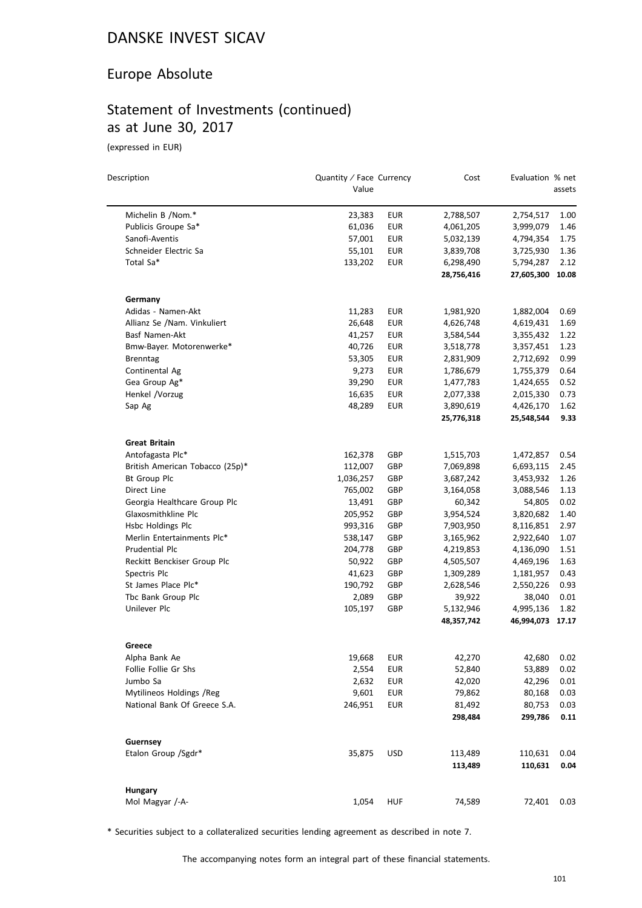# DANSKE INVEST SICAV

## Europe Absolute

## Statement of Investments (continued) as at June 30, 2017

(expressed in EUR)

| Description | Quantity / Face Value | Currency | Cost | Evaluation | % net assets |
|---|---|---|---|---|---|
| Michelin B /Nom.* | 23,383 | EUR | 2,788,507 | 2,754,517 | 1.00 |
| Publicis Groupe Sa* | 61,036 | EUR | 4,061,205 | 3,999,079 | 1.46 |
| Sanofi-Aventis | 57,001 | EUR | 5,032,139 | 4,794,354 | 1.75 |
| Schneider Electric Sa | 55,101 | EUR | 3,839,708 | 3,725,930 | 1.36 |
| Total Sa* | 133,202 | EUR | 6,298,490 | 5,794,287 | 2.12 |
| | | | **28,756,416** | **27,605,300** | **10.08** |
| **Germany** | | | | | |
| Adidas - Namen-Akt | 11,283 | EUR | 1,981,920 | 1,882,004 | 0.69 |
| Allianz Se /Nam. Vinkuliert | 26,648 | EUR | 4,626,748 | 4,619,431 | 1.69 |
| Basf Namen-Akt | 41,257 | EUR | 3,584,544 | 3,355,432 | 1.22 |
| Bmw-Bayer. Motorenwerke* | 40,726 | EUR | 3,518,778 | 3,357,451 | 1.23 |
| Brenntag | 53,305 | EUR | 2,831,909 | 2,712,692 | 0.99 |
| Continental Ag | 9,273 | EUR | 1,786,679 | 1,755,379 | 0.64 |
| Gea Group Ag* | 39,290 | EUR | 1,477,783 | 1,424,655 | 0.52 |
| Henkel /Vorzug | 16,635 | EUR | 2,077,338 | 2,015,330 | 0.73 |
| Sap Ag | 48,289 | EUR | 3,890,619 | 4,426,170 | 1.62 |
| | | | **25,776,318** | **25,548,544** | **9.33** |
| **Great Britain** | | | | | |
| Antofagasta Plc* | 162,378 | GBP | 1,515,703 | 1,472,857 | 0.54 |
| British American Tobacco (25p)* | 112,007 | GBP | 7,069,898 | 6,693,115 | 2.45 |
| Bt Group Plc | 1,036,257 | GBP | 3,687,242 | 3,453,932 | 1.26 |
| Direct Line | 765,002 | GBP | 3,164,058 | 3,088,546 | 1.13 |
| Georgia Healthcare Group Plc | 13,491 | GBP | 60,342 | 54,805 | 0.02 |
| Glaxosmithkline Plc | 205,952 | GBP | 3,954,524 | 3,820,682 | 1.40 |
| Hsbc Holdings Plc | 993,316 | GBP | 7,903,950 | 8,116,851 | 2.97 |
| Merlin Entertainments Plc* | 538,147 | GBP | 3,165,962 | 2,922,640 | 1.07 |
| Prudential Plc | 204,778 | GBP | 4,219,853 | 4,136,090 | 1.51 |
| Reckitt Benckiser Group Plc | 50,922 | GBP | 4,505,507 | 4,469,196 | 1.63 |
| Spectris Plc | 41,623 | GBP | 1,309,289 | 1,181,957 | 0.43 |
| St James Place Plc* | 190,792 | GBP | 2,628,546 | 2,550,226 | 0.93 |
| Tbc Bank Group Plc | 2,089 | GBP | 39,922 | 38,040 | 0.01 |
| Unilever Plc | 105,197 | GBP | 5,132,946 | 4,995,136 | 1.82 |
| | | | **48,357,742** | **46,994,073** | **17.17** |
| **Greece** | | | | | |
| Alpha Bank Ae | 19,668 | EUR | 42,270 | 42,680 | 0.02 |
| Follie Follie Gr Shs | 2,554 | EUR | 52,840 | 53,889 | 0.02 |
| Jumbo Sa | 2,632 | EUR | 42,020 | 42,296 | 0.01 |
| Mytilineos Holdings /Reg | 9,601 | EUR | 79,862 | 80,168 | 0.03 |
| National Bank Of Greece S.A. | 246,951 | EUR | 81,492 | 80,753 | 0.03 |
| | | | **298,484** | **299,786** | **0.11** |
| **Guernsey** | | | | | |
| Etalon Group /Sgdr* | 35,875 | USD | 113,489 | 110,631 | 0.04 |
| | | | **113,489** | **110,631** | **0.04** |
| **Hungary** | | | | | |
| Mol Magyar /-A- | 1,054 | HUF | 74,589 | 72,401 | 0.03 |

\* Securities subject to a collateralized securities lending agreement as described in note 7.

The accompanying notes form an integral part of these financial statements.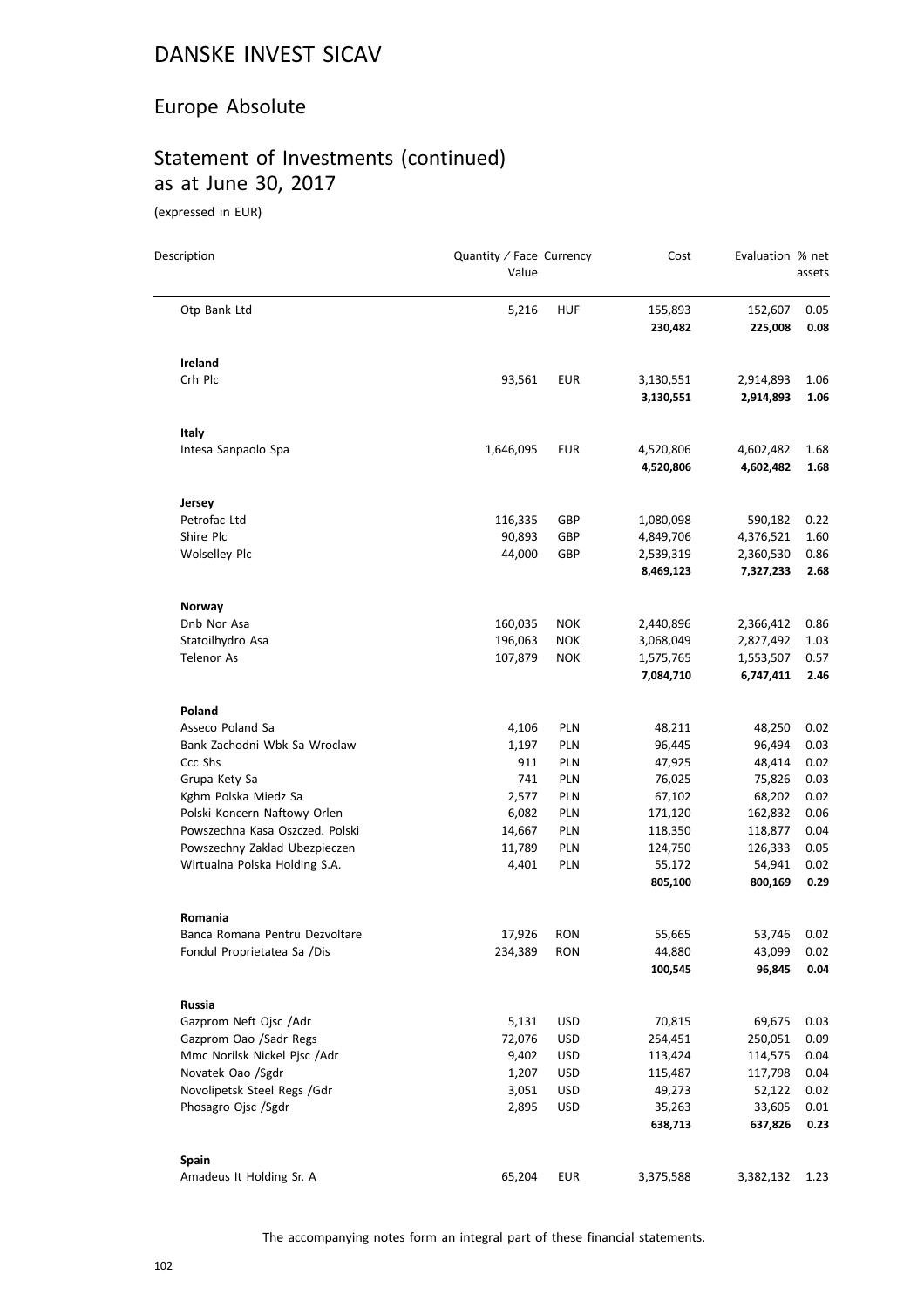# DANSKE INVEST SICAV

## Europe Absolute

## Statement of Investments (continued) as at June 30, 2017

(expressed in EUR)

| Description | Quantity / Face Value | Currency | Cost | Evaluation | % net assets |
|---|---|---|---|---|---|
| Otp Bank Ltd | 5,216 | HUF | 155,893 | 152,607 | 0.05 |
| | | | **230,482** | **225,008** | **0.08** |
| **Ireland** | | | | | |
| Crh Plc | 93,561 | EUR | 3,130,551 | 2,914,893 | 1.06 |
| | | | **3,130,551** | **2,914,893** | **1.06** |
| **Italy** | | | | | |
| Intesa Sanpaolo Spa | 1,646,095 | EUR | 4,520,806 | 4,602,482 | 1.68 |
| | | | **4,520,806** | **4,602,482** | **1.68** |
| **Jersey** | | | | | |
| Petrofac Ltd | 116,335 | GBP | 1,080,098 | 590,182 | 0.22 |
| Shire Plc | 90,893 | GBP | 4,849,706 | 4,376,521 | 1.60 |
| Wolselley Plc | 44,000 | GBP | 2,539,319 | 2,360,530 | 0.86 |
| | | | **8,469,123** | **7,327,233** | **2.68** |
| **Norway** | | | | | |
| Dnb Nor Asa | 160,035 | NOK | 2,440,896 | 2,366,412 | 0.86 |
| Statoilhydro Asa | 196,063 | NOK | 3,068,049 | 2,827,492 | 1.03 |
| Telenor As | 107,879 | NOK | 1,575,765 | 1,553,507 | 0.57 |
| | | | **7,084,710** | **6,747,411** | **2.46** |
| **Poland** | | | | | |
| Asseco Poland Sa | 4,106 | PLN | 48,211 | 48,250 | 0.02 |
| Bank Zachodni Wbk Sa Wroclaw | 1,197 | PLN | 96,445 | 96,494 | 0.03 |
| Ccc Shs | 911 | PLN | 47,925 | 48,414 | 0.02 |
| Grupa Kety Sa | 741 | PLN | 76,025 | 75,826 | 0.03 |
| Kghm Polska Miedz Sa | 2,577 | PLN | 67,102 | 68,202 | 0.02 |
| Polski Koncern Naftowy Orlen | 6,082 | PLN | 171,120 | 162,832 | 0.06 |
| Powszechna Kasa Oszczed. Polski | 14,667 | PLN | 118,350 | 118,877 | 0.04 |
| Powszechny Zaklad Ubezpieczen | 11,789 | PLN | 124,750 | 126,333 | 0.05 |
| Wirtualna Polska Holding S.A. | 4,401 | PLN | 55,172 | 54,941 | 0.02 |
| | | | **805,100** | **800,169** | **0.29** |
| **Romania** | | | | | |
| Banca Romana Pentru Dezvoltare | 17,926 | RON | 55,665 | 53,746 | 0.02 |
| Fondul Proprietatea Sa /Dis | 234,389 | RON | 44,880 | 43,099 | 0.02 |
| | | | **100,545** | **96,845** | **0.04** |
| **Russia** | | | | | |
| Gazprom Neft Ojsc /Adr | 5,131 | USD | 70,815 | 69,675 | 0.03 |
| Gazprom Oao /Sadr Regs | 72,076 | USD | 254,451 | 250,051 | 0.09 |
| Mmc Norilsk Nickel Pjsc /Adr | 9,402 | USD | 113,424 | 114,575 | 0.04 |
| Novatek Oao /Sgdr | 1,207 | USD | 115,487 | 117,798 | 0.04 |
| Novolipetsk Steel Regs /Gdr | 3,051 | USD | 49,273 | 52,122 | 0.02 |
| Phosagro Ojsc /Sgdr | 2,895 | USD | 35,263 | 33,605 | 0.01 |
| | | | **638,713** | **637,826** | **0.23** |
| **Spain** | | | | | |
| Amadeus It Holding Sr. A | 65,204 | EUR | 3,375,588 | 3,382,132 | 1.23 |

The accompanying notes form an integral part of these financial statements.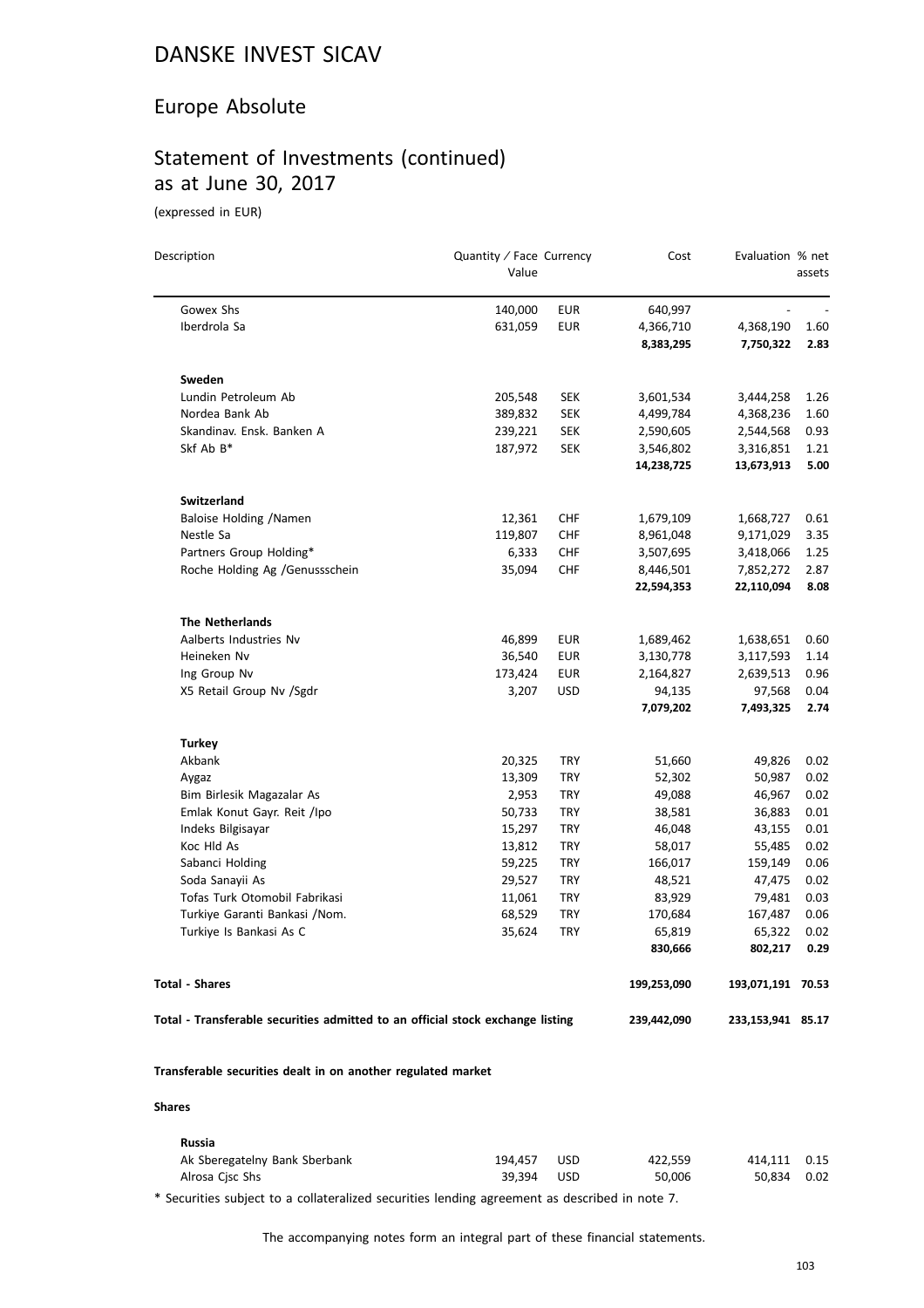# DANSKE INVEST SICAV

## Europe Absolute

## Statement of Investments (continued) as at June 30, 2017

(expressed in EUR)

| Description | Quantity / Face Value | Currency | Cost | Evaluation | % net assets |
|---|---|---|---|---|---|
| Gowex Shs | 140,000 | EUR | 640,997 | - | - |
| Iberdrola Sa | 631,059 | EUR | 4,366,710 | 4,368,190 | 1.60 |
| | | | **8,383,295** | **7,750,322** | **2.83** |
| **Sweden** | | | | | |
| Lundin Petroleum Ab | 205,548 | SEK | 3,601,534 | 3,444,258 | 1.26 |
| Nordea Bank Ab | 389,832 | SEK | 4,499,784 | 4,368,236 | 1.60 |
| Skandinav. Ensk. Banken A | 239,221 | SEK | 2,590,605 | 2,544,568 | 0.93 |
| Skf Ab B* | 187,972 | SEK | 3,546,802 | 3,316,851 | 1.21 |
| | | | **14,238,725** | **13,673,913** | **5.00** |
| **Switzerland** | | | | | |
| Baloise Holding /Namen | 12,361 | CHF | 1,679,109 | 1,668,727 | 0.61 |
| Nestle Sa | 119,807 | CHF | 8,961,048 | 9,171,029 | 3.35 |
| Partners Group Holding* | 6,333 | CHF | 3,507,695 | 3,418,066 | 1.25 |
| Roche Holding Ag /Genussschein | 35,094 | CHF | 8,446,501 | 7,852,272 | 2.87 |
| | | | **22,594,353** | **22,110,094** | **8.08** |
| **The Netherlands** | | | | | |
| Aalberts Industries Nv | 46,899 | EUR | 1,689,462 | 1,638,651 | 0.60 |
| Heineken Nv | 36,540 | EUR | 3,130,778 | 3,117,593 | 1.14 |
| Ing Group Nv | 173,424 | EUR | 2,164,827 | 2,639,513 | 0.96 |
| X5 Retail Group Nv /Sgdr | 3,207 | USD | 94,135 | 97,568 | 0.04 |
| | | | **7,079,202** | **7,493,325** | **2.74** |
| **Turkey** | | | | | |
| Akbank | 20,325 | TRY | 51,660 | 49,826 | 0.02 |
| Aygaz | 13,309 | TRY | 52,302 | 50,987 | 0.02 |
| Bim Birlesik Magazalar As | 2,953 | TRY | 49,088 | 46,967 | 0.02 |
| Emlak Konut Gayr. Reit /Ipo | 50,733 | TRY | 38,581 | 36,883 | 0.01 |
| Indeks Bilgisayar | 15,297 | TRY | 46,048 | 43,155 | 0.01 |
| Koc Hld As | 13,812 | TRY | 58,017 | 55,485 | 0.02 |
| Sabanci Holding | 59,225 | TRY | 166,017 | 159,149 | 0.06 |
| Soda Sanayii As | 29,527 | TRY | 48,521 | 47,475 | 0.02 |
| Tofas Turk Otomobil Fabrikasi | 11,061 | TRY | 83,929 | 79,481 | 0.03 |
| Turkiye Garanti Bankasi /Nom. | 68,529 | TRY | 170,684 | 167,487 | 0.06 |
| Turkiye Is Bankasi As C | 35,624 | TRY | 65,819 | 65,322 | 0.02 |
| | | | **830,666** | **802,217** | **0.29** |
| **Total - Shares** | | | **199,253,090** | **193,071,191** | **70.53** |
| **Total - Transferable securities admitted to an official stock exchange listing** | | | **239,442,090** | **233,153,941** | **85.17** |

**Transferable securities dealt in on another regulated market**

**Shares**

| Description | Quantity / Face Value | Currency | Cost | Evaluation | % net assets |
|---|---|---|---|---|---|
| **Russia** | | | | | |
| Ak Sberegatelny Bank Sberbank | 194,457 | USD | 422,559 | 414,111 | 0.15 |
| Alrosa Cjsc Shs | 39,394 | USD | 50,006 | 50,834 | 0.02 |

* Securities subject to a collateralized securities lending agreement as described in note 7.

The accompanying notes form an integral part of these financial statements.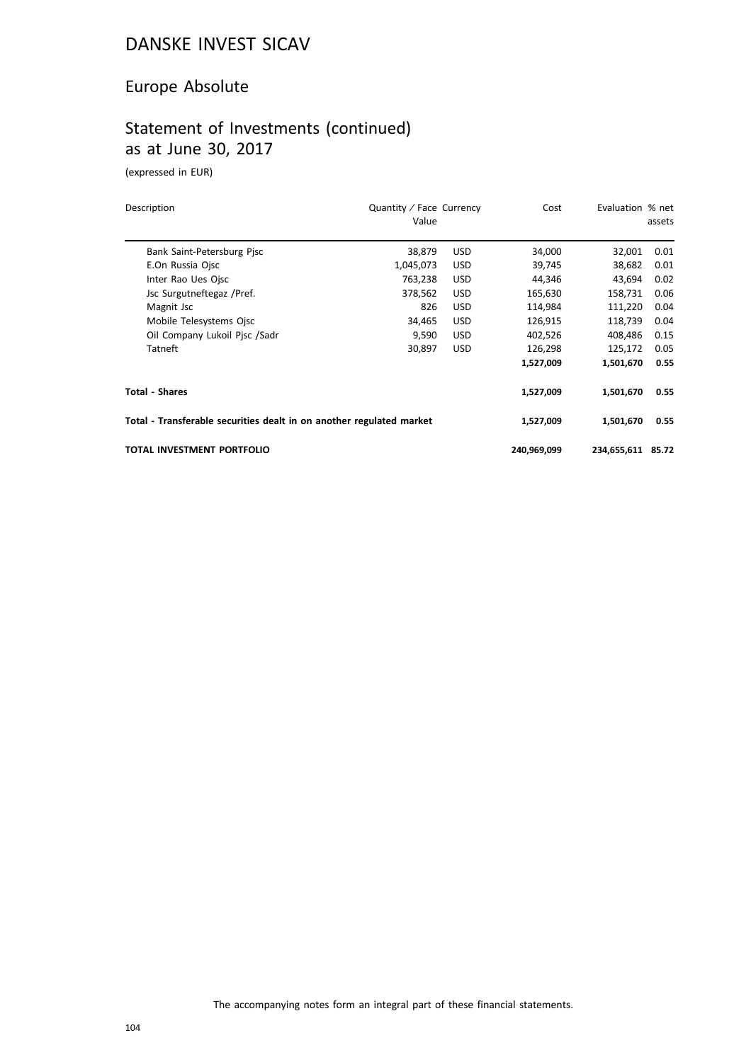# DANSKE INVEST SICAV

## Europe Absolute

## Statement of Investments (continued)
as at June 30, 2017

(expressed in EUR)

| Description | Quantity / Face Value | Currency | Cost | Evaluation | % net assets |
|---|---|---|---|---|---|
| Bank Saint-Petersburg Pjsc | 38,879 | USD | 34,000 | 32,001 | 0.01 |
| E.On Russia Ojsc | 1,045,073 | USD | 39,745 | 38,682 | 0.01 |
| Inter Rao Ues Ojsc | 763,238 | USD | 44,346 | 43,694 | 0.02 |
| Jsc Surgutneftegaz /Pref. | 378,562 | USD | 165,630 | 158,731 | 0.06 |
| Magnit Jsc | 826 | USD | 114,984 | 111,220 | 0.04 |
| Mobile Telesystems Ojsc | 34,465 | USD | 126,915 | 118,739 | 0.04 |
| Oil Company Lukoil Pjsc /Sadr | 9,590 | USD | 402,526 | 408,486 | 0.15 |
| Tatneft | 30,897 | USD | 126,298 | 125,172 | 0.05 |
| | | | **1,527,009** | **1,501,670** | **0.55** |
| **Total - Shares** | | | **1,527,009** | **1,501,670** | **0.55** |
| **Total - Transferable securities dealt in on another regulated market** | | | **1,527,009** | **1,501,670** | **0.55** |
| **TOTAL INVESTMENT PORTFOLIO** | | | **240,969,099** | **234,655,611** | **85.72** |

The accompanying notes form an integral part of these financial statements.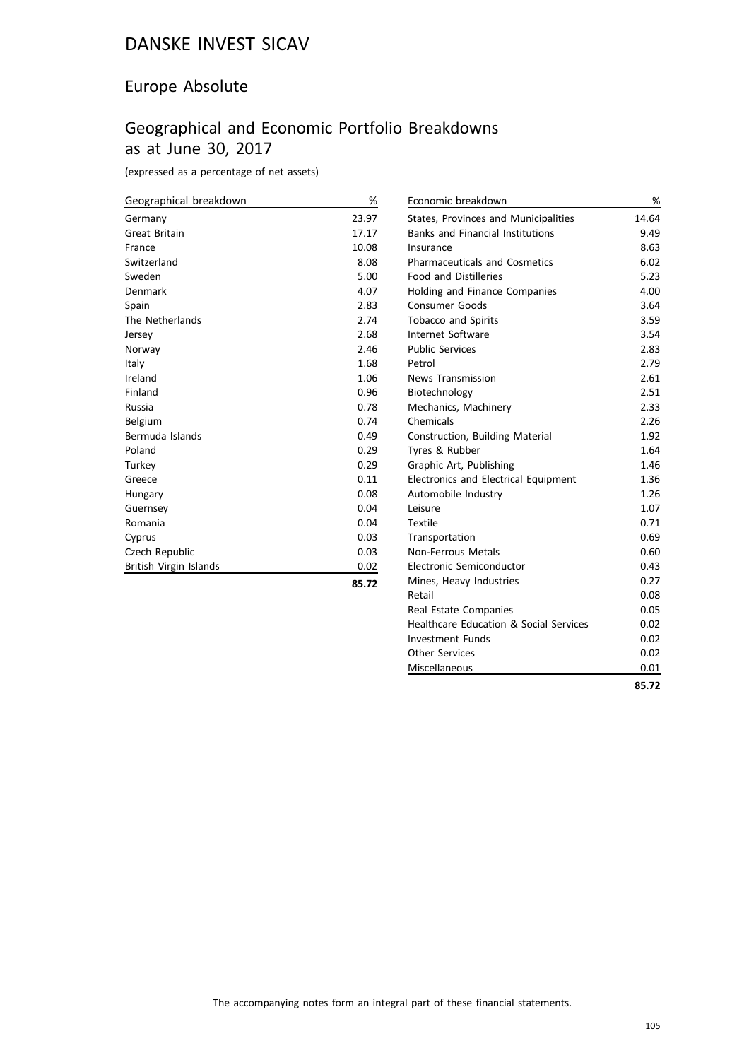# DANSKE INVEST SICAV

## Europe Absolute

## Geographical and Economic Portfolio Breakdowns as at June 30, 2017

(expressed as a percentage of net assets)

| Geographical breakdown | % |
|---|---|
| Germany | 23.97 |
| Great Britain | 17.17 |
| France | 10.08 |
| Switzerland | 8.08 |
| Sweden | 5.00 |
| Denmark | 4.07 |
| Spain | 2.83 |
| The Netherlands | 2.74 |
| Jersey | 2.68 |
| Norway | 2.46 |
| Italy | 1.68 |
| Ireland | 1.06 |
| Finland | 0.96 |
| Russia | 0.78 |
| Belgium | 0.74 |
| Bermuda Islands | 0.49 |
| Poland | 0.29 |
| Turkey | 0.29 |
| Greece | 0.11 |
| Hungary | 0.08 |
| Guernsey | 0.04 |
| Romania | 0.04 |
| Cyprus | 0.03 |
| Czech Republic | 0.03 |
| British Virgin Islands | 0.02 |
| | **85.72** |

| Economic breakdown | % |
|---|---|
| States, Provinces and Municipalities | 14.64 |
| Banks and Financial Institutions | 9.49 |
| Insurance | 8.63 |
| Pharmaceuticals and Cosmetics | 6.02 |
| Food and Distilleries | 5.23 |
| Holding and Finance Companies | 4.00 |
| Consumer Goods | 3.64 |
| Tobacco and Spirits | 3.59 |
| Internet Software | 3.54 |
| Public Services | 2.83 |
| Petrol | 2.79 |
| News Transmission | 2.61 |
| Biotechnology | 2.51 |
| Mechanics, Machinery | 2.33 |
| Chemicals | 2.26 |
| Construction, Building Material | 1.92 |
| Tyres & Rubber | 1.64 |
| Graphic Art, Publishing | 1.46 |
| Electronics and Electrical Equipment | 1.36 |
| Automobile Industry | 1.26 |
| Leisure | 1.07 |
| Textile | 0.71 |
| Transportation | 0.69 |
| Non-Ferrous Metals | 0.60 |
| Electronic Semiconductor | 0.43 |
| Mines, Heavy Industries | 0.27 |
| Retail | 0.08 |
| Real Estate Companies | 0.05 |
| Healthcare Education & Social Services | 0.02 |
| Investment Funds | 0.02 |
| Other Services | 0.02 |
| Miscellaneous | 0.01 |
| | **85.72** |

The accompanying notes form an integral part of these financial statements.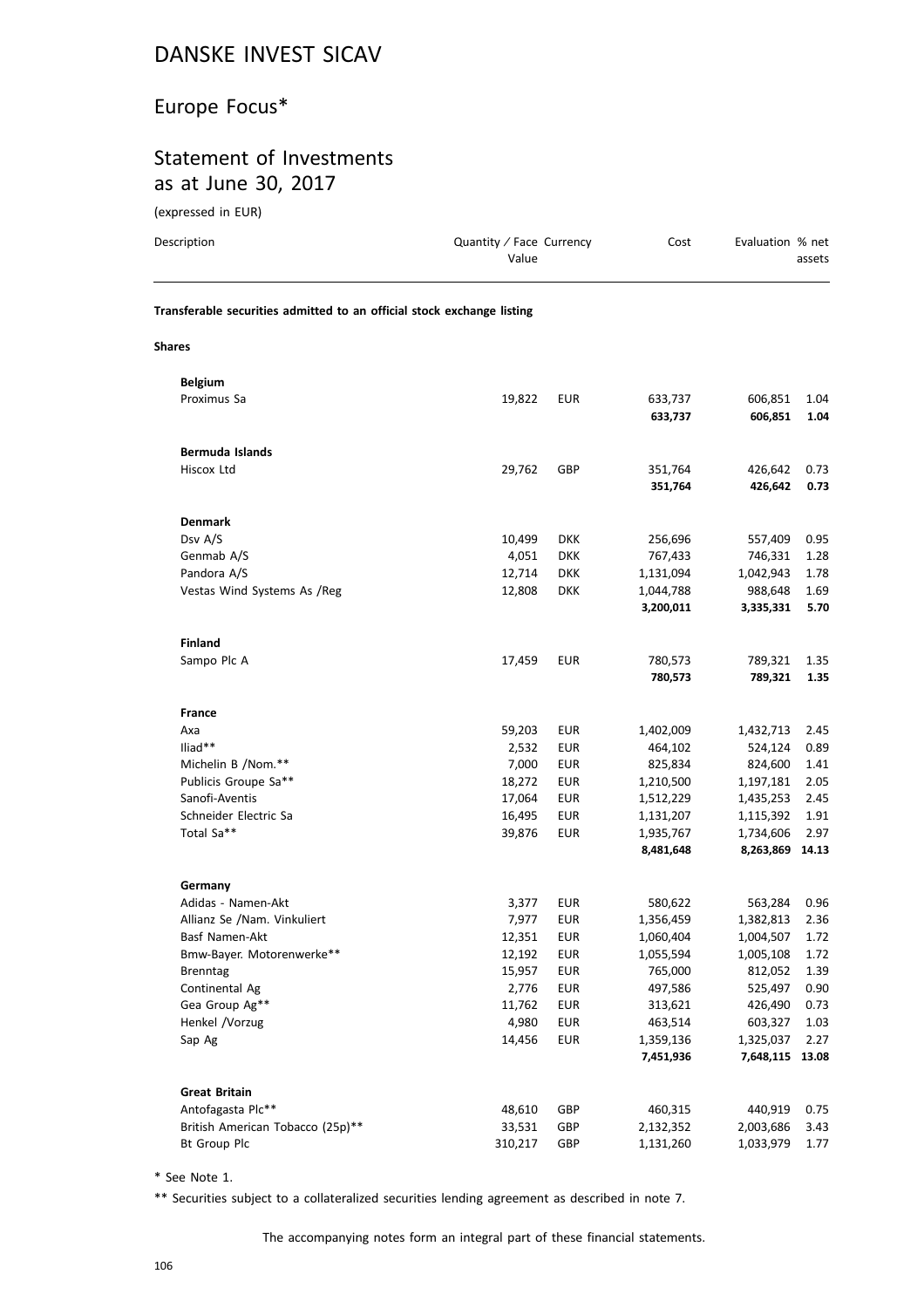# DANSKE INVEST SICAV

## Europe Focus*

## Statement of Investments as at June 30, 2017

(expressed in EUR)

| Description | Quantity / Face Value | Currency | Cost | Evaluation | % net assets |
|---|---|---|---|---|---|
| **Transferable securities admitted to an official stock exchange listing** | | | | | |
| **Shares** | | | | | |
| **Belgium** | | | | | |
| Proximus Sa | 19,822 | EUR | 633,737 | 606,851 | 1.04 |
| | | | **633,737** | **606,851** | **1.04** |
| **Bermuda Islands** | | | | | |
| Hiscox Ltd | 29,762 | GBP | 351,764 | 426,642 | 0.73 |
| | | | **351,764** | **426,642** | **0.73** |
| **Denmark** | | | | | |
| Dsv A/S | 10,499 | DKK | 256,696 | 557,409 | 0.95 |
| Genmab A/S | 4,051 | DKK | 767,433 | 746,331 | 1.28 |
| Pandora A/S | 12,714 | DKK | 1,131,094 | 1,042,943 | 1.78 |
| Vestas Wind Systems As /Reg | 12,808 | DKK | 1,044,788 | 988,648 | 1.69 |
| | | | **3,200,011** | **3,335,331** | **5.70** |
| **Finland** | | | | | |
| Sampo Plc A | 17,459 | EUR | 780,573 | 789,321 | 1.35 |
| | | | **780,573** | **789,321** | **1.35** |
| **France** | | | | | |
| Axa | 59,203 | EUR | 1,402,009 | 1,432,713 | 2.45 |
| Iliad** | 2,532 | EUR | 464,102 | 524,124 | 0.89 |
| Michelin B /Nom.** | 7,000 | EUR | 825,834 | 824,600 | 1.41 |
| Publicis Groupe Sa** | 18,272 | EUR | 1,210,500 | 1,197,181 | 2.05 |
| Sanofi-Aventis | 17,064 | EUR | 1,512,229 | 1,435,253 | 2.45 |
| Schneider Electric Sa | 16,495 | EUR | 1,131,207 | 1,115,392 | 1.91 |
| Total Sa** | 39,876 | EUR | 1,935,767 | 1,734,606 | 2.97 |
| | | | **8,481,648** | **8,263,869** | **14.13** |
| **Germany** | | | | | |
| Adidas - Namen-Akt | 3,377 | EUR | 580,622 | 563,284 | 0.96 |
| Allianz Se /Nam. Vinkuliert | 7,977 | EUR | 1,356,459 | 1,382,813 | 2.36 |
| Basf Namen-Akt | 12,351 | EUR | 1,060,404 | 1,004,507 | 1.72 |
| Bmw-Bayer. Motorenwerke** | 12,192 | EUR | 1,055,594 | 1,005,108 | 1.72 |
| Brenntag | 15,957 | EUR | 765,000 | 812,052 | 1.39 |
| Continental Ag | 2,776 | EUR | 497,586 | 525,497 | 0.90 |
| Gea Group Ag** | 11,762 | EUR | 313,621 | 426,490 | 0.73 |
| Henkel /Vorzug | 4,980 | EUR | 463,514 | 603,327 | 1.03 |
| Sap Ag | 14,456 | EUR | 1,359,136 | 1,325,037 | 2.27 |
| | | | **7,451,936** | **7,648,115** | **13.08** |
| **Great Britain** | | | | | |
| Antofagasta Plc** | 48,610 | GBP | 460,315 | 440,919 | 0.75 |
| British American Tobacco (25p)** | 33,531 | GBP | 2,132,352 | 2,003,686 | 3.43 |
| Bt Group Plc | 310,217 | GBP | 1,131,260 | 1,033,979 | 1.77 |

\* See Note 1.

** Securities subject to a collateralized securities lending agreement as described in note 7.

The accompanying notes form an integral part of these financial statements.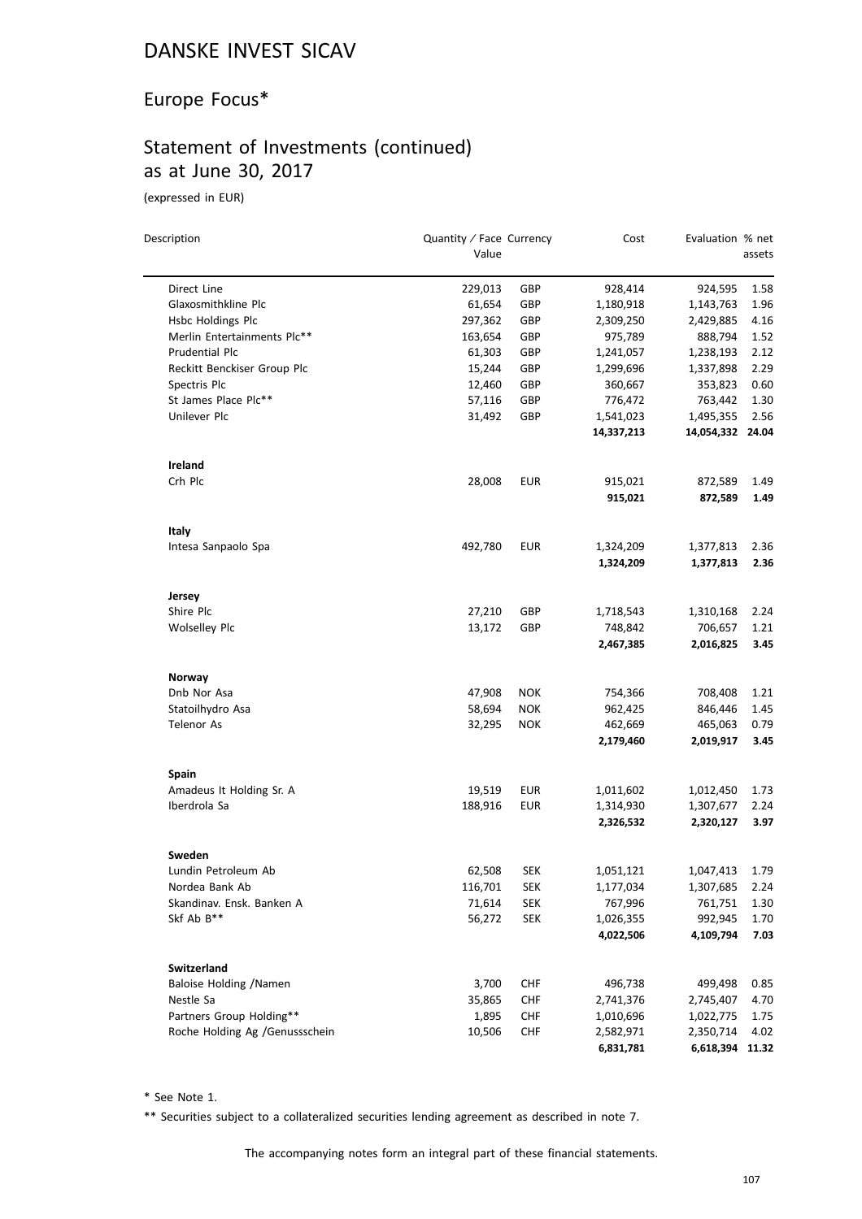# DANSKE INVEST SICAV

## Europe Focus*

## Statement of Investments (continued) as at June 30, 2017

(expressed in EUR)

| Description | Quantity / Face Value | Currency | Cost | Evaluation | % net assets |
|---|---|---|---|---|---|
| Direct Line | 229,013 | GBP | 928,414 | 924,595 | 1.58 |
| Glaxosmithkline Plc | 61,654 | GBP | 1,180,918 | 1,143,763 | 1.96 |
| Hsbc Holdings Plc | 297,362 | GBP | 2,309,250 | 2,429,885 | 4.16 |
| Merlin Entertainments Plc** | 163,654 | GBP | 975,789 | 888,794 | 1.52 |
| Prudential Plc | 61,303 | GBP | 1,241,057 | 1,238,193 | 2.12 |
| Reckitt Benckiser Group Plc | 15,244 | GBP | 1,299,696 | 1,337,898 | 2.29 |
| Spectris Plc | 12,460 | GBP | 360,667 | 353,823 | 0.60 |
| St James Place Plc** | 57,116 | GBP | 776,472 | 763,442 | 1.30 |
| Unilever Plc | 31,492 | GBP | 1,541,023 | 1,495,355 | 2.56 |
| | | | **14,337,213** | **14,054,332** | **24.04** |
| **Ireland** | | | | | |
| Crh Plc | 28,008 | EUR | 915,021 | 872,589 | 1.49 |
| | | | **915,021** | **872,589** | **1.49** |
| **Italy** | | | | | |
| Intesa Sanpaolo Spa | 492,780 | EUR | 1,324,209 | 1,377,813 | 2.36 |
| | | | **1,324,209** | **1,377,813** | **2.36** |
| **Jersey** | | | | | |
| Shire Plc | 27,210 | GBP | 1,718,543 | 1,310,168 | 2.24 |
| Wolselley Plc | 13,172 | GBP | 748,842 | 706,657 | 1.21 |
| | | | **2,467,385** | **2,016,825** | **3.45** |
| **Norway** | | | | | |
| Dnb Nor Asa | 47,908 | NOK | 754,366 | 708,408 | 1.21 |
| Statoilhydro Asa | 58,694 | NOK | 962,425 | 846,446 | 1.45 |
| Telenor As | 32,295 | NOK | 462,669 | 465,063 | 0.79 |
| | | | **2,179,460** | **2,019,917** | **3.45** |
| **Spain** | | | | | |
| Amadeus It Holding Sr. A | 19,519 | EUR | 1,011,602 | 1,012,450 | 1.73 |
| Iberdrola Sa | 188,916 | EUR | 1,314,930 | 1,307,677 | 2.24 |
| | | | **2,326,532** | **2,320,127** | **3.97** |
| **Sweden** | | | | | |
| Lundin Petroleum Ab | 62,508 | SEK | 1,051,121 | 1,047,413 | 1.79 |
| Nordea Bank Ab | 116,701 | SEK | 1,177,034 | 1,307,685 | 2.24 |
| Skandinav. Ensk. Banken A | 71,614 | SEK | 767,996 | 761,751 | 1.30 |
| Skf Ab B** | 56,272 | SEK | 1,026,355 | 992,945 | 1.70 |
| | | | **4,022,506** | **4,109,794** | **7.03** |
| **Switzerland** | | | | | |
| Baloise Holding /Namen | 3,700 | CHF | 496,738 | 499,498 | 0.85 |
| Nestle Sa | 35,865 | CHF | 2,741,376 | 2,745,407 | 4.70 |
| Partners Group Holding** | 1,895 | CHF | 1,010,696 | 1,022,775 | 1.75 |
| Roche Holding Ag /Genussschein | 10,506 | CHF | 2,582,971 | 2,350,714 | 4.02 |
| | | | **6,831,781** | **6,618,394** | **11.32** |

\* See Note 1.

** Securities subject to a collateralized securities lending agreement as described in note 7.

The accompanying notes form an integral part of these financial statements.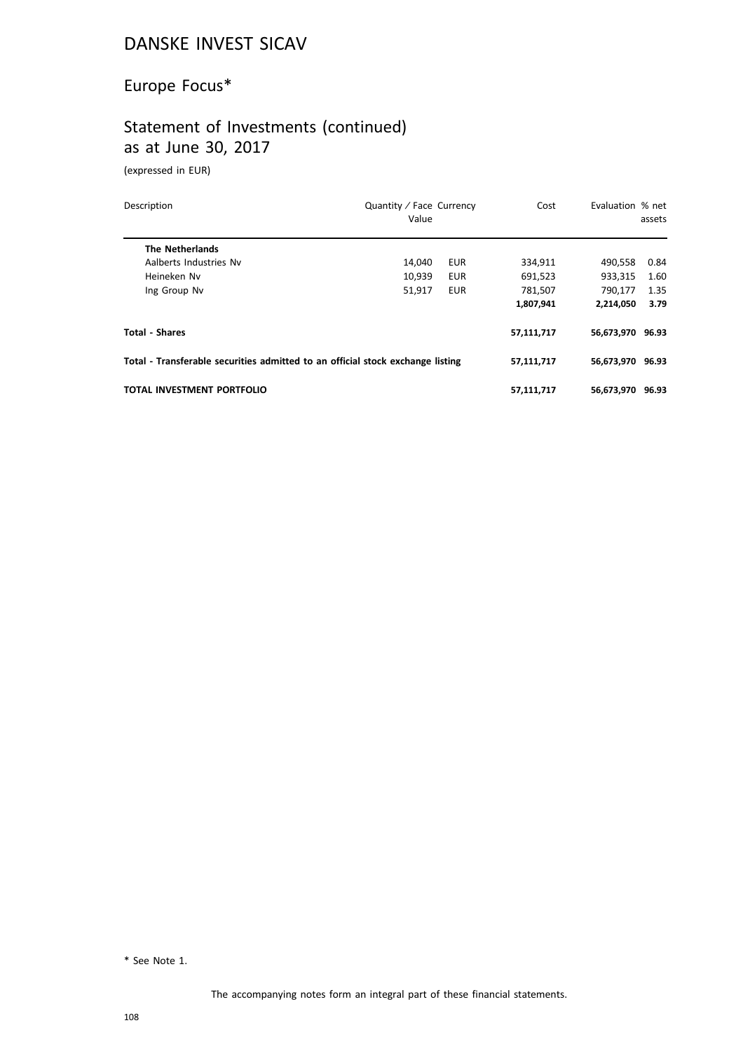# DANSKE INVEST SICAV

## Europe Focus*

## Statement of Investments (continued) as at June 30, 2017

(expressed in EUR)

| Description | Quantity / Face Value | Currency | Cost | Evaluation | % net assets |
|---|---|---|---|---|---|
| **The Netherlands** | | | | | |
| Aalberts Industries Nv | 14,040 | EUR | 334,911 | 490,558 | 0.84 |
| Heineken Nv | 10,939 | EUR | 691,523 | 933,315 | 1.60 |
| Ing Group Nv | 51,917 | EUR | 781,507 | 790,177 | 1.35 |
| | | | **1,807,941** | **2,214,050** | **3.79** |
| **Total - Shares** | | | **57,111,717** | **56,673,970** | **96.93** |
| **Total - Transferable securities admitted to an official stock exchange listing** | | | **57,111,717** | **56,673,970** | **96.93** |
| **TOTAL INVESTMENT PORTFOLIO** | | | **57,111,717** | **56,673,970** | **96.93** |

* See Note 1.

The accompanying notes form an integral part of these financial statements.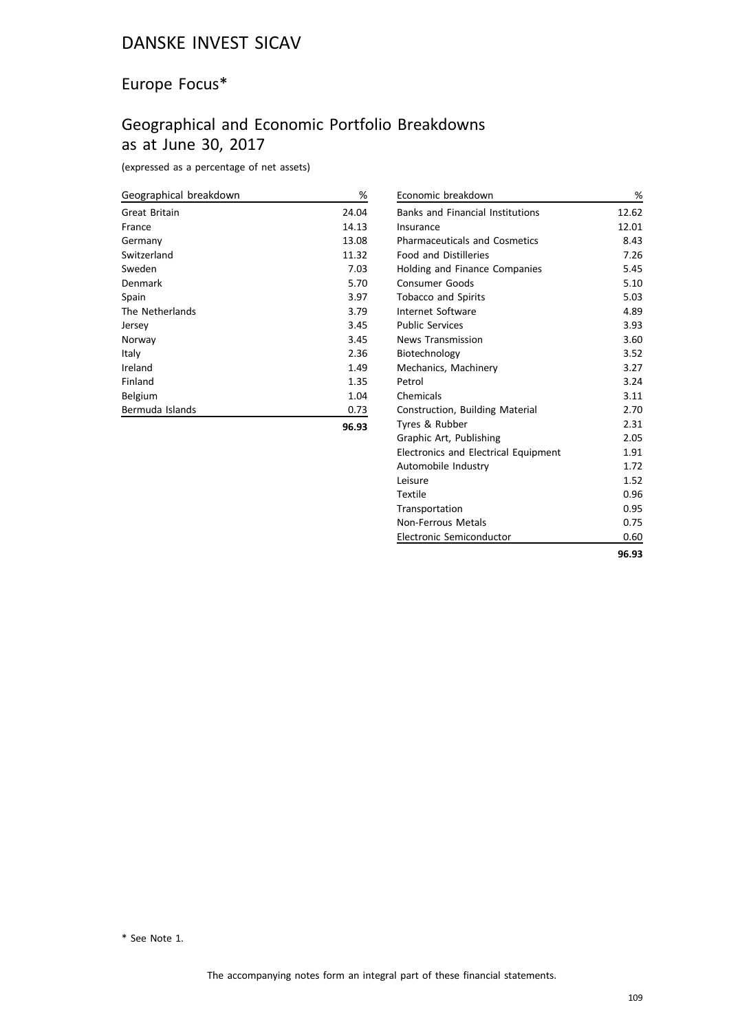# DANSKE INVEST SICAV

## Europe Focus*

## Geographical and Economic Portfolio Breakdowns as at June 30, 2017

(expressed as a percentage of net assets)

| Geographical breakdown | % |
|---|---|
| Great Britain | 24.04 |
| France | 14.13 |
| Germany | 13.08 |
| Switzerland | 11.32 |
| Sweden | 7.03 |
| Denmark | 5.70 |
| Spain | 3.97 |
| The Netherlands | 3.79 |
| Jersey | 3.45 |
| Norway | 3.45 |
| Italy | 2.36 |
| Ireland | 1.49 |
| Finland | 1.35 |
| Belgium | 1.04 |
| Bermuda Islands | 0.73 |
| | **96.93** |

| Economic breakdown | % |
|---|---|
| Banks and Financial Institutions | 12.62 |
| Insurance | 12.01 |
| Pharmaceuticals and Cosmetics | 8.43 |
| Food and Distilleries | 7.26 |
| Holding and Finance Companies | 5.45 |
| Consumer Goods | 5.10 |
| Tobacco and Spirits | 5.03 |
| Internet Software | 4.89 |
| Public Services | 3.93 |
| News Transmission | 3.60 |
| Biotechnology | 3.52 |
| Mechanics, Machinery | 3.27 |
| Petrol | 3.24 |
| Chemicals | 3.11 |
| Construction, Building Material | 2.70 |
| Tyres & Rubber | 2.31 |
| Graphic Art, Publishing | 2.05 |
| Electronics and Electrical Equipment | 1.91 |
| Automobile Industry | 1.72 |
| Leisure | 1.52 |
| Textile | 0.96 |
| Transportation | 0.95 |
| Non-Ferrous Metals | 0.75 |
| Electronic Semiconductor | 0.60 |
| | **96.93** |

* See Note 1.

The accompanying notes form an integral part of these financial statements.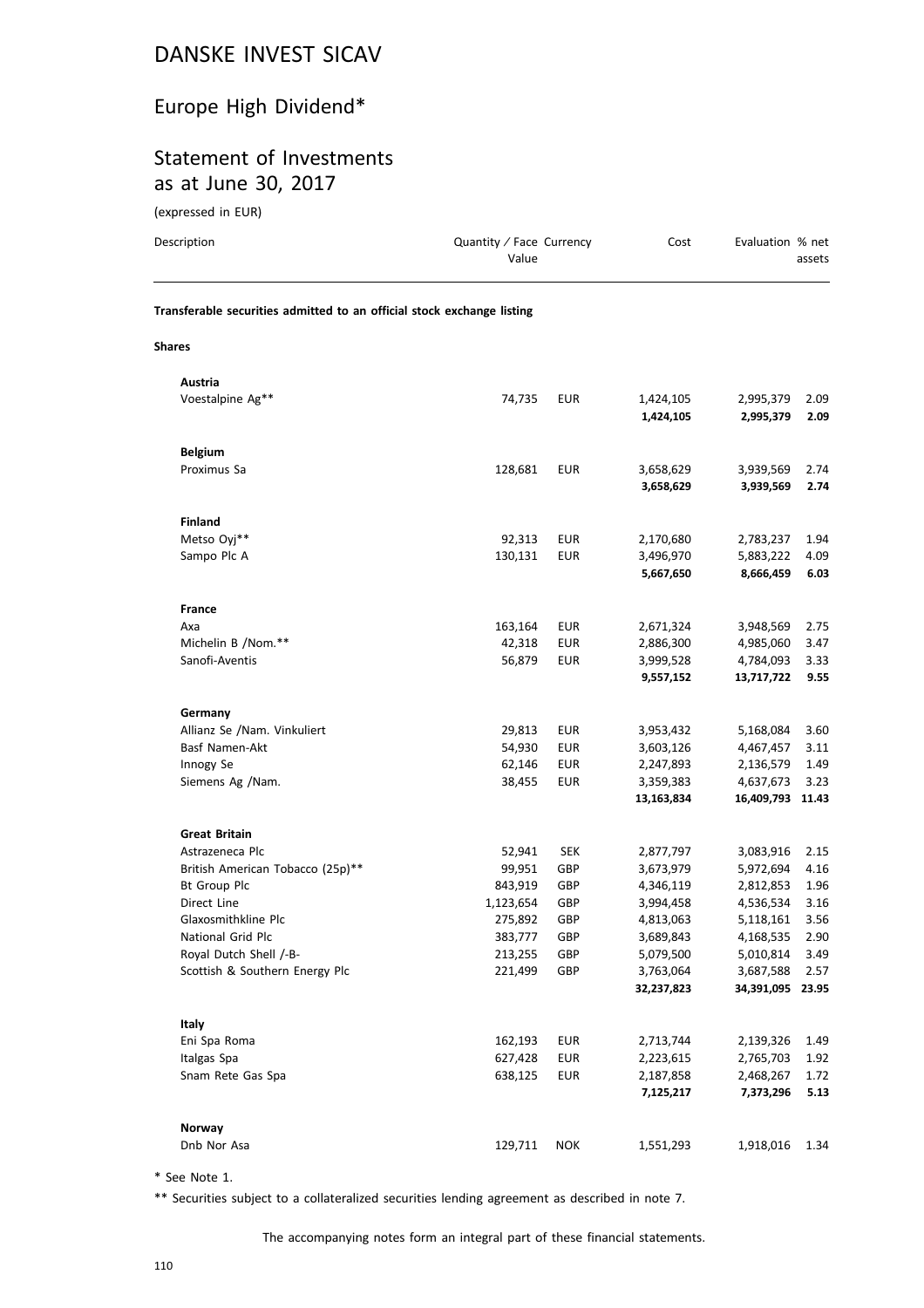# DANSKE INVEST SICAV

## Europe High Dividend*

## Statement of Investments as at June 30, 2017

(expressed in EUR)

| Description | Quantity / Face Value | Currency | Cost | Evaluation | % net assets |
|---|---|---|---|---|---|
| **Transferable securities admitted to an official stock exchange listing** | | | | | |
| **Shares** | | | | | |
| **Austria** | | | | | |
| Voestalpine Ag** | 74,735 | EUR | 1,424,105 | 2,995,379 | 2.09 |
| | | | **1,424,105** | **2,995,379** | **2.09** |
| **Belgium** | | | | | |
| Proximus Sa | 128,681 | EUR | 3,658,629 | 3,939,569 | 2.74 |
| | | | **3,658,629** | **3,939,569** | **2.74** |
| **Finland** | | | | | |
| Metso Oyj** | 92,313 | EUR | 2,170,680 | 2,783,237 | 1.94 |
| Sampo Plc A | 130,131 | EUR | 3,496,970 | 5,883,222 | 4.09 |
| | | | **5,667,650** | **8,666,459** | **6.03** |
| **France** | | | | | |
| Axa | 163,164 | EUR | 2,671,324 | 3,948,569 | 2.75 |
| Michelin B /Nom.** | 42,318 | EUR | 2,886,300 | 4,985,060 | 3.47 |
| Sanofi-Aventis | 56,879 | EUR | 3,999,528 | 4,784,093 | 3.33 |
| | | | **9,557,152** | **13,717,722** | **9.55** |
| **Germany** | | | | | |
| Allianz Se /Nam. Vinkuliert | 29,813 | EUR | 3,953,432 | 5,168,084 | 3.60 |
| Basf Namen-Akt | 54,930 | EUR | 3,603,126 | 4,467,457 | 3.11 |
| Innogy Se | 62,146 | EUR | 2,247,893 | 2,136,579 | 1.49 |
| Siemens Ag /Nam. | 38,455 | EUR | 3,359,383 | 4,637,673 | 3.23 |
| | | | **13,163,834** | **16,409,793** | **11.43** |
| **Great Britain** | | | | | |
| Astrazeneca Plc | 52,941 | SEK | 2,877,797 | 3,083,916 | 2.15 |
| British American Tobacco (25p)** | 99,951 | GBP | 3,673,979 | 5,972,694 | 4.16 |
| Bt Group Plc | 843,919 | GBP | 4,346,119 | 2,812,853 | 1.96 |
| Direct Line | 1,123,654 | GBP | 3,994,458 | 4,536,534 | 3.16 |
| Glaxosmithkline Plc | 275,892 | GBP | 4,813,063 | 5,118,161 | 3.56 |
| National Grid Plc | 383,777 | GBP | 3,689,843 | 4,168,535 | 2.90 |
| Royal Dutch Shell /-B- | 213,255 | GBP | 5,079,500 | 5,010,814 | 3.49 |
| Scottish & Southern Energy Plc | 221,499 | GBP | 3,763,064 | 3,687,588 | 2.57 |
| | | | **32,237,823** | **34,391,095** | **23.95** |
| **Italy** | | | | | |
| Eni Spa Roma | 162,193 | EUR | 2,713,744 | 2,139,326 | 1.49 |
| Italgas Spa | 627,428 | EUR | 2,223,615 | 2,765,703 | 1.92 |
| Snam Rete Gas Spa | 638,125 | EUR | 2,187,858 | 2,468,267 | 1.72 |
| | | | **7,125,217** | **7,373,296** | **5.13** |
| **Norway** | | | | | |
| Dnb Nor Asa | 129,711 | NOK | 1,551,293 | 1,918,016 | 1.34 |

\* See Note 1.

** Securities subject to a collateralized securities lending agreement as described in note 7.

The accompanying notes form an integral part of these financial statements.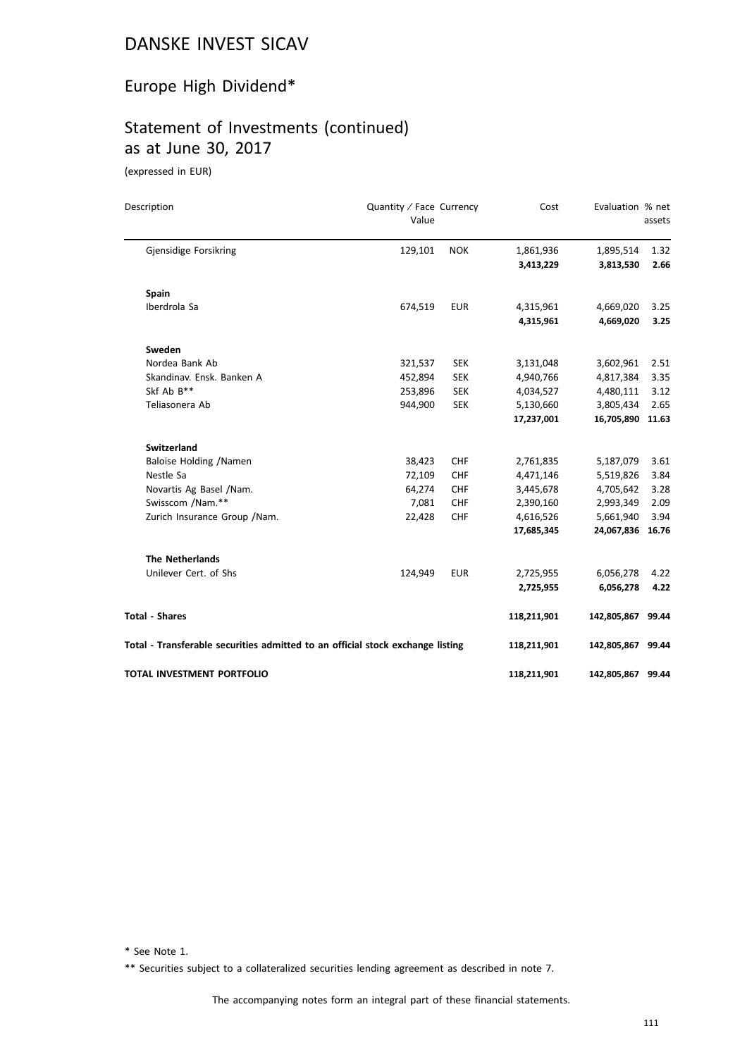# DANSKE INVEST SICAV

## Europe High Dividend*

## Statement of Investments (continued) as at June 30, 2017

(expressed in EUR)

| Description | Quantity / Face Value | Currency | Cost | Evaluation | % net assets |
|---|---|---|---|---|---|
| Gjensidige Forsikring | 129,101 | NOK | 1,861,936 | 1,895,514 | 1.32 |
| | | | **3,413,229** | **3,813,530** | **2.66** |
| **Spain** | | | | | |
| Iberdrola Sa | 674,519 | EUR | 4,315,961 | 4,669,020 | 3.25 |
| | | | **4,315,961** | **4,669,020** | **3.25** |
| **Sweden** | | | | | |
| Nordea Bank Ab | 321,537 | SEK | 3,131,048 | 3,602,961 | 2.51 |
| Skandinav. Ensk. Banken A | 452,894 | SEK | 4,940,766 | 4,817,384 | 3.35 |
| Skf Ab B** | 253,896 | SEK | 4,034,527 | 4,480,111 | 3.12 |
| Teliasonera Ab | 944,900 | SEK | 5,130,660 | 3,805,434 | 2.65 |
| | | | **17,237,001** | **16,705,890** | **11.63** |
| **Switzerland** | | | | | |
| Baloise Holding /Namen | 38,423 | CHF | 2,761,835 | 5,187,079 | 3.61 |
| Nestle Sa | 72,109 | CHF | 4,471,146 | 5,519,826 | 3.84 |
| Novartis Ag Basel /Nam. | 64,274 | CHF | 3,445,678 | 4,705,642 | 3.28 |
| Swisscom /Nam.** | 7,081 | CHF | 2,390,160 | 2,993,349 | 2.09 |
| Zurich Insurance Group /Nam. | 22,428 | CHF | 4,616,526 | 5,661,940 | 3.94 |
| | | | **17,685,345** | **24,067,836** | **16.76** |
| **The Netherlands** | | | | | |
| Unilever Cert. of Shs | 124,949 | EUR | 2,725,955 | 6,056,278 | 4.22 |
| | | | **2,725,955** | **6,056,278** | **4.22** |
| **Total - Shares** | | | **118,211,901** | **142,805,867** | **99.44** |
| **Total - Transferable securities admitted to an official stock exchange listing** | | | **118,211,901** | **142,805,867** | **99.44** |
| **TOTAL INVESTMENT PORTFOLIO** | | | **118,211,901** | **142,805,867** | **99.44** |

\* See Note 1.

\*\* Securities subject to a collateralized securities lending agreement as described in note 7.

The accompanying notes form an integral part of these financial statements.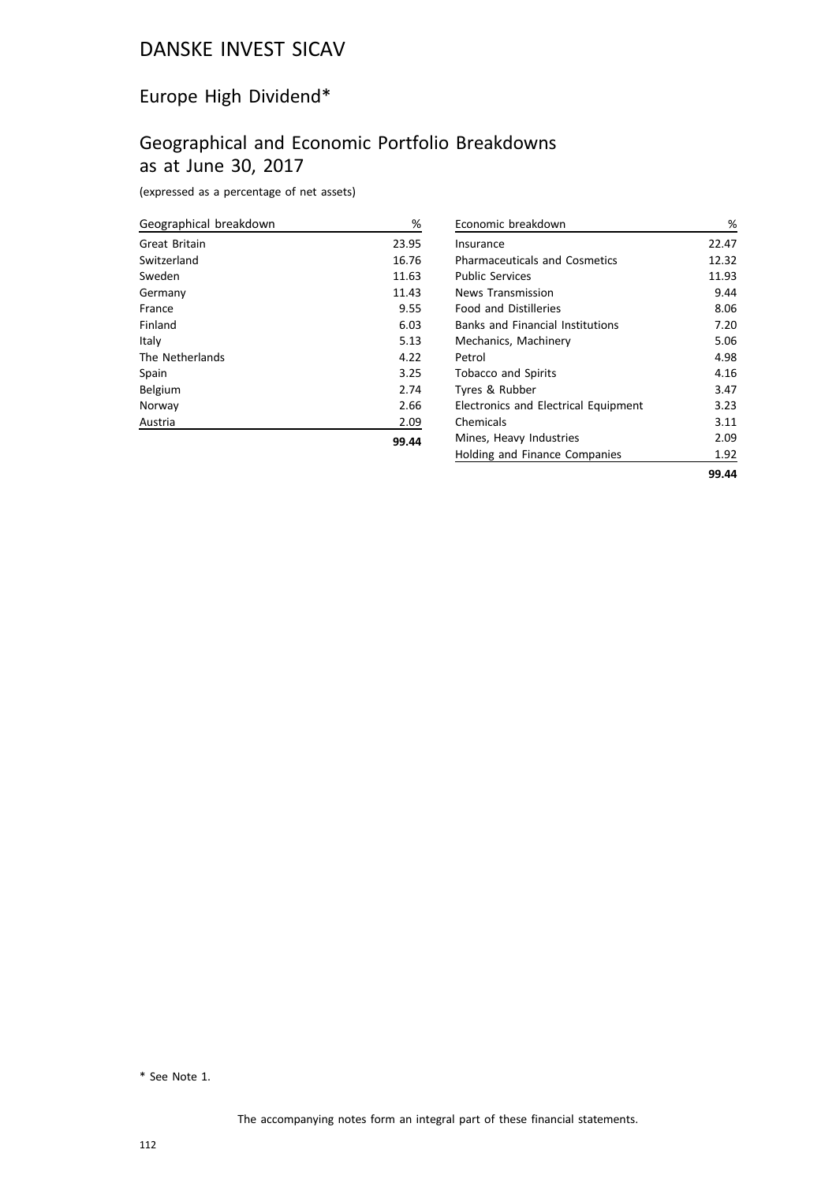# DANSKE INVEST SICAV

## Europe High Dividend*

## Geographical and Economic Portfolio Breakdowns as at June 30, 2017

(expressed as a percentage of net assets)

| Geographical breakdown | % |
|---|---|
| Great Britain | 23.95 |
| Switzerland | 16.76 |
| Sweden | 11.63 |
| Germany | 11.43 |
| France | 9.55 |
| Finland | 6.03 |
| Italy | 5.13 |
| The Netherlands | 4.22 |
| Spain | 3.25 |
| Belgium | 2.74 |
| Norway | 2.66 |
| Austria | 2.09 |
| | **99.44** |

| Economic breakdown | % |
|---|---|
| Insurance | 22.47 |
| Pharmaceuticals and Cosmetics | 12.32 |
| Public Services | 11.93 |
| News Transmission | 9.44 |
| Food and Distilleries | 8.06 |
| Banks and Financial Institutions | 7.20 |
| Mechanics, Machinery | 5.06 |
| Petrol | 4.98 |
| Tobacco and Spirits | 4.16 |
| Tyres & Rubber | 3.47 |
| Electronics and Electrical Equipment | 3.23 |
| Chemicals | 3.11 |
| Mines, Heavy Industries | 2.09 |
| Holding and Finance Companies | 1.92 |
| | **99.44** |

* See Note 1.

The accompanying notes form an integral part of these financial statements.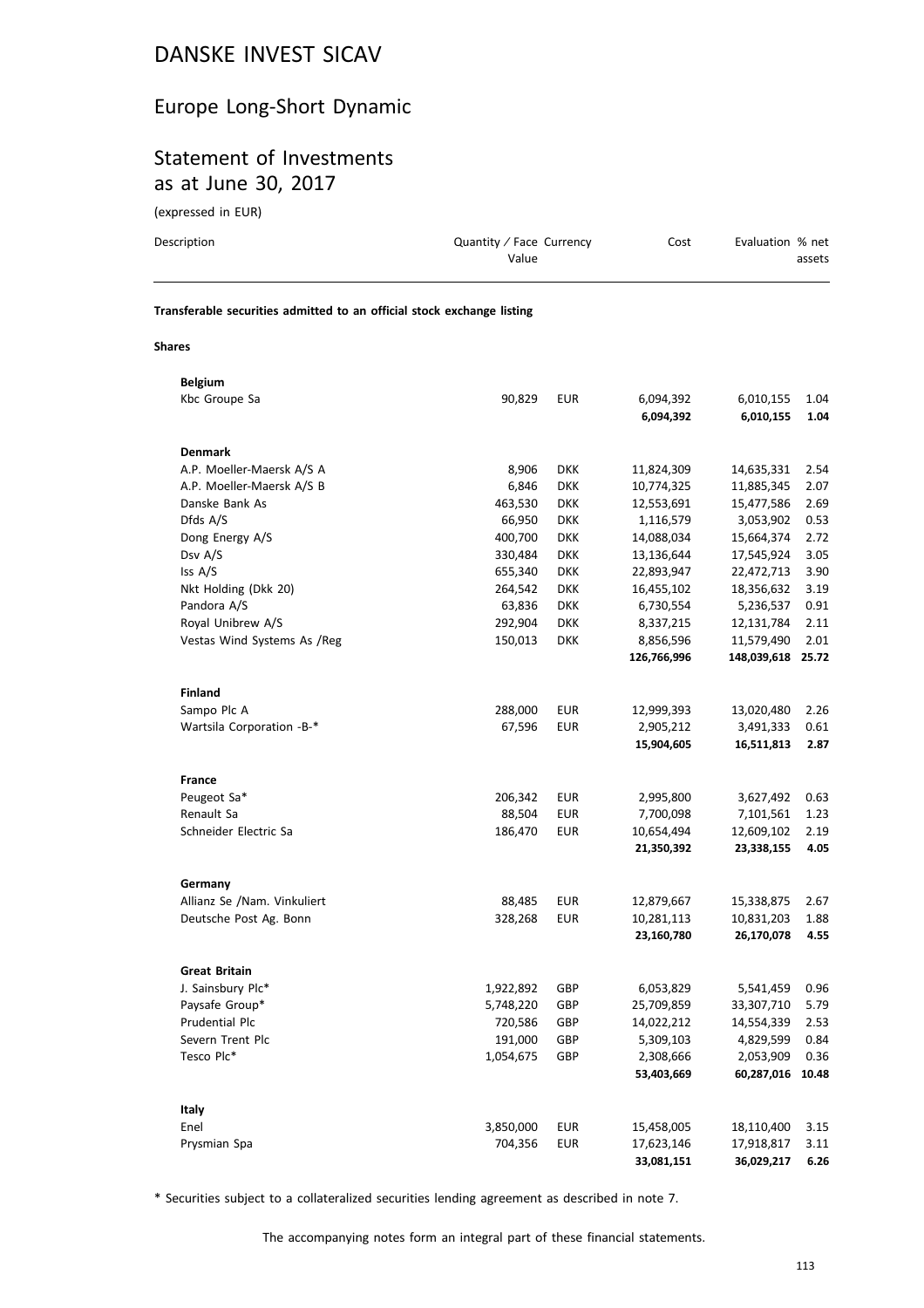# DANSKE INVEST SICAV

## Europe Long-Short Dynamic

## Statement of Investments as at June 30, 2017

(expressed in EUR)

| Description | Quantity / Face Value | Currency | Cost | Evaluation | % net assets |
|---|---|---|---|---|---|
| **Transferable securities admitted to an official stock exchange listing** | | | | | |
| **Shares** | | | | | |
| **Belgium** | | | | | |
| Kbc Groupe Sa | 90,829 | EUR | 6,094,392 | 6,010,155 | 1.04 |
| | | | **6,094,392** | **6,010,155** | **1.04** |
| **Denmark** | | | | | |
| A.P. Moeller-Maersk A/S A | 8,906 | DKK | 11,824,309 | 14,635,331 | 2.54 |
| A.P. Moeller-Maersk A/S B | 6,846 | DKK | 10,774,325 | 11,885,345 | 2.07 |
| Danske Bank As | 463,530 | DKK | 12,553,691 | 15,477,586 | 2.69 |
| Dfds A/S | 66,950 | DKK | 1,116,579 | 3,053,902 | 0.53 |
| Dong Energy A/S | 400,700 | DKK | 14,088,034 | 15,664,374 | 2.72 |
| Dsv A/S | 330,484 | DKK | 13,136,644 | 17,545,924 | 3.05 |
| Iss A/S | 655,340 | DKK | 22,893,947 | 22,472,713 | 3.90 |
| Nkt Holding (Dkk 20) | 264,542 | DKK | 16,455,102 | 18,356,632 | 3.19 |
| Pandora A/S | 63,836 | DKK | 6,730,554 | 5,236,537 | 0.91 |
| Royal Unibrew A/S | 292,904 | DKK | 8,337,215 | 12,131,784 | 2.11 |
| Vestas Wind Systems As /Reg | 150,013 | DKK | 8,856,596 | 11,579,490 | 2.01 |
| | | | **126,766,996** | **148,039,618** | **25.72** |
| **Finland** | | | | | |
| Sampo Plc A | 288,000 | EUR | 12,999,393 | 13,020,480 | 2.26 |
| Wartsila Corporation -B-* | 67,596 | EUR | 2,905,212 | 3,491,333 | 0.61 |
| | | | **15,904,605** | **16,511,813** | **2.87** |
| **France** | | | | | |
| Peugeot Sa* | 206,342 | EUR | 2,995,800 | 3,627,492 | 0.63 |
| Renault Sa | 88,504 | EUR | 7,700,098 | 7,101,561 | 1.23 |
| Schneider Electric Sa | 186,470 | EUR | 10,654,494 | 12,609,102 | 2.19 |
| | | | **21,350,392** | **23,338,155** | **4.05** |
| **Germany** | | | | | |
| Allianz Se /Nam. Vinkuliert | 88,485 | EUR | 12,879,667 | 15,338,875 | 2.67 |
| Deutsche Post Ag. Bonn | 328,268 | EUR | 10,281,113 | 10,831,203 | 1.88 |
| | | | **23,160,780** | **26,170,078** | **4.55** |
| **Great Britain** | | | | | |
| J. Sainsbury Plc* | 1,922,892 | GBP | 6,053,829 | 5,541,459 | 0.96 |
| Paysafe Group* | 5,748,220 | GBP | 25,709,859 | 33,307,710 | 5.79 |
| Prudential Plc | 720,586 | GBP | 14,022,212 | 14,554,339 | 2.53 |
| Severn Trent Plc | 191,000 | GBP | 5,309,103 | 4,829,599 | 0.84 |
| Tesco Plc* | 1,054,675 | GBP | 2,308,666 | 2,053,909 | 0.36 |
| | | | **53,403,669** | **60,287,016** | **10.48** |
| **Italy** | | | | | |
| Enel | 3,850,000 | EUR | 15,458,005 | 18,110,400 | 3.15 |
| Prysmian Spa | 704,356 | EUR | 17,623,146 | 17,918,817 | 3.11 |
| | | | **33,081,151** | **36,029,217** | **6.26** |

* Securities subject to a collateralized securities lending agreement as described in note 7.

The accompanying notes form an integral part of these financial statements.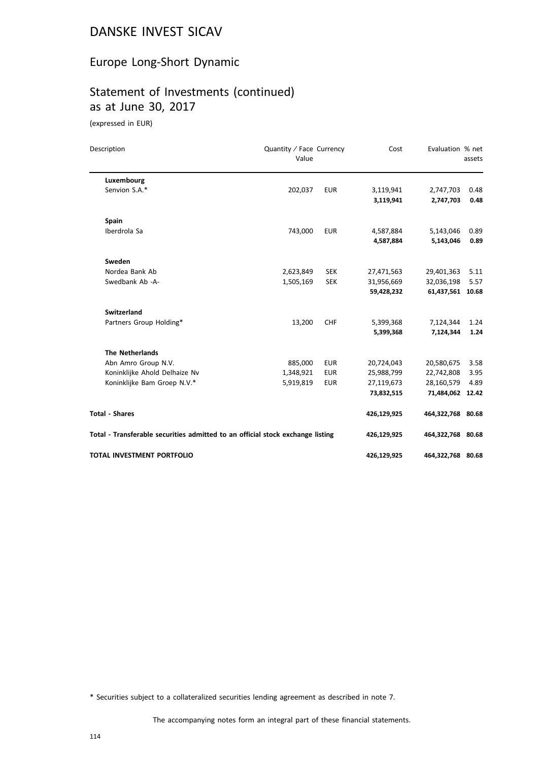# DANSKE INVEST SICAV

## Europe Long-Short Dynamic

## Statement of Investments (continued) as at June 30, 2017

(expressed in EUR)

| Description | Quantity / Face Value | Currency | Cost | Evaluation | % net assets |
|---|---|---|---|---|---|
| **Luxembourg** | | | | | |
| Senvion S.A.* | 202,037 | EUR | 3,119,941 | 2,747,703 | 0.48 |
| | | | **3,119,941** | **2,747,703** | **0.48** |
| **Spain** | | | | | |
| Iberdrola Sa | 743,000 | EUR | 4,587,884 | 5,143,046 | 0.89 |
| | | | **4,587,884** | **5,143,046** | **0.89** |
| **Sweden** | | | | | |
| Nordea Bank Ab | 2,623,849 | SEK | 27,471,563 | 29,401,363 | 5.11 |
| Swedbank Ab -A- | 1,505,169 | SEK | 31,956,669 | 32,036,198 | 5.57 |
| | | | **59,428,232** | **61,437,561** | **10.68** |
| **Switzerland** | | | | | |
| Partners Group Holding* | 13,200 | CHF | 5,399,368 | 7,124,344 | 1.24 |
| | | | **5,399,368** | **7,124,344** | **1.24** |
| **The Netherlands** | | | | | |
| Abn Amro Group N.V. | 885,000 | EUR | 20,724,043 | 20,580,675 | 3.58 |
| Koninklijke Ahold Delhaize Nv | 1,348,921 | EUR | 25,988,799 | 22,742,808 | 3.95 |
| Koninklijke Bam Groep N.V.* | 5,919,819 | EUR | 27,119,673 | 28,160,579 | 4.89 |
| | | | **73,832,515** | **71,484,062** | **12.42** |
| **Total - Shares** | | | **426,129,925** | **464,322,768** | **80.68** |
| **Total - Transferable securities admitted to an official stock exchange listing** | | | **426,129,925** | **464,322,768** | **80.68** |
| **TOTAL INVESTMENT PORTFOLIO** | | | **426,129,925** | **464,322,768** | **80.68** |

\* Securities subject to a collateralized securities lending agreement as described in note 7.

The accompanying notes form an integral part of these financial statements.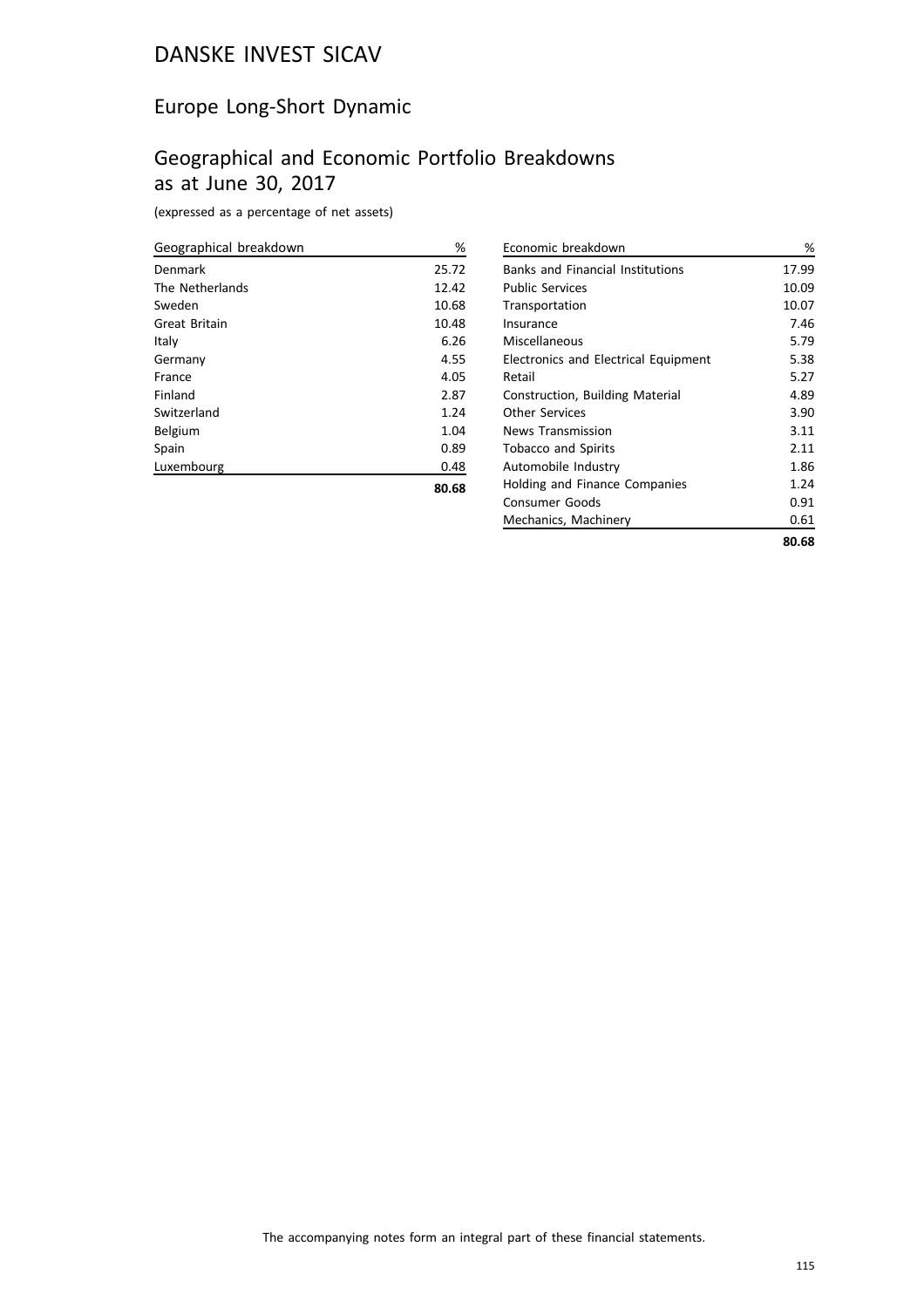# DANSKE INVEST SICAV

## Europe Long-Short Dynamic

## Geographical and Economic Portfolio Breakdowns as at June 30, 2017

(expressed as a percentage of net assets)

| Geographical breakdown | % |
|---|---|
| Denmark | 25.72 |
| The Netherlands | 12.42 |
| Sweden | 10.68 |
| Great Britain | 10.48 |
| Italy | 6.26 |
| Germany | 4.55 |
| France | 4.05 |
| Finland | 2.87 |
| Switzerland | 1.24 |
| Belgium | 1.04 |
| Spain | 0.89 |
| Luxembourg | 0.48 |
| | **80.68** |

| Economic breakdown | % |
|---|---|
| Banks and Financial Institutions | 17.99 |
| Public Services | 10.09 |
| Transportation | 10.07 |
| Insurance | 7.46 |
| Miscellaneous | 5.79 |
| Electronics and Electrical Equipment | 5.38 |
| Retail | 5.27 |
| Construction, Building Material | 4.89 |
| Other Services | 3.90 |
| News Transmission | 3.11 |
| Tobacco and Spirits | 2.11 |
| Automobile Industry | 1.86 |
| Holding and Finance Companies | 1.24 |
| Consumer Goods | 0.91 |
| Mechanics, Machinery | 0.61 |
| | **80.68** |

The accompanying notes form an integral part of these financial statements.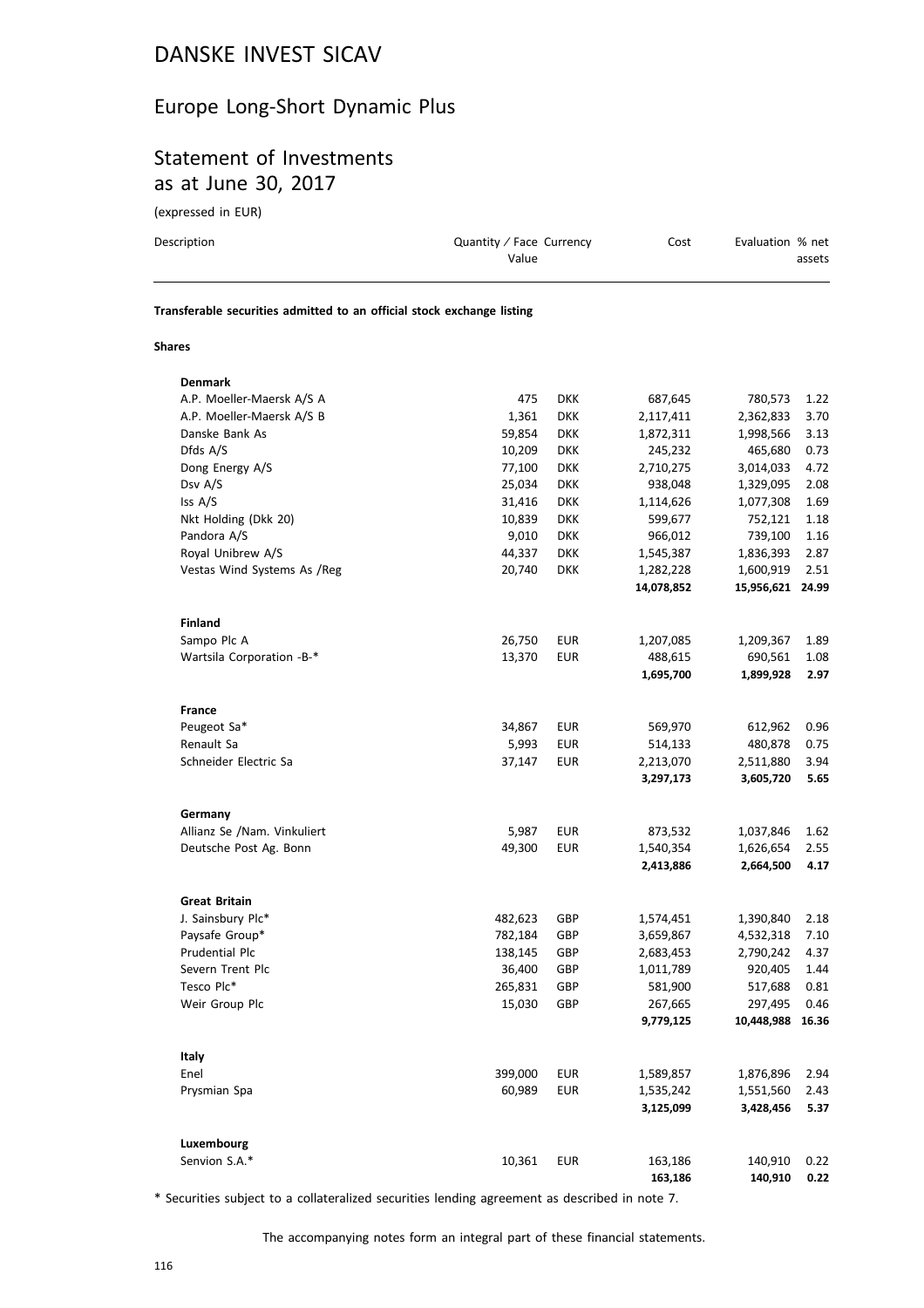# DANSKE INVEST SICAV

## Europe Long-Short Dynamic Plus

## Statement of Investments as at June 30, 2017

(expressed in EUR)

| Description | Quantity / Face Value | Currency | Cost | Evaluation | % net assets |
|---|---|---|---|---|---|
| **Transferable securities admitted to an official stock exchange listing** | | | | | |
| **Shares** | | | | | |
| **Denmark** | | | | | |
| A.P. Moeller-Maersk A/S A | 475 | DKK | 687,645 | 780,573 | 1.22 |
| A.P. Moeller-Maersk A/S B | 1,361 | DKK | 2,117,411 | 2,362,833 | 3.70 |
| Danske Bank As | 59,854 | DKK | 1,872,311 | 1,998,566 | 3.13 |
| Dfds A/S | 10,209 | DKK | 245,232 | 465,680 | 0.73 |
| Dong Energy A/S | 77,100 | DKK | 2,710,275 | 3,014,033 | 4.72 |
| Dsv A/S | 25,034 | DKK | 938,048 | 1,329,095 | 2.08 |
| Iss A/S | 31,416 | DKK | 1,114,626 | 1,077,308 | 1.69 |
| Nkt Holding (Dkk 20) | 10,839 | DKK | 599,677 | 752,121 | 1.18 |
| Pandora A/S | 9,010 | DKK | 966,012 | 739,100 | 1.16 |
| Royal Unibrew A/S | 44,337 | DKK | 1,545,387 | 1,836,393 | 2.87 |
| Vestas Wind Systems As /Reg | 20,740 | DKK | 1,282,228 | 1,600,919 | 2.51 |
| | | | **14,078,852** | **15,956,621** | **24.99** |
| **Finland** | | | | | |
| Sampo Plc A | 26,750 | EUR | 1,207,085 | 1,209,367 | 1.89 |
| Wartsila Corporation -B-* | 13,370 | EUR | 488,615 | 690,561 | 1.08 |
| | | | **1,695,700** | **1,899,928** | **2.97** |
| **France** | | | | | |
| Peugeot Sa* | 34,867 | EUR | 569,970 | 612,962 | 0.96 |
| Renault Sa | 5,993 | EUR | 514,133 | 480,878 | 0.75 |
| Schneider Electric Sa | 37,147 | EUR | 2,213,070 | 2,511,880 | 3.94 |
| | | | **3,297,173** | **3,605,720** | **5.65** |
| **Germany** | | | | | |
| Allianz Se /Nam. Vinkuliert | 5,987 | EUR | 873,532 | 1,037,846 | 1.62 |
| Deutsche Post Ag. Bonn | 49,300 | EUR | 1,540,354 | 1,626,654 | 2.55 |
| | | | **2,413,886** | **2,664,500** | **4.17** |
| **Great Britain** | | | | | |
| J. Sainsbury Plc* | 482,623 | GBP | 1,574,451 | 1,390,840 | 2.18 |
| Paysafe Group* | 782,184 | GBP | 3,659,867 | 4,532,318 | 7.10 |
| Prudential Plc | 138,145 | GBP | 2,683,453 | 2,790,242 | 4.37 |
| Severn Trent Plc | 36,400 | GBP | 1,011,789 | 920,405 | 1.44 |
| Tesco Plc* | 265,831 | GBP | 581,900 | 517,688 | 0.81 |
| Weir Group Plc | 15,030 | GBP | 267,665 | 297,495 | 0.46 |
| | | | **9,779,125** | **10,448,988** | **16.36** |
| **Italy** | | | | | |
| Enel | 399,000 | EUR | 1,589,857 | 1,876,896 | 2.94 |
| Prysmian Spa | 60,989 | EUR | 1,535,242 | 1,551,560 | 2.43 |
| | | | **3,125,099** | **3,428,456** | **5.37** |
| **Luxembourg** | | | | | |
| Senvion S.A.* | 10,361 | EUR | 163,186 | 140,910 | 0.22 |
| | | | **163,186** | **140,910** | **0.22** |

\* Securities subject to a collateralized securities lending agreement as described in note 7.

The accompanying notes form an integral part of these financial statements.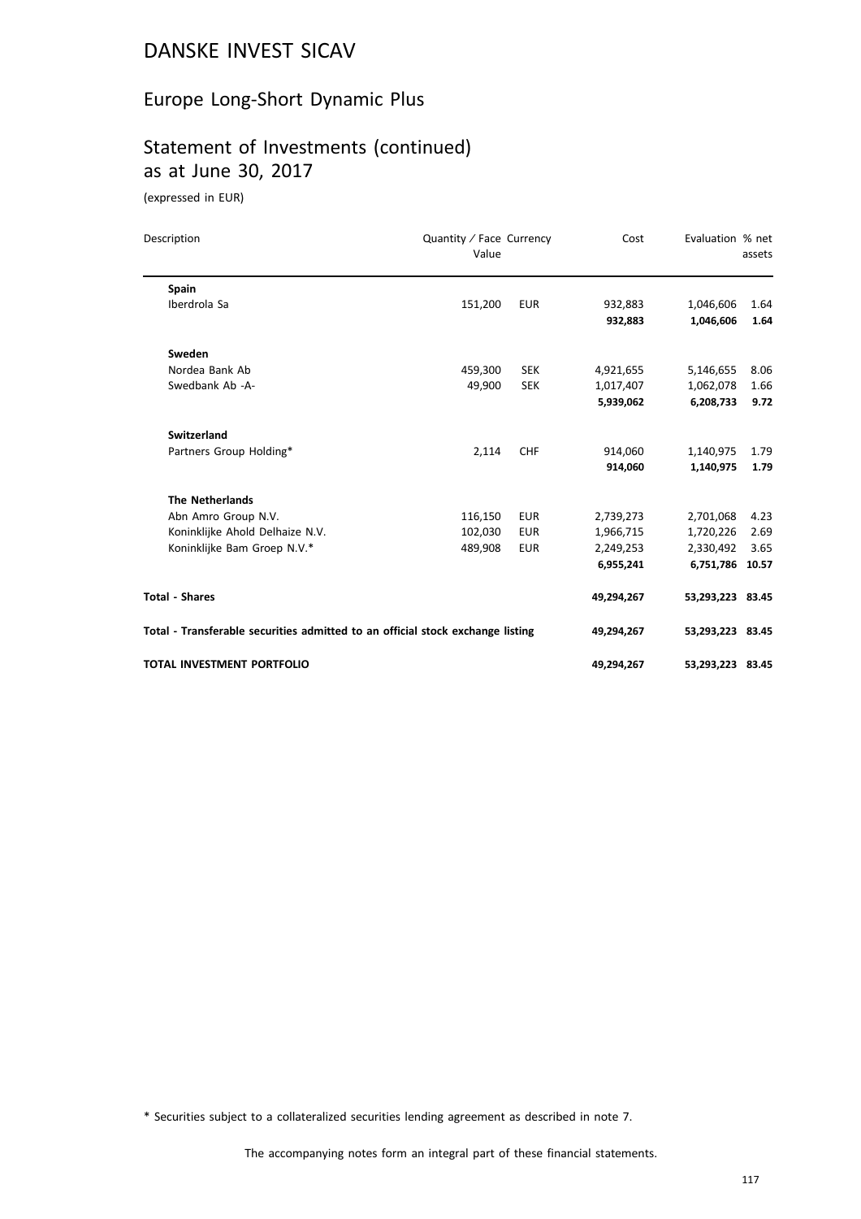# DANSKE INVEST SICAV

## Europe Long-Short Dynamic Plus

## Statement of Investments (continued) as at June 30, 2017

(expressed in EUR)

| Description | Quantity / Face Value | Currency | Cost | Evaluation | % net assets |
|---|---|---|---|---|---|
| **Spain** | | | | | |
| Iberdrola Sa | 151,200 | EUR | 932,883 | 1,046,606 | 1.64 |
| | | | **932,883** | **1,046,606** | **1.64** |
| **Sweden** | | | | | |
| Nordea Bank Ab | 459,300 | SEK | 4,921,655 | 5,146,655 | 8.06 |
| Swedbank Ab -A- | 49,900 | SEK | 1,017,407 | 1,062,078 | 1.66 |
| | | | **5,939,062** | **6,208,733** | **9.72** |
| **Switzerland** | | | | | |
| Partners Group Holding* | 2,114 | CHF | 914,060 | 1,140,975 | 1.79 |
| | | | **914,060** | **1,140,975** | **1.79** |
| **The Netherlands** | | | | | |
| Abn Amro Group N.V. | 116,150 | EUR | 2,739,273 | 2,701,068 | 4.23 |
| Koninklijke Ahold Delhaize N.V. | 102,030 | EUR | 1,966,715 | 1,720,226 | 2.69 |
| Koninklijke Bam Groep N.V.* | 489,908 | EUR | 2,249,253 | 2,330,492 | 3.65 |
| | | | **6,955,241** | **6,751,786** | **10.57** |
| **Total - Shares** | | | **49,294,267** | **53,293,223** | **83.45** |
| **Total - Transferable securities admitted to an official stock exchange listing** | | | **49,294,267** | **53,293,223** | **83.45** |
| **TOTAL INVESTMENT PORTFOLIO** | | | **49,294,267** | **53,293,223** | **83.45** |

\* Securities subject to a collateralized securities lending agreement as described in note 7.

The accompanying notes form an integral part of these financial statements.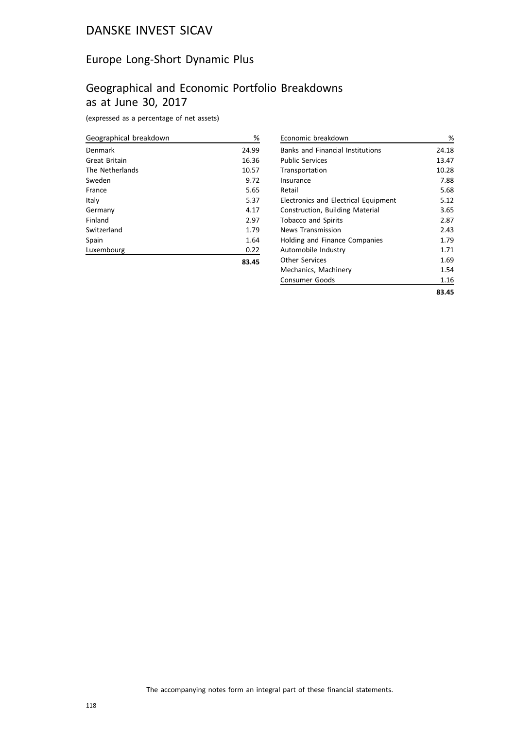# DANSKE INVEST SICAV

## Europe Long-Short Dynamic Plus

## Geographical and Economic Portfolio Breakdowns as at June 30, 2017

(expressed as a percentage of net assets)

| Geographical breakdown | % |
|---|---|
| Denmark | 24.99 |
| Great Britain | 16.36 |
| The Netherlands | 10.57 |
| Sweden | 9.72 |
| France | 5.65 |
| Italy | 5.37 |
| Germany | 4.17 |
| Finland | 2.97 |
| Switzerland | 1.79 |
| Spain | 1.64 |
| Luxembourg | 0.22 |
| | **83.45** |

| Economic breakdown | % |
|---|---|
| Banks and Financial Institutions | 24.18 |
| Public Services | 13.47 |
| Transportation | 10.28 |
| Insurance | 7.88 |
| Retail | 5.68 |
| Electronics and Electrical Equipment | 5.12 |
| Construction, Building Material | 3.65 |
| Tobacco and Spirits | 2.87 |
| News Transmission | 2.43 |
| Holding and Finance Companies | 1.79 |
| Automobile Industry | 1.71 |
| Other Services | 1.69 |
| Mechanics, Machinery | 1.54 |
| Consumer Goods | 1.16 |
| | **83.45** |

The accompanying notes form an integral part of these financial statements.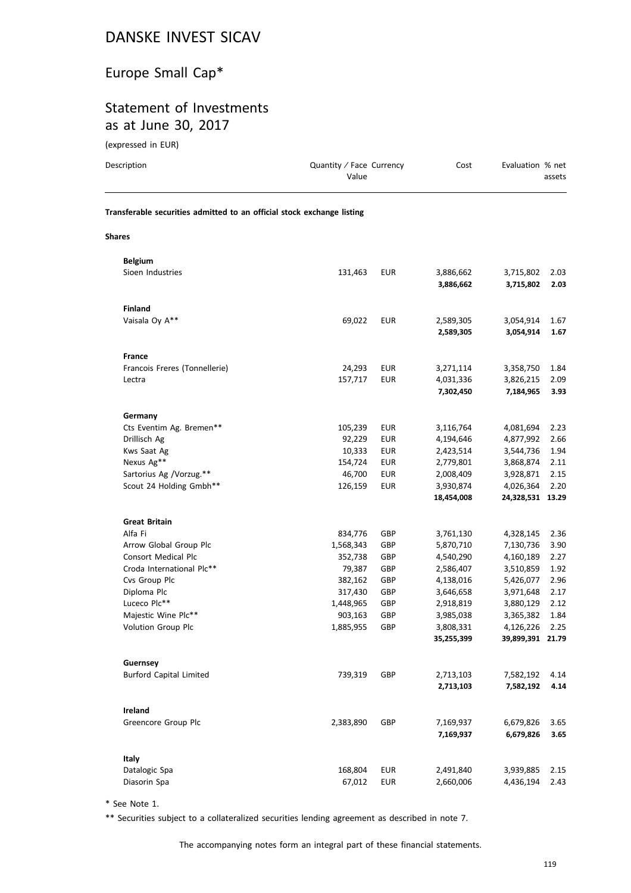# DANSKE INVEST SICAV

## Europe Small Cap*

## Statement of Investments as at June 30, 2017

(expressed in EUR)

| Description | Quantity / Face Value | Currency | Cost | Evaluation | % net assets |
|---|---|---|---|---|---|
| **Transferable securities admitted to an official stock exchange listing** | | | | | |
| **Shares** | | | | | |
| **Belgium** | | | | | |
| Sioen Industries | 131,463 | EUR | 3,886,662 | 3,715,802 | 2.03 |
| | | | **3,886,662** | **3,715,802** | **2.03** |
| **Finland** | | | | | |
| Vaisala Oy A** | 69,022 | EUR | 2,589,305 | 3,054,914 | 1.67 |
| | | | **2,589,305** | **3,054,914** | **1.67** |
| **France** | | | | | |
| Francois Freres (Tonnellerie) | 24,293 | EUR | 3,271,114 | 3,358,750 | 1.84 |
| Lectra | 157,717 | EUR | 4,031,336 | 3,826,215 | 2.09 |
| | | | **7,302,450** | **7,184,965** | **3.93** |
| **Germany** | | | | | |
| Cts Eventim Ag. Bremen** | 105,239 | EUR | 3,116,764 | 4,081,694 | 2.23 |
| Drillisch Ag | 92,229 | EUR | 4,194,646 | 4,877,992 | 2.66 |
| Kws Saat Ag | 10,333 | EUR | 2,423,514 | 3,544,736 | 1.94 |
| Nexus Ag** | 154,724 | EUR | 2,779,801 | 3,868,874 | 2.11 |
| Sartorius Ag /Vorzug.** | 46,700 | EUR | 2,008,409 | 3,928,871 | 2.15 |
| Scout 24 Holding Gmbh** | 126,159 | EUR | 3,930,874 | 4,026,364 | 2.20 |
| | | | **18,454,008** | **24,328,531** | **13.29** |
| **Great Britain** | | | | | |
| Alfa Fi | 834,776 | GBP | 3,761,130 | 4,328,145 | 2.36 |
| Arrow Global Group Plc | 1,568,343 | GBP | 5,870,710 | 7,130,736 | 3.90 |
| Consort Medical Plc | 352,738 | GBP | 4,540,290 | 4,160,189 | 2.27 |
| Croda International Plc** | 79,387 | GBP | 2,586,407 | 3,510,859 | 1.92 |
| Cvs Group Plc | 382,162 | GBP | 4,138,016 | 5,426,077 | 2.96 |
| Diploma Plc | 317,430 | GBP | 3,646,658 | 3,971,648 | 2.17 |
| Luceco Plc** | 1,448,965 | GBP | 2,918,819 | 3,880,129 | 2.12 |
| Majestic Wine Plc** | 903,163 | GBP | 3,985,038 | 3,365,382 | 1.84 |
| Volution Group Plc | 1,885,955 | GBP | 3,808,331 | 4,126,226 | 2.25 |
| | | | **35,255,399** | **39,899,391** | **21.79** |
| **Guernsey** | | | | | |
| Burford Capital Limited | 739,319 | GBP | 2,713,103 | 7,582,192 | 4.14 |
| | | | **2,713,103** | **7,582,192** | **4.14** |
| **Ireland** | | | | | |
| Greencore Group Plc | 2,383,890 | GBP | 7,169,937 | 6,679,826 | 3.65 |
| | | | **7,169,937** | **6,679,826** | **3.65** |
| **Italy** | | | | | |
| Datalogic Spa | 168,804 | EUR | 2,491,840 | 3,939,885 | 2.15 |
| Diasorin Spa | 67,012 | EUR | 2,660,006 | 4,436,194 | 2.43 |

* See Note 1.

** Securities subject to a collateralized securities lending agreement as described in note 7.

The accompanying notes form an integral part of these financial statements.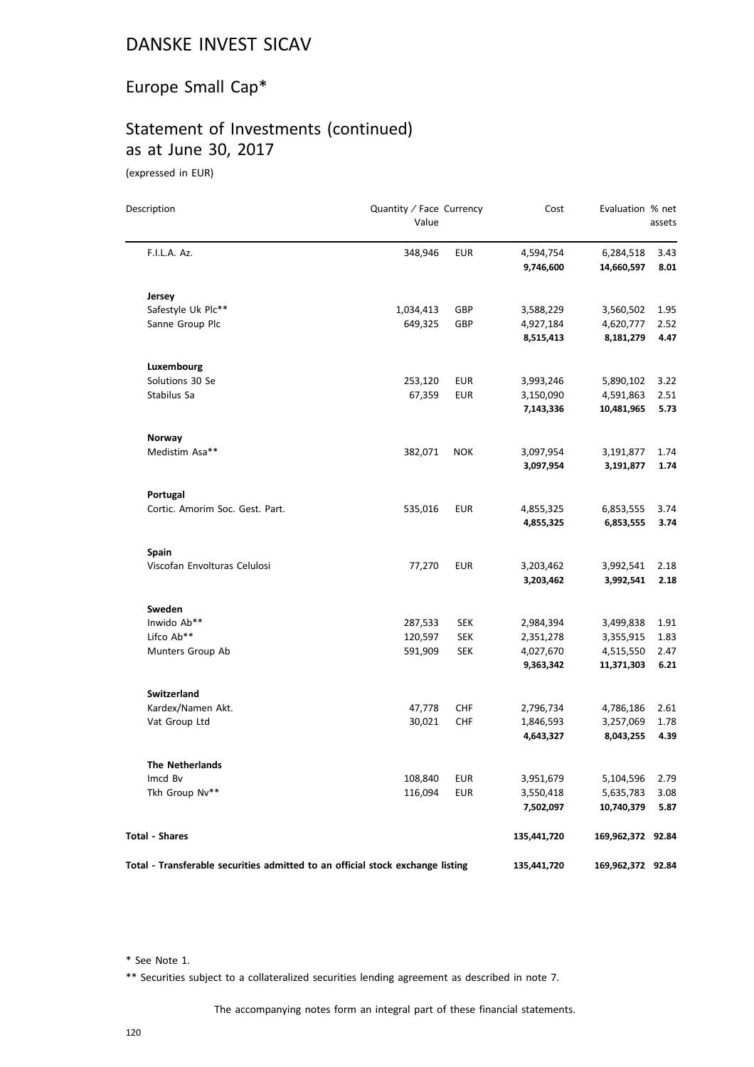# DANSKE INVEST SICAV

## Europe Small Cap*

## Statement of Investments (continued) as at June 30, 2017

(expressed in EUR)

| Description | Quantity / Face Value | Currency | Cost | Evaluation | % net assets |
|---|---|---|---|---|---|
| F.I.L.A. Az. | 348,946 | EUR | 4,594,754 | 6,284,518 | 3.43 |
| | | | **9,746,600** | **14,660,597** | **8.01** |
| **Jersey** | | | | | |
| Safestyle Uk Plc** | 1,034,413 | GBP | 3,588,229 | 3,560,502 | 1.95 |
| Sanne Group Plc | 649,325 | GBP | 4,927,184 | 4,620,777 | 2.52 |
| | | | **8,515,413** | **8,181,279** | **4.47** |
| **Luxembourg** | | | | | |
| Solutions 30 Se | 253,120 | EUR | 3,993,246 | 5,890,102 | 3.22 |
| Stabilus Sa | 67,359 | EUR | 3,150,090 | 4,591,863 | 2.51 |
| | | | **7,143,336** | **10,481,965** | **5.73** |
| **Norway** | | | | | |
| Medistim Asa** | 382,071 | NOK | 3,097,954 | 3,191,877 | 1.74 |
| | | | **3,097,954** | **3,191,877** | **1.74** |
| **Portugal** | | | | | |
| Cortic. Amorim Soc. Gest. Part. | 535,016 | EUR | 4,855,325 | 6,853,555 | 3.74 |
| | | | **4,855,325** | **6,853,555** | **3.74** |
| **Spain** | | | | | |
| Viscofan Envolturas Celulosi | 77,270 | EUR | 3,203,462 | 3,992,541 | 2.18 |
| | | | **3,203,462** | **3,992,541** | **2.18** |
| **Sweden** | | | | | |
| Inwido Ab** | 287,533 | SEK | 2,984,394 | 3,499,838 | 1.91 |
| Lifco Ab** | 120,597 | SEK | 2,351,278 | 3,355,915 | 1.83 |
| Munters Group Ab | 591,909 | SEK | 4,027,670 | 4,515,550 | 2.47 |
| | | | **9,363,342** | **11,371,303** | **6.21** |
| **Switzerland** | | | | | |
| Kardex/Namen Akt. | 47,778 | CHF | 2,796,734 | 4,786,186 | 2.61 |
| Vat Group Ltd | 30,021 | CHF | 1,846,593 | 3,257,069 | 1.78 |
| | | | **4,643,327** | **8,043,255** | **4.39** |
| **The Netherlands** | | | | | |
| Imcd Bv | 108,840 | EUR | 3,951,679 | 5,104,596 | 2.79 |
| Tkh Group Nv** | 116,094 | EUR | 3,550,418 | 5,635,783 | 3.08 |
| | | | **7,502,097** | **10,740,379** | **5.87** |
| **Total - Shares** | | | **135,441,720** | **169,962,372** | **92.84** |
| **Total - Transferable securities admitted to an official stock exchange listing** | | | **135,441,720** | **169,962,372** | **92.84** |

\* See Note 1.

** Securities subject to a collateralized securities lending agreement as described in note 7.

The accompanying notes form an integral part of these financial statements.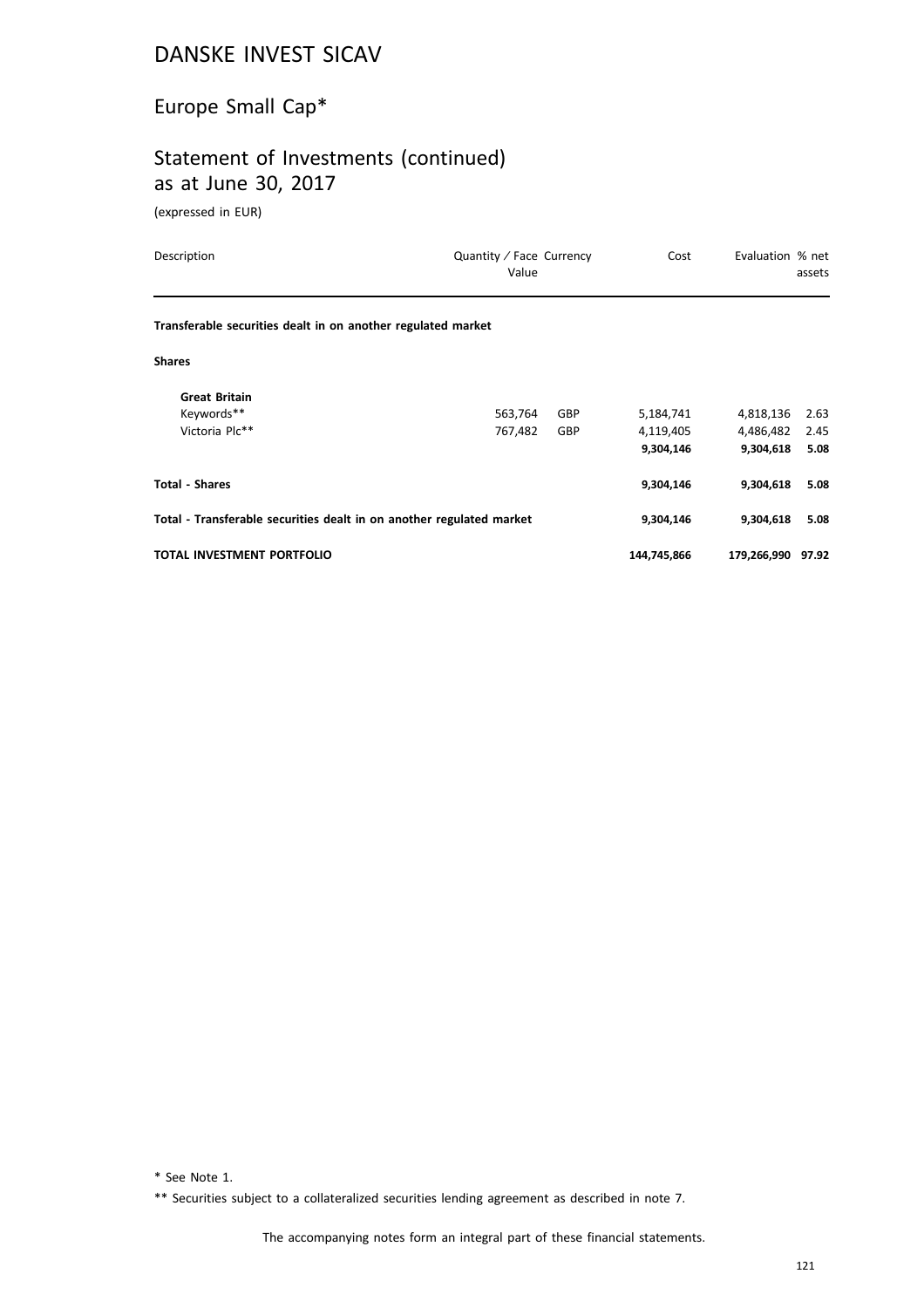# DANSKE INVEST SICAV

## Europe Small Cap*

## Statement of Investments (continued) as at June 30, 2017

(expressed in EUR)

| Description | Quantity / Face Value | Currency | Cost | Evaluation | % net assets |
|---|---|---|---|---|---|
| **Transferable securities dealt in on another regulated market** | | | | | |
| **Shares** | | | | | |
| **Great Britain** | | | | | |
| Keywords** | 563,764 | GBP | 5,184,741 | 4,818,136 | 2.63 |
| Victoria Plc** | 767,482 | GBP | 4,119,405 | 4,486,482 | 2.45 |
| | | | **9,304,146** | **9,304,618** | **5.08** |
| **Total - Shares** | | | **9,304,146** | **9,304,618** | **5.08** |
| **Total - Transferable securities dealt in on another regulated market** | | | **9,304,146** | **9,304,618** | **5.08** |
| **TOTAL INVESTMENT PORTFOLIO** | | | **144,745,866** | **179,266,990** | **97.92** |

* See Note 1.

** Securities subject to a collateralized securities lending agreement as described in note 7.

The accompanying notes form an integral part of these financial statements.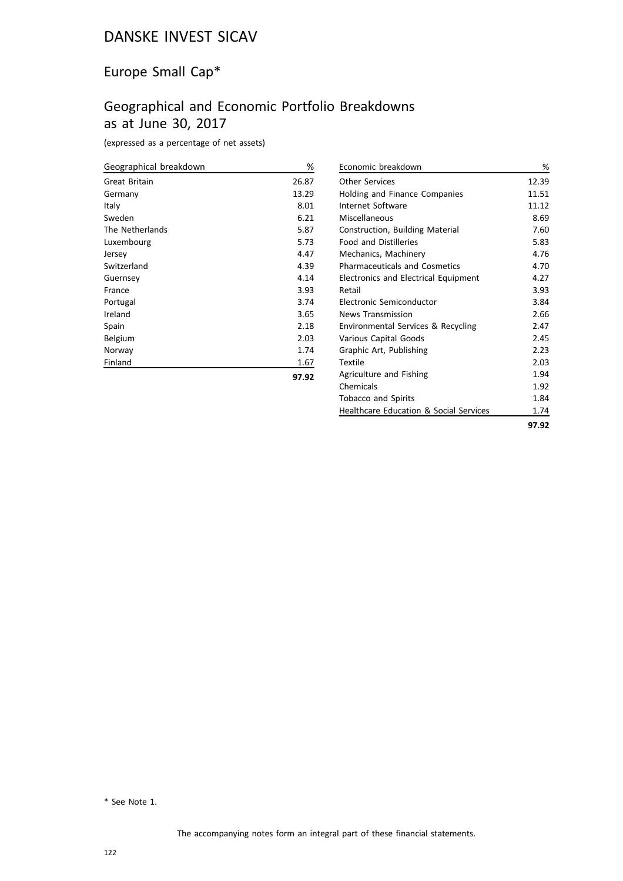# DANSKE INVEST SICAV

## Europe Small Cap*

## Geographical and Economic Portfolio Breakdowns as at June 30, 2017

(expressed as a percentage of net assets)

| Geographical breakdown | % |
|---|---|
| Great Britain | 26.87 |
| Germany | 13.29 |
| Italy | 8.01 |
| Sweden | 6.21 |
| The Netherlands | 5.87 |
| Luxembourg | 5.73 |
| Jersey | 4.47 |
| Switzerland | 4.39 |
| Guernsey | 4.14 |
| France | 3.93 |
| Portugal | 3.74 |
| Ireland | 3.65 |
| Spain | 2.18 |
| Belgium | 2.03 |
| Norway | 1.74 |
| Finland | 1.67 |
| | **97.92** |

| Economic breakdown | % |
|---|---|
| Other Services | 12.39 |
| Holding and Finance Companies | 11.51 |
| Internet Software | 11.12 |
| Miscellaneous | 8.69 |
| Construction, Building Material | 7.60 |
| Food and Distilleries | 5.83 |
| Mechanics, Machinery | 4.76 |
| Pharmaceuticals and Cosmetics | 4.70 |
| Electronics and Electrical Equipment | 4.27 |
| Retail | 3.93 |
| Electronic Semiconductor | 3.84 |
| News Transmission | 2.66 |
| Environmental Services & Recycling | 2.47 |
| Various Capital Goods | 2.45 |
| Graphic Art, Publishing | 2.23 |
| Textile | 2.03 |
| Agriculture and Fishing | 1.94 |
| Chemicals | 1.92 |
| Tobacco and Spirits | 1.84 |
| Healthcare Education & Social Services | 1.74 |
| | **97.92** |

* See Note 1.

The accompanying notes form an integral part of these financial statements.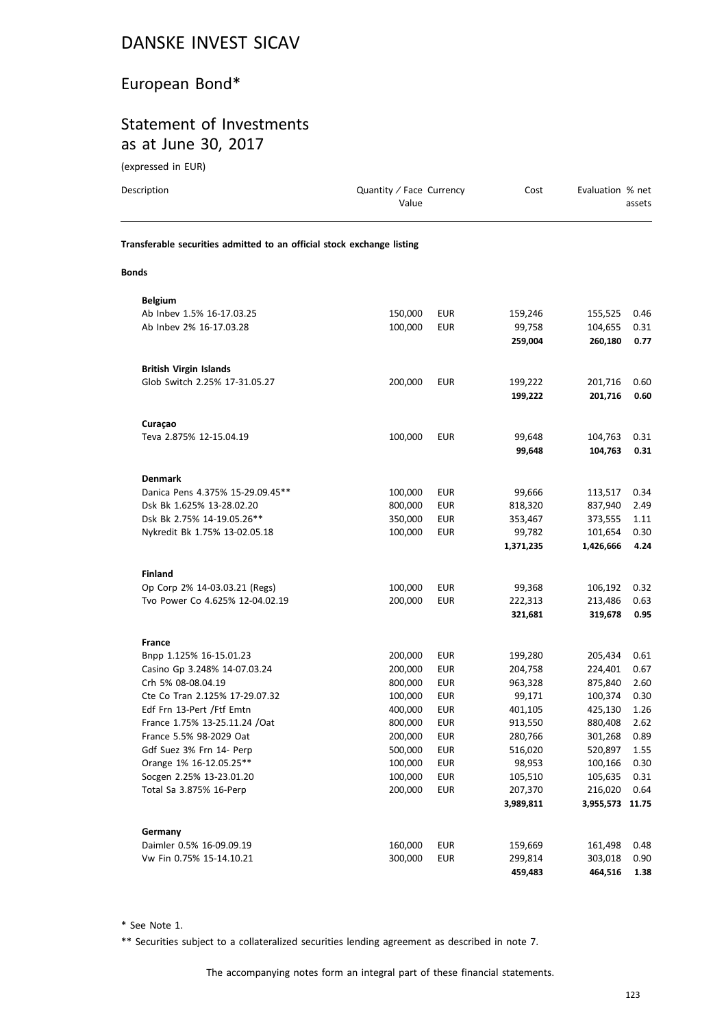# DANSKE INVEST SICAV

## European Bond*

## Statement of Investments as at June 30, 2017

(expressed in EUR)

| Description | Quantity / Face Value | Currency | Cost | Evaluation | % net assets |
|---|---|---|---|---|---|
| **Transferable securities admitted to an official stock exchange listing** | | | | | |
| **Bonds** | | | | | |
| **Belgium** | | | | | |
| Ab Inbev 1.5% 16-17.03.25 | 150,000 | EUR | 159,246 | 155,525 | 0.46 |
| Ab Inbev 2% 16-17.03.28 | 100,000 | EUR | 99,758 | 104,655 | 0.31 |
| | | | **259,004** | **260,180** | **0.77** |
| **British Virgin Islands** | | | | | |
| Glob Switch 2.25% 17-31.05.27 | 200,000 | EUR | 199,222 | 201,716 | 0.60 |
| | | | **199,222** | **201,716** | **0.60** |
| **Curaçao** | | | | | |
| Teva 2.875% 12-15.04.19 | 100,000 | EUR | 99,648 | 104,763 | 0.31 |
| | | | **99,648** | **104,763** | **0.31** |
| **Denmark** | | | | | |
| Danica Pens 4.375% 15-29.09.45** | 100,000 | EUR | 99,666 | 113,517 | 0.34 |
| Dsk Bk 1.625% 13-28.02.20 | 800,000 | EUR | 818,320 | 837,940 | 2.49 |
| Dsk Bk 2.75% 14-19.05.26** | 350,000 | EUR | 353,467 | 373,555 | 1.11 |
| Nykredit Bk 1.75% 13-02.05.18 | 100,000 | EUR | 99,782 | 101,654 | 0.30 |
| | | | **1,371,235** | **1,426,666** | **4.24** |
| **Finland** | | | | | |
| Op Corp 2% 14-03.03.21 (Regs) | 100,000 | EUR | 99,368 | 106,192 | 0.32 |
| Tvo Power Co 4.625% 12-04.02.19 | 200,000 | EUR | 222,313 | 213,486 | 0.63 |
| | | | **321,681** | **319,678** | **0.95** |
| **France** | | | | | |
| Bnpp 1.125% 16-15.01.23 | 200,000 | EUR | 199,280 | 205,434 | 0.61 |
| Casino Gp 3.248% 14-07.03.24 | 200,000 | EUR | 204,758 | 224,401 | 0.67 |
| Crh 5% 08-08.04.19 | 800,000 | EUR | 963,328 | 875,840 | 2.60 |
| Cte Co Tran 2.125% 17-29.07.32 | 100,000 | EUR | 99,171 | 100,374 | 0.30 |
| Edf Frn 13-Pert /Ftf Emtn | 400,000 | EUR | 401,105 | 425,130 | 1.26 |
| France 1.75% 13-25.11.24 /Oat | 800,000 | EUR | 913,550 | 880,408 | 2.62 |
| France 5.5% 98-2029 Oat | 200,000 | EUR | 280,766 | 301,268 | 0.89 |
| Gdf Suez 3% Frn 14- Perp | 500,000 | EUR | 516,020 | 520,897 | 1.55 |
| Orange 1% 16-12.05.25** | 100,000 | EUR | 98,953 | 100,166 | 0.30 |
| Socgen 2.25% 13-23.01.20 | 100,000 | EUR | 105,510 | 105,635 | 0.31 |
| Total Sa 3.875% 16-Perp | 200,000 | EUR | 207,370 | 216,020 | 0.64 |
| | | | **3,989,811** | **3,955,573** | **11.75** |
| **Germany** | | | | | |
| Daimler 0.5% 16-09.09.19 | 160,000 | EUR | 159,669 | 161,498 | 0.48 |
| Vw Fin 0.75% 15-14.10.21 | 300,000 | EUR | 299,814 | 303,018 | 0.90 |
| | | | **459,483** | **464,516** | **1.38** |

\* See Note 1.

** Securities subject to a collateralized securities lending agreement as described in note 7.

The accompanying notes form an integral part of these financial statements.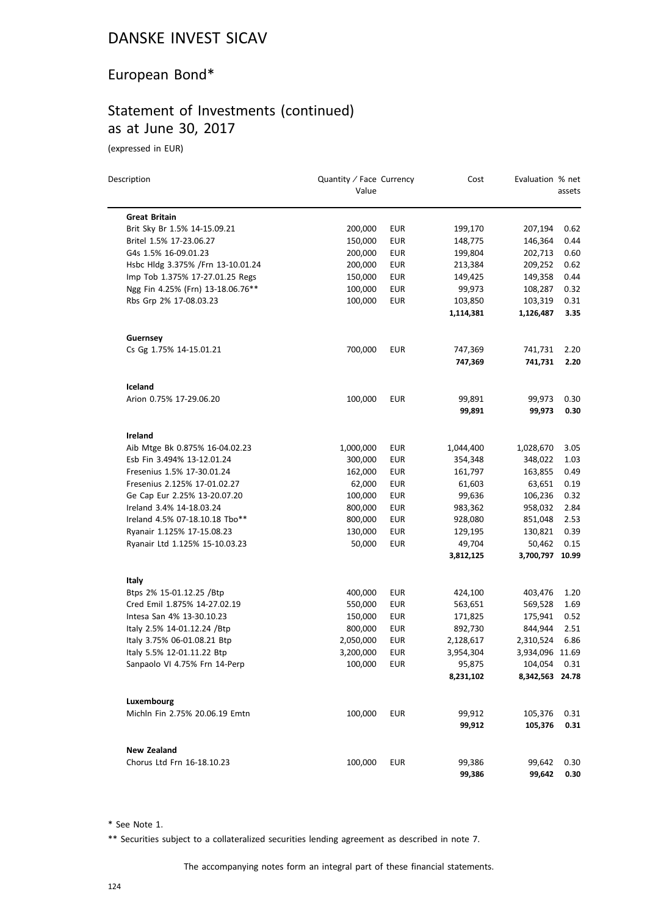# DANSKE INVEST SICAV

## European Bond*

## Statement of Investments (continued) as at June 30, 2017

(expressed in EUR)

| Description | Quantity / Face Value | Currency | Cost | Evaluation | % net assets |
|---|---|---|---|---|---|
| **Great Britain** | | | | | |
| Brit Sky Br 1.5% 14-15.09.21 | 200,000 | EUR | 199,170 | 207,194 | 0.62 |
| Britel 1.5% 17-23.06.27 | 150,000 | EUR | 148,775 | 146,364 | 0.44 |
| G4s 1.5% 16-09.01.23 | 200,000 | EUR | 199,804 | 202,713 | 0.60 |
| Hsbc Hldg 3.375% /Frn 13-10.01.24 | 200,000 | EUR | 213,384 | 209,252 | 0.62 |
| Imp Tob 1.375% 17-27.01.25 Regs | 150,000 | EUR | 149,425 | 149,358 | 0.44 |
| Ngg Fin 4.25% (Frn) 13-18.06.76** | 100,000 | EUR | 99,973 | 108,287 | 0.32 |
| Rbs Grp 2% 17-08.03.23 | 100,000 | EUR | 103,850 | 103,319 | 0.31 |
| | | | **1,114,381** | **1,126,487** | **3.35** |
| **Guernsey** | | | | | |
| Cs Gg 1.75% 14-15.01.21 | 700,000 | EUR | 747,369 | 741,731 | 2.20 |
| | | | **747,369** | **741,731** | **2.20** |
| **Iceland** | | | | | |
| Arion 0.75% 17-29.06.20 | 100,000 | EUR | 99,891 | 99,973 | 0.30 |
| | | | **99,891** | **99,973** | **0.30** |
| **Ireland** | | | | | |
| Aib Mtge Bk 0.875% 16-04.02.23 | 1,000,000 | EUR | 1,044,400 | 1,028,670 | 3.05 |
| Esb Fin 3.494% 13-12.01.24 | 300,000 | EUR | 354,348 | 348,022 | 1.03 |
| Fresenius 1.5% 17-30.01.24 | 162,000 | EUR | 161,797 | 163,855 | 0.49 |
| Fresenius 2.125% 17-01.02.27 | 62,000 | EUR | 61,603 | 63,651 | 0.19 |
| Ge Cap Eur 2.25% 13-20.07.20 | 100,000 | EUR | 99,636 | 106,236 | 0.32 |
| Ireland 3.4% 14-18.03.24 | 800,000 | EUR | 983,362 | 958,032 | 2.84 |
| Ireland 4.5% 07-18.10.18 Tbo** | 800,000 | EUR | 928,080 | 851,048 | 2.53 |
| Ryanair 1.125% 17-15.08.23 | 130,000 | EUR | 129,195 | 130,821 | 0.39 |
| Ryanair Ltd 1.125% 15-10.03.23 | 50,000 | EUR | 49,704 | 50,462 | 0.15 |
| | | | **3,812,125** | **3,700,797** | **10.99** |
| **Italy** | | | | | |
| Btps 2% 15-01.12.25 /Btp | 400,000 | EUR | 424,100 | 403,476 | 1.20 |
| Cred Emil 1.875% 14-27.02.19 | 550,000 | EUR | 563,651 | 569,528 | 1.69 |
| Intesa San 4% 13-30.10.23 | 150,000 | EUR | 171,825 | 175,941 | 0.52 |
| Italy 2.5% 14-01.12.24 /Btp | 800,000 | EUR | 892,730 | 844,944 | 2.51 |
| Italy 3.75% 06-01.08.21 Btp | 2,050,000 | EUR | 2,128,617 | 2,310,524 | 6.86 |
| Italy 5.5% 12-01.11.22 Btp | 3,200,000 | EUR | 3,954,304 | 3,934,096 | 11.69 |
| Sanpaolo Vi 4.75% Frn 14-Perp | 100,000 | EUR | 95,875 | 104,054 | 0.31 |
| | | | **8,231,102** | **8,342,563** | **24.78** |
| **Luxembourg** | | | | | |
| Michln Fin 2.75% 20.06.19 Emtn | 100,000 | EUR | 99,912 | 105,376 | 0.31 |
| | | | **99,912** | **105,376** | **0.31** |
| **New Zealand** | | | | | |
| Chorus Ltd Frn 16-18.10.23 | 100,000 | EUR | 99,386 | 99,642 | 0.30 |
| | | | **99,386** | **99,642** | **0.30** |

\* See Note 1.

** Securities subject to a collateralized securities lending agreement as described in note 7.

The accompanying notes form an integral part of these financial statements.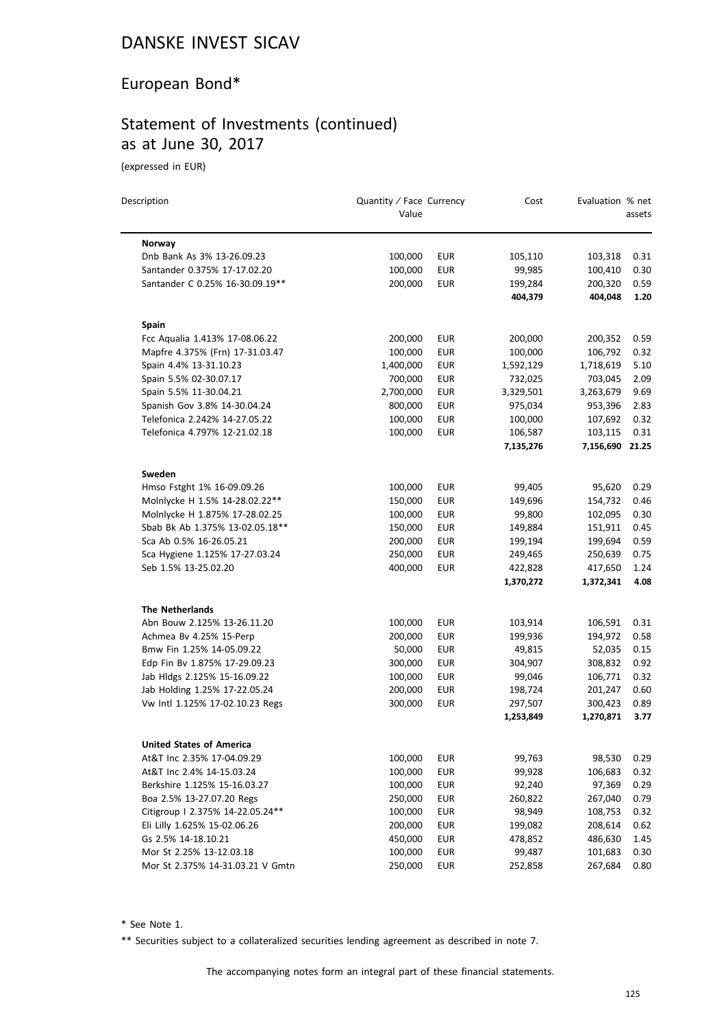# DANSKE INVEST SICAV

## European Bond*

## Statement of Investments (continued) as at June 30, 2017

(expressed in EUR)

| Description | Quantity / Face Value | Currency | Cost | Evaluation | % net assets |
|---|---|---|---|---|---|
| **Norway** | | | | | |
| Dnb Bank As 3% 13-26.09.23 | 100,000 | EUR | 105,110 | 103,318 | 0.31 |
| Santander 0.375% 17-17.02.20 | 100,000 | EUR | 99,985 | 100,410 | 0.30 |
| Santander C 0.25% 16-30.09.19** | 200,000 | EUR | 199,284 | 200,320 | 0.59 |
| | | | **404,379** | **404,048** | **1.20** |
| **Spain** | | | | | |
| Fcc Aqualia 1.413% 17-08.06.22 | 200,000 | EUR | 200,000 | 200,352 | 0.59 |
| Mapfre 4.375% (Frn) 17-31.03.47 | 100,000 | EUR | 100,000 | 106,792 | 0.32 |
| Spain 4.4% 13-31.10.23 | 1,400,000 | EUR | 1,592,129 | 1,718,619 | 5.10 |
| Spain 5.5% 02-30.07.17 | 700,000 | EUR | 732,025 | 703,045 | 2.09 |
| Spain 5.5% 11-30.04.21 | 2,700,000 | EUR | 3,329,501 | 3,263,679 | 9.69 |
| Spanish Gov 3.8% 14-30.04.24 | 800,000 | EUR | 975,034 | 953,396 | 2.83 |
| Telefonica 2.242% 14-27.05.22 | 100,000 | EUR | 100,000 | 107,692 | 0.32 |
| Telefonica 4.797% 12-21.02.18 | 100,000 | EUR | 106,587 | 103,115 | 0.31 |
| | | | **7,135,276** | **7,156,690** | **21.25** |
| **Sweden** | | | | | |
| Hmso Fstght 1% 16-09.09.26 | 100,000 | EUR | 99,405 | 95,620 | 0.29 |
| Molnlycke H 1.5% 14-28.02.22** | 150,000 | EUR | 149,696 | 154,732 | 0.46 |
| Molnlycke H 1.875% 17-28.02.25 | 100,000 | EUR | 99,800 | 102,095 | 0.30 |
| Sbab Bk Ab 1.375% 13-02.05.18** | 150,000 | EUR | 149,884 | 151,911 | 0.45 |
| Sca Ab 0.5% 16-26.05.21 | 200,000 | EUR | 199,194 | 199,694 | 0.59 |
| Sca Hygiene 1.125% 17-27.03.24 | 250,000 | EUR | 249,465 | 250,639 | 0.75 |
| Seb 1.5% 13-25.02.20 | 400,000 | EUR | 422,828 | 417,650 | 1.24 |
| | | | **1,370,272** | **1,372,341** | **4.08** |
| **The Netherlands** | | | | | |
| Abn Bouw 2.125% 13-26.11.20 | 100,000 | EUR | 103,914 | 106,591 | 0.31 |
| Achmea Bv 4.25% 15-Perp | 200,000 | EUR | 199,936 | 194,972 | 0.58 |
| Bmw Fin 1.25% 14-05.09.22 | 50,000 | EUR | 49,815 | 52,035 | 0.15 |
| Edp Fin Bv 1.875% 17-29.09.23 | 300,000 | EUR | 304,907 | 308,832 | 0.92 |
| Jab Hldgs 2.125% 15-16.09.22 | 100,000 | EUR | 99,046 | 106,771 | 0.32 |
| Jab Holding 1.25% 17-22.05.24 | 200,000 | EUR | 198,724 | 201,247 | 0.60 |
| Vw Intl 1.125% 17-02.10.23 Regs | 300,000 | EUR | 297,507 | 300,423 | 0.89 |
| | | | **1,253,849** | **1,270,871** | **3.77** |
| **United States of America** | | | | | |
| At&T Inc 2.35% 17-04.09.29 | 100,000 | EUR | 99,763 | 98,530 | 0.29 |
| At&T Inc 2.4% 14-15.03.24 | 100,000 | EUR | 99,928 | 106,683 | 0.32 |
| Berkshire 1.125% 15-16.03.27 | 100,000 | EUR | 92,240 | 97,369 | 0.29 |
| Boa 2.5% 13-27.07.20 Regs | 250,000 | EUR | 260,822 | 267,040 | 0.79 |
| Citigroup I 2.375% 14-22.05.24** | 100,000 | EUR | 98,949 | 108,753 | 0.32 |
| Eli Lilly 1.625% 15-02.06.26 | 200,000 | EUR | 199,082 | 208,614 | 0.62 |
| Gs 2.5% 14-18.10.21 | 450,000 | EUR | 478,852 | 486,630 | 1.45 |
| Mor St 2.25% 13-12.03.18 | 100,000 | EUR | 99,487 | 101,683 | 0.30 |
| Mor St 2.375% 14-31.03.21 V Gmtn | 250,000 | EUR | 252,858 | 267,684 | 0.80 |

\* See Note 1.

\** Securities subject to a collateralized securities lending agreement as described in note 7.

The accompanying notes form an integral part of these financial statements.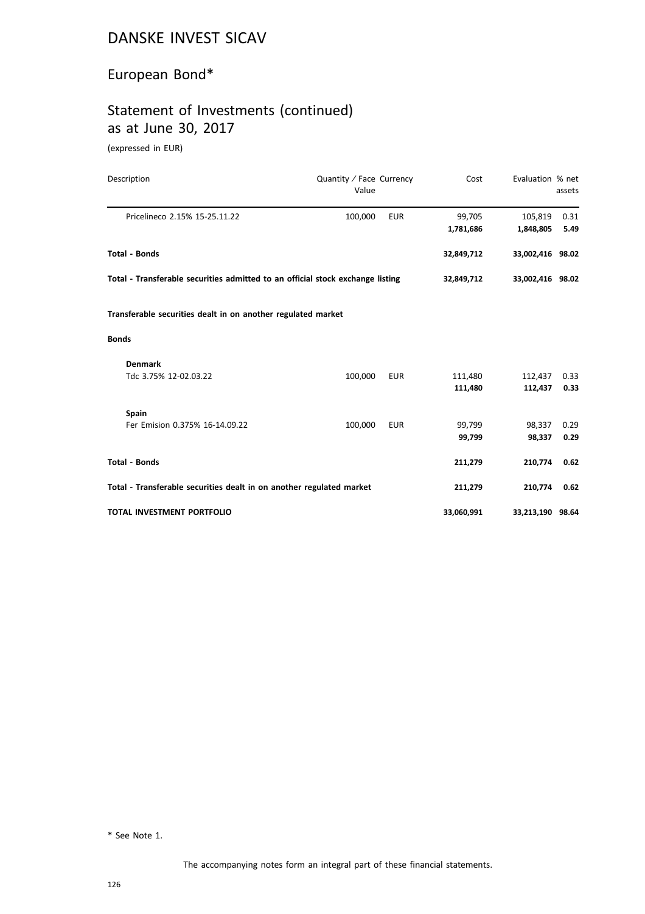# DANSKE INVEST SICAV

## European Bond*

## Statement of Investments (continued) as at June 30, 2017

(expressed in EUR)

| Description | Quantity / Face Value | Currency | Cost | Evaluation | % net assets |
|---|---|---|---|---|---|
| Pricelineco 2.15% 15-25.11.22 | 100,000 | EUR | 99,705 | 105,819 | 0.31 |
| | | | **1,781,686** | **1,848,805** | **5.49** |
| **Total - Bonds** | | | **32,849,712** | **33,002,416** | **98.02** |
| **Total - Transferable securities admitted to an official stock exchange listing** | | | **32,849,712** | **33,002,416** | **98.02** |
| **Transferable securities dealt in on another regulated market** | | | | | |
| **Bonds** | | | | | |
| **Denmark** | | | | | |
| Tdc 3.75% 12-02.03.22 | 100,000 | EUR | 111,480 | 112,437 | 0.33 |
| | | | **111,480** | **112,437** | **0.33** |
| **Spain** | | | | | |
| Fer Emision 0.375% 16-14.09.22 | 100,000 | EUR | 99,799 | 98,337 | 0.29 |
| | | | **99,799** | **98,337** | **0.29** |
| **Total - Bonds** | | | **211,279** | **210,774** | **0.62** |
| **Total - Transferable securities dealt in on another regulated market** | | | **211,279** | **210,774** | **0.62** |
| **TOTAL INVESTMENT PORTFOLIO** | | | **33,060,991** | **33,213,190** | **98.64** |

\* See Note 1.

The accompanying notes form an integral part of these financial statements.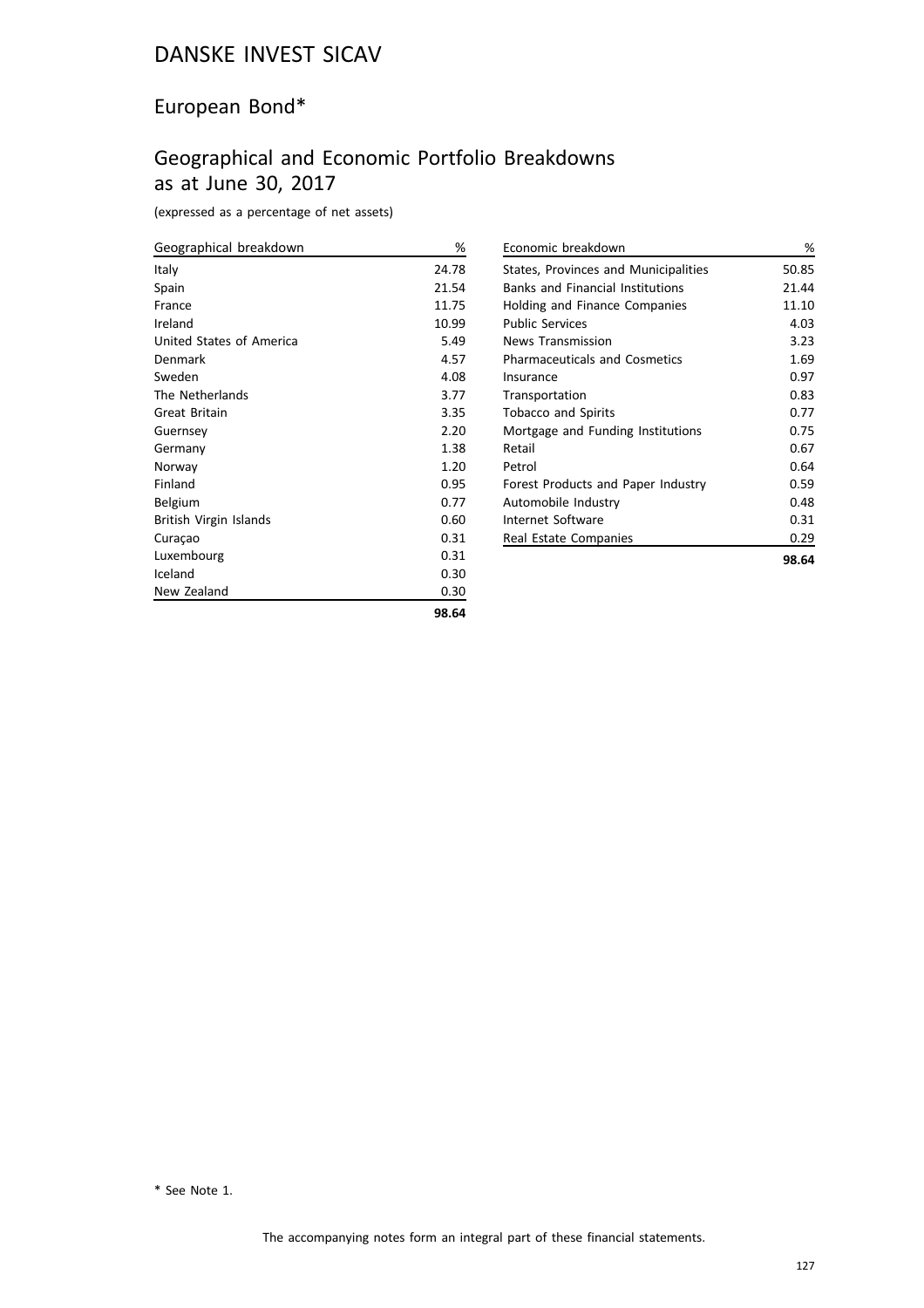# DANSKE INVEST SICAV

## European Bond*

## Geographical and Economic Portfolio Breakdowns as at June 30, 2017

(expressed as a percentage of net assets)

| Geographical breakdown | % |
|---|---|
| Italy | 24.78 |
| Spain | 21.54 |
| France | 11.75 |
| Ireland | 10.99 |
| United States of America | 5.49 |
| Denmark | 4.57 |
| Sweden | 4.08 |
| The Netherlands | 3.77 |
| Great Britain | 3.35 |
| Guernsey | 2.20 |
| Germany | 1.38 |
| Norway | 1.20 |
| Finland | 0.95 |
| Belgium | 0.77 |
| British Virgin Islands | 0.60 |
| Curaçao | 0.31 |
| Luxembourg | 0.31 |
| Iceland | 0.30 |
| New Zealand | 0.30 |
| | **98.64** |

| Economic breakdown | % |
|---|---|
| States, Provinces and Municipalities | 50.85 |
| Banks and Financial Institutions | 21.44 |
| Holding and Finance Companies | 11.10 |
| Public Services | 4.03 |
| News Transmission | 3.23 |
| Pharmaceuticals and Cosmetics | 1.69 |
| Insurance | 0.97 |
| Transportation | 0.83 |
| Tobacco and Spirits | 0.77 |
| Mortgage and Funding Institutions | 0.75 |
| Retail | 0.67 |
| Petrol | 0.64 |
| Forest Products and Paper Industry | 0.59 |
| Automobile Industry | 0.48 |
| Internet Software | 0.31 |
| Real Estate Companies | 0.29 |
| | **98.64** |

\* See Note 1.

The accompanying notes form an integral part of these financial statements.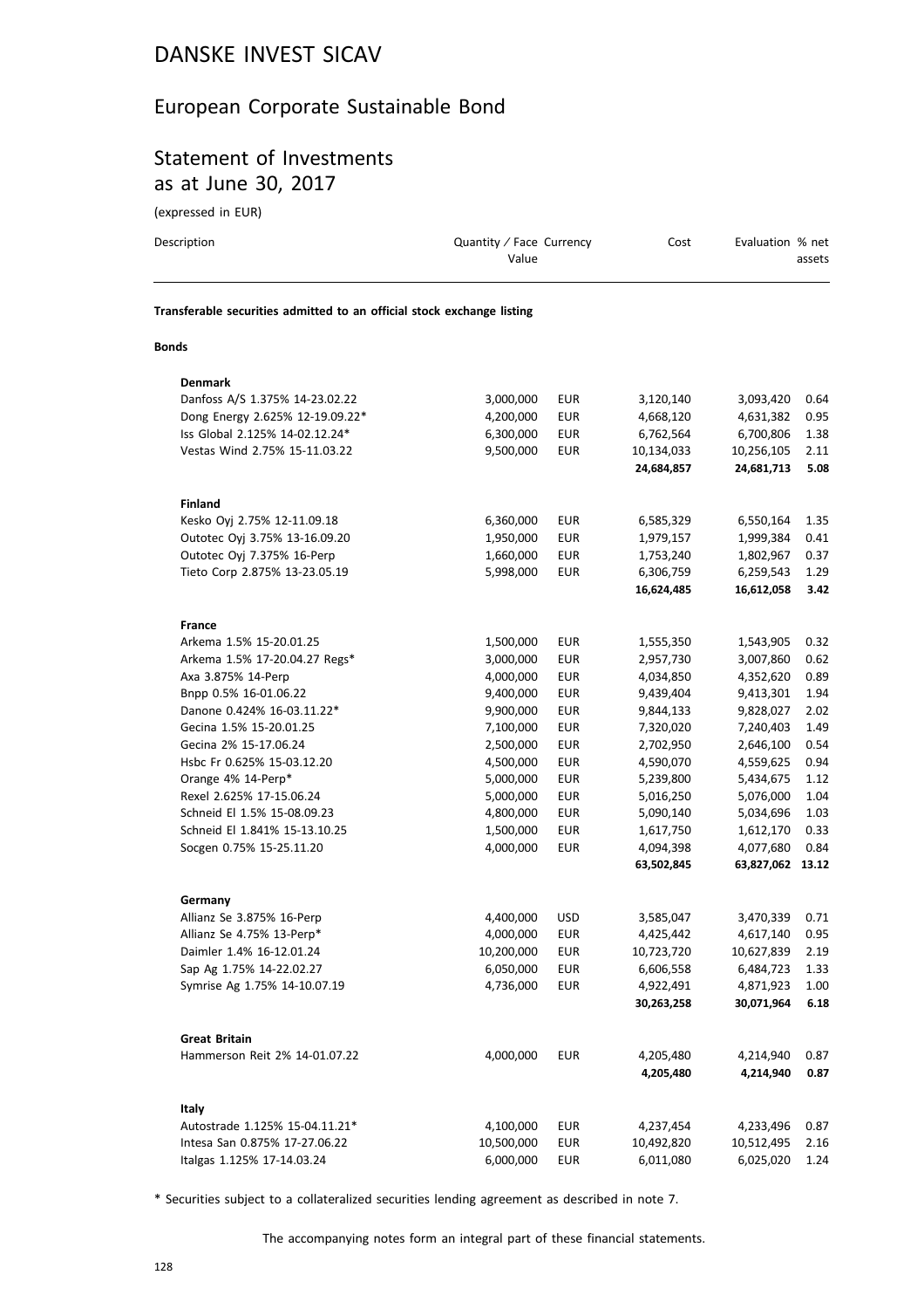# DANSKE INVEST SICAV

## European Corporate Sustainable Bond

## Statement of Investments as at June 30, 2017

(expressed in EUR)

| Description | Quantity / Face Value | Currency | Cost | Evaluation | % net assets |
|---|---|---|---|---|---|
| **Transferable securities admitted to an official stock exchange listing** | | | | | |
| **Bonds** | | | | | |
| **Denmark** | | | | | |
| Danfoss A/S 1.375% 14-23.02.22 | 3,000,000 | EUR | 3,120,140 | 3,093,420 | 0.64 |
| Dong Energy 2.625% 12-19.09.22* | 4,200,000 | EUR | 4,668,120 | 4,631,382 | 0.95 |
| Iss Global 2.125% 14-02.12.24* | 6,300,000 | EUR | 6,762,564 | 6,700,806 | 1.38 |
| Vestas Wind 2.75% 15-11.03.22 | 9,500,000 | EUR | 10,134,033 | 10,256,105 | 2.11 |
| | | | **24,684,857** | **24,681,713** | **5.08** |
| **Finland** | | | | | |
| Kesko Oyj 2.75% 12-11.09.18 | 6,360,000 | EUR | 6,585,329 | 6,550,164 | 1.35 |
| Outotec Oyj 3.75% 13-16.09.20 | 1,950,000 | EUR | 1,979,157 | 1,999,384 | 0.41 |
| Outotec Oyj 7.375% 16-Perp | 1,660,000 | EUR | 1,753,240 | 1,802,967 | 0.37 |
| Tieto Corp 2.875% 13-23.05.19 | 5,998,000 | EUR | 6,306,759 | 6,259,543 | 1.29 |
| | | | **16,624,485** | **16,612,058** | **3.42** |
| **France** | | | | | |
| Arkema 1.5% 15-20.01.25 | 1,500,000 | EUR | 1,555,350 | 1,543,905 | 0.32 |
| Arkema 1.5% 17-20.04.27 Regs* | 3,000,000 | EUR | 2,957,730 | 3,007,860 | 0.62 |
| Axa 3.875% 14-Perp | 4,000,000 | EUR | 4,034,850 | 4,352,620 | 0.89 |
| Bnpp 0.5% 16-01.06.22 | 9,400,000 | EUR | 9,439,404 | 9,413,301 | 1.94 |
| Danone 0.424% 16-03.11.22* | 9,900,000 | EUR | 9,844,133 | 9,828,027 | 2.02 |
| Gecina 1.5% 15-20.01.25 | 7,100,000 | EUR | 7,320,020 | 7,240,403 | 1.49 |
| Gecina 2% 15-17.06.24 | 2,500,000 | EUR | 2,702,950 | 2,646,100 | 0.54 |
| Hsbc Fr 0.625% 15-03.12.20 | 4,500,000 | EUR | 4,590,070 | 4,559,625 | 0.94 |
| Orange 4% 14-Perp* | 5,000,000 | EUR | 5,239,800 | 5,434,675 | 1.12 |
| Rexel 2.625% 17-15.06.24 | 5,000,000 | EUR | 5,016,250 | 5,076,000 | 1.04 |
| Schneid El 1.5% 15-08.09.23 | 4,800,000 | EUR | 5,090,140 | 5,034,696 | 1.03 |
| Schneid El 1.841% 15-13.10.25 | 1,500,000 | EUR | 1,617,750 | 1,612,170 | 0.33 |
| Socgen 0.75% 15-25.11.20 | 4,000,000 | EUR | 4,094,398 | 4,077,680 | 0.84 |
| | | | **63,502,845** | **63,827,062** | **13.12** |
| **Germany** | | | | | |
| Allianz Se 3.875% 16-Perp | 4,400,000 | USD | 3,585,047 | 3,470,339 | 0.71 |
| Allianz Se 4.75% 13-Perp* | 4,000,000 | EUR | 4,425,442 | 4,617,140 | 0.95 |
| Daimler 1.4% 16-12.01.24 | 10,200,000 | EUR | 10,723,720 | 10,627,839 | 2.19 |
| Sap Ag 1.75% 14-22.02.27 | 6,050,000 | EUR | 6,606,558 | 6,484,723 | 1.33 |
| Symrise Ag 1.75% 14-10.07.19 | 4,736,000 | EUR | 4,922,491 | 4,871,923 | 1.00 |
| | | | **30,263,258** | **30,071,964** | **6.18** |
| **Great Britain** | | | | | |
| Hammerson Reit 2% 14-01.07.22 | 4,000,000 | EUR | 4,205,480 | 4,214,940 | 0.87 |
| | | | **4,205,480** | **4,214,940** | **0.87** |
| **Italy** | | | | | |
| Autostrade 1.125% 15-04.11.21* | 4,100,000 | EUR | 4,237,454 | 4,233,496 | 0.87 |
| Intesa San 0.875% 17-27.06.22 | 10,500,000 | EUR | 10,492,820 | 10,512,495 | 2.16 |
| Italgas 1.125% 17-14.03.24 | 6,000,000 | EUR | 6,011,080 | 6,025,020 | 1.24 |

\* Securities subject to a collateralized securities lending agreement as described in note 7.

The accompanying notes form an integral part of these financial statements.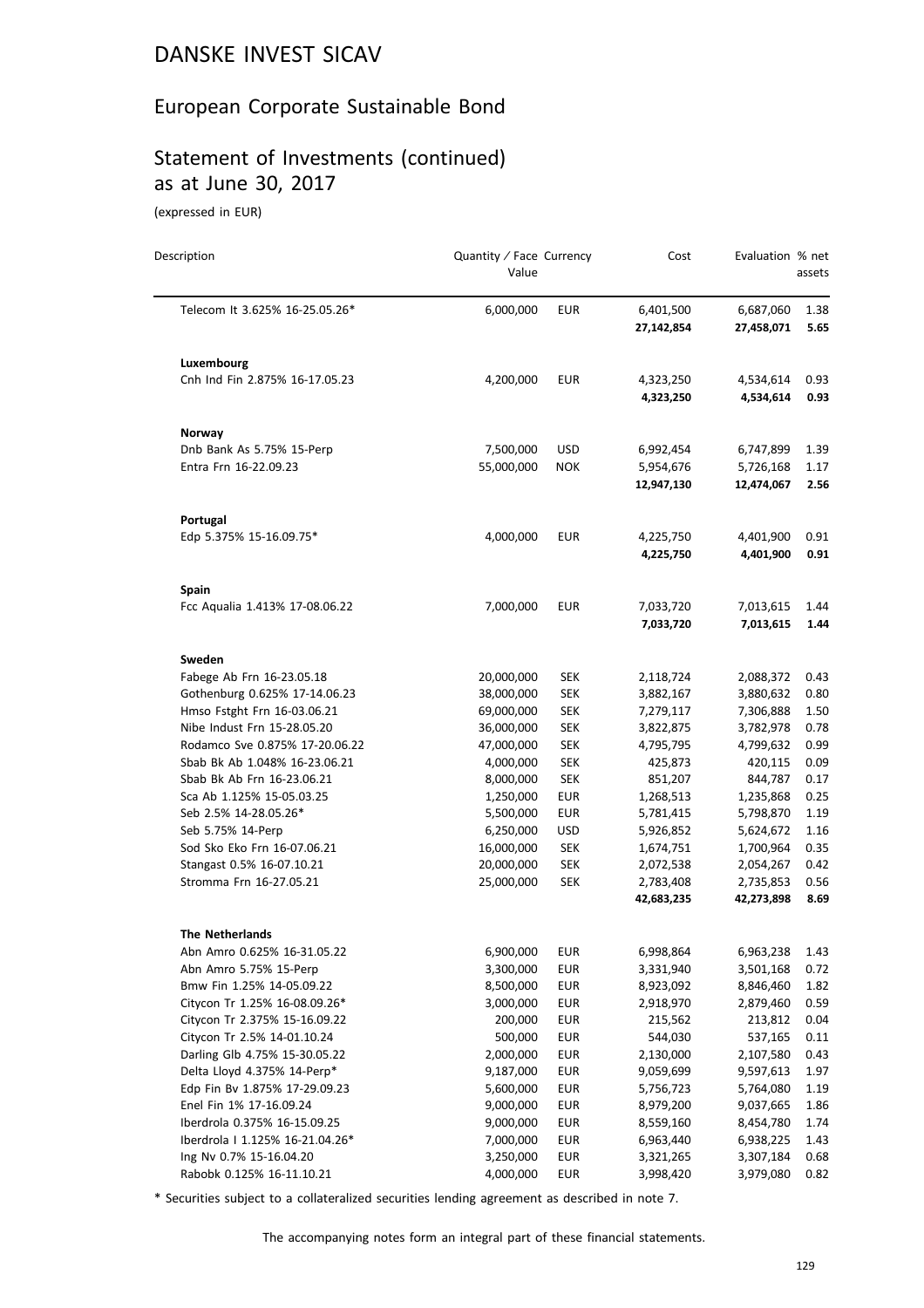# DANSKE INVEST SICAV

## European Corporate Sustainable Bond

## Statement of Investments (continued) as at June 30, 2017

(expressed in EUR)

| Description | Quantity / Face Value | Currency | Cost | Evaluation | % net assets |
|---|---|---|---|---|---|
| Telecom It 3.625% 16-25.05.26* | 6,000,000 | EUR | 6,401,500 | 6,687,060 | 1.38 |
| | | | **27,142,854** | **27,458,071** | **5.65** |
| **Luxembourg** | | | | | |
| Cnh Ind Fin 2.875% 16-17.05.23 | 4,200,000 | EUR | 4,323,250 | 4,534,614 | 0.93 |
| | | | **4,323,250** | **4,534,614** | **0.93** |
| **Norway** | | | | | |
| Dnb Bank As 5.75% 15-Perp | 7,500,000 | USD | 6,992,454 | 6,747,899 | 1.39 |
| Entra Frn 16-22.09.23 | 55,000,000 | NOK | 5,954,676 | 5,726,168 | 1.17 |
| | | | **12,947,130** | **12,474,067** | **2.56** |
| **Portugal** | | | | | |
| Edp 5.375% 15-16.09.75* | 4,000,000 | EUR | 4,225,750 | 4,401,900 | 0.91 |
| | | | **4,225,750** | **4,401,900** | **0.91** |
| **Spain** | | | | | |
| Fcc Aqualia 1.413% 17-08.06.22 | 7,000,000 | EUR | 7,033,720 | 7,013,615 | 1.44 |
| | | | **7,033,720** | **7,013,615** | **1.44** |
| **Sweden** | | | | | |
| Fabege Ab Frn 16-23.05.18 | 20,000,000 | SEK | 2,118,724 | 2,088,372 | 0.43 |
| Gothenburg 0.625% 17-14.06.23 | 38,000,000 | SEK | 3,882,167 | 3,880,632 | 0.80 |
| Hmso Fstght Frn 16-03.06.21 | 69,000,000 | SEK | 7,279,117 | 7,306,888 | 1.50 |
| Nibe Indust Frn 15-28.05.20 | 36,000,000 | SEK | 3,822,875 | 3,782,978 | 0.78 |
| Rodamco Sve 0.875% 17-20.06.22 | 47,000,000 | SEK | 4,795,795 | 4,799,632 | 0.99 |
| Sbab Bk Ab 1.048% 16-23.06.21 | 4,000,000 | SEK | 425,873 | 420,115 | 0.09 |
| Sbab Bk Ab Frn 16-23.06.21 | 8,000,000 | SEK | 851,207 | 844,787 | 0.17 |
| Sca Ab 1.125% 15-05.03.25 | 1,250,000 | EUR | 1,268,513 | 1,235,868 | 0.25 |
| Seb 2.5% 14-28.05.26* | 5,500,000 | EUR | 5,781,415 | 5,798,870 | 1.19 |
| Seb 5.75% 14-Perp | 6,250,000 | USD | 5,926,852 | 5,624,672 | 1.16 |
| Sod Sko Eko Frn 16-07.06.21 | 16,000,000 | SEK | 1,674,751 | 1,700,964 | 0.35 |
| Stangast 0.5% 16-07.10.21 | 20,000,000 | SEK | 2,072,538 | 2,054,267 | 0.42 |
| Stromma Frn 16-27.05.21 | 25,000,000 | SEK | 2,783,408 | 2,735,853 | 0.56 |
| | | | **42,683,235** | **42,273,898** | **8.69** |
| **The Netherlands** | | | | | |
| Abn Amro 0.625% 16-31.05.22 | 6,900,000 | EUR | 6,998,864 | 6,963,238 | 1.43 |
| Abn Amro 5.75% 15-Perp | 3,300,000 | EUR | 3,331,940 | 3,501,168 | 0.72 |
| Bmw Fin 1.25% 14-05.09.22 | 8,500,000 | EUR | 8,923,092 | 8,846,460 | 1.82 |
| Citycon Tr 1.25% 16-08.09.26* | 3,000,000 | EUR | 2,918,970 | 2,879,460 | 0.59 |
| Citycon Tr 2.375% 15-16.09.22 | 200,000 | EUR | 215,562 | 213,812 | 0.04 |
| Citycon Tr 2.5% 14-01.10.24 | 500,000 | EUR | 544,030 | 537,165 | 0.11 |
| Darling Glb 4.75% 15-30.05.22 | 2,000,000 | EUR | 2,130,000 | 2,107,580 | 0.43 |
| Delta Lloyd 4.375% 14-Perp* | 9,187,000 | EUR | 9,059,699 | 9,597,613 | 1.97 |
| Edp Fin Bv 1.875% 17-29.09.23 | 5,600,000 | EUR | 5,756,723 | 5,764,080 | 1.19 |
| Enel Fin 1% 17-16.09.24 | 9,000,000 | EUR | 8,979,200 | 9,037,665 | 1.86 |
| Iberdrola 0.375% 16-15.09.25 | 9,000,000 | EUR | 8,559,160 | 8,454,780 | 1.74 |
| Iberdrola I 1.125% 16-21.04.26* | 7,000,000 | EUR | 6,963,440 | 6,938,225 | 1.43 |
| Ing Nv 0.7% 15-16.04.20 | 3,250,000 | EUR | 3,321,265 | 3,307,184 | 0.68 |
| Rabobk 0.125% 16-11.10.21 | 4,000,000 | EUR | 3,998,420 | 3,979,080 | 0.82 |

* Securities subject to a collateralized securities lending agreement as described in note 7.

The accompanying notes form an integral part of these financial statements.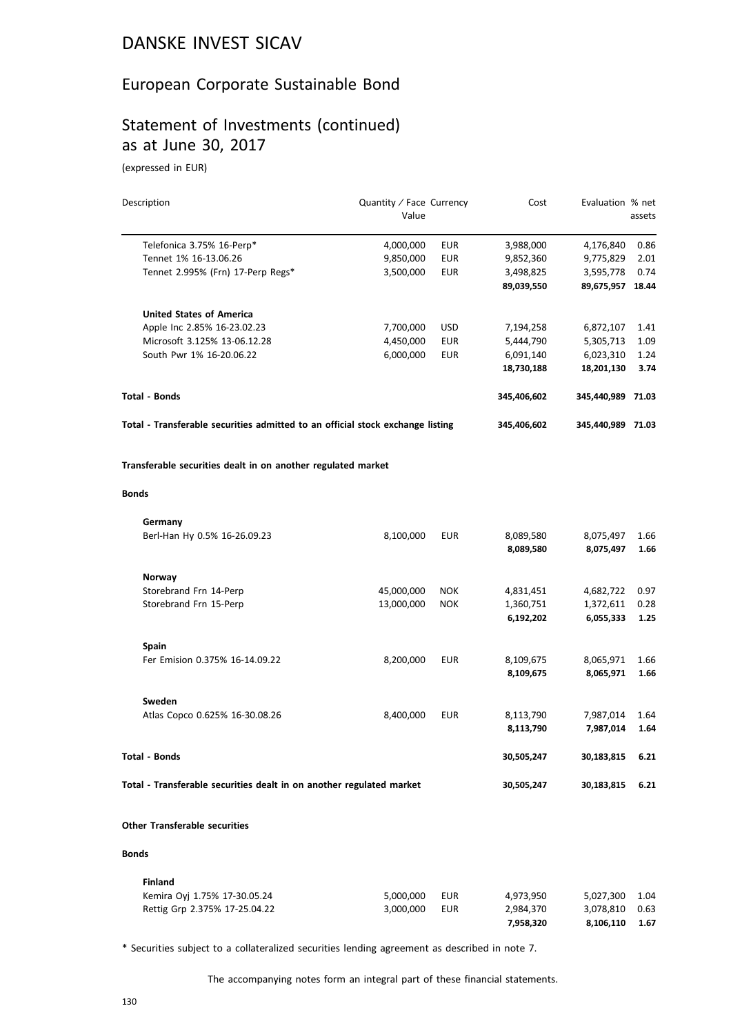# DANSKE INVEST SICAV

## European Corporate Sustainable Bond

## Statement of Investments (continued) as at June 30, 2017

(expressed in EUR)

| Description | Quantity / Face Value | Currency | Cost | Evaluation | % net assets |
|---|---|---|---|---|---|
| Telefonica 3.75% 16-Perp* | 4,000,000 | EUR | 3,988,000 | 4,176,840 | 0.86 |
| Tennet 1% 16-13.06.26 | 9,850,000 | EUR | 9,852,360 | 9,775,829 | 2.01 |
| Tennet 2.995% (Frn) 17-Perp Regs* | 3,500,000 | EUR | 3,498,825 | 3,595,778 | 0.74 |
| | | | **89,039,550** | **89,675,957** | **18.44** |
| **United States of America** | | | | | |
| Apple Inc 2.85% 16-23.02.23 | 7,700,000 | USD | 7,194,258 | 6,872,107 | 1.41 |
| Microsoft 3.125% 13-06.12.28 | 4,450,000 | EUR | 5,444,790 | 5,305,713 | 1.09 |
| South Pwr 1% 16-20.06.22 | 6,000,000 | EUR | 6,091,140 | 6,023,310 | 1.24 |
| | | | **18,730,188** | **18,201,130** | **3.74** |
| **Total - Bonds** | | | **345,406,602** | **345,440,989** | **71.03** |
| **Total - Transferable securities admitted to an official stock exchange listing** | | | **345,406,602** | **345,440,989** | **71.03** |
| **Transferable securities dealt in on another regulated market** | | | | | |
| **Bonds** | | | | | |
| **Germany** | | | | | |
| Berl-Han Hy 0.5% 16-26.09.23 | 8,100,000 | EUR | 8,089,580 | 8,075,497 | 1.66 |
| | | | **8,089,580** | **8,075,497** | **1.66** |
| **Norway** | | | | | |
| Storebrand Frn 14-Perp | 45,000,000 | NOK | 4,831,451 | 4,682,722 | 0.97 |
| Storebrand Frn 15-Perp | 13,000,000 | NOK | 1,360,751 | 1,372,611 | 0.28 |
| | | | **6,192,202** | **6,055,333** | **1.25** |
| **Spain** | | | | | |
| Fer Emision 0.375% 16-14.09.22 | 8,200,000 | EUR | 8,109,675 | 8,065,971 | 1.66 |
| | | | **8,109,675** | **8,065,971** | **1.66** |
| **Sweden** | | | | | |
| Atlas Copco 0.625% 16-30.08.26 | 8,400,000 | EUR | 8,113,790 | 7,987,014 | 1.64 |
| | | | **8,113,790** | **7,987,014** | **1.64** |
| **Total - Bonds** | | | **30,505,247** | **30,183,815** | **6.21** |
| **Total - Transferable securities dealt in on another regulated market** | | | **30,505,247** | **30,183,815** | **6.21** |
| **Other Transferable securities** | | | | | |
| **Bonds** | | | | | |
| **Finland** | | | | | |
| Kemira Oyj 1.75% 17-30.05.24 | 5,000,000 | EUR | 4,973,950 | 5,027,300 | 1.04 |
| Rettig Grp 2.375% 17-25.04.22 | 3,000,000 | EUR | 2,984,370 | 3,078,810 | 0.63 |
| | | | **7,958,320** | **8,106,110** | **1.67** |

\* Securities subject to a collateralized securities lending agreement as described in note 7.

The accompanying notes form an integral part of these financial statements.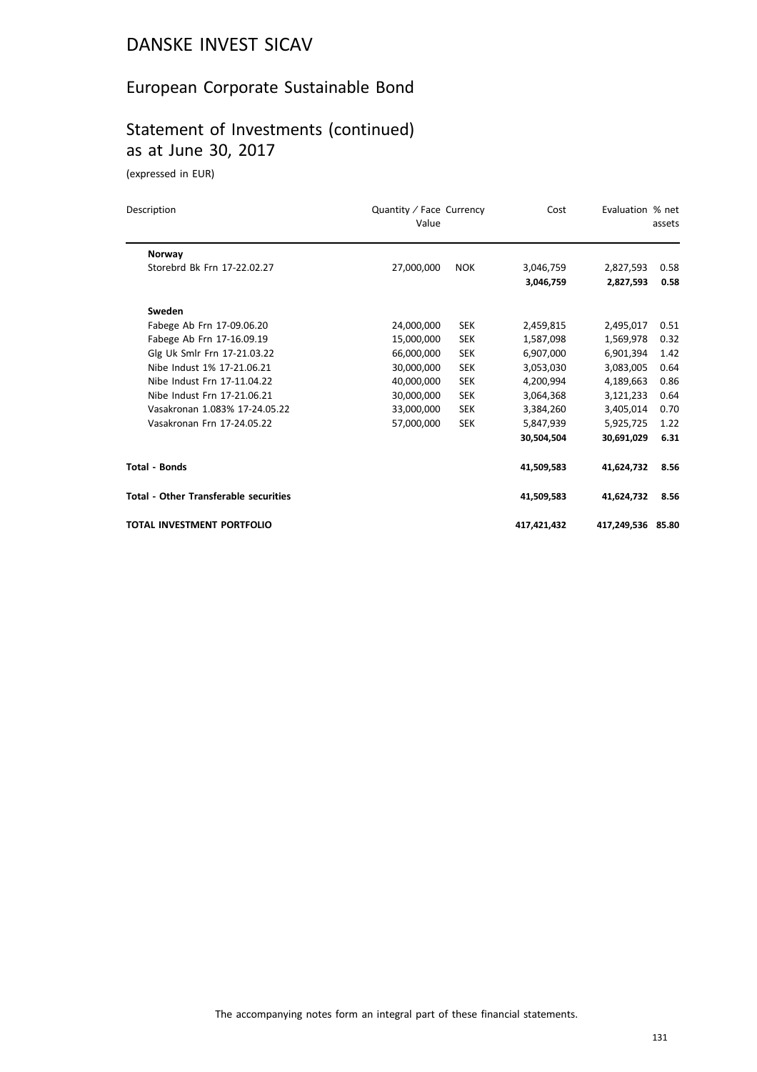# DANSKE INVEST SICAV

## European Corporate Sustainable Bond

## Statement of Investments (continued) as at June 30, 2017

(expressed in EUR)

| Description | Quantity / Face Value | Currency | Cost | Evaluation | % net assets |
|---|---|---|---|---|---|
| **Norway** | | | | | |
| Storebrd Bk Frn 17-22.02.27 | 27,000,000 | NOK | 3,046,759 | 2,827,593 | 0.58 |
| | | | **3,046,759** | **2,827,593** | **0.58** |
| **Sweden** | | | | | |
| Fabege Ab Frn 17-09.06.20 | 24,000,000 | SEK | 2,459,815 | 2,495,017 | 0.51 |
| Fabege Ab Frn 17-16.09.19 | 15,000,000 | SEK | 1,587,098 | 1,569,978 | 0.32 |
| Glg Uk Smlr Frn 17-21.03.22 | 66,000,000 | SEK | 6,907,000 | 6,901,394 | 1.42 |
| Nibe Indust 1% 17-21.06.21 | 30,000,000 | SEK | 3,053,030 | 3,083,005 | 0.64 |
| Nibe Indust Frn 17-11.04.22 | 40,000,000 | SEK | 4,200,994 | 4,189,663 | 0.86 |
| Nibe Indust Frn 17-21.06.21 | 30,000,000 | SEK | 3,064,368 | 3,121,233 | 0.64 |
| Vasakronan 1.083% 17-24.05.22 | 33,000,000 | SEK | 3,384,260 | 3,405,014 | 0.70 |
| Vasakronan Frn 17-24.05.22 | 57,000,000 | SEK | 5,847,939 | 5,925,725 | 1.22 |
| | | | **30,504,504** | **30,691,029** | **6.31** |
| **Total - Bonds** | | | **41,509,583** | **41,624,732** | **8.56** |
| **Total - Other Transferable securities** | | | **41,509,583** | **41,624,732** | **8.56** |
| **TOTAL INVESTMENT PORTFOLIO** | | | **417,421,432** | **417,249,536** | **85.80** |

The accompanying notes form an integral part of these financial statements.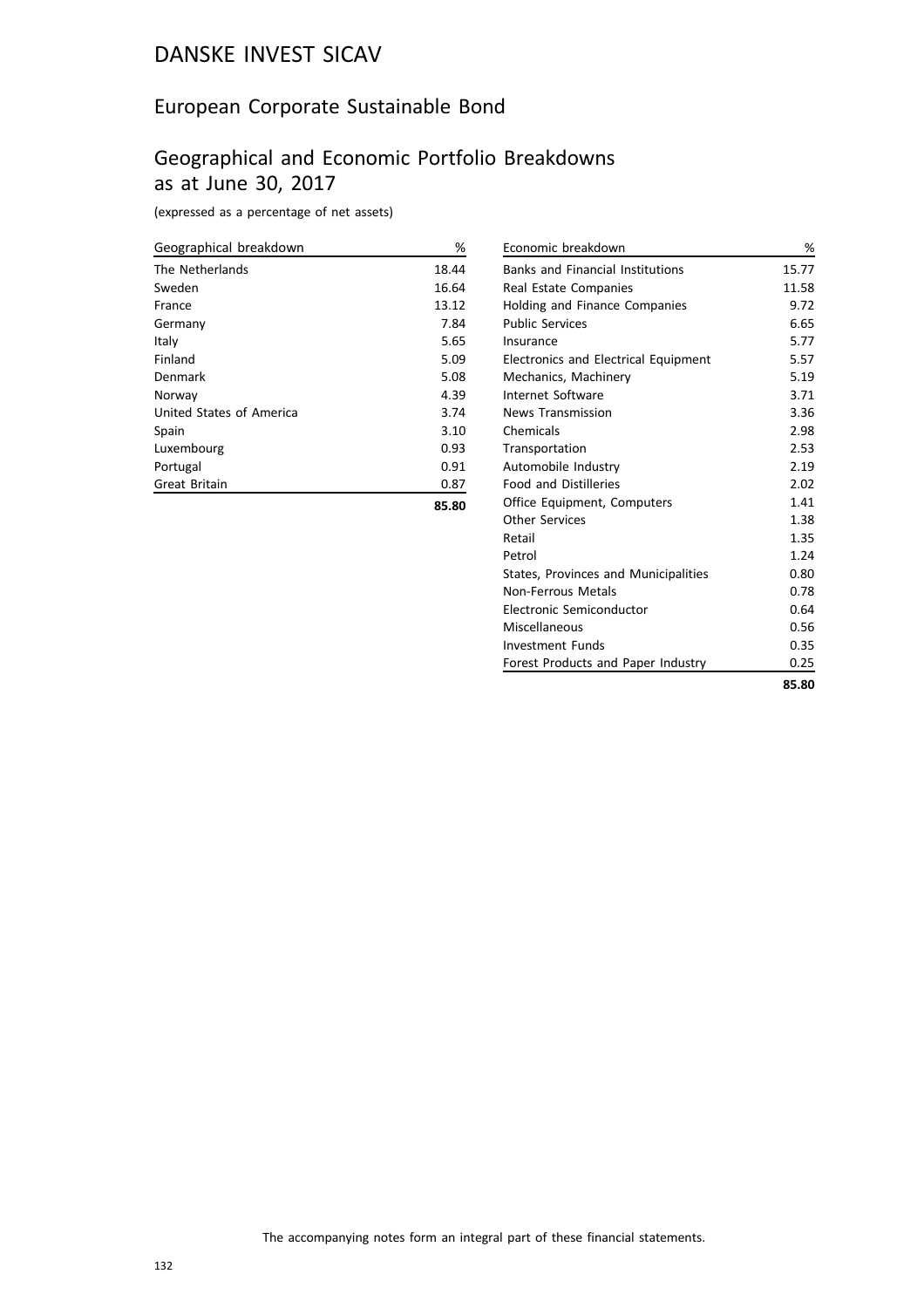# DANSKE INVEST SICAV

## European Corporate Sustainable Bond

## Geographical and Economic Portfolio Breakdowns as at June 30, 2017

(expressed as a percentage of net assets)

| Geographical breakdown | % |
|---|---|
| The Netherlands | 18.44 |
| Sweden | 16.64 |
| France | 13.12 |
| Germany | 7.84 |
| Italy | 5.65 |
| Finland | 5.09 |
| Denmark | 5.08 |
| Norway | 4.39 |
| United States of America | 3.74 |
| Spain | 3.10 |
| Luxembourg | 0.93 |
| Portugal | 0.91 |
| Great Britain | 0.87 |
| | **85.80** |

| Economic breakdown | % |
|---|---|
| Banks and Financial Institutions | 15.77 |
| Real Estate Companies | 11.58 |
| Holding and Finance Companies | 9.72 |
| Public Services | 6.65 |
| Insurance | 5.77 |
| Electronics and Electrical Equipment | 5.57 |
| Mechanics, Machinery | 5.19 |
| Internet Software | 3.71 |
| News Transmission | 3.36 |
| Chemicals | 2.98 |
| Transportation | 2.53 |
| Automobile Industry | 2.19 |
| Food and Distilleries | 2.02 |
| Office Equipment, Computers | 1.41 |
| Other Services | 1.38 |
| Retail | 1.35 |
| Petrol | 1.24 |
| States, Provinces and Municipalities | 0.80 |
| Non-Ferrous Metals | 0.78 |
| Electronic Semiconductor | 0.64 |
| Miscellaneous | 0.56 |
| Investment Funds | 0.35 |
| Forest Products and Paper Industry | 0.25 |
| | **85.80** |

The accompanying notes form an integral part of these financial statements.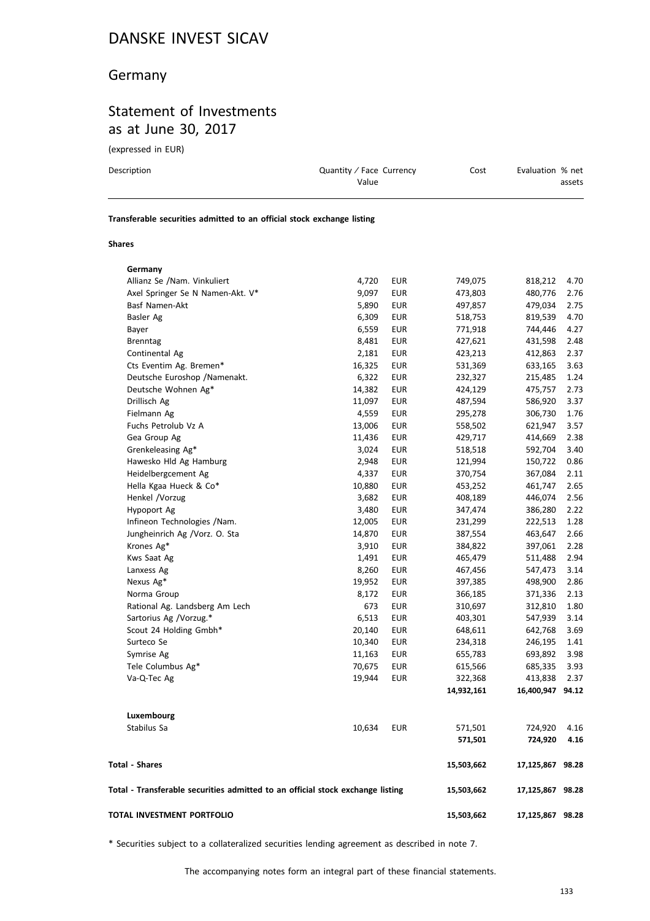# DANSKE INVEST SICAV

## Germany

## Statement of Investments as at June 30, 2017

(expressed in EUR)

| Description | Quantity / Face Value | Currency | Cost | Evaluation | % net assets |
|---|---|---|---|---|---|
| **Transferable securities admitted to an official stock exchange listing** | | | | | |
| **Shares** | | | | | |
| **Germany** | | | | | |
| Allianz Se /Nam. Vinkuliert | 4,720 | EUR | 749,075 | 818,212 | 4.70 |
| Axel Springer Se N Namen-Akt. V* | 9,097 | EUR | 473,803 | 480,776 | 2.76 |
| Basf Namen-Akt | 5,890 | EUR | 497,857 | 479,034 | 2.75 |
| Basler Ag | 6,309 | EUR | 518,753 | 819,539 | 4.70 |
| Bayer | 6,559 | EUR | 771,918 | 744,446 | 4.27 |
| Brenntag | 8,481 | EUR | 427,621 | 431,598 | 2.48 |
| Continental Ag | 2,181 | EUR | 423,213 | 412,863 | 2.37 |
| Cts Eventim Ag. Bremen* | 16,325 | EUR | 531,369 | 633,165 | 3.63 |
| Deutsche Euroshop /Namenakt. | 6,322 | EUR | 232,327 | 215,485 | 1.24 |
| Deutsche Wohnen Ag* | 14,382 | EUR | 424,129 | 475,757 | 2.73 |
| Drillisch Ag | 11,097 | EUR | 487,594 | 586,920 | 3.37 |
| Fielmann Ag | 4,559 | EUR | 295,278 | 306,730 | 1.76 |
| Fuchs Petrolub Vz A | 13,006 | EUR | 558,502 | 621,947 | 3.57 |
| Gea Group Ag | 11,436 | EUR | 429,717 | 414,669 | 2.38 |
| Grenkeleasing Ag* | 3,024 | EUR | 518,518 | 592,704 | 3.40 |
| Hawesko Hld Ag Hamburg | 2,948 | EUR | 121,994 | 150,722 | 0.86 |
| Heidelbergcement Ag | 4,337 | EUR | 370,754 | 367,084 | 2.11 |
| Hella Kgaa Hueck & Co* | 10,880 | EUR | 453,252 | 461,747 | 2.65 |
| Henkel /Vorzug | 3,682 | EUR | 408,189 | 446,074 | 2.56 |
| Hypoport Ag | 3,480 | EUR | 347,474 | 386,280 | 2.22 |
| Infineon Technologies /Nam. | 12,005 | EUR | 231,299 | 222,513 | 1.28 |
| Jungheinrich Ag /Vorz. O. Sta | 14,870 | EUR | 387,554 | 463,647 | 2.66 |
| Krones Ag* | 3,910 | EUR | 384,822 | 397,061 | 2.28 |
| Kws Saat Ag | 1,491 | EUR | 465,479 | 511,488 | 2.94 |
| Lanxess Ag | 8,260 | EUR | 467,456 | 547,473 | 3.14 |
| Nexus Ag* | 19,952 | EUR | 397,385 | 498,900 | 2.86 |
| Norma Group | 8,172 | EUR | 366,185 | 371,336 | 2.13 |
| Rational Ag. Landsberg Am Lech | 673 | EUR | 310,697 | 312,810 | 1.80 |
| Sartorius Ag /Vorzug.* | 6,513 | EUR | 403,301 | 547,939 | 3.14 |
| Scout 24 Holding Gmbh* | 20,140 | EUR | 648,611 | 642,768 | 3.69 |
| Surteco Se | 10,340 | EUR | 234,318 | 246,195 | 1.41 |
| Symrise Ag | 11,163 | EUR | 655,783 | 693,892 | 3.98 |
| Tele Columbus Ag* | 70,675 | EUR | 615,566 | 685,335 | 3.93 |
| Va-Q-Tec Ag | 19,944 | EUR | 322,368 | 413,838 | 2.37 |
| | | | **14,932,161** | **16,400,947** | **94.12** |
| **Luxembourg** | | | | | |
| Stabilus Sa | 10,634 | EUR | 571,501 | 724,920 | 4.16 |
| | | | **571,501** | **724,920** | **4.16** |
| **Total - Shares** | | | **15,503,662** | **17,125,867** | **98.28** |
| **Total - Transferable securities admitted to an official stock exchange listing** | | | **15,503,662** | **17,125,867** | **98.28** |
| **TOTAL INVESTMENT PORTFOLIO** | | | **15,503,662** | **17,125,867** | **98.28** |

\* Securities subject to a collateralized securities lending agreement as described in note 7.

The accompanying notes form an integral part of these financial statements.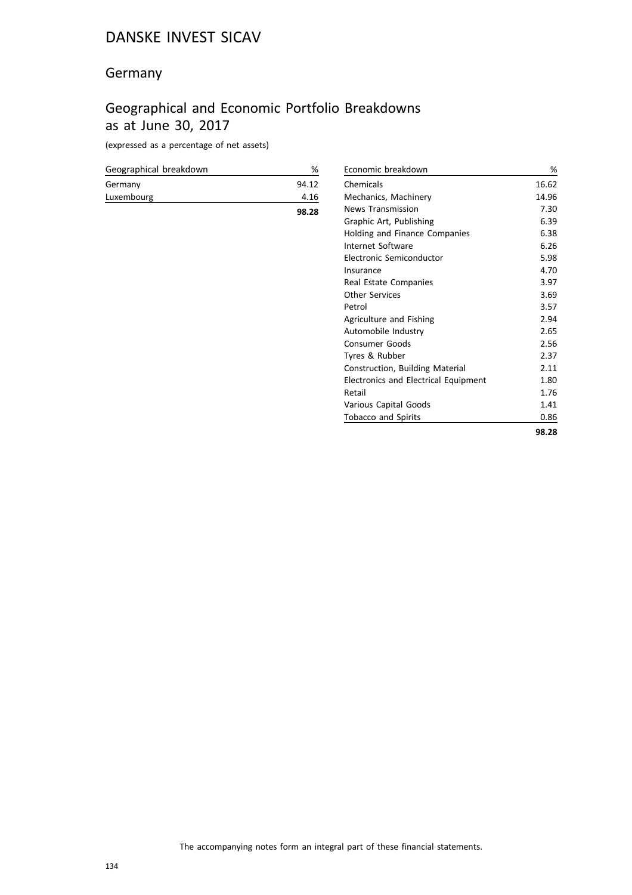# DANSKE INVEST SICAV

## Germany

## Geographical and Economic Portfolio Breakdowns as at June 30, 2017

(expressed as a percentage of net assets)

| Geographical breakdown | % |
|---|---|
| Germany | 94.12 |
| Luxembourg | 4.16 |
| | **98.28** |

| Economic breakdown | % |
|---|---|
| Chemicals | 16.62 |
| Mechanics, Machinery | 14.96 |
| News Transmission | 7.30 |
| Graphic Art, Publishing | 6.39 |
| Holding and Finance Companies | 6.38 |
| Internet Software | 6.26 |
| Electronic Semiconductor | 5.98 |
| Insurance | 4.70 |
| Real Estate Companies | 3.97 |
| Other Services | 3.69 |
| Petrol | 3.57 |
| Agriculture and Fishing | 2.94 |
| Automobile Industry | 2.65 |
| Consumer Goods | 2.56 |
| Tyres & Rubber | 2.37 |
| Construction, Building Material | 2.11 |
| Electronics and Electrical Equipment | 1.80 |
| Retail | 1.76 |
| Various Capital Goods | 1.41 |
| Tobacco and Spirits | 0.86 |
| | **98.28** |

The accompanying notes form an integral part of these financial statements.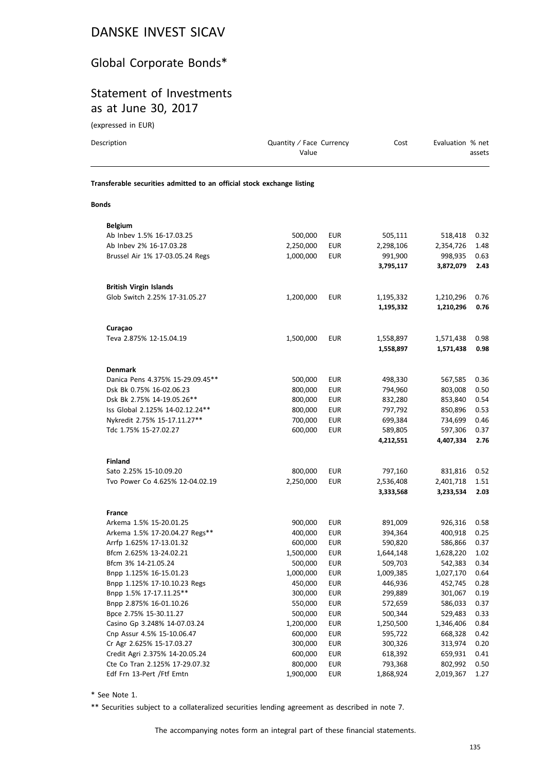# DANSKE INVEST SICAV

## Global Corporate Bonds*

## Statement of Investments as at June 30, 2017

(expressed in EUR)

| Description | Quantity / Face Value | Currency | Cost | Evaluation | % net assets |
|---|---|---|---|---|---|
| **Transferable securities admitted to an official stock exchange listing** | | | | | |
| **Bonds** | | | | | |
| **Belgium** | | | | | |
| Ab Inbev 1.5% 16-17.03.25 | 500,000 | EUR | 505,111 | 518,418 | 0.32 |
| Ab Inbev 2% 16-17.03.28 | 2,250,000 | EUR | 2,298,106 | 2,354,726 | 1.48 |
| Brussel Air 1% 17-03.05.24 Regs | 1,000,000 | EUR | 991,900 | 998,935 | 0.63 |
| | | | **3,795,117** | **3,872,079** | **2.43** |
| **British Virgin Islands** | | | | | |
| Glob Switch 2.25% 17-31.05.27 | 1,200,000 | EUR | 1,195,332 | 1,210,296 | 0.76 |
| | | | **1,195,332** | **1,210,296** | **0.76** |
| **Curaçao** | | | | | |
| Teva 2.875% 12-15.04.19 | 1,500,000 | EUR | 1,558,897 | 1,571,438 | 0.98 |
| | | | **1,558,897** | **1,571,438** | **0.98** |
| **Denmark** | | | | | |
| Danica Pens 4.375% 15-29.09.45** | 500,000 | EUR | 498,330 | 567,585 | 0.36 |
| Dsk Bk 0.75% 16-02.06.23 | 800,000 | EUR | 794,960 | 803,008 | 0.50 |
| Dsk Bk 2.75% 14-19.05.26** | 800,000 | EUR | 832,280 | 853,840 | 0.54 |
| Iss Global 2.125% 14-02.12.24** | 800,000 | EUR | 797,792 | 850,896 | 0.53 |
| Nykredit 2.75% 15-17.11.27** | 700,000 | EUR | 699,384 | 734,699 | 0.46 |
| Tdc 1.75% 15-27.02.27 | 600,000 | EUR | 589,805 | 597,306 | 0.37 |
| | | | **4,212,551** | **4,407,334** | **2.76** |
| **Finland** | | | | | |
| Sato 2.25% 15-10.09.20 | 800,000 | EUR | 797,160 | 831,816 | 0.52 |
| Tvo Power Co 4.625% 12-04.02.19 | 2,250,000 | EUR | 2,536,408 | 2,401,718 | 1.51 |
| | | | **3,333,568** | **3,233,534** | **2.03** |
| **France** | | | | | |
| Arkema 1.5% 15-20.01.25 | 900,000 | EUR | 891,009 | 926,316 | 0.58 |
| Arkema 1.5% 17-20.04.27 Regs** | 400,000 | EUR | 394,364 | 400,918 | 0.25 |
| Arrfp 1.625% 17-13.01.32 | 600,000 | EUR | 590,820 | 586,866 | 0.37 |
| Bfcm 2.625% 13-24.02.21 | 1,500,000 | EUR | 1,644,148 | 1,628,220 | 1.02 |
| Bfcm 3% 14-21.05.24 | 500,000 | EUR | 509,703 | 542,383 | 0.34 |
| Bnpp 1.125% 16-15.01.23 | 1,000,000 | EUR | 1,009,385 | 1,027,170 | 0.64 |
| Bnpp 1.125% 17-10.10.23 Regs | 450,000 | EUR | 446,936 | 452,745 | 0.28 |
| Bnpp 1.5% 17-17.11.25** | 300,000 | EUR | 299,889 | 301,067 | 0.19 |
| Bnpp 2.875% 16-01.10.26 | 550,000 | EUR | 572,659 | 586,033 | 0.37 |
| Bpce 2.75% 15-30.11.27 | 500,000 | EUR | 500,344 | 529,483 | 0.33 |
| Casino Gp 3.248% 14-07.03.24 | 1,200,000 | EUR | 1,250,500 | 1,346,406 | 0.84 |
| Cnp Assur 4.5% 15-10.06.47 | 600,000 | EUR | 595,722 | 668,328 | 0.42 |
| Cr Agr 2.625% 15-17.03.27 | 300,000 | EUR | 300,326 | 313,974 | 0.20 |
| Credit Agri 2.375% 14-20.05.24 | 600,000 | EUR | 618,392 | 659,931 | 0.41 |
| Cte Co Tran 2.125% 17-29.07.32 | 800,000 | EUR | 793,368 | 802,992 | 0.50 |
| Edf Frn 13-Pert /Ftf Emtn | 1,900,000 | EUR | 1,868,924 | 2,019,367 | 1.27 |

* See Note 1.

** Securities subject to a collateralized securities lending agreement as described in note 7.

The accompanying notes form an integral part of these financial statements.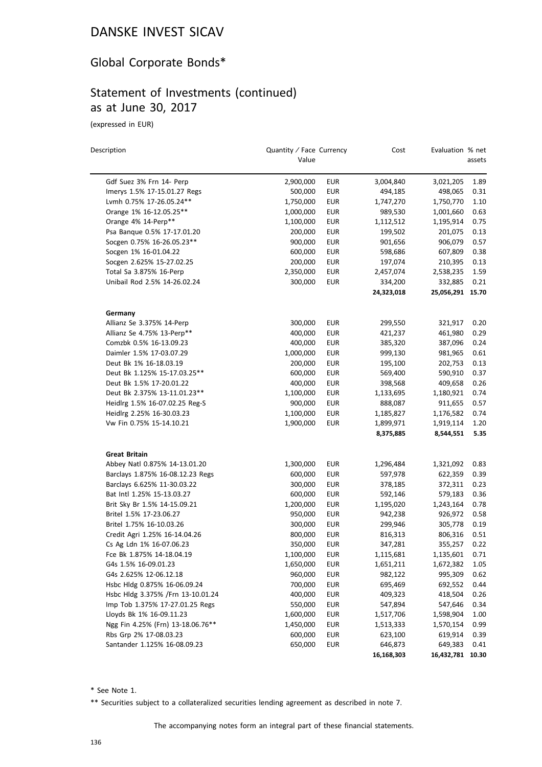# DANSKE INVEST SICAV

## Global Corporate Bonds*

## Statement of Investments (continued) as at June 30, 2017

(expressed in EUR)

| Description | Quantity / Face Value | Currency | Cost | Evaluation | % net assets |
|---|---|---|---|---|---|
| Gdf Suez 3% Frn 14- Perp | 2,900,000 | EUR | 3,004,840 | 3,021,205 | 1.89 |
| Imerys 1.5% 17-15.01.27 Regs | 500,000 | EUR | 494,185 | 498,065 | 0.31 |
| Lvmh 0.75% 17-26.05.24** | 1,750,000 | EUR | 1,747,270 | 1,750,770 | 1.10 |
| Orange 1% 16-12.05.25** | 1,000,000 | EUR | 989,530 | 1,001,660 | 0.63 |
| Orange 4% 14-Perp** | 1,100,000 | EUR | 1,112,512 | 1,195,914 | 0.75 |
| Psa Banque 0.5% 17-17.01.20 | 200,000 | EUR | 199,502 | 201,075 | 0.13 |
| Socgen 0.75% 16-26.05.23** | 900,000 | EUR | 901,656 | 906,079 | 0.57 |
| Socgen 1% 16-01.04.22 | 600,000 | EUR | 598,686 | 607,809 | 0.38 |
| Socgen 2.625% 15-27.02.25 | 200,000 | EUR | 197,074 | 210,395 | 0.13 |
| Total Sa 3.875% 16-Perp | 2,350,000 | EUR | 2,457,074 | 2,538,235 | 1.59 |
| Unibail Rod 2.5% 14-26.02.24 | 300,000 | EUR | 334,200 | 332,885 | 0.21 |
| | | | **24,323,018** | **25,056,291** | **15.70** |
| **Germany** | | | | | |
| Allianz Se 3.375% 14-Perp | 300,000 | EUR | 299,550 | 321,917 | 0.20 |
| Allianz Se 4.75% 13-Perp** | 400,000 | EUR | 421,237 | 461,980 | 0.29 |
| Comzbk 0.5% 16-13.09.23 | 400,000 | EUR | 385,320 | 387,096 | 0.24 |
| Daimler 1.5% 17-03.07.29 | 1,000,000 | EUR | 999,130 | 981,965 | 0.61 |
| Deut Bk 1% 16-18.03.19 | 200,000 | EUR | 195,100 | 202,753 | 0.13 |
| Deut Bk 1.125% 15-17.03.25** | 600,000 | EUR | 569,400 | 590,910 | 0.37 |
| Deut Bk 1.5% 17-20.01.22 | 400,000 | EUR | 398,568 | 409,658 | 0.26 |
| Deut Bk 2.375% 13-11.01.23** | 1,100,000 | EUR | 1,133,695 | 1,180,921 | 0.74 |
| Heidlrg 1.5% 16-07.02.25 Reg-S | 900,000 | EUR | 888,087 | 911,655 | 0.57 |
| Heidlrg 2.25% 16-30.03.23 | 1,100,000 | EUR | 1,185,827 | 1,176,582 | 0.74 |
| Vw Fin 0.75% 15-14.10.21 | 1,900,000 | EUR | 1,899,971 | 1,919,114 | 1.20 |
| | | | **8,375,885** | **8,544,551** | **5.35** |
| **Great Britain** | | | | | |
| Abbey Natl 0.875% 14-13.01.20 | 1,300,000 | EUR | 1,296,484 | 1,321,092 | 0.83 |
| Barclays 1.875% 16-08.12.23 Regs | 600,000 | EUR | 597,978 | 622,359 | 0.39 |
| Barclays 6.625% 11-30.03.22 | 300,000 | EUR | 378,185 | 372,311 | 0.23 |
| Bat Intl 1.25% 15-13.03.27 | 600,000 | EUR | 592,146 | 579,183 | 0.36 |
| Brit Sky Br 1.5% 14-15.09.21 | 1,200,000 | EUR | 1,195,020 | 1,243,164 | 0.78 |
| Britel 1.5% 17-23.06.27 | 950,000 | EUR | 942,238 | 926,972 | 0.58 |
| Britel 1.75% 16-10.03.26 | 300,000 | EUR | 299,946 | 305,778 | 0.19 |
| Credit Agri 1.25% 16-14.04.26 | 800,000 | EUR | 816,313 | 806,316 | 0.51 |
| Cs Ag Ldn 1% 16-07.06.23 | 350,000 | EUR | 347,281 | 355,257 | 0.22 |
| Fce Bk 1.875% 14-18.04.19 | 1,100,000 | EUR | 1,115,681 | 1,135,601 | 0.71 |
| G4s 1.5% 16-09.01.23 | 1,650,000 | EUR | 1,651,211 | 1,672,382 | 1.05 |
| G4s 2.625% 12-06.12.18 | 960,000 | EUR | 982,122 | 995,309 | 0.62 |
| Hsbc Hldg 0.875% 16-06.09.24 | 700,000 | EUR | 695,469 | 692,552 | 0.44 |
| Hsbc Hldg 3.375% /Frn 13-10.01.24 | 400,000 | EUR | 409,323 | 418,504 | 0.26 |
| Imp Tob 1.375% 17-27.01.25 Regs | 550,000 | EUR | 547,894 | 547,646 | 0.34 |
| Lloyds Bk 1% 16-09.11.23 | 1,600,000 | EUR | 1,517,706 | 1,598,904 | 1.00 |
| Ngg Fin 4.25% (Frn) 13-18.06.76** | 1,450,000 | EUR | 1,513,333 | 1,570,154 | 0.99 |
| Rbs Grp 2% 17-08.03.23 | 600,000 | EUR | 623,100 | 619,914 | 0.39 |
| Santander 1.125% 16-08.09.23 | 650,000 | EUR | 646,873 | 649,383 | 0.41 |
| | | | **16,168,303** | **16,432,781** | **10.30** |

* See Note 1.

** Securities subject to a collateralized securities lending agreement as described in note 7.

The accompanying notes form an integral part of these financial statements.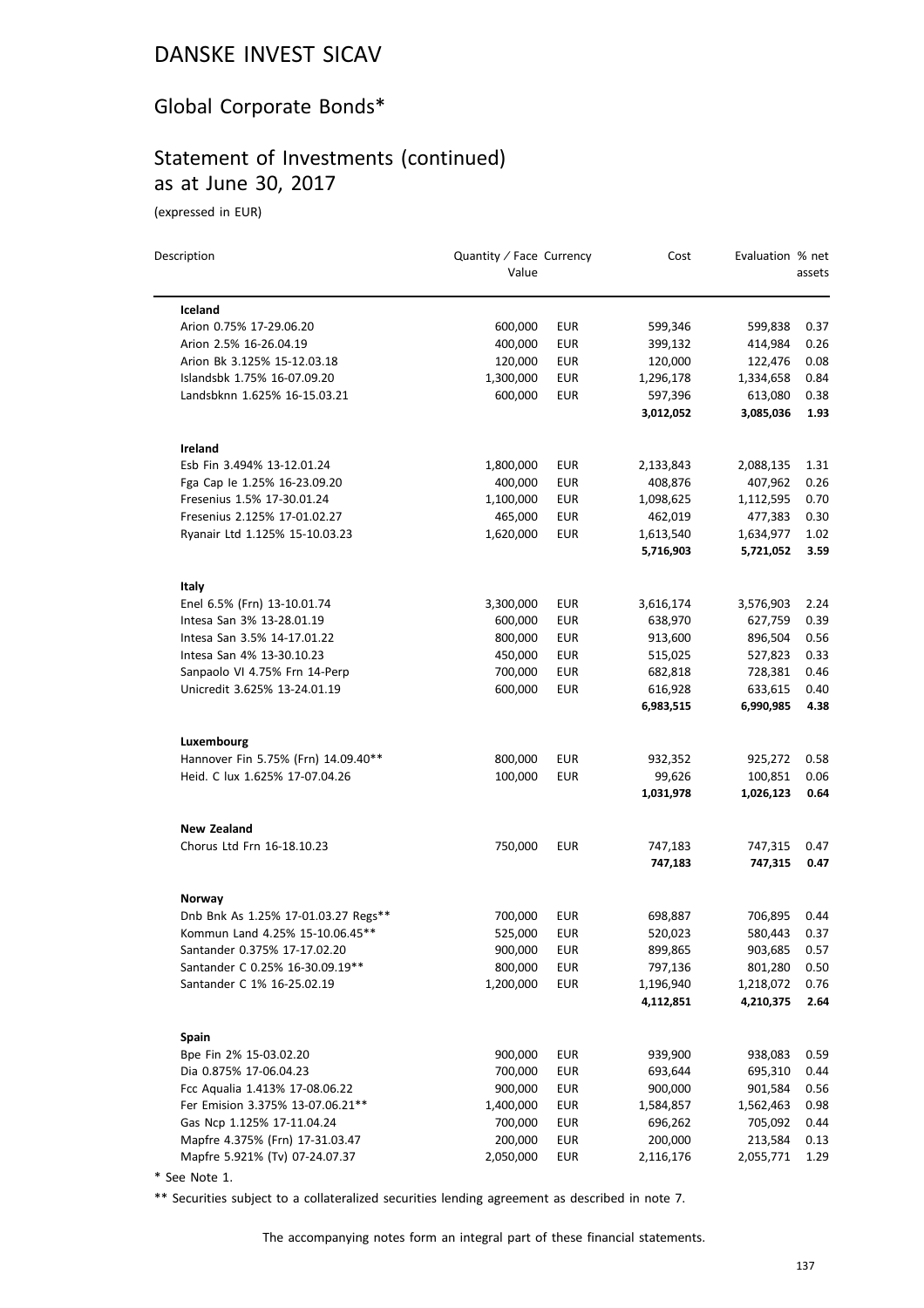# DANSKE INVEST SICAV

## Global Corporate Bonds*

## Statement of Investments (continued) as at June 30, 2017

(expressed in EUR)

| Description | Quantity / Face Value | Currency | Cost | Evaluation | % net assets |
|---|---|---|---|---|---|
| **Iceland** | | | | | |
| Arion 0.75% 17-29.06.20 | 600,000 | EUR | 599,346 | 599,838 | 0.37 |
| Arion 2.5% 16-26.04.19 | 400,000 | EUR | 399,132 | 414,984 | 0.26 |
| Arion Bk 3.125% 15-12.03.18 | 120,000 | EUR | 120,000 | 122,476 | 0.08 |
| Islandsbk 1.75% 16-07.09.20 | 1,300,000 | EUR | 1,296,178 | 1,334,658 | 0.84 |
| Landsbknn 1.625% 16-15.03.21 | 600,000 | EUR | 597,396 | 613,080 | 0.38 |
| | | | **3,012,052** | **3,085,036** | **1.93** |
| **Ireland** | | | | | |
| Esb Fin 3.494% 13-12.01.24 | 1,800,000 | EUR | 2,133,843 | 2,088,135 | 1.31 |
| Fga Cap Ie 1.25% 16-23.09.20 | 400,000 | EUR | 408,876 | 407,962 | 0.26 |
| Fresenius 1.5% 17-30.01.24 | 1,100,000 | EUR | 1,098,625 | 1,112,595 | 0.70 |
| Fresenius 2.125% 17-01.02.27 | 465,000 | EUR | 462,019 | 477,383 | 0.30 |
| Ryanair Ltd 1.125% 15-10.03.23 | 1,620,000 | EUR | 1,613,540 | 1,634,977 | 1.02 |
| | | | **5,716,903** | **5,721,052** | **3.59** |
| **Italy** | | | | | |
| Enel 6.5% (Frn) 13-10.01.74 | 3,300,000 | EUR | 3,616,174 | 3,576,903 | 2.24 |
| Intesa San 3% 13-28.01.19 | 600,000 | EUR | 638,970 | 627,759 | 0.39 |
| Intesa San 3.5% 14-17.01.22 | 800,000 | EUR | 913,600 | 896,504 | 0.56 |
| Intesa San 4% 13-30.10.23 | 450,000 | EUR | 515,025 | 527,823 | 0.33 |
| Sanpaolo Vi 4.75% Frn 14-Perp | 700,000 | EUR | 682,818 | 728,381 | 0.46 |
| Unicredit 3.625% 13-24.01.19 | 600,000 | EUR | 616,928 | 633,615 | 0.40 |
| | | | **6,983,515** | **6,990,985** | **4.38** |
| **Luxembourg** | | | | | |
| Hannover Fin 5.75% (Frn) 14.09.40** | 800,000 | EUR | 932,352 | 925,272 | 0.58 |
| Heid. C lux 1.625% 17-07.04.26 | 100,000 | EUR | 99,626 | 100,851 | 0.06 |
| | | | **1,031,978** | **1,026,123** | **0.64** |
| **New Zealand** | | | | | |
| Chorus Ltd Frn 16-18.10.23 | 750,000 | EUR | 747,183 | 747,315 | 0.47 |
| | | | **747,183** | **747,315** | **0.47** |
| **Norway** | | | | | |
| Dnb Bnk As 1.25% 17-01.03.27 Regs** | 700,000 | EUR | 698,887 | 706,895 | 0.44 |
| Kommun Land 4.25% 15-10.06.45** | 525,000 | EUR | 520,023 | 580,443 | 0.37 |
| Santander 0.375% 17-17.02.20 | 900,000 | EUR | 899,865 | 903,685 | 0.57 |
| Santander C 0.25% 16-30.09.19** | 800,000 | EUR | 797,136 | 801,280 | 0.50 |
| Santander C 1% 16-25.02.19 | 1,200,000 | EUR | 1,196,940 | 1,218,072 | 0.76 |
| | | | **4,112,851** | **4,210,375** | **2.64** |
| **Spain** | | | | | |
| Bpe Fin 2% 15-03.02.20 | 900,000 | EUR | 939,900 | 938,083 | 0.59 |
| Dia 0.875% 17-06.04.23 | 700,000 | EUR | 693,644 | 695,310 | 0.44 |
| Fcc Aqualia 1.413% 17-08.06.22 | 900,000 | EUR | 900,000 | 901,584 | 0.56 |
| Fer Emision 3.375% 13-07.06.21** | 1,400,000 | EUR | 1,584,857 | 1,562,463 | 0.98 |
| Gas Ncp 1.125% 17-11.04.24 | 700,000 | EUR | 696,262 | 705,092 | 0.44 |
| Mapfre 4.375% (Frn) 17-31.03.47 | 200,000 | EUR | 200,000 | 213,584 | 0.13 |
| Mapfre 5.921% (Tv) 07-24.07.37 | 2,050,000 | EUR | 2,116,176 | 2,055,771 | 1.29 |

\* See Note 1.

** Securities subject to a collateralized securities lending agreement as described in note 7.

The accompanying notes form an integral part of these financial statements.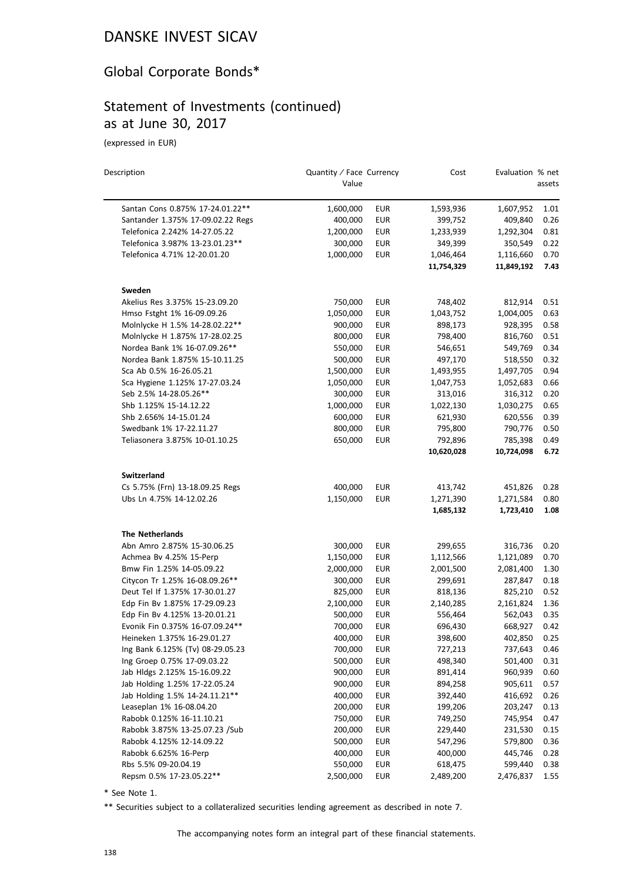# DANSKE INVEST SICAV

## Global Corporate Bonds*

## Statement of Investments (continued) as at June 30, 2017

(expressed in EUR)

| Description | Quantity / Face Value | Currency | Cost | Evaluation | % net assets |
|---|---|---|---|---|---|
| Santan Cons 0.875% 17-24.01.22** | 1,600,000 | EUR | 1,593,936 | 1,607,952 | 1.01 |
| Santander 1.375% 17-09.02.22 Regs | 400,000 | EUR | 399,752 | 409,840 | 0.26 |
| Telefonica 2.242% 14-27.05.22 | 1,200,000 | EUR | 1,233,939 | 1,292,304 | 0.81 |
| Telefonica 3.987% 13-23.01.23** | 300,000 | EUR | 349,399 | 350,549 | 0.22 |
| Telefonica 4.71% 12-20.01.20 | 1,000,000 | EUR | 1,046,464 | 1,116,660 | 0.70 |
| | | | **11,754,329** | **11,849,192** | **7.43** |
| **Sweden** | | | | | |
| Akelius Res 3.375% 15-23.09.20 | 750,000 | EUR | 748,402 | 812,914 | 0.51 |
| Hmso Fstght 1% 16-09.09.26 | 1,050,000 | EUR | 1,043,752 | 1,004,005 | 0.63 |
| Molnlycke H 1.5% 14-28.02.22** | 900,000 | EUR | 898,173 | 928,395 | 0.58 |
| Molnlycke H 1.875% 17-28.02.25 | 800,000 | EUR | 798,400 | 816,760 | 0.51 |
| Nordea Bank 1% 16-07.09.26** | 550,000 | EUR | 546,651 | 549,769 | 0.34 |
| Nordea Bank 1.875% 15-10.11.25 | 500,000 | EUR | 497,170 | 518,550 | 0.32 |
| Sca Ab 0.5% 16-26.05.21 | 1,500,000 | EUR | 1,493,955 | 1,497,705 | 0.94 |
| Sca Hygiene 1.125% 17-27.03.24 | 1,050,000 | EUR | 1,047,753 | 1,052,683 | 0.66 |
| Seb 2.5% 14-28.05.26** | 300,000 | EUR | 313,016 | 316,312 | 0.20 |
| Shb 1.125% 15-14.12.22 | 1,000,000 | EUR | 1,022,130 | 1,030,275 | 0.65 |
| Shb 2.656% 14-15.01.24 | 600,000 | EUR | 621,930 | 620,556 | 0.39 |
| Swedbank 1% 17-22.11.27 | 800,000 | EUR | 795,800 | 790,776 | 0.50 |
| Teliasonera 3.875% 10-01.10.25 | 650,000 | EUR | 792,896 | 785,398 | 0.49 |
| | | | **10,620,028** | **10,724,098** | **6.72** |
| **Switzerland** | | | | | |
| Cs 5.75% (Frn) 13-18.09.25 Regs | 400,000 | EUR | 413,742 | 451,826 | 0.28 |
| Ubs Ln 4.75% 14-12.02.26 | 1,150,000 | EUR | 1,271,390 | 1,271,584 | 0.80 |
| | | | **1,685,132** | **1,723,410** | **1.08** |
| **The Netherlands** | | | | | |
| Abn Amro 2.875% 15-30.06.25 | 300,000 | EUR | 299,655 | 316,736 | 0.20 |
| Achmea Bv 4.25% 15-Perp | 1,150,000 | EUR | 1,112,566 | 1,121,089 | 0.70 |
| Bmw Fin 1.25% 14-05.09.22 | 2,000,000 | EUR | 2,001,500 | 2,081,400 | 1.30 |
| Citycon Tr 1.25% 16-08.09.26** | 300,000 | EUR | 299,691 | 287,847 | 0.18 |
| Deut Tel If 1.375% 17-30.01.27 | 825,000 | EUR | 818,136 | 825,210 | 0.52 |
| Edp Fin Bv 1.875% 17-29.09.23 | 2,100,000 | EUR | 2,140,285 | 2,161,824 | 1.36 |
| Edp Fin Bv 4.125% 13-20.01.21 | 500,000 | EUR | 556,464 | 562,043 | 0.35 |
| Evonik Fin 0.375% 16-07.09.24** | 700,000 | EUR | 696,430 | 668,927 | 0.42 |
| Heineken 1.375% 16-29.01.27 | 400,000 | EUR | 398,600 | 402,850 | 0.25 |
| Ing Bank 6.125% (Tv) 08-29.05.23 | 700,000 | EUR | 727,213 | 737,643 | 0.46 |
| Ing Groep 0.75% 17-09.03.22 | 500,000 | EUR | 498,340 | 501,400 | 0.31 |
| Jab Hldgs 2.125% 15-16.09.22 | 900,000 | EUR | 891,414 | 960,939 | 0.60 |
| Jab Holding 1.25% 17-22.05.24 | 900,000 | EUR | 894,258 | 905,611 | 0.57 |
| Jab Holding 1.5% 14-24.11.21** | 400,000 | EUR | 392,440 | 416,692 | 0.26 |
| Leaseplan 1% 16-08.04.20 | 200,000 | EUR | 199,206 | 203,247 | 0.13 |
| Rabobk 0.125% 16-11.10.21 | 750,000 | EUR | 749,250 | 745,954 | 0.47 |
| Rabobk 3.875% 13-25.07.23 /Sub | 200,000 | EUR | 229,440 | 231,530 | 0.15 |
| Rabobk 4.125% 12-14.09.22 | 500,000 | EUR | 547,296 | 579,800 | 0.36 |
| Rabobk 6.625% 16-Perp | 400,000 | EUR | 400,000 | 445,746 | 0.28 |
| Rbs 5.5% 09-20.04.19 | 550,000 | EUR | 618,475 | 599,440 | 0.38 |
| Repsm 0.5% 17-23.05.22** | 2,500,000 | EUR | 2,489,200 | 2,476,837 | 1.55 |

* See Note 1.

** Securities subject to a collateralized securities lending agreement as described in note 7.

The accompanying notes form an integral part of these financial statements.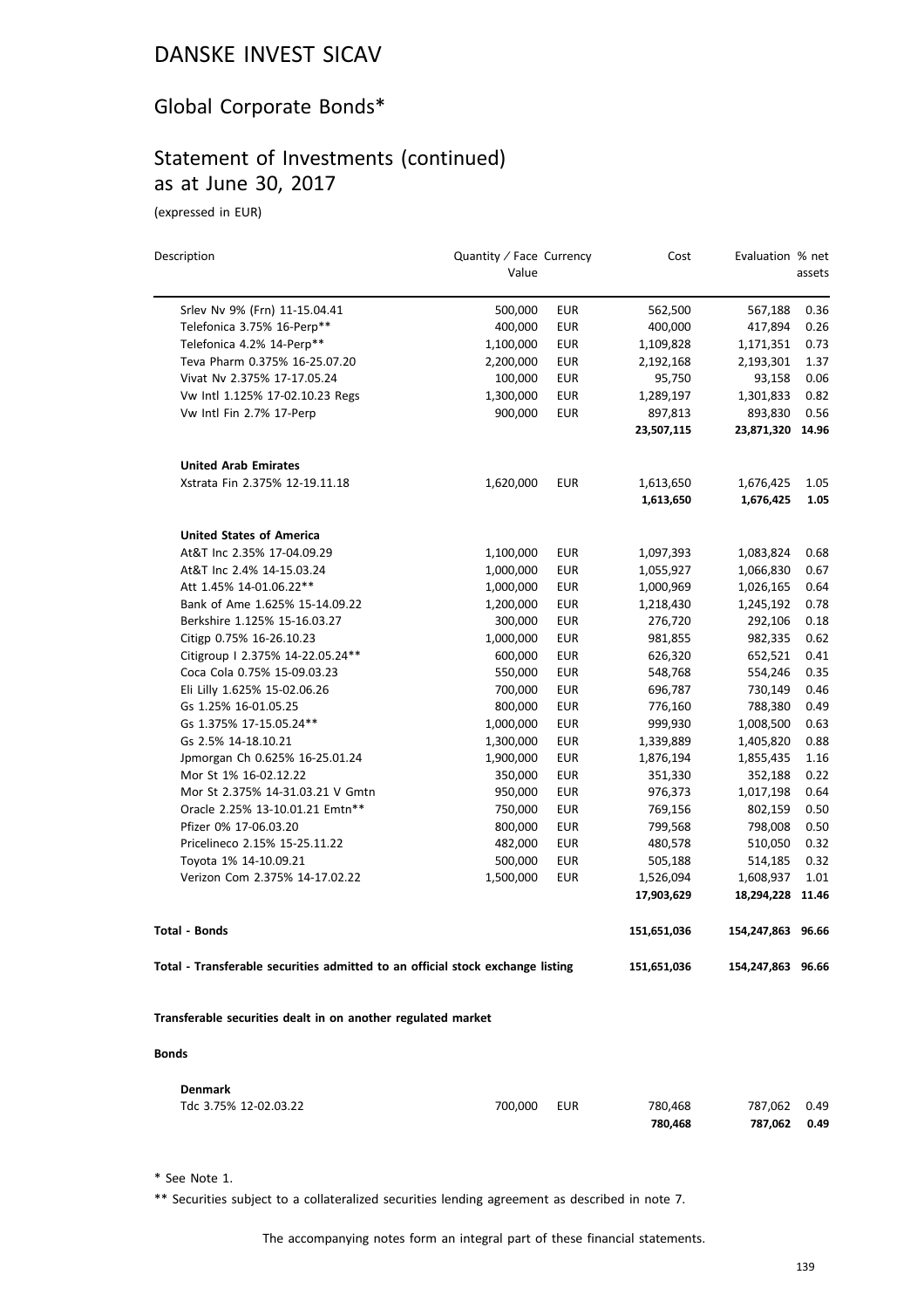# DANSKE INVEST SICAV

## Global Corporate Bonds*

## Statement of Investments (continued) as at June 30, 2017

(expressed in EUR)

| Description | Quantity / Face Value | Currency | Cost | Evaluation | % net assets |
|---|---|---|---|---|---|
| Srlev Nv 9% (Frn) 11-15.04.41 | 500,000 | EUR | 562,500 | 567,188 | 0.36 |
| Telefonica 3.75% 16-Perp** | 400,000 | EUR | 400,000 | 417,894 | 0.26 |
| Telefonica 4.2% 14-Perp** | 1,100,000 | EUR | 1,109,828 | 1,171,351 | 0.73 |
| Teva Pharm 0.375% 16-25.07.20 | 2,200,000 | EUR | 2,192,168 | 2,193,301 | 1.37 |
| Vivat Nv 2.375% 17-17.05.24 | 100,000 | EUR | 95,750 | 93,158 | 0.06 |
| Vw Intl 1.125% 17-02.10.23 Regs | 1,300,000 | EUR | 1,289,197 | 1,301,833 | 0.82 |
| Vw Intl Fin 2.7% 17-Perp | 900,000 | EUR | 897,813 | 893,830 | 0.56 |
| | | | **23,507,115** | **23,871,320** | **14.96** |
| **United Arab Emirates** | | | | | |
| Xstrata Fin 2.375% 12-19.11.18 | 1,620,000 | EUR | 1,613,650 | 1,676,425 | 1.05 |
| | | | **1,613,650** | **1,676,425** | **1.05** |
| **United States of America** | | | | | |
| At&T Inc 2.35% 17-04.09.29 | 1,100,000 | EUR | 1,097,393 | 1,083,824 | 0.68 |
| At&T Inc 2.4% 14-15.03.24 | 1,000,000 | EUR | 1,055,927 | 1,066,830 | 0.67 |
| Att 1.45% 14-01.06.22** | 1,000,000 | EUR | 1,000,969 | 1,026,165 | 0.64 |
| Bank of Ame 1.625% 15-14.09.22 | 1,200,000 | EUR | 1,218,430 | 1,245,192 | 0.78 |
| Berkshire 1.125% 15-16.03.27 | 300,000 | EUR | 276,720 | 292,106 | 0.18 |
| Citigp 0.75% 16-26.10.23 | 1,000,000 | EUR | 981,855 | 982,335 | 0.62 |
| Citigroup I 2.375% 14-22.05.24** | 600,000 | EUR | 626,320 | 652,521 | 0.41 |
| Coca Cola 0.75% 15-09.03.23 | 550,000 | EUR | 548,768 | 554,246 | 0.35 |
| Eli Lilly 1.625% 15-02.06.26 | 700,000 | EUR | 696,787 | 730,149 | 0.46 |
| Gs 1.25% 16-01.05.25 | 800,000 | EUR | 776,160 | 788,380 | 0.49 |
| Gs 1.375% 17-15.05.24** | 1,000,000 | EUR | 999,930 | 1,008,500 | 0.63 |
| Gs 2.5% 14-18.10.21 | 1,300,000 | EUR | 1,339,889 | 1,405,820 | 0.88 |
| Jpmorgan Ch 0.625% 16-25.01.24 | 1,900,000 | EUR | 1,876,194 | 1,855,435 | 1.16 |
| Mor St 1% 16-02.12.22 | 350,000 | EUR | 351,330 | 352,188 | 0.22 |
| Mor St 2.375% 14-31.03.21 V Gmtn | 950,000 | EUR | 976,373 | 1,017,198 | 0.64 |
| Oracle 2.25% 13-10.01.21 Emtn** | 750,000 | EUR | 769,156 | 802,159 | 0.50 |
| Pfizer 0% 17-06.03.20 | 800,000 | EUR | 799,568 | 798,008 | 0.50 |
| Pricelineco 2.15% 15-25.11.22 | 482,000 | EUR | 480,578 | 510,050 | 0.32 |
| Toyota 1% 14-10.09.21 | 500,000 | EUR | 505,188 | 514,185 | 0.32 |
| Verizon Com 2.375% 14-17.02.22 | 1,500,000 | EUR | 1,526,094 | 1,608,937 | 1.01 |
| | | | **17,903,629** | **18,294,228** | **11.46** |
| **Total - Bonds** | | | **151,651,036** | **154,247,863** | **96.66** |
| **Total - Transferable securities admitted to an official stock exchange listing** | | | **151,651,036** | **154,247,863** | **96.66** |

**Transferable securities dealt in on another regulated market**

**Bonds**

| Description | Quantity / Face Value | Currency | Cost | Evaluation | % net assets |
|---|---|---|---|---|---|
| **Denmark** | | | | | |
| Tdc 3.75% 12-02.03.22 | 700,000 | EUR | 780,468 | 787,062 | 0.49 |
| | | | **780,468** | **787,062** | **0.49** |

\* See Note 1.

** Securities subject to a collateralized securities lending agreement as described in note 7.

The accompanying notes form an integral part of these financial statements.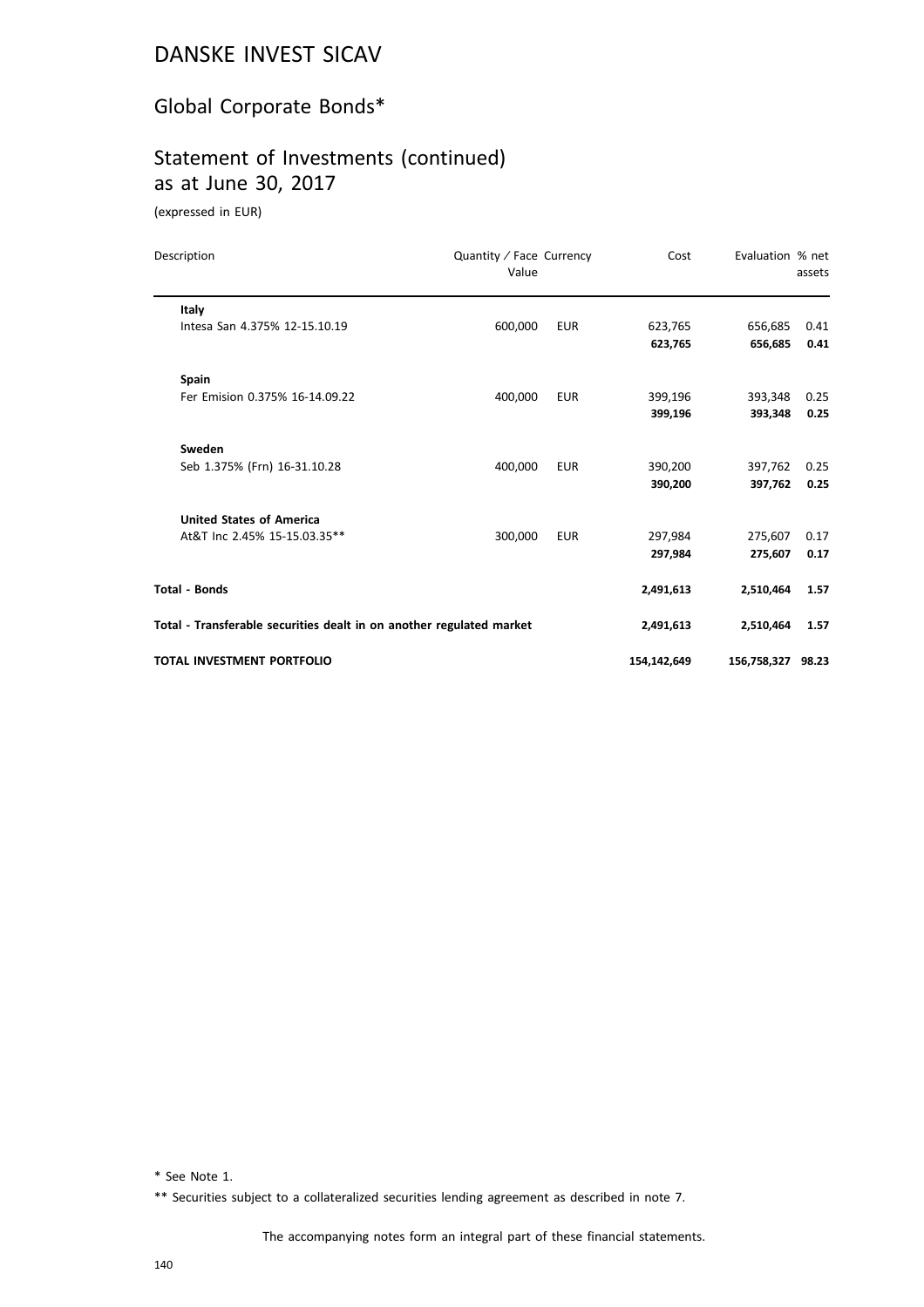# DANSKE INVEST SICAV

## Global Corporate Bonds*

## Statement of Investments (continued) as at June 30, 2017

(expressed in EUR)

| Description | Quantity / Face Value | Currency | Cost | Evaluation | % net assets |
|---|---|---|---|---|---|
| **Italy** | | | | | |
| Intesa San 4.375% 12-15.10.19 | 600,000 | EUR | 623,765 | 656,685 | 0.41 |
| | | | **623,765** | **656,685** | **0.41** |
| **Spain** | | | | | |
| Fer Emision 0.375% 16-14.09.22 | 400,000 | EUR | 399,196 | 393,348 | 0.25 |
| | | | **399,196** | **393,348** | **0.25** |
| **Sweden** | | | | | |
| Seb 1.375% (Frn) 16-31.10.28 | 400,000 | EUR | 390,200 | 397,762 | 0.25 |
| | | | **390,200** | **397,762** | **0.25** |
| **United States of America** | | | | | |
| At&T Inc 2.45% 15-15.03.35** | 300,000 | EUR | 297,984 | 275,607 | 0.17 |
| | | | **297,984** | **275,607** | **0.17** |
| **Total - Bonds** | | | **2,491,613** | **2,510,464** | **1.57** |
| **Total - Transferable securities dealt in on another regulated market** | | | **2,491,613** | **2,510,464** | **1.57** |
| **TOTAL INVESTMENT PORTFOLIO** | | | **154,142,649** | **156,758,327** | **98.23** |

\* See Note 1.

\*\* Securities subject to a collateralized securities lending agreement as described in note 7.

The accompanying notes form an integral part of these financial statements.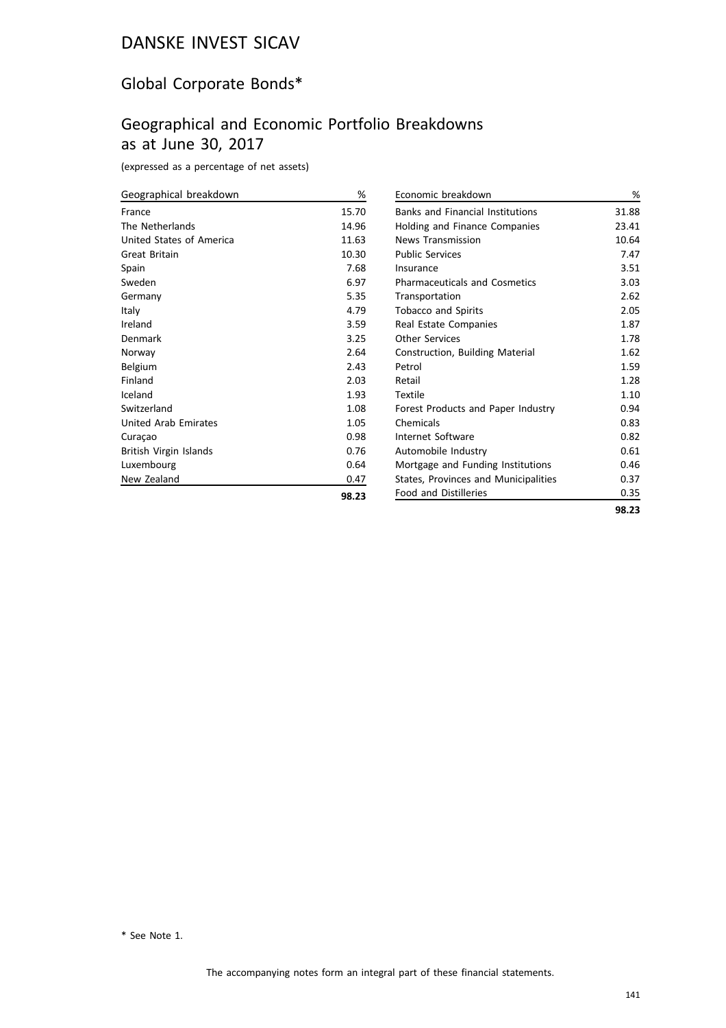# DANSKE INVEST SICAV

## Global Corporate Bonds*

## Geographical and Economic Portfolio Breakdowns as at June 30, 2017

(expressed as a percentage of net assets)

| Geographical breakdown | % |
|---|---|
| France | 15.70 |
| The Netherlands | 14.96 |
| United States of America | 11.63 |
| Great Britain | 10.30 |
| Spain | 7.68 |
| Sweden | 6.97 |
| Germany | 5.35 |
| Italy | 4.79 |
| Ireland | 3.59 |
| Denmark | 3.25 |
| Norway | 2.64 |
| Belgium | 2.43 |
| Finland | 2.03 |
| Iceland | 1.93 |
| Switzerland | 1.08 |
| United Arab Emirates | 1.05 |
| Curaçao | 0.98 |
| British Virgin Islands | 0.76 |
| Luxembourg | 0.64 |
| New Zealand | 0.47 |
| | **98.23** |

| Economic breakdown | % |
|---|---|
| Banks and Financial Institutions | 31.88 |
| Holding and Finance Companies | 23.41 |
| News Transmission | 10.64 |
| Public Services | 7.47 |
| Insurance | 3.51 |
| Pharmaceuticals and Cosmetics | 3.03 |
| Transportation | 2.62 |
| Tobacco and Spirits | 2.05 |
| Real Estate Companies | 1.87 |
| Other Services | 1.78 |
| Construction, Building Material | 1.62 |
| Petrol | 1.59 |
| Retail | 1.28 |
| Textile | 1.10 |
| Forest Products and Paper Industry | 0.94 |
| Chemicals | 0.83 |
| Internet Software | 0.82 |
| Automobile Industry | 0.61 |
| Mortgage and Funding Institutions | 0.46 |
| States, Provinces and Municipalities | 0.37 |
| Food and Distilleries | 0.35 |
| | **98.23** |

* See Note 1.

The accompanying notes form an integral part of these financial statements.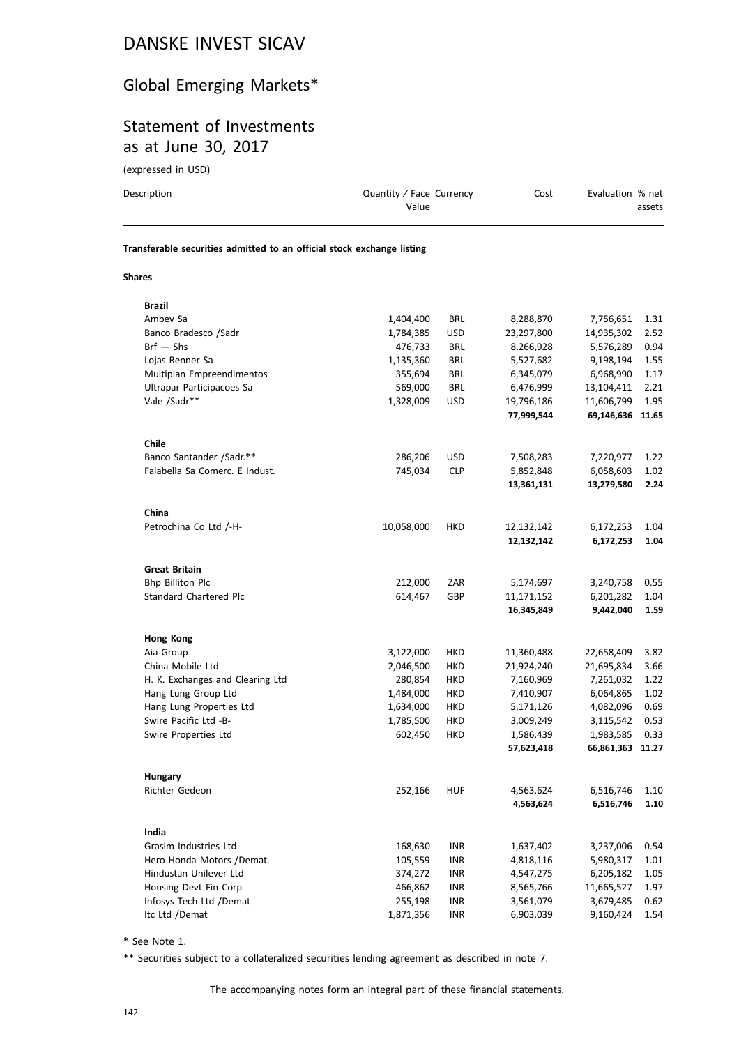# DANSKE INVEST SICAV

## Global Emerging Markets*

## Statement of Investments as at June 30, 2017

(expressed in USD)

| Description | Quantity / Face Value | Currency | Cost | Evaluation | % net assets |
|---|---|---|---|---|---|
| **Transferable securities admitted to an official stock exchange listing** | | | | | |
| **Shares** | | | | | |
| **Brazil** | | | | | |
| Ambev Sa | 1,404,400 | BRL | 8,288,870 | 7,756,651 | 1.31 |
| Banco Bradesco /Sadr | 1,784,385 | USD | 23,297,800 | 14,935,302 | 2.52 |
| Brf — Shs | 476,733 | BRL | 8,266,928 | 5,576,289 | 0.94 |
| Lojas Renner Sa | 1,135,360 | BRL | 5,527,682 | 9,198,194 | 1.55 |
| Multiplan Empreendimentos | 355,694 | BRL | 6,345,079 | 6,968,990 | 1.17 |
| Ultrapar Participacoes Sa | 569,000 | BRL | 6,476,999 | 13,104,411 | 2.21 |
| Vale /Sadr** | 1,328,009 | USD | 19,796,186 | 11,606,799 | 1.95 |
| | | | **77,999,544** | **69,146,636** | **11.65** |
| **Chile** | | | | | |
| Banco Santander /Sadr.** | 286,206 | USD | 7,508,283 | 7,220,977 | 1.22 |
| Falabella Sa Comerc. E Indust. | 745,034 | CLP | 5,852,848 | 6,058,603 | 1.02 |
| | | | **13,361,131** | **13,279,580** | **2.24** |
| **China** | | | | | |
| Petrochina Co Ltd /-H- | 10,058,000 | HKD | 12,132,142 | 6,172,253 | 1.04 |
| | | | **12,132,142** | **6,172,253** | **1.04** |
| **Great Britain** | | | | | |
| Bhp Billiton Plc | 212,000 | ZAR | 5,174,697 | 3,240,758 | 0.55 |
| Standard Chartered Plc | 614,467 | GBP | 11,171,152 | 6,201,282 | 1.04 |
| | | | **16,345,849** | **9,442,040** | **1.59** |
| **Hong Kong** | | | | | |
| Aia Group | 3,122,000 | HKD | 11,360,488 | 22,658,409 | 3.82 |
| China Mobile Ltd | 2,046,500 | HKD | 21,924,240 | 21,695,834 | 3.66 |
| H. K. Exchanges and Clearing Ltd | 280,854 | HKD | 7,160,969 | 7,261,032 | 1.22 |
| Hang Lung Group Ltd | 1,484,000 | HKD | 7,410,907 | 6,064,865 | 1.02 |
| Hang Lung Properties Ltd | 1,634,000 | HKD | 5,171,126 | 4,082,096 | 0.69 |
| Swire Pacific Ltd -B- | 1,785,500 | HKD | 3,009,249 | 3,115,542 | 0.53 |
| Swire Properties Ltd | 602,450 | HKD | 1,586,439 | 1,983,585 | 0.33 |
| | | | **57,623,418** | **66,861,363** | **11.27** |
| **Hungary** | | | | | |
| Richter Gedeon | 252,166 | HUF | 4,563,624 | 6,516,746 | 1.10 |
| | | | **4,563,624** | **6,516,746** | **1.10** |
| **India** | | | | | |
| Grasim Industries Ltd | 168,630 | INR | 1,637,402 | 3,237,006 | 0.54 |
| Hero Honda Motors /Demat. | 105,559 | INR | 4,818,116 | 5,980,317 | 1.01 |
| Hindustan Unilever Ltd | 374,272 | INR | 4,547,275 | 6,205,182 | 1.05 |
| Housing Devt Fin Corp | 466,862 | INR | 8,565,766 | 11,665,527 | 1.97 |
| Infosys Tech Ltd /Demat | 255,198 | INR | 3,561,079 | 3,679,485 | 0.62 |
| Itc Ltd /Demat | 1,871,356 | INR | 6,903,039 | 9,160,424 | 1.54 |

\* See Note 1.

** Securities subject to a collateralized securities lending agreement as described in note 7.

The accompanying notes form an integral part of these financial statements.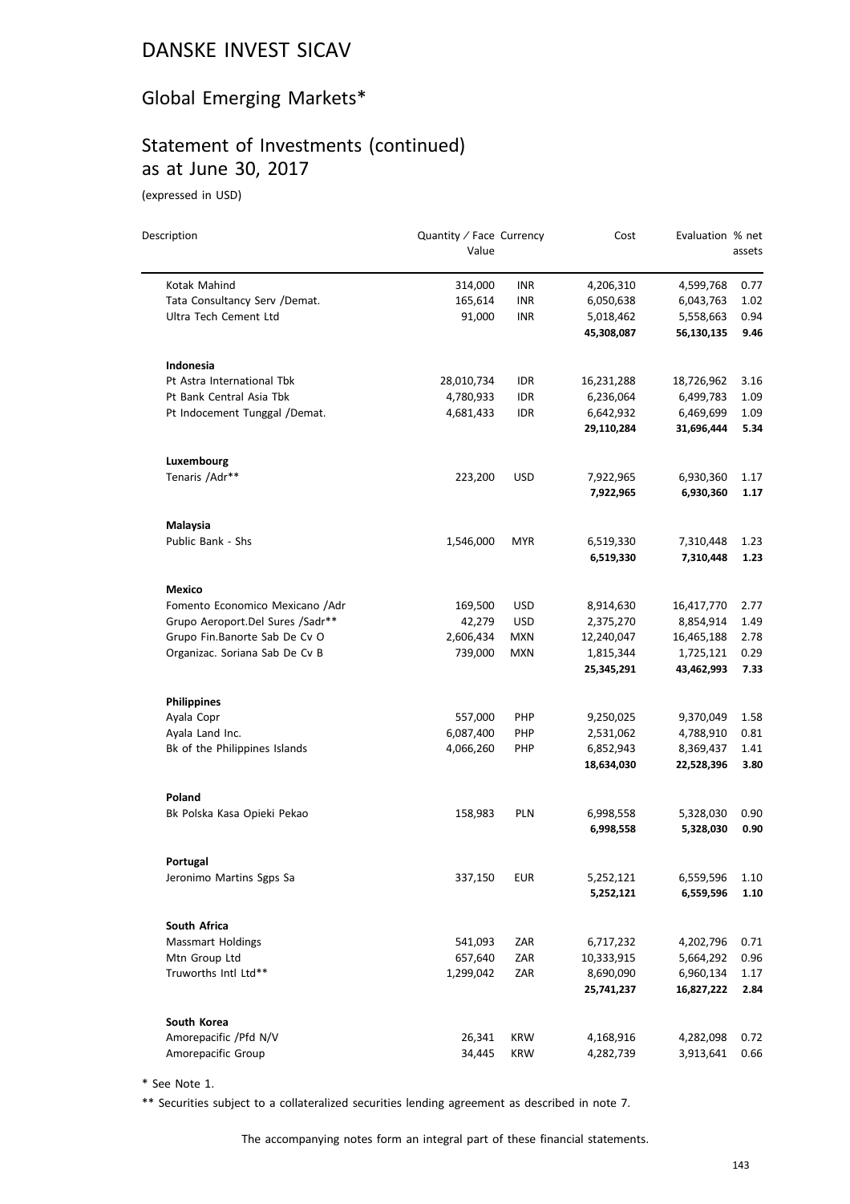# DANSKE INVEST SICAV

## Global Emerging Markets*

## Statement of Investments (continued) as at June 30, 2017

(expressed in USD)

| Description | Quantity / Face Value | Currency | Cost | Evaluation | % net assets |
|---|---|---|---|---|---|
| Kotak Mahind | 314,000 | INR | 4,206,310 | 4,599,768 | 0.77 |
| Tata Consultancy Serv /Demat. | 165,614 | INR | 6,050,638 | 6,043,763 | 1.02 |
| Ultra Tech Cement Ltd | 91,000 | INR | 5,018,462 | 5,558,663 | 0.94 |
| | | | **45,308,087** | **56,130,135** | **9.46** |
| **Indonesia** | | | | | |
| Pt Astra International Tbk | 28,010,734 | IDR | 16,231,288 | 18,726,962 | 3.16 |
| Pt Bank Central Asia Tbk | 4,780,933 | IDR | 6,236,064 | 6,499,783 | 1.09 |
| Pt Indocement Tunggal /Demat. | 4,681,433 | IDR | 6,642,932 | 6,469,699 | 1.09 |
| | | | **29,110,284** | **31,696,444** | **5.34** |
| **Luxembourg** | | | | | |
| Tenaris /Adr** | 223,200 | USD | 7,922,965 | 6,930,360 | 1.17 |
| | | | **7,922,965** | **6,930,360** | **1.17** |
| **Malaysia** | | | | | |
| Public Bank - Shs | 1,546,000 | MYR | 6,519,330 | 7,310,448 | 1.23 |
| | | | **6,519,330** | **7,310,448** | **1.23** |
| **Mexico** | | | | | |
| Fomento Economico Mexicano /Adr | 169,500 | USD | 8,914,630 | 16,417,770 | 2.77 |
| Grupo Aeroport.Del Sures /Sadr** | 42,279 | USD | 2,375,270 | 8,854,914 | 1.49 |
| Grupo Fin.Banorte Sab De Cv O | 2,606,434 | MXN | 12,240,047 | 16,465,188 | 2.78 |
| Organizac. Soriana Sab De Cv B | 739,000 | MXN | 1,815,344 | 1,725,121 | 0.29 |
| | | | **25,345,291** | **43,462,993** | **7.33** |
| **Philippines** | | | | | |
| Ayala Copr | 557,000 | PHP | 9,250,025 | 9,370,049 | 1.58 |
| Ayala Land Inc. | 6,087,400 | PHP | 2,531,062 | 4,788,910 | 0.81 |
| Bk of the Philippines Islands | 4,066,260 | PHP | 6,852,943 | 8,369,437 | 1.41 |
| | | | **18,634,030** | **22,528,396** | **3.80** |
| **Poland** | | | | | |
| Bk Polska Kasa Opieki Pekao | 158,983 | PLN | 6,998,558 | 5,328,030 | 0.90 |
| | | | **6,998,558** | **5,328,030** | **0.90** |
| **Portugal** | | | | | |
| Jeronimo Martins Sgps Sa | 337,150 | EUR | 5,252,121 | 6,559,596 | 1.10 |
| | | | **5,252,121** | **6,559,596** | **1.10** |
| **South Africa** | | | | | |
| Massmart Holdings | 541,093 | ZAR | 6,717,232 | 4,202,796 | 0.71 |
| Mtn Group Ltd | 657,640 | ZAR | 10,333,915 | 5,664,292 | 0.96 |
| Truworths Intl Ltd** | 1,299,042 | ZAR | 8,690,090 | 6,960,134 | 1.17 |
| | | | **25,741,237** | **16,827,222** | **2.84** |
| **South Korea** | | | | | |
| Amorepacific /Pfd N/V | 26,341 | KRW | 4,168,916 | 4,282,098 | 0.72 |
| Amorepacific Group | 34,445 | KRW | 4,282,739 | 3,913,641 | 0.66 |

* See Note 1.

** Securities subject to a collateralized securities lending agreement as described in note 7.

The accompanying notes form an integral part of these financial statements.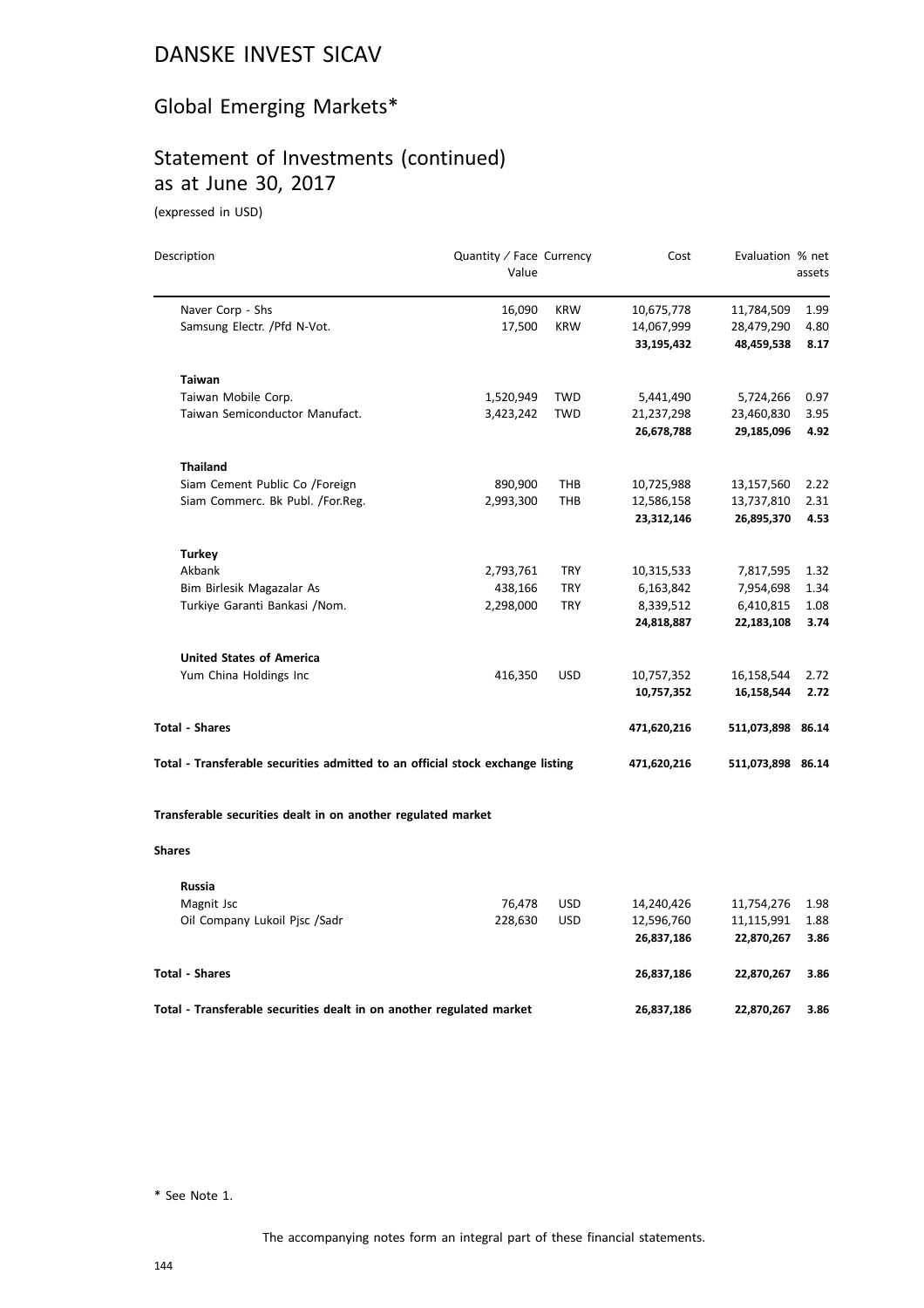# DANSKE INVEST SICAV

## Global Emerging Markets*

## Statement of Investments (continued) as at June 30, 2017

(expressed in USD)

| Description | Quantity / Face Value | Currency | Cost | Evaluation | % net assets |
|---|---|---|---|---|---|
| Naver Corp - Shs | 16,090 | KRW | 10,675,778 | 11,784,509 | 1.99 |
| Samsung Electr. /Pfd N-Vot. | 17,500 | KRW | 14,067,999 | 28,479,290 | 4.80 |
| | | | **33,195,432** | **48,459,538** | **8.17** |
| **Taiwan** | | | | | |
| Taiwan Mobile Corp. | 1,520,949 | TWD | 5,441,490 | 5,724,266 | 0.97 |
| Taiwan Semiconductor Manufact. | 3,423,242 | TWD | 21,237,298 | 23,460,830 | 3.95 |
| | | | **26,678,788** | **29,185,096** | **4.92** |
| **Thailand** | | | | | |
| Siam Cement Public Co /Foreign | 890,900 | THB | 10,725,988 | 13,157,560 | 2.22 |
| Siam Commerc. Bk Publ. /For.Reg. | 2,993,300 | THB | 12,586,158 | 13,737,810 | 2.31 |
| | | | **23,312,146** | **26,895,370** | **4.53** |
| **Turkey** | | | | | |
| Akbank | 2,793,761 | TRY | 10,315,533 | 7,817,595 | 1.32 |
| Bim Birlesik Magazalar As | 438,166 | TRY | 6,163,842 | 7,954,698 | 1.34 |
| Turkiye Garanti Bankasi /Nom. | 2,298,000 | TRY | 8,339,512 | 6,410,815 | 1.08 |
| | | | **24,818,887** | **22,183,108** | **3.74** |
| **United States of America** | | | | | |
| Yum China Holdings Inc | 416,350 | USD | 10,757,352 | 16,158,544 | 2.72 |
| | | | **10,757,352** | **16,158,544** | **2.72** |
| **Total - Shares** | | | **471,620,216** | **511,073,898** | **86.14** |
| **Total - Transferable securities admitted to an official stock exchange listing** | | | **471,620,216** | **511,073,898** | **86.14** |
| **Transferable securities dealt in on another regulated market** | | | | | |
| **Shares** | | | | | |
| **Russia** | | | | | |
| Magnit Jsc | 76,478 | USD | 14,240,426 | 11,754,276 | 1.98 |
| Oil Company Lukoil Pjsc /Sadr | 228,630 | USD | 12,596,760 | 11,115,991 | 1.88 |
| | | | **26,837,186** | **22,870,267** | **3.86** |
| **Total - Shares** | | | **26,837,186** | **22,870,267** | **3.86** |
| **Total - Transferable securities dealt in on another regulated market** | | | **26,837,186** | **22,870,267** | **3.86** |

* See Note 1.

The accompanying notes form an integral part of these financial statements.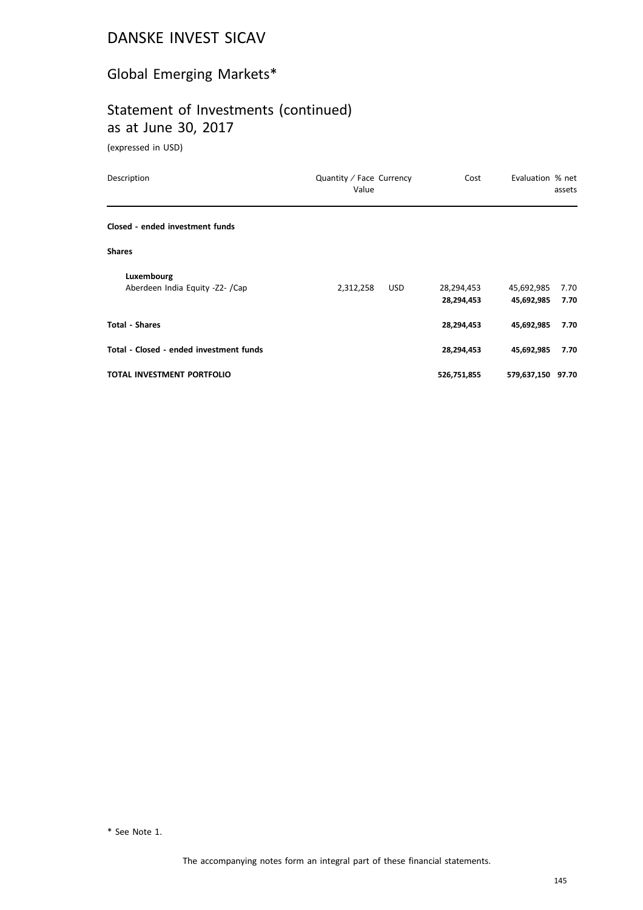# DANSKE INVEST SICAV

## Global Emerging Markets*

## Statement of Investments (continued) as at June 30, 2017

(expressed in USD)

| Description | Quantity / Face Value | Currency | Cost | Evaluation | % net assets |
|---|---|---|---|---|---|
| **Closed - ended investment funds** | | | | | |
| **Shares** | | | | | |
| **Luxembourg** | | | | | |
| Aberdeen India Equity -Z2- /Cap | 2,312,258 | USD | 28,294,453 | 45,692,985 | 7.70 |
| | | | **28,294,453** | **45,692,985** | **7.70** |
| **Total - Shares** | | | **28,294,453** | **45,692,985** | **7.70** |
| **Total - Closed - ended investment funds** | | | **28,294,453** | **45,692,985** | **7.70** |
| **TOTAL INVESTMENT PORTFOLIO** | | | **526,751,855** | **579,637,150** | **97.70** |

* See Note 1.

The accompanying notes form an integral part of these financial statements.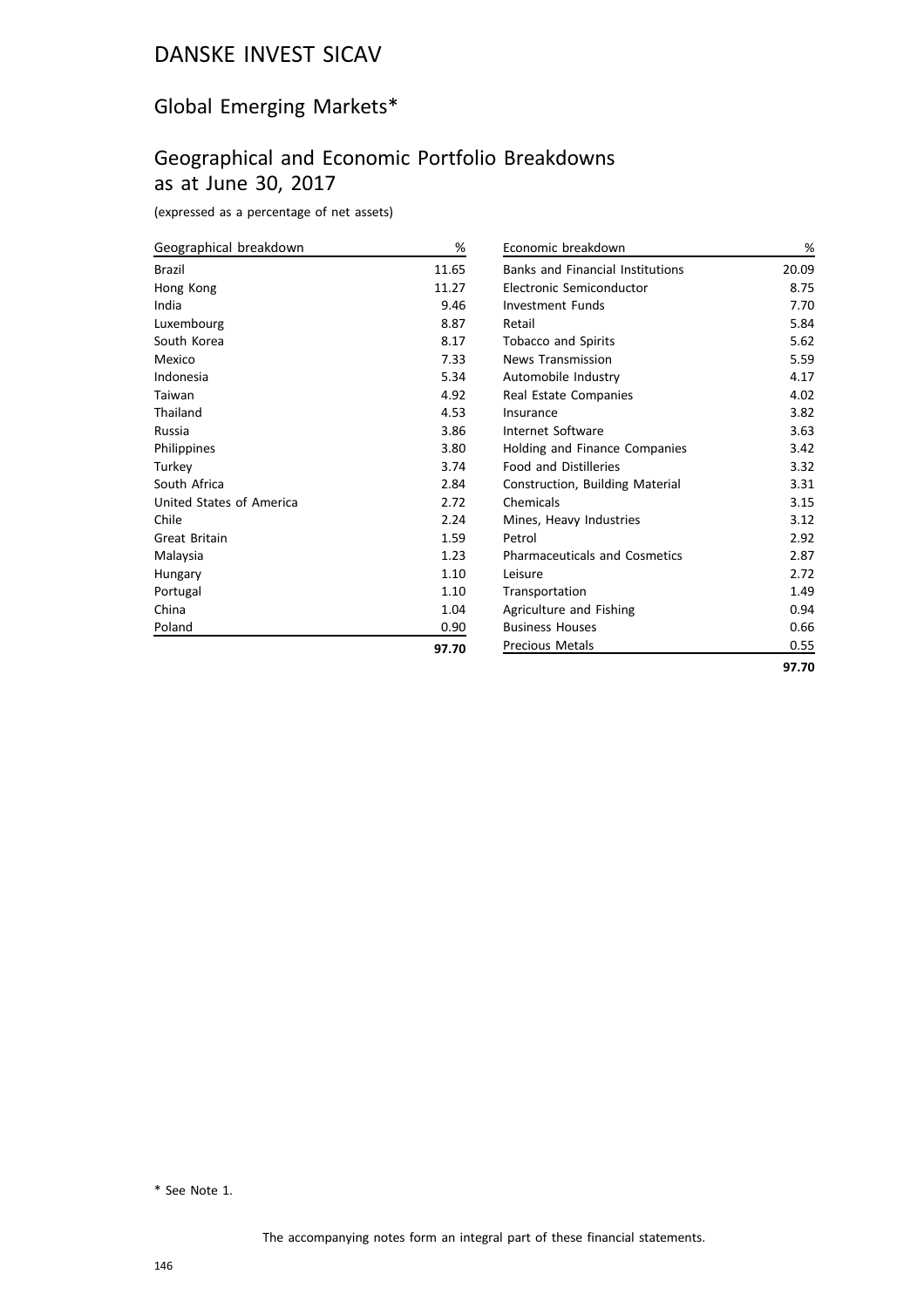# DANSKE INVEST SICAV

## Global Emerging Markets*

## Geographical and Economic Portfolio Breakdowns as at June 30, 2017

(expressed as a percentage of net assets)

| Geographical breakdown | % |
|---|---|
| Brazil | 11.65 |
| Hong Kong | 11.27 |
| India | 9.46 |
| Luxembourg | 8.87 |
| South Korea | 8.17 |
| Mexico | 7.33 |
| Indonesia | 5.34 |
| Taiwan | 4.92 |
| Thailand | 4.53 |
| Russia | 3.86 |
| Philippines | 3.80 |
| Turkey | 3.74 |
| South Africa | 2.84 |
| United States of America | 2.72 |
| Chile | 2.24 |
| Great Britain | 1.59 |
| Malaysia | 1.23 |
| Hungary | 1.10 |
| Portugal | 1.10 |
| China | 1.04 |
| Poland | 0.90 |
| | **97.70** |

| Economic breakdown | % |
|---|---|
| Banks and Financial Institutions | 20.09 |
| Electronic Semiconductor | 8.75 |
| Investment Funds | 7.70 |
| Retail | 5.84 |
| Tobacco and Spirits | 5.62 |
| News Transmission | 5.59 |
| Automobile Industry | 4.17 |
| Real Estate Companies | 4.02 |
| Insurance | 3.82 |
| Internet Software | 3.63 |
| Holding and Finance Companies | 3.42 |
| Food and Distilleries | 3.32 |
| Construction, Building Material | 3.31 |
| Chemicals | 3.15 |
| Mines, Heavy Industries | 3.12 |
| Petrol | 2.92 |
| Pharmaceuticals and Cosmetics | 2.87 |
| Leisure | 2.72 |
| Transportation | 1.49 |
| Agriculture and Fishing | 0.94 |
| Business Houses | 0.66 |
| Precious Metals | 0.55 |
| | **97.70** |

* See Note 1.

The accompanying notes form an integral part of these financial statements.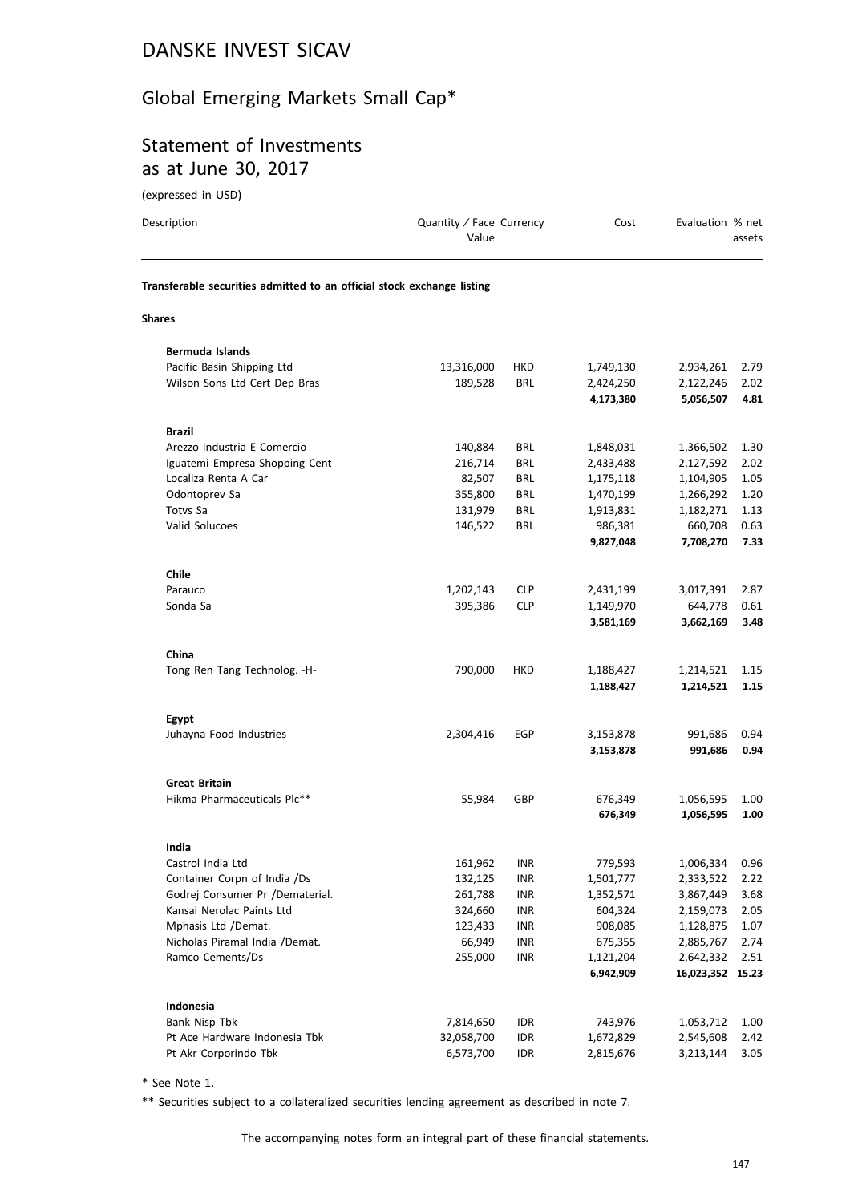# DANSKE INVEST SICAV

## Global Emerging Markets Small Cap*

## Statement of Investments
## as at June 30, 2017

(expressed in USD)

| Description | Quantity / Face Value | Currency | Cost | Evaluation | % net assets |
|---|---|---|---|---|---|
| **Transferable securities admitted to an official stock exchange listing** | | | | | |
| **Shares** | | | | | |
| **Bermuda Islands** | | | | | |
| Pacific Basin Shipping Ltd | 13,316,000 | HKD | 1,749,130 | 2,934,261 | 2.79 |
| Wilson Sons Ltd Cert Dep Bras | 189,528 | BRL | 2,424,250 | 2,122,246 | 2.02 |
| | | | **4,173,380** | **5,056,507** | **4.81** |
| **Brazil** | | | | | |
| Arezzo Industria E Comercio | 140,884 | BRL | 1,848,031 | 1,366,502 | 1.30 |
| Iguatemi Empresa Shopping Cent | 216,714 | BRL | 2,433,488 | 2,127,592 | 2.02 |
| Localiza Renta A Car | 82,507 | BRL | 1,175,118 | 1,104,905 | 1.05 |
| Odontoprev Sa | 355,800 | BRL | 1,470,199 | 1,266,292 | 1.20 |
| Totvs Sa | 131,979 | BRL | 1,913,831 | 1,182,271 | 1.13 |
| Valid Solucoes | 146,522 | BRL | 986,381 | 660,708 | 0.63 |
| | | | **9,827,048** | **7,708,270** | **7.33** |
| **Chile** | | | | | |
| Parauco | 1,202,143 | CLP | 2,431,199 | 3,017,391 | 2.87 |
| Sonda Sa | 395,386 | CLP | 1,149,970 | 644,778 | 0.61 |
| | | | **3,581,169** | **3,662,169** | **3.48** |
| **China** | | | | | |
| Tong Ren Tang Technolog. -H- | 790,000 | HKD | 1,188,427 | 1,214,521 | 1.15 |
| | | | **1,188,427** | **1,214,521** | **1.15** |
| **Egypt** | | | | | |
| Juhayna Food Industries | 2,304,416 | EGP | 3,153,878 | 991,686 | 0.94 |
| | | | **3,153,878** | **991,686** | **0.94** |
| **Great Britain** | | | | | |
| Hikma Pharmaceuticals Plc** | 55,984 | GBP | 676,349 | 1,056,595 | 1.00 |
| | | | **676,349** | **1,056,595** | **1.00** |
| **India** | | | | | |
| Castrol India Ltd | 161,962 | INR | 779,593 | 1,006,334 | 0.96 |
| Container Corpn of India /Ds | 132,125 | INR | 1,501,777 | 2,333,522 | 2.22 |
| Godrej Consumer Pr /Dematerial. | 261,788 | INR | 1,352,571 | 3,867,449 | 3.68 |
| Kansai Nerolac Paints Ltd | 324,660 | INR | 604,324 | 2,159,073 | 2.05 |
| Mphasis Ltd /Demat. | 123,433 | INR | 908,085 | 1,128,875 | 1.07 |
| Nicholas Piramal India /Demat. | 66,949 | INR | 675,355 | 2,885,767 | 2.74 |
| Ramco Cements/Ds | 255,000 | INR | 1,121,204 | 2,642,332 | 2.51 |
| | | | **6,942,909** | **16,023,352** | **15.23** |
| **Indonesia** | | | | | |
| Bank Nisp Tbk | 7,814,650 | IDR | 743,976 | 1,053,712 | 1.00 |
| Pt Ace Hardware Indonesia Tbk | 32,058,700 | IDR | 1,672,829 | 2,545,608 | 2.42 |
| Pt Akr Corporindo Tbk | 6,573,700 | IDR | 2,815,676 | 3,213,144 | 3.05 |

* See Note 1.

** Securities subject to a collateralized securities lending agreement as described in note 7.

The accompanying notes form an integral part of these financial statements.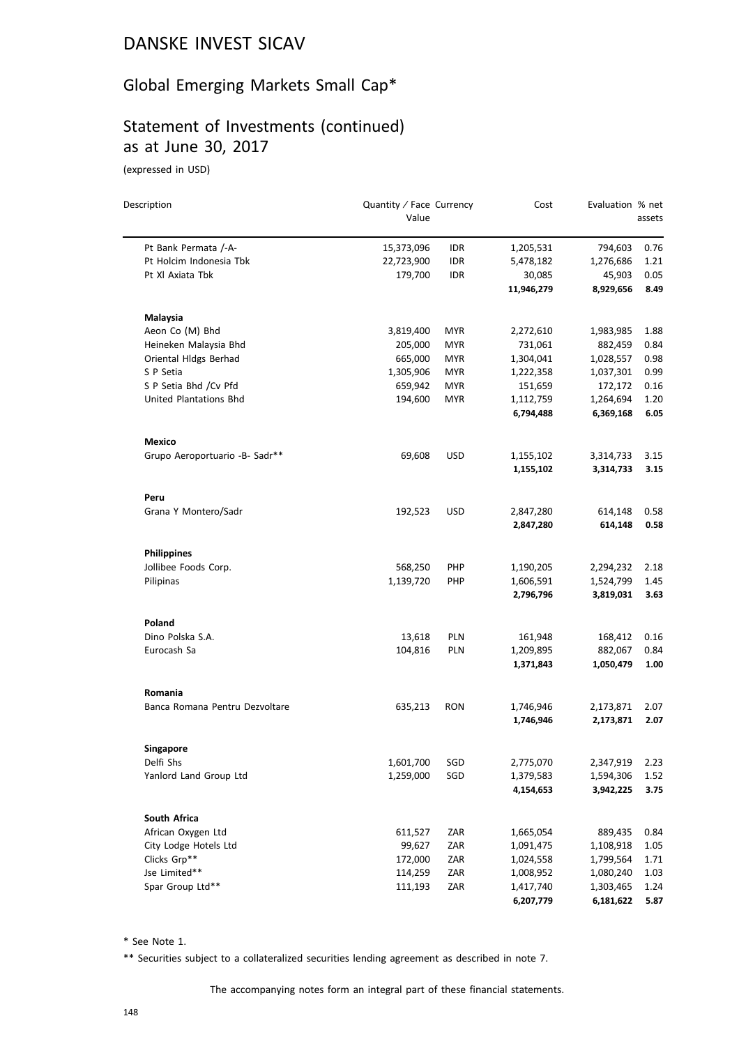# DANSKE INVEST SICAV

## Global Emerging Markets Small Cap*

## Statement of Investments (continued) as at June 30, 2017

(expressed in USD)

| Description | Quantity / Face Value | Currency | Cost | Evaluation | % net assets |
|---|---|---|---|---|---|
| Pt Bank Permata /-A- | 15,373,096 | IDR | 1,205,531 | 794,603 | 0.76 |
| Pt Holcim Indonesia Tbk | 22,723,900 | IDR | 5,478,182 | 1,276,686 | 1.21 |
| Pt Xl Axiata Tbk | 179,700 | IDR | 30,085 | 45,903 | 0.05 |
| | | | **11,946,279** | **8,929,656** | **8.49** |
| **Malaysia** | | | | | |
| Aeon Co (M) Bhd | 3,819,400 | MYR | 2,272,610 | 1,983,985 | 1.88 |
| Heineken Malaysia Bhd | 205,000 | MYR | 731,061 | 882,459 | 0.84 |
| Oriental Hldgs Berhad | 665,000 | MYR | 1,304,041 | 1,028,557 | 0.98 |
| S P Setia | 1,305,906 | MYR | 1,222,358 | 1,037,301 | 0.99 |
| S P Setia Bhd /Cv Pfd | 659,942 | MYR | 151,659 | 172,172 | 0.16 |
| United Plantations Bhd | 194,600 | MYR | 1,112,759 | 1,264,694 | 1.20 |
| | | | **6,794,488** | **6,369,168** | **6.05** |
| **Mexico** | | | | | |
| Grupo Aeroportuario -B- Sadr** | 69,608 | USD | 1,155,102 | 3,314,733 | 3.15 |
| | | | **1,155,102** | **3,314,733** | **3.15** |
| **Peru** | | | | | |
| Grana Y Montero/Sadr | 192,523 | USD | 2,847,280 | 614,148 | 0.58 |
| | | | **2,847,280** | **614,148** | **0.58** |
| **Philippines** | | | | | |
| Jollibee Foods Corp. | 568,250 | PHP | 1,190,205 | 2,294,232 | 2.18 |
| Pilipinas | 1,139,720 | PHP | 1,606,591 | 1,524,799 | 1.45 |
| | | | **2,796,796** | **3,819,031** | **3.63** |
| **Poland** | | | | | |
| Dino Polska S.A. | 13,618 | PLN | 161,948 | 168,412 | 0.16 |
| Eurocash Sa | 104,816 | PLN | 1,209,895 | 882,067 | 0.84 |
| | | | **1,371,843** | **1,050,479** | **1.00** |
| **Romania** | | | | | |
| Banca Romana Pentru Dezvoltare | 635,213 | RON | 1,746,946 | 2,173,871 | 2.07 |
| | | | **1,746,946** | **2,173,871** | **2.07** |
| **Singapore** | | | | | |
| Delfi Shs | 1,601,700 | SGD | 2,775,070 | 2,347,919 | 2.23 |
| Yanlord Land Group Ltd | 1,259,000 | SGD | 1,379,583 | 1,594,306 | 1.52 |
| | | | **4,154,653** | **3,942,225** | **3.75** |
| **South Africa** | | | | | |
| African Oxygen Ltd | 611,527 | ZAR | 1,665,054 | 889,435 | 0.84 |
| City Lodge Hotels Ltd | 99,627 | ZAR | 1,091,475 | 1,108,918 | 1.05 |
| Clicks Grp** | 172,000 | ZAR | 1,024,558 | 1,799,564 | 1.71 |
| Jse Limited** | 114,259 | ZAR | 1,008,952 | 1,080,240 | 1.03 |
| Spar Group Ltd** | 111,193 | ZAR | 1,417,740 | 1,303,465 | 1.24 |
| | | | **6,207,779** | **6,181,622** | **5.87** |

\* See Note 1.

\*\* Securities subject to a collateralized securities lending agreement as described in note 7.

The accompanying notes form an integral part of these financial statements.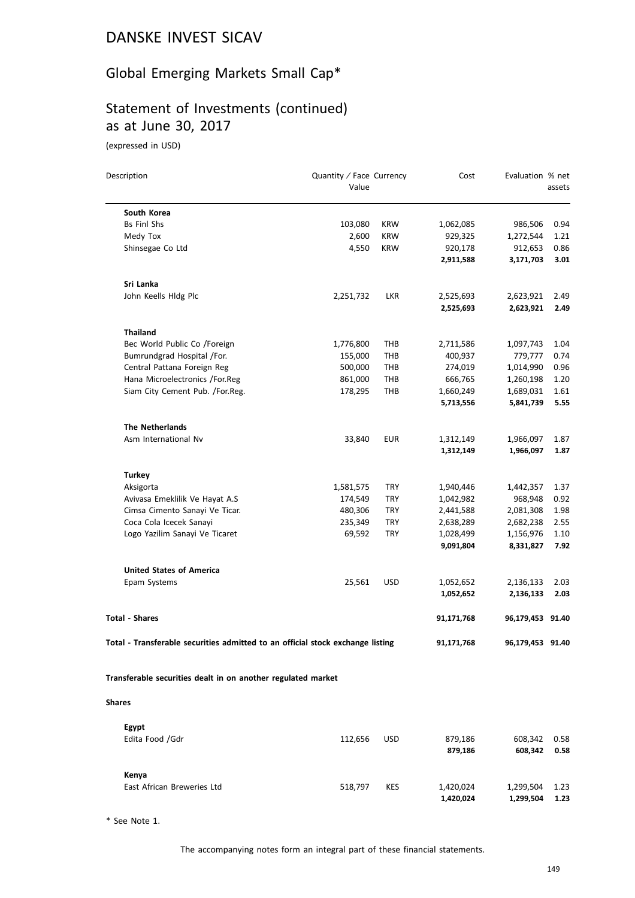# DANSKE INVEST SICAV

## Global Emerging Markets Small Cap*

## Statement of Investments (continued) as at June 30, 2017

(expressed in USD)

| Description | Quantity / Face Value | Currency | Cost | Evaluation | % net assets |
|---|---|---|---|---|---|
| **South Korea** | | | | | |
| Bs Finl Shs | 103,080 | KRW | 1,062,085 | 986,506 | 0.94 |
| Medy Tox | 2,600 | KRW | 929,325 | 1,272,544 | 1.21 |
| Shinsegae Co Ltd | 4,550 | KRW | 920,178 | 912,653 | 0.86 |
| | | | **2,911,588** | **3,171,703** | **3.01** |
| **Sri Lanka** | | | | | |
| John Keells Hldg Plc | 2,251,732 | LKR | 2,525,693 | 2,623,921 | 2.49 |
| | | | **2,525,693** | **2,623,921** | **2.49** |
| **Thailand** | | | | | |
| Bec World Public Co /Foreign | 1,776,800 | THB | 2,711,586 | 1,097,743 | 1.04 |
| Bumrundgrad Hospital /For. | 155,000 | THB | 400,937 | 779,777 | 0.74 |
| Central Pattana Foreign Reg | 500,000 | THB | 274,019 | 1,014,990 | 0.96 |
| Hana Microelectronics /For.Reg | 861,000 | THB | 666,765 | 1,260,198 | 1.20 |
| Siam City Cement Pub. /For.Reg. | 178,295 | THB | 1,660,249 | 1,689,031 | 1.61 |
| | | | **5,713,556** | **5,841,739** | **5.55** |
| **The Netherlands** | | | | | |
| Asm International Nv | 33,840 | EUR | 1,312,149 | 1,966,097 | 1.87 |
| | | | **1,312,149** | **1,966,097** | **1.87** |
| **Turkey** | | | | | |
| Aksigorta | 1,581,575 | TRY | 1,940,446 | 1,442,357 | 1.37 |
| Avivasa Emeklilik Ve Hayat A.S | 174,549 | TRY | 1,042,982 | 968,948 | 0.92 |
| Cimsa Cimento Sanayi Ve Ticar. | 480,306 | TRY | 2,441,588 | 2,081,308 | 1.98 |
| Coca Cola Icecek Sanayi | 235,349 | TRY | 2,638,289 | 2,682,238 | 2.55 |
| Logo Yazilim Sanayi Ve Ticaret | 69,592 | TRY | 1,028,499 | 1,156,976 | 1.10 |
| | | | **9,091,804** | **8,331,827** | **7.92** |
| **United States of America** | | | | | |
| Epam Systems | 25,561 | USD | 1,052,652 | 2,136,133 | 2.03 |
| | | | **1,052,652** | **2,136,133** | **2.03** |
| **Total - Shares** | | | **91,171,768** | **96,179,453** | **91.40** |
| **Total - Transferable securities admitted to an official stock exchange listing** | | | **91,171,768** | **96,179,453** | **91.40** |

**Transferable securities dealt in on another regulated market**

**Shares**

| Description | Quantity / Face Value | Currency | Cost | Evaluation | % net assets |
|---|---|---|---|---|---|
| **Egypt** | | | | | |
| Edita Food /Gdr | 112,656 | USD | 879,186 | 608,342 | 0.58 |
| | | | **879,186** | **608,342** | **0.58** |
| **Kenya** | | | | | |
| East African Breweries Ltd | 518,797 | KES | 1,420,024 | 1,299,504 | 1.23 |
| | | | **1,420,024** | **1,299,504** | **1.23** |

\* See Note 1.

The accompanying notes form an integral part of these financial statements.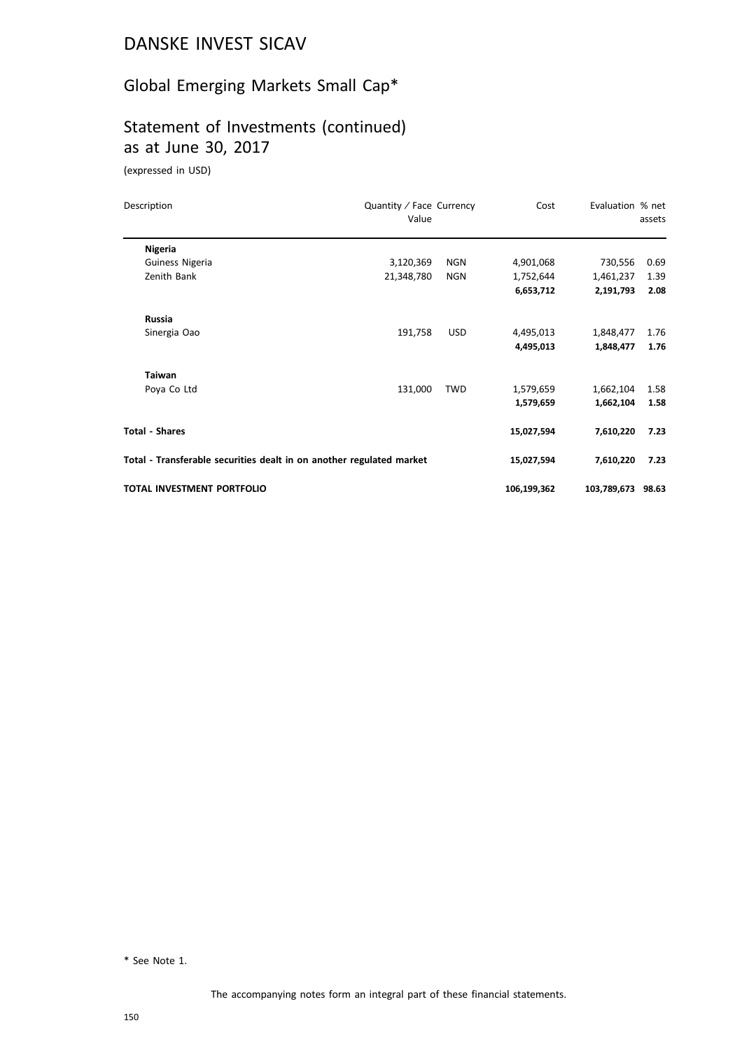# DANSKE INVEST SICAV

## Global Emerging Markets Small Cap*

## Statement of Investments (continued) as at June 30, 2017

(expressed in USD)

| Description | Quantity / Face Value | Currency | Cost | Evaluation | % net assets |
|---|---|---|---|---|---|
| **Nigeria** | | | | | |
| Guiness Nigeria | 3,120,369 | NGN | 4,901,068 | 730,556 | 0.69 |
| Zenith Bank | 21,348,780 | NGN | 1,752,644 | 1,461,237 | 1.39 |
| | | | **6,653,712** | **2,191,793** | **2.08** |
| **Russia** | | | | | |
| Sinergia Oao | 191,758 | USD | 4,495,013 | 1,848,477 | 1.76 |
| | | | **4,495,013** | **1,848,477** | **1.76** |
| **Taiwan** | | | | | |
| Poya Co Ltd | 131,000 | TWD | 1,579,659 | 1,662,104 | 1.58 |
| | | | **1,579,659** | **1,662,104** | **1.58** |
| **Total - Shares** | | | **15,027,594** | **7,610,220** | **7.23** |
| **Total - Transferable securities dealt in on another regulated market** | | | **15,027,594** | **7,610,220** | **7.23** |
| **TOTAL INVESTMENT PORTFOLIO** | | | **106,199,362** | **103,789,673** | **98.63** |

\* See Note 1.

The accompanying notes form an integral part of these financial statements.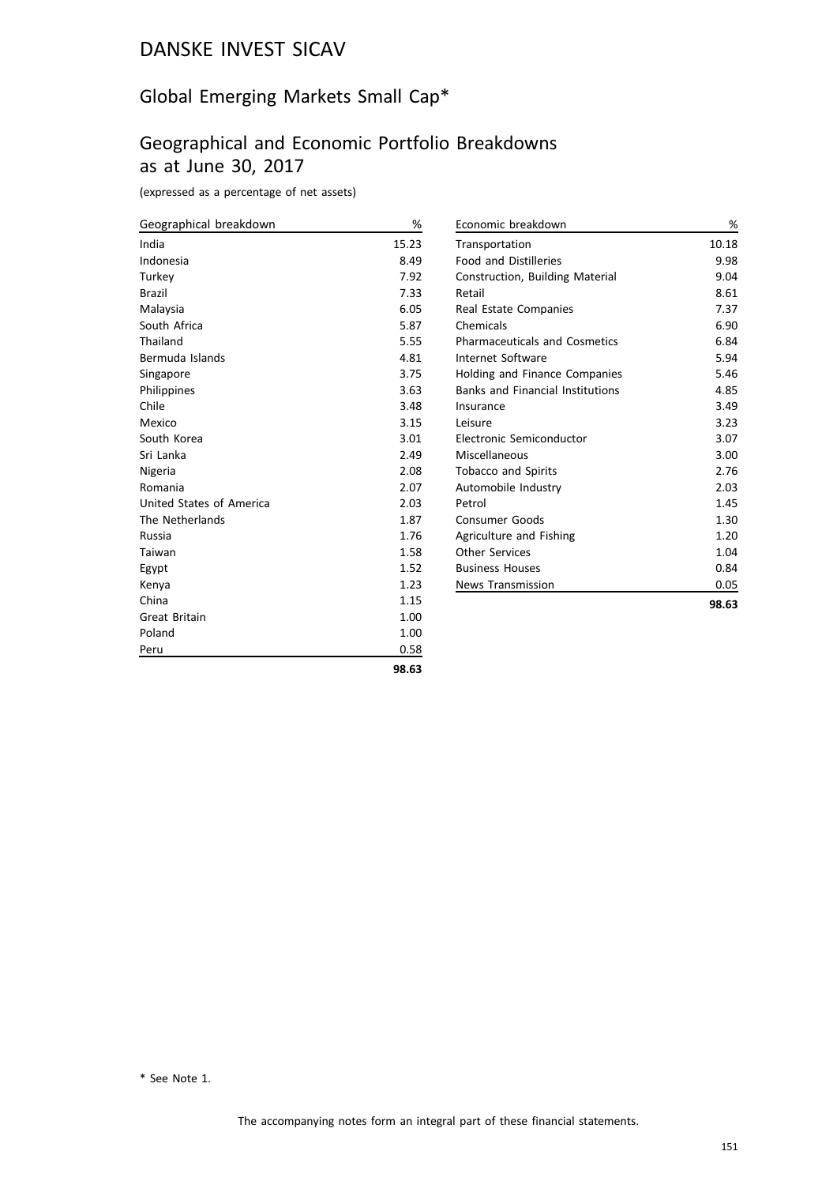# DANSKE INVEST SICAV

## Global Emerging Markets Small Cap*

## Geographical and Economic Portfolio Breakdowns as at June 30, 2017

(expressed as a percentage of net assets)

| Geographical breakdown | % |
|---|---|
| India | 15.23 |
| Indonesia | 8.49 |
| Turkey | 7.92 |
| Brazil | 7.33 |
| Malaysia | 6.05 |
| South Africa | 5.87 |
| Thailand | 5.55 |
| Bermuda Islands | 4.81 |
| Singapore | 3.75 |
| Philippines | 3.63 |
| Chile | 3.48 |
| Mexico | 3.15 |
| South Korea | 3.01 |
| Sri Lanka | 2.49 |
| Nigeria | 2.08 |
| Romania | 2.07 |
| United States of America | 2.03 |
| The Netherlands | 1.87 |
| Russia | 1.76 |
| Taiwan | 1.58 |
| Egypt | 1.52 |
| Kenya | 1.23 |
| China | 1.15 |
| Great Britain | 1.00 |
| Poland | 1.00 |
| Peru | 0.58 |
| | **98.63** |

| Economic breakdown | % |
|---|---|
| Transportation | 10.18 |
| Food and Distilleries | 9.98 |
| Construction, Building Material | 9.04 |
| Retail | 8.61 |
| Real Estate Companies | 7.37 |
| Chemicals | 6.90 |
| Pharmaceuticals and Cosmetics | 6.84 |
| Internet Software | 5.94 |
| Holding and Finance Companies | 5.46 |
| Banks and Financial Institutions | 4.85 |
| Insurance | 3.49 |
| Leisure | 3.23 |
| Electronic Semiconductor | 3.07 |
| Miscellaneous | 3.00 |
| Tobacco and Spirits | 2.76 |
| Automobile Industry | 2.03 |
| Petrol | 1.45 |
| Consumer Goods | 1.30 |
| Agriculture and Fishing | 1.20 |
| Other Services | 1.04 |
| Business Houses | 0.84 |
| News Transmission | 0.05 |
| | **98.63** |

* See Note 1.

The accompanying notes form an integral part of these financial statements.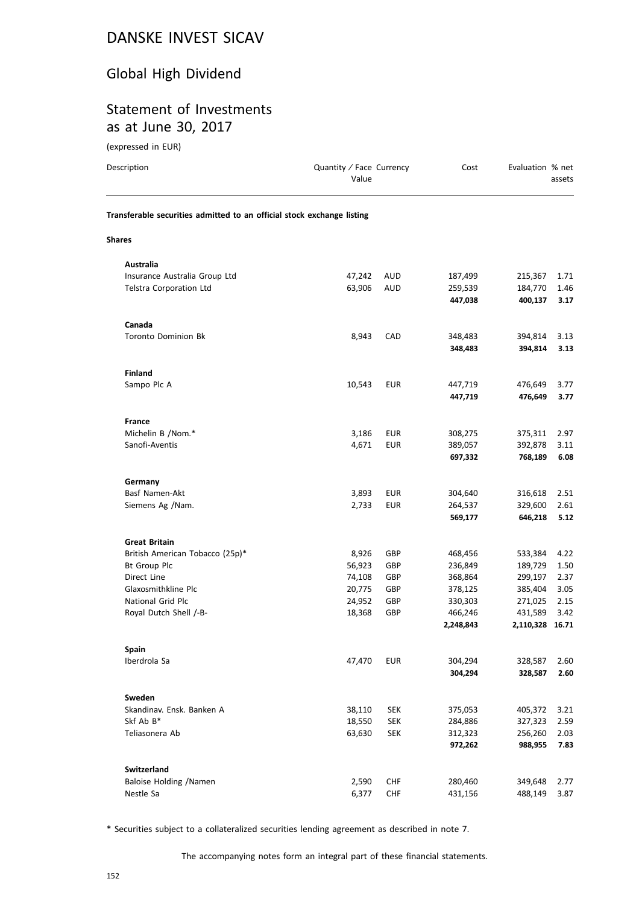# DANSKE INVEST SICAV

## Global High Dividend

## Statement of Investments as at June 30, 2017

(expressed in EUR)

| Description | Quantity / Face Value | Currency | Cost | Evaluation | % net assets |
|---|---|---|---|---|---|
| **Transferable securities admitted to an official stock exchange listing** | | | | | |
| **Shares** | | | | | |
| **Australia** | | | | | |
| Insurance Australia Group Ltd | 47,242 | AUD | 187,499 | 215,367 | 1.71 |
| Telstra Corporation Ltd | 63,906 | AUD | 259,539 | 184,770 | 1.46 |
| | | | **447,038** | **400,137** | **3.17** |
| **Canada** | | | | | |
| Toronto Dominion Bk | 8,943 | CAD | 348,483 | 394,814 | 3.13 |
| | | | **348,483** | **394,814** | **3.13** |
| **Finland** | | | | | |
| Sampo Plc A | 10,543 | EUR | 447,719 | 476,649 | 3.77 |
| | | | **447,719** | **476,649** | **3.77** |
| **France** | | | | | |
| Michelin B /Nom.* | 3,186 | EUR | 308,275 | 375,311 | 2.97 |
| Sanofi-Aventis | 4,671 | EUR | 389,057 | 392,878 | 3.11 |
| | | | **697,332** | **768,189** | **6.08** |
| **Germany** | | | | | |
| Basf Namen-Akt | 3,893 | EUR | 304,640 | 316,618 | 2.51 |
| Siemens Ag /Nam. | 2,733 | EUR | 264,537 | 329,600 | 2.61 |
| | | | **569,177** | **646,218** | **5.12** |
| **Great Britain** | | | | | |
| British American Tobacco (25p)* | 8,926 | GBP | 468,456 | 533,384 | 4.22 |
| Bt Group Plc | 56,923 | GBP | 236,849 | 189,729 | 1.50 |
| Direct Line | 74,108 | GBP | 368,864 | 299,197 | 2.37 |
| Glaxosmithkline Plc | 20,775 | GBP | 378,125 | 385,404 | 3.05 |
| National Grid Plc | 24,952 | GBP | 330,303 | 271,025 | 2.15 |
| Royal Dutch Shell /-B- | 18,368 | GBP | 466,246 | 431,589 | 3.42 |
| | | | **2,248,843** | **2,110,328** | **16.71** |
| **Spain** | | | | | |
| Iberdrola Sa | 47,470 | EUR | 304,294 | 328,587 | 2.60 |
| | | | **304,294** | **328,587** | **2.60** |
| **Sweden** | | | | | |
| Skandinav. Ensk. Banken A | 38,110 | SEK | 375,053 | 405,372 | 3.21 |
| Skf Ab B* | 18,550 | SEK | 284,886 | 327,323 | 2.59 |
| Teliasonera Ab | 63,630 | SEK | 312,323 | 256,260 | 2.03 |
| | | | **972,262** | **988,955** | **7.83** |
| **Switzerland** | | | | | |
| Baloise Holding /Namen | 2,590 | CHF | 280,460 | 349,648 | 2.77 |
| Nestle Sa | 6,377 | CHF | 431,156 | 488,149 | 3.87 |

\* Securities subject to a collateralized securities lending agreement as described in note 7.

The accompanying notes form an integral part of these financial statements.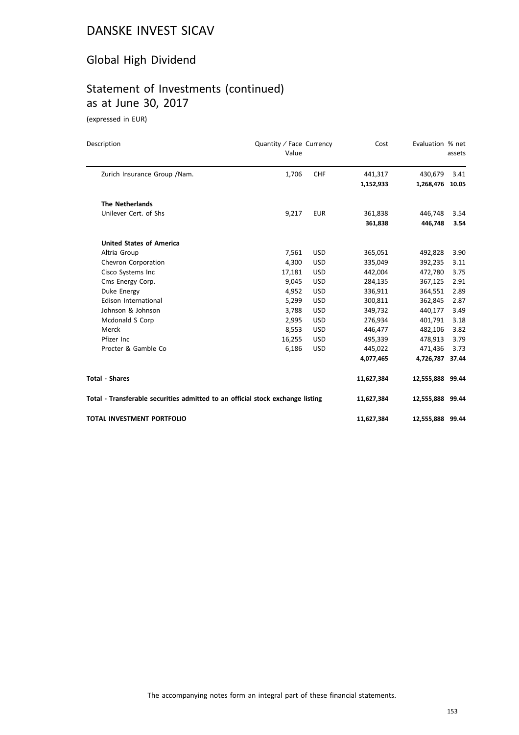# DANSKE INVEST SICAV

## Global High Dividend

## Statement of Investments (continued) as at June 30, 2017

(expressed in EUR)

| Description | Quantity / Face Value | Currency | Cost | Evaluation | % net assets |
|---|---|---|---|---|---|
| Zurich Insurance Group /Nam. | 1,706 | CHF | 441,317 | 430,679 | 3.41 |
| | | | **1,152,933** | **1,268,476** | **10.05** |
| **The Netherlands** | | | | | |
| Unilever Cert. of Shs | 9,217 | EUR | 361,838 | 446,748 | 3.54 |
| | | | **361,838** | **446,748** | **3.54** |
| **United States of America** | | | | | |
| Altria Group | 7,561 | USD | 365,051 | 492,828 | 3.90 |
| Chevron Corporation | 4,300 | USD | 335,049 | 392,235 | 3.11 |
| Cisco Systems Inc | 17,181 | USD | 442,004 | 472,780 | 3.75 |
| Cms Energy Corp. | 9,045 | USD | 284,135 | 367,125 | 2.91 |
| Duke Energy | 4,952 | USD | 336,911 | 364,551 | 2.89 |
| Edison International | 5,299 | USD | 300,811 | 362,845 | 2.87 |
| Johnson & Johnson | 3,788 | USD | 349,732 | 440,177 | 3.49 |
| Mcdonald S Corp | 2,995 | USD | 276,934 | 401,791 | 3.18 |
| Merck | 8,553 | USD | 446,477 | 482,106 | 3.82 |
| Pfizer Inc | 16,255 | USD | 495,339 | 478,913 | 3.79 |
| Procter & Gamble Co | 6,186 | USD | 445,022 | 471,436 | 3.73 |
| | | | **4,077,465** | **4,726,787** | **37.44** |
| **Total - Shares** | | | **11,627,384** | **12,555,888** | **99.44** |
| **Total - Transferable securities admitted to an official stock exchange listing** | | | **11,627,384** | **12,555,888** | **99.44** |
| **TOTAL INVESTMENT PORTFOLIO** | | | **11,627,384** | **12,555,888** | **99.44** |

The accompanying notes form an integral part of these financial statements.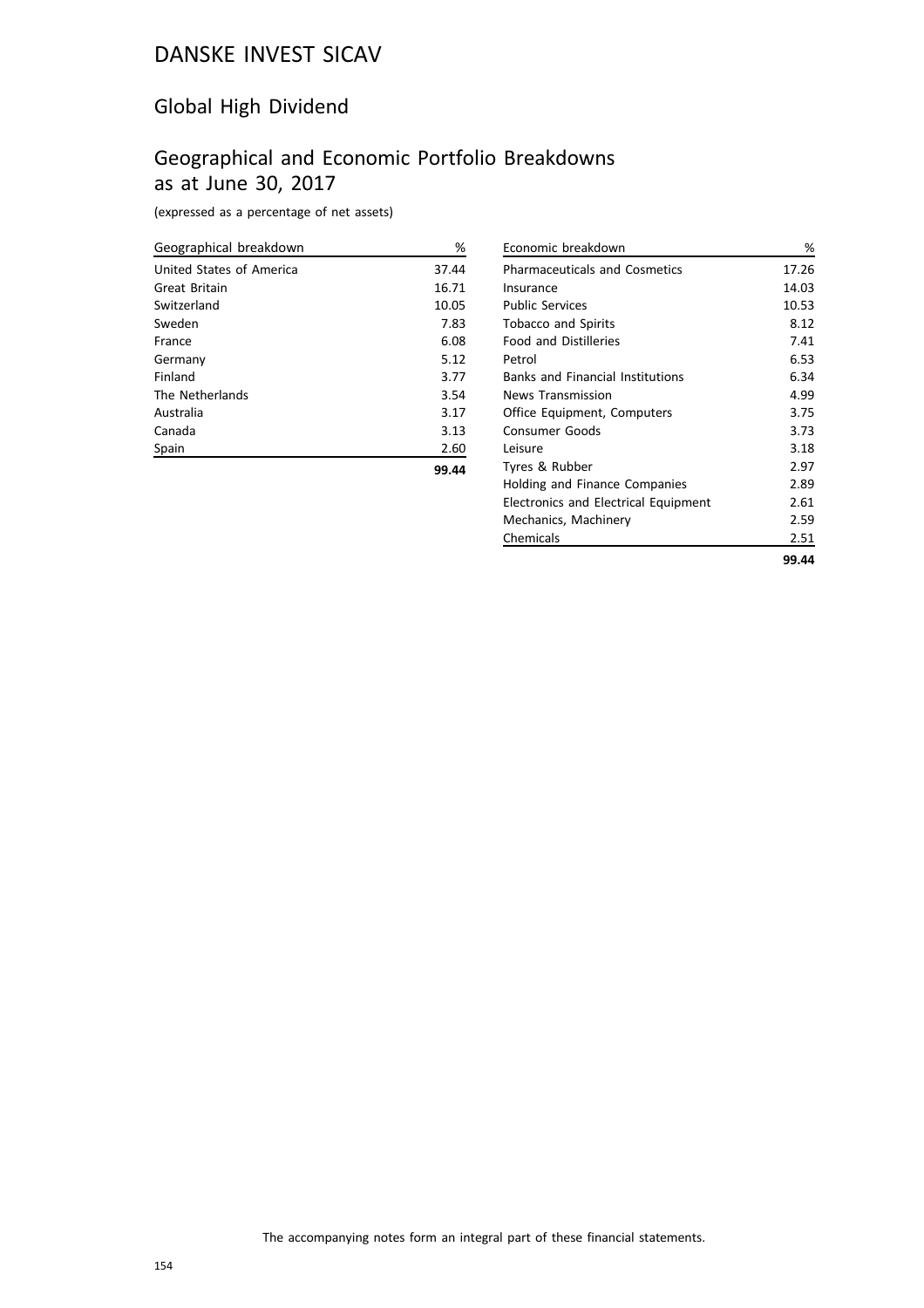# DANSKE INVEST SICAV

## Global High Dividend

## Geographical and Economic Portfolio Breakdowns as at June 30, 2017

(expressed as a percentage of net assets)

| Geographical breakdown | % |
|---|---|
| United States of America | 37.44 |
| Great Britain | 16.71 |
| Switzerland | 10.05 |
| Sweden | 7.83 |
| France | 6.08 |
| Germany | 5.12 |
| Finland | 3.77 |
| The Netherlands | 3.54 |
| Australia | 3.17 |
| Canada | 3.13 |
| Spain | 2.60 |
| | **99.44** |

| Economic breakdown | % |
|---|---|
| Pharmaceuticals and Cosmetics | 17.26 |
| Insurance | 14.03 |
| Public Services | 10.53 |
| Tobacco and Spirits | 8.12 |
| Food and Distilleries | 7.41 |
| Petrol | 6.53 |
| Banks and Financial Institutions | 6.34 |
| News Transmission | 4.99 |
| Office Equipment, Computers | 3.75 |
| Consumer Goods | 3.73 |
| Leisure | 3.18 |
| Tyres & Rubber | 2.97 |
| Holding and Finance Companies | 2.89 |
| Electronics and Electrical Equipment | 2.61 |
| Mechanics, Machinery | 2.59 |
| Chemicals | 2.51 |
| | **99.44** |

The accompanying notes form an integral part of these financial statements.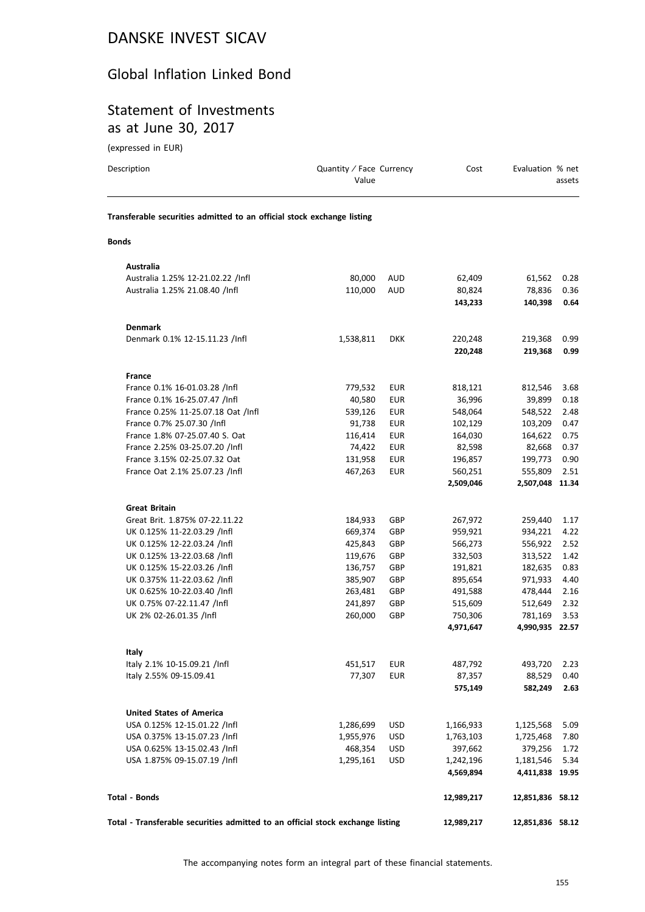# DANSKE INVEST SICAV

## Global Inflation Linked Bond

## Statement of Investments as at June 30, 2017

(expressed in EUR)

| Description | Quantity / Face Value | Currency | Cost | Evaluation | % net assets |
|---|---|---|---|---|---|
| **Transferable securities admitted to an official stock exchange listing** | | | | | |
| **Bonds** | | | | | |
| **Australia** | | | | | |
| Australia 1.25% 12-21.02.22 /Infl | 80,000 | AUD | 62,409 | 61,562 | 0.28 |
| Australia 1.25% 21.08.40 /Infl | 110,000 | AUD | 80,824 | 78,836 | 0.36 |
| | | | **143,233** | **140,398** | **0.64** |
| **Denmark** | | | | | |
| Denmark 0.1% 12-15.11.23 /Infl | 1,538,811 | DKK | 220,248 | 219,368 | 0.99 |
| | | | **220,248** | **219,368** | **0.99** |
| **France** | | | | | |
| France 0.1% 16-01.03.28 /Infl | 779,532 | EUR | 818,121 | 812,546 | 3.68 |
| France 0.1% 16-25.07.47 /Infl | 40,580 | EUR | 36,996 | 39,899 | 0.18 |
| France 0.25% 11-25.07.18 Oat /Infl | 539,126 | EUR | 548,064 | 548,522 | 2.48 |
| France 0.7% 25.07.30 /Infl | 91,738 | EUR | 102,129 | 103,209 | 0.47 |
| France 1.8% 07-25.07.40 S. Oat | 116,414 | EUR | 164,030 | 164,622 | 0.75 |
| France 2.25% 03-25.07.20 /Infl | 74,422 | EUR | 82,598 | 82,668 | 0.37 |
| France 3.15% 02-25.07.32 Oat | 131,958 | EUR | 196,857 | 199,773 | 0.90 |
| France Oat 2.1% 25.07.23 /Infl | 467,263 | EUR | 560,251 | 555,809 | 2.51 |
| | | | **2,509,046** | **2,507,048** | **11.34** |
| **Great Britain** | | | | | |
| Great Brit. 1.875% 07-22.11.22 | 184,933 | GBP | 267,972 | 259,440 | 1.17 |
| UK 0.125% 11-22.03.29 /Infl | 669,374 | GBP | 959,921 | 934,221 | 4.22 |
| UK 0.125% 12-22.03.24 /Infl | 425,843 | GBP | 566,273 | 556,922 | 2.52 |
| UK 0.125% 13-22.03.68 /Infl | 119,676 | GBP | 332,503 | 313,522 | 1.42 |
| UK 0.125% 15-22.03.26 /Infl | 136,757 | GBP | 191,821 | 182,635 | 0.83 |
| UK 0.375% 11-22.03.62 /Infl | 385,907 | GBP | 895,654 | 971,933 | 4.40 |
| UK 0.625% 10-22.03.40 /Infl | 263,481 | GBP | 491,588 | 478,444 | 2.16 |
| UK 0.75% 07-22.11.47 /Infl | 241,897 | GBP | 515,609 | 512,649 | 2.32 |
| UK 2% 02-26.01.35 /Infl | 260,000 | GBP | 750,306 | 781,169 | 3.53 |
| | | | **4,971,647** | **4,990,935** | **22.57** |
| **Italy** | | | | | |
| Italy 2.1% 10-15.09.21 /Infl | 451,517 | EUR | 487,792 | 493,720 | 2.23 |
| Italy 2.55% 09-15.09.41 | 77,307 | EUR | 87,357 | 88,529 | 0.40 |
| | | | **575,149** | **582,249** | **2.63** |
| **United States of America** | | | | | |
| USA 0.125% 12-15.01.22 /Infl | 1,286,699 | USD | 1,166,933 | 1,125,568 | 5.09 |
| USA 0.375% 13-15.07.23 /Infl | 1,955,976 | USD | 1,763,103 | 1,725,468 | 7.80 |
| USA 0.625% 13-15.02.43 /Infl | 468,354 | USD | 397,662 | 379,256 | 1.72 |
| USA 1.875% 09-15.07.19 /Infl | 1,295,161 | USD | 1,242,196 | 1,181,546 | 5.34 |
| | | | **4,569,894** | **4,411,838** | **19.95** |
| **Total - Bonds** | | | **12,989,217** | **12,851,836** | **58.12** |
| **Total - Transferable securities admitted to an official stock exchange listing** | | | **12,989,217** | **12,851,836** | **58.12** |

The accompanying notes form an integral part of these financial statements.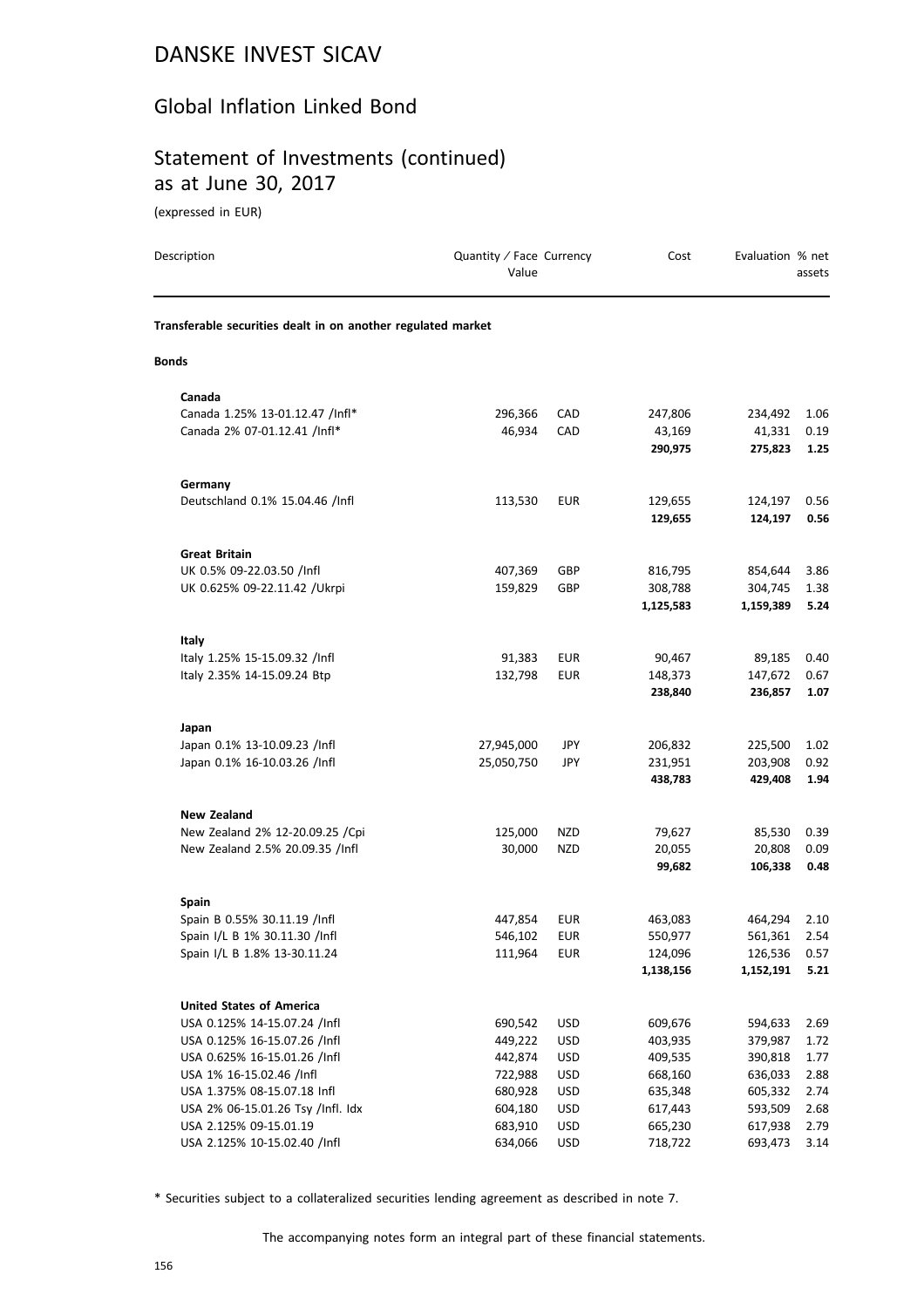# DANSKE INVEST SICAV

## Global Inflation Linked Bond

## Statement of Investments (continued) as at June 30, 2017

(expressed in EUR)

| Description | Quantity / Face Value | Currency | Cost | Evaluation | % net assets |
|---|---|---|---|---|---|
| **Transferable securities dealt in on another regulated market** | | | | | |
| **Bonds** | | | | | |
| **Canada** | | | | | |
| Canada 1.25% 13-01.12.47 /Infl* | 296,366 | CAD | 247,806 | 234,492 | 1.06 |
| Canada 2% 07-01.12.41 /Infl* | 46,934 | CAD | 43,169 | 41,331 | 0.19 |
| | | | **290,975** | **275,823** | **1.25** |
| **Germany** | | | | | |
| Deutschland 0.1% 15.04.46 /Infl | 113,530 | EUR | 129,655 | 124,197 | 0.56 |
| | | | **129,655** | **124,197** | **0.56** |
| **Great Britain** | | | | | |
| UK 0.5% 09-22.03.50 /Infl | 407,369 | GBP | 816,795 | 854,644 | 3.86 |
| UK 0.625% 09-22.11.42 /Ukrpi | 159,829 | GBP | 308,788 | 304,745 | 1.38 |
| | | | **1,125,583** | **1,159,389** | **5.24** |
| **Italy** | | | | | |
| Italy 1.25% 15-15.09.32 /Infl | 91,383 | EUR | 90,467 | 89,185 | 0.40 |
| Italy 2.35% 14-15.09.24 Btp | 132,798 | EUR | 148,373 | 147,672 | 0.67 |
| | | | **238,840** | **236,857** | **1.07** |
| **Japan** | | | | | |
| Japan 0.1% 13-10.09.23 /Infl | 27,945,000 | JPY | 206,832 | 225,500 | 1.02 |
| Japan 0.1% 16-10.03.26 /Infl | 25,050,750 | JPY | 231,951 | 203,908 | 0.92 |
| | | | **438,783** | **429,408** | **1.94** |
| **New Zealand** | | | | | |
| New Zealand 2% 12-20.09.25 /Cpi | 125,000 | NZD | 79,627 | 85,530 | 0.39 |
| New Zealand 2.5% 20.09.35 /Infl | 30,000 | NZD | 20,055 | 20,808 | 0.09 |
| | | | **99,682** | **106,338** | **0.48** |
| **Spain** | | | | | |
| Spain B 0.55% 30.11.19 /Infl | 447,854 | EUR | 463,083 | 464,294 | 2.10 |
| Spain I/L B 1% 30.11.30 /Infl | 546,102 | EUR | 550,977 | 561,361 | 2.54 |
| Spain I/L B 1.8% 13-30.11.24 | 111,964 | EUR | 124,096 | 126,536 | 0.57 |
| | | | **1,138,156** | **1,152,191** | **5.21** |
| **United States of America** | | | | | |
| USA 0.125% 14-15.07.24 /Infl | 690,542 | USD | 609,676 | 594,633 | 2.69 |
| USA 0.125% 16-15.07.26 /Infl | 449,222 | USD | 403,935 | 379,987 | 1.72 |
| USA 0.625% 16-15.01.26 /Infl | 442,874 | USD | 409,535 | 390,818 | 1.77 |
| USA 1% 16-15.02.46 /Infl | 722,988 | USD | 668,160 | 636,033 | 2.88 |
| USA 1.375% 08-15.07.18 Infl | 680,928 | USD | 635,348 | 605,332 | 2.74 |
| USA 2% 06-15.01.26 Tsy /Infl. Idx | 604,180 | USD | 617,443 | 593,509 | 2.68 |
| USA 2.125% 09-15.01.19 | 683,910 | USD | 665,230 | 617,938 | 2.79 |
| USA 2.125% 10-15.02.40 /Infl | 634,066 | USD | 718,722 | 693,473 | 3.14 |

* Securities subject to a collateralized securities lending agreement as described in note 7.

The accompanying notes form an integral part of these financial statements.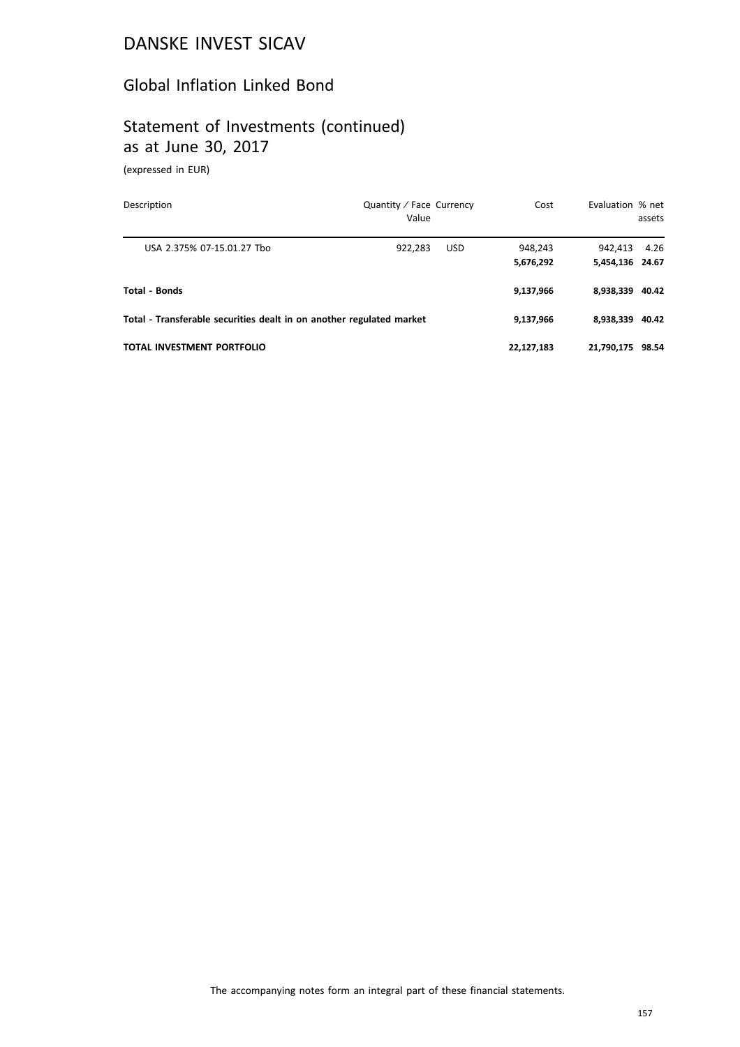# DANSKE INVEST SICAV

## Global Inflation Linked Bond

## Statement of Investments (continued) as at June 30, 2017

(expressed in EUR)

| Description | Quantity / Face Value | Currency | Cost | Evaluation | % net assets |
|---|---|---|---|---|---|
| USA 2.375% 07-15.01.27 Tbo | 922,283 | USD | 948,243 | 942,413 | 4.26 |
| | | | **5,676,292** | **5,454,136** | **24.67** |
| **Total - Bonds** | | | **9,137,966** | **8,938,339** | **40.42** |
| **Total - Transferable securities dealt in on another regulated market** | | | **9,137,966** | **8,938,339** | **40.42** |
| **TOTAL INVESTMENT PORTFOLIO** | | | **22,127,183** | **21,790,175** | **98.54** |

The accompanying notes form an integral part of these financial statements.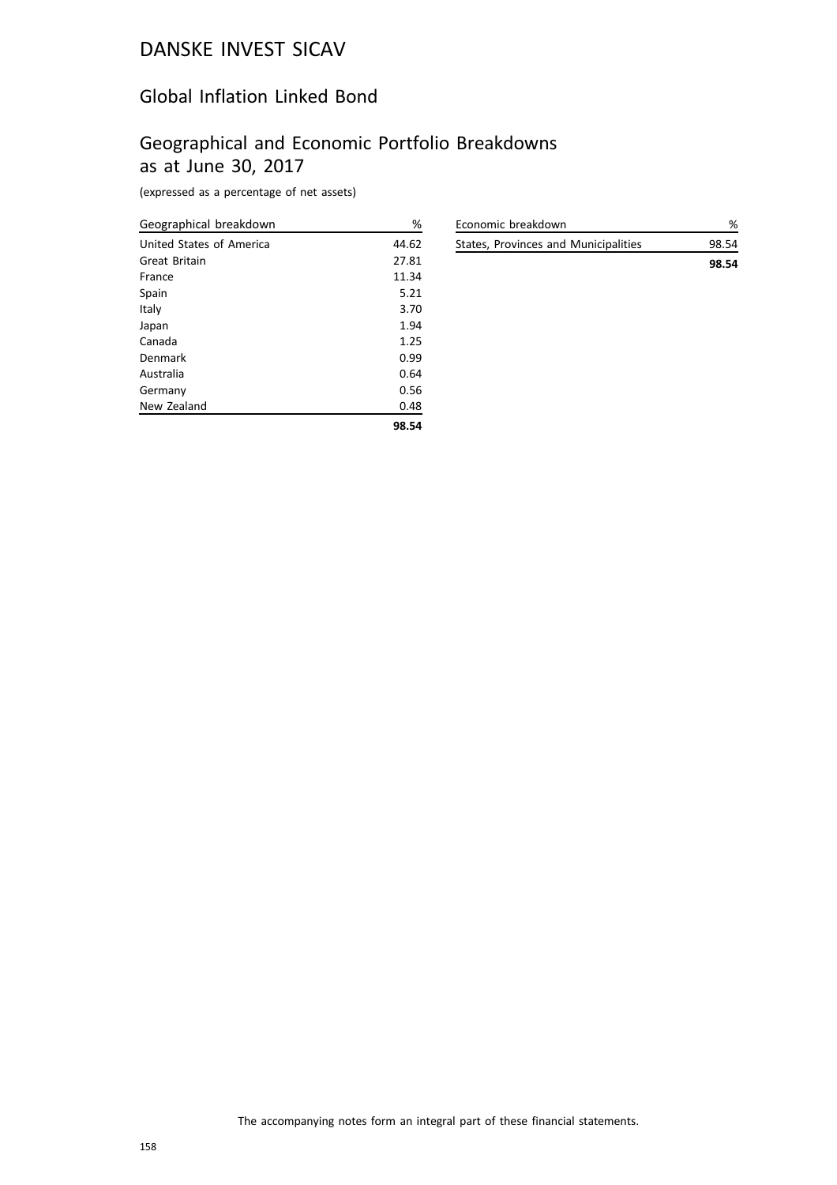# DANSKE INVEST SICAV

## Global Inflation Linked Bond

## Geographical and Economic Portfolio Breakdowns as at June 30, 2017

(expressed as a percentage of net assets)

| Geographical breakdown | % |
|---|---|
| United States of America | 44.62 |
| Great Britain | 27.81 |
| France | 11.34 |
| Spain | 5.21 |
| Italy | 3.70 |
| Japan | 1.94 |
| Canada | 1.25 |
| Denmark | 0.99 |
| Australia | 0.64 |
| Germany | 0.56 |
| New Zealand | 0.48 |
| | **98.54** |

| Economic breakdown | % |
|---|---|
| States, Provinces and Municipalities | 98.54 |
| | **98.54** |

The accompanying notes form an integral part of these financial statements.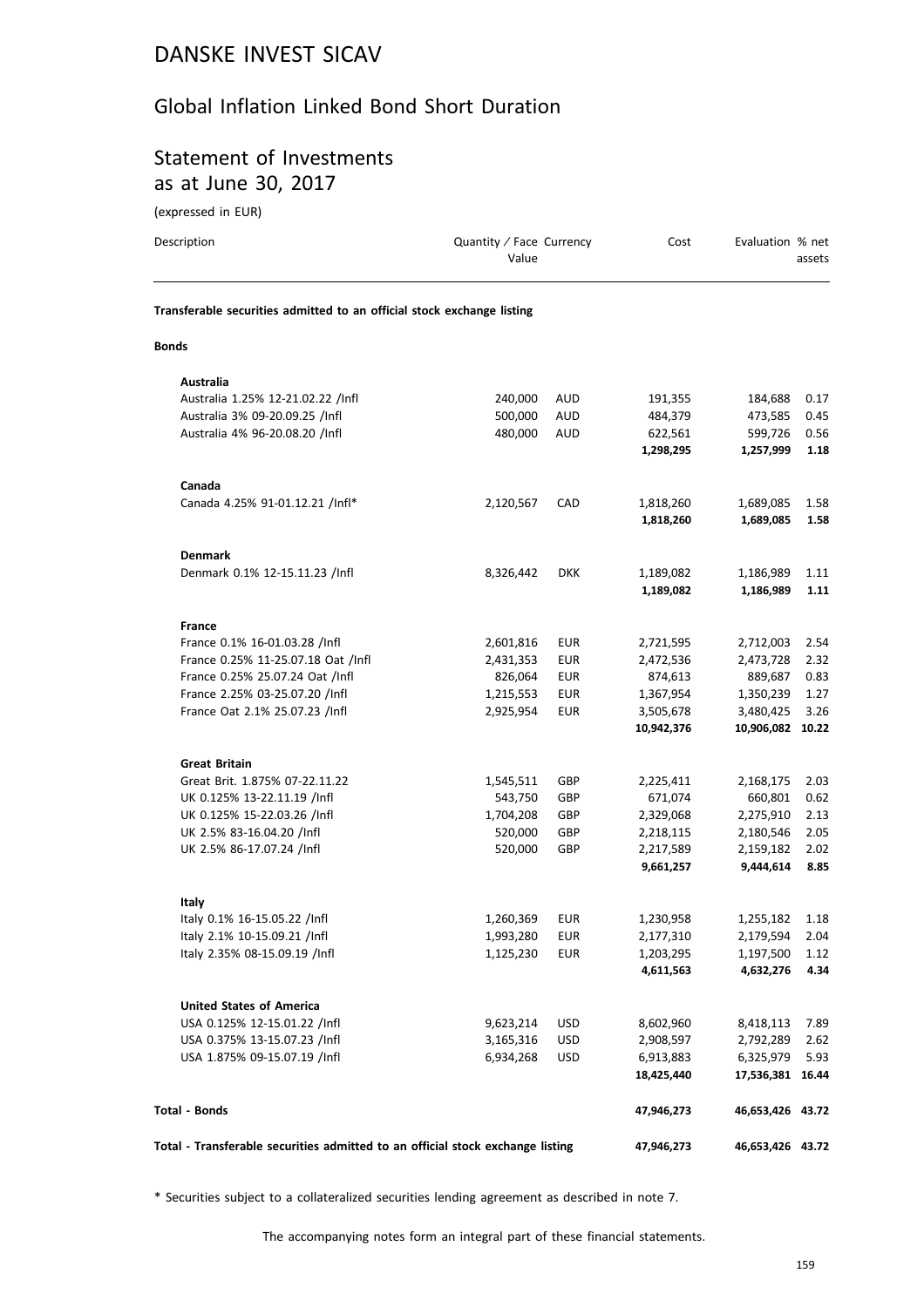# DANSKE INVEST SICAV

## Global Inflation Linked Bond Short Duration

## Statement of Investments as at June 30, 2017

(expressed in EUR)

| Description | Quantity / Face Value | Currency | Cost | Evaluation | % net assets |
|---|---|---|---|---|---|
| **Transferable securities admitted to an official stock exchange listing** | | | | | |
| **Bonds** | | | | | |
| **Australia** | | | | | |
| Australia 1.25% 12-21.02.22 /Infl | 240,000 | AUD | 191,355 | 184,688 | 0.17 |
| Australia 3% 09-20.09.25 /Infl | 500,000 | AUD | 484,379 | 473,585 | 0.45 |
| Australia 4% 96-20.08.20 /Infl | 480,000 | AUD | 622,561 | 599,726 | 0.56 |
| | | | **1,298,295** | **1,257,999** | **1.18** |
| **Canada** | | | | | |
| Canada 4.25% 91-01.12.21 /Infl* | 2,120,567 | CAD | 1,818,260 | 1,689,085 | 1.58 |
| | | | **1,818,260** | **1,689,085** | **1.58** |
| **Denmark** | | | | | |
| Denmark 0.1% 12-15.11.23 /Infl | 8,326,442 | DKK | 1,189,082 | 1,186,989 | 1.11 |
| | | | **1,189,082** | **1,186,989** | **1.11** |
| **France** | | | | | |
| France 0.1% 16-01.03.28 /Infl | 2,601,816 | EUR | 2,721,595 | 2,712,003 | 2.54 |
| France 0.25% 11-25.07.18 Oat /Infl | 2,431,353 | EUR | 2,472,536 | 2,473,728 | 2.32 |
| France 0.25% 25.07.24 Oat /Infl | 826,064 | EUR | 874,613 | 889,687 | 0.83 |
| France 2.25% 03-25.07.20 /Infl | 1,215,553 | EUR | 1,367,954 | 1,350,239 | 1.27 |
| France Oat 2.1% 25.07.23 /Infl | 2,925,954 | EUR | 3,505,678 | 3,480,425 | 3.26 |
| | | | **10,942,376** | **10,906,082** | **10.22** |
| **Great Britain** | | | | | |
| Great Brit. 1.875% 07-22.11.22 | 1,545,511 | GBP | 2,225,411 | 2,168,175 | 2.03 |
| UK 0.125% 13-22.11.19 /Infl | 543,750 | GBP | 671,074 | 660,801 | 0.62 |
| UK 0.125% 15-22.03.26 /Infl | 1,704,208 | GBP | 2,329,068 | 2,275,910 | 2.13 |
| UK 2.5% 83-16.04.20 /Infl | 520,000 | GBP | 2,218,115 | 2,180,546 | 2.05 |
| UK 2.5% 86-17.07.24 /Infl | 520,000 | GBP | 2,217,589 | 2,159,182 | 2.02 |
| | | | **9,661,257** | **9,444,614** | **8.85** |
| **Italy** | | | | | |
| Italy 0.1% 16-15.05.22 /Infl | 1,260,369 | EUR | 1,230,958 | 1,255,182 | 1.18 |
| Italy 2.1% 10-15.09.21 /Infl | 1,993,280 | EUR | 2,177,310 | 2,179,594 | 2.04 |
| Italy 2.35% 08-15.09.19 /Infl | 1,125,230 | EUR | 1,203,295 | 1,197,500 | 1.12 |
| | | | **4,611,563** | **4,632,276** | **4.34** |
| **United States of America** | | | | | |
| USA 0.125% 12-15.01.22 /Infl | 9,623,214 | USD | 8,602,960 | 8,418,113 | 7.89 |
| USA 0.375% 13-15.07.23 /Infl | 3,165,316 | USD | 2,908,597 | 2,792,289 | 2.62 |
| USA 1.875% 09-15.07.19 /Infl | 6,934,268 | USD | 6,913,883 | 6,325,979 | 5.93 |
| | | | **18,425,440** | **17,536,381** | **16.44** |
| **Total - Bonds** | | | **47,946,273** | **46,653,426** | **43.72** |
| **Total - Transferable securities admitted to an official stock exchange listing** | | | **47,946,273** | **46,653,426** | **43.72** |

\* Securities subject to a collateralized securities lending agreement as described in note 7.

The accompanying notes form an integral part of these financial statements.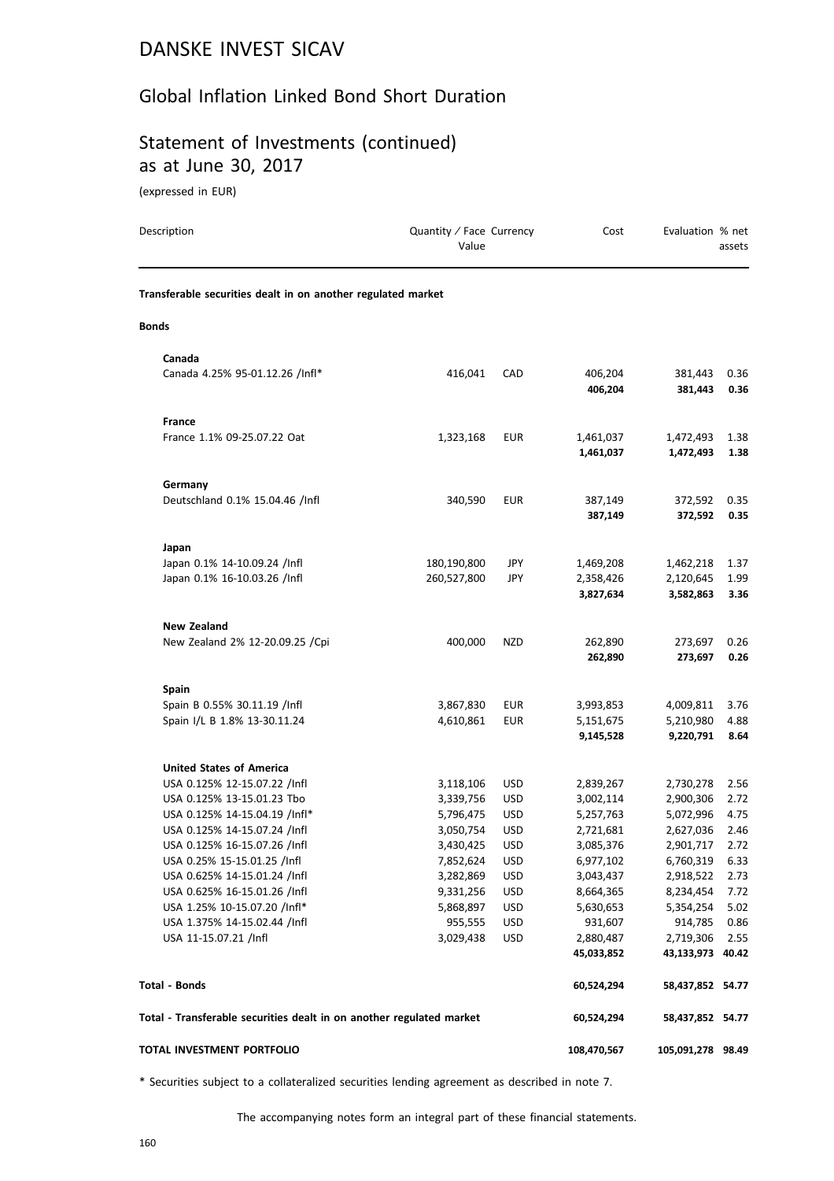# DANSKE INVEST SICAV

## Global Inflation Linked Bond Short Duration

## Statement of Investments (continued)
## as at June 30, 2017

(expressed in EUR)

| Description | Quantity / Face Value | Currency | Cost | Evaluation | % net assets |
|---|---|---|---|---|---|
| **Transferable securities dealt in on another regulated market** | | | | | |
| **Bonds** | | | | | |
| **Canada** | | | | | |
| Canada 4.25% 95-01.12.26 /Infl* | 416,041 | CAD | 406,204 | 381,443 | 0.36 |
| | | | **406,204** | **381,443** | **0.36** |
| **France** | | | | | |
| France 1.1% 09-25.07.22 Oat | 1,323,168 | EUR | 1,461,037 | 1,472,493 | 1.38 |
| | | | **1,461,037** | **1,472,493** | **1.38** |
| **Germany** | | | | | |
| Deutschland 0.1% 15.04.46 /Infl | 340,590 | EUR | 387,149 | 372,592 | 0.35 |
| | | | **387,149** | **372,592** | **0.35** |
| **Japan** | | | | | |
| Japan 0.1% 14-10.09.24 /Infl | 180,190,800 | JPY | 1,469,208 | 1,462,218 | 1.37 |
| Japan 0.1% 16-10.03.26 /Infl | 260,527,800 | JPY | 2,358,426 | 2,120,645 | 1.99 |
| | | | **3,827,634** | **3,582,863** | **3.36** |
| **New Zealand** | | | | | |
| New Zealand 2% 12-20.09.25 /Cpi | 400,000 | NZD | 262,890 | 273,697 | 0.26 |
| | | | **262,890** | **273,697** | **0.26** |
| **Spain** | | | | | |
| Spain B 0.55% 30.11.19 /Infl | 3,867,830 | EUR | 3,993,853 | 4,009,811 | 3.76 |
| Spain I/L B 1.8% 13-30.11.24 | 4,610,861 | EUR | 5,151,675 | 5,210,980 | 4.88 |
| | | | **9,145,528** | **9,220,791** | **8.64** |
| **United States of America** | | | | | |
| USA 0.125% 12-15.07.22 /Infl | 3,118,106 | USD | 2,839,267 | 2,730,278 | 2.56 |
| USA 0.125% 13-15.01.23 Tbo | 3,339,756 | USD | 3,002,114 | 2,900,306 | 2.72 |
| USA 0.125% 14-15.04.19 /Infl* | 5,796,475 | USD | 5,257,763 | 5,072,996 | 4.75 |
| USA 0.125% 14-15.07.24 /Infl | 3,050,754 | USD | 2,721,681 | 2,627,036 | 2.46 |
| USA 0.125% 16-15.07.26 /Infl | 3,430,425 | USD | 3,085,376 | 2,901,717 | 2.72 |
| USA 0.25% 15-15.01.25 /Infl | 7,852,624 | USD | 6,977,102 | 6,760,319 | 6.33 |
| USA 0.625% 14-15.01.24 /Infl | 3,282,869 | USD | 3,043,437 | 2,918,522 | 2.73 |
| USA 0.625% 16-15.01.26 /Infl | 9,331,256 | USD | 8,664,365 | 8,234,454 | 7.72 |
| USA 1.25% 10-15.07.20 /Infl* | 5,868,897 | USD | 5,630,653 | 5,354,254 | 5.02 |
| USA 1.375% 14-15.02.44 /Infl | 955,555 | USD | 931,607 | 914,785 | 0.86 |
| USA 11-15.07.21 /Infl | 3,029,438 | USD | 2,880,487 | 2,719,306 | 2.55 |
| | | | **45,033,852** | **43,133,973** | **40.42** |
| **Total - Bonds** | | | **60,524,294** | **58,437,852** | **54.77** |
| **Total - Transferable securities dealt in on another regulated market** | | | **60,524,294** | **58,437,852** | **54.77** |
| **TOTAL INVESTMENT PORTFOLIO** | | | **108,470,567** | **105,091,278** | **98.49** |

\* Securities subject to a collateralized securities lending agreement as described in note 7.

The accompanying notes form an integral part of these financial statements.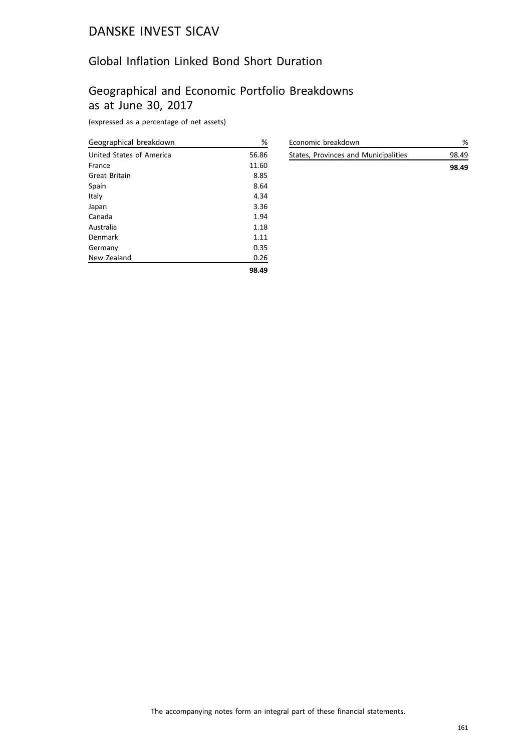# DANSKE INVEST SICAV

## Global Inflation Linked Bond Short Duration

## Geographical and Economic Portfolio Breakdowns as at June 30, 2017

(expressed as a percentage of net assets)

| Geographical breakdown | % |
|---|---|
| United States of America | 56.86 |
| France | 11.60 |
| Great Britain | 8.85 |
| Spain | 8.64 |
| Italy | 4.34 |
| Japan | 3.36 |
| Canada | 1.94 |
| Australia | 1.18 |
| Denmark | 1.11 |
| Germany | 0.35 |
| New Zealand | 0.26 |
| | **98.49** |

| Economic breakdown | % |
|---|---|
| States, Provinces and Municipalities | 98.49 |
| | **98.49** |

The accompanying notes form an integral part of these financial statements.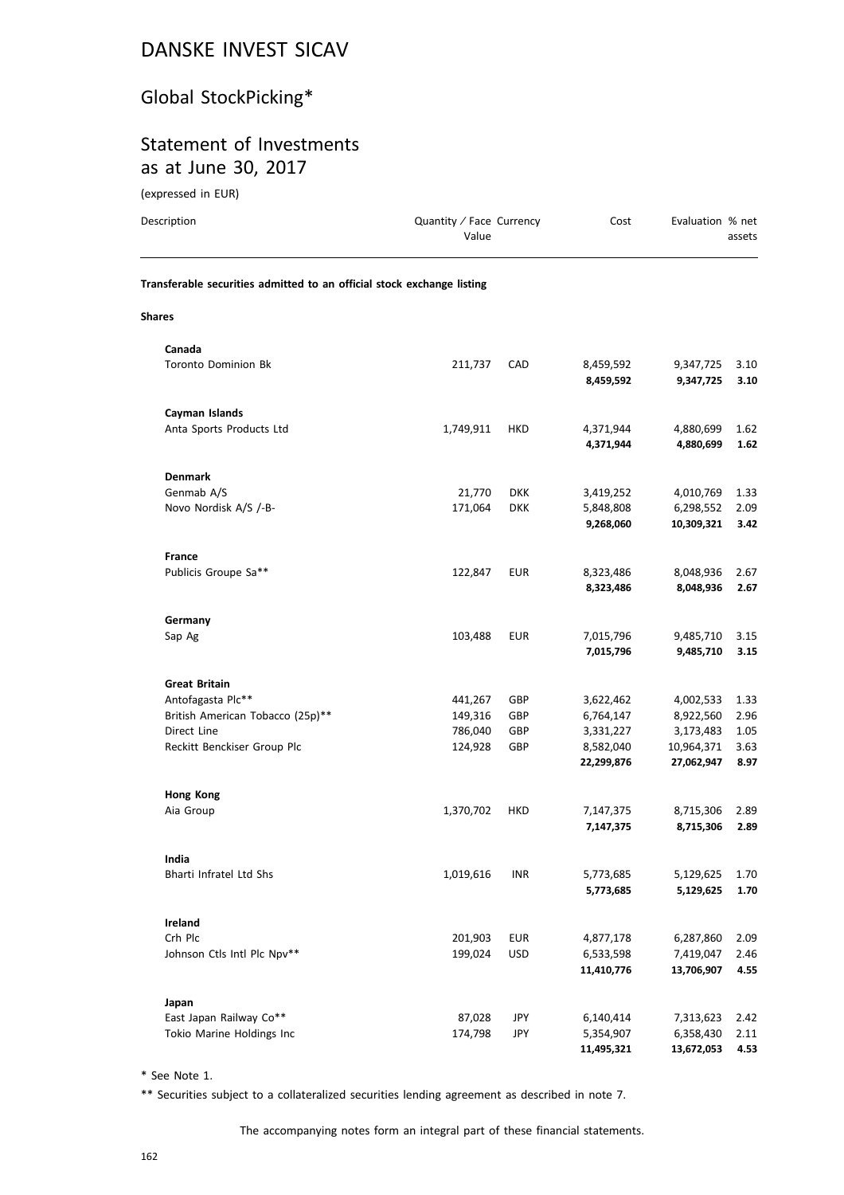# DANSKE INVEST SICAV

## Global StockPicking*

## Statement of Investments as at June 30, 2017

(expressed in EUR)

| Description | Quantity / Face Value | Currency | Cost | Evaluation | % net assets |
|---|---|---|---|---|---|
| **Transferable securities admitted to an official stock exchange listing** | | | | | |
| **Shares** | | | | | |
| **Canada** | | | | | |
| Toronto Dominion Bk | 211,737 | CAD | 8,459,592 | 9,347,725 | 3.10 |
| | | | **8,459,592** | **9,347,725** | **3.10** |
| **Cayman Islands** | | | | | |
| Anta Sports Products Ltd | 1,749,911 | HKD | 4,371,944 | 4,880,699 | 1.62 |
| | | | **4,371,944** | **4,880,699** | **1.62** |
| **Denmark** | | | | | |
| Genmab A/S | 21,770 | DKK | 3,419,252 | 4,010,769 | 1.33 |
| Novo Nordisk A/S /-B- | 171,064 | DKK | 5,848,808 | 6,298,552 | 2.09 |
| | | | **9,268,060** | **10,309,321** | **3.42** |
| **France** | | | | | |
| Publicis Groupe Sa** | 122,847 | EUR | 8,323,486 | 8,048,936 | 2.67 |
| | | | **8,323,486** | **8,048,936** | **2.67** |
| **Germany** | | | | | |
| Sap Ag | 103,488 | EUR | 7,015,796 | 9,485,710 | 3.15 |
| | | | **7,015,796** | **9,485,710** | **3.15** |
| **Great Britain** | | | | | |
| Antofagasta Plc** | 441,267 | GBP | 3,622,462 | 4,002,533 | 1.33 |
| British American Tobacco (25p)** | 149,316 | GBP | 6,764,147 | 8,922,560 | 2.96 |
| Direct Line | 786,040 | GBP | 3,331,227 | 3,173,483 | 1.05 |
| Reckitt Benckiser Group Plc | 124,928 | GBP | 8,582,040 | 10,964,371 | 3.63 |
| | | | **22,299,876** | **27,062,947** | **8.97** |
| **Hong Kong** | | | | | |
| Aia Group | 1,370,702 | HKD | 7,147,375 | 8,715,306 | 2.89 |
| | | | **7,147,375** | **8,715,306** | **2.89** |
| **India** | | | | | |
| Bharti Infratel Ltd Shs | 1,019,616 | INR | 5,773,685 | 5,129,625 | 1.70 |
| | | | **5,773,685** | **5,129,625** | **1.70** |
| **Ireland** | | | | | |
| Crh Plc | 201,903 | EUR | 4,877,178 | 6,287,860 | 2.09 |
| Johnson Ctls Intl Plc Npv** | 199,024 | USD | 6,533,598 | 7,419,047 | 2.46 |
| | | | **11,410,776** | **13,706,907** | **4.55** |
| **Japan** | | | | | |
| East Japan Railway Co** | 87,028 | JPY | 6,140,414 | 7,313,623 | 2.42 |
| Tokio Marine Holdings Inc | 174,798 | JPY | 5,354,907 | 6,358,430 | 2.11 |
| | | | **11,495,321** | **13,672,053** | **4.53** |

\* See Note 1.

** Securities subject to a collateralized securities lending agreement as described in note 7.

The accompanying notes form an integral part of these financial statements.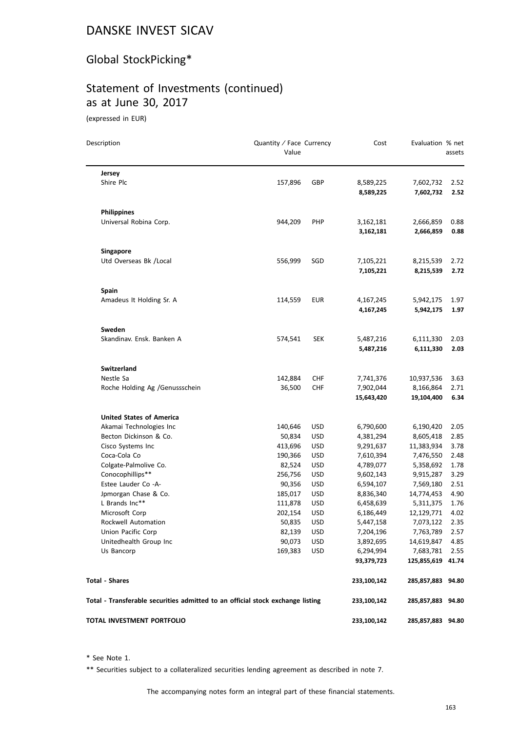# DANSKE INVEST SICAV

## Global StockPicking*

## Statement of Investments (continued)
## as at June 30, 2017

(expressed in EUR)

| Description | Quantity / Face Value | Currency | Cost | Evaluation | % net assets |
|---|---|---|---|---|---|
| **Jersey** | | | | | |
| Shire Plc | 157,896 | GBP | 8,589,225 | 7,602,732 | 2.52 |
| | | | **8,589,225** | **7,602,732** | **2.52** |
| **Philippines** | | | | | |
| Universal Robina Corp. | 944,209 | PHP | 3,162,181 | 2,666,859 | 0.88 |
| | | | **3,162,181** | **2,666,859** | **0.88** |
| **Singapore** | | | | | |
| Utd Overseas Bk /Local | 556,999 | SGD | 7,105,221 | 8,215,539 | 2.72 |
| | | | **7,105,221** | **8,215,539** | **2.72** |
| **Spain** | | | | | |
| Amadeus It Holding Sr. A | 114,559 | EUR | 4,167,245 | 5,942,175 | 1.97 |
| | | | **4,167,245** | **5,942,175** | **1.97** |
| **Sweden** | | | | | |
| Skandinav. Ensk. Banken A | 574,541 | SEK | 5,487,216 | 6,111,330 | 2.03 |
| | | | **5,487,216** | **6,111,330** | **2.03** |
| **Switzerland** | | | | | |
| Nestle Sa | 142,884 | CHF | 7,741,376 | 10,937,536 | 3.63 |
| Roche Holding Ag /Genussschein | 36,500 | CHF | 7,902,044 | 8,166,864 | 2.71 |
| | | | **15,643,420** | **19,104,400** | **6.34** |
| **United States of America** | | | | | |
| Akamai Technologies Inc | 140,646 | USD | 6,790,600 | 6,190,420 | 2.05 |
| Becton Dickinson & Co. | 50,834 | USD | 4,381,294 | 8,605,418 | 2.85 |
| Cisco Systems Inc | 413,696 | USD | 9,291,637 | 11,383,934 | 3.78 |
| Coca-Cola Co | 190,366 | USD | 7,610,394 | 7,476,550 | 2.48 |
| Colgate-Palmolive Co. | 82,524 | USD | 4,789,077 | 5,358,692 | 1.78 |
| Conocophillips** | 256,756 | USD | 9,602,143 | 9,915,287 | 3.29 |
| Estee Lauder Co -A- | 90,356 | USD | 6,594,107 | 7,569,180 | 2.51 |
| Jpmorgan Chase & Co. | 185,017 | USD | 8,836,340 | 14,774,453 | 4.90 |
| L Brands Inc** | 111,878 | USD | 6,458,639 | 5,311,375 | 1.76 |
| Microsoft Corp | 202,154 | USD | 6,186,449 | 12,129,771 | 4.02 |
| Rockwell Automation | 50,835 | USD | 5,447,158 | 7,073,122 | 2.35 |
| Union Pacific Corp | 82,139 | USD | 7,204,196 | 7,763,789 | 2.57 |
| Unitedhealth Group Inc | 90,073 | USD | 3,892,695 | 14,619,847 | 4.85 |
| Us Bancorp | 169,383 | USD | 6,294,994 | 7,683,781 | 2.55 |
| | | | **93,379,723** | **125,855,619** | **41.74** |
| **Total - Shares** | | | **233,100,142** | **285,857,883** | **94.80** |
| **Total - Transferable securities admitted to an official stock exchange listing** | | | **233,100,142** | **285,857,883** | **94.80** |
| **TOTAL INVESTMENT PORTFOLIO** | | | **233,100,142** | **285,857,883** | **94.80** |

* See Note 1.

** Securities subject to a collateralized securities lending agreement as described in note 7.

The accompanying notes form an integral part of these financial statements.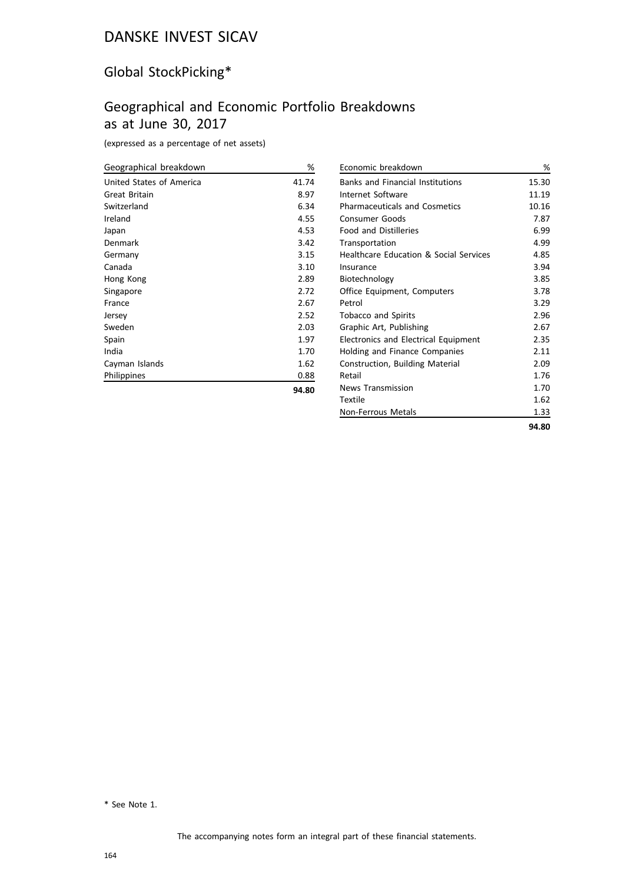# DANSKE INVEST SICAV

## Global StockPicking*

## Geographical and Economic Portfolio Breakdowns as at June 30, 2017

(expressed as a percentage of net assets)

| Geographical breakdown | % |
|---|---|
| United States of America | 41.74 |
| Great Britain | 8.97 |
| Switzerland | 6.34 |
| Ireland | 4.55 |
| Japan | 4.53 |
| Denmark | 3.42 |
| Germany | 3.15 |
| Canada | 3.10 |
| Hong Kong | 2.89 |
| Singapore | 2.72 |
| France | 2.67 |
| Jersey | 2.52 |
| Sweden | 2.03 |
| Spain | 1.97 |
| India | 1.70 |
| Cayman Islands | 1.62 |
| Philippines | 0.88 |
| | **94.80** |

| Economic breakdown | % |
|---|---|
| Banks and Financial Institutions | 15.30 |
| Internet Software | 11.19 |
| Pharmaceuticals and Cosmetics | 10.16 |
| Consumer Goods | 7.87 |
| Food and Distilleries | 6.99 |
| Transportation | 4.99 |
| Healthcare Education & Social Services | 4.85 |
| Insurance | 3.94 |
| Biotechnology | 3.85 |
| Office Equipment, Computers | 3.78 |
| Petrol | 3.29 |
| Tobacco and Spirits | 2.96 |
| Graphic Art, Publishing | 2.67 |
| Electronics and Electrical Equipment | 2.35 |
| Holding and Finance Companies | 2.11 |
| Construction, Building Material | 2.09 |
| Retail | 1.76 |
| News Transmission | 1.70 |
| Textile | 1.62 |
| Non-Ferrous Metals | 1.33 |
| | **94.80** |

* See Note 1.

The accompanying notes form an integral part of these financial statements.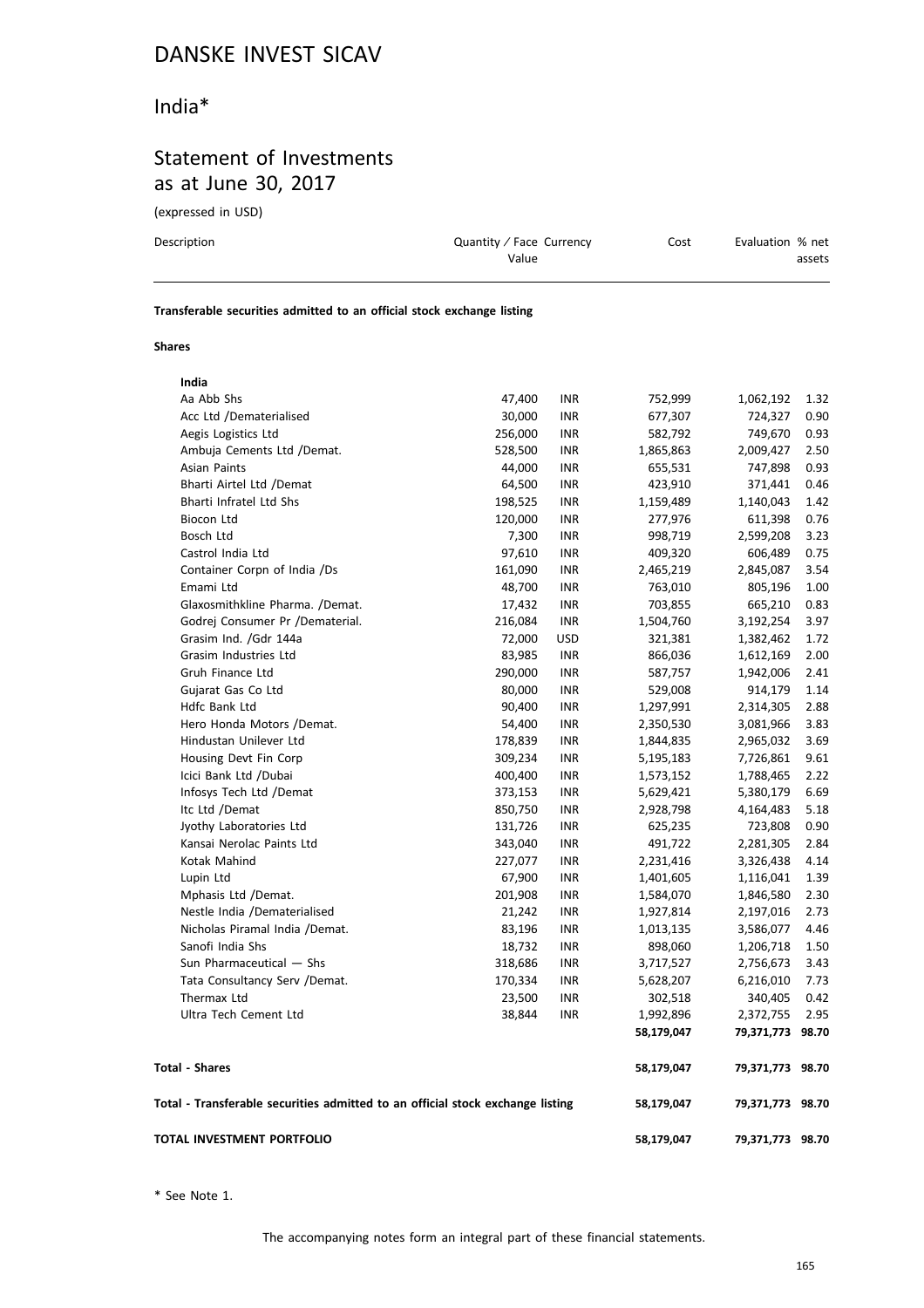# DANSKE INVEST SICAV

## India*

## Statement of Investments as at June 30, 2017

(expressed in USD)

| Description | Quantity / Face Value | Currency | Cost | Evaluation | % net assets |
|---|---|---|---|---|---|
| **Transferable securities admitted to an official stock exchange listing** | | | | | |
| **Shares** | | | | | |
| **India** | | | | | |
| Aa Abb Shs | 47,400 | INR | 752,999 | 1,062,192 | 1.32 |
| Acc Ltd /Dematerialised | 30,000 | INR | 677,307 | 724,327 | 0.90 |
| Aegis Logistics Ltd | 256,000 | INR | 582,792 | 749,670 | 0.93 |
| Ambuja Cements Ltd /Demat. | 528,500 | INR | 1,865,863 | 2,009,427 | 2.50 |
| Asian Paints | 44,000 | INR | 655,531 | 747,898 | 0.93 |
| Bharti Airtel Ltd /Demat | 64,500 | INR | 423,910 | 371,441 | 0.46 |
| Bharti Infratel Ltd Shs | 198,525 | INR | 1,159,489 | 1,140,043 | 1.42 |
| Biocon Ltd | 120,000 | INR | 277,976 | 611,398 | 0.76 |
| Bosch Ltd | 7,300 | INR | 998,719 | 2,599,208 | 3.23 |
| Castrol India Ltd | 97,610 | INR | 409,320 | 606,489 | 0.75 |
| Container Corpn of India /Ds | 161,090 | INR | 2,465,219 | 2,845,087 | 3.54 |
| Emami Ltd | 48,700 | INR | 763,010 | 805,196 | 1.00 |
| Glaxosmithkline Pharma. /Demat. | 17,432 | INR | 703,855 | 665,210 | 0.83 |
| Godrej Consumer Pr /Dematerial. | 216,084 | INR | 1,504,760 | 3,192,254 | 3.97 |
| Grasim Ind. /Gdr 144a | 72,000 | USD | 321,381 | 1,382,462 | 1.72 |
| Grasim Industries Ltd | 83,985 | INR | 866,036 | 1,612,169 | 2.00 |
| Gruh Finance Ltd | 290,000 | INR | 587,757 | 1,942,006 | 2.41 |
| Gujarat Gas Co Ltd | 80,000 | INR | 529,008 | 914,179 | 1.14 |
| Hdfc Bank Ltd | 90,400 | INR | 1,297,991 | 2,314,305 | 2.88 |
| Hero Honda Motors /Demat. | 54,400 | INR | 2,350,530 | 3,081,966 | 3.83 |
| Hindustan Unilever Ltd | 178,839 | INR | 1,844,835 | 2,965,032 | 3.69 |
| Housing Devt Fin Corp | 309,234 | INR | 5,195,183 | 7,726,861 | 9.61 |
| Icici Bank Ltd /Dubai | 400,400 | INR | 1,573,152 | 1,788,465 | 2.22 |
| Infosys Tech Ltd /Demat | 373,153 | INR | 5,629,421 | 5,380,179 | 6.69 |
| Itc Ltd /Demat | 850,750 | INR | 2,928,798 | 4,164,483 | 5.18 |
| Jyothy Laboratories Ltd | 131,726 | INR | 625,235 | 723,808 | 0.90 |
| Kansai Nerolac Paints Ltd | 343,040 | INR | 491,722 | 2,281,305 | 2.84 |
| Kotak Mahind | 227,077 | INR | 2,231,416 | 3,326,438 | 4.14 |
| Lupin Ltd | 67,900 | INR | 1,401,605 | 1,116,041 | 1.39 |
| Mphasis Ltd /Demat. | 201,908 | INR | 1,584,070 | 1,846,580 | 2.30 |
| Nestle India /Dematerialised | 21,242 | INR | 1,927,814 | 2,197,016 | 2.73 |
| Nicholas Piramal India /Demat. | 83,196 | INR | 1,013,135 | 3,586,077 | 4.46 |
| Sanofi India Shs | 18,732 | INR | 898,060 | 1,206,718 | 1.50 |
| Sun Pharmaceutical — Shs | 318,686 | INR | 3,717,527 | 2,756,673 | 3.43 |
| Tata Consultancy Serv /Demat. | 170,334 | INR | 5,628,207 | 6,216,010 | 7.73 |
| Thermax Ltd | 23,500 | INR | 302,518 | 340,405 | 0.42 |
| Ultra Tech Cement Ltd | 38,844 | INR | 1,992,896 | 2,372,755 | 2.95 |
| | | | **58,179,047** | **79,371,773** | **98.70** |
| **Total - Shares** | | | **58,179,047** | **79,371,773** | **98.70** |
| **Total - Transferable securities admitted to an official stock exchange listing** | | | **58,179,047** | **79,371,773** | **98.70** |
| **TOTAL INVESTMENT PORTFOLIO** | | | **58,179,047** | **79,371,773** | **98.70** |

* See Note 1.

The accompanying notes form an integral part of these financial statements.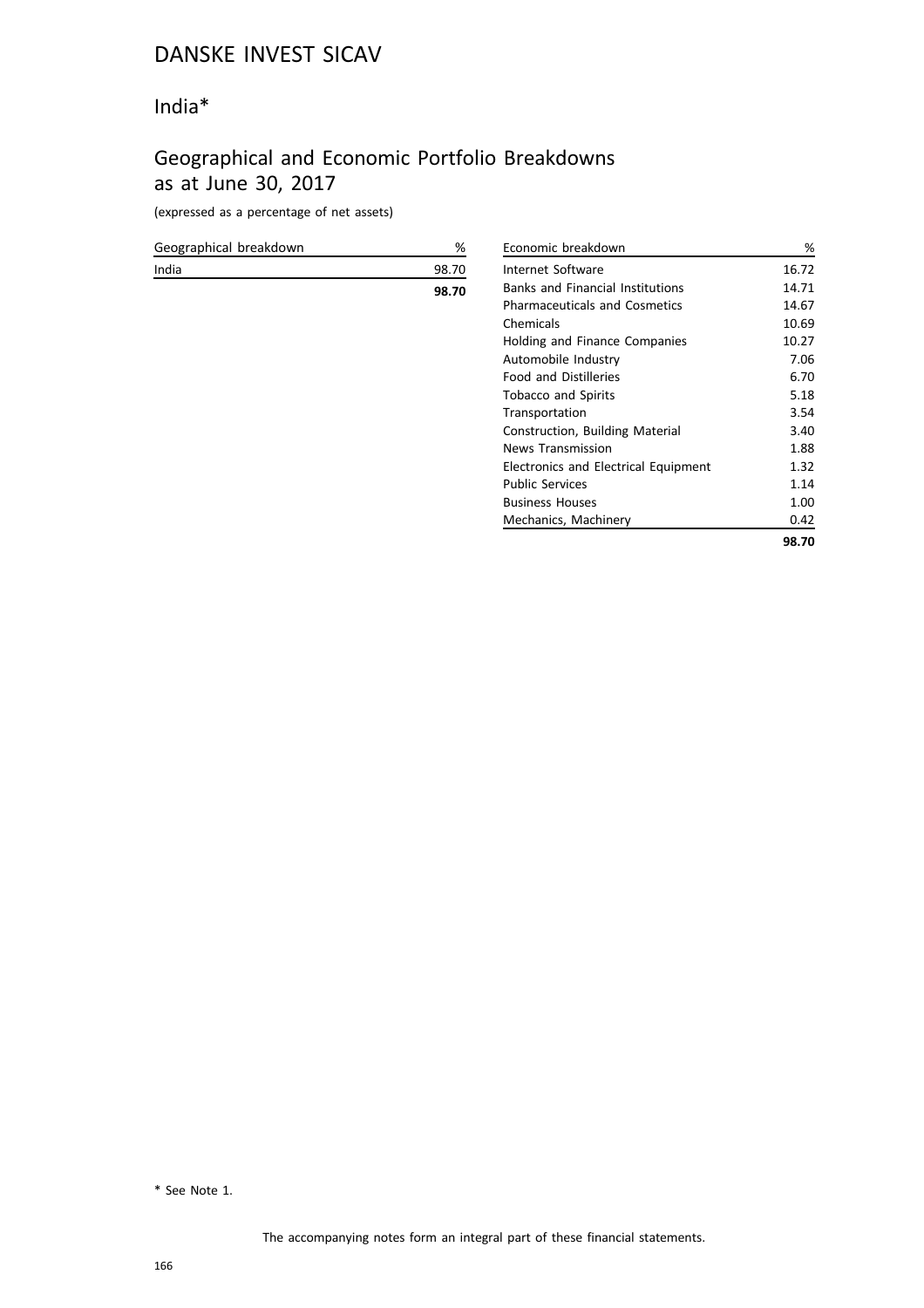# DANSKE INVEST SICAV

## India*

## Geographical and Economic Portfolio Breakdowns as at June 30, 2017

(expressed as a percentage of net assets)

| Geographical breakdown | % |
|---|---|
| India | 98.70 |
| | **98.70** |

| Economic breakdown | % |
|---|---|
| Internet Software | 16.72 |
| Banks and Financial Institutions | 14.71 |
| Pharmaceuticals and Cosmetics | 14.67 |
| Chemicals | 10.69 |
| Holding and Finance Companies | 10.27 |
| Automobile Industry | 7.06 |
| Food and Distilleries | 6.70 |
| Tobacco and Spirits | 5.18 |
| Transportation | 3.54 |
| Construction, Building Material | 3.40 |
| News Transmission | 1.88 |
| Electronics and Electrical Equipment | 1.32 |
| Public Services | 1.14 |
| Business Houses | 1.00 |
| Mechanics, Machinery | 0.42 |
| | **98.70** |

\* See Note 1.

The accompanying notes form an integral part of these financial statements.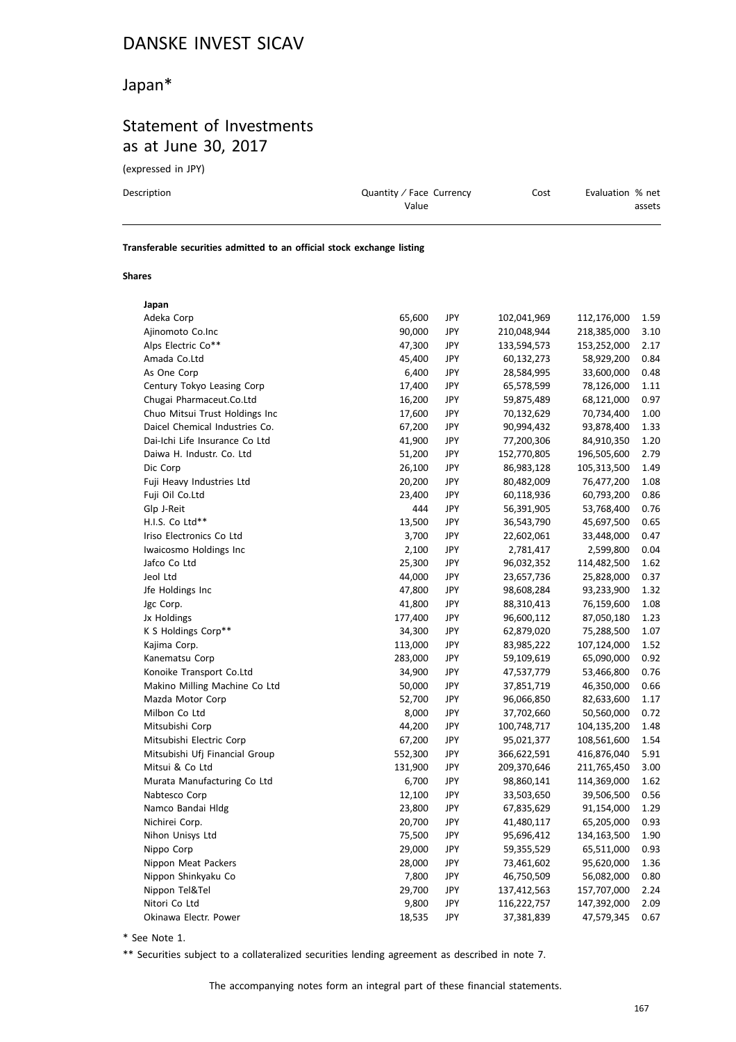# DANSKE INVEST SICAV

## Japan*

## Statement of Investments as at June 30, 2017

(expressed in JPY)

| Description | Quantity / Face Value | Currency | Cost | Evaluation | % net assets |
|---|---|---|---|---|---|
| **Transferable securities admitted to an official stock exchange listing** | | | | | |
| **Shares** | | | | | |
| **Japan** | | | | | |
| Adeka Corp | 65,600 | JPY | 102,041,969 | 112,176,000 | 1.59 |
| Ajinomoto Co.Inc | 90,000 | JPY | 210,048,944 | 218,385,000 | 3.10 |
| Alps Electric Co** | 47,300 | JPY | 133,594,573 | 153,252,000 | 2.17 |
| Amada Co.Ltd | 45,400 | JPY | 60,132,273 | 58,929,200 | 0.84 |
| As One Corp | 6,400 | JPY | 28,584,995 | 33,600,000 | 0.48 |
| Century Tokyo Leasing Corp | 17,400 | JPY | 65,578,599 | 78,126,000 | 1.11 |
| Chugai Pharmaceut.Co.Ltd | 16,200 | JPY | 59,875,489 | 68,121,000 | 0.97 |
| Chuo Mitsui Trust Holdings Inc | 17,600 | JPY | 70,132,629 | 70,734,400 | 1.00 |
| Daicel Chemical Industries Co. | 67,200 | JPY | 90,994,432 | 93,878,400 | 1.33 |
| Dai-Ichi Life Insurance Co Ltd | 41,900 | JPY | 77,200,306 | 84,910,350 | 1.20 |
| Daiwa H. Industr. Co. Ltd | 51,200 | JPY | 152,770,805 | 196,505,600 | 2.79 |
| Dic Corp | 26,100 | JPY | 86,983,128 | 105,313,500 | 1.49 |
| Fuji Heavy Industries Ltd | 20,200 | JPY | 80,482,009 | 76,477,200 | 1.08 |
| Fuji Oil Co.Ltd | 23,400 | JPY | 60,118,936 | 60,793,200 | 0.86 |
| Glp J-Reit | 444 | JPY | 56,391,905 | 53,768,400 | 0.76 |
| H.I.S. Co Ltd** | 13,500 | JPY | 36,543,790 | 45,697,500 | 0.65 |
| Iriso Electronics Co Ltd | 3,700 | JPY | 22,602,061 | 33,448,000 | 0.47 |
| Iwaicosmo Holdings Inc | 2,100 | JPY | 2,781,417 | 2,599,800 | 0.04 |
| Jafco Co Ltd | 25,300 | JPY | 96,032,352 | 114,482,500 | 1.62 |
| Jeol Ltd | 44,000 | JPY | 23,657,736 | 25,828,000 | 0.37 |
| Jfe Holdings Inc | 47,800 | JPY | 98,608,284 | 93,233,900 | 1.32 |
| Jgc Corp. | 41,800 | JPY | 88,310,413 | 76,159,600 | 1.08 |
| Jx Holdings | 177,400 | JPY | 96,600,112 | 87,050,180 | 1.23 |
| K S Holdings Corp** | 34,300 | JPY | 62,879,020 | 75,288,500 | 1.07 |
| Kajima Corp. | 113,000 | JPY | 83,985,222 | 107,124,000 | 1.52 |
| Kanematsu Corp | 283,000 | JPY | 59,109,619 | 65,090,000 | 0.92 |
| Konoike Transport Co.Ltd | 34,900 | JPY | 47,537,779 | 53,466,800 | 0.76 |
| Makino Milling Machine Co Ltd | 50,000 | JPY | 37,851,719 | 46,350,000 | 0.66 |
| Mazda Motor Corp | 52,700 | JPY | 96,066,850 | 82,633,600 | 1.17 |
| Milbon Co Ltd | 8,000 | JPY | 37,702,660 | 50,560,000 | 0.72 |
| Mitsubishi Corp | 44,200 | JPY | 100,748,717 | 104,135,200 | 1.48 |
| Mitsubishi Electric Corp | 67,200 | JPY | 95,021,377 | 108,561,600 | 1.54 |
| Mitsubishi Ufj Financial Group | 552,300 | JPY | 366,622,591 | 416,876,040 | 5.91 |
| Mitsui & Co Ltd | 131,900 | JPY | 209,370,646 | 211,765,450 | 3.00 |
| Murata Manufacturing Co Ltd | 6,700 | JPY | 98,860,141 | 114,369,000 | 1.62 |
| Nabtesco Corp | 12,100 | JPY | 33,503,650 | 39,506,500 | 0.56 |
| Namco Bandai Hldg | 23,800 | JPY | 67,835,629 | 91,154,000 | 1.29 |
| Nichirei Corp. | 20,700 | JPY | 41,480,117 | 65,205,000 | 0.93 |
| Nihon Unisys Ltd | 75,500 | JPY | 95,696,412 | 134,163,500 | 1.90 |
| Nippo Corp | 29,000 | JPY | 59,355,529 | 65,511,000 | 0.93 |
| Nippon Meat Packers | 28,000 | JPY | 73,461,602 | 95,620,000 | 1.36 |
| Nippon Shinkyaku Co | 7,800 | JPY | 46,750,509 | 56,082,000 | 0.80 |
| Nippon Tel&Tel | 29,700 | JPY | 137,412,563 | 157,707,000 | 2.24 |
| Nitori Co Ltd | 9,800 | JPY | 116,222,757 | 147,392,000 | 2.09 |
| Okinawa Electr. Power | 18,535 | JPY | 37,381,839 | 47,579,345 | 0.67 |

\* See Note 1.

\** Securities subject to a collateralized securities lending agreement as described in note 7.

The accompanying notes form an integral part of these financial statements.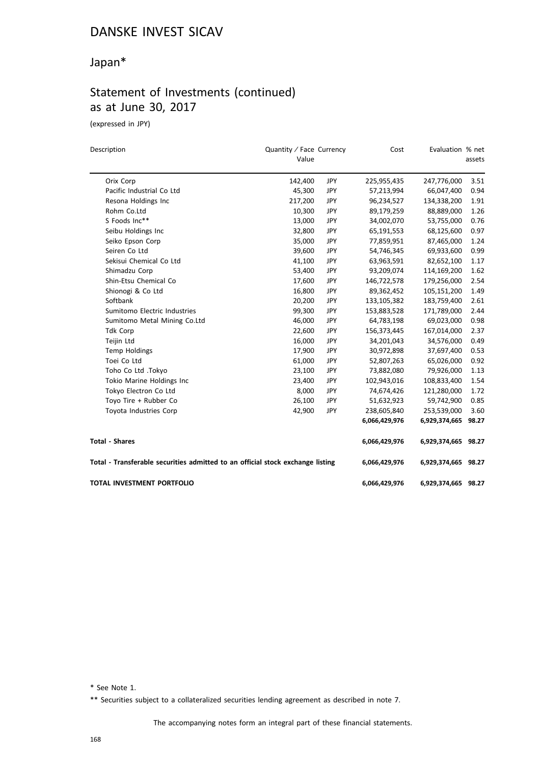# DANSKE INVEST SICAV

## Japan*

## Statement of Investments (continued) as at June 30, 2017

(expressed in JPY)

| Description | Quantity / Face Value | Currency | Cost | Evaluation | % net assets |
|---|---|---|---|---|---|
| Orix Corp | 142,400 | JPY | 225,955,435 | 247,776,000 | 3.51 |
| Pacific Industrial Co Ltd | 45,300 | JPY | 57,213,994 | 66,047,400 | 0.94 |
| Resona Holdings Inc | 217,200 | JPY | 96,234,527 | 134,338,200 | 1.91 |
| Rohm Co.Ltd | 10,300 | JPY | 89,179,259 | 88,889,000 | 1.26 |
| S Foods Inc** | 13,000 | JPY | 34,002,070 | 53,755,000 | 0.76 |
| Seibu Holdings Inc | 32,800 | JPY | 65,191,553 | 68,125,600 | 0.97 |
| Seiko Epson Corp | 35,000 | JPY | 77,859,951 | 87,465,000 | 1.24 |
| Seiren Co Ltd | 39,600 | JPY | 54,746,345 | 69,933,600 | 0.99 |
| Sekisui Chemical Co Ltd | 41,100 | JPY | 63,963,591 | 82,652,100 | 1.17 |
| Shimadzu Corp | 53,400 | JPY | 93,209,074 | 114,169,200 | 1.62 |
| Shin-Etsu Chemical Co | 17,600 | JPY | 146,722,578 | 179,256,000 | 2.54 |
| Shionogi & Co Ltd | 16,800 | JPY | 89,362,452 | 105,151,200 | 1.49 |
| Softbank | 20,200 | JPY | 133,105,382 | 183,759,400 | 2.61 |
| Sumitomo Electric Industries | 99,300 | JPY | 153,883,528 | 171,789,000 | 2.44 |
| Sumitomo Metal Mining Co.Ltd | 46,000 | JPY | 64,783,198 | 69,023,000 | 0.98 |
| Tdk Corp | 22,600 | JPY | 156,373,445 | 167,014,000 | 2.37 |
| Teijin Ltd | 16,000 | JPY | 34,201,043 | 34,576,000 | 0.49 |
| Temp Holdings | 17,900 | JPY | 30,972,898 | 37,697,400 | 0.53 |
| Toei Co Ltd | 61,000 | JPY | 52,807,263 | 65,026,000 | 0.92 |
| Toho Co Ltd .Tokyo | 23,100 | JPY | 73,882,080 | 79,926,000 | 1.13 |
| Tokio Marine Holdings Inc | 23,400 | JPY | 102,943,016 | 108,833,400 | 1.54 |
| Tokyo Electron Co Ltd | 8,000 | JPY | 74,674,426 | 121,280,000 | 1.72 |
| Toyo Tire + Rubber Co | 26,100 | JPY | 51,632,923 | 59,742,900 | 0.85 |
| Toyota Industries Corp | 42,900 | JPY | 238,605,840 | 253,539,000 | 3.60 |
| | | | **6,066,429,976** | **6,929,374,665** | **98.27** |
| **Total - Shares** | | | **6,066,429,976** | **6,929,374,665** | **98.27** |
| **Total - Transferable securities admitted to an official stock exchange listing** | | | **6,066,429,976** | **6,929,374,665** | **98.27** |
| **TOTAL INVESTMENT PORTFOLIO** | | | **6,066,429,976** | **6,929,374,665** | **98.27** |

\* See Note 1.

** Securities subject to a collateralized securities lending agreement as described in note 7.

The accompanying notes form an integral part of these financial statements.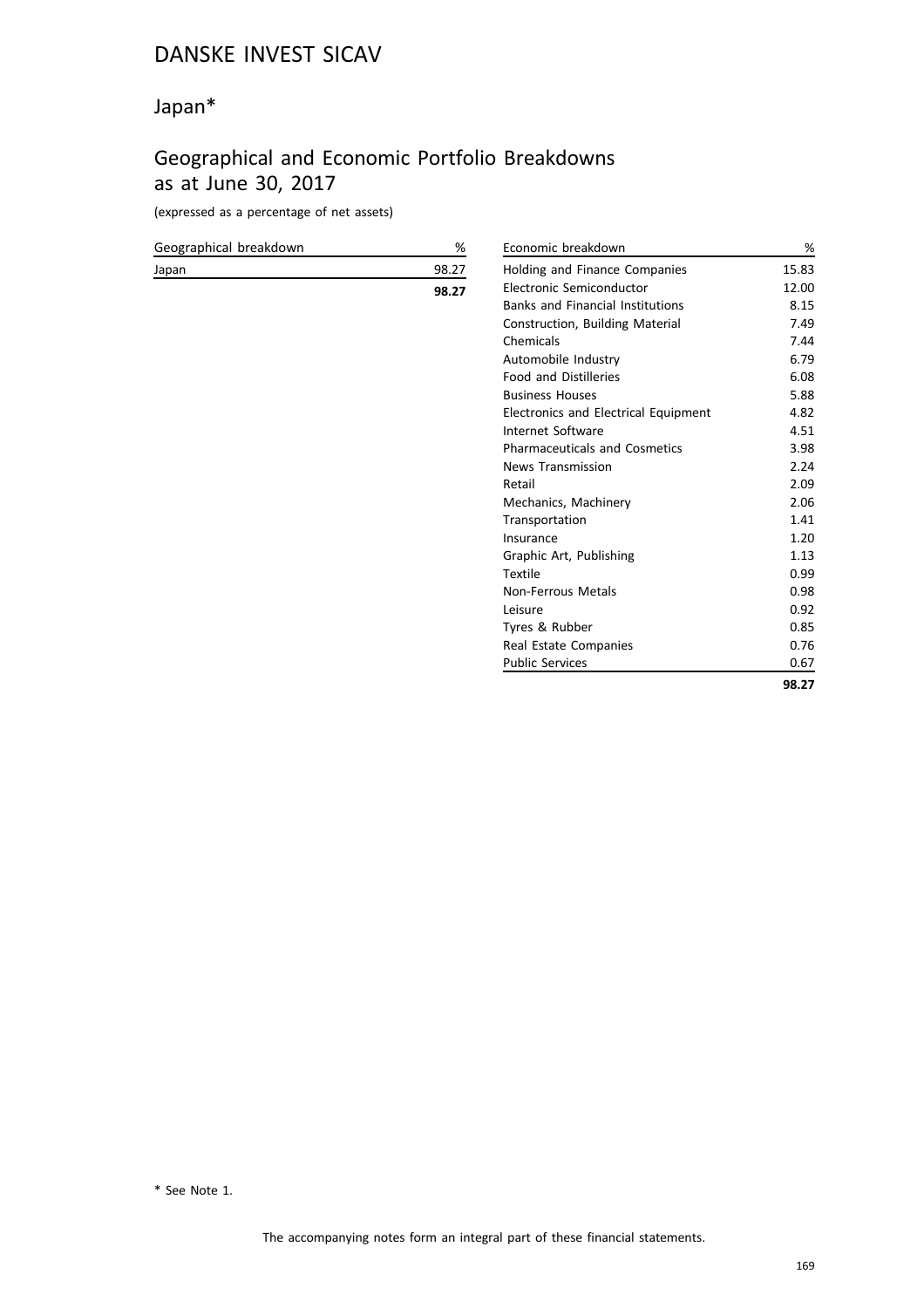# DANSKE INVEST SICAV

## Japan*

## Geographical and Economic Portfolio Breakdowns as at June 30, 2017

(expressed as a percentage of net assets)

| Geographical breakdown | % |
|---|---|
| Japan | 98.27 |
| | **98.27** |

| Economic breakdown | % |
|---|---|
| Holding and Finance Companies | 15.83 |
| Electronic Semiconductor | 12.00 |
| Banks and Financial Institutions | 8.15 |
| Construction, Building Material | 7.49 |
| Chemicals | 7.44 |
| Automobile Industry | 6.79 |
| Food and Distilleries | 6.08 |
| Business Houses | 5.88 |
| Electronics and Electrical Equipment | 4.82 |
| Internet Software | 4.51 |
| Pharmaceuticals and Cosmetics | 3.98 |
| News Transmission | 2.24 |
| Retail | 2.09 |
| Mechanics, Machinery | 2.06 |
| Transportation | 1.41 |
| Insurance | 1.20 |
| Graphic Art, Publishing | 1.13 |
| Textile | 0.99 |
| Non-Ferrous Metals | 0.98 |
| Leisure | 0.92 |
| Tyres & Rubber | 0.85 |
| Real Estate Companies | 0.76 |
| Public Services | 0.67 |
| | **98.27** |

* See Note 1.

The accompanying notes form an integral part of these financial statements.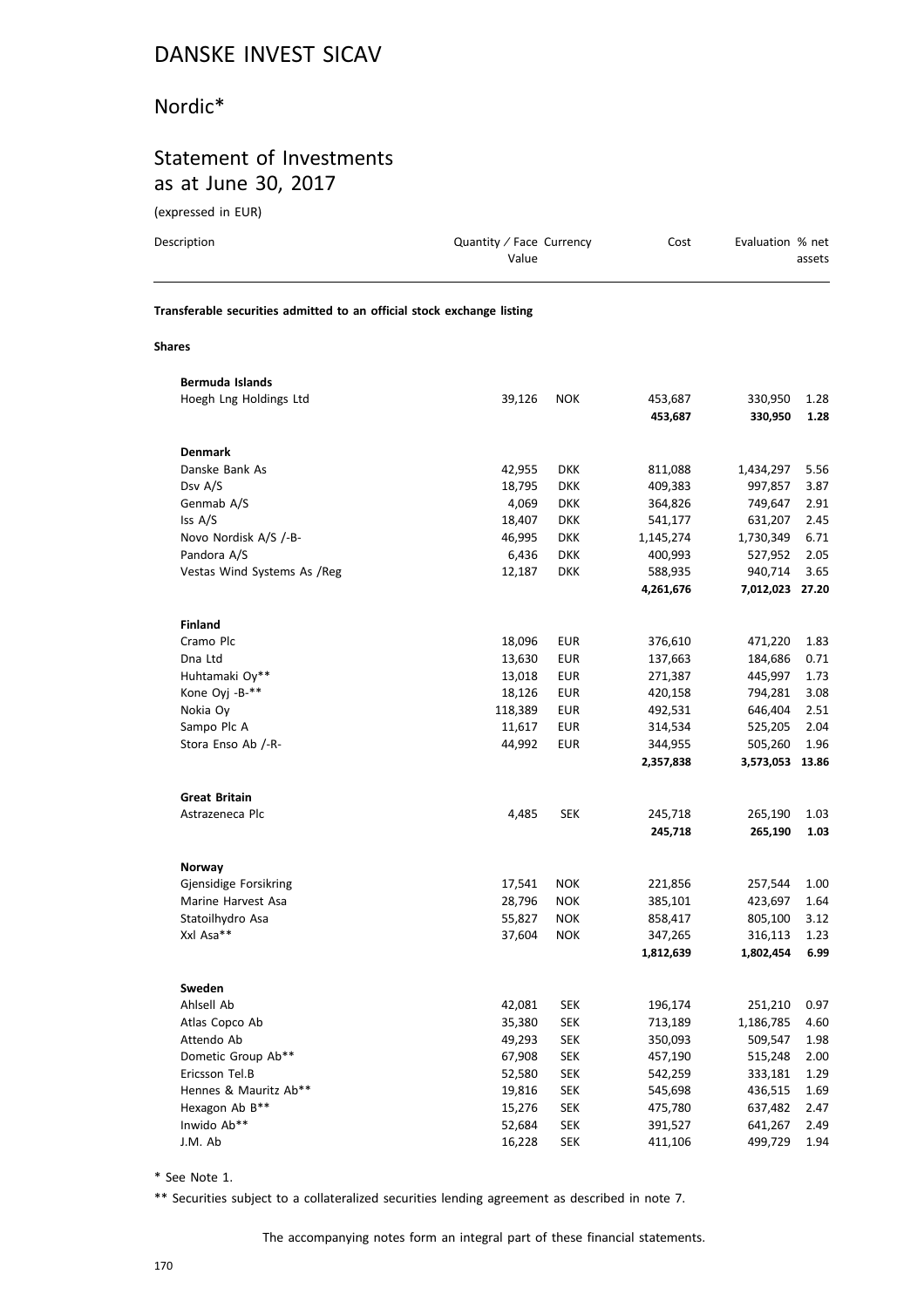# DANSKE INVEST SICAV

## Nordic*

## Statement of Investments as at June 30, 2017

(expressed in EUR)

| Description | Quantity / Face Value | Currency | Cost | Evaluation | % net assets |
|---|---|---|---|---|---|
| **Transferable securities admitted to an official stock exchange listing** | | | | | |
| **Shares** | | | | | |
| **Bermuda Islands** | | | | | |
| Hoegh Lng Holdings Ltd | 39,126 | NOK | 453,687 | 330,950 | 1.28 |
| | | | **453,687** | **330,950** | **1.28** |
| **Denmark** | | | | | |
| Danske Bank As | 42,955 | DKK | 811,088 | 1,434,297 | 5.56 |
| Dsv A/S | 18,795 | DKK | 409,383 | 997,857 | 3.87 |
| Genmab A/S | 4,069 | DKK | 364,826 | 749,647 | 2.91 |
| Iss A/S | 18,407 | DKK | 541,177 | 631,207 | 2.45 |
| Novo Nordisk A/S /-B- | 46,995 | DKK | 1,145,274 | 1,730,349 | 6.71 |
| Pandora A/S | 6,436 | DKK | 400,993 | 527,952 | 2.05 |
| Vestas Wind Systems As /Reg | 12,187 | DKK | 588,935 | 940,714 | 3.65 |
| | | | **4,261,676** | **7,012,023** | **27.20** |
| **Finland** | | | | | |
| Cramo Plc | 18,096 | EUR | 376,610 | 471,220 | 1.83 |
| Dna Ltd | 13,630 | EUR | 137,663 | 184,686 | 0.71 |
| Huhtamaki Oy** | 13,018 | EUR | 271,387 | 445,997 | 1.73 |
| Kone Oyj -B-** | 18,126 | EUR | 420,158 | 794,281 | 3.08 |
| Nokia Oy | 118,389 | EUR | 492,531 | 646,404 | 2.51 |
| Sampo Plc A | 11,617 | EUR | 314,534 | 525,205 | 2.04 |
| Stora Enso Ab /-R- | 44,992 | EUR | 344,955 | 505,260 | 1.96 |
| | | | **2,357,838** | **3,573,053** | **13.86** |
| **Great Britain** | | | | | |
| Astrazeneca Plc | 4,485 | SEK | 245,718 | 265,190 | 1.03 |
| | | | **245,718** | **265,190** | **1.03** |
| **Norway** | | | | | |
| Gjensidige Forsikring | 17,541 | NOK | 221,856 | 257,544 | 1.00 |
| Marine Harvest Asa | 28,796 | NOK | 385,101 | 423,697 | 1.64 |
| Statoilhydro Asa | 55,827 | NOK | 858,417 | 805,100 | 3.12 |
| Xxl Asa** | 37,604 | NOK | 347,265 | 316,113 | 1.23 |
| | | | **1,812,639** | **1,802,454** | **6.99** |
| **Sweden** | | | | | |
| Ahlsell Ab | 42,081 | SEK | 196,174 | 251,210 | 0.97 |
| Atlas Copco Ab | 35,380 | SEK | 713,189 | 1,186,785 | 4.60 |
| Attendo Ab | 49,293 | SEK | 350,093 | 509,547 | 1.98 |
| Dometic Group Ab** | 67,908 | SEK | 457,190 | 515,248 | 2.00 |
| Ericsson Tel.B | 52,580 | SEK | 542,259 | 333,181 | 1.29 |
| Hennes & Mauritz Ab** | 19,816 | SEK | 545,698 | 436,515 | 1.69 |
| Hexagon Ab B** | 15,276 | SEK | 475,780 | 637,482 | 2.47 |
| Inwido Ab** | 52,684 | SEK | 391,527 | 641,267 | 2.49 |
| J.M. Ab | 16,228 | SEK | 411,106 | 499,729 | 1.94 |

\* See Note 1.

\*\* Securities subject to a collateralized securities lending agreement as described in note 7.

The accompanying notes form an integral part of these financial statements.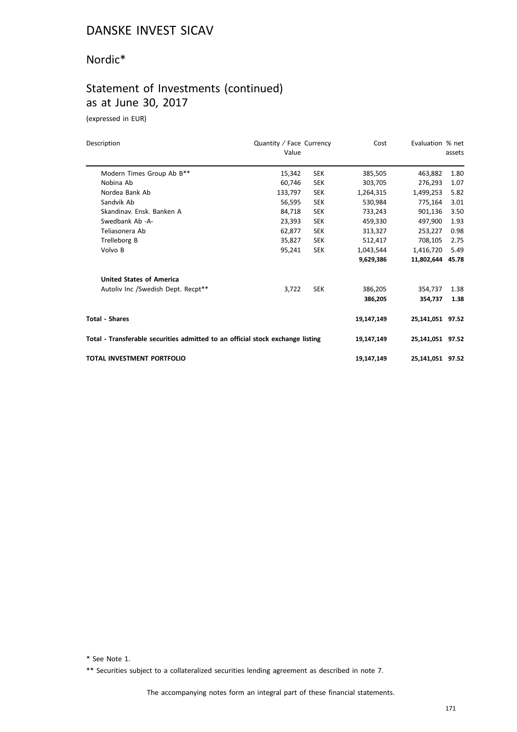# DANSKE INVEST SICAV

## Nordic*

## Statement of Investments (continued) as at June 30, 2017

(expressed in EUR)

| Description | Quantity / Face Value | Currency | Cost | Evaluation | % net assets |
|---|---|---|---|---|---|
| Modern Times Group Ab B** | 15,342 | SEK | 385,505 | 463,882 | 1.80 |
| Nobina Ab | 60,746 | SEK | 303,705 | 276,293 | 1.07 |
| Nordea Bank Ab | 133,797 | SEK | 1,264,315 | 1,499,253 | 5.82 |
| Sandvik Ab | 56,595 | SEK | 530,984 | 775,164 | 3.01 |
| Skandinav. Ensk. Banken A | 84,718 | SEK | 733,243 | 901,136 | 3.50 |
| Swedbank Ab -A- | 23,393 | SEK | 459,330 | 497,900 | 1.93 |
| Teliasonera Ab | 62,877 | SEK | 313,327 | 253,227 | 0.98 |
| Trelleborg B | 35,827 | SEK | 512,417 | 708,105 | 2.75 |
| Volvo B | 95,241 | SEK | 1,043,544 | 1,416,720 | 5.49 |
| | | | **9,629,386** | **11,802,644** | **45.78** |
| **United States of America** | | | | | |
| Autoliv Inc /Swedish Dept. Recpt** | 3,722 | SEK | 386,205 | 354,737 | 1.38 |
| | | | **386,205** | **354,737** | **1.38** |
| **Total - Shares** | | | **19,147,149** | **25,141,051** | **97.52** |
| **Total - Transferable securities admitted to an official stock exchange listing** | | | **19,147,149** | **25,141,051** | **97.52** |
| **TOTAL INVESTMENT PORTFOLIO** | | | **19,147,149** | **25,141,051** | **97.52** |

\* See Note 1.

** Securities subject to a collateralized securities lending agreement as described in note 7.

The accompanying notes form an integral part of these financial statements.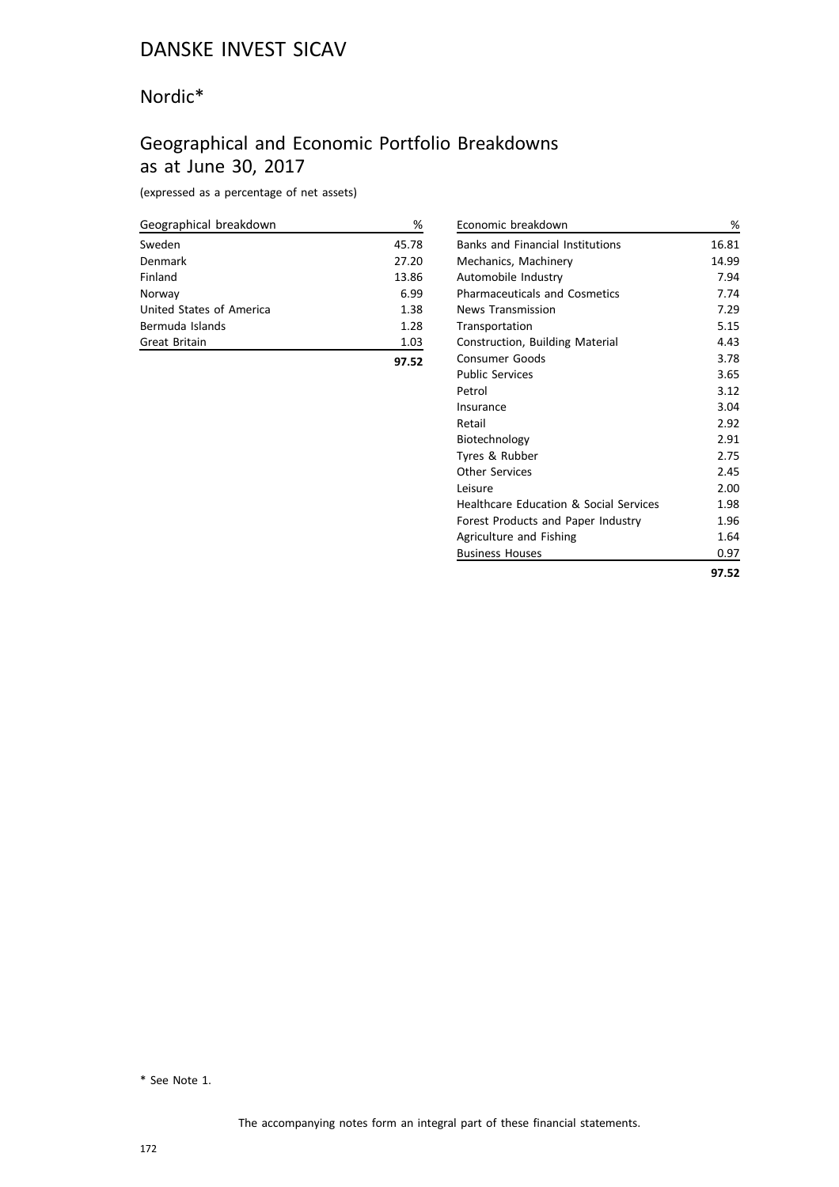# DANSKE INVEST SICAV

## Nordic*

## Geographical and Economic Portfolio Breakdowns as at June 30, 2017

(expressed as a percentage of net assets)

| Geographical breakdown | % |
|---|---|
| Sweden | 45.78 |
| Denmark | 27.20 |
| Finland | 13.86 |
| Norway | 6.99 |
| United States of America | 1.38 |
| Bermuda Islands | 1.28 |
| Great Britain | 1.03 |
| | **97.52** |

| Economic breakdown | % |
|---|---|
| Banks and Financial Institutions | 16.81 |
| Mechanics, Machinery | 14.99 |
| Automobile Industry | 7.94 |
| Pharmaceuticals and Cosmetics | 7.74 |
| News Transmission | 7.29 |
| Transportation | 5.15 |
| Construction, Building Material | 4.43 |
| Consumer Goods | 3.78 |
| Public Services | 3.65 |
| Petrol | 3.12 |
| Insurance | 3.04 |
| Retail | 2.92 |
| Biotechnology | 2.91 |
| Tyres & Rubber | 2.75 |
| Other Services | 2.45 |
| Leisure | 2.00 |
| Healthcare Education & Social Services | 1.98 |
| Forest Products and Paper Industry | 1.96 |
| Agriculture and Fishing | 1.64 |
| Business Houses | 0.97 |
| | **97.52** |

\* See Note 1.

The accompanying notes form an integral part of these financial statements.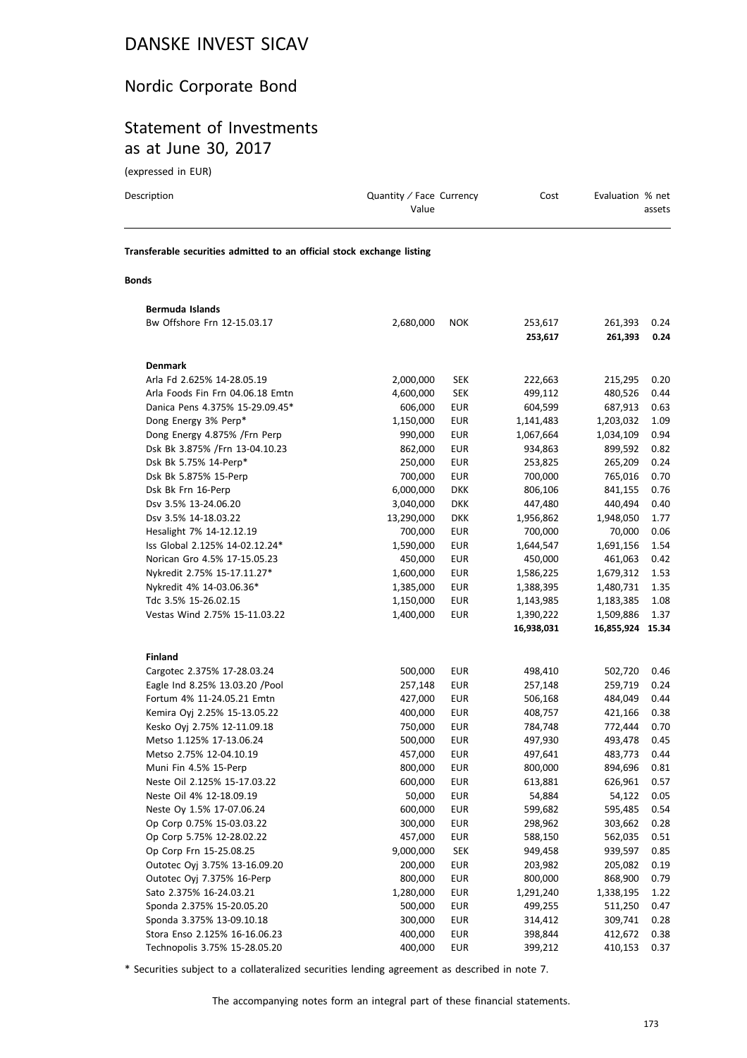# DANSKE INVEST SICAV

## Nordic Corporate Bond

## Statement of Investments as at June 30, 2017

(expressed in EUR)

| Description | Quantity / Face Value | Currency | Cost | Evaluation | % net assets |
|---|---|---|---|---|---|
| **Transferable securities admitted to an official stock exchange listing** | | | | | |
| **Bonds** | | | | | |
| **Bermuda Islands** | | | | | |
| Bw Offshore Frn 12-15.03.17 | 2,680,000 | NOK | 253,617 | 261,393 | 0.24 |
| | | | **253,617** | **261,393** | **0.24** |
| **Denmark** | | | | | |
| Arla Fd 2.625% 14-28.05.19 | 2,000,000 | SEK | 222,663 | 215,295 | 0.20 |
| Arla Foods Fin Frn 04.06.18 Emtn | 4,600,000 | SEK | 499,112 | 480,526 | 0.44 |
| Danica Pens 4.375% 15-29.09.45* | 606,000 | EUR | 604,599 | 687,913 | 0.63 |
| Dong Energy 3% Perp* | 1,150,000 | EUR | 1,141,483 | 1,203,032 | 1.09 |
| Dong Energy 4.875% /Frn Perp | 990,000 | EUR | 1,067,664 | 1,034,109 | 0.94 |
| Dsk Bk 3.875% /Frn 13-04.10.23 | 862,000 | EUR | 934,863 | 899,592 | 0.82 |
| Dsk Bk 5.75% 14-Perp* | 250,000 | EUR | 253,825 | 265,209 | 0.24 |
| Dsk Bk 5.875% 15-Perp | 700,000 | EUR | 700,000 | 765,016 | 0.70 |
| Dsk Bk Frn 16-Perp | 6,000,000 | DKK | 806,106 | 841,155 | 0.76 |
| Dsv 3.5% 13-24.06.20 | 3,040,000 | DKK | 447,480 | 440,494 | 0.40 |
| Dsv 3.5% 14-18.03.22 | 13,290,000 | DKK | 1,956,862 | 1,948,050 | 1.77 |
| Hesalight 7% 14-12.12.19 | 700,000 | EUR | 700,000 | 70,000 | 0.06 |
| Iss Global 2.125% 14-02.12.24* | 1,590,000 | EUR | 1,644,547 | 1,691,156 | 1.54 |
| Norican Gro 4.5% 17-15.05.23 | 450,000 | EUR | 450,000 | 461,063 | 0.42 |
| Nykredit 2.75% 15-17.11.27* | 1,600,000 | EUR | 1,586,225 | 1,679,312 | 1.53 |
| Nykredit 4% 14-03.06.36* | 1,385,000 | EUR | 1,388,395 | 1,480,731 | 1.35 |
| Tdc 3.5% 15-26.02.15 | 1,150,000 | EUR | 1,143,985 | 1,183,385 | 1.08 |
| Vestas Wind 2.75% 15-11.03.22 | 1,400,000 | EUR | 1,390,222 | 1,509,886 | 1.37 |
| | | | **16,938,031** | **16,855,924** | **15.34** |
| **Finland** | | | | | |
| Cargotec 2.375% 17-28.03.24 | 500,000 | EUR | 498,410 | 502,720 | 0.46 |
| Eagle Ind 8.25% 13.03.20 /Pool | 257,148 | EUR | 257,148 | 259,719 | 0.24 |
| Fortum 4% 11-24.05.21 Emtn | 427,000 | EUR | 506,168 | 484,049 | 0.44 |
| Kemira Oyj 2.25% 15-13.05.22 | 400,000 | EUR | 408,757 | 421,166 | 0.38 |
| Kesko Oyj 2.75% 12-11.09.18 | 750,000 | EUR | 784,748 | 772,444 | 0.70 |
| Metso 1.125% 17-13.06.24 | 500,000 | EUR | 497,930 | 493,478 | 0.45 |
| Metso 2.75% 12-04.10.19 | 457,000 | EUR | 497,641 | 483,773 | 0.44 |
| Muni Fin 4.5% 15-Perp | 800,000 | EUR | 800,000 | 894,696 | 0.81 |
| Neste Oil 2.125% 15-17.03.22 | 600,000 | EUR | 613,881 | 626,961 | 0.57 |
| Neste Oil 4% 12-18.09.19 | 50,000 | EUR | 54,884 | 54,122 | 0.05 |
| Neste Oy 1.5% 17-07.06.24 | 600,000 | EUR | 599,682 | 595,485 | 0.54 |
| Op Corp 0.75% 15-03.03.22 | 300,000 | EUR | 298,962 | 303,662 | 0.28 |
| Op Corp 5.75% 12-28.02.22 | 457,000 | EUR | 588,150 | 562,035 | 0.51 |
| Op Corp Frn 15-25.08.25 | 9,000,000 | SEK | 949,458 | 939,597 | 0.85 |
| Outotec Oyj 3.75% 13-16.09.20 | 200,000 | EUR | 203,982 | 205,082 | 0.19 |
| Outotec Oyj 7.375% 16-Perp | 800,000 | EUR | 800,000 | 868,900 | 0.79 |
| Sato 2.375% 16-24.03.21 | 1,280,000 | EUR | 1,291,240 | 1,338,195 | 1.22 |
| Sponda 2.375% 15-20.05.20 | 500,000 | EUR | 499,255 | 511,250 | 0.47 |
| Sponda 3.375% 13-09.10.18 | 300,000 | EUR | 314,412 | 309,741 | 0.28 |
| Stora Enso 2.125% 16-16.06.23 | 400,000 | EUR | 398,844 | 412,672 | 0.38 |
| Technopolis 3.75% 15-28.05.20 | 400,000 | EUR | 399,212 | 410,153 | 0.37 |

\* Securities subject to a collateralized securities lending agreement as described in note 7.

The accompanying notes form an integral part of these financial statements.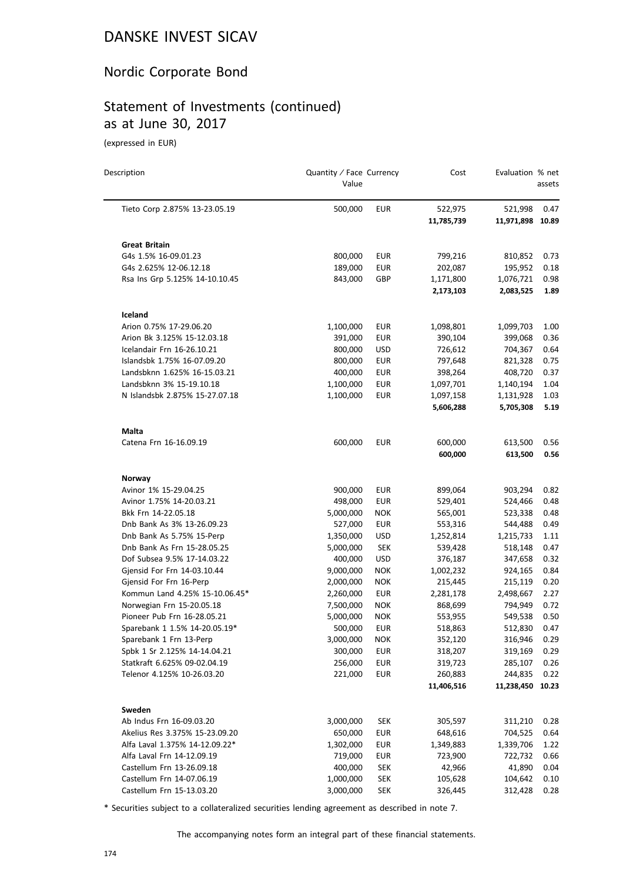# DANSKE INVEST SICAV

## Nordic Corporate Bond

## Statement of Investments (continued) as at June 30, 2017

(expressed in EUR)

| Description | Quantity / Face Value | Currency | Cost | Evaluation | % net assets |
|---|---|---|---|---|---|
| Tieto Corp 2.875% 13-23.05.19 | 500,000 | EUR | 522,975 | 521,998 | 0.47 |
| | | | **11,785,739** | **11,971,898** | **10.89** |
| **Great Britain** | | | | | |
| G4s 1.5% 16-09.01.23 | 800,000 | EUR | 799,216 | 810,852 | 0.73 |
| G4s 2.625% 12-06.12.18 | 189,000 | EUR | 202,087 | 195,952 | 0.18 |
| Rsa Ins Grp 5.125% 14-10.10.45 | 843,000 | GBP | 1,171,800 | 1,076,721 | 0.98 |
| | | | **2,173,103** | **2,083,525** | **1.89** |
| **Iceland** | | | | | |
| Arion 0.75% 17-29.06.20 | 1,100,000 | EUR | 1,098,801 | 1,099,703 | 1.00 |
| Arion Bk 3.125% 15-12.03.18 | 391,000 | EUR | 390,104 | 399,068 | 0.36 |
| Icelandair Frn 16-26.10.21 | 800,000 | USD | 726,612 | 704,367 | 0.64 |
| Islandsbk 1.75% 16-07.09.20 | 800,000 | EUR | 797,648 | 821,328 | 0.75 |
| Landsbknn 1.625% 16-15.03.21 | 400,000 | EUR | 398,264 | 408,720 | 0.37 |
| Landsbknn 3% 15-19.10.18 | 1,100,000 | EUR | 1,097,701 | 1,140,194 | 1.04 |
| N Islandsbk 2.875% 15-27.07.18 | 1,100,000 | EUR | 1,097,158 | 1,131,928 | 1.03 |
| | | | **5,606,288** | **5,705,308** | **5.19** |
| **Malta** | | | | | |
| Catena Frn 16-16.09.19 | 600,000 | EUR | 600,000 | 613,500 | 0.56 |
| | | | **600,000** | **613,500** | **0.56** |
| **Norway** | | | | | |
| Avinor 1% 15-29.04.25 | 900,000 | EUR | 899,064 | 903,294 | 0.82 |
| Avinor 1.75% 14-20.03.21 | 498,000 | EUR | 529,401 | 524,466 | 0.48 |
| Bkk Frn 14-22.05.18 | 5,000,000 | NOK | 565,001 | 523,338 | 0.48 |
| Dnb Bank As 3% 13-26.09.23 | 527,000 | EUR | 553,316 | 544,488 | 0.49 |
| Dnb Bank As 5.75% 15-Perp | 1,350,000 | USD | 1,252,814 | 1,215,733 | 1.11 |
| Dnb Bank As Frn 15-28.05.25 | 5,000,000 | SEK | 539,428 | 518,148 | 0.47 |
| Dof Subsea 9.5% 17-14.03.22 | 400,000 | USD | 376,187 | 347,658 | 0.32 |
| Gjensid For Frn 14-03.10.44 | 9,000,000 | NOK | 1,002,232 | 924,165 | 0.84 |
| Gjensid For Frn 16-Perp | 2,000,000 | NOK | 215,445 | 215,119 | 0.20 |
| Kommun Land 4.25% 15-10.06.45* | 2,260,000 | EUR | 2,281,178 | 2,498,667 | 2.27 |
| Norwegian Frn 15-20.05.18 | 7,500,000 | NOK | 868,699 | 794,949 | 0.72 |
| Pioneer Pub Frn 16-28.05.21 | 5,000,000 | NOK | 553,955 | 549,538 | 0.50 |
| Sparebank 1 1.5% 14-20.05.19* | 500,000 | EUR | 518,863 | 512,830 | 0.47 |
| Sparebank 1 Frn 13-Perp | 3,000,000 | NOK | 352,120 | 316,946 | 0.29 |
| Spbk 1 Sr 2.125% 14-14.04.21 | 300,000 | EUR | 318,207 | 319,169 | 0.29 |
| Statkraft 6.625% 09-02.04.19 | 256,000 | EUR | 319,723 | 285,107 | 0.26 |
| Telenor 4.125% 10-26.03.20 | 221,000 | EUR | 260,883 | 244,835 | 0.22 |
| | | | **11,406,516** | **11,238,450** | **10.23** |
| **Sweden** | | | | | |
| Ab Indus Frn 16-09.03.20 | 3,000,000 | SEK | 305,597 | 311,210 | 0.28 |
| Akelius Res 3.375% 15-23.09.20 | 650,000 | EUR | 648,616 | 704,525 | 0.64 |
| Alfa Laval 1.375% 14-12.09.22* | 1,302,000 | EUR | 1,349,883 | 1,339,706 | 1.22 |
| Alfa Laval Frn 14-12.09.19 | 719,000 | EUR | 723,900 | 722,732 | 0.66 |
| Castellum Frn 13-26.09.18 | 400,000 | SEK | 42,966 | 41,890 | 0.04 |
| Castellum Frn 14-07.06.19 | 1,000,000 | SEK | 105,628 | 104,642 | 0.10 |
| Castellum Frn 15-13.03.20 | 3,000,000 | SEK | 326,445 | 312,428 | 0.28 |

* Securities subject to a collateralized securities lending agreement as described in note 7.

The accompanying notes form an integral part of these financial statements.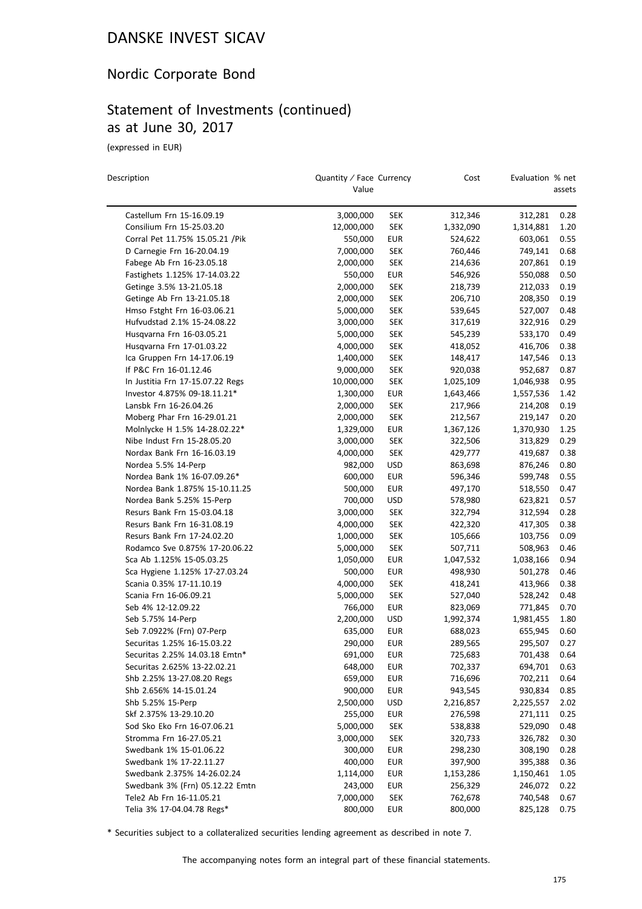# DANSKE INVEST SICAV

## Nordic Corporate Bond

## Statement of Investments (continued) as at June 30, 2017

(expressed in EUR)

| Description | Quantity / Face Value | Currency | Cost | Evaluation | % net assets |
|---|---|---|---|---|---|
| Castellum Frn 15-16.09.19 | 3,000,000 | SEK | 312,346 | 312,281 | 0.28 |
| Consilium Frn 15-25.03.20 | 12,000,000 | SEK | 1,332,090 | 1,314,881 | 1.20 |
| Corral Pet 11.75% 15.05.21 /Pik | 550,000 | EUR | 524,622 | 603,061 | 0.55 |
| D Carnegie Frn 16-20.04.19 | 7,000,000 | SEK | 760,446 | 749,141 | 0.68 |
| Fabege Ab Frn 16-23.05.18 | 2,000,000 | SEK | 214,636 | 207,861 | 0.19 |
| Fastighets 1.125% 17-14.03.22 | 550,000 | EUR | 546,926 | 550,088 | 0.50 |
| Getinge 3.5% 13-21.05.18 | 2,000,000 | SEK | 218,739 | 212,033 | 0.19 |
| Getinge Ab Frn 13-21.05.18 | 2,000,000 | SEK | 206,710 | 208,350 | 0.19 |
| Hmso Fstght Frn 16-03.06.21 | 5,000,000 | SEK | 539,645 | 527,007 | 0.48 |
| Hufvudstad 2.1% 15-24.08.22 | 3,000,000 | SEK | 317,619 | 322,916 | 0.29 |
| Husqvarna Frn 16-03.05.21 | 5,000,000 | SEK | 545,239 | 533,170 | 0.49 |
| Husqvarna Frn 17-01.03.22 | 4,000,000 | SEK | 418,052 | 416,706 | 0.38 |
| Ica Gruppen Frn 14-17.06.19 | 1,400,000 | SEK | 148,417 | 147,546 | 0.13 |
| If P&C Frn 16-01.12.46 | 9,000,000 | SEK | 920,038 | 952,687 | 0.87 |
| In Justitia Frn 17-15.07.22 Regs | 10,000,000 | SEK | 1,025,109 | 1,046,938 | 0.95 |
| Investor 4.875% 09-18.11.21* | 1,300,000 | EUR | 1,643,466 | 1,557,536 | 1.42 |
| Lansbk Frn 16-26.04.26 | 2,000,000 | SEK | 217,966 | 214,208 | 0.19 |
| Moberg Phar Frn 16-29.01.21 | 2,000,000 | SEK | 212,567 | 219,147 | 0.20 |
| Molnlycke H 1.5% 14-28.02.22* | 1,329,000 | EUR | 1,367,126 | 1,370,930 | 1.25 |
| Nibe Indust Frn 15-28.05.20 | 3,000,000 | SEK | 322,506 | 313,829 | 0.29 |
| Nordax Bank Frn 16-16.03.19 | 4,000,000 | SEK | 429,777 | 419,687 | 0.38 |
| Nordea 5.5% 14-Perp | 982,000 | USD | 863,698 | 876,246 | 0.80 |
| Nordea Bank 1% 16-07.09.26* | 600,000 | EUR | 596,346 | 599,748 | 0.55 |
| Nordea Bank 1.875% 15-10.11.25 | 500,000 | EUR | 497,170 | 518,550 | 0.47 |
| Nordea Bank 5.25% 15-Perp | 700,000 | USD | 578,980 | 623,821 | 0.57 |
| Resurs Bank Frn 15-03.04.18 | 3,000,000 | SEK | 322,794 | 312,594 | 0.28 |
| Resurs Bank Frn 16-31.08.19 | 4,000,000 | SEK | 422,320 | 417,305 | 0.38 |
| Resurs Bank Frn 17-24.02.20 | 1,000,000 | SEK | 105,666 | 103,756 | 0.09 |
| Rodamco Sve 0.875% 17-20.06.22 | 5,000,000 | SEK | 507,711 | 508,963 | 0.46 |
| Sca Ab 1.125% 15-05.03.25 | 1,050,000 | EUR | 1,047,532 | 1,038,166 | 0.94 |
| Sca Hygiene 1.125% 17-27.03.24 | 500,000 | EUR | 498,930 | 501,278 | 0.46 |
| Scania 0.35% 17-11.10.19 | 4,000,000 | SEK | 418,241 | 413,966 | 0.38 |
| Scania Frn 16-06.09.21 | 5,000,000 | SEK | 527,040 | 528,242 | 0.48 |
| Seb 4% 12-12.09.22 | 766,000 | EUR | 823,069 | 771,845 | 0.70 |
| Seb 5.75% 14-Perp | 2,200,000 | USD | 1,992,374 | 1,981,455 | 1.80 |
| Seb 7.0922% (Frn) 07-Perp | 635,000 | EUR | 688,023 | 655,945 | 0.60 |
| Securitas 1.25% 16-15.03.22 | 290,000 | EUR | 289,565 | 295,507 | 0.27 |
| Securitas 2.25% 14.03.18 Emtn* | 691,000 | EUR | 725,683 | 701,438 | 0.64 |
| Securitas 2.625% 13-22.02.21 | 648,000 | EUR | 702,337 | 694,701 | 0.63 |
| Shb 2.25% 13-27.08.20 Regs | 659,000 | EUR | 716,696 | 702,211 | 0.64 |
| Shb 2.656% 14-15.01.24 | 900,000 | EUR | 943,545 | 930,834 | 0.85 |
| Shb 5.25% 15-Perp | 2,500,000 | USD | 2,216,857 | 2,225,557 | 2.02 |
| Skf 2.375% 13-29.10.20 | 255,000 | EUR | 276,598 | 271,111 | 0.25 |
| Sod Sko Eko Frn 16-07.06.21 | 5,000,000 | SEK | 538,838 | 529,090 | 0.48 |
| Stromma Frn 16-27.05.21 | 3,000,000 | SEK | 320,733 | 326,782 | 0.30 |
| Swedbank 1% 15-01.06.22 | 300,000 | EUR | 298,230 | 308,190 | 0.28 |
| Swedbank 1% 17-22.11.27 | 400,000 | EUR | 397,900 | 395,388 | 0.36 |
| Swedbank 2.375% 14-26.02.24 | 1,114,000 | EUR | 1,153,286 | 1,150,461 | 1.05 |
| Swedbank 3% (Frn) 05.12.22 Emtn | 243,000 | EUR | 256,329 | 246,072 | 0.22 |
| Tele2 Ab Frn 16-11.05.21 | 7,000,000 | SEK | 762,678 | 740,548 | 0.67 |
| Telia 3% 17-04.04.78 Regs* | 800,000 | EUR | 800,000 | 825,128 | 0.75 |

\* Securities subject to a collateralized securities lending agreement as described in note 7.

The accompanying notes form an integral part of these financial statements.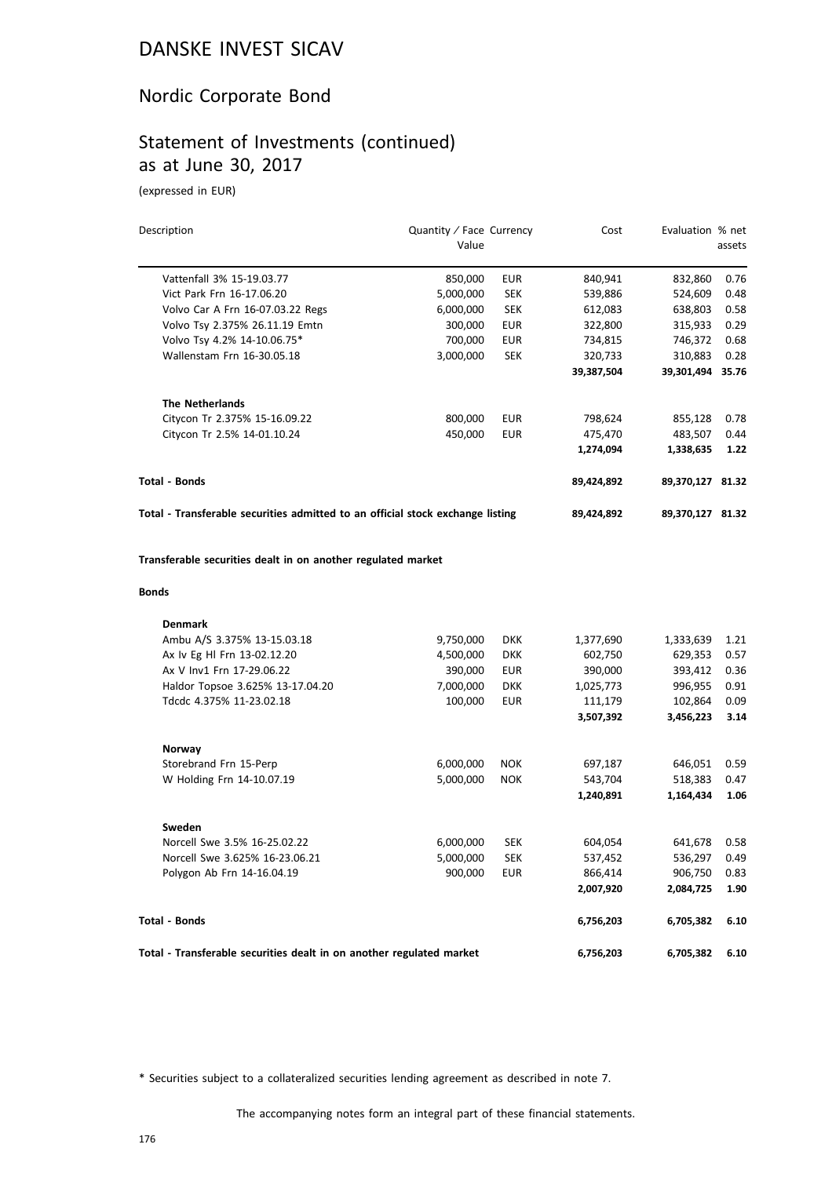# DANSKE INVEST SICAV

## Nordic Corporate Bond

## Statement of Investments (continued) as at June 30, 2017

(expressed in EUR)

| Description | Quantity / Face Value | Currency | Cost | Evaluation | % net assets |
|---|---|---|---|---|---|
| Vattenfall 3% 15-19.03.77 | 850,000 | EUR | 840,941 | 832,860 | 0.76 |
| Vict Park Frn 16-17.06.20 | 5,000,000 | SEK | 539,886 | 524,609 | 0.48 |
| Volvo Car A Frn 16-07.03.22 Regs | 6,000,000 | SEK | 612,083 | 638,803 | 0.58 |
| Volvo Tsy 2.375% 26.11.19 Emtn | 300,000 | EUR | 322,800 | 315,933 | 0.29 |
| Volvo Tsy 4.2% 14-10.06.75* | 700,000 | EUR | 734,815 | 746,372 | 0.68 |
| Wallenstam Frn 16-30.05.18 | 3,000,000 | SEK | 320,733 | 310,883 | 0.28 |
| | | | **39,387,504** | **39,301,494** | **35.76** |
| **The Netherlands** | | | | | |
| Citycon Tr 2.375% 15-16.09.22 | 800,000 | EUR | 798,624 | 855,128 | 0.78 |
| Citycon Tr 2.5% 14-01.10.24 | 450,000 | EUR | 475,470 | 483,507 | 0.44 |
| | | | **1,274,094** | **1,338,635** | **1.22** |
| **Total - Bonds** | | | **89,424,892** | **89,370,127** | **81.32** |
| **Total - Transferable securities admitted to an official stock exchange listing** | | | **89,424,892** | **89,370,127** | **81.32** |
| **Transferable securities dealt in on another regulated market** | | | | | |
| **Bonds** | | | | | |
| **Denmark** | | | | | |
| Ambu A/S 3.375% 13-15.03.18 | 9,750,000 | DKK | 1,377,690 | 1,333,639 | 1.21 |
| Ax Iv Eg Hl Frn 13-02.12.20 | 4,500,000 | DKK | 602,750 | 629,353 | 0.57 |
| Ax V Inv1 Frn 17-29.06.22 | 390,000 | EUR | 390,000 | 393,412 | 0.36 |
| Haldor Topsoe 3.625% 13-17.04.20 | 7,000,000 | DKK | 1,025,773 | 996,955 | 0.91 |
| Tdcdc 4.375% 11-23.02.18 | 100,000 | EUR | 111,179 | 102,864 | 0.09 |
| | | | **3,507,392** | **3,456,223** | **3.14** |
| **Norway** | | | | | |
| Storebrand Frn 15-Perp | 6,000,000 | NOK | 697,187 | 646,051 | 0.59 |
| W Holding Frn 14-10.07.19 | 5,000,000 | NOK | 543,704 | 518,383 | 0.47 |
| | | | **1,240,891** | **1,164,434** | **1.06** |
| **Sweden** | | | | | |
| Norcell Swe 3.5% 16-25.02.22 | 6,000,000 | SEK | 604,054 | 641,678 | 0.58 |
| Norcell Swe 3.625% 16-23.06.21 | 5,000,000 | SEK | 537,452 | 536,297 | 0.49 |
| Polygon Ab Frn 14-16.04.19 | 900,000 | EUR | 866,414 | 906,750 | 0.83 |
| | | | **2,007,920** | **2,084,725** | **1.90** |
| **Total - Bonds** | | | **6,756,203** | **6,705,382** | **6.10** |
| **Total - Transferable securities dealt in on another regulated market** | | | **6,756,203** | **6,705,382** | **6.10** |

\* Securities subject to a collateralized securities lending agreement as described in note 7.

The accompanying notes form an integral part of these financial statements.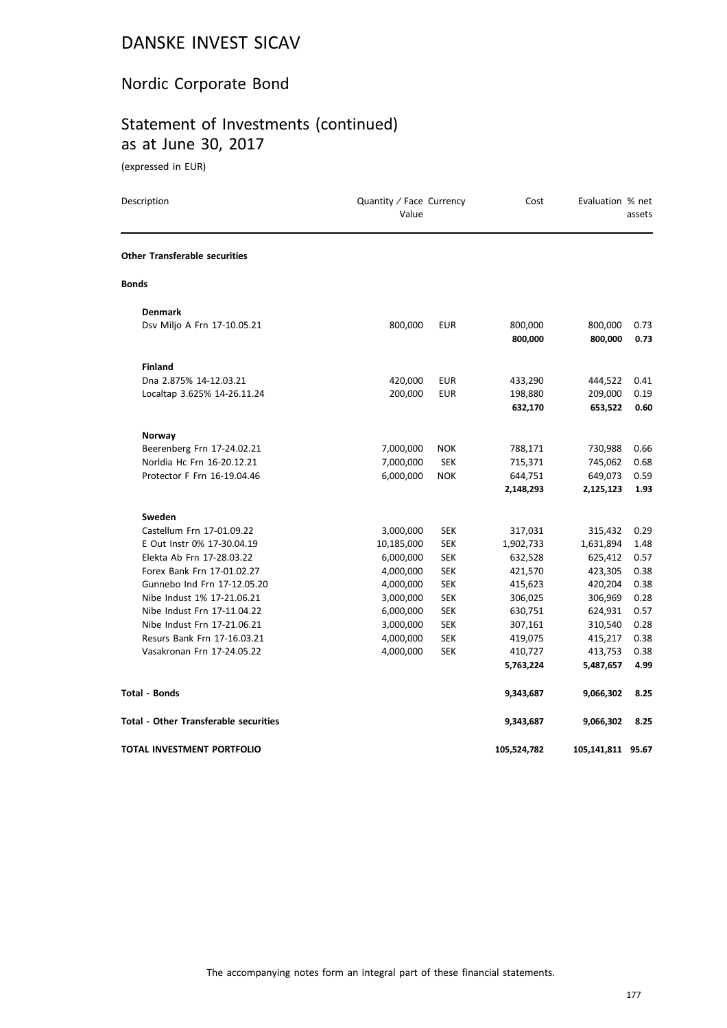# DANSKE INVEST SICAV

## Nordic Corporate Bond

## Statement of Investments (continued) as at June 30, 2017

(expressed in EUR)

| Description | Quantity / Face Value | Currency | Cost | Evaluation | % net assets |
|---|---|---|---|---|---|
| **Other Transferable securities** | | | | | |
| **Bonds** | | | | | |
| **Denmark** | | | | | |
| Dsv Miljo A Frn 17-10.05.21 | 800,000 | EUR | 800,000 | 800,000 | 0.73 |
| | | | **800,000** | **800,000** | **0.73** |
| **Finland** | | | | | |
| Dna 2.875% 14-12.03.21 | 420,000 | EUR | 433,290 | 444,522 | 0.41 |
| Localtap 3.625% 14-26.11.24 | 200,000 | EUR | 198,880 | 209,000 | 0.19 |
| | | | **632,170** | **653,522** | **0.60** |
| **Norway** | | | | | |
| Beerenberg Frn 17-24.02.21 | 7,000,000 | NOK | 788,171 | 730,988 | 0.66 |
| Norldia Hc Frn 16-20.12.21 | 7,000,000 | SEK | 715,371 | 745,062 | 0.68 |
| Protector F Frn 16-19.04.46 | 6,000,000 | NOK | 644,751 | 649,073 | 0.59 |
| | | | **2,148,293** | **2,125,123** | **1.93** |
| **Sweden** | | | | | |
| Castellum Frn 17-01.09.22 | 3,000,000 | SEK | 317,031 | 315,432 | 0.29 |
| E Out Instr 0% 17-30.04.19 | 10,185,000 | SEK | 1,902,733 | 1,631,894 | 1.48 |
| Elekta Ab Frn 17-28.03.22 | 6,000,000 | SEK | 632,528 | 625,412 | 0.57 |
| Forex Bank Frn 17-01.02.27 | 4,000,000 | SEK | 421,570 | 423,305 | 0.38 |
| Gunnebo Ind Frn 17-12.05.20 | 4,000,000 | SEK | 415,623 | 420,204 | 0.38 |
| Nibe Indust 1% 17-21.06.21 | 3,000,000 | SEK | 306,025 | 306,969 | 0.28 |
| Nibe Indust Frn 17-11.04.22 | 6,000,000 | SEK | 630,751 | 624,931 | 0.57 |
| Nibe Indust Frn 17-21.06.21 | 3,000,000 | SEK | 307,161 | 310,540 | 0.28 |
| Resurs Bank Frn 17-16.03.21 | 4,000,000 | SEK | 419,075 | 415,217 | 0.38 |
| Vasakronan Frn 17-24.05.22 | 4,000,000 | SEK | 410,727 | 413,753 | 0.38 |
| | | | **5,763,224** | **5,487,657** | **4.99** |
| **Total - Bonds** | | | **9,343,687** | **9,066,302** | **8.25** |
| **Total - Other Transferable securities** | | | **9,343,687** | **9,066,302** | **8.25** |
| **TOTAL INVESTMENT PORTFOLIO** | | | **105,524,782** | **105,141,811** | **95.67** |

The accompanying notes form an integral part of these financial statements.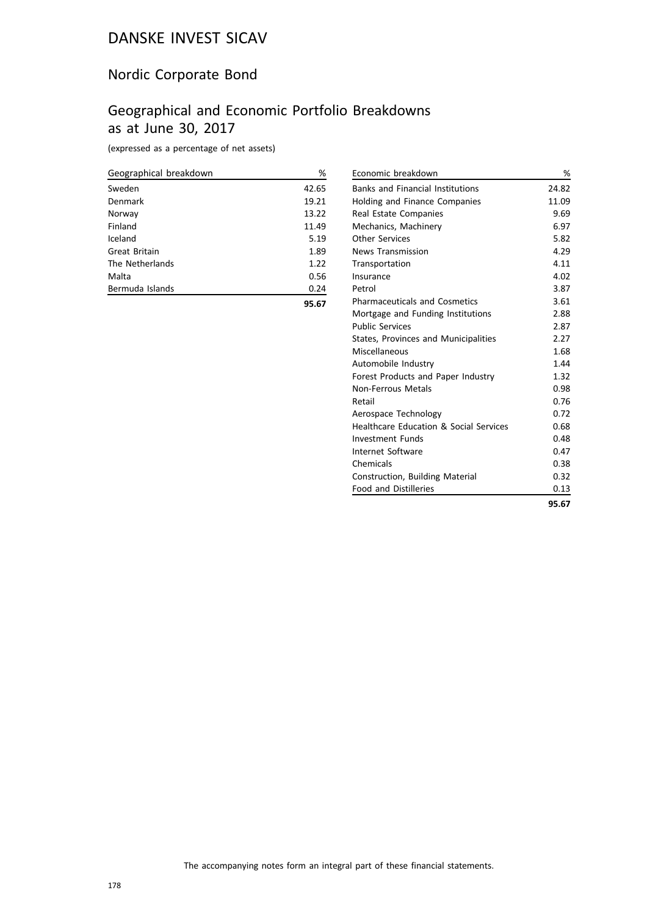# DANSKE INVEST SICAV

## Nordic Corporate Bond

## Geographical and Economic Portfolio Breakdowns as at June 30, 2017

(expressed as a percentage of net assets)

| Geographical breakdown | % |
|---|---|
| Sweden | 42.65 |
| Denmark | 19.21 |
| Norway | 13.22 |
| Finland | 11.49 |
| Iceland | 5.19 |
| Great Britain | 1.89 |
| The Netherlands | 1.22 |
| Malta | 0.56 |
| Bermuda Islands | 0.24 |
| | **95.67** |

| Economic breakdown | % |
|---|---|
| Banks and Financial Institutions | 24.82 |
| Holding and Finance Companies | 11.09 |
| Real Estate Companies | 9.69 |
| Mechanics, Machinery | 6.97 |
| Other Services | 5.82 |
| News Transmission | 4.29 |
| Transportation | 4.11 |
| Insurance | 4.02 |
| Petrol | 3.87 |
| Pharmaceuticals and Cosmetics | 3.61 |
| Mortgage and Funding Institutions | 2.88 |
| Public Services | 2.87 |
| States, Provinces and Municipalities | 2.27 |
| Miscellaneous | 1.68 |
| Automobile Industry | 1.44 |
| Forest Products and Paper Industry | 1.32 |
| Non-Ferrous Metals | 0.98 |
| Retail | 0.76 |
| Aerospace Technology | 0.72 |
| Healthcare Education & Social Services | 0.68 |
| Investment Funds | 0.48 |
| Internet Software | 0.47 |
| Chemicals | 0.38 |
| Construction, Building Material | 0.32 |
| Food and Distilleries | 0.13 |
| | **95.67** |

The accompanying notes form an integral part of these financial statements.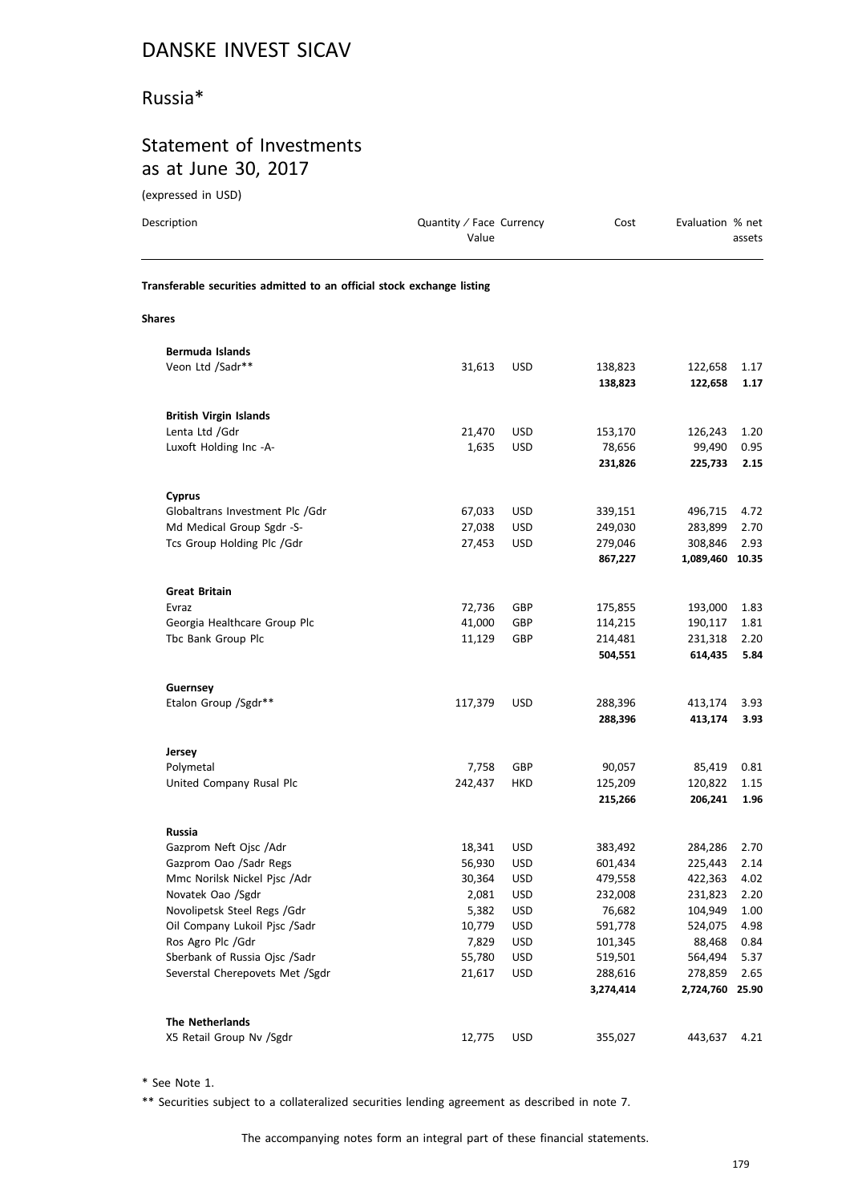# DANSKE INVEST SICAV

## Russia*

## Statement of Investments as at June 30, 2017

(expressed in USD)

| Description | Quantity / Face Value | Currency | Cost | Evaluation | % net assets |
|---|---|---|---|---|---|
| **Transferable securities admitted to an official stock exchange listing** | | | | | |
| **Shares** | | | | | |
| **Bermuda Islands** | | | | | |
| Veon Ltd /Sadr** | 31,613 | USD | 138,823 | 122,658 | 1.17 |
| | | | **138,823** | **122,658** | **1.17** |
| **British Virgin Islands** | | | | | |
| Lenta Ltd /Gdr | 21,470 | USD | 153,170 | 126,243 | 1.20 |
| Luxoft Holding Inc -A- | 1,635 | USD | 78,656 | 99,490 | 0.95 |
| | | | **231,826** | **225,733** | **2.15** |
| **Cyprus** | | | | | |
| Globaltrans Investment Plc /Gdr | 67,033 | USD | 339,151 | 496,715 | 4.72 |
| Md Medical Group Sgdr -S- | 27,038 | USD | 249,030 | 283,899 | 2.70 |
| Tcs Group Holding Plc /Gdr | 27,453 | USD | 279,046 | 308,846 | 2.93 |
| | | | **867,227** | **1,089,460** | **10.35** |
| **Great Britain** | | | | | |
| Evraz | 72,736 | GBP | 175,855 | 193,000 | 1.83 |
| Georgia Healthcare Group Plc | 41,000 | GBP | 114,215 | 190,117 | 1.81 |
| Tbc Bank Group Plc | 11,129 | GBP | 214,481 | 231,318 | 2.20 |
| | | | **504,551** | **614,435** | **5.84** |
| **Guernsey** | | | | | |
| Etalon Group /Sgdr** | 117,379 | USD | 288,396 | 413,174 | 3.93 |
| | | | **288,396** | **413,174** | **3.93** |
| **Jersey** | | | | | |
| Polymetal | 7,758 | GBP | 90,057 | 85,419 | 0.81 |
| United Company Rusal Plc | 242,437 | HKD | 125,209 | 120,822 | 1.15 |
| | | | **215,266** | **206,241** | **1.96** |
| **Russia** | | | | | |
| Gazprom Neft Ojsc /Adr | 18,341 | USD | 383,492 | 284,286 | 2.70 |
| Gazprom Oao /Sadr Regs | 56,930 | USD | 601,434 | 225,443 | 2.14 |
| Mmc Norilsk Nickel Pjsc /Adr | 30,364 | USD | 479,558 | 422,363 | 4.02 |
| Novatek Oao /Sgdr | 2,081 | USD | 232,008 | 231,823 | 2.20 |
| Novolipetsk Steel Regs /Gdr | 5,382 | USD | 76,682 | 104,949 | 1.00 |
| Oil Company Lukoil Pjsc /Sadr | 10,779 | USD | 591,778 | 524,075 | 4.98 |
| Ros Agro Plc /Gdr | 7,829 | USD | 101,345 | 88,468 | 0.84 |
| Sberbank of Russia Ojsc /Sadr | 55,780 | USD | 519,501 | 564,494 | 5.37 |
| Severstal Cherepovets Met /Sgdr | 21,617 | USD | 288,616 | 278,859 | 2.65 |
| | | | **3,274,414** | **2,724,760** | **25.90** |
| **The Netherlands** | | | | | |
| X5 Retail Group Nv /Sgdr | 12,775 | USD | 355,027 | 443,637 | 4.21 |

\* See Note 1.

** Securities subject to a collateralized securities lending agreement as described in note 7.

The accompanying notes form an integral part of these financial statements.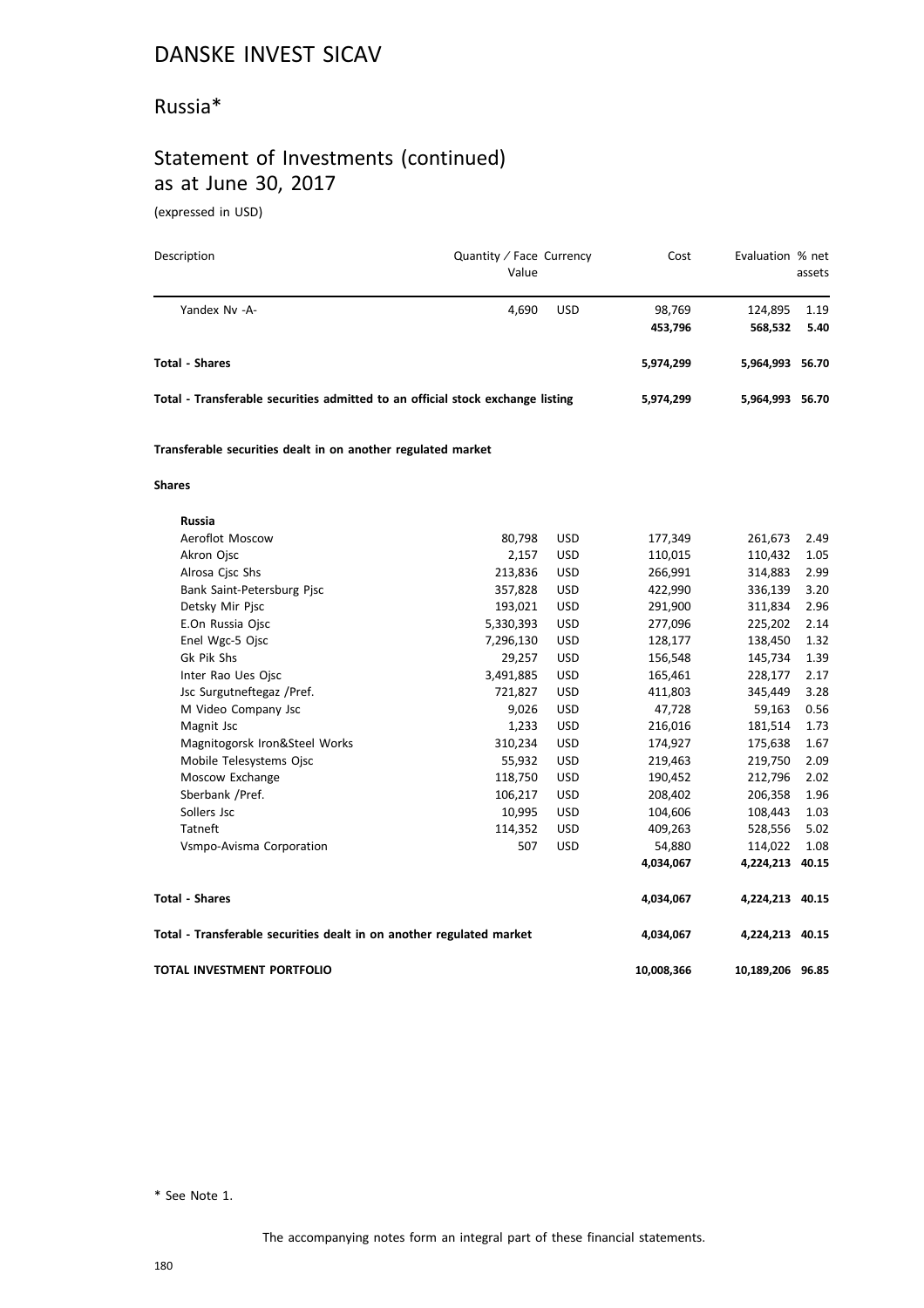# DANSKE INVEST SICAV

## Russia*

## Statement of Investments (continued) as at June 30, 2017

(expressed in USD)

| Description | Quantity / Face Value | Currency | Cost | Evaluation | % net assets |
|---|---|---|---|---|---|
| Yandex Nv -A- | 4,690 | USD | 98,769 | 124,895 | 1.19 |
| | | | **453,796** | **568,532** | **5.40** |
| **Total - Shares** | | | **5,974,299** | **5,964,993** | **56.70** |
| **Total - Transferable securities admitted to an official stock exchange listing** | | | **5,974,299** | **5,964,993** | **56.70** |
| **Transferable securities dealt in on another regulated market** | | | | | |
| **Shares** | | | | | |
| **Russia** | | | | | |
| Aeroflot Moscow | 80,798 | USD | 177,349 | 261,673 | 2.49 |
| Akron Ojsc | 2,157 | USD | 110,015 | 110,432 | 1.05 |
| Alrosa Cjsc Shs | 213,836 | USD | 266,991 | 314,883 | 2.99 |
| Bank Saint-Petersburg Pjsc | 357,828 | USD | 422,990 | 336,139 | 3.20 |
| Detsky Mir Pjsc | 193,021 | USD | 291,900 | 311,834 | 2.96 |
| E.On Russia Ojsc | 5,330,393 | USD | 277,096 | 225,202 | 2.14 |
| Enel Wgc-5 Ojsc | 7,296,130 | USD | 128,177 | 138,450 | 1.32 |
| Gk Pik Shs | 29,257 | USD | 156,548 | 145,734 | 1.39 |
| Inter Rao Ues Ojsc | 3,491,885 | USD | 165,461 | 228,177 | 2.17 |
| Jsc Surgutneftegaz /Pref. | 721,827 | USD | 411,803 | 345,449 | 3.28 |
| M Video Company Jsc | 9,026 | USD | 47,728 | 59,163 | 0.56 |
| Magnit Jsc | 1,233 | USD | 216,016 | 181,514 | 1.73 |
| Magnitogorsk Iron&Steel Works | 310,234 | USD | 174,927 | 175,638 | 1.67 |
| Mobile Telesystems Ojsc | 55,932 | USD | 219,463 | 219,750 | 2.09 |
| Moscow Exchange | 118,750 | USD | 190,452 | 212,796 | 2.02 |
| Sberbank /Pref. | 106,217 | USD | 208,402 | 206,358 | 1.96 |
| Sollers Jsc | 10,995 | USD | 104,606 | 108,443 | 1.03 |
| Tatneft | 114,352 | USD | 409,263 | 528,556 | 5.02 |
| Vsmpo-Avisma Corporation | 507 | USD | 54,880 | 114,022 | 1.08 |
| | | | **4,034,067** | **4,224,213** | **40.15** |
| **Total - Shares** | | | **4,034,067** | **4,224,213** | **40.15** |
| **Total - Transferable securities dealt in on another regulated market** | | | **4,034,067** | **4,224,213** | **40.15** |
| **TOTAL INVESTMENT PORTFOLIO** | | | **10,008,366** | **10,189,206** | **96.85** |

* See Note 1.

The accompanying notes form an integral part of these financial statements.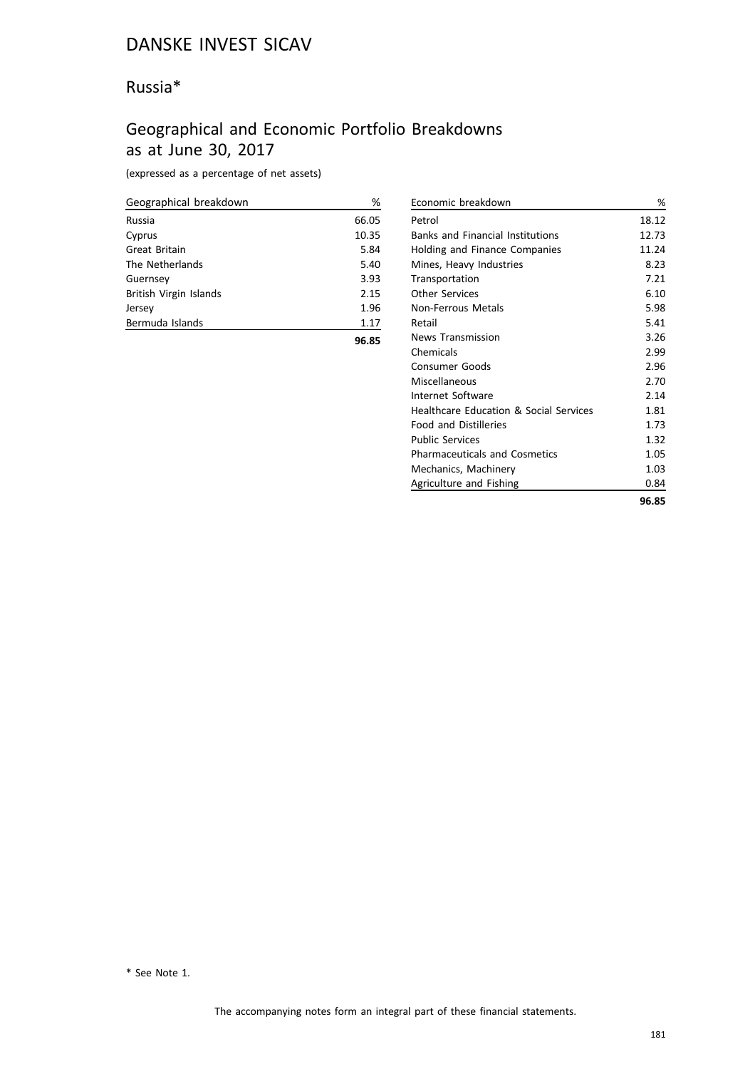# DANSKE INVEST SICAV

## Russia*

## Geographical and Economic Portfolio Breakdowns as at June 30, 2017

(expressed as a percentage of net assets)

| Geographical breakdown | % |
|---|---|
| Russia | 66.05 |
| Cyprus | 10.35 |
| Great Britain | 5.84 |
| The Netherlands | 5.40 |
| Guernsey | 3.93 |
| British Virgin Islands | 2.15 |
| Jersey | 1.96 |
| Bermuda Islands | 1.17 |
| | **96.85** |

| Economic breakdown | % |
|---|---|
| Petrol | 18.12 |
| Banks and Financial Institutions | 12.73 |
| Holding and Finance Companies | 11.24 |
| Mines, Heavy Industries | 8.23 |
| Transportation | 7.21 |
| Other Services | 6.10 |
| Non-Ferrous Metals | 5.98 |
| Retail | 5.41 |
| News Transmission | 3.26 |
| Chemicals | 2.99 |
| Consumer Goods | 2.96 |
| Miscellaneous | 2.70 |
| Internet Software | 2.14 |
| Healthcare Education & Social Services | 1.81 |
| Food and Distilleries | 1.73 |
| Public Services | 1.32 |
| Pharmaceuticals and Cosmetics | 1.05 |
| Mechanics, Machinery | 1.03 |
| Agriculture and Fishing | 0.84 |
| | **96.85** |

\* See Note 1.

The accompanying notes form an integral part of these financial statements.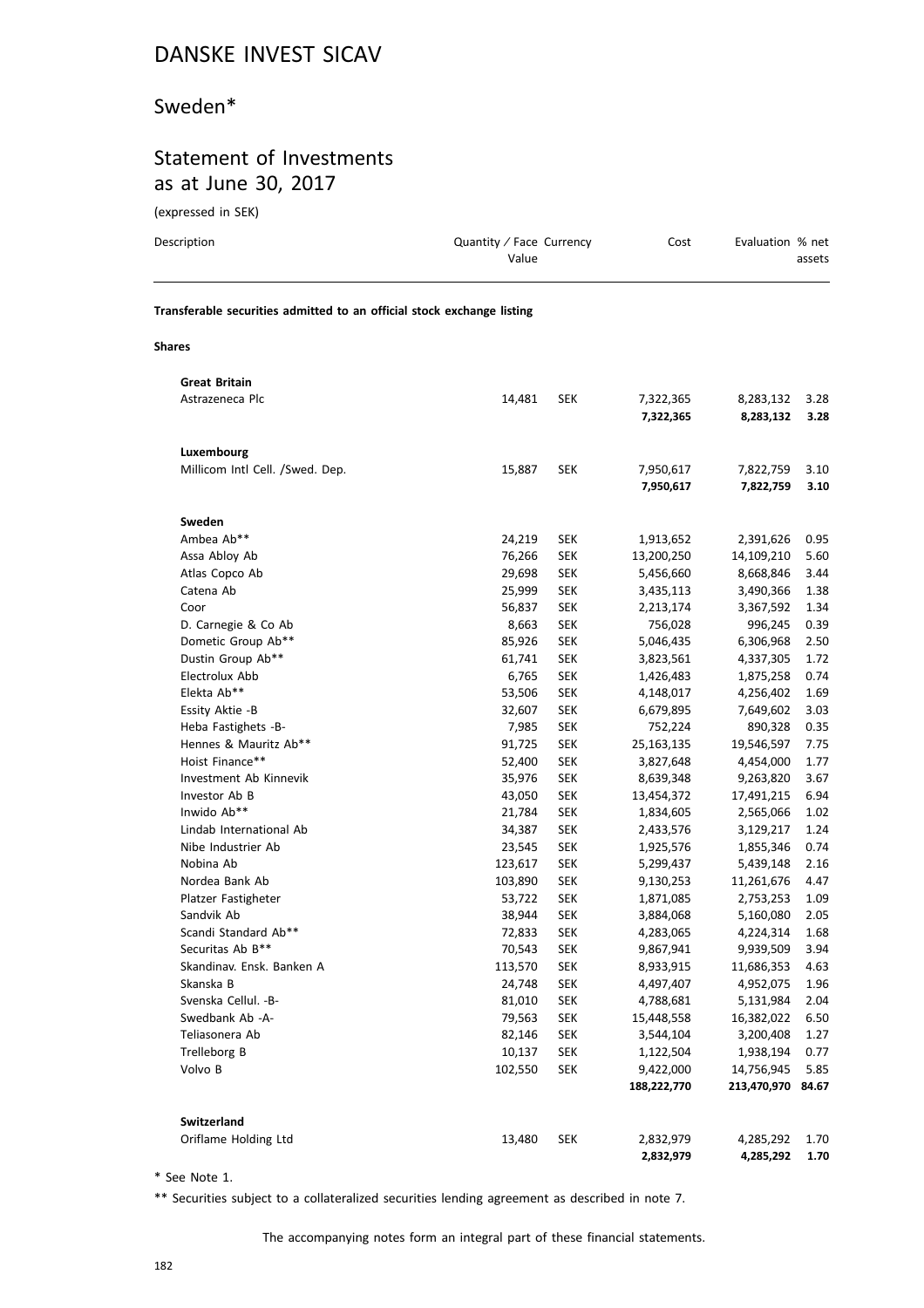# DANSKE INVEST SICAV

## Sweden*

## Statement of Investments as at June 30, 2017

(expressed in SEK)

| Description | Quantity / Face Value | Currency | Cost | Evaluation | % net assets |
|---|---|---|---|---|---|
| **Transferable securities admitted to an official stock exchange listing** | | | | | |
| **Shares** | | | | | |
| **Great Britain** | | | | | |
| Astrazeneca Plc | 14,481 | SEK | 7,322,365 | 8,283,132 | 3.28 |
| | | | **7,322,365** | **8,283,132** | **3.28** |
| **Luxembourg** | | | | | |
| Millicom Intl Cell. /Swed. Dep. | 15,887 | SEK | 7,950,617 | 7,822,759 | 3.10 |
| | | | **7,950,617** | **7,822,759** | **3.10** |
| **Sweden** | | | | | |
| Ambea Ab** | 24,219 | SEK | 1,913,652 | 2,391,626 | 0.95 |
| Assa Abloy Ab | 76,266 | SEK | 13,200,250 | 14,109,210 | 5.60 |
| Atlas Copco Ab | 29,698 | SEK | 5,456,660 | 8,668,846 | 3.44 |
| Catena Ab | 25,999 | SEK | 3,435,113 | 3,490,366 | 1.38 |
| Coor | 56,837 | SEK | 2,213,174 | 3,367,592 | 1.34 |
| D. Carnegie & Co Ab | 8,663 | SEK | 756,028 | 996,245 | 0.39 |
| Dometic Group Ab** | 85,926 | SEK | 5,046,435 | 6,306,968 | 2.50 |
| Dustin Group Ab** | 61,741 | SEK | 3,823,561 | 4,337,305 | 1.72 |
| Electrolux Abb | 6,765 | SEK | 1,426,483 | 1,875,258 | 0.74 |
| Elekta Ab** | 53,506 | SEK | 4,148,017 | 4,256,402 | 1.69 |
| Essity Aktie -B | 32,607 | SEK | 6,679,895 | 7,649,602 | 3.03 |
| Heba Fastighets -B- | 7,985 | SEK | 752,224 | 890,328 | 0.35 |
| Hennes & Mauritz Ab** | 91,725 | SEK | 25,163,135 | 19,546,597 | 7.75 |
| Hoist Finance** | 52,400 | SEK | 3,827,648 | 4,454,000 | 1.77 |
| Investment Ab Kinnevik | 35,976 | SEK | 8,639,348 | 9,263,820 | 3.67 |
| Investor Ab B | 43,050 | SEK | 13,454,372 | 17,491,215 | 6.94 |
| Inwido Ab** | 21,784 | SEK | 1,834,605 | 2,565,066 | 1.02 |
| Lindab International Ab | 34,387 | SEK | 2,433,576 | 3,129,217 | 1.24 |
| Nibe Industrier Ab | 23,545 | SEK | 1,925,576 | 1,855,346 | 0.74 |
| Nobina Ab | 123,617 | SEK | 5,299,437 | 5,439,148 | 2.16 |
| Nordea Bank Ab | 103,890 | SEK | 9,130,253 | 11,261,676 | 4.47 |
| Platzer Fastigheter | 53,722 | SEK | 1,871,085 | 2,753,253 | 1.09 |
| Sandvik Ab | 38,944 | SEK | 3,884,068 | 5,160,080 | 2.05 |
| Scandi Standard Ab** | 72,833 | SEK | 4,283,065 | 4,224,314 | 1.68 |
| Securitas Ab B** | 70,543 | SEK | 9,867,941 | 9,939,509 | 3.94 |
| Skandinav. Ensk. Banken A | 113,570 | SEK | 8,933,915 | 11,686,353 | 4.63 |
| Skanska B | 24,748 | SEK | 4,497,407 | 4,952,075 | 1.96 |
| Svenska Cellul. -B- | 81,010 | SEK | 4,788,681 | 5,131,984 | 2.04 |
| Swedbank Ab -A- | 79,563 | SEK | 15,448,558 | 16,382,022 | 6.50 |
| Teliasonera Ab | 82,146 | SEK | 3,544,104 | 3,200,408 | 1.27 |
| Trelleborg B | 10,137 | SEK | 1,122,504 | 1,938,194 | 0.77 |
| Volvo B | 102,550 | SEK | 9,422,000 | 14,756,945 | 5.85 |
| | | | **188,222,770** | **213,470,970** | **84.67** |
| **Switzerland** | | | | | |
| Oriflame Holding Ltd | 13,480 | SEK | 2,832,979 | 4,285,292 | 1.70 |
| | | | **2,832,979** | **4,285,292** | **1.70** |

* See Note 1.

** Securities subject to a collateralized securities lending agreement as described in note 7.

The accompanying notes form an integral part of these financial statements.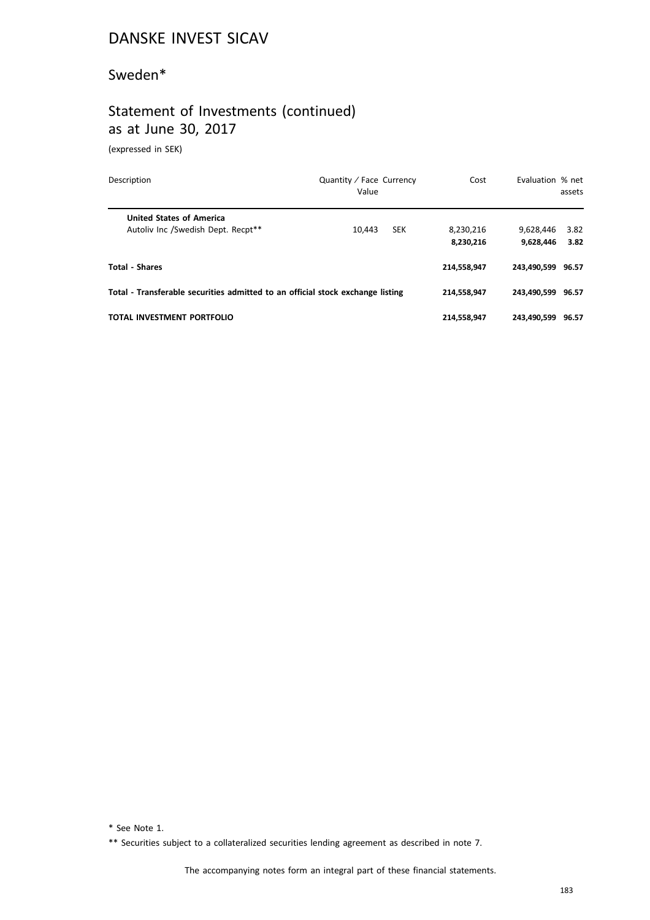# DANSKE INVEST SICAV

## Sweden*

## Statement of Investments (continued)
as at June 30, 2017

(expressed in SEK)

| Description | Quantity / Face Value | Currency | Cost | Evaluation | % net assets |
|---|---|---|---|---|---|
| **United States of America** | | | | | |
| Autoliv Inc /Swedish Dept. Recpt** | 10,443 | SEK | 8,230,216 | 9,628,446 | 3.82 |
| | | | **8,230,216** | **9,628,446** | **3.82** |
| **Total - Shares** | | | **214,558,947** | **243,490,599** | **96.57** |
| **Total - Transferable securities admitted to an official stock exchange listing** | | | **214,558,947** | **243,490,599** | **96.57** |
| **TOTAL INVESTMENT PORTFOLIO** | | | **214,558,947** | **243,490,599** | **96.57** |

* See Note 1.

** Securities subject to a collateralized securities lending agreement as described in note 7.

The accompanying notes form an integral part of these financial statements.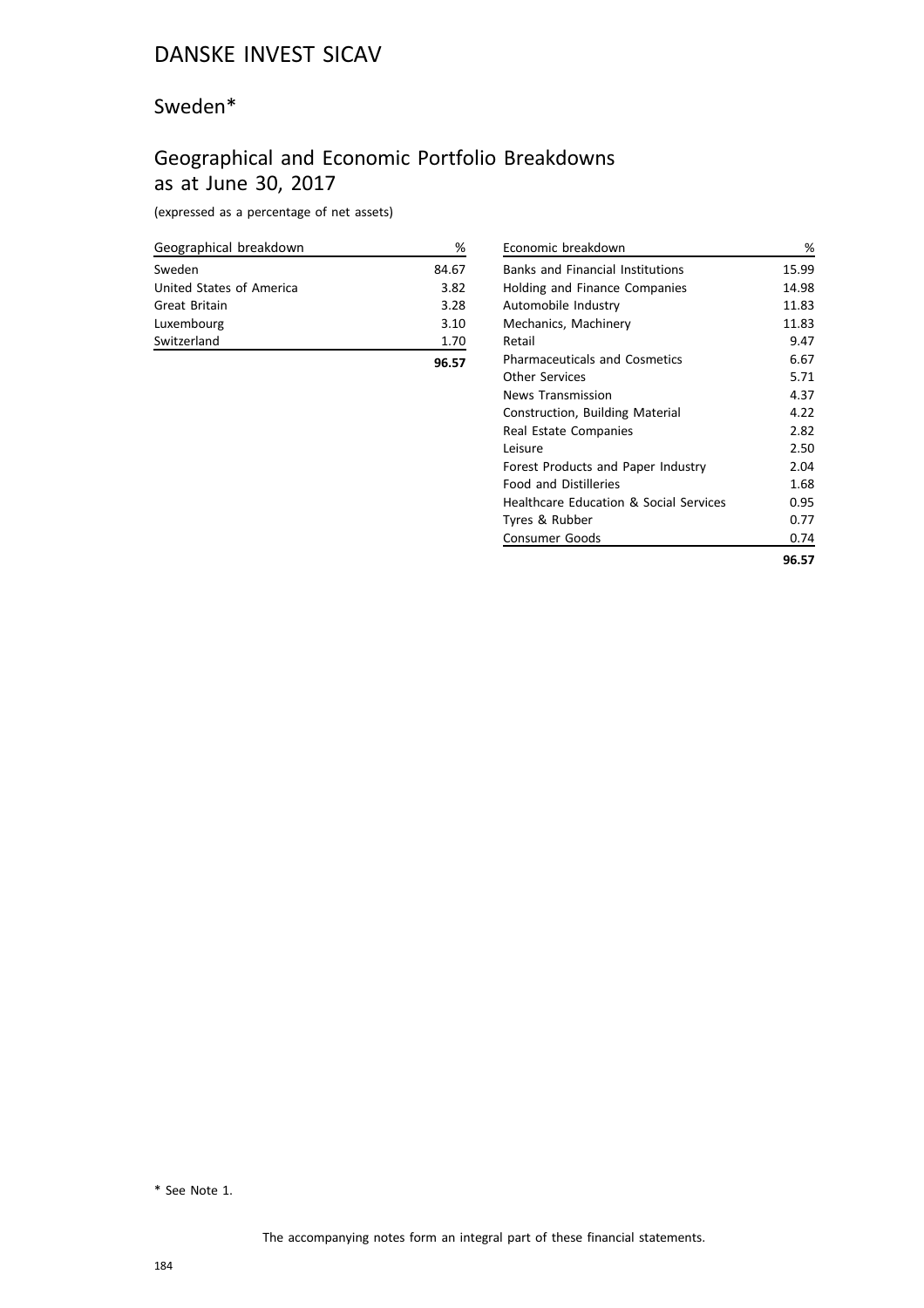# DANSKE INVEST SICAV

## Sweden*

## Geographical and Economic Portfolio Breakdowns as at June 30, 2017

(expressed as a percentage of net assets)

| Geographical breakdown | % |
|---|---|
| Sweden | 84.67 |
| United States of America | 3.82 |
| Great Britain | 3.28 |
| Luxembourg | 3.10 |
| Switzerland | 1.70 |
| | **96.57** |

| Economic breakdown | % |
|---|---|
| Banks and Financial Institutions | 15.99 |
| Holding and Finance Companies | 14.98 |
| Automobile Industry | 11.83 |
| Mechanics, Machinery | 11.83 |
| Retail | 9.47 |
| Pharmaceuticals and Cosmetics | 6.67 |
| Other Services | 5.71 |
| News Transmission | 4.37 |
| Construction, Building Material | 4.22 |
| Real Estate Companies | 2.82 |
| Leisure | 2.50 |
| Forest Products and Paper Industry | 2.04 |
| Food and Distilleries | 1.68 |
| Healthcare Education & Social Services | 0.95 |
| Tyres & Rubber | 0.77 |
| Consumer Goods | 0.74 |
| | **96.57** |

* See Note 1.

The accompanying notes form an integral part of these financial statements.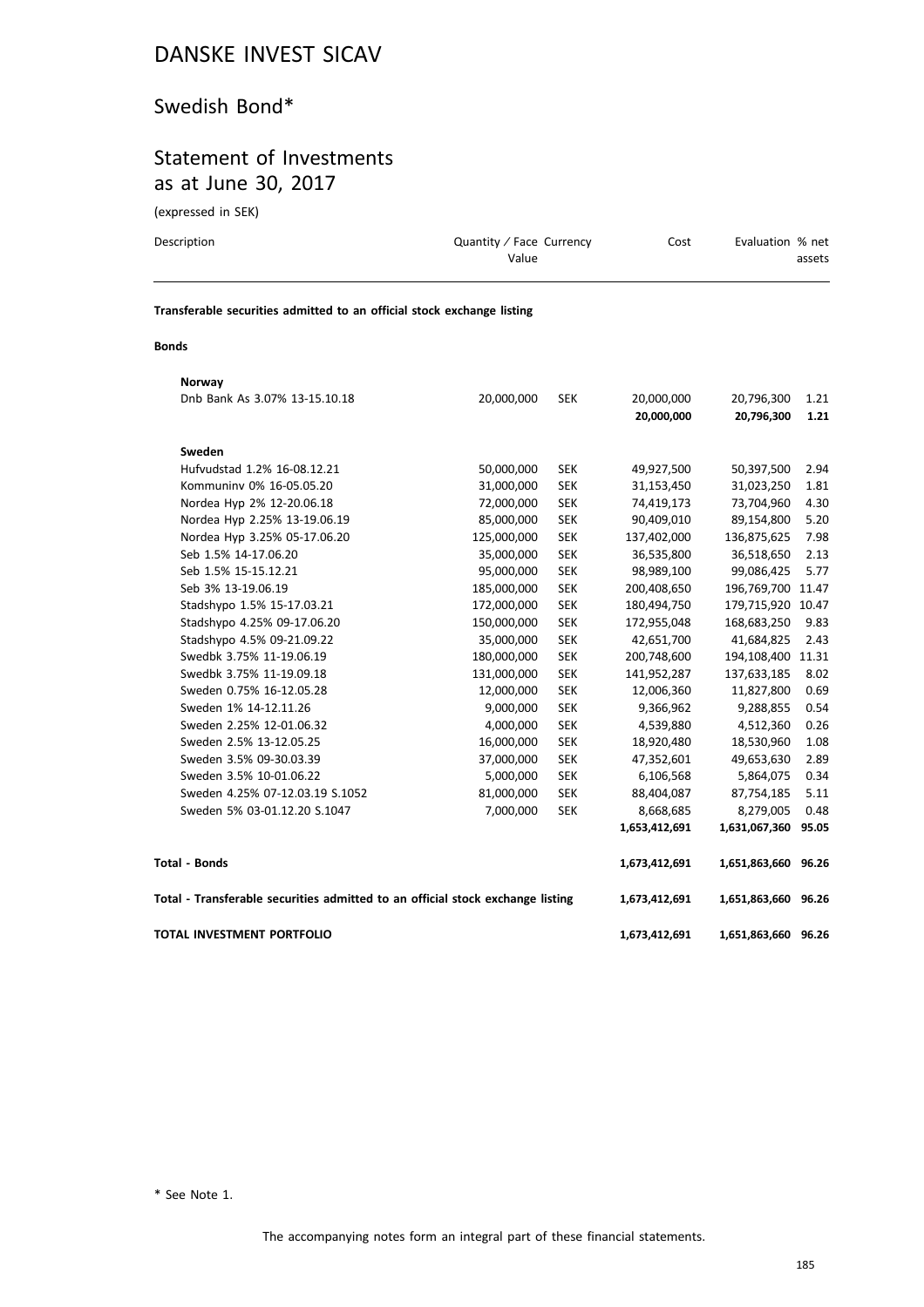# DANSKE INVEST SICAV

## Swedish Bond*

## Statement of Investments as at June 30, 2017

(expressed in SEK)

| Description | Quantity / Face Value | Currency | Cost | Evaluation | % net assets |
|---|---|---|---|---|---|
| **Transferable securities admitted to an official stock exchange listing** | | | | | |
| **Bonds** | | | | | |
| **Norway** | | | | | |
| Dnb Bank As 3.07% 13-15.10.18 | 20,000,000 | SEK | 20,000,000 | 20,796,300 | 1.21 |
| | | | **20,000,000** | **20,796,300** | **1.21** |
| **Sweden** | | | | | |
| Hufvudstad 1.2% 16-08.12.21 | 50,000,000 | SEK | 49,927,500 | 50,397,500 | 2.94 |
| Kommuninv 0% 16-05.05.20 | 31,000,000 | SEK | 31,153,450 | 31,023,250 | 1.81 |
| Nordea Hyp 2% 12-20.06.18 | 72,000,000 | SEK | 74,419,173 | 73,704,960 | 4.30 |
| Nordea Hyp 2.25% 13-19.06.19 | 85,000,000 | SEK | 90,409,010 | 89,154,800 | 5.20 |
| Nordea Hyp 3.25% 05-17.06.20 | 125,000,000 | SEK | 137,402,000 | 136,875,625 | 7.98 |
| Seb 1.5% 14-17.06.20 | 35,000,000 | SEK | 36,535,800 | 36,518,650 | 2.13 |
| Seb 1.5% 15-15.12.21 | 95,000,000 | SEK | 98,989,100 | 99,086,425 | 5.77 |
| Seb 3% 13-19.06.19 | 185,000,000 | SEK | 200,408,650 | 196,769,700 | 11.47 |
| Stadshypo 1.5% 15-17.03.21 | 172,000,000 | SEK | 180,494,750 | 179,715,920 | 10.47 |
| Stadshypo 4.25% 09-17.06.20 | 150,000,000 | SEK | 172,955,048 | 168,683,250 | 9.83 |
| Stadshypo 4.5% 09-21.09.22 | 35,000,000 | SEK | 42,651,700 | 41,684,825 | 2.43 |
| Swedbk 3.75% 11-19.06.19 | 180,000,000 | SEK | 200,748,600 | 194,108,400 | 11.31 |
| Swedbk 3.75% 11-19.09.18 | 131,000,000 | SEK | 141,952,287 | 137,633,185 | 8.02 |
| Sweden 0.75% 16-12.05.28 | 12,000,000 | SEK | 12,006,360 | 11,827,800 | 0.69 |
| Sweden 1% 14-12.11.26 | 9,000,000 | SEK | 9,366,962 | 9,288,855 | 0.54 |
| Sweden 2.25% 12-01.06.32 | 4,000,000 | SEK | 4,539,880 | 4,512,360 | 0.26 |
| Sweden 2.5% 13-12.05.25 | 16,000,000 | SEK | 18,920,480 | 18,530,960 | 1.08 |
| Sweden 3.5% 09-30.03.39 | 37,000,000 | SEK | 47,352,601 | 49,653,630 | 2.89 |
| Sweden 3.5% 10-01.06.22 | 5,000,000 | SEK | 6,106,568 | 5,864,075 | 0.34 |
| Sweden 4.25% 07-12.03.19 S.1052 | 81,000,000 | SEK | 88,404,087 | 87,754,185 | 5.11 |
| Sweden 5% 03-01.12.20 S.1047 | 7,000,000 | SEK | 8,668,685 | 8,279,005 | 0.48 |
| | | | **1,653,412,691** | **1,631,067,360** | **95.05** |
| **Total - Bonds** | | | **1,673,412,691** | **1,651,863,660** | **96.26** |
| **Total - Transferable securities admitted to an official stock exchange listing** | | | **1,673,412,691** | **1,651,863,660** | **96.26** |
| **TOTAL INVESTMENT PORTFOLIO** | | | **1,673,412,691** | **1,651,863,660** | **96.26** |

\* See Note 1.

The accompanying notes form an integral part of these financial statements.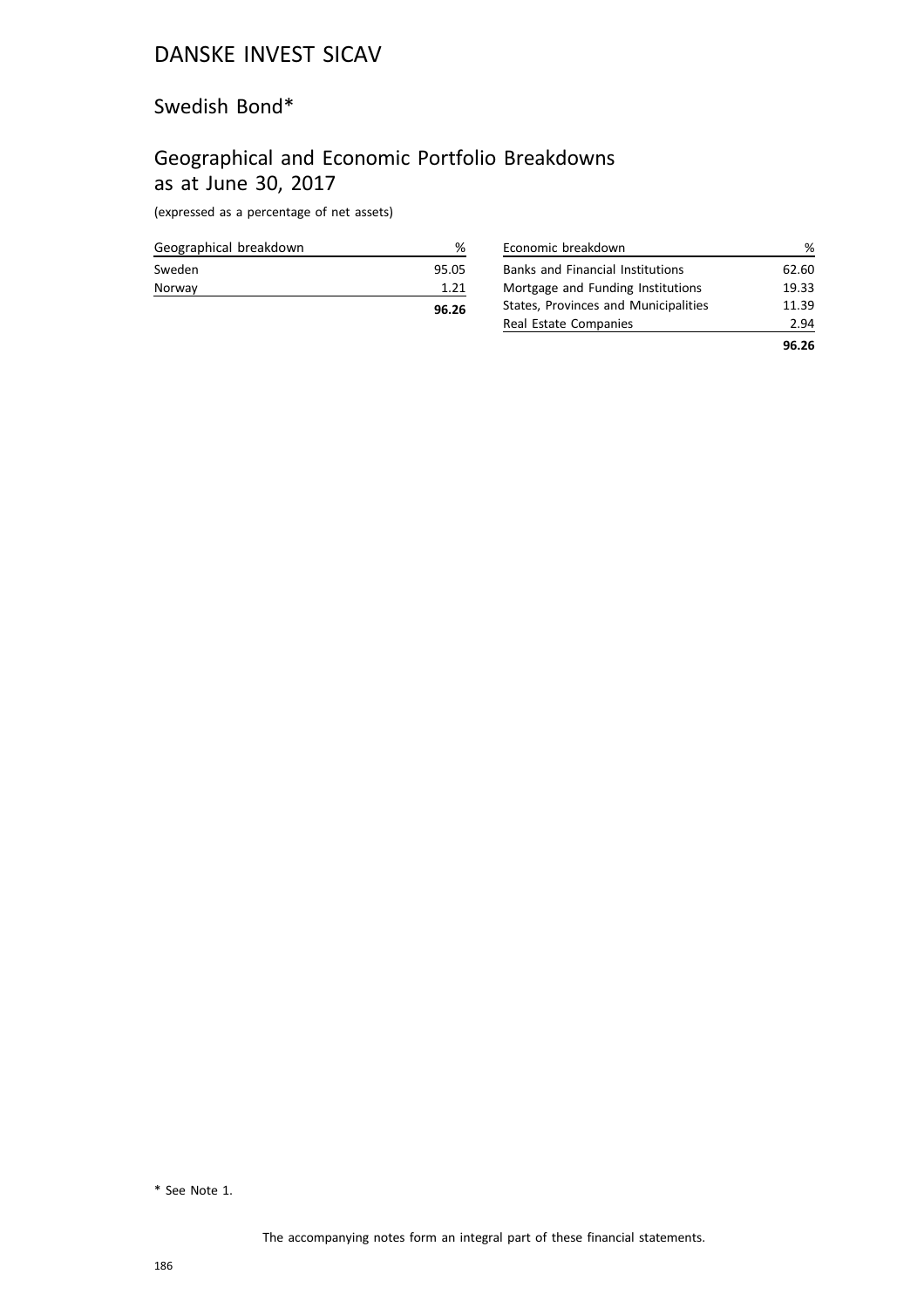# DANSKE INVEST SICAV

## Swedish Bond*

## Geographical and Economic Portfolio Breakdowns as at June 30, 2017

(expressed as a percentage of net assets)

| Geographical breakdown | % |
|---|---|
| Sweden | 95.05 |
| Norway | 1.21 |
| | **96.26** |

| Economic breakdown | % |
|---|---|
| Banks and Financial Institutions | 62.60 |
| Mortgage and Funding Institutions | 19.33 |
| States, Provinces and Municipalities | 11.39 |
| Real Estate Companies | 2.94 |
| | **96.26** |

\* See Note 1.

The accompanying notes form an integral part of these financial statements.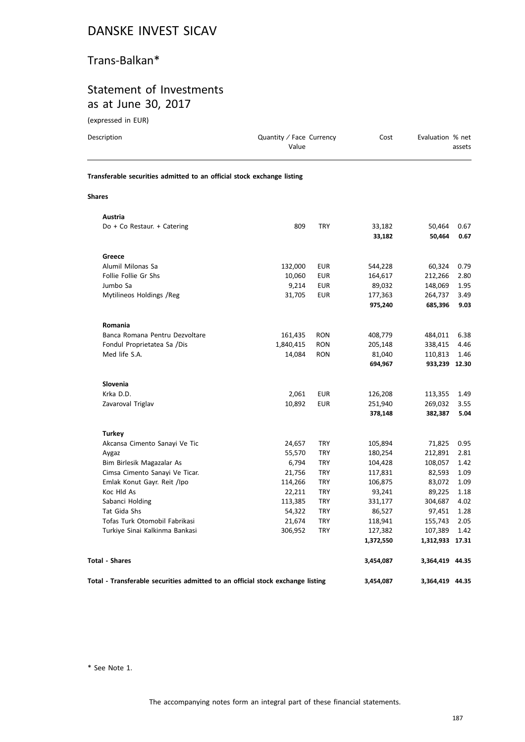# DANSKE INVEST SICAV

## Trans-Balkan*

## Statement of Investments as at June 30, 2017

(expressed in EUR)

| Description | Quantity / Face Value | Currency | Cost | Evaluation | % net assets |
|---|---|---|---|---|---|
| **Transferable securities admitted to an official stock exchange listing** | | | | | |
| **Shares** | | | | | |
| **Austria** | | | | | |
| Do + Co Restaur. + Catering | 809 | TRY | 33,182 | 50,464 | 0.67 |
| | | | **33,182** | **50,464** | **0.67** |
| **Greece** | | | | | |
| Alumil Milonas Sa | 132,000 | EUR | 544,228 | 60,324 | 0.79 |
| Follie Follie Gr Shs | 10,060 | EUR | 164,617 | 212,266 | 2.80 |
| Jumbo Sa | 9,214 | EUR | 89,032 | 148,069 | 1.95 |
| Mytilineos Holdings /Reg | 31,705 | EUR | 177,363 | 264,737 | 3.49 |
| | | | **975,240** | **685,396** | **9.03** |
| **Romania** | | | | | |
| Banca Romana Pentru Dezvoltare | 161,435 | RON | 408,779 | 484,011 | 6.38 |
| Fondul Proprietatea Sa /Dis | 1,840,415 | RON | 205,148 | 338,415 | 4.46 |
| Med life S.A. | 14,084 | RON | 81,040 | 110,813 | 1.46 |
| | | | **694,967** | **933,239** | **12.30** |
| **Slovenia** | | | | | |
| Krka D.D. | 2,061 | EUR | 126,208 | 113,355 | 1.49 |
| Zavaroval Triglav | 10,892 | EUR | 251,940 | 269,032 | 3.55 |
| | | | **378,148** | **382,387** | **5.04** |
| **Turkey** | | | | | |
| Akcansa Cimento Sanayi Ve Tic | 24,657 | TRY | 105,894 | 71,825 | 0.95 |
| Aygaz | 55,570 | TRY | 180,254 | 212,891 | 2.81 |
| Bim Birlesik Magazalar As | 6,794 | TRY | 104,428 | 108,057 | 1.42 |
| Cimsa Cimento Sanayi Ve Ticar. | 21,756 | TRY | 117,831 | 82,593 | 1.09 |
| Emlak Konut Gayr. Reit /Ipo | 114,266 | TRY | 106,875 | 83,072 | 1.09 |
| Koc Hld As | 22,211 | TRY | 93,241 | 89,225 | 1.18 |
| Sabanci Holding | 113,385 | TRY | 331,177 | 304,687 | 4.02 |
| Tat Gida Shs | 54,322 | TRY | 86,527 | 97,451 | 1.28 |
| Tofas Turk Otomobil Fabrikasi | 21,674 | TRY | 118,941 | 155,743 | 2.05 |
| Turkiye Sinai Kalkinma Bankasi | 306,952 | TRY | 127,382 | 107,389 | 1.42 |
| | | | **1,372,550** | **1,312,933** | **17.31** |
| **Total - Shares** | | | **3,454,087** | **3,364,419** | **44.35** |
| **Total - Transferable securities admitted to an official stock exchange listing** | | | **3,454,087** | **3,364,419** | **44.35** |

\* See Note 1.

The accompanying notes form an integral part of these financial statements.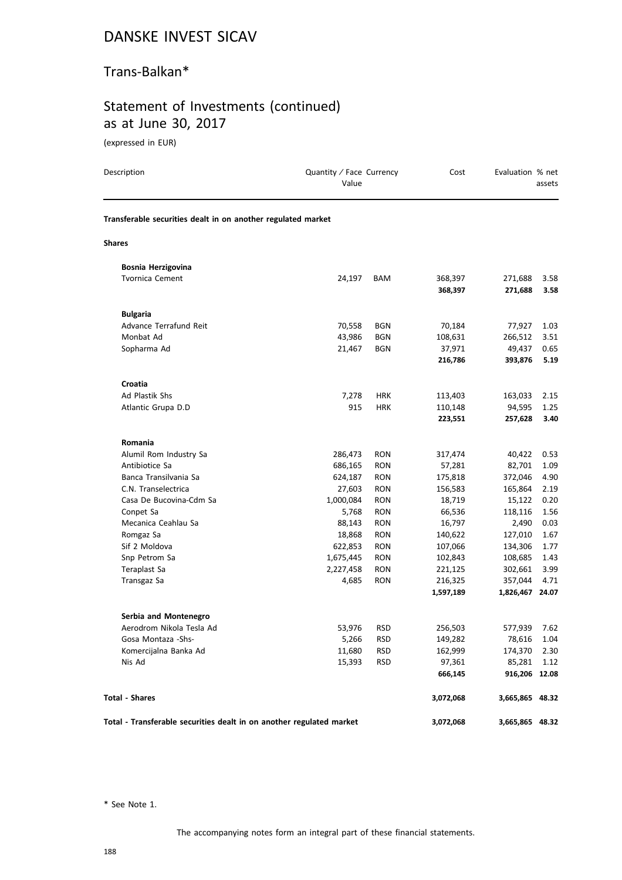# DANSKE INVEST SICAV

## Trans-Balkan*

## Statement of Investments (continued) as at June 30, 2017

(expressed in EUR)

| Description | Quantity / Face Value | Currency | Cost | Evaluation | % net assets |
|---|---|---|---|---|---|
| **Transferable securities dealt in on another regulated market** | | | | | |
| **Shares** | | | | | |
| **Bosnia Herzigovina** | | | | | |
| Tvornica Cement | 24,197 | BAM | 368,397 | 271,688 | 3.58 |
| | | | **368,397** | **271,688** | **3.58** |
| **Bulgaria** | | | | | |
| Advance Terrafund Reit | 70,558 | BGN | 70,184 | 77,927 | 1.03 |
| Monbat Ad | 43,986 | BGN | 108,631 | 266,512 | 3.51 |
| Sopharma Ad | 21,467 | BGN | 37,971 | 49,437 | 0.65 |
| | | | **216,786** | **393,876** | **5.19** |
| **Croatia** | | | | | |
| Ad Plastik Shs | 7,278 | HRK | 113,403 | 163,033 | 2.15 |
| Atlantic Grupa D.D | 915 | HRK | 110,148 | 94,595 | 1.25 |
| | | | **223,551** | **257,628** | **3.40** |
| **Romania** | | | | | |
| Alumil Rom Industry Sa | 286,473 | RON | 317,474 | 40,422 | 0.53 |
| Antibiotice Sa | 686,165 | RON | 57,281 | 82,701 | 1.09 |
| Banca Transilvania Sa | 624,187 | RON | 175,818 | 372,046 | 4.90 |
| C.N. Transelectrica | 27,603 | RON | 156,583 | 165,864 | 2.19 |
| Casa De Bucovina-Cdm Sa | 1,000,084 | RON | 18,719 | 15,122 | 0.20 |
| Conpet Sa | 5,768 | RON | 66,536 | 118,116 | 1.56 |
| Mecanica Ceahlau Sa | 88,143 | RON | 16,797 | 2,490 | 0.03 |
| Romgaz Sa | 18,868 | RON | 140,622 | 127,010 | 1.67 |
| Sif 2 Moldova | 622,853 | RON | 107,066 | 134,306 | 1.77 |
| Snp Petrom Sa | 1,675,445 | RON | 102,843 | 108,685 | 1.43 |
| Teraplast Sa | 2,227,458 | RON | 221,125 | 302,661 | 3.99 |
| Transgaz Sa | 4,685 | RON | 216,325 | 357,044 | 4.71 |
| | | | **1,597,189** | **1,826,467** | **24.07** |
| **Serbia and Montenegro** | | | | | |
| Aerodrom Nikola Tesla Ad | 53,976 | RSD | 256,503 | 577,939 | 7.62 |
| Gosa Montaza -Shs- | 5,266 | RSD | 149,282 | 78,616 | 1.04 |
| Komercijalna Banka Ad | 11,680 | RSD | 162,999 | 174,370 | 2.30 |
| Nis Ad | 15,393 | RSD | 97,361 | 85,281 | 1.12 |
| | | | **666,145** | **916,206** | **12.08** |
| **Total - Shares** | | | **3,072,068** | **3,665,865** | **48.32** |
| **Total - Transferable securities dealt in on another regulated market** | | | **3,072,068** | **3,665,865** | **48.32** |

* See Note 1.

The accompanying notes form an integral part of these financial statements.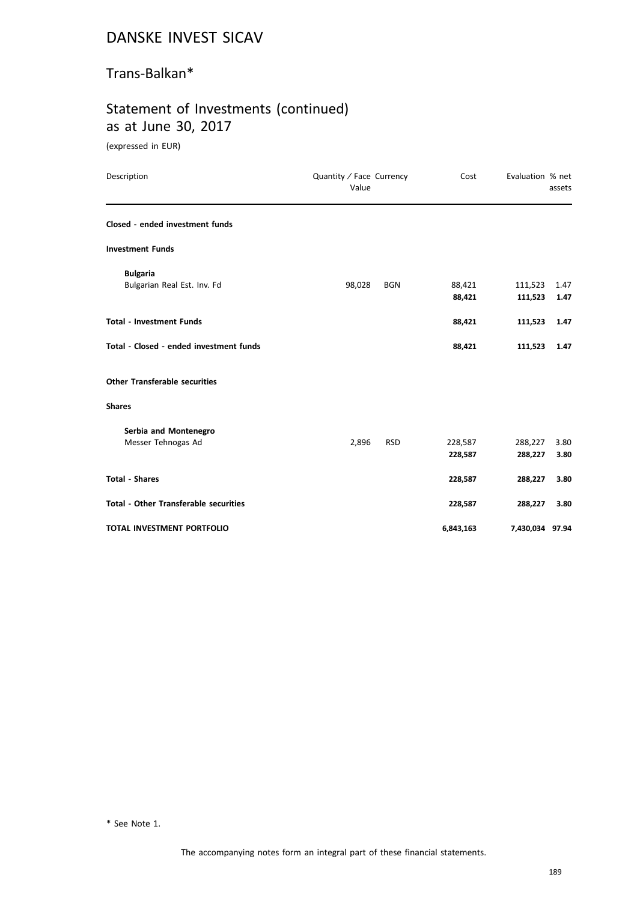# DANSKE INVEST SICAV

## Trans-Balkan*

## Statement of Investments (continued) as at June 30, 2017

(expressed in EUR)

| Description | Quantity / Face Value | Currency | Cost | Evaluation | % net assets |
|---|---|---|---|---|---|
| **Closed - ended investment funds** | | | | | |
| **Investment Funds** | | | | | |
| **Bulgaria** | | | | | |
| Bulgarian Real Est. Inv. Fd | 98,028 | BGN | 88,421 | 111,523 | 1.47 |
| | | | **88,421** | **111,523** | **1.47** |
| **Total - Investment Funds** | | | **88,421** | **111,523** | **1.47** |
| **Total - Closed - ended investment funds** | | | **88,421** | **111,523** | **1.47** |
| **Other Transferable securities** | | | | | |
| **Shares** | | | | | |
| **Serbia and Montenegro** | | | | | |
| Messer Tehnogas Ad | 2,896 | RSD | 228,587 | 288,227 | 3.80 |
| | | | **228,587** | **288,227** | **3.80** |
| **Total - Shares** | | | **228,587** | **288,227** | **3.80** |
| **Total - Other Transferable securities** | | | **228,587** | **288,227** | **3.80** |
| **TOTAL INVESTMENT PORTFOLIO** | | | **6,843,163** | **7,430,034** | **97.94** |

\* See Note 1.

The accompanying notes form an integral part of these financial statements.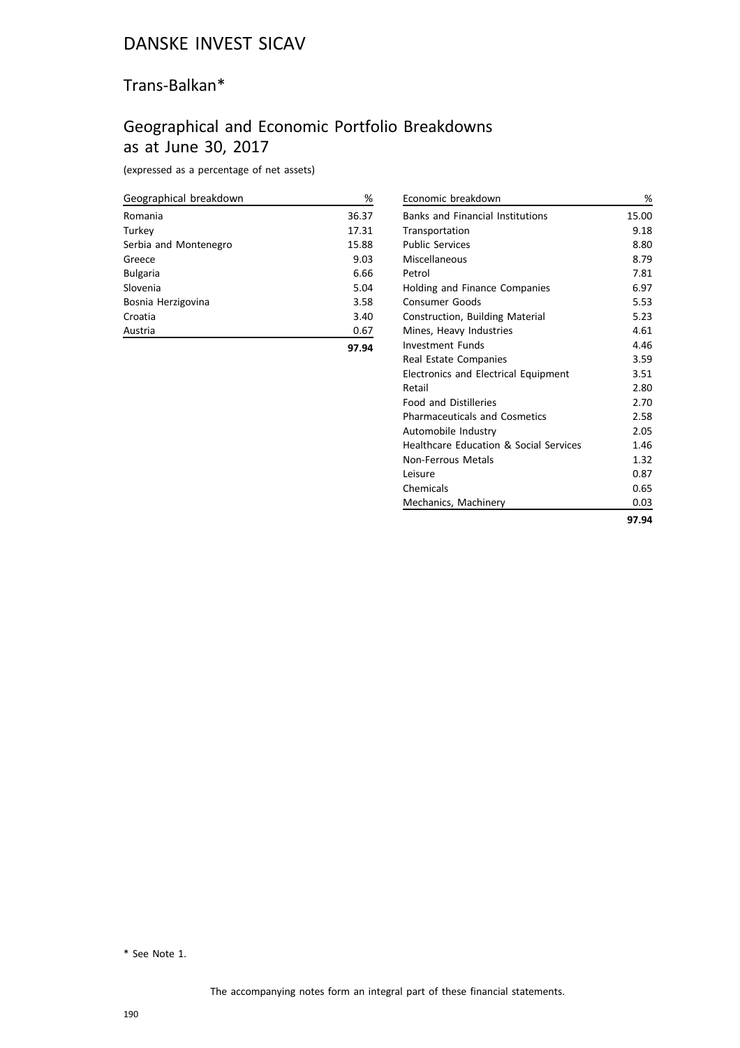# DANSKE INVEST SICAV

## Trans-Balkan*

## Geographical and Economic Portfolio Breakdowns as at June 30, 2017

(expressed as a percentage of net assets)

| Geographical breakdown | % |
|---|---|
| Romania | 36.37 |
| Turkey | 17.31 |
| Serbia and Montenegro | 15.88 |
| Greece | 9.03 |
| Bulgaria | 6.66 |
| Slovenia | 5.04 |
| Bosnia Herzigovina | 3.58 |
| Croatia | 3.40 |
| Austria | 0.67 |
| | **97.94** |

| Economic breakdown | % |
|---|---|
| Banks and Financial Institutions | 15.00 |
| Transportation | 9.18 |
| Public Services | 8.80 |
| Miscellaneous | 8.79 |
| Petrol | 7.81 |
| Holding and Finance Companies | 6.97 |
| Consumer Goods | 5.53 |
| Construction, Building Material | 5.23 |
| Mines, Heavy Industries | 4.61 |
| Investment Funds | 4.46 |
| Real Estate Companies | 3.59 |
| Electronics and Electrical Equipment | 3.51 |
| Retail | 2.80 |
| Food and Distilleries | 2.70 |
| Pharmaceuticals and Cosmetics | 2.58 |
| Automobile Industry | 2.05 |
| Healthcare Education & Social Services | 1.46 |
| Non-Ferrous Metals | 1.32 |
| Leisure | 0.87 |
| Chemicals | 0.65 |
| Mechanics, Machinery | 0.03 |
| | **97.94** |

\* See Note 1.

The accompanying notes form an integral part of these financial statements.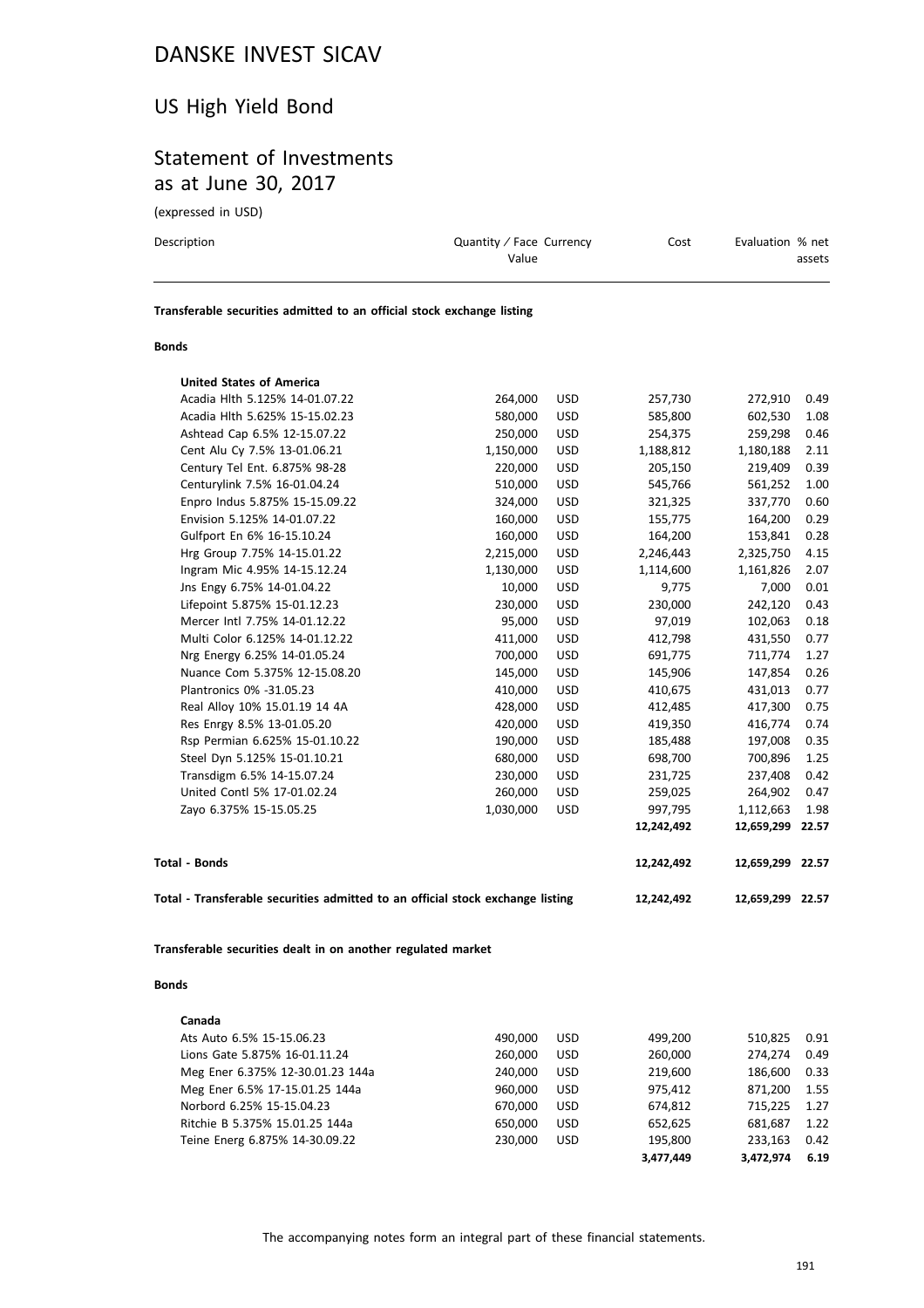# DANSKE INVEST SICAV

## US High Yield Bond

## Statement of Investments as at June 30, 2017

(expressed in USD)

| Description | Quantity / Face Value | Currency | Cost | Evaluation | % net assets |
|---|---|---|---|---|---|
| **Transferable securities admitted to an official stock exchange listing** | | | | | |
| **Bonds** | | | | | |
| **United States of America** | | | | | |
| Acadia Hlth 5.125% 14-01.07.22 | 264,000 | USD | 257,730 | 272,910 | 0.49 |
| Acadia Hlth 5.625% 15-15.02.23 | 580,000 | USD | 585,800 | 602,530 | 1.08 |
| Ashtead Cap 6.5% 12-15.07.22 | 250,000 | USD | 254,375 | 259,298 | 0.46 |
| Cent Alu Cy 7.5% 13-01.06.21 | 1,150,000 | USD | 1,188,812 | 1,180,188 | 2.11 |
| Century Tel Ent. 6.875% 98-28 | 220,000 | USD | 205,150 | 219,409 | 0.39 |
| Centurylink 7.5% 16-01.04.24 | 510,000 | USD | 545,766 | 561,252 | 1.00 |
| Enpro Indus 5.875% 15-15.09.22 | 324,000 | USD | 321,325 | 337,770 | 0.60 |
| Envision 5.125% 14-01.07.22 | 160,000 | USD | 155,775 | 164,200 | 0.29 |
| Gulfport En 6% 16-15.10.24 | 160,000 | USD | 164,200 | 153,841 | 0.28 |
| Hrg Group 7.75% 14-15.01.22 | 2,215,000 | USD | 2,246,443 | 2,325,750 | 4.15 |
| Ingram Mic 4.95% 14-15.12.24 | 1,130,000 | USD | 1,114,600 | 1,161,826 | 2.07 |
| Jns Engy 6.75% 14-01.04.22 | 10,000 | USD | 9,775 | 7,000 | 0.01 |
| Lifepoint 5.875% 15-01.12.23 | 230,000 | USD | 230,000 | 242,120 | 0.43 |
| Mercer Intl 7.75% 14-01.12.22 | 95,000 | USD | 97,019 | 102,063 | 0.18 |
| Multi Color 6.125% 14-01.12.22 | 411,000 | USD | 412,798 | 431,550 | 0.77 |
| Nrg Energy 6.25% 14-01.05.24 | 700,000 | USD | 691,775 | 711,774 | 1.27 |
| Nuance Com 5.375% 12-15.08.20 | 145,000 | USD | 145,906 | 147,854 | 0.26 |
| Plantronics 0% -31.05.23 | 410,000 | USD | 410,675 | 431,013 | 0.77 |
| Real Alloy 10% 15.01.19 14 4A | 428,000 | USD | 412,485 | 417,300 | 0.75 |
| Res Enrgy 8.5% 13-01.05.20 | 420,000 | USD | 419,350 | 416,774 | 0.74 |
| Rsp Permian 6.625% 15-01.10.22 | 190,000 | USD | 185,488 | 197,008 | 0.35 |
| Steel Dyn 5.125% 15-01.10.21 | 680,000 | USD | 698,700 | 700,896 | 1.25 |
| Transdigm 6.5% 14-15.07.24 | 230,000 | USD | 231,725 | 237,408 | 0.42 |
| United Contl 5% 17-01.02.24 | 260,000 | USD | 259,025 | 264,902 | 0.47 |
| Zayo 6.375% 15-15.05.25 | 1,030,000 | USD | 997,795 | 1,112,663 | 1.98 |
| | | | **12,242,492** | **12,659,299** | **22.57** |
| **Total - Bonds** | | | **12,242,492** | **12,659,299** | **22.57** |
| **Total - Transferable securities admitted to an official stock exchange listing** | | | **12,242,492** | **12,659,299** | **22.57** |
| **Transferable securities dealt in on another regulated market** | | | | | |
| **Bonds** | | | | | |
| **Canada** | | | | | |
| Ats Auto 6.5% 15-15.06.23 | 490,000 | USD | 499,200 | 510,825 | 0.91 |
| Lions Gate 5.875% 16-01.11.24 | 260,000 | USD | 260,000 | 274,274 | 0.49 |
| Meg Ener 6.375% 12-30.01.23 144a | 240,000 | USD | 219,600 | 186,600 | 0.33 |
| Meg Ener 6.5% 17-15.01.25 144a | 960,000 | USD | 975,412 | 871,200 | 1.55 |
| Norbord 6.25% 15-15.04.23 | 670,000 | USD | 674,812 | 715,225 | 1.27 |
| Ritchie B 5.375% 15.01.25 144a | 650,000 | USD | 652,625 | 681,687 | 1.22 |
| Teine Energ 6.875% 14-30.09.22 | 230,000 | USD | 195,800 | 233,163 | 0.42 |
| | | | **3,477,449** | **3,472,974** | **6.19** |

The accompanying notes form an integral part of these financial statements.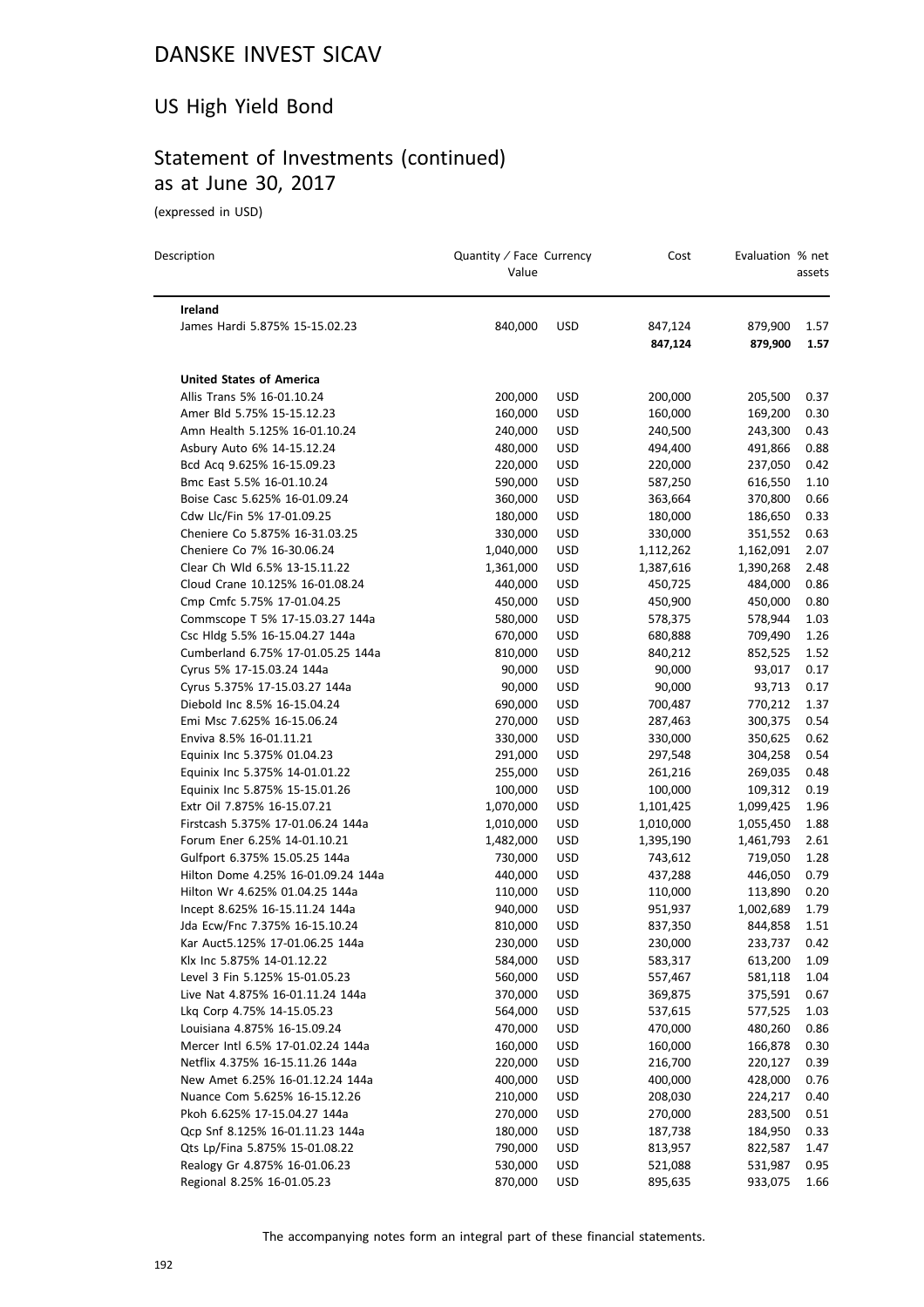# DANSKE INVEST SICAV

## US High Yield Bond

## Statement of Investments (continued) as at June 30, 2017

(expressed in USD)

| Description | Quantity / Face Value | Currency | Cost | Evaluation | % net assets |
|---|---|---|---|---|---|
| **Ireland** | | | | | |
| James Hardi 5.875% 15-15.02.23 | 840,000 | USD | 847,124 | 879,900 | 1.57 |
| | | | **847,124** | **879,900** | **1.57** |
| **United States of America** | | | | | |
| Allis Trans 5% 16-01.10.24 | 200,000 | USD | 200,000 | 205,500 | 0.37 |
| Amer Bld 5.75% 15-15.12.23 | 160,000 | USD | 160,000 | 169,200 | 0.30 |
| Amn Health 5.125% 16-01.10.24 | 240,000 | USD | 240,500 | 243,300 | 0.43 |
| Asbury Auto 6% 14-15.12.24 | 480,000 | USD | 494,400 | 491,866 | 0.88 |
| Bcd Acq 9.625% 16-15.09.23 | 220,000 | USD | 220,000 | 237,050 | 0.42 |
| Bmc East 5.5% 16-01.10.24 | 590,000 | USD | 587,250 | 616,550 | 1.10 |
| Boise Casc 5.625% 16-01.09.24 | 360,000 | USD | 363,664 | 370,800 | 0.66 |
| Cdw Llc/Fin 5% 17-01.09.25 | 180,000 | USD | 180,000 | 186,650 | 0.33 |
| Cheniere Co 5.875% 16-31.03.25 | 330,000 | USD | 330,000 | 351,552 | 0.63 |
| Cheniere Co 7% 16-30.06.24 | 1,040,000 | USD | 1,112,262 | 1,162,091 | 2.07 |
| Clear Ch Wld 6.5% 13-15.11.22 | 1,361,000 | USD | 1,387,616 | 1,390,268 | 2.48 |
| Cloud Crane 10.125% 16-01.08.24 | 440,000 | USD | 450,725 | 484,000 | 0.86 |
| Cmp Cmfc 5.75% 17-01.04.25 | 450,000 | USD | 450,900 | 450,000 | 0.80 |
| Commscope T 5% 17-15.03.27 144a | 580,000 | USD | 578,375 | 578,944 | 1.03 |
| Csc Hldg 5.5% 16-15.04.27 144a | 670,000 | USD | 680,888 | 709,490 | 1.26 |
| Cumberland 6.75% 17-01.05.25 144a | 810,000 | USD | 840,212 | 852,525 | 1.52 |
| Cyrus 5% 17-15.03.24 144a | 90,000 | USD | 90,000 | 93,017 | 0.17 |
| Cyrus 5.375% 17-15.03.27 144a | 90,000 | USD | 90,000 | 93,713 | 0.17 |
| Diebold Inc 8.5% 16-15.04.24 | 690,000 | USD | 700,487 | 770,212 | 1.37 |
| Emi Msc 7.625% 16-15.06.24 | 270,000 | USD | 287,463 | 300,375 | 0.54 |
| Enviva 8.5% 16-01.11.21 | 330,000 | USD | 330,000 | 350,625 | 0.62 |
| Equinix Inc 5.375% 01.04.23 | 291,000 | USD | 297,548 | 304,258 | 0.54 |
| Equinix Inc 5.375% 14-01.01.22 | 255,000 | USD | 261,216 | 269,035 | 0.48 |
| Equinix Inc 5.875% 15-15.01.26 | 100,000 | USD | 100,000 | 109,312 | 0.19 |
| Extr Oil 7.875% 16-15.07.21 | 1,070,000 | USD | 1,101,425 | 1,099,425 | 1.96 |
| Firstcash 5.375% 17-01.06.24 144a | 1,010,000 | USD | 1,010,000 | 1,055,450 | 1.88 |
| Forum Ener 6.25% 14-01.10.21 | 1,482,000 | USD | 1,395,190 | 1,461,793 | 2.61 |
| Gulfport 6.375% 15.05.25 144a | 730,000 | USD | 743,612 | 719,050 | 1.28 |
| Hilton Dome 4.25% 16-01.09.24 144a | 440,000 | USD | 437,288 | 446,050 | 0.79 |
| Hilton Wr 4.625% 01.04.25 144a | 110,000 | USD | 110,000 | 113,890 | 0.20 |
| Incept 8.625% 16-15.11.24 144a | 940,000 | USD | 951,937 | 1,002,689 | 1.79 |
| Jda Ecw/Fnc 7.375% 16-15.10.24 | 810,000 | USD | 837,350 | 844,858 | 1.51 |
| Kar Auct5.125% 17-01.06.25 144a | 230,000 | USD | 230,000 | 233,737 | 0.42 |
| Klx Inc 5.875% 14-01.12.22 | 584,000 | USD | 583,317 | 613,200 | 1.09 |
| Level 3 Fin 5.125% 15-01.05.23 | 560,000 | USD | 557,467 | 581,118 | 1.04 |
| Live Nat 4.875% 16-01.11.24 144a | 370,000 | USD | 369,875 | 375,591 | 0.67 |
| Lkq Corp 4.75% 14-15.05.23 | 564,000 | USD | 537,615 | 577,525 | 1.03 |
| Louisiana 4.875% 16-15.09.24 | 470,000 | USD | 470,000 | 480,260 | 0.86 |
| Mercer Intl 6.5% 17-01.02.24 144a | 160,000 | USD | 160,000 | 166,878 | 0.30 |
| Netflix 4.375% 16-15.11.26 144a | 220,000 | USD | 216,700 | 220,127 | 0.39 |
| New Amet 6.25% 16-01.12.24 144a | 400,000 | USD | 400,000 | 428,000 | 0.76 |
| Nuance Com 5.625% 16-15.12.26 | 210,000 | USD | 208,030 | 224,217 | 0.40 |
| Pkoh 6.625% 17-15.04.27 144a | 270,000 | USD | 270,000 | 283,500 | 0.51 |
| Qcp Snf 8.125% 16-01.11.23 144a | 180,000 | USD | 187,738 | 184,950 | 0.33 |
| Qts Lp/Fina 5.875% 15-01.08.22 | 790,000 | USD | 813,957 | 822,587 | 1.47 |
| Realogy Gr 4.875% 16-01.06.23 | 530,000 | USD | 521,088 | 531,987 | 0.95 |
| Regional 8.25% 16-01.05.23 | 870,000 | USD | 895,635 | 933,075 | 1.66 |

The accompanying notes form an integral part of these financial statements.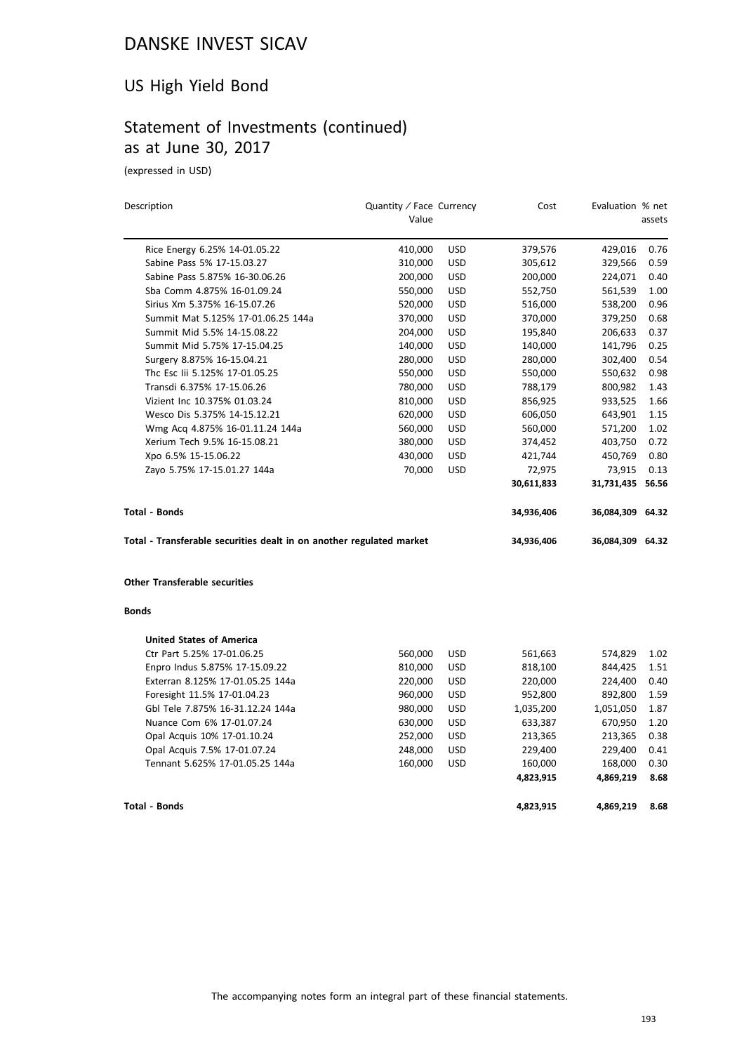# DANSKE INVEST SICAV

## US High Yield Bond

## Statement of Investments (continued) as at June 30, 2017

(expressed in USD)

| Description | Quantity / Face Value | Currency | Cost | Evaluation | % net assets |
|---|---|---|---|---|---|
| Rice Energy 6.25% 14-01.05.22 | 410,000 | USD | 379,576 | 429,016 | 0.76 |
| Sabine Pass 5% 17-15.03.27 | 310,000 | USD | 305,612 | 329,566 | 0.59 |
| Sabine Pass 5.875% 16-30.06.26 | 200,000 | USD | 200,000 | 224,071 | 0.40 |
| Sba Comm 4.875% 16-01.09.24 | 550,000 | USD | 552,750 | 561,539 | 1.00 |
| Sirius Xm 5.375% 16-15.07.26 | 520,000 | USD | 516,000 | 538,200 | 0.96 |
| Summit Mat 5.125% 17-01.06.25 144a | 370,000 | USD | 370,000 | 379,250 | 0.68 |
| Summit Mid 5.5% 14-15.08.22 | 204,000 | USD | 195,840 | 206,633 | 0.37 |
| Summit Mid 5.75% 17-15.04.25 | 140,000 | USD | 140,000 | 141,796 | 0.25 |
| Surgery 8.875% 16-15.04.21 | 280,000 | USD | 280,000 | 302,400 | 0.54 |
| Thc Esc Iii 5.125% 17-01.05.25 | 550,000 | USD | 550,000 | 550,632 | 0.98 |
| Transdi 6.375% 17-15.06.26 | 780,000 | USD | 788,179 | 800,982 | 1.43 |
| Vizient Inc 10.375% 01.03.24 | 810,000 | USD | 856,925 | 933,525 | 1.66 |
| Wesco Dis 5.375% 14-15.12.21 | 620,000 | USD | 606,050 | 643,901 | 1.15 |
| Wmg Acq 4.875% 16-01.11.24 144a | 560,000 | USD | 560,000 | 571,200 | 1.02 |
| Xerium Tech 9.5% 16-15.08.21 | 380,000 | USD | 374,452 | 403,750 | 0.72 |
| Xpo 6.5% 15-15.06.22 | 430,000 | USD | 421,744 | 450,769 | 0.80 |
| Zayo 5.75% 17-15.01.27 144a | 70,000 | USD | 72,975 | 73,915 | 0.13 |
| | | | **30,611,833** | **31,731,435** | **56.56** |
| **Total - Bonds** | | | **34,936,406** | **36,084,309** | **64.32** |
| **Total - Transferable securities dealt in on another regulated market** | | | **34,936,406** | **36,084,309** | **64.32** |
| **Other Transferable securities** | | | | | |
| **Bonds** | | | | | |
| **United States of America** | | | | | |
| Ctr Part 5.25% 17-01.06.25 | 560,000 | USD | 561,663 | 574,829 | 1.02 |
| Enpro Indus 5.875% 17-15.09.22 | 810,000 | USD | 818,100 | 844,425 | 1.51 |
| Exterran 8.125% 17-01.05.25 144a | 220,000 | USD | 220,000 | 224,400 | 0.40 |
| Foresight 11.5% 17-01.04.23 | 960,000 | USD | 952,800 | 892,800 | 1.59 |
| Gbl Tele 7.875% 16-31.12.24 144a | 980,000 | USD | 1,035,200 | 1,051,050 | 1.87 |
| Nuance Com 6% 17-01.07.24 | 630,000 | USD | 633,387 | 670,950 | 1.20 |
| Opal Acquis 10% 17-01.10.24 | 252,000 | USD | 213,365 | 213,365 | 0.38 |
| Opal Acquis 7.5% 17-01.07.24 | 248,000 | USD | 229,400 | 229,400 | 0.41 |
| Tennant 5.625% 17-01.05.25 144a | 160,000 | USD | 160,000 | 168,000 | 0.30 |
| | | | **4,823,915** | **4,869,219** | **8.68** |
| **Total - Bonds** | | | **4,823,915** | **4,869,219** | **8.68** |

The accompanying notes form an integral part of these financial statements.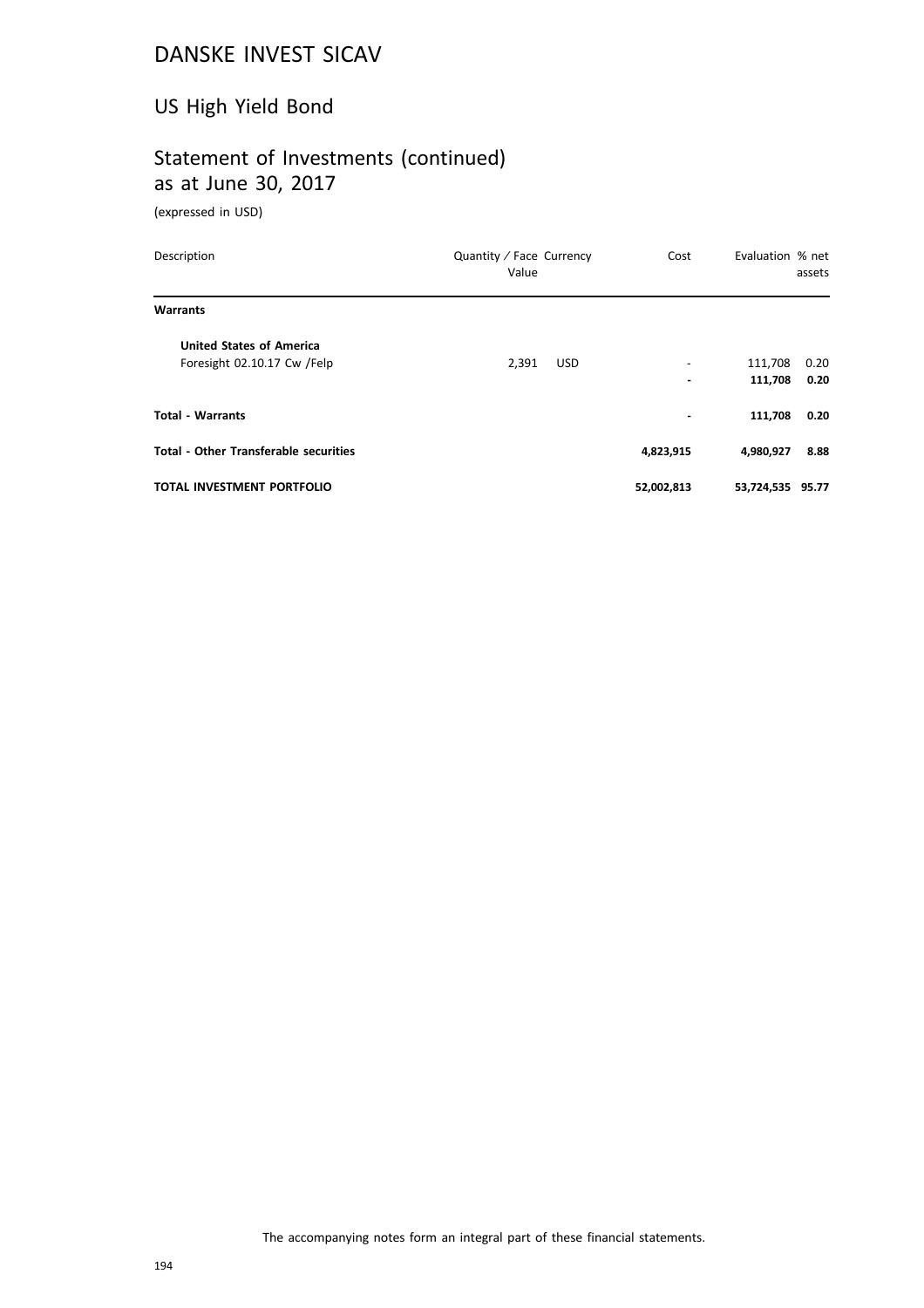# DANSKE INVEST SICAV

## US High Yield Bond

## Statement of Investments (continued)
## as at June 30, 2017

(expressed in USD)

| Description | Quantity / Face Value | Currency | Cost | Evaluation | % net assets |
|---|---|---|---|---|---|
| **Warrants** | | | | | |
| **United States of America** | | | | | |
| Foresight 02.10.17 Cw /Felp | 2,391 | USD | - | 111,708 | 0.20 |
| | | | **-** | **111,708** | **0.20** |
| **Total - Warrants** | | | **-** | **111,708** | **0.20** |
| **Total - Other Transferable securities** | | | **4,823,915** | **4,980,927** | **8.88** |
| **TOTAL INVESTMENT PORTFOLIO** | | | **52,002,813** | **53,724,535** | **95.77** |

The accompanying notes form an integral part of these financial statements.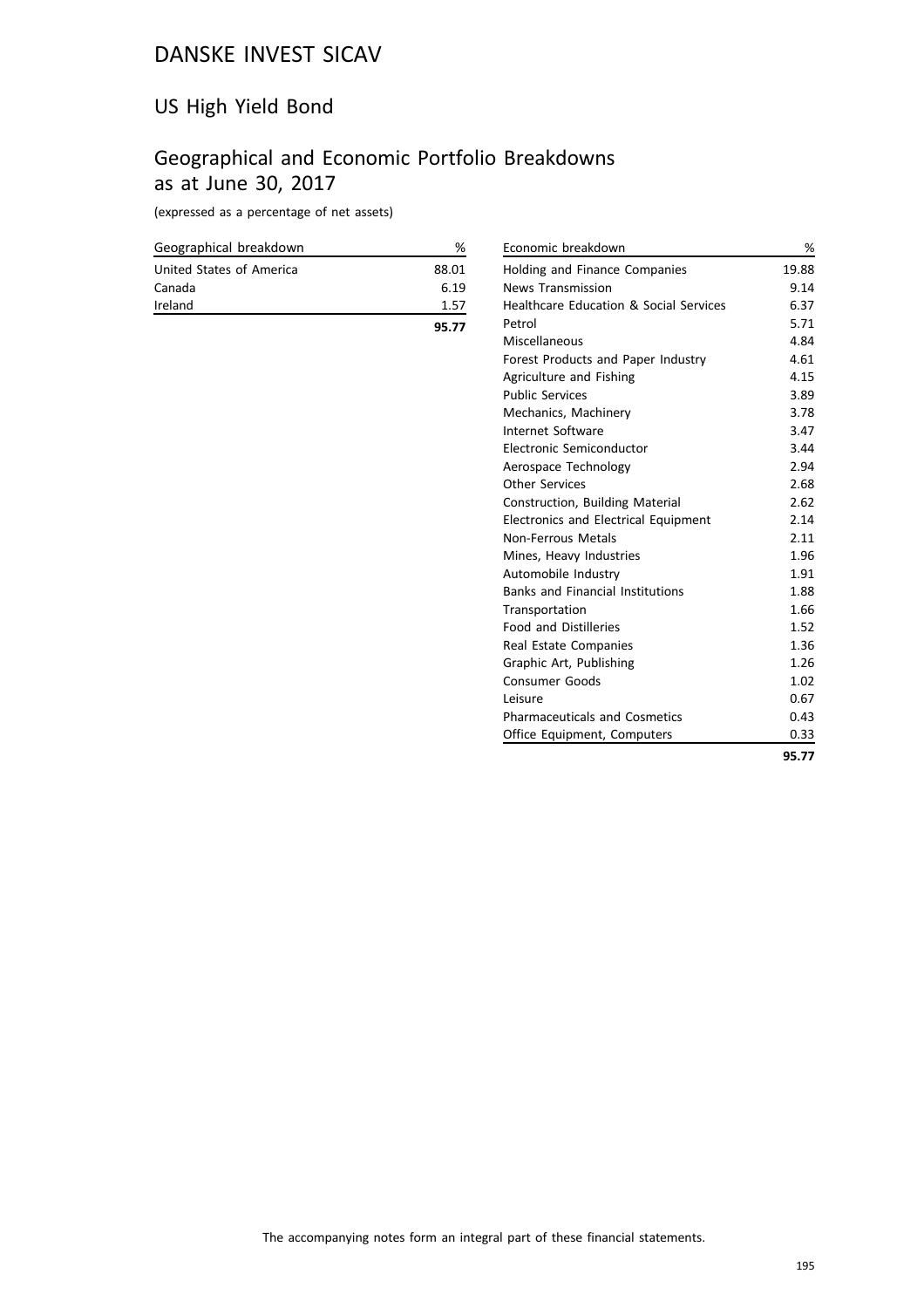# DANSKE INVEST SICAV

## US High Yield Bond

## Geographical and Economic Portfolio Breakdowns as at June 30, 2017

(expressed as a percentage of net assets)

| Geographical breakdown | % |
|---|---|
| United States of America | 88.01 |
| Canada | 6.19 |
| Ireland | 1.57 |
| | **95.77** |

| Economic breakdown | % |
|---|---|
| Holding and Finance Companies | 19.88 |
| News Transmission | 9.14 |
| Healthcare Education & Social Services | 6.37 |
| Petrol | 5.71 |
| Miscellaneous | 4.84 |
| Forest Products and Paper Industry | 4.61 |
| Agriculture and Fishing | 4.15 |
| Public Services | 3.89 |
| Mechanics, Machinery | 3.78 |
| Internet Software | 3.47 |
| Electronic Semiconductor | 3.44 |
| Aerospace Technology | 2.94 |
| Other Services | 2.68 |
| Construction, Building Material | 2.62 |
| Electronics and Electrical Equipment | 2.14 |
| Non-Ferrous Metals | 2.11 |
| Mines, Heavy Industries | 1.96 |
| Automobile Industry | 1.91 |
| Banks and Financial Institutions | 1.88 |
| Transportation | 1.66 |
| Food and Distilleries | 1.52 |
| Real Estate Companies | 1.36 |
| Graphic Art, Publishing | 1.26 |
| Consumer Goods | 1.02 |
| Leisure | 0.67 |
| Pharmaceuticals and Cosmetics | 0.43 |
| Office Equipment, Computers | 0.33 |
| | **95.77** |

The accompanying notes form an integral part of these financial statements.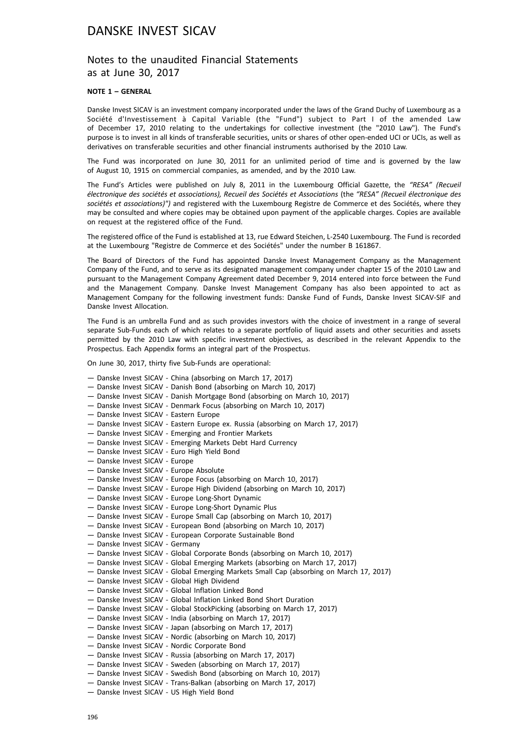# DANSKE INVEST SICAV

## Notes to the unaudited Financial Statements as at June 30, 2017

### NOTE 1 – GENERAL

Danske Invest SICAV is an investment company incorporated under the laws of the Grand Duchy of Luxembourg as a Société d'Investissement à Capital Variable (the "Fund") subject to Part I of the amended Law of December 17, 2010 relating to the undertakings for collective investment (the "2010 Law"). The Fund's purpose is to invest in all kinds of transferable securities, units or shares of other open-ended UCI or UCIs, as well as derivatives on transferable securities and other financial instruments authorised by the 2010 Law.

The Fund was incorporated on June 30, 2011 for an unlimited period of time and is governed by the law of August 10, 1915 on commercial companies, as amended, and by the 2010 Law.

The Fund's Articles were published on July 8, 2011 in the Luxembourg Official Gazette, the *"RESA" (Recueil électronique des sociétés et associations), Recueil des Sociétés et Associations* (the *"RESA" (Recueil électronique des sociétés et associations)")* and registered with the Luxembourg Registre de Commerce et des Sociétés, where they may be consulted and where copies may be obtained upon payment of the applicable charges. Copies are available on request at the registered office of the Fund.

The registered office of the Fund is established at 13, rue Edward Steichen, L-2540 Luxembourg. The Fund is recorded at the Luxembourg "Registre de Commerce et des Sociétés" under the number B 161867.

The Board of Directors of the Fund has appointed Danske Invest Management Company as the Management Company of the Fund, and to serve as its designated management company under chapter 15 of the 2010 Law and pursuant to the Management Company Agreement dated December 9, 2014 entered into force between the Fund and the Management Company. Danske Invest Management Company has also been appointed to act as Management Company for the following investment funds: Danske Fund of Funds, Danske Invest SICAV-SIF and Danske Invest Allocation.

The Fund is an umbrella Fund and as such provides investors with the choice of investment in a range of several separate Sub-Funds each of which relates to a separate portfolio of liquid assets and other securities and assets permitted by the 2010 Law with specific investment objectives, as described in the relevant Appendix to the Prospectus. Each Appendix forms an integral part of the Prospectus.

On June 30, 2017, thirty five Sub-Funds are operational:

- Danske Invest SICAV - China (absorbing on March 17, 2017)
- Danske Invest SICAV - Danish Bond (absorbing on March 10, 2017)
- Danske Invest SICAV - Danish Mortgage Bond (absorbing on March 10, 2017)
- Danske Invest SICAV - Denmark Focus (absorbing on March 10, 2017)
- Danske Invest SICAV - Eastern Europe
- Danske Invest SICAV - Eastern Europe ex. Russia (absorbing on March 17, 2017)
- Danske Invest SICAV - Emerging and Frontier Markets
- Danske Invest SICAV - Emerging Markets Debt Hard Currency
- Danske Invest SICAV - Euro High Yield Bond
- Danske Invest SICAV - Europe
- Danske Invest SICAV - Europe Absolute
- Danske Invest SICAV - Europe Focus (absorbing on March 10, 2017)
- Danske Invest SICAV - Europe High Dividend (absorbing on March 10, 2017)
- Danske Invest SICAV - Europe Long-Short Dynamic
- Danske Invest SICAV - Europe Long-Short Dynamic Plus
- Danske Invest SICAV - Europe Small Cap (absorbing on March 10, 2017)
- Danske Invest SICAV - European Bond (absorbing on March 10, 2017)
- Danske Invest SICAV - European Corporate Sustainable Bond
- Danske Invest SICAV - Germany
- Danske Invest SICAV - Global Corporate Bonds (absorbing on March 10, 2017)
- Danske Invest SICAV - Global Emerging Markets (absorbing on March 17, 2017)
- Danske Invest SICAV - Global Emerging Markets Small Cap (absorbing on March 17, 2017)
- Danske Invest SICAV - Global High Dividend
- Danske Invest SICAV - Global Inflation Linked Bond
- Danske Invest SICAV - Global Inflation Linked Bond Short Duration
- Danske Invest SICAV - Global StockPicking (absorbing on March 17, 2017)
- Danske Invest SICAV - India (absorbing on March 17, 2017)
- Danske Invest SICAV - Japan (absorbing on March 17, 2017)
- Danske Invest SICAV - Nordic (absorbing on March 10, 2017)
- Danske Invest SICAV - Nordic Corporate Bond
- Danske Invest SICAV - Russia (absorbing on March 17, 2017)
- Danske Invest SICAV - Sweden (absorbing on March 17, 2017)
- Danske Invest SICAV - Swedish Bond (absorbing on March 10, 2017)
- Danske Invest SICAV - Trans-Balkan (absorbing on March 17, 2017)
- Danske Invest SICAV - US High Yield Bond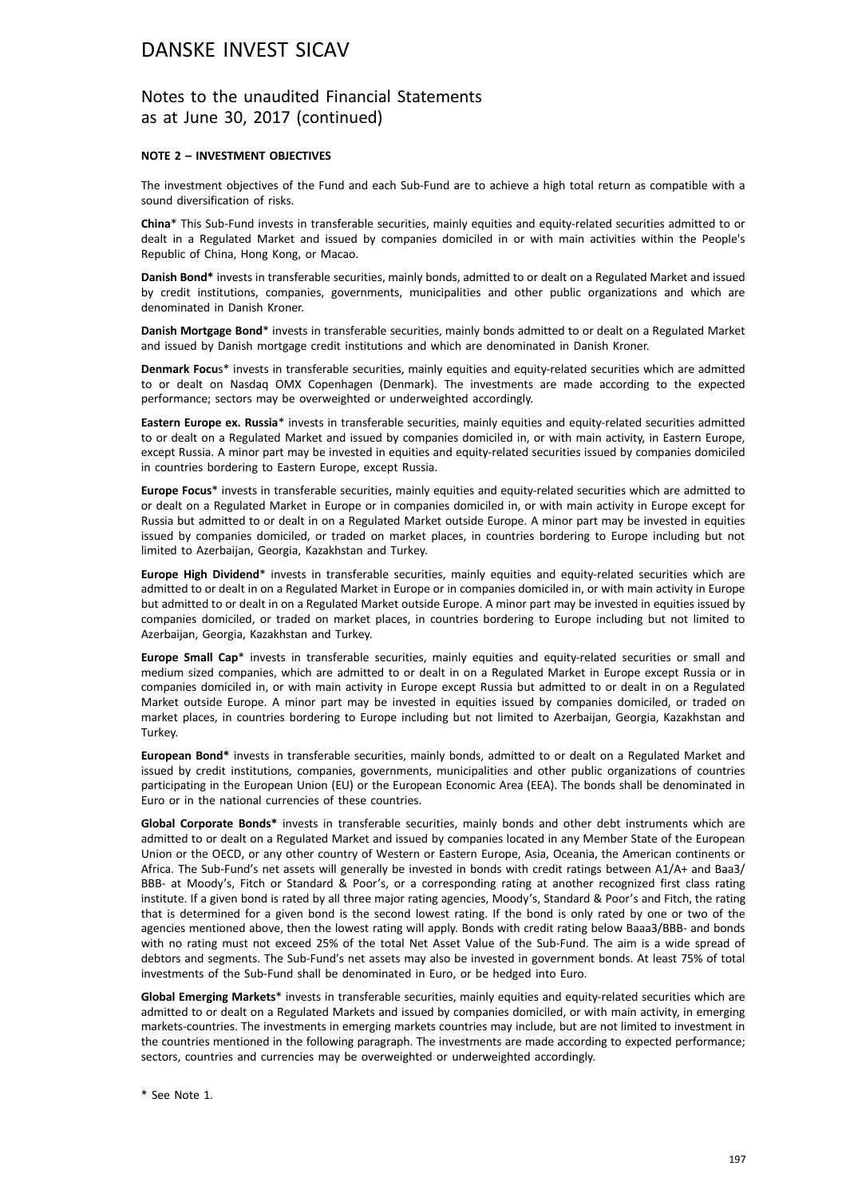# DANSKE INVEST SICAV

## Notes to the unaudited Financial Statements as at June 30, 2017 (continued)

**NOTE 2 – INVESTMENT OBJECTIVES**

The investment objectives of the Fund and each Sub-Fund are to achieve a high total return as compatible with a sound diversification of risks.

**China*** This Sub-Fund invests in transferable securities, mainly equities and equity-related securities admitted to or dealt in a Regulated Market and issued by companies domiciled in or with main activities within the People's Republic of China, Hong Kong, or Macao.

**Danish Bond*** invests in transferable securities, mainly bonds, admitted to or dealt on a Regulated Market and issued by credit institutions, companies, governments, municipalities and other public organizations and which are denominated in Danish Kroner.

**Danish Mortgage Bond*** invests in transferable securities, mainly bonds admitted to or dealt on a Regulated Market and issued by Danish mortgage credit institutions and which are denominated in Danish Kroner.

**Denmark Focus*** invests in transferable securities, mainly equities and equity-related securities which are admitted to or dealt on Nasdaq OMX Copenhagen (Denmark). The investments are made according to the expected performance; sectors may be overweighted or underweighted accordingly.

**Eastern Europe ex. Russia*** invests in transferable securities, mainly equities and equity-related securities admitted to or dealt on a Regulated Market and issued by companies domiciled in, or with main activity, in Eastern Europe, except Russia. A minor part may be invested in equities and equity-related securities issued by companies domiciled in countries bordering to Eastern Europe, except Russia.

**Europe Focus*** invests in transferable securities, mainly equities and equity-related securities which are admitted to or dealt on a Regulated Market in Europe or in companies domiciled in, or with main activity in Europe except for Russia but admitted to or dealt in on a Regulated Market outside Europe. A minor part may be invested in equities issued by companies domiciled, or traded on market places, in countries bordering to Europe including but not limited to Azerbaijan, Georgia, Kazakhstan and Turkey.

**Europe High Dividend*** invests in transferable securities, mainly equities and equity-related securities which are admitted to or dealt in on a Regulated Market in Europe or in companies domiciled in, or with main activity in Europe but admitted to or dealt in on a Regulated Market outside Europe. A minor part may be invested in equities issued by companies domiciled, or traded on market places, in countries bordering to Europe including but not limited to Azerbaijan, Georgia, Kazakhstan and Turkey.

**Europe Small Cap*** invests in transferable securities, mainly equities and equity-related securities or small and medium sized companies, which are admitted to or dealt in on a Regulated Market in Europe except Russia or in companies domiciled in, or with main activity in Europe except Russia but admitted to or dealt in on a Regulated Market outside Europe. A minor part may be invested in equities issued by companies domiciled, or traded on market places, in countries bordering to Europe including but not limited to Azerbaijan, Georgia, Kazakhstan and Turkey.

**European Bond*** invests in transferable securities, mainly bonds, admitted to or dealt on a Regulated Market and issued by credit institutions, companies, governments, municipalities and other public organizations of countries participating in the European Union (EU) or the European Economic Area (EEA). The bonds shall be denominated in Euro or in the national currencies of these countries.

**Global Corporate Bonds*** invests in transferable securities, mainly bonds and other debt instruments which are admitted to or dealt on a Regulated Market and issued by companies located in any Member State of the European Union or the OECD, or any other country of Western or Eastern Europe, Asia, Oceania, the American continents or Africa. The Sub-Fund's net assets will generally be invested in bonds with credit ratings between A1/A+ and Baa3/ BBB- at Moody's, Fitch or Standard & Poor's, or a corresponding rating at another recognized first class rating institute. If a given bond is rated by all three major rating agencies, Moody's, Standard & Poor's and Fitch, the rating that is determined for a given bond is the second lowest rating. If the bond is only rated by one or two of the agencies mentioned above, then the lowest rating will apply. Bonds with credit rating below Baaa3/BBB- and bonds with no rating must not exceed 25% of the total Net Asset Value of the Sub-Fund. The aim is a wide spread of debtors and segments. The Sub-Fund's net assets may also be invested in government bonds. At least 75% of total investments of the Sub-Fund shall be denominated in Euro, or be hedged into Euro.

**Global Emerging Markets*** invests in transferable securities, mainly equities and equity-related securities which are admitted to or dealt on a Regulated Markets and issued by companies domiciled, or with main activity, in emerging markets-countries. The investments in emerging markets countries may include, but are not limited to investment in the countries mentioned in the following paragraph. The investments are made according to expected performance; sectors, countries and currencies may be overweighted or underweighted accordingly.

* See Note 1.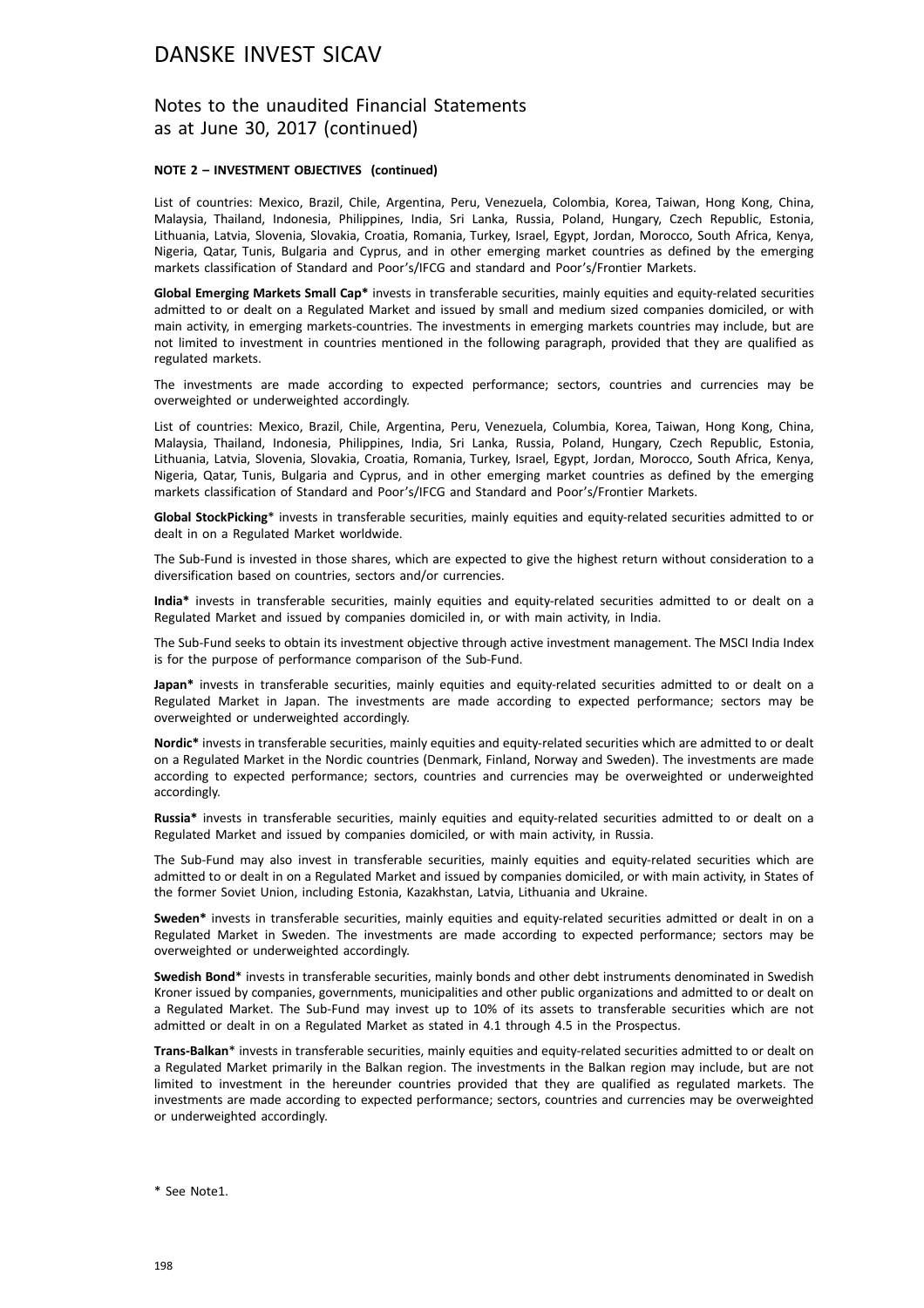**NOTE 2 – INVESTMENT OBJECTIVES (continued)**

List of countries: Mexico, Brazil, Chile, Argentina, Peru, Venezuela, Colombia, Korea, Taiwan, Hong Kong, China, Malaysia, Thailand, Indonesia, Philippines, India, Sri Lanka, Russia, Poland, Hungary, Czech Republic, Estonia, Lithuania, Latvia, Slovenia, Slovakia, Croatia, Romania, Turkey, Israel, Egypt, Jordan, Morocco, South Africa, Kenya, Nigeria, Qatar, Tunis, Bulgaria and Cyprus, and in other emerging market countries as defined by the emerging markets classification of Standard and Poor's/IFCG and standard and Poor's/Frontier Markets.

**Global Emerging Markets Small Cap*** invests in transferable securities, mainly equities and equity-related securities admitted to or dealt on a Regulated Market and issued by small and medium sized companies domiciled, or with main activity, in emerging markets-countries. The investments in emerging markets countries may include, but are not limited to investment in countries mentioned in the following paragraph, provided that they are qualified as regulated markets.

The investments are made according to expected performance; sectors, countries and currencies may be overweighted or underweighted accordingly.

List of countries: Mexico, Brazil, Chile, Argentina, Peru, Venezuela, Columbia, Korea, Taiwan, Hong Kong, China, Malaysia, Thailand, Indonesia, Philippines, India, Sri Lanka, Russia, Poland, Hungary, Czech Republic, Estonia, Lithuania, Latvia, Slovenia, Slovakia, Croatia, Romania, Turkey, Israel, Egypt, Jordan, Morocco, South Africa, Kenya, Nigeria, Qatar, Tunis, Bulgaria and Cyprus, and in other emerging market countries as defined by the emerging markets classification of Standard and Poor's/IFCG and Standard and Poor's/Frontier Markets.

**Global StockPicking*** invests in transferable securities, mainly equities and equity-related securities admitted to or dealt in on a Regulated Market worldwide.

The Sub-Fund is invested in those shares, which are expected to give the highest return without consideration to a diversification based on countries, sectors and/or currencies.

**India*** invests in transferable securities, mainly equities and equity-related securities admitted to or dealt on a Regulated Market and issued by companies domiciled in, or with main activity, in India.

The Sub-Fund seeks to obtain its investment objective through active investment management. The MSCI India Index is for the purpose of performance comparison of the Sub-Fund.

**Japan*** invests in transferable securities, mainly equities and equity-related securities admitted to or dealt on a Regulated Market in Japan. The investments are made according to expected performance; sectors may be overweighted or underweighted accordingly.

**Nordic*** invests in transferable securities, mainly equities and equity-related securities which are admitted to or dealt on a Regulated Market in the Nordic countries (Denmark, Finland, Norway and Sweden). The investments are made according to expected performance; sectors, countries and currencies may be overweighted or underweighted accordingly.

**Russia*** invests in transferable securities, mainly equities and equity-related securities admitted to or dealt on a Regulated Market and issued by companies domiciled, or with main activity, in Russia.

The Sub-Fund may also invest in transferable securities, mainly equities and equity-related securities which are admitted to or dealt in on a Regulated Market and issued by companies domiciled, or with main activity, in States of the former Soviet Union, including Estonia, Kazakhstan, Latvia, Lithuania and Ukraine.

**Sweden*** invests in transferable securities, mainly equities and equity-related securities admitted or dealt in on a Regulated Market in Sweden. The investments are made according to expected performance; sectors may be overweighted or underweighted accordingly.

**Swedish Bond*** invests in transferable securities, mainly bonds and other debt instruments denominated in Swedish Kroner issued by companies, governments, municipalities and other public organizations and admitted to or dealt on a Regulated Market. The Sub-Fund may invest up to 10% of its assets to transferable securities which are not admitted or dealt in on a Regulated Market as stated in 4.1 through 4.5 in the Prospectus.

**Trans-Balkan*** invests in transferable securities, mainly equities and equity-related securities admitted to or dealt on a Regulated Market primarily in the Balkan region. The investments in the Balkan region may include, but are not limited to investment in the hereunder countries provided that they are qualified as regulated markets. The investments are made according to expected performance; sectors, countries and currencies may be overweighted or underweighted accordingly.

* See Note1.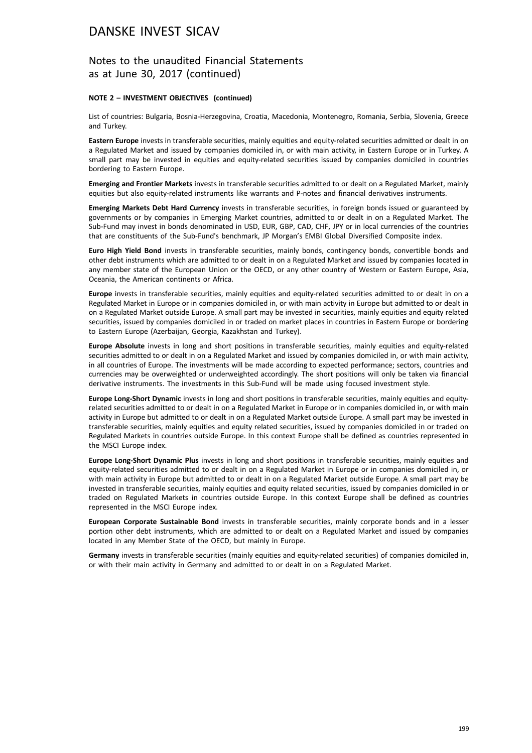# DANSKE INVEST SICAV

## Notes to the unaudited Financial Statements as at June 30, 2017 (continued)

**NOTE 2 – INVESTMENT OBJECTIVES (continued)**

List of countries: Bulgaria, Bosnia-Herzegovina, Croatia, Macedonia, Montenegro, Romania, Serbia, Slovenia, Greece and Turkey.

**Eastern Europe** invests in transferable securities, mainly equities and equity-related securities admitted or dealt in on a Regulated Market and issued by companies domiciled in, or with main activity, in Eastern Europe or in Turkey. A small part may be invested in equities and equity-related securities issued by companies domiciled in countries bordering to Eastern Europe.

**Emerging and Frontier Markets** invests in transferable securities admitted to or dealt on a Regulated Market, mainly equities but also equity-related instruments like warrants and P-notes and financial derivatives instruments.

**Emerging Markets Debt Hard Currency** invests in transferable securities, in foreign bonds issued or guaranteed by governments or by companies in Emerging Market countries, admitted to or dealt in on a Regulated Market. The Sub-Fund may invest in bonds denominated in USD, EUR, GBP, CAD, CHF, JPY or in local currencies of the countries that are constituents of the Sub-Fund's benchmark, JP Morgan's EMBI Global Diversified Composite index.

**Euro High Yield Bond** invests in transferable securities, mainly bonds, contingency bonds, convertible bonds and other debt instruments which are admitted to or dealt in on a Regulated Market and issued by companies located in any member state of the European Union or the OECD, or any other country of Western or Eastern Europe, Asia, Oceania, the American continents or Africa.

**Europe** invests in transferable securities, mainly equities and equity-related securities admitted to or dealt in on a Regulated Market in Europe or in companies domiciled in, or with main activity in Europe but admitted to or dealt in on a Regulated Market outside Europe. A small part may be invested in securities, mainly equities and equity related securities, issued by companies domiciled in or traded on market places in countries in Eastern Europe or bordering to Eastern Europe (Azerbaijan, Georgia, Kazakhstan and Turkey).

**Europe Absolute** invests in long and short positions in transferable securities, mainly equities and equity-related securities admitted to or dealt in on a Regulated Market and issued by companies domiciled in, or with main activity, in all countries of Europe. The investments will be made according to expected performance; sectors, countries and currencies may be overweighted or underweighted accordingly. The short positions will only be taken via financial derivative instruments. The investments in this Sub-Fund will be made using focused investment style.

**Europe Long-Short Dynamic** invests in long and short positions in transferable securities, mainly equities and equity-related securities admitted to or dealt in on a Regulated Market in Europe or in companies domiciled in, or with main activity in Europe but admitted to or dealt in on a Regulated Market outside Europe. A small part may be invested in transferable securities, mainly equities and equity related securities, issued by companies domiciled in or traded on Regulated Markets in countries outside Europe. In this context Europe shall be defined as countries represented in the MSCI Europe index.

**Europe Long-Short Dynamic Plus** invests in long and short positions in transferable securities, mainly equities and equity-related securities admitted to or dealt in on a Regulated Market in Europe or in companies domiciled in, or with main activity in Europe but admitted to or dealt in on a Regulated Market outside Europe. A small part may be invested in transferable securities, mainly equities and equity related securities, issued by companies domiciled in or traded on Regulated Markets in countries outside Europe. In this context Europe shall be defined as countries represented in the MSCI Europe index.

**European Corporate Sustainable Bond** invests in transferable securities, mainly corporate bonds and in a lesser portion other debt instruments, which are admitted to or dealt on a Regulated Market and issued by companies located in any Member State of the OECD, but mainly in Europe.

**Germany** invests in transferable securities (mainly equities and equity-related securities) of companies domiciled in, or with their main activity in Germany and admitted to or dealt in on a Regulated Market.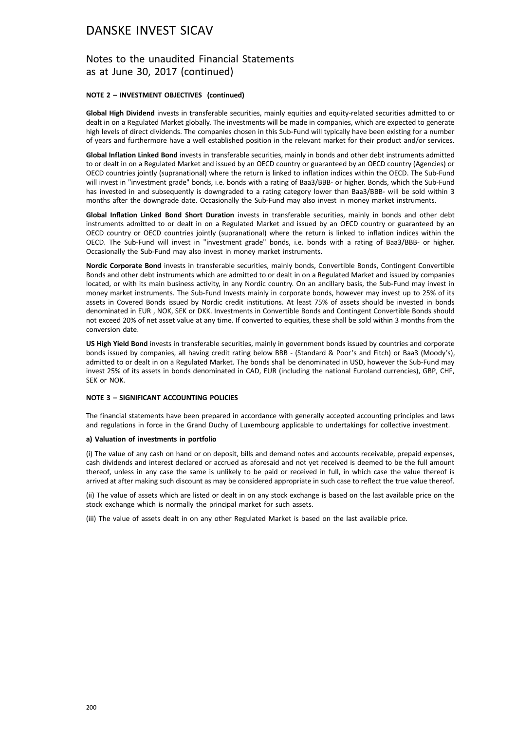# DANSKE INVEST SICAV

## Notes to the unaudited Financial Statements as at June 30, 2017 (continued)

### NOTE 2 – INVESTMENT OBJECTIVES (continued)

**Global High Dividend** invests in transferable securities, mainly equities and equity-related securities admitted to or dealt in on a Regulated Market globally. The investments will be made in companies, which are expected to generate high levels of direct dividends. The companies chosen in this Sub-Fund will typically have been existing for a number of years and furthermore have a well established position in the relevant market for their product and/or services.

**Global Inflation Linked Bond** invests in transferable securities, mainly in bonds and other debt instruments admitted to or dealt in on a Regulated Market and issued by an OECD country or guaranteed by an OECD country (Agencies) or OECD countries jointly (supranational) where the return is linked to inflation indices within the OECD. The Sub-Fund will invest in "investment grade" bonds, i.e. bonds with a rating of Baa3/BBB- or higher. Bonds, which the Sub-Fund has invested in and subsequently is downgraded to a rating category lower than Baa3/BBB- will be sold within 3 months after the downgrade date. Occasionally the Sub-Fund may also invest in money market instruments.

**Global Inflation Linked Bond Short Duration** invests in transferable securities, mainly in bonds and other debt instruments admitted to or dealt in on a Regulated Market and issued by an OECD country or guaranteed by an OECD country or OECD countries jointly (supranational) where the return is linked to inflation indices within the OECD. The Sub-Fund will invest in "investment grade" bonds, i.e. bonds with a rating of Baa3/BBB- or higher. Occasionally the Sub-Fund may also invest in money market instruments.

**Nordic Corporate Bond** invests in transferable securities, mainly bonds, Convertible Bonds, Contingent Convertible Bonds and other debt instruments which are admitted to or dealt in on a Regulated Market and issued by companies located, or with its main business activity, in any Nordic country. On an ancillary basis, the Sub-Fund may invest in money market instruments. The Sub-Fund Invests mainly in corporate bonds, however may invest up to 25% of its assets in Covered Bonds issued by Nordic credit institutions. At least 75% of assets should be invested in bonds denominated in EUR , NOK, SEK or DKK. Investments in Convertible Bonds and Contingent Convertible Bonds should not exceed 20% of net asset value at any time. If converted to equities, these shall be sold within 3 months from the conversion date.

**US High Yield Bond** invests in transferable securities, mainly in government bonds issued by countries and corporate bonds issued by companies, all having credit rating below BBB - (Standard & Poor's and Fitch) or Baa3 (Moody's), admitted to or dealt in on a Regulated Market. The bonds shall be denominated in USD, however the Sub-Fund may invest 25% of its assets in bonds denominated in CAD, EUR (including the national Euroland currencies), GBP, CHF, SEK or NOK.

### NOTE 3 – SIGNIFICANT ACCOUNTING POLICIES

The financial statements have been prepared in accordance with generally accepted accounting principles and laws and regulations in force in the Grand Duchy of Luxembourg applicable to undertakings for collective investment.

#### a) Valuation of investments in portfolio

(i) The value of any cash on hand or on deposit, bills and demand notes and accounts receivable, prepaid expenses, cash dividends and interest declared or accrued as aforesaid and not yet received is deemed to be the full amount thereof, unless in any case the same is unlikely to be paid or received in full, in which case the value thereof is arrived at after making such discount as may be considered appropriate in such case to reflect the true value thereof.

(ii) The value of assets which are listed or dealt in on any stock exchange is based on the last available price on the stock exchange which is normally the principal market for such assets.

(iii) The value of assets dealt in on any other Regulated Market is based on the last available price.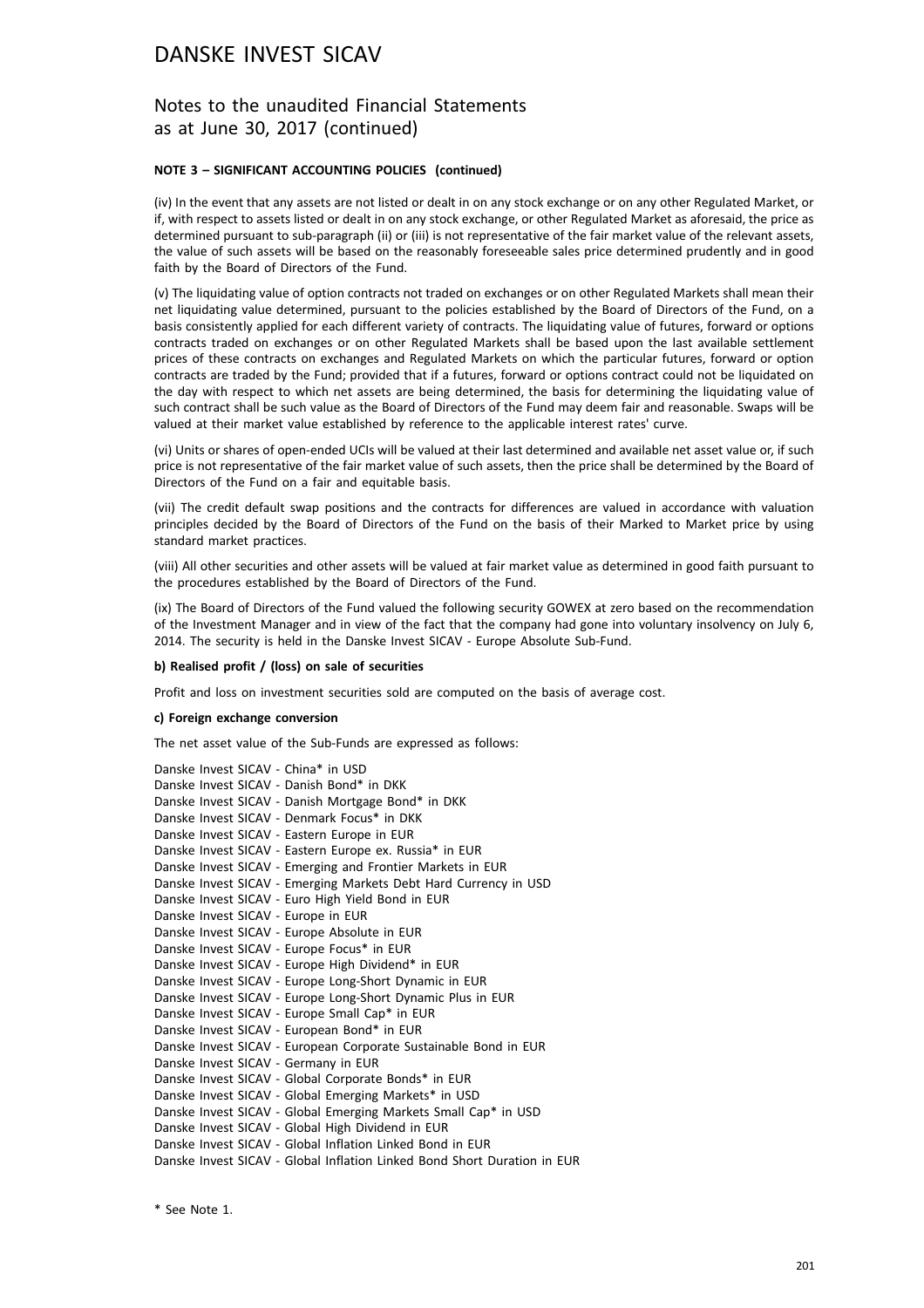# DANSKE INVEST SICAV

## Notes to the unaudited Financial Statements as at June 30, 2017 (continued)

**NOTE 3 – SIGNIFICANT ACCOUNTING POLICIES (continued)**

(iv) In the event that any assets are not listed or dealt in on any stock exchange or on any other Regulated Market, or if, with respect to assets listed or dealt in on any stock exchange, or other Regulated Market as aforesaid, the price as determined pursuant to sub-paragraph (ii) or (iii) is not representative of the fair market value of the relevant assets, the value of such assets will be based on the reasonably foreseeable sales price determined prudently and in good faith by the Board of Directors of the Fund.

(v) The liquidating value of option contracts not traded on exchanges or on other Regulated Markets shall mean their net liquidating value determined, pursuant to the policies established by the Board of Directors of the Fund, on a basis consistently applied for each different variety of contracts. The liquidating value of futures, forward or options contracts traded on exchanges or on other Regulated Markets shall be based upon the last available settlement prices of these contracts on exchanges and Regulated Markets on which the particular futures, forward or option contracts are traded by the Fund; provided that if a futures, forward or options contract could not be liquidated on the day with respect to which net assets are being determined, the basis for determining the liquidating value of such contract shall be such value as the Board of Directors of the Fund may deem fair and reasonable. Swaps will be valued at their market value established by reference to the applicable interest rates' curve.

(vi) Units or shares of open-ended UCIs will be valued at their last determined and available net asset value or, if such price is not representative of the fair market value of such assets, then the price shall be determined by the Board of Directors of the Fund on a fair and equitable basis.

(vii) The credit default swap positions and the contracts for differences are valued in accordance with valuation principles decided by the Board of Directors of the Fund on the basis of their Marked to Market price by using standard market practices.

(viii) All other securities and other assets will be valued at fair market value as determined in good faith pursuant to the procedures established by the Board of Directors of the Fund.

(ix) The Board of Directors of the Fund valued the following security GOWEX at zero based on the recommendation of the Investment Manager and in view of the fact that the company had gone into voluntary insolvency on July 6, 2014. The security is held in the Danske Invest SICAV - Europe Absolute Sub-Fund.

**b) Realised profit / (loss) on sale of securities**

Profit and loss on investment securities sold are computed on the basis of average cost.

**c) Foreign exchange conversion**

The net asset value of the Sub-Funds are expressed as follows:

Danske Invest SICAV - China* in USD
Danske Invest SICAV - Danish Bond* in DKK
Danske Invest SICAV - Danish Mortgage Bond* in DKK
Danske Invest SICAV - Denmark Focus* in DKK
Danske Invest SICAV - Eastern Europe in EUR
Danske Invest SICAV - Eastern Europe ex. Russia* in EUR
Danske Invest SICAV - Emerging and Frontier Markets in EUR
Danske Invest SICAV - Emerging Markets Debt Hard Currency in USD
Danske Invest SICAV - Euro High Yield Bond in EUR
Danske Invest SICAV - Europe in EUR
Danske Invest SICAV - Europe Absolute in EUR
Danske Invest SICAV - Europe Focus* in EUR
Danske Invest SICAV - Europe High Dividend* in EUR
Danske Invest SICAV - Europe Long-Short Dynamic in EUR
Danske Invest SICAV - Europe Long-Short Dynamic Plus in EUR
Danske Invest SICAV - Europe Small Cap* in EUR
Danske Invest SICAV - European Bond* in EUR
Danske Invest SICAV - European Corporate Sustainable Bond in EUR
Danske Invest SICAV - Germany in EUR
Danske Invest SICAV - Global Corporate Bonds* in EUR
Danske Invest SICAV - Global Emerging Markets* in USD
Danske Invest SICAV - Global Emerging Markets Small Cap* in USD
Danske Invest SICAV - Global High Dividend in EUR
Danske Invest SICAV - Global Inflation Linked Bond in EUR
Danske Invest SICAV - Global Inflation Linked Bond Short Duration in EUR

\* See Note 1.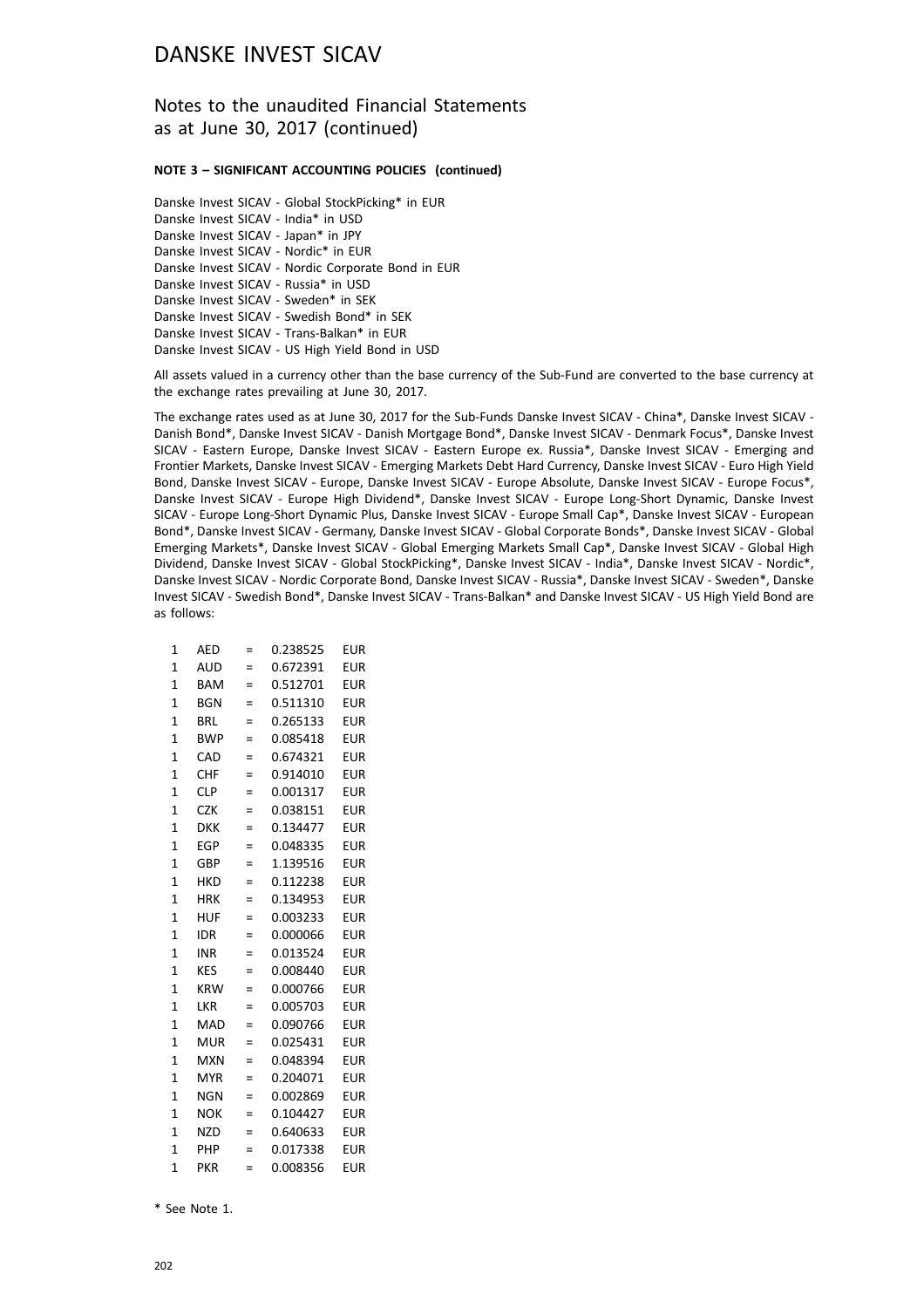# DANSKE INVEST SICAV

## Notes to the unaudited Financial Statements as at June 30, 2017 (continued)

**NOTE 3 – SIGNIFICANT ACCOUNTING POLICIES (continued)**

Danske Invest SICAV - Global StockPicking* in EUR
Danske Invest SICAV - India* in USD
Danske Invest SICAV - Japan* in JPY
Danske Invest SICAV - Nordic* in EUR
Danske Invest SICAV - Nordic Corporate Bond in EUR
Danske Invest SICAV - Russia* in USD
Danske Invest SICAV - Sweden* in SEK
Danske Invest SICAV - Swedish Bond* in SEK
Danske Invest SICAV - Trans-Balkan* in EUR
Danske Invest SICAV - US High Yield Bond in USD

All assets valued in a currency other than the base currency of the Sub-Fund are converted to the base currency at the exchange rates prevailing at June 30, 2017.

The exchange rates used as at June 30, 2017 for the Sub-Funds Danske Invest SICAV - China*, Danske Invest SICAV - Danish Bond*, Danske Invest SICAV - Danish Mortgage Bond*, Danske Invest SICAV - Denmark Focus*, Danske Invest SICAV - Eastern Europe, Danske Invest SICAV - Eastern Europe ex. Russia*, Danske Invest SICAV - Emerging and Frontier Markets, Danske Invest SICAV - Emerging Markets Debt Hard Currency, Danske Invest SICAV - Euro High Yield Bond, Danske Invest SICAV - Europe, Danske Invest SICAV - Europe Absolute, Danske Invest SICAV - Europe Focus*, Danske Invest SICAV - Europe High Dividend*, Danske Invest SICAV - Europe Long-Short Dynamic, Danske Invest SICAV - Europe Long-Short Dynamic Plus, Danske Invest SICAV - Europe Small Cap*, Danske Invest SICAV - European Bond*, Danske Invest SICAV - Germany, Danske Invest SICAV - Global Corporate Bonds*, Danske Invest SICAV - Global Emerging Markets*, Danske Invest SICAV - Global Emerging Markets Small Cap*, Danske Invest SICAV - Global High Dividend, Danske Invest SICAV - Global StockPicking*, Danske Invest SICAV - India*, Danske Invest SICAV - Nordic*, Danske Invest SICAV - Nordic Corporate Bond, Danske Invest SICAV - Russia*, Danske Invest SICAV - Sweden*, Danske Invest SICAV - Swedish Bond*, Danske Invest SICAV - Trans-Balkan* and Danske Invest SICAV - US High Yield Bond are as follows:

| | | | | |
|---|---|---|---|---|
| 1 | AED | = | 0.238525 | EUR |
| 1 | AUD | = | 0.672391 | EUR |
| 1 | BAM | = | 0.512701 | EUR |
| 1 | BGN | = | 0.511310 | EUR |
| 1 | BRL | = | 0.265133 | EUR |
| 1 | BWP | = | 0.085418 | EUR |
| 1 | CAD | = | 0.674321 | EUR |
| 1 | CHF | = | 0.914010 | EUR |
| 1 | CLP | = | 0.001317 | EUR |
| 1 | CZK | = | 0.038151 | EUR |
| 1 | DKK | = | 0.134477 | EUR |
| 1 | EGP | = | 0.048335 | EUR |
| 1 | GBP | = | 1.139516 | EUR |
| 1 | HKD | = | 0.112238 | EUR |
| 1 | HRK | = | 0.134953 | EUR |
| 1 | HUF | = | 0.003233 | EUR |
| 1 | IDR | = | 0.000066 | EUR |
| 1 | INR | = | 0.013524 | EUR |
| 1 | KES | = | 0.008440 | EUR |
| 1 | KRW | = | 0.000766 | EUR |
| 1 | LKR | = | 0.005703 | EUR |
| 1 | MAD | = | 0.090766 | EUR |
| 1 | MUR | = | 0.025431 | EUR |
| 1 | MXN | = | 0.048394 | EUR |
| 1 | MYR | = | 0.204071 | EUR |
| 1 | NGN | = | 0.002869 | EUR |
| 1 | NOK | = | 0.104427 | EUR |
| 1 | NZD | = | 0.640633 | EUR |
| 1 | PHP | = | 0.017338 | EUR |
| 1 | PKR | = | 0.008356 | EUR |

\* See Note 1.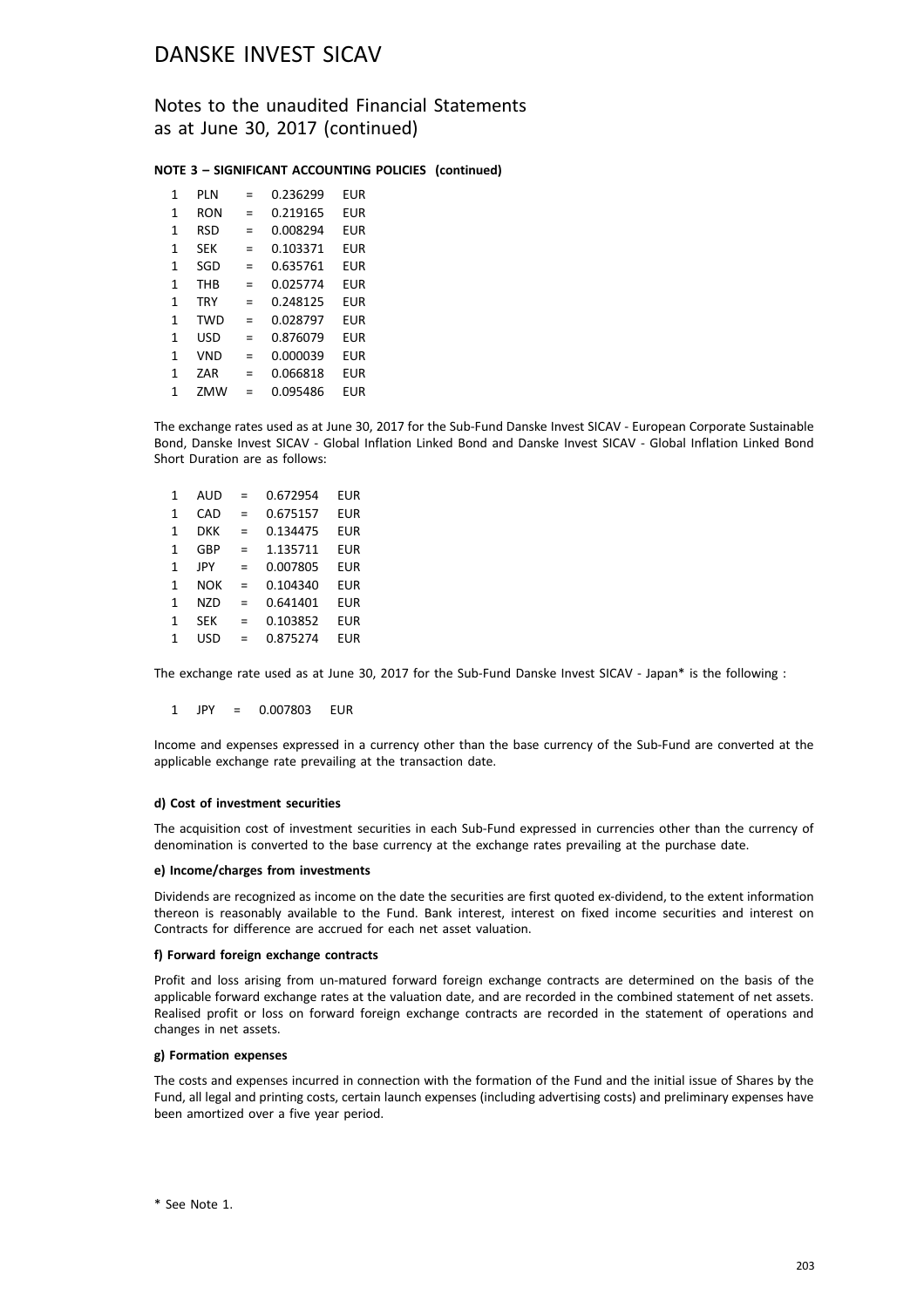# DANSKE INVEST SICAV

## Notes to the unaudited Financial Statements as at June 30, 2017 (continued)

**NOTE 3 – SIGNIFICANT ACCOUNTING POLICIES (continued)**

| | | | | |
|---|---|---|---|---|
| 1 | PLN | = | 0.236299 | EUR |
| 1 | RON | = | 0.219165 | EUR |
| 1 | RSD | = | 0.008294 | EUR |
| 1 | SEK | = | 0.103371 | EUR |
| 1 | SGD | = | 0.635761 | EUR |
| 1 | THB | = | 0.025774 | EUR |
| 1 | TRY | = | 0.248125 | EUR |
| 1 | TWD | = | 0.028797 | EUR |
| 1 | USD | = | 0.876079 | EUR |
| 1 | VND | = | 0.000039 | EUR |
| 1 | ZAR | = | 0.066818 | EUR |
| 1 | ZMW | = | 0.095486 | EUR |

The exchange rates used as at June 30, 2017 for the Sub-Fund Danske Invest SICAV - European Corporate Sustainable Bond, Danske Invest SICAV - Global Inflation Linked Bond and Danske Invest SICAV - Global Inflation Linked Bond Short Duration are as follows:

| | | | | |
|---|---|---|---|---|
| 1 | AUD | = | 0.672954 | EUR |
| 1 | CAD | = | 0.675157 | EUR |
| 1 | DKK | = | 0.134475 | EUR |
| 1 | GBP | = | 1.135711 | EUR |
| 1 | JPY | = | 0.007805 | EUR |
| 1 | NOK | = | 0.104340 | EUR |
| 1 | NZD | = | 0.641401 | EUR |
| 1 | SEK | = | 0.103852 | EUR |
| 1 | USD | = | 0.875274 | EUR |

The exchange rate used as at June 30, 2017 for the Sub-Fund Danske Invest SICAV - Japan* is the following :

| | | | | |
|---|---|---|---|---|
| 1 | JPY | = | 0.007803 | EUR |

Income and expenses expressed in a currency other than the base currency of the Sub-Fund are converted at the applicable exchange rate prevailing at the transaction date.

**d) Cost of investment securities**

The acquisition cost of investment securities in each Sub-Fund expressed in currencies other than the currency of denomination is converted to the base currency at the exchange rates prevailing at the purchase date.

**e) Income/charges from investments**

Dividends are recognized as income on the date the securities are first quoted ex-dividend, to the extent information thereon is reasonably available to the Fund. Bank interest, interest on fixed income securities and interest on Contracts for difference are accrued for each net asset valuation.

**f) Forward foreign exchange contracts**

Profit and loss arising from un-matured forward foreign exchange contracts are determined on the basis of the applicable forward exchange rates at the valuation date, and are recorded in the combined statement of net assets. Realised profit or loss on forward foreign exchange contracts are recorded in the statement of operations and changes in net assets.

**g) Formation expenses**

The costs and expenses incurred in connection with the formation of the Fund and the initial issue of Shares by the Fund, all legal and printing costs, certain launch expenses (including advertising costs) and preliminary expenses have been amortized over a five year period.

* See Note 1.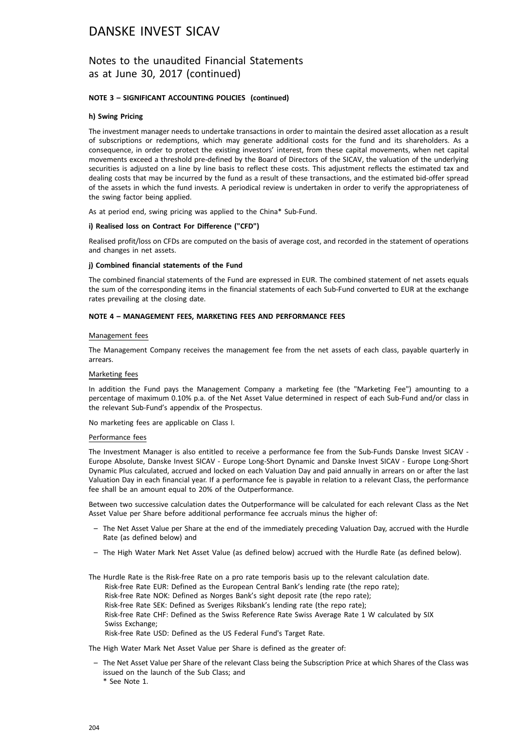# DANSKE INVEST SICAV

## Notes to the unaudited Financial Statements as at June 30, 2017 (continued)

### NOTE 3 – SIGNIFICANT ACCOUNTING POLICIES (continued)

**h) Swing Pricing**

The investment manager needs to undertake transactions in order to maintain the desired asset allocation as a result of subscriptions or redemptions, which may generate additional costs for the fund and its shareholders. As a consequence, in order to protect the existing investors' interest, from these capital movements, when net capital movements exceed a threshold pre-defined by the Board of Directors of the SICAV, the valuation of the underlying securities is adjusted on a line by line basis to reflect these costs. This adjustment reflects the estimated tax and dealing costs that may be incurred by the fund as a result of these transactions, and the estimated bid-offer spread of the assets in which the fund invests. A periodical review is undertaken in order to verify the appropriateness of the swing factor being applied.

As at period end, swing pricing was applied to the China* Sub-Fund.

**i) Realised loss on Contract For Difference ("CFD")**

Realised profit/loss on CFDs are computed on the basis of average cost, and recorded in the statement of operations and changes in net assets.

**j) Combined financial statements of the Fund**

The combined financial statements of the Fund are expressed in EUR. The combined statement of net assets equals the sum of the corresponding items in the financial statements of each Sub-Fund converted to EUR at the exchange rates prevailing at the closing date.

### NOTE 4 – MANAGEMENT FEES, MARKETING FEES AND PERFORMANCE FEES

Management fees

The Management Company receives the management fee from the net assets of each class, payable quarterly in arrears.

Marketing fees

In addition the Fund pays the Management Company a marketing fee (the "Marketing Fee") amounting to a percentage of maximum 0.10% p.a. of the Net Asset Value determined in respect of each Sub-Fund and/or class in the relevant Sub-Fund's appendix of the Prospectus.

No marketing fees are applicable on Class I.

Performance fees

The Investment Manager is also entitled to receive a performance fee from the Sub-Funds Danske Invest SICAV - Europe Absolute, Danske Invest SICAV - Europe Long-Short Dynamic and Danske Invest SICAV - Europe Long-Short Dynamic Plus calculated, accrued and locked on each Valuation Day and paid annually in arrears on or after the last Valuation Day in each financial year. If a performance fee is payable in relation to a relevant Class, the performance fee shall be an amount equal to 20% of the Outperformance.

Between two successive calculation dates the Outperformance will be calculated for each relevant Class as the Net Asset Value per Share before additional performance fee accruals minus the higher of:

- The Net Asset Value per Share at the end of the immediately preceding Valuation Day, accrued with the Hurdle Rate (as defined below) and
- The High Water Mark Net Asset Value (as defined below) accrued with the Hurdle Rate (as defined below).

The Hurdle Rate is the Risk-free Rate on a pro rate temporis basis up to the relevant calculation date.
Risk-free Rate EUR: Defined as the European Central Bank's lending rate (the repo rate);
Risk-free Rate NOK: Defined as Norges Bank's sight deposit rate (the repo rate);
Risk-free Rate SEK: Defined as Sveriges Riksbank's lending rate (the repo rate);
Risk-free Rate CHF: Defined as the Swiss Reference Rate Swiss Average Rate 1 W calculated by SIX Swiss Exchange;
Risk-free Rate USD: Defined as the US Federal Fund's Target Rate.

The High Water Mark Net Asset Value per Share is defined as the greater of:

- The Net Asset Value per Share of the relevant Class being the Subscription Price at which Shares of the Class was issued on the launch of the Sub Class; and

\* See Note 1.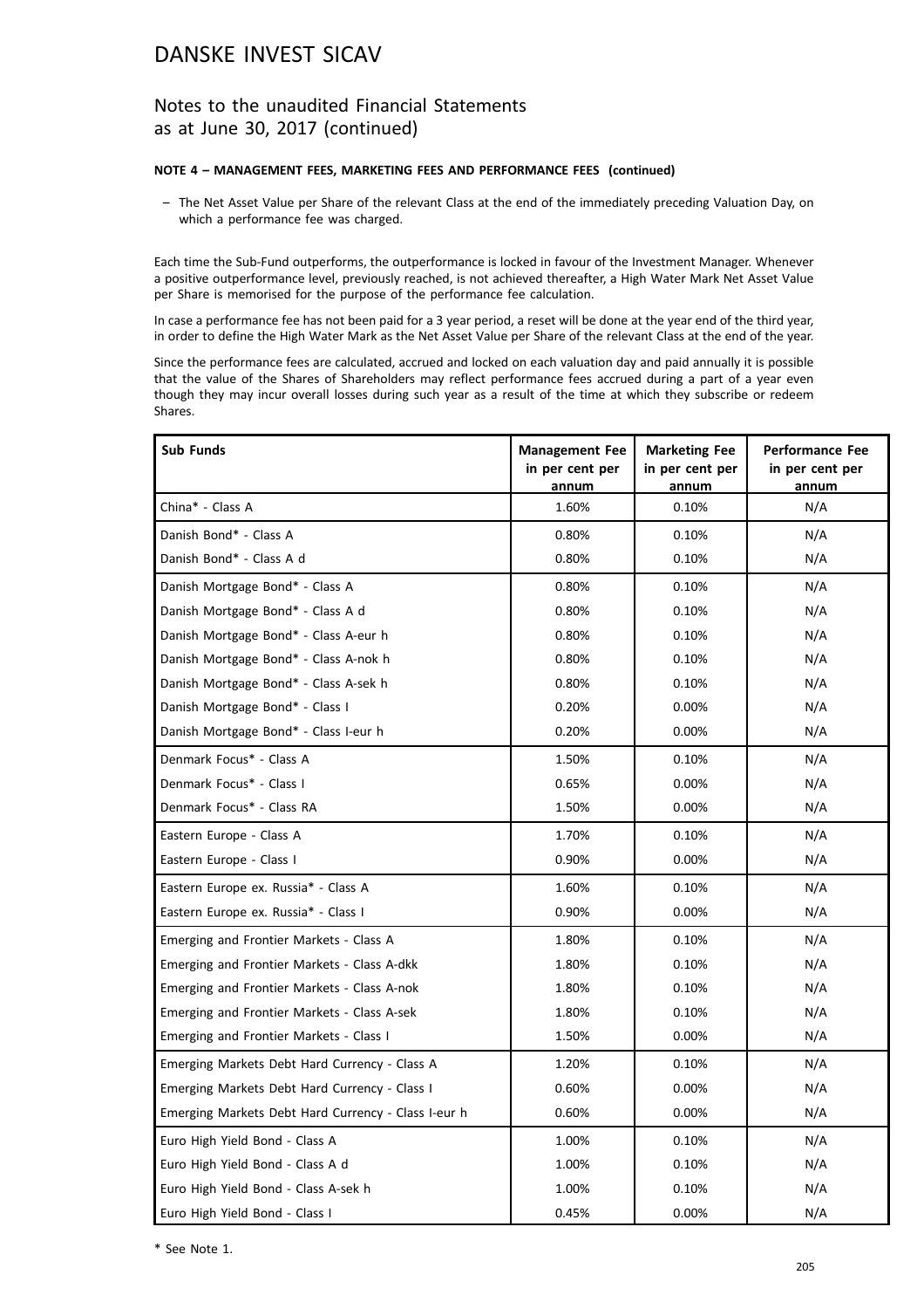# DANSKE INVEST SICAV

## Notes to the unaudited Financial Statements as at June 30, 2017 (continued)

**NOTE 4 – MANAGEMENT FEES, MARKETING FEES AND PERFORMANCE FEES (continued)**

– The Net Asset Value per Share of the relevant Class at the end of the immediately preceding Valuation Day, on which a performance fee was charged.

Each time the Sub-Fund outperforms, the outperformance is locked in favour of the Investment Manager. Whenever a positive outperformance level, previously reached, is not achieved thereafter, a High Water Mark Net Asset Value per Share is memorised for the purpose of the performance fee calculation.

In case a performance fee has not been paid for a 3 year period, a reset will be done at the year end of the third year, in order to define the High Water Mark as the Net Asset Value per Share of the relevant Class at the end of the year.

Since the performance fees are calculated, accrued and locked on each valuation day and paid annually it is possible that the value of the Shares of Shareholders may reflect performance fees accrued during a part of a year even though they may incur overall losses during such year as a result of the time at which they subscribe or redeem Shares.

| Sub Funds | Management Fee in per cent per annum | Marketing Fee in per cent per annum | Performance Fee in per cent per annum |
|---|---|---|---|
| China* - Class A | 1.60% | 0.10% | N/A |
| Danish Bond* - Class A | 0.80% | 0.10% | N/A |
| Danish Bond* - Class A d | 0.80% | 0.10% | N/A |
| Danish Mortgage Bond* - Class A | 0.80% | 0.10% | N/A |
| Danish Mortgage Bond* - Class A d | 0.80% | 0.10% | N/A |
| Danish Mortgage Bond* - Class A-eur h | 0.80% | 0.10% | N/A |
| Danish Mortgage Bond* - Class A-nok h | 0.80% | 0.10% | N/A |
| Danish Mortgage Bond* - Class A-sek h | 0.80% | 0.10% | N/A |
| Danish Mortgage Bond* - Class I | 0.20% | 0.00% | N/A |
| Danish Mortgage Bond* - Class I-eur h | 0.20% | 0.00% | N/A |
| Denmark Focus* - Class A | 1.50% | 0.10% | N/A |
| Denmark Focus* - Class I | 0.65% | 0.00% | N/A |
| Denmark Focus* - Class RA | 1.50% | 0.00% | N/A |
| Eastern Europe - Class A | 1.70% | 0.10% | N/A |
| Eastern Europe - Class I | 0.90% | 0.00% | N/A |
| Eastern Europe ex. Russia* - Class A | 1.60% | 0.10% | N/A |
| Eastern Europe ex. Russia* - Class I | 0.90% | 0.00% | N/A |
| Emerging and Frontier Markets - Class A | 1.80% | 0.10% | N/A |
| Emerging and Frontier Markets - Class A-dkk | 1.80% | 0.10% | N/A |
| Emerging and Frontier Markets - Class A-nok | 1.80% | 0.10% | N/A |
| Emerging and Frontier Markets - Class A-sek | 1.80% | 0.10% | N/A |
| Emerging and Frontier Markets - Class I | 1.50% | 0.00% | N/A |
| Emerging Markets Debt Hard Currency - Class A | 1.20% | 0.10% | N/A |
| Emerging Markets Debt Hard Currency - Class I | 0.60% | 0.00% | N/A |
| Emerging Markets Debt Hard Currency - Class I-eur h | 0.60% | 0.00% | N/A |
| Euro High Yield Bond - Class A | 1.00% | 0.10% | N/A |
| Euro High Yield Bond - Class A d | 1.00% | 0.10% | N/A |
| Euro High Yield Bond - Class A-sek h | 1.00% | 0.10% | N/A |
| Euro High Yield Bond - Class I | 0.45% | 0.00% | N/A |

\* See Note 1.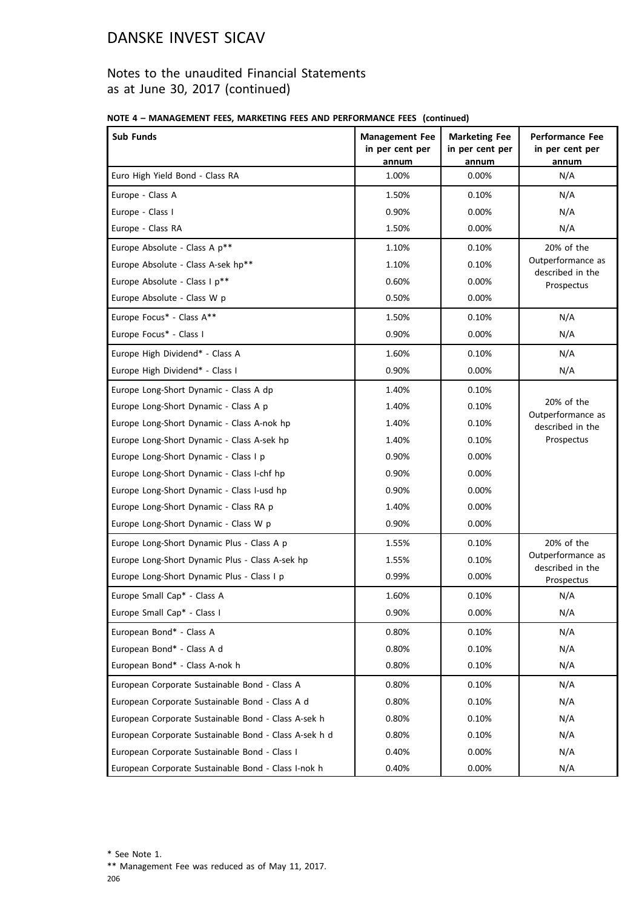# DANSKE INVEST SICAV

## Notes to the unaudited Financial Statements as at June 30, 2017 (continued)

**NOTE 4 – MANAGEMENT FEES, MARKETING FEES AND PERFORMANCE FEES (continued)**

| Sub Funds | Management Fee in per cent per annum | Marketing Fee in per cent per annum | Performance Fee in per cent per annum |
|---|---|---|---|
| Euro High Yield Bond - Class RA | 1.00% | 0.00% | N/A |
| Europe - Class A | 1.50% | 0.10% | N/A |
| Europe - Class I | 0.90% | 0.00% | N/A |
| Europe - Class RA | 1.50% | 0.00% | N/A |
| Europe Absolute - Class A p** | 1.10% | 0.10% | 20% of the Outperformance as described in the Prospectus |
| Europe Absolute - Class A-sek hp** | 1.10% | 0.10% | |
| Europe Absolute - Class I p** | 0.60% | 0.00% | |
| Europe Absolute - Class W p | 0.50% | 0.00% | |
| Europe Focus* - Class A** | 1.50% | 0.10% | N/A |
| Europe Focus* - Class I | 0.90% | 0.00% | N/A |
| Europe High Dividend* - Class A | 1.60% | 0.10% | N/A |
| Europe High Dividend* - Class I | 0.90% | 0.00% | N/A |
| Europe Long-Short Dynamic - Class A dp | 1.40% | 0.10% | 20% of the Outperformance as described in the Prospectus |
| Europe Long-Short Dynamic - Class A p | 1.40% | 0.10% | |
| Europe Long-Short Dynamic - Class A-nok hp | 1.40% | 0.10% | |
| Europe Long-Short Dynamic - Class A-sek hp | 1.40% | 0.10% | |
| Europe Long-Short Dynamic - Class I p | 0.90% | 0.00% | |
| Europe Long-Short Dynamic - Class I-chf hp | 0.90% | 0.00% | |
| Europe Long-Short Dynamic - Class I-usd hp | 0.90% | 0.00% | |
| Europe Long-Short Dynamic - Class RA p | 1.40% | 0.00% | |
| Europe Long-Short Dynamic - Class W p | 0.90% | 0.00% | |
| Europe Long-Short Dynamic Plus - Class A p | 1.55% | 0.10% | 20% of the Outperformance as described in the Prospectus |
| Europe Long-Short Dynamic Plus - Class A-sek hp | 1.55% | 0.10% | |
| Europe Long-Short Dynamic Plus - Class I p | 0.99% | 0.00% | |
| Europe Small Cap* - Class A | 1.60% | 0.10% | N/A |
| Europe Small Cap* - Class I | 0.90% | 0.00% | N/A |
| European Bond* - Class A | 0.80% | 0.10% | N/A |
| European Bond* - Class A d | 0.80% | 0.10% | N/A |
| European Bond* - Class A-nok h | 0.80% | 0.10% | N/A |
| European Corporate Sustainable Bond - Class A | 0.80% | 0.10% | N/A |
| European Corporate Sustainable Bond - Class A d | 0.80% | 0.10% | N/A |
| European Corporate Sustainable Bond - Class A-sek h | 0.80% | 0.10% | N/A |
| European Corporate Sustainable Bond - Class A-sek h d | 0.80% | 0.10% | N/A |
| European Corporate Sustainable Bond - Class I | 0.40% | 0.00% | N/A |
| European Corporate Sustainable Bond - Class I-nok h | 0.40% | 0.00% | N/A |

\* See Note 1.

\*\* Management Fee was reduced as of May 11, 2017.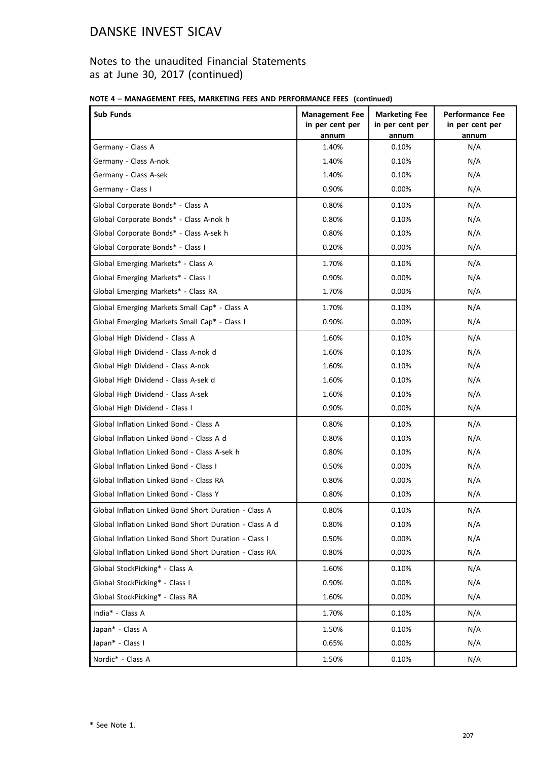# DANSKE INVEST SICAV

## Notes to the unaudited Financial Statements as at June 30, 2017 (continued)

**NOTE 4 – MANAGEMENT FEES, MARKETING FEES AND PERFORMANCE FEES (continued)**

| Sub Funds | Management Fee in per cent per annum | Marketing Fee in per cent per annum | Performance Fee in per cent per annum |
|---|---|---|---|
| Germany - Class A | 1.40% | 0.10% | N/A |
| Germany - Class A-nok | 1.40% | 0.10% | N/A |
| Germany - Class A-sek | 1.40% | 0.10% | N/A |
| Germany - Class I | 0.90% | 0.00% | N/A |
| Global Corporate Bonds* - Class A | 0.80% | 0.10% | N/A |
| Global Corporate Bonds* - Class A-nok h | 0.80% | 0.10% | N/A |
| Global Corporate Bonds* - Class A-sek h | 0.80% | 0.10% | N/A |
| Global Corporate Bonds* - Class I | 0.20% | 0.00% | N/A |
| Global Emerging Markets* - Class A | 1.70% | 0.10% | N/A |
| Global Emerging Markets* - Class I | 0.90% | 0.00% | N/A |
| Global Emerging Markets* - Class RA | 1.70% | 0.00% | N/A |
| Global Emerging Markets Small Cap* - Class A | 1.70% | 0.10% | N/A |
| Global Emerging Markets Small Cap* - Class I | 0.90% | 0.00% | N/A |
| Global High Dividend - Class A | 1.60% | 0.10% | N/A |
| Global High Dividend - Class A-nok d | 1.60% | 0.10% | N/A |
| Global High Dividend - Class A-nok | 1.60% | 0.10% | N/A |
| Global High Dividend - Class A-sek d | 1.60% | 0.10% | N/A |
| Global High Dividend - Class A-sek | 1.60% | 0.10% | N/A |
| Global High Dividend - Class I | 0.90% | 0.00% | N/A |
| Global Inflation Linked Bond - Class A | 0.80% | 0.10% | N/A |
| Global Inflation Linked Bond - Class A d | 0.80% | 0.10% | N/A |
| Global Inflation Linked Bond - Class A-sek h | 0.80% | 0.10% | N/A |
| Global Inflation Linked Bond - Class I | 0.50% | 0.00% | N/A |
| Global Inflation Linked Bond - Class RA | 0.80% | 0.00% | N/A |
| Global Inflation Linked Bond - Class Y | 0.80% | 0.10% | N/A |
| Global Inflation Linked Bond Short Duration - Class A | 0.80% | 0.10% | N/A |
| Global Inflation Linked Bond Short Duration - Class A d | 0.80% | 0.10% | N/A |
| Global Inflation Linked Bond Short Duration - Class I | 0.50% | 0.00% | N/A |
| Global Inflation Linked Bond Short Duration - Class RA | 0.80% | 0.00% | N/A |
| Global StockPicking* - Class A | 1.60% | 0.10% | N/A |
| Global StockPicking* - Class I | 0.90% | 0.00% | N/A |
| Global StockPicking* - Class RA | 1.60% | 0.00% | N/A |
| India* - Class A | 1.70% | 0.10% | N/A |
| Japan* - Class A | 1.50% | 0.10% | N/A |
| Japan* - Class I | 0.65% | 0.00% | N/A |
| Nordic* - Class A | 1.50% | 0.10% | N/A |

\* See Note 1.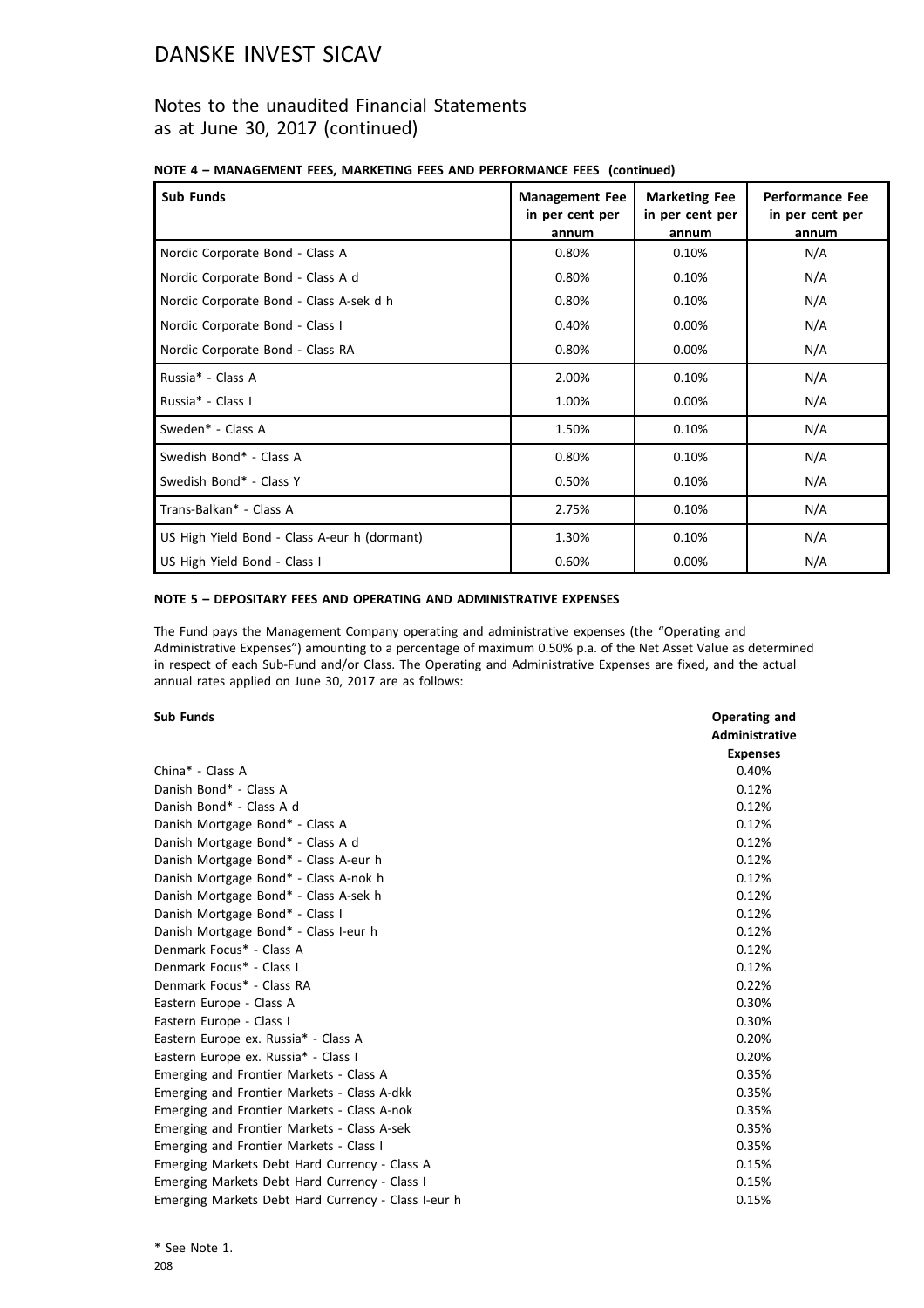# DANSKE INVEST SICAV

## Notes to the unaudited Financial Statements as at June 30, 2017 (continued)

**NOTE 4 – MANAGEMENT FEES, MARKETING FEES AND PERFORMANCE FEES (continued)**

| Sub Funds | Management Fee in per cent per annum | Marketing Fee in per cent per annum | Performance Fee in per cent per annum |
|---|---|---|---|
| Nordic Corporate Bond - Class A | 0.80% | 0.10% | N/A |
| Nordic Corporate Bond - Class A d | 0.80% | 0.10% | N/A |
| Nordic Corporate Bond - Class A-sek d h | 0.80% | 0.10% | N/A |
| Nordic Corporate Bond - Class I | 0.40% | 0.00% | N/A |
| Nordic Corporate Bond - Class RA | 0.80% | 0.00% | N/A |
| Russia* - Class A | 2.00% | 0.10% | N/A |
| Russia* - Class I | 1.00% | 0.00% | N/A |
| Sweden* - Class A | 1.50% | 0.10% | N/A |
| Swedish Bond* - Class A | 0.80% | 0.10% | N/A |
| Swedish Bond* - Class Y | 0.50% | 0.10% | N/A |
| Trans-Balkan* - Class A | 2.75% | 0.10% | N/A |
| US High Yield Bond - Class A-eur h (dormant) | 1.30% | 0.10% | N/A |
| US High Yield Bond - Class I | 0.60% | 0.00% | N/A |

**NOTE 5 – DEPOSITARY FEES AND OPERATING AND ADMINISTRATIVE EXPENSES**

The Fund pays the Management Company operating and administrative expenses (the "Operating and Administrative Expenses") amounting to a percentage of maximum 0.50% p.a. of the Net Asset Value as determined in respect of each Sub-Fund and/or Class. The Operating and Administrative Expenses are fixed, and the actual annual rates applied on June 30, 2017 are as follows:

| Sub Funds | Operating and Administrative Expenses |
|---|---|
| China* - Class A | 0.40% |
| Danish Bond* - Class A | 0.12% |
| Danish Bond* - Class A d | 0.12% |
| Danish Mortgage Bond* - Class A | 0.12% |
| Danish Mortgage Bond* - Class A d | 0.12% |
| Danish Mortgage Bond* - Class A-eur h | 0.12% |
| Danish Mortgage Bond* - Class A-nok h | 0.12% |
| Danish Mortgage Bond* - Class A-sek h | 0.12% |
| Danish Mortgage Bond* - Class I | 0.12% |
| Danish Mortgage Bond* - Class I-eur h | 0.12% |
| Denmark Focus* - Class A | 0.12% |
| Denmark Focus* - Class I | 0.12% |
| Denmark Focus* - Class RA | 0.22% |
| Eastern Europe - Class A | 0.30% |
| Eastern Europe - Class I | 0.30% |
| Eastern Europe ex. Russia* - Class A | 0.20% |
| Eastern Europe ex. Russia* - Class I | 0.20% |
| Emerging and Frontier Markets - Class A | 0.35% |
| Emerging and Frontier Markets - Class A-dkk | 0.35% |
| Emerging and Frontier Markets - Class A-nok | 0.35% |
| Emerging and Frontier Markets - Class A-sek | 0.35% |
| Emerging and Frontier Markets - Class I | 0.35% |
| Emerging Markets Debt Hard Currency - Class A | 0.15% |
| Emerging Markets Debt Hard Currency - Class I | 0.15% |
| Emerging Markets Debt Hard Currency - Class I-eur h | 0.15% |

\* See Note 1.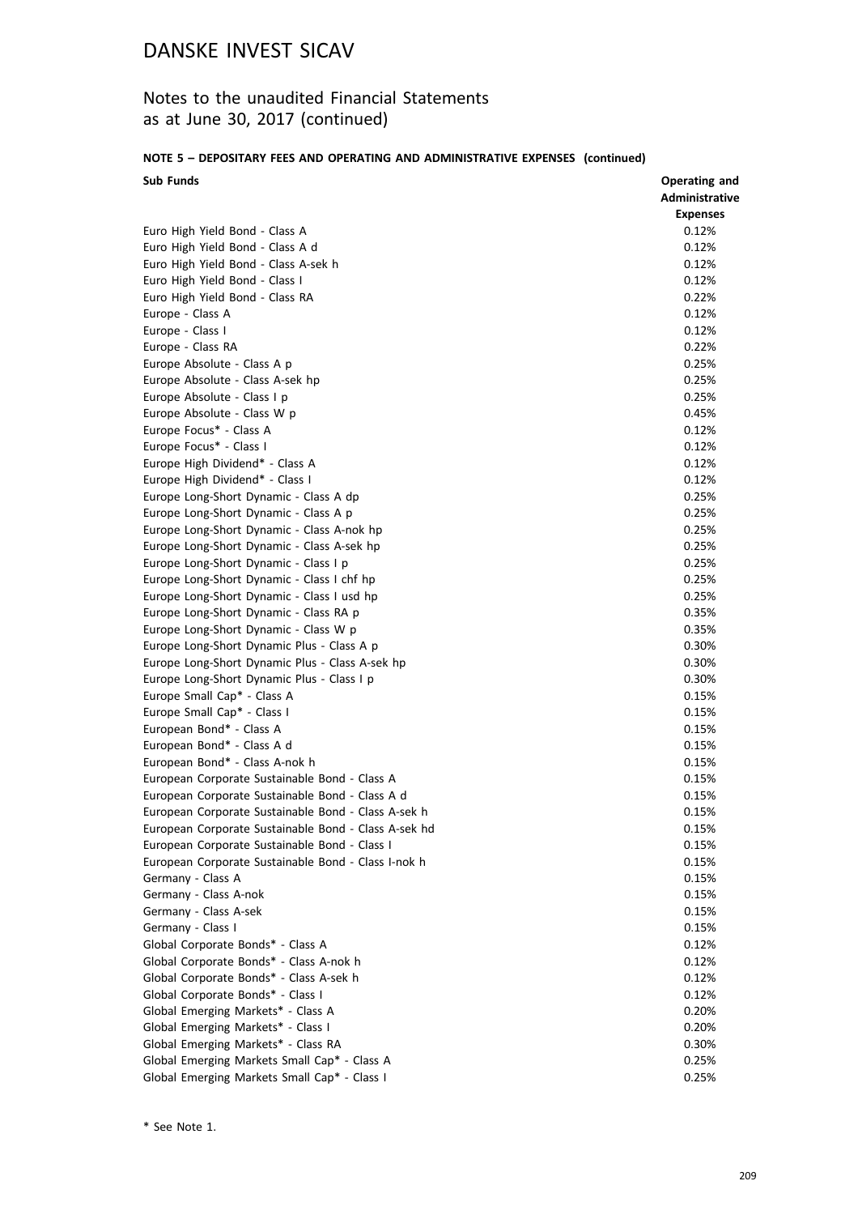# DANSKE INVEST SICAV

## Notes to the unaudited Financial Statements as at June 30, 2017 (continued)

### NOTE 5 – DEPOSITARY FEES AND OPERATING AND ADMINISTRATIVE EXPENSES (continued)

| Sub Funds | Operating and Administrative Expenses |
|---|---|
| Euro High Yield Bond - Class A | 0.12% |
| Euro High Yield Bond - Class A d | 0.12% |
| Euro High Yield Bond - Class A-sek h | 0.12% |
| Euro High Yield Bond - Class I | 0.12% |
| Euro High Yield Bond - Class RA | 0.22% |
| Europe - Class A | 0.12% |
| Europe - Class I | 0.12% |
| Europe - Class RA | 0.22% |
| Europe Absolute - Class A p | 0.25% |
| Europe Absolute - Class A-sek hp | 0.25% |
| Europe Absolute - Class I p | 0.25% |
| Europe Absolute - Class W p | 0.45% |
| Europe Focus* - Class A | 0.12% |
| Europe Focus* - Class I | 0.12% |
| Europe High Dividend* - Class A | 0.12% |
| Europe High Dividend* - Class I | 0.12% |
| Europe Long-Short Dynamic - Class A dp | 0.25% |
| Europe Long-Short Dynamic - Class A p | 0.25% |
| Europe Long-Short Dynamic - Class A-nok hp | 0.25% |
| Europe Long-Short Dynamic - Class A-sek hp | 0.25% |
| Europe Long-Short Dynamic - Class I p | 0.25% |
| Europe Long-Short Dynamic - Class I chf hp | 0.25% |
| Europe Long-Short Dynamic - Class I usd hp | 0.25% |
| Europe Long-Short Dynamic - Class RA p | 0.35% |
| Europe Long-Short Dynamic - Class W p | 0.35% |
| Europe Long-Short Dynamic Plus - Class A p | 0.30% |
| Europe Long-Short Dynamic Plus - Class A-sek hp | 0.30% |
| Europe Long-Short Dynamic Plus - Class I p | 0.30% |
| Europe Small Cap* - Class A | 0.15% |
| Europe Small Cap* - Class I | 0.15% |
| European Bond* - Class A | 0.15% |
| European Bond* - Class A d | 0.15% |
| European Bond* - Class A-nok h | 0.15% |
| European Corporate Sustainable Bond - Class A | 0.15% |
| European Corporate Sustainable Bond - Class A d | 0.15% |
| European Corporate Sustainable Bond - Class A-sek h | 0.15% |
| European Corporate Sustainable Bond - Class A-sek hd | 0.15% |
| European Corporate Sustainable Bond - Class I | 0.15% |
| European Corporate Sustainable Bond - Class I-nok h | 0.15% |
| Germany - Class A | 0.15% |
| Germany - Class A-nok | 0.15% |
| Germany - Class A-sek | 0.15% |
| Germany - Class I | 0.15% |
| Global Corporate Bonds* - Class A | 0.12% |
| Global Corporate Bonds* - Class A-nok h | 0.12% |
| Global Corporate Bonds* - Class A-sek h | 0.12% |
| Global Corporate Bonds* - Class I | 0.12% |
| Global Emerging Markets* - Class A | 0.20% |
| Global Emerging Markets* - Class I | 0.20% |
| Global Emerging Markets* - Class RA | 0.30% |
| Global Emerging Markets Small Cap* - Class A | 0.25% |
| Global Emerging Markets Small Cap* - Class I | 0.25% |

* See Note 1.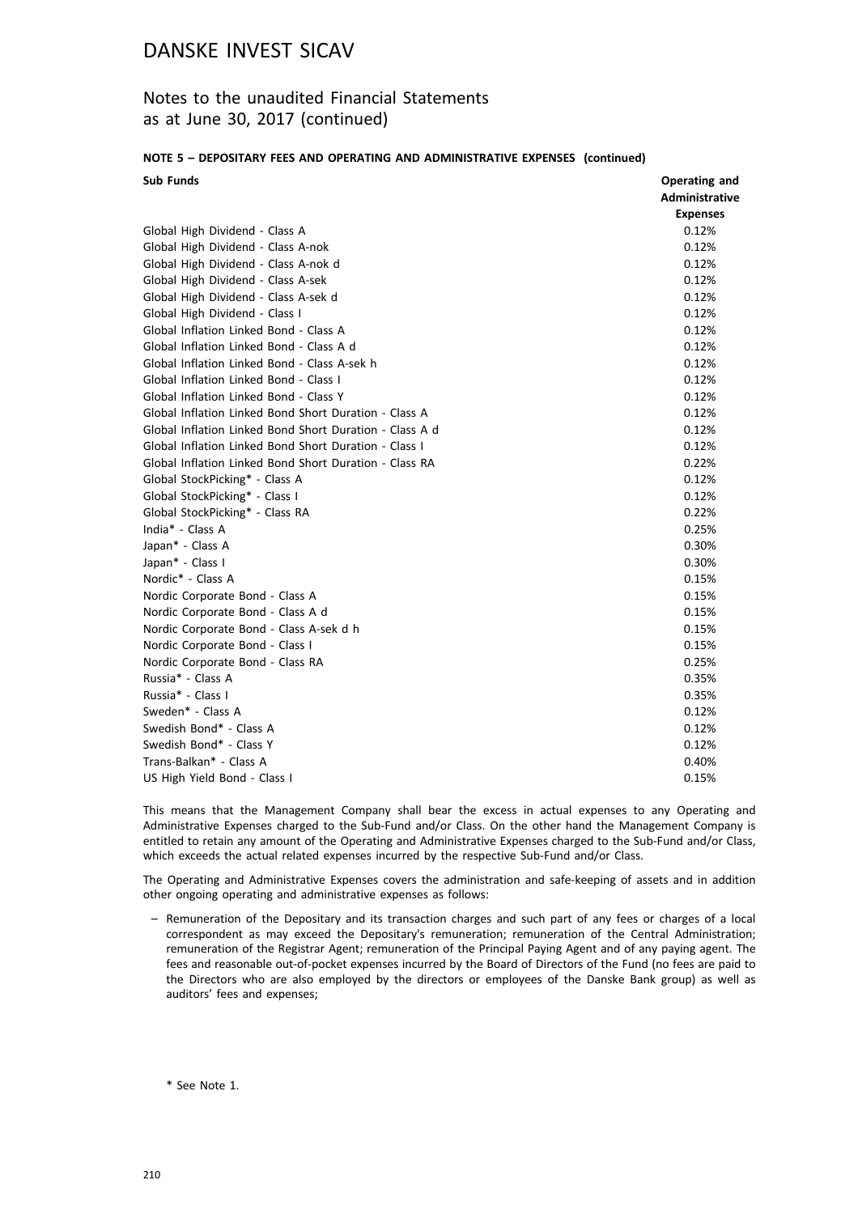# DANSKE INVEST SICAV

## Notes to the unaudited Financial Statements as at June 30, 2017 (continued)

### NOTE 5 – DEPOSITARY FEES AND OPERATING AND ADMINISTRATIVE EXPENSES (continued)

| Sub Funds | Operating and Administrative Expenses |
|---|---|
| Global High Dividend - Class A | 0.12% |
| Global High Dividend - Class A-nok | 0.12% |
| Global High Dividend - Class A-nok d | 0.12% |
| Global High Dividend - Class A-sek | 0.12% |
| Global High Dividend - Class A-sek d | 0.12% |
| Global High Dividend - Class I | 0.12% |
| Global Inflation Linked Bond - Class A | 0.12% |
| Global Inflation Linked Bond - Class A d | 0.12% |
| Global Inflation Linked Bond - Class A-sek h | 0.12% |
| Global Inflation Linked Bond - Class I | 0.12% |
| Global Inflation Linked Bond - Class Y | 0.12% |
| Global Inflation Linked Bond Short Duration - Class A | 0.12% |
| Global Inflation Linked Bond Short Duration - Class A d | 0.12% |
| Global Inflation Linked Bond Short Duration - Class I | 0.12% |
| Global Inflation Linked Bond Short Duration - Class RA | 0.22% |
| Global StockPicking* - Class A | 0.12% |
| Global StockPicking* - Class I | 0.12% |
| Global StockPicking* - Class RA | 0.22% |
| India* - Class A | 0.25% |
| Japan* - Class A | 0.30% |
| Japan* - Class I | 0.30% |
| Nordic* - Class A | 0.15% |
| Nordic Corporate Bond - Class A | 0.15% |
| Nordic Corporate Bond - Class A d | 0.15% |
| Nordic Corporate Bond - Class A-sek d h | 0.15% |
| Nordic Corporate Bond - Class I | 0.15% |
| Nordic Corporate Bond - Class RA | 0.25% |
| Russia* - Class A | 0.35% |
| Russia* - Class I | 0.35% |
| Sweden* - Class A | 0.12% |
| Swedish Bond* - Class A | 0.12% |
| Swedish Bond* - Class Y | 0.12% |
| Trans-Balkan* - Class A | 0.40% |
| US High Yield Bond - Class I | 0.15% |

This means that the Management Company shall bear the excess in actual expenses to any Operating and Administrative Expenses charged to the Sub-Fund and/or Class. On the other hand the Management Company is entitled to retain any amount of the Operating and Administrative Expenses charged to the Sub-Fund and/or Class, which exceeds the actual related expenses incurred by the respective Sub-Fund and/or Class.

The Operating and Administrative Expenses covers the administration and safe-keeping of assets and in addition other ongoing operating and administrative expenses as follows:

– Remuneration of the Depositary and its transaction charges and such part of any fees or charges of a local correspondent as may exceed the Depositary's remuneration; remuneration of the Central Administration; remuneration of the Registrar Agent; remuneration of the Principal Paying Agent and of any paying agent. The fees and reasonable out-of-pocket expenses incurred by the Board of Directors of the Fund (no fees are paid to the Directors who are also employed by the directors or employees of the Danske Bank group) as well as auditors' fees and expenses;

\* See Note 1.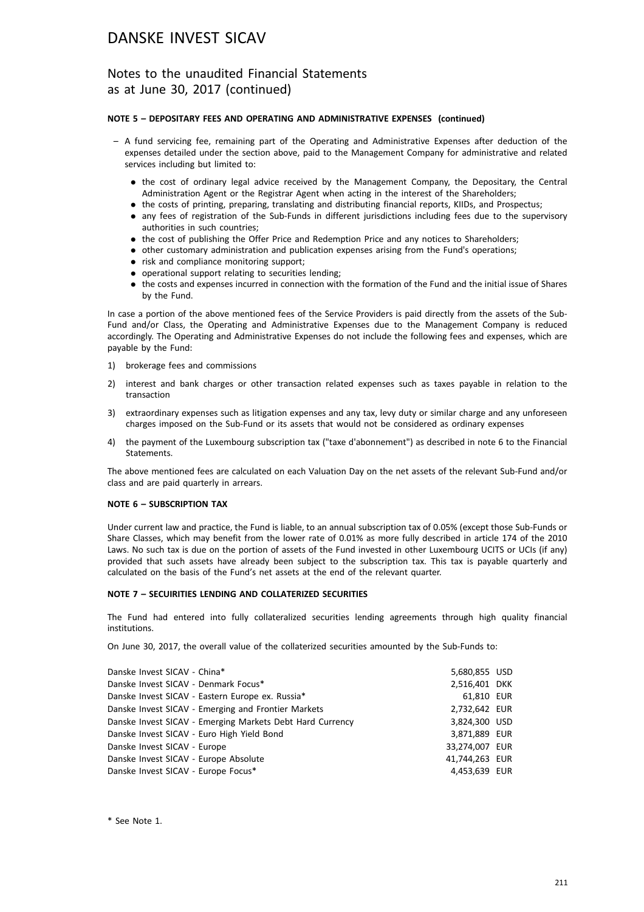# DANSKE INVEST SICAV

## Notes to the unaudited Financial Statements as at June 30, 2017 (continued)

### NOTE 5 – DEPOSITARY FEES AND OPERATING AND ADMINISTRATIVE EXPENSES (continued)

– A fund servicing fee, remaining part of the Operating and Administrative Expenses after deduction of the expenses detailed under the section above, paid to the Management Company for administrative and related services including but not limited to:

- the cost of ordinary legal advice received by the Management Company, the Depositary, the Central Administration Agent or the Registrar Agent when acting in the interest of the Shareholders;
- the costs of printing, preparing, translating and distributing financial reports, KIIDs, and Prospectus;
- any fees of registration of the Sub-Funds in different jurisdictions including fees due to the supervisory authorities in such countries;
- the cost of publishing the Offer Price and Redemption Price and any notices to Shareholders;
- other customary administration and publication expenses arising from the Fund's operations;
- risk and compliance monitoring support;
- operational support relating to securities lending;
- the costs and expenses incurred in connection with the formation of the Fund and the initial issue of Shares by the Fund.

In case a portion of the above mentioned fees of the Service Providers is paid directly from the assets of the Sub-Fund and/or Class, the Operating and Administrative Expenses due to the Management Company is reduced accordingly. The Operating and Administrative Expenses do not include the following fees and expenses, which are payable by the Fund:

1) brokerage fees and commissions
2) interest and bank charges or other transaction related expenses such as taxes payable in relation to the transaction
3) extraordinary expenses such as litigation expenses and any tax, levy duty or similar charge and any unforeseen charges imposed on the Sub-Fund or its assets that would not be considered as ordinary expenses
4) the payment of the Luxembourg subscription tax ("taxe d'abonnement") as described in note 6 to the Financial Statements.

The above mentioned fees are calculated on each Valuation Day on the net assets of the relevant Sub-Fund and/or class and are paid quarterly in arrears.

### NOTE 6 – SUBSCRIPTION TAX

Under current law and practice, the Fund is liable, to an annual subscription tax of 0.05% (except those Sub-Funds or Share Classes, which may benefit from the lower rate of 0.01% as more fully described in article 174 of the 2010 Laws. No such tax is due on the portion of assets of the Fund invested in other Luxembourg UCITS or UCIs (if any) provided that such assets have already been subject to the subscription tax. This tax is payable quarterly and calculated on the basis of the Fund's net assets at the end of the relevant quarter.

### NOTE 7 – SECUIRITIES LENDING AND COLLATERIZED SECURITIES

The Fund had entered into fully collateralized securities lending agreements through high quality financial institutions.

On June 30, 2017, the overall value of the collaterized securities amounted by the Sub-Funds to:

| | | |
|---|---|---|
| Danske Invest SICAV - China* | 5,680,855 | USD |
| Danske Invest SICAV - Denmark Focus* | 2,516,401 | DKK |
| Danske Invest SICAV - Eastern Europe ex. Russia* | 61,810 | EUR |
| Danske Invest SICAV - Emerging and Frontier Markets | 2,732,642 | EUR |
| Danske Invest SICAV - Emerging Markets Debt Hard Currency | 3,824,300 | USD |
| Danske Invest SICAV - Euro High Yield Bond | 3,871,889 | EUR |
| Danske Invest SICAV - Europe | 33,274,007 | EUR |
| Danske Invest SICAV - Europe Absolute | 41,744,263 | EUR |
| Danske Invest SICAV - Europe Focus* | 4,453,639 | EUR |

\* See Note 1.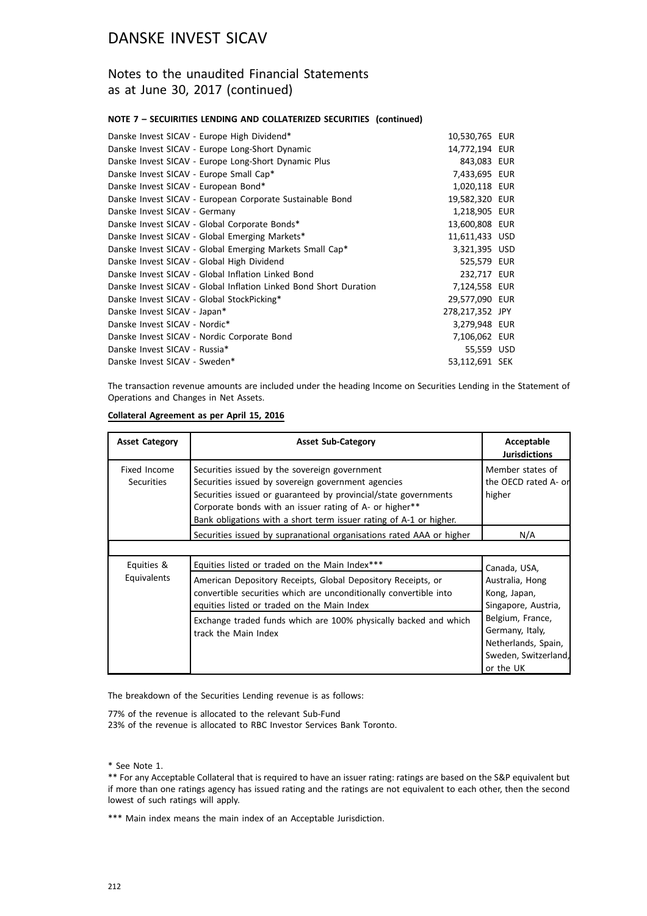# DANSKE INVEST SICAV

## Notes to the unaudited Financial Statements as at June 30, 2017 (continued)

### NOTE 7 – SECUIRITIES LENDING AND COLLATERIZED SECURITIES (continued)

| | | |
|---|---|---|
| Danske Invest SICAV - Europe High Dividend* | 10,530,765 | EUR |
| Danske Invest SICAV - Europe Long-Short Dynamic | 14,772,194 | EUR |
| Danske Invest SICAV - Europe Long-Short Dynamic Plus | 843,083 | EUR |
| Danske Invest SICAV - Europe Small Cap* | 7,433,695 | EUR |
| Danske Invest SICAV - European Bond* | 1,020,118 | EUR |
| Danske Invest SICAV - European Corporate Sustainable Bond | 19,582,320 | EUR |
| Danske Invest SICAV - Germany | 1,218,905 | EUR |
| Danske Invest SICAV - Global Corporate Bonds* | 13,600,808 | EUR |
| Danske Invest SICAV - Global Emerging Markets* | 11,611,433 | USD |
| Danske Invest SICAV - Global Emerging Markets Small Cap* | 3,321,395 | USD |
| Danske Invest SICAV - Global High Dividend | 525,579 | EUR |
| Danske Invest SICAV - Global Inflation Linked Bond | 232,717 | EUR |
| Danske Invest SICAV - Global Inflation Linked Bond Short Duration | 7,124,558 | EUR |
| Danske Invest SICAV - Global StockPicking* | 29,577,090 | EUR |
| Danske Invest SICAV - Japan* | 278,217,352 | JPY |
| Danske Invest SICAV - Nordic* | 3,279,948 | EUR |
| Danske Invest SICAV - Nordic Corporate Bond | 7,106,062 | EUR |
| Danske Invest SICAV - Russia* | 55,559 | USD |
| Danske Invest SICAV - Sweden* | 53,112,691 | SEK |

The transaction revenue amounts are included under the heading Income on Securities Lending in the Statement of Operations and Changes in Net Assets.

**Collateral Agreement as per April 15, 2016**

| Asset Category | Asset Sub-Category | Acceptable Jurisdictions |
|---|---|---|
| Fixed Income Securities | Securities issued by the sovereign government<br>Securities issued by sovereign government agencies<br>Securities issued or guaranteed by provincial/state governments<br>Corporate bonds with an issuer rating of A- or higher**<br>Bank obligations with a short term issuer rating of A-1 or higher. | Member states of the OECD rated A- or higher |
| | Securities issued by supranational organisations rated AAA or higher | N/A |
| Equities & Equivalents | Equities listed or traded on the Main Index***<br>American Depository Receipts, Global Depository Receipts, or convertible securities which are unconditionally convertible into equities listed or traded on the Main Index<br>Exchange traded funds which are 100% physically backed and which track the Main Index | Canada, USA, Australia, Hong Kong, Japan, Singapore, Austria, Belgium, France, Germany, Italy, Netherlands, Spain, Sweden, Switzerland, or the UK |

The breakdown of the Securities Lending revenue is as follows:

77% of the revenue is allocated to the relevant Sub-Fund
23% of the revenue is allocated to RBC Investor Services Bank Toronto.

\* See Note 1.

\** For any Acceptable Collateral that is required to have an issuer rating: ratings are based on the S&P equivalent but if more than one ratings agency has issued rating and the ratings are not equivalent to each other, then the second lowest of such ratings will apply.

\*** Main index means the main index of an Acceptable Jurisdiction.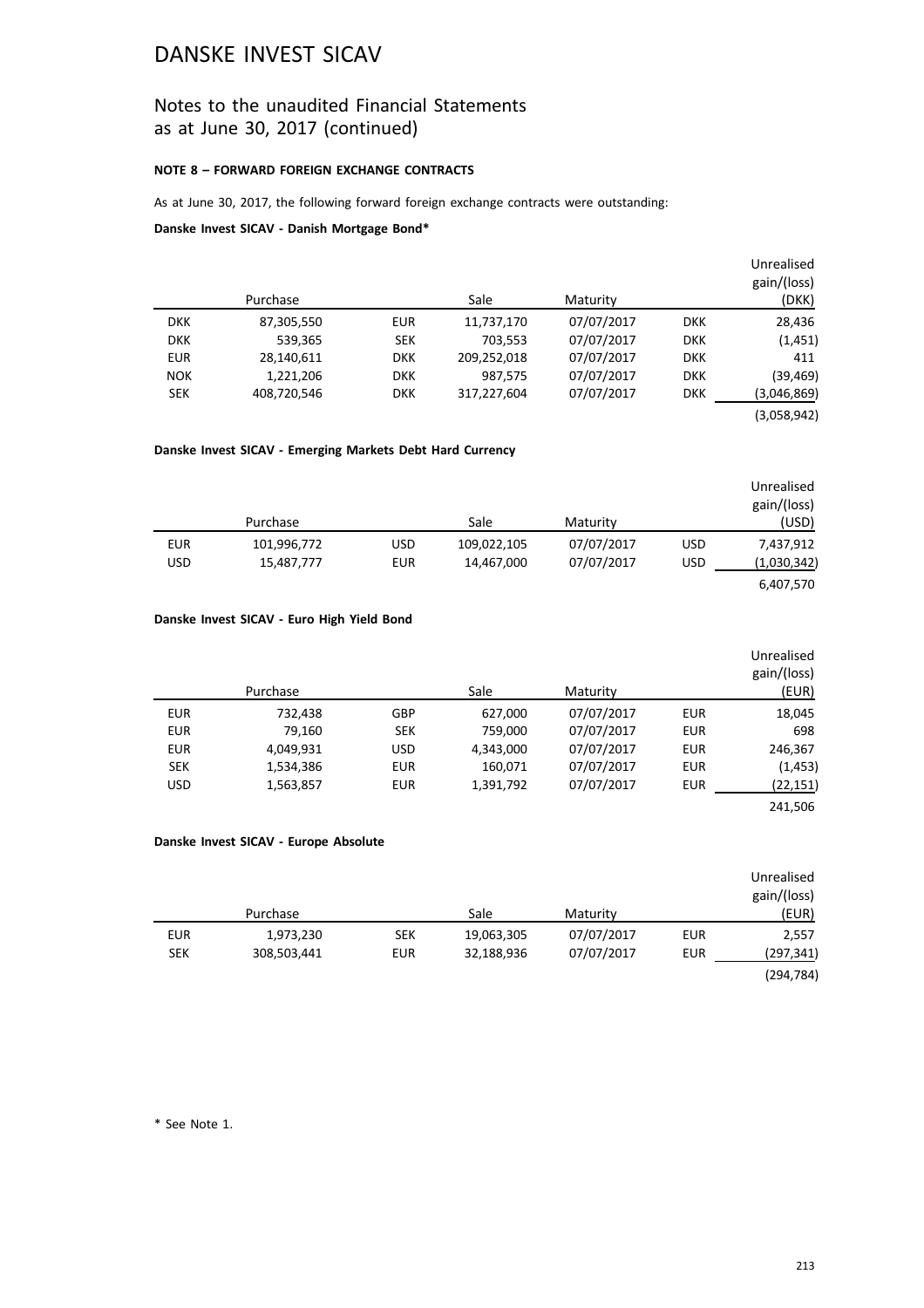# DANSKE INVEST SICAV

## Notes to the unaudited Financial Statements as at June 30, 2017 (continued)

**NOTE 8 – FORWARD FOREIGN EXCHANGE CONTRACTS**

As at June 30, 2017, the following forward foreign exchange contracts were outstanding:

**Danske Invest SICAV - Danish Mortgage Bond***

| | Purchase | | Sale | Maturity | | Unrealised gain/(loss) (DKK) |
|---|---|---|---|---|---|---|
| DKK | 87,305,550 | EUR | 11,737,170 | 07/07/2017 | DKK | 28,436 |
| DKK | 539,365 | SEK | 703,553 | 07/07/2017 | DKK | (1,451) |
| EUR | 28,140,611 | DKK | 209,252,018 | 07/07/2017 | DKK | 411 |
| NOK | 1,221,206 | DKK | 987,575 | 07/07/2017 | DKK | (39,469) |
| SEK | 408,720,546 | DKK | 317,227,604 | 07/07/2017 | DKK | (3,046,869) |
| | | | | | | (3,058,942) |

**Danske Invest SICAV - Emerging Markets Debt Hard Currency**

| | Purchase | | Sale | Maturity | | Unrealised gain/(loss) (USD) |
|---|---|---|---|---|---|---|
| EUR | 101,996,772 | USD | 109,022,105 | 07/07/2017 | USD | 7,437,912 |
| USD | 15,487,777 | EUR | 14,467,000 | 07/07/2017 | USD | (1,030,342) |
| | | | | | | 6,407,570 |

**Danske Invest SICAV - Euro High Yield Bond**

| | Purchase | | Sale | Maturity | | Unrealised gain/(loss) (EUR) |
|---|---|---|---|---|---|---|
| EUR | 732,438 | GBP | 627,000 | 07/07/2017 | EUR | 18,045 |
| EUR | 79,160 | SEK | 759,000 | 07/07/2017 | EUR | 698 |
| EUR | 4,049,931 | USD | 4,343,000 | 07/07/2017 | EUR | 246,367 |
| SEK | 1,534,386 | EUR | 160,071 | 07/07/2017 | EUR | (1,453) |
| USD | 1,563,857 | EUR | 1,391,792 | 07/07/2017 | EUR | (22,151) |
| | | | | | | 241,506 |

**Danske Invest SICAV - Europe Absolute**

| | Purchase | | Sale | Maturity | | Unrealised gain/(loss) (EUR) |
|---|---|---|---|---|---|---|
| EUR | 1,973,230 | SEK | 19,063,305 | 07/07/2017 | EUR | 2,557 |
| SEK | 308,503,441 | EUR | 32,188,936 | 07/07/2017 | EUR | (297,341) |
| | | | | | | (294,784) |

* See Note 1.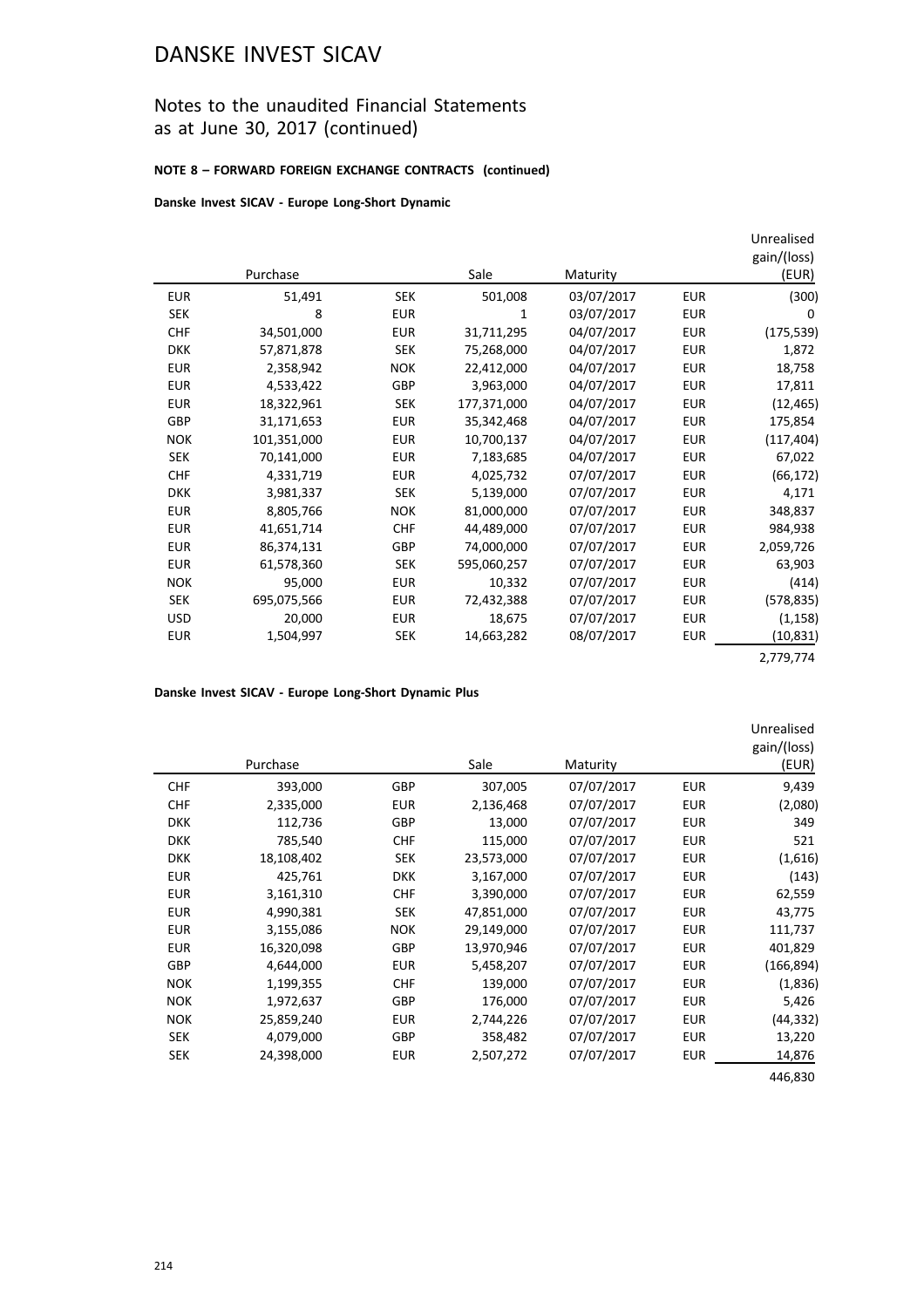# DANSKE INVEST SICAV

## Notes to the unaudited Financial Statements as at June 30, 2017 (continued)

**NOTE 8 – FORWARD FOREIGN EXCHANGE CONTRACTS (continued)**

**Danske Invest SICAV - Europe Long-Short Dynamic**

| | Purchase | | Sale | Maturity | | Unrealised gain/(loss) (EUR) |
|---|---|---|---|---|---|---|
| EUR | 51,491 | SEK | 501,008 | 03/07/2017 | EUR | (300) |
| SEK | 8 | EUR | 1 | 03/07/2017 | EUR | 0 |
| CHF | 34,501,000 | EUR | 31,711,295 | 04/07/2017 | EUR | (175,539) |
| DKK | 57,871,878 | SEK | 75,268,000 | 04/07/2017 | EUR | 1,872 |
| EUR | 2,358,942 | NOK | 22,412,000 | 04/07/2017 | EUR | 18,758 |
| EUR | 4,533,422 | GBP | 3,963,000 | 04/07/2017 | EUR | 17,811 |
| EUR | 18,322,961 | SEK | 177,371,000 | 04/07/2017 | EUR | (12,465) |
| GBP | 31,171,653 | EUR | 35,342,468 | 04/07/2017 | EUR | 175,854 |
| NOK | 101,351,000 | EUR | 10,700,137 | 04/07/2017 | EUR | (117,404) |
| SEK | 70,141,000 | EUR | 7,183,685 | 04/07/2017 | EUR | 67,022 |
| CHF | 4,331,719 | EUR | 4,025,732 | 07/07/2017 | EUR | (66,172) |
| DKK | 3,981,337 | SEK | 5,139,000 | 07/07/2017 | EUR | 4,171 |
| EUR | 8,805,766 | NOK | 81,000,000 | 07/07/2017 | EUR | 348,837 |
| EUR | 41,651,714 | CHF | 44,489,000 | 07/07/2017 | EUR | 984,938 |
| EUR | 86,374,131 | GBP | 74,000,000 | 07/07/2017 | EUR | 2,059,726 |
| EUR | 61,578,360 | SEK | 595,060,257 | 07/07/2017 | EUR | 63,903 |
| NOK | 95,000 | EUR | 10,332 | 07/07/2017 | EUR | (414) |
| SEK | 695,075,566 | EUR | 72,432,388 | 07/07/2017 | EUR | (578,835) |
| USD | 20,000 | EUR | 18,675 | 07/07/2017 | EUR | (1,158) |
| EUR | 1,504,997 | SEK | 14,663,282 | 08/07/2017 | EUR | (10,831) |
| | | | | | | 2,779,774 |

**Danske Invest SICAV - Europe Long-Short Dynamic Plus**

| | Purchase | | Sale | Maturity | | Unrealised gain/(loss) (EUR) |
|---|---|---|---|---|---|---|
| CHF | 393,000 | GBP | 307,005 | 07/07/2017 | EUR | 9,439 |
| CHF | 2,335,000 | EUR | 2,136,468 | 07/07/2017 | EUR | (2,080) |
| DKK | 112,736 | GBP | 13,000 | 07/07/2017 | EUR | 349 |
| DKK | 785,540 | CHF | 115,000 | 07/07/2017 | EUR | 521 |
| DKK | 18,108,402 | SEK | 23,573,000 | 07/07/2017 | EUR | (1,616) |
| EUR | 425,761 | DKK | 3,167,000 | 07/07/2017 | EUR | (143) |
| EUR | 3,161,310 | CHF | 3,390,000 | 07/07/2017 | EUR | 62,559 |
| EUR | 4,990,381 | SEK | 47,851,000 | 07/07/2017 | EUR | 43,775 |
| EUR | 3,155,086 | NOK | 29,149,000 | 07/07/2017 | EUR | 111,737 |
| EUR | 16,320,098 | GBP | 13,970,946 | 07/07/2017 | EUR | 401,829 |
| GBP | 4,644,000 | EUR | 5,458,207 | 07/07/2017 | EUR | (166,894) |
| NOK | 1,199,355 | CHF | 139,000 | 07/07/2017 | EUR | (1,836) |
| NOK | 1,972,637 | GBP | 176,000 | 07/07/2017 | EUR | 5,426 |
| NOK | 25,859,240 | EUR | 2,744,226 | 07/07/2017 | EUR | (44,332) |
| SEK | 4,079,000 | GBP | 358,482 | 07/07/2017 | EUR | 13,220 |
| SEK | 24,398,000 | EUR | 2,507,272 | 07/07/2017 | EUR | 14,876 |
| | | | | | | 446,830 |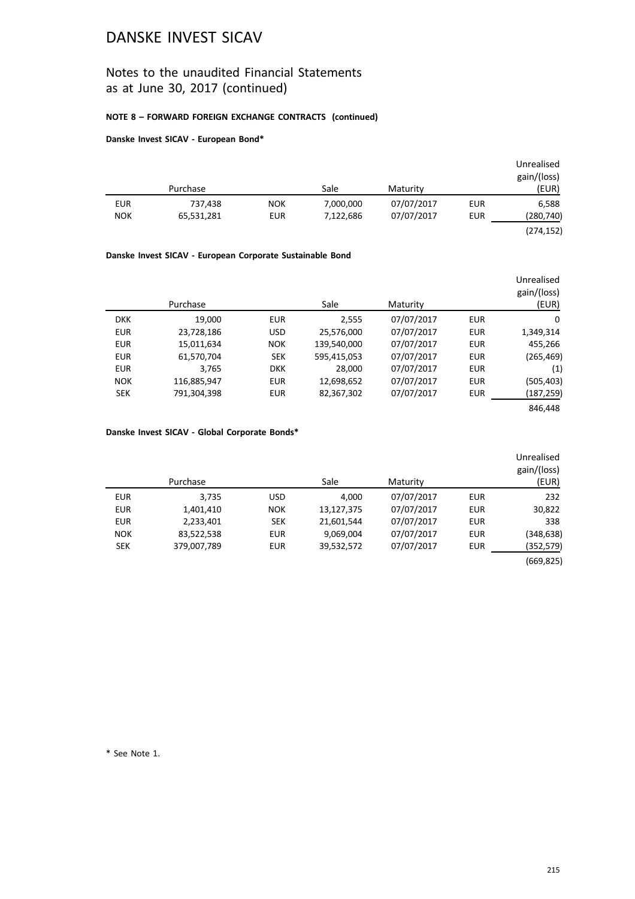# DANSKE INVEST SICAV

## Notes to the unaudited Financial Statements as at June 30, 2017 (continued)

**NOTE 8 – FORWARD FOREIGN EXCHANGE CONTRACTS (continued)**

**Danske Invest SICAV - European Bond***

| | Purchase | | Sale | Maturity | | Unrealised gain/(loss) (EUR) |
|---|---|---|---|---|---|---|
| EUR | 737,438 | NOK | 7,000,000 | 07/07/2017 | EUR | 6,588 |
| NOK | 65,531,281 | EUR | 7,122,686 | 07/07/2017 | EUR | (280,740) |
| | | | | | | (274,152) |

**Danske Invest SICAV - European Corporate Sustainable Bond**

| | Purchase | | Sale | Maturity | | Unrealised gain/(loss) (EUR) |
|---|---|---|---|---|---|---|
| DKK | 19,000 | EUR | 2,555 | 07/07/2017 | EUR | 0 |
| EUR | 23,728,186 | USD | 25,576,000 | 07/07/2017 | EUR | 1,349,314 |
| EUR | 15,011,634 | NOK | 139,540,000 | 07/07/2017 | EUR | 455,266 |
| EUR | 61,570,704 | SEK | 595,415,053 | 07/07/2017 | EUR | (265,469) |
| EUR | 3,765 | DKK | 28,000 | 07/07/2017 | EUR | (1) |
| NOK | 116,885,947 | EUR | 12,698,652 | 07/07/2017 | EUR | (505,403) |
| SEK | 791,304,398 | EUR | 82,367,302 | 07/07/2017 | EUR | (187,259) |
| | | | | | | 846,448 |

**Danske Invest SICAV - Global Corporate Bonds***

| | Purchase | | Sale | Maturity | | Unrealised gain/(loss) (EUR) |
|---|---|---|---|---|---|---|
| EUR | 3,735 | USD | 4,000 | 07/07/2017 | EUR | 232 |
| EUR | 1,401,410 | NOK | 13,127,375 | 07/07/2017 | EUR | 30,822 |
| EUR | 2,233,401 | SEK | 21,601,544 | 07/07/2017 | EUR | 338 |
| NOK | 83,522,538 | EUR | 9,069,004 | 07/07/2017 | EUR | (348,638) |
| SEK | 379,007,789 | EUR | 39,532,572 | 07/07/2017 | EUR | (352,579) |
| | | | | | | (669,825) |

* See Note 1.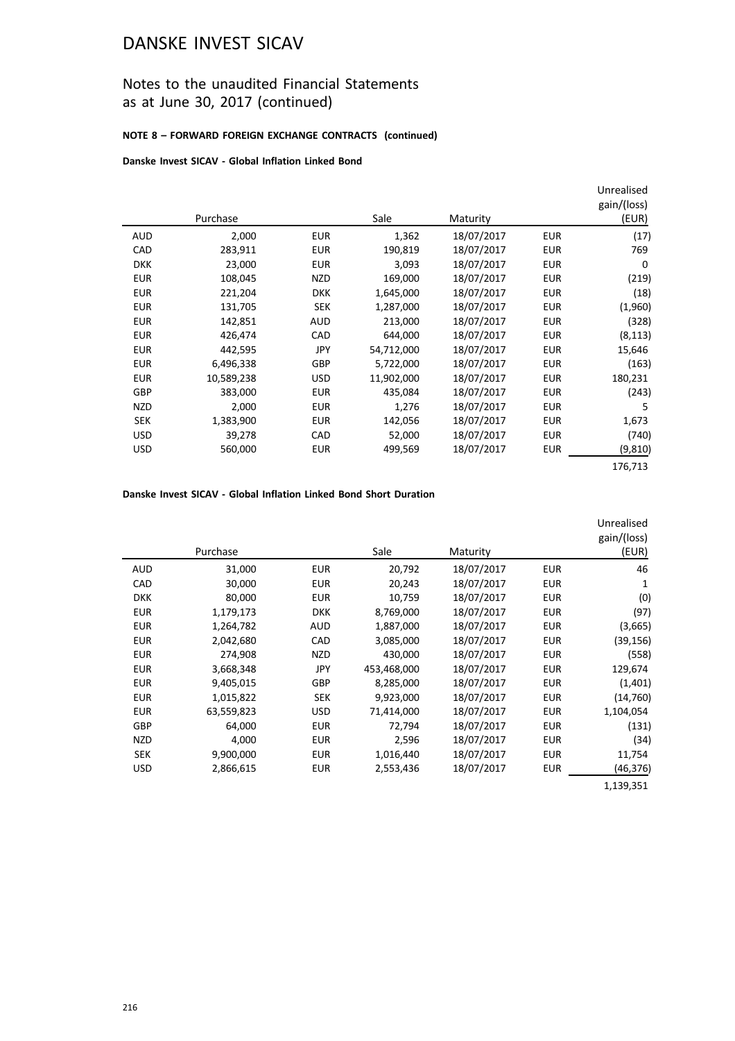# DANSKE INVEST SICAV

## Notes to the unaudited Financial Statements as at June 30, 2017 (continued)

**NOTE 8 – FORWARD FOREIGN EXCHANGE CONTRACTS (continued)**

**Danske Invest SICAV - Global Inflation Linked Bond**

| | Purchase | | Sale | Maturity | | Unrealised gain/(loss) (EUR) |
|---|---|---|---|---|---|---|
| AUD | 2,000 | EUR | 1,362 | 18/07/2017 | EUR | (17) |
| CAD | 283,911 | EUR | 190,819 | 18/07/2017 | EUR | 769 |
| DKK | 23,000 | EUR | 3,093 | 18/07/2017 | EUR | 0 |
| EUR | 108,045 | NZD | 169,000 | 18/07/2017 | EUR | (219) |
| EUR | 221,204 | DKK | 1,645,000 | 18/07/2017 | EUR | (18) |
| EUR | 131,705 | SEK | 1,287,000 | 18/07/2017 | EUR | (1,960) |
| EUR | 142,851 | AUD | 213,000 | 18/07/2017 | EUR | (328) |
| EUR | 426,474 | CAD | 644,000 | 18/07/2017 | EUR | (8,113) |
| EUR | 442,595 | JPY | 54,712,000 | 18/07/2017 | EUR | 15,646 |
| EUR | 6,496,338 | GBP | 5,722,000 | 18/07/2017 | EUR | (163) |
| EUR | 10,589,238 | USD | 11,902,000 | 18/07/2017 | EUR | 180,231 |
| GBP | 383,000 | EUR | 435,084 | 18/07/2017 | EUR | (243) |
| NZD | 2,000 | EUR | 1,276 | 18/07/2017 | EUR | 5 |
| SEK | 1,383,900 | EUR | 142,056 | 18/07/2017 | EUR | 1,673 |
| USD | 39,278 | CAD | 52,000 | 18/07/2017 | EUR | (740) |
| USD | 560,000 | EUR | 499,569 | 18/07/2017 | EUR | (9,810) |
| | | | | | | 176,713 |

**Danske Invest SICAV - Global Inflation Linked Bond Short Duration**

| | Purchase | | Sale | Maturity | | Unrealised gain/(loss) (EUR) |
|---|---|---|---|---|---|---|
| AUD | 31,000 | EUR | 20,792 | 18/07/2017 | EUR | 46 |
| CAD | 30,000 | EUR | 20,243 | 18/07/2017 | EUR | 1 |
| DKK | 80,000 | EUR | 10,759 | 18/07/2017 | EUR | (0) |
| EUR | 1,179,173 | DKK | 8,769,000 | 18/07/2017 | EUR | (97) |
| EUR | 1,264,782 | AUD | 1,887,000 | 18/07/2017 | EUR | (3,665) |
| EUR | 2,042,680 | CAD | 3,085,000 | 18/07/2017 | EUR | (39,156) |
| EUR | 274,908 | NZD | 430,000 | 18/07/2017 | EUR | (558) |
| EUR | 3,668,348 | JPY | 453,468,000 | 18/07/2017 | EUR | 129,674 |
| EUR | 9,405,015 | GBP | 8,285,000 | 18/07/2017 | EUR | (1,401) |
| EUR | 1,015,822 | SEK | 9,923,000 | 18/07/2017 | EUR | (14,760) |
| EUR | 63,559,823 | USD | 71,414,000 | 18/07/2017 | EUR | 1,104,054 |
| GBP | 64,000 | EUR | 72,794 | 18/07/2017 | EUR | (131) |
| NZD | 4,000 | EUR | 2,596 | 18/07/2017 | EUR | (34) |
| SEK | 9,900,000 | EUR | 1,016,440 | 18/07/2017 | EUR | 11,754 |
| USD | 2,866,615 | EUR | 2,553,436 | 18/07/2017 | EUR | (46,376) |
| | | | | | | 1,139,351 |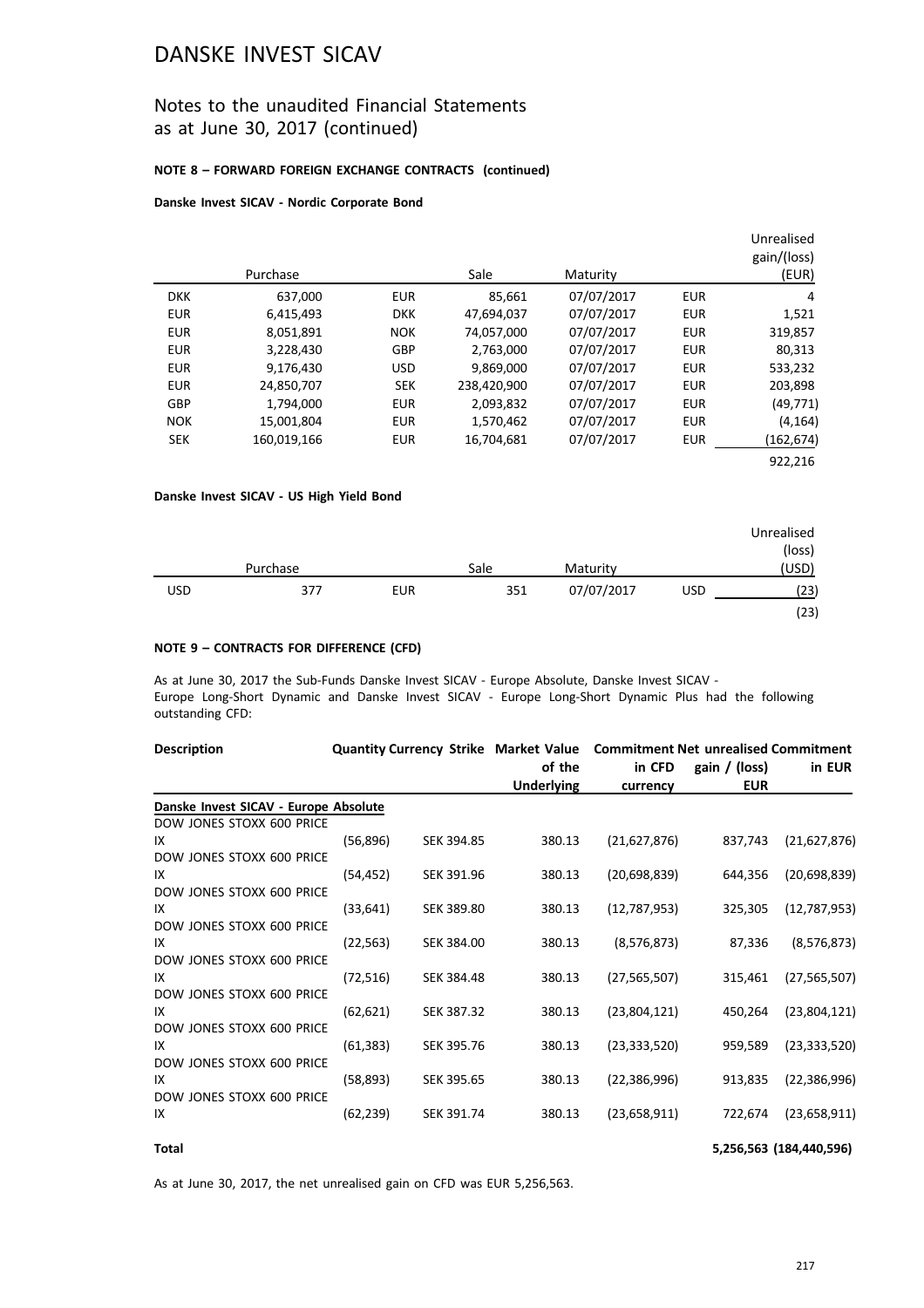# DANSKE INVEST SICAV

## Notes to the unaudited Financial Statements as at June 30, 2017 (continued)

### NOTE 8 – FORWARD FOREIGN EXCHANGE CONTRACTS (continued)

#### Danske Invest SICAV - Nordic Corporate Bond

| | Purchase | | Sale | Maturity | | Unrealised gain/(loss) (EUR) |
|---|---|---|---|---|---|---|
| DKK | 637,000 | EUR | 85,661 | 07/07/2017 | EUR | 4 |
| EUR | 6,415,493 | DKK | 47,694,037 | 07/07/2017 | EUR | 1,521 |
| EUR | 8,051,891 | NOK | 74,057,000 | 07/07/2017 | EUR | 319,857 |
| EUR | 3,228,430 | GBP | 2,763,000 | 07/07/2017 | EUR | 80,313 |
| EUR | 9,176,430 | USD | 9,869,000 | 07/07/2017 | EUR | 533,232 |
| EUR | 24,850,707 | SEK | 238,420,900 | 07/07/2017 | EUR | 203,898 |
| GBP | 1,794,000 | EUR | 2,093,832 | 07/07/2017 | EUR | (49,771) |
| NOK | 15,001,804 | EUR | 1,570,462 | 07/07/2017 | EUR | (4,164) |
| SEK | 160,019,166 | EUR | 16,704,681 | 07/07/2017 | EUR | (162,674) |
| | | | | | | 922,216 |

#### Danske Invest SICAV - US High Yield Bond

| | Purchase | | Sale | Maturity | | Unrealised (loss) (USD) |
|---|---|---|---|---|---|---|
| USD | 377 | EUR | 351 | 07/07/2017 | USD | (23) |
| | | | | | | (23) |

### NOTE 9 – CONTRACTS FOR DIFFERENCE (CFD)

As at June 30, 2017 the Sub-Funds Danske Invest SICAV - Europe Absolute, Danske Invest SICAV - Europe Long-Short Dynamic and Danske Invest SICAV - Europe Long-Short Dynamic Plus had the following outstanding CFD:

| Description | Quantity | Currency Strike | Market Value of the Underlying | Commitment in CFD currency | Net unrealised gain / (loss) EUR | Commitment in EUR |
|---|---|---|---|---|---|---|
| **Danske Invest SICAV - Europe Absolute** | | | | | | |
| DOW JONES STOXX 600 PRICE IX | (56,896) | SEK 394.85 | 380.13 | (21,627,876) | 837,743 | (21,627,876) |
| DOW JONES STOXX 600 PRICE IX | (54,452) | SEK 391.96 | 380.13 | (20,698,839) | 644,356 | (20,698,839) |
| DOW JONES STOXX 600 PRICE IX | (33,641) | SEK 389.80 | 380.13 | (12,787,953) | 325,305 | (12,787,953) |
| DOW JONES STOXX 600 PRICE IX | (22,563) | SEK 384.00 | 380.13 | (8,576,873) | 87,336 | (8,576,873) |
| DOW JONES STOXX 600 PRICE IX | (72,516) | SEK 384.48 | 380.13 | (27,565,507) | 315,461 | (27,565,507) |
| DOW JONES STOXX 600 PRICE IX | (62,621) | SEK 387.32 | 380.13 | (23,804,121) | 450,264 | (23,804,121) |
| DOW JONES STOXX 600 PRICE IX | (61,383) | SEK 395.76 | 380.13 | (23,333,520) | 959,589 | (23,333,520) |
| DOW JONES STOXX 600 PRICE IX | (58,893) | SEK 395.65 | 380.13 | (22,386,996) | 913,835 | (22,386,996) |
| DOW JONES STOXX 600 PRICE IX | (62,239) | SEK 391.74 | 380.13 | (23,658,911) | 722,674 | (23,658,911) |
| **Total** | | | | | **5,256,563** | **(184,440,596)** |

As at June 30, 2017, the net unrealised gain on CFD was EUR 5,256,563.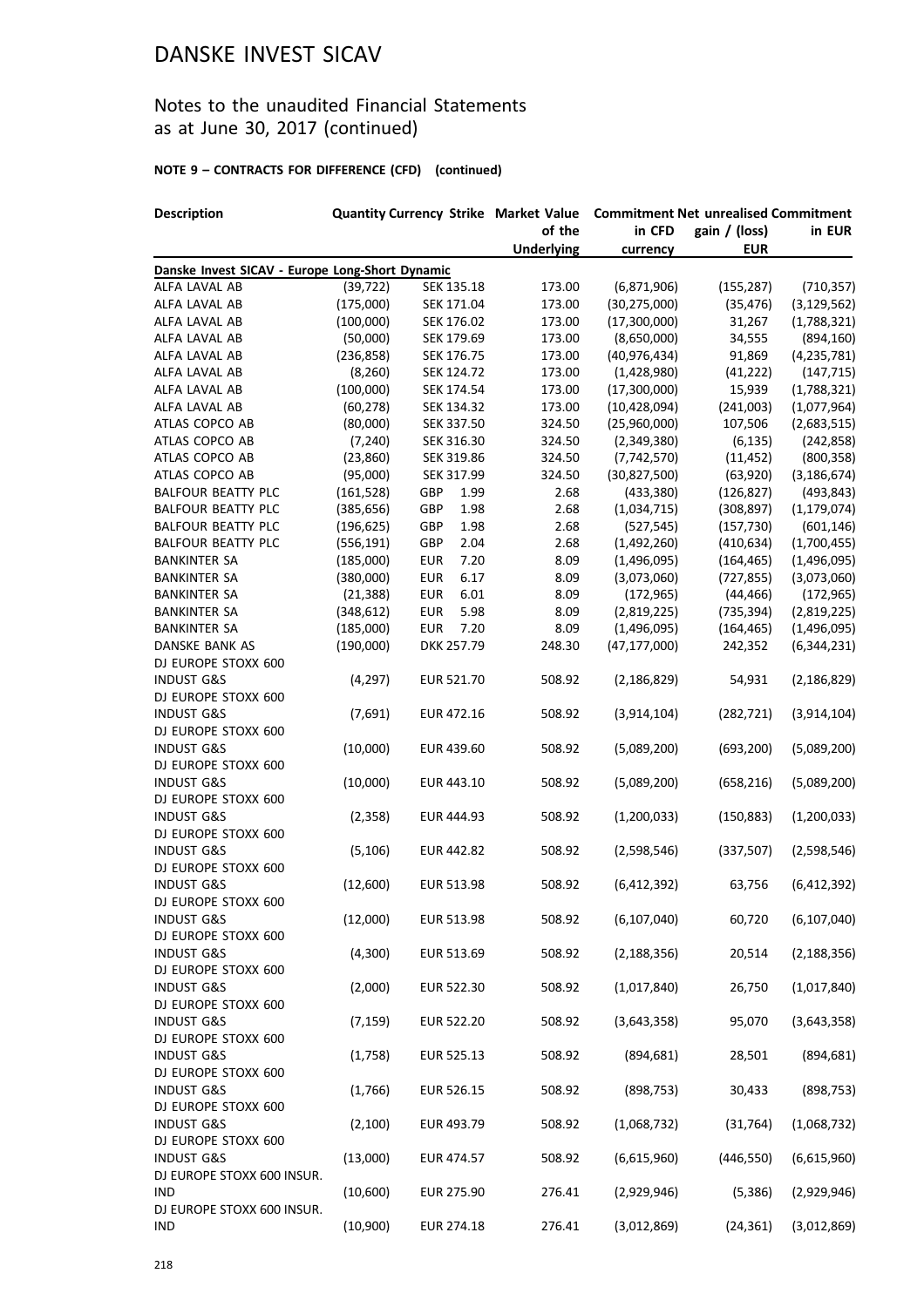# DANSKE INVEST SICAV

## Notes to the unaudited Financial Statements as at June 30, 2017 (continued)

### NOTE 9 – CONTRACTS FOR DIFFERENCE (CFD) (continued)

| Description | Quantity | Currency | Strike | Market Value of the Underlying | Commitment in CFD currency | Net unrealised gain / (loss) EUR | Commitment in EUR |
|---|---|---|---|---|---|---|---|
| **Danske Invest SICAV - Europe Long-Short Dynamic** | | | | | | | |
| ALFA LAVAL AB | (39,722) | SEK | 135.18 | 173.00 | (6,871,906) | (155,287) | (710,357) |
| ALFA LAVAL AB | (175,000) | SEK | 171.04 | 173.00 | (30,275,000) | (35,476) | (3,129,562) |
| ALFA LAVAL AB | (100,000) | SEK | 176.02 | 173.00 | (17,300,000) | 31,267 | (1,788,321) |
| ALFA LAVAL AB | (50,000) | SEK | 179.69 | 173.00 | (8,650,000) | 34,555 | (894,160) |
| ALFA LAVAL AB | (236,858) | SEK | 176.75 | 173.00 | (40,976,434) | 91,869 | (4,235,781) |
| ALFA LAVAL AB | (8,260) | SEK | 124.72 | 173.00 | (1,428,980) | (41,222) | (147,715) |
| ALFA LAVAL AB | (100,000) | SEK | 174.54 | 173.00 | (17,300,000) | 15,939 | (1,788,321) |
| ALFA LAVAL AB | (60,278) | SEK | 134.32 | 173.00 | (10,428,094) | (241,003) | (1,077,964) |
| ATLAS COPCO AB | (80,000) | SEK | 337.50 | 324.50 | (25,960,000) | 107,506 | (2,683,515) |
| ATLAS COPCO AB | (7,240) | SEK | 316.30 | 324.50 | (2,349,380) | (6,135) | (242,858) |
| ATLAS COPCO AB | (23,860) | SEK | 319.86 | 324.50 | (7,742,570) | (11,452) | (800,358) |
| ATLAS COPCO AB | (95,000) | SEK | 317.99 | 324.50 | (30,827,500) | (63,920) | (3,186,674) |
| BALFOUR BEATTY PLC | (161,528) | GBP | 1.99 | 2.68 | (433,380) | (126,827) | (493,843) |
| BALFOUR BEATTY PLC | (385,656) | GBP | 1.98 | 2.68 | (1,034,715) | (308,897) | (1,179,074) |
| BALFOUR BEATTY PLC | (196,625) | GBP | 1.98 | 2.68 | (527,545) | (157,730) | (601,146) |
| BALFOUR BEATTY PLC | (556,191) | GBP | 2.04 | 2.68 | (1,492,260) | (410,634) | (1,700,455) |
| BANKINTER SA | (185,000) | EUR | 7.20 | 8.09 | (1,496,095) | (164,465) | (1,496,095) |
| BANKINTER SA | (380,000) | EUR | 6.17 | 8.09 | (3,073,060) | (727,855) | (3,073,060) |
| BANKINTER SA | (21,388) | EUR | 6.01 | 8.09 | (172,965) | (44,466) | (172,965) |
| BANKINTER SA | (348,612) | EUR | 5.98 | 8.09 | (2,819,225) | (735,394) | (2,819,225) |
| BANKINTER SA | (185,000) | EUR | 7.20 | 8.09 | (1,496,095) | (164,465) | (1,496,095) |
| DANSKE BANK AS | (190,000) | DKK | 257.79 | 248.30 | (47,177,000) | 242,352 | (6,344,231) |
| DJ EUROPE STOXX 600 INDUST G&S | (4,297) | EUR | 521.70 | 508.92 | (2,186,829) | 54,931 | (2,186,829) |
| DJ EUROPE STOXX 600 INDUST G&S | (7,691) | EUR | 472.16 | 508.92 | (3,914,104) | (282,721) | (3,914,104) |
| DJ EUROPE STOXX 600 INDUST G&S | (10,000) | EUR | 439.60 | 508.92 | (5,089,200) | (693,200) | (5,089,200) |
| DJ EUROPE STOXX 600 INDUST G&S | (10,000) | EUR | 443.10 | 508.92 | (5,089,200) | (658,216) | (5,089,200) |
| DJ EUROPE STOXX 600 INDUST G&S | (2,358) | EUR | 444.93 | 508.92 | (1,200,033) | (150,883) | (1,200,033) |
| DJ EUROPE STOXX 600 INDUST G&S | (5,106) | EUR | 442.82 | 508.92 | (2,598,546) | (337,507) | (2,598,546) |
| DJ EUROPE STOXX 600 INDUST G&S | (12,600) | EUR | 513.98 | 508.92 | (6,412,392) | 63,756 | (6,412,392) |
| DJ EUROPE STOXX 600 INDUST G&S | (12,000) | EUR | 513.98 | 508.92 | (6,107,040) | 60,720 | (6,107,040) |
| DJ EUROPE STOXX 600 INDUST G&S | (4,300) | EUR | 513.69 | 508.92 | (2,188,356) | 20,514 | (2,188,356) |
| DJ EUROPE STOXX 600 INDUST G&S | (2,000) | EUR | 522.30 | 508.92 | (1,017,840) | 26,750 | (1,017,840) |
| DJ EUROPE STOXX 600 INDUST G&S | (7,159) | EUR | 522.20 | 508.92 | (3,643,358) | 95,070 | (3,643,358) |
| DJ EUROPE STOXX 600 INDUST G&S | (1,758) | EUR | 525.13 | 508.92 | (894,681) | 28,501 | (894,681) |
| DJ EUROPE STOXX 600 INDUST G&S | (1,766) | EUR | 526.15 | 508.92 | (898,753) | 30,433 | (898,753) |
| DJ EUROPE STOXX 600 INDUST G&S | (2,100) | EUR | 493.79 | 508.92 | (1,068,732) | (31,764) | (1,068,732) |
| DJ EUROPE STOXX 600 INDUST G&S | (13,000) | EUR | 474.57 | 508.92 | (6,615,960) | (446,550) | (6,615,960) |
| DJ EUROPE STOXX 600 INSUR. IND | (10,600) | EUR | 275.90 | 276.41 | (2,929,946) | (5,386) | (2,929,946) |
| DJ EUROPE STOXX 600 INSUR. IND | (10,900) | EUR | 274.18 | 276.41 | (3,012,869) | (24,361) | (3,012,869) |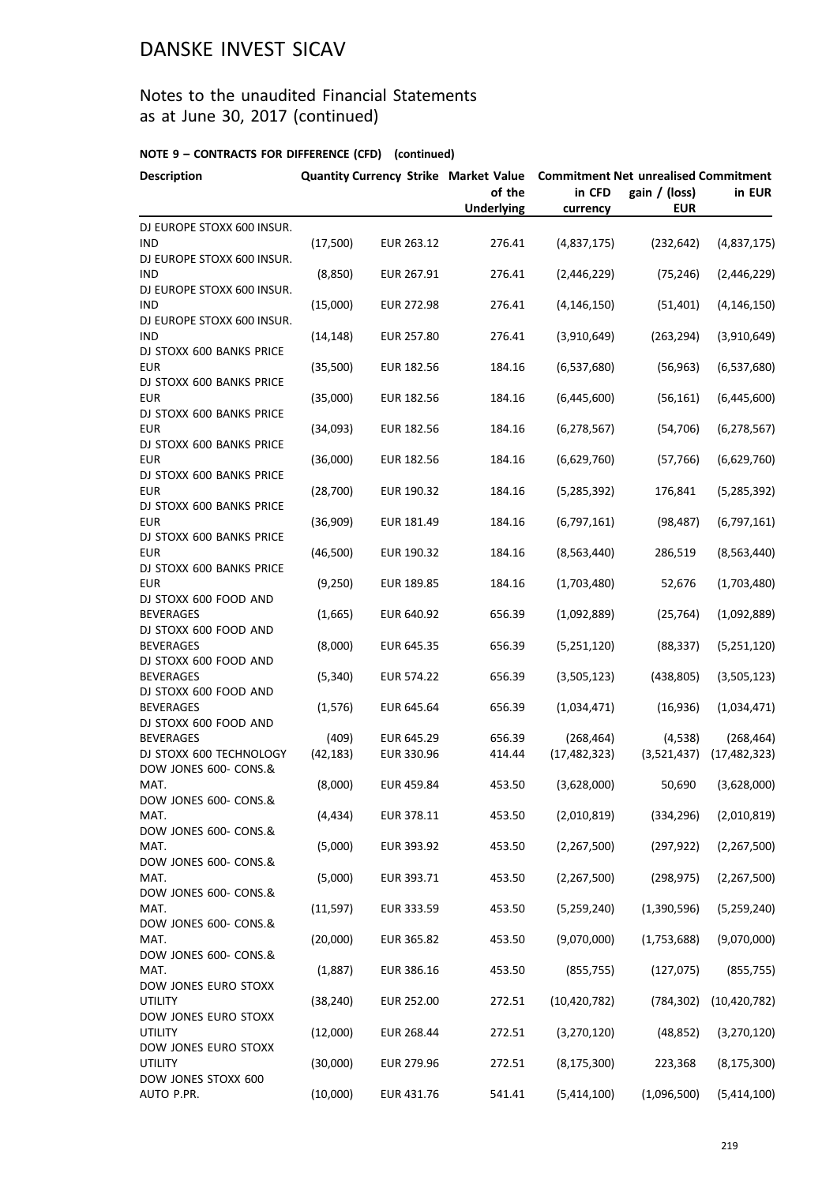# DANSKE INVEST SICAV

## Notes to the unaudited Financial Statements as at June 30, 2017 (continued)

### NOTE 9 – CONTRACTS FOR DIFFERENCE (CFD) (continued)

| Description | Quantity | Currency Strike | Market Value of the Underlying | Commitment in CFD currency | Net unrealised gain / (loss) EUR | Commitment in EUR |
|---|---|---|---|---|---|---|
| DJ EUROPE STOXX 600 INSUR. IND | (17,500) | EUR 263.12 | 276.41 | (4,837,175) | (232,642) | (4,837,175) |
| DJ EUROPE STOXX 600 INSUR. IND | (8,850) | EUR 267.91 | 276.41 | (2,446,229) | (75,246) | (2,446,229) |
| DJ EUROPE STOXX 600 INSUR. IND | (15,000) | EUR 272.98 | 276.41 | (4,146,150) | (51,401) | (4,146,150) |
| DJ EUROPE STOXX 600 INSUR. IND | (14,148) | EUR 257.80 | 276.41 | (3,910,649) | (263,294) | (3,910,649) |
| DJ STOXX 600 BANKS PRICE EUR | (35,500) | EUR 182.56 | 184.16 | (6,537,680) | (56,963) | (6,537,680) |
| DJ STOXX 600 BANKS PRICE EUR | (35,000) | EUR 182.56 | 184.16 | (6,445,600) | (56,161) | (6,445,600) |
| DJ STOXX 600 BANKS PRICE EUR | (34,093) | EUR 182.56 | 184.16 | (6,278,567) | (54,706) | (6,278,567) |
| DJ STOXX 600 BANKS PRICE EUR | (36,000) | EUR 182.56 | 184.16 | (6,629,760) | (57,766) | (6,629,760) |
| DJ STOXX 600 BANKS PRICE EUR | (28,700) | EUR 190.32 | 184.16 | (5,285,392) | 176,841 | (5,285,392) |
| DJ STOXX 600 BANKS PRICE EUR | (36,909) | EUR 181.49 | 184.16 | (6,797,161) | (98,487) | (6,797,161) |
| DJ STOXX 600 BANKS PRICE EUR | (46,500) | EUR 190.32 | 184.16 | (8,563,440) | 286,519 | (8,563,440) |
| DJ STOXX 600 BANKS PRICE EUR | (9,250) | EUR 189.85 | 184.16 | (1,703,480) | 52,676 | (1,703,480) |
| DJ STOXX 600 FOOD AND BEVERAGES | (1,665) | EUR 640.92 | 656.39 | (1,092,889) | (25,764) | (1,092,889) |
| DJ STOXX 600 FOOD AND BEVERAGES | (8,000) | EUR 645.35 | 656.39 | (5,251,120) | (88,337) | (5,251,120) |
| DJ STOXX 600 FOOD AND BEVERAGES | (5,340) | EUR 574.22 | 656.39 | (3,505,123) | (438,805) | (3,505,123) |
| DJ STOXX 600 FOOD AND BEVERAGES | (1,576) | EUR 645.64 | 656.39 | (1,034,471) | (16,936) | (1,034,471) |
| DJ STOXX 600 FOOD AND BEVERAGES | (409) | EUR 645.29 | 656.39 | (268,464) | (4,538) | (268,464) |
| DJ STOXX 600 TECHNOLOGY | (42,183) | EUR 330.96 | 414.44 | (17,482,323) | (3,521,437) | (17,482,323) |
| DOW JONES 600- CONS.& MAT. | (8,000) | EUR 459.84 | 453.50 | (3,628,000) | 50,690 | (3,628,000) |
| DOW JONES 600- CONS.& MAT. | (4,434) | EUR 378.11 | 453.50 | (2,010,819) | (334,296) | (2,010,819) |
| DOW JONES 600- CONS.& MAT. | (5,000) | EUR 393.92 | 453.50 | (2,267,500) | (297,922) | (2,267,500) |
| DOW JONES 600- CONS.& MAT. | (5,000) | EUR 393.71 | 453.50 | (2,267,500) | (298,975) | (2,267,500) |
| DOW JONES 600- CONS.& MAT. | (11,597) | EUR 333.59 | 453.50 | (5,259,240) | (1,390,596) | (5,259,240) |
| DOW JONES 600- CONS.& MAT. | (20,000) | EUR 365.82 | 453.50 | (9,070,000) | (1,753,688) | (9,070,000) |
| DOW JONES 600- CONS.& MAT. | (1,887) | EUR 386.16 | 453.50 | (855,755) | (127,075) | (855,755) |
| DOW JONES EURO STOXX UTILITY | (38,240) | EUR 252.00 | 272.51 | (10,420,782) | (784,302) | (10,420,782) |
| DOW JONES EURO STOXX UTILITY | (12,000) | EUR 268.44 | 272.51 | (3,270,120) | (48,852) | (3,270,120) |
| DOW JONES EURO STOXX UTILITY | (30,000) | EUR 279.96 | 272.51 | (8,175,300) | 223,368 | (8,175,300) |
| DOW JONES STOXX 600 AUTO P.PR. | (10,000) | EUR 431.76 | 541.41 | (5,414,100) | (1,096,500) | (5,414,100) |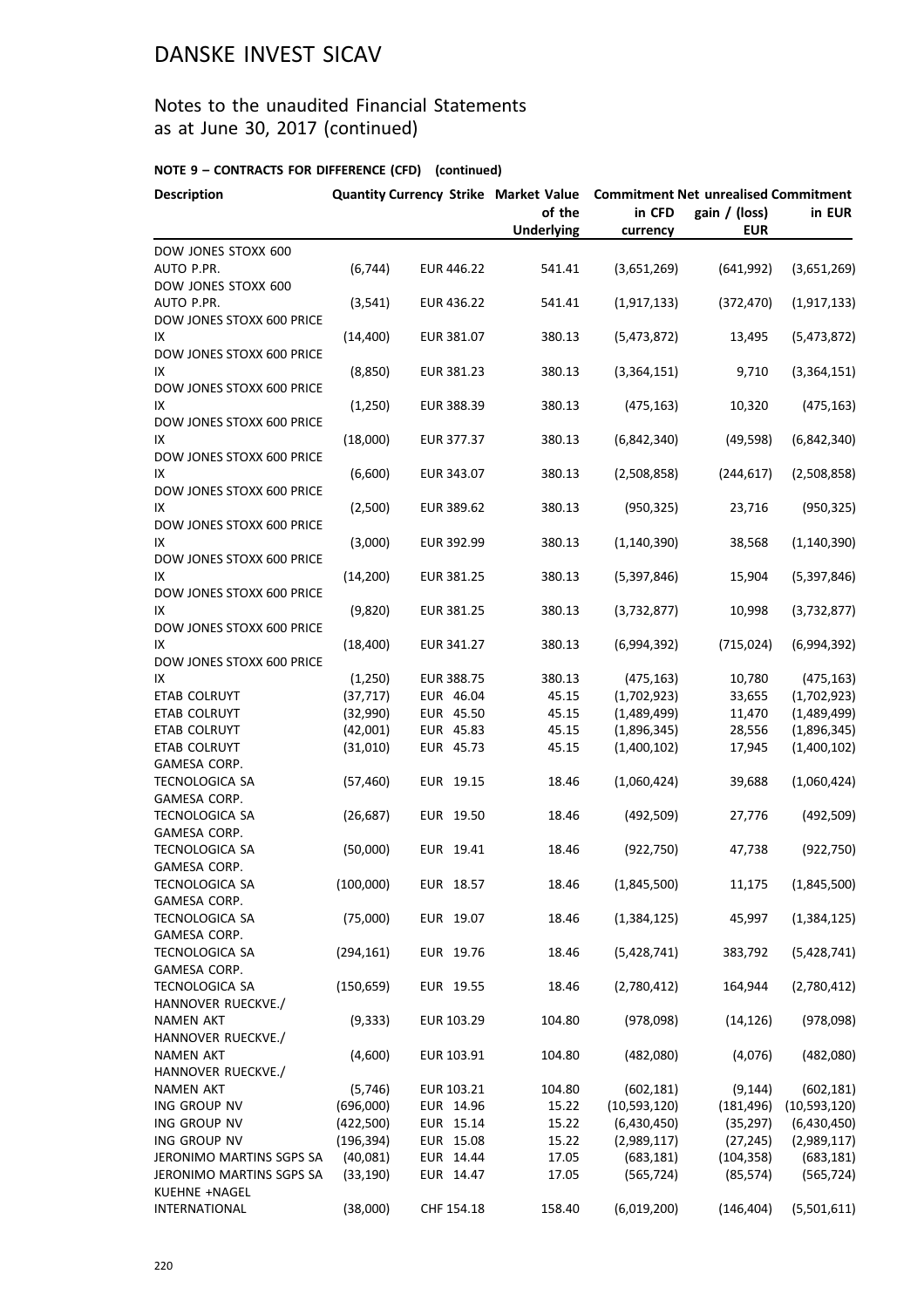# DANSKE INVEST SICAV

## Notes to the unaudited Financial Statements as at June 30, 2017 (continued)

### NOTE 9 – CONTRACTS FOR DIFFERENCE (CFD) (continued)

| Description | Quantity | Currency | Strike | Market Value of the Underlying | Commitment in CFD currency | Net unrealised gain / (loss) EUR | Commitment in EUR |
|---|---|---|---|---|---|---|---|
| DOW JONES STOXX 600 AUTO P.PR. | (6,744) | EUR | 446.22 | 541.41 | (3,651,269) | (641,992) | (3,651,269) |
| DOW JONES STOXX 600 AUTO P.PR. | (3,541) | EUR | 436.22 | 541.41 | (1,917,133) | (372,470) | (1,917,133) |
| DOW JONES STOXX 600 PRICE IX | (14,400) | EUR | 381.07 | 380.13 | (5,473,872) | 13,495 | (5,473,872) |
| DOW JONES STOXX 600 PRICE IX | (8,850) | EUR | 381.23 | 380.13 | (3,364,151) | 9,710 | (3,364,151) |
| DOW JONES STOXX 600 PRICE IX | (1,250) | EUR | 388.39 | 380.13 | (475,163) | 10,320 | (475,163) |
| DOW JONES STOXX 600 PRICE IX | (18,000) | EUR | 377.37 | 380.13 | (6,842,340) | (49,598) | (6,842,340) |
| DOW JONES STOXX 600 PRICE IX | (6,600) | EUR | 343.07 | 380.13 | (2,508,858) | (244,617) | (2,508,858) |
| DOW JONES STOXX 600 PRICE IX | (2,500) | EUR | 389.62 | 380.13 | (950,325) | 23,716 | (950,325) |
| DOW JONES STOXX 600 PRICE IX | (3,000) | EUR | 392.99 | 380.13 | (1,140,390) | 38,568 | (1,140,390) |
| DOW JONES STOXX 600 PRICE IX | (14,200) | EUR | 381.25 | 380.13 | (5,397,846) | 15,904 | (5,397,846) |
| DOW JONES STOXX 600 PRICE IX | (9,820) | EUR | 381.25 | 380.13 | (3,732,877) | 10,998 | (3,732,877) |
| DOW JONES STOXX 600 PRICE IX | (18,400) | EUR | 341.27 | 380.13 | (6,994,392) | (715,024) | (6,994,392) |
| DOW JONES STOXX 600 PRICE IX | (1,250) | EUR | 388.75 | 380.13 | (475,163) | 10,780 | (475,163) |
| ETAB COLRUYT | (37,717) | EUR | 46.04 | 45.15 | (1,702,923) | 33,655 | (1,702,923) |
| ETAB COLRUYT | (32,990) | EUR | 45.50 | 45.15 | (1,489,499) | 11,470 | (1,489,499) |
| ETAB COLRUYT | (42,001) | EUR | 45.83 | 45.15 | (1,896,345) | 28,556 | (1,896,345) |
| ETAB COLRUYT | (31,010) | EUR | 45.73 | 45.15 | (1,400,102) | 17,945 | (1,400,102) |
| GAMESA CORP. TECNOLOGICA SA | (57,460) | EUR | 19.15 | 18.46 | (1,060,424) | 39,688 | (1,060,424) |
| GAMESA CORP. TECNOLOGICA SA | (26,687) | EUR | 19.50 | 18.46 | (492,509) | 27,776 | (492,509) |
| GAMESA CORP. TECNOLOGICA SA | (50,000) | EUR | 19.41 | 18.46 | (922,750) | 47,738 | (922,750) |
| GAMESA CORP. TECNOLOGICA SA | (100,000) | EUR | 18.57 | 18.46 | (1,845,500) | 11,175 | (1,845,500) |
| GAMESA CORP. TECNOLOGICA SA | (75,000) | EUR | 19.07 | 18.46 | (1,384,125) | 45,997 | (1,384,125) |
| GAMESA CORP. TECNOLOGICA SA | (294,161) | EUR | 19.76 | 18.46 | (5,428,741) | 383,792 | (5,428,741) |
| GAMESA CORP. TECNOLOGICA SA | (150,659) | EUR | 19.55 | 18.46 | (2,780,412) | 164,944 | (2,780,412) |
| HANNOVER RUECKVE./ NAMEN AKT | (9,333) | EUR | 103.29 | 104.80 | (978,098) | (14,126) | (978,098) |
| HANNOVER RUECKVE./ NAMEN AKT | (4,600) | EUR | 103.91 | 104.80 | (482,080) | (4,076) | (482,080) |
| HANNOVER RUECKVE./ NAMEN AKT | (5,746) | EUR | 103.21 | 104.80 | (602,181) | (9,144) | (602,181) |
| ING GROUP NV | (696,000) | EUR | 14.96 | 15.22 | (10,593,120) | (181,496) | (10,593,120) |
| ING GROUP NV | (422,500) | EUR | 15.14 | 15.22 | (6,430,450) | (35,297) | (6,430,450) |
| ING GROUP NV | (196,394) | EUR | 15.08 | 15.22 | (2,989,117) | (27,245) | (2,989,117) |
| JERONIMO MARTINS SGPS SA | (40,081) | EUR | 14.44 | 17.05 | (683,181) | (104,358) | (683,181) |
| JERONIMO MARTINS SGPS SA | (33,190) | EUR | 14.47 | 17.05 | (565,724) | (85,574) | (565,724) |
| KUEHNE +NAGEL INTERNATIONAL | (38,000) | CHF | 154.18 | 158.40 | (6,019,200) | (146,404) | (5,501,611) |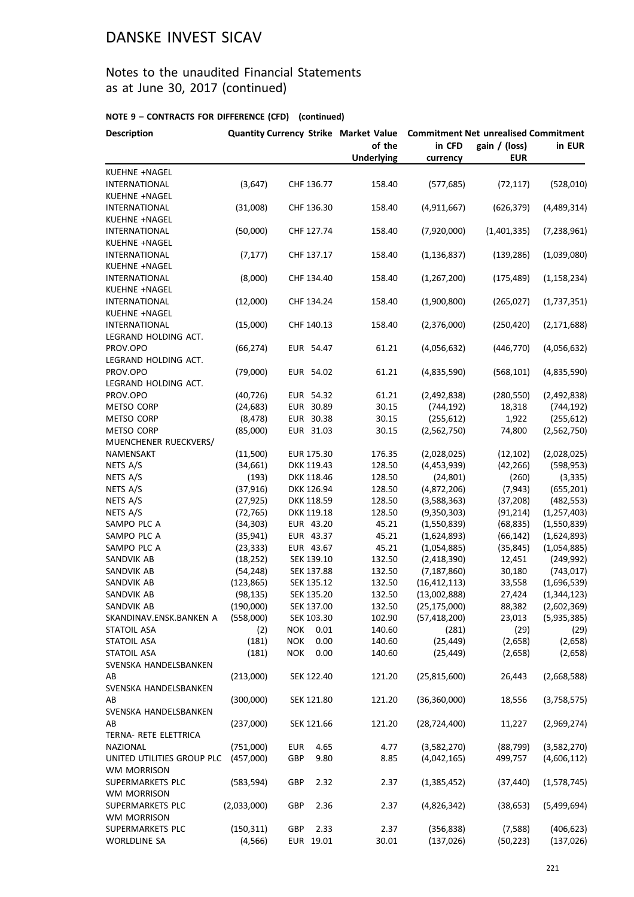# DANSKE INVEST SICAV

## Notes to the unaudited Financial Statements as at June 30, 2017 (continued)

### NOTE 9 – CONTRACTS FOR DIFFERENCE (CFD) (continued)

| Description | Quantity | Currency | Strike | Market Value of the Underlying | Commitment in CFD currency | Net unrealised gain / (loss) EUR | Commitment in EUR |
|---|---|---|---|---|---|---|---|
| KUEHNE +NAGEL INTERNATIONAL | (3,647) | CHF | 136.77 | 158.40 | (577,685) | (72,117) | (528,010) |
| KUEHNE +NAGEL INTERNATIONAL | (31,008) | CHF | 136.30 | 158.40 | (4,911,667) | (626,379) | (4,489,314) |
| KUEHNE +NAGEL INTERNATIONAL | (50,000) | CHF | 127.74 | 158.40 | (7,920,000) | (1,401,335) | (7,238,961) |
| KUEHNE +NAGEL INTERNATIONAL | (7,177) | CHF | 137.17 | 158.40 | (1,136,837) | (139,286) | (1,039,080) |
| KUEHNE +NAGEL INTERNATIONAL | (8,000) | CHF | 134.40 | 158.40 | (1,267,200) | (175,489) | (1,158,234) |
| KUEHNE +NAGEL INTERNATIONAL | (12,000) | CHF | 134.24 | 158.40 | (1,900,800) | (265,027) | (1,737,351) |
| KUEHNE +NAGEL INTERNATIONAL | (15,000) | CHF | 140.13 | 158.40 | (2,376,000) | (250,420) | (2,171,688) |
| LEGRAND HOLDING ACT. PROV.OPO | (66,274) | EUR | 54.47 | 61.21 | (4,056,632) | (446,770) | (4,056,632) |
| LEGRAND HOLDING ACT. PROV.OPO | (79,000) | EUR | 54.02 | 61.21 | (4,835,590) | (568,101) | (4,835,590) |
| LEGRAND HOLDING ACT. PROV.OPO | (40,726) | EUR | 54.32 | 61.21 | (2,492,838) | (280,550) | (2,492,838) |
| METSO CORP | (24,683) | EUR | 30.89 | 30.15 | (744,192) | 18,318 | (744,192) |
| METSO CORP | (8,478) | EUR | 30.38 | 30.15 | (255,612) | 1,922 | (255,612) |
| METSO CORP | (85,000) | EUR | 31.03 | 30.15 | (2,562,750) | 74,800 | (2,562,750) |
| MUENCHENER RUECKVERS/ NAMENSAKT | (11,500) | EUR | 175.30 | 176.35 | (2,028,025) | (12,102) | (2,028,025) |
| NETS A/S | (34,661) | DKK | 119.43 | 128.50 | (4,453,939) | (42,266) | (598,953) |
| NETS A/S | (193) | DKK | 118.46 | 128.50 | (24,801) | (260) | (3,335) |
| NETS A/S | (37,916) | DKK | 126.94 | 128.50 | (4,872,206) | (7,943) | (655,201) |
| NETS A/S | (27,925) | DKK | 118.59 | 128.50 | (3,588,363) | (37,208) | (482,553) |
| NETS A/S | (72,765) | DKK | 119.18 | 128.50 | (9,350,303) | (91,214) | (1,257,403) |
| SAMPO PLC A | (34,303) | EUR | 43.20 | 45.21 | (1,550,839) | (68,835) | (1,550,839) |
| SAMPO PLC A | (35,941) | EUR | 43.37 | 45.21 | (1,624,893) | (66,142) | (1,624,893) |
| SAMPO PLC A | (23,333) | EUR | 43.67 | 45.21 | (1,054,885) | (35,845) | (1,054,885) |
| SANDVIK AB | (18,252) | SEK | 139.10 | 132.50 | (2,418,390) | 12,451 | (249,992) |
| SANDVIK AB | (54,248) | SEK | 137.88 | 132.50 | (7,187,860) | 30,180 | (743,017) |
| SANDVIK AB | (123,865) | SEK | 135.12 | 132.50 | (16,412,113) | 33,558 | (1,696,539) |
| SANDVIK AB | (98,135) | SEK | 135.20 | 132.50 | (13,002,888) | 27,424 | (1,344,123) |
| SANDVIK AB | (190,000) | SEK | 137.00 | 132.50 | (25,175,000) | 88,382 | (2,602,369) |
| SKANDINAV.ENSK.BANKEN A | (558,000) | SEK | 103.30 | 102.90 | (57,418,200) | 23,013 | (5,935,385) |
| STATOIL ASA | (2) | NOK | 0.01 | 140.60 | (281) | (29) | (29) |
| STATOIL ASA | (181) | NOK | 0.00 | 140.60 | (25,449) | (2,658) | (2,658) |
| STATOIL ASA | (181) | NOK | 0.00 | 140.60 | (25,449) | (2,658) | (2,658) |
| SVENSKA HANDELSBANKEN AB | (213,000) | SEK | 122.40 | 121.20 | (25,815,600) | 26,443 | (2,668,588) |
| SVENSKA HANDELSBANKEN AB | (300,000) | SEK | 121.80 | 121.20 | (36,360,000) | 18,556 | (3,758,575) |
| SVENSKA HANDELSBANKEN AB | (237,000) | SEK | 121.66 | 121.20 | (28,724,400) | 11,227 | (2,969,274) |
| TERNA- RETE ELETTRICA NAZIONAL | (751,000) | EUR | 4.65 | 4.77 | (3,582,270) | (88,799) | (3,582,270) |
| UNITED UTILITIES GROUP PLC | (457,000) | GBP | 9.80 | 8.85 | (4,042,165) | 499,757 | (4,606,112) |
| WM MORRISON SUPERMARKETS PLC | (583,594) | GBP | 2.32 | 2.37 | (1,385,452) | (37,440) | (1,578,745) |
| WM MORRISON SUPERMARKETS PLC | (2,033,000) | GBP | 2.36 | 2.37 | (4,826,342) | (38,653) | (5,499,694) |
| WM MORRISON SUPERMARKETS PLC | (150,311) | GBP | 2.33 | 2.37 | (356,838) | (7,588) | (406,623) |
| WORLDLINE SA | (4,566) | EUR | 19.01 | 30.01 | (137,026) | (50,223) | (137,026) |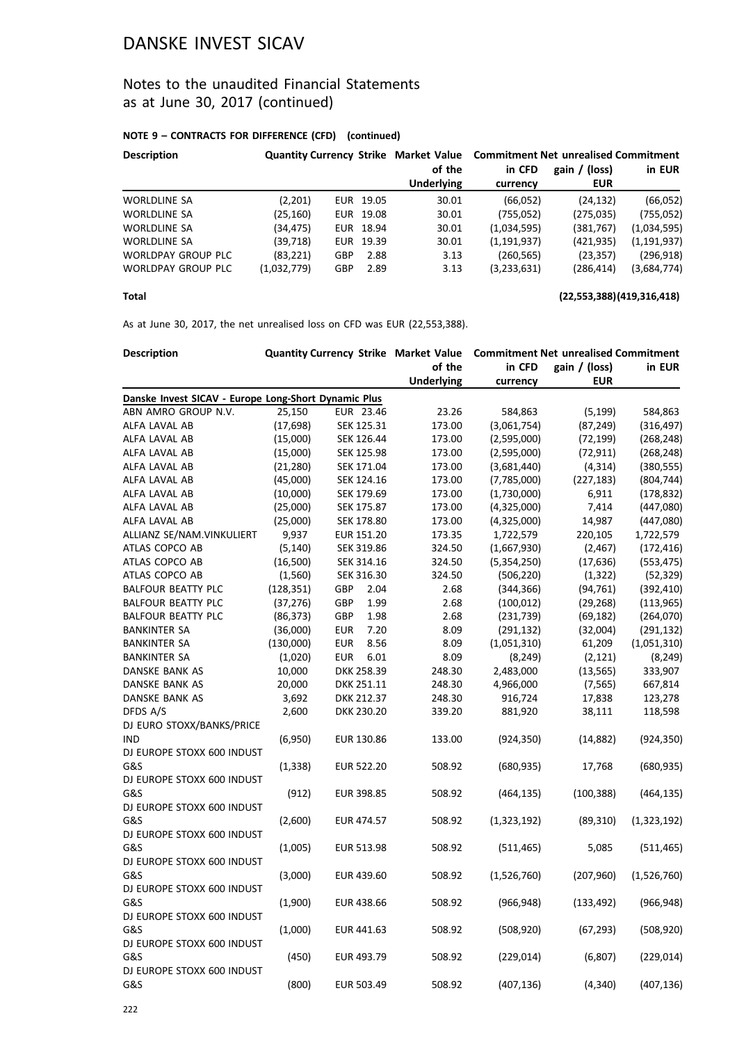# DANSKE INVEST SICAV

## Notes to the unaudited Financial Statements as at June 30, 2017 (continued)

### NOTE 9 – CONTRACTS FOR DIFFERENCE (CFD) (continued)

| Description | Quantity | Currency | Strike | Market Value of the Underlying | Commitment in CFD currency | Net unrealised gain / (loss) EUR | Commitment in EUR |
|---|---|---|---|---|---|---|---|
| WORLDLINE SA | (2,201) | EUR | 19.05 | 30.01 | (66,052) | (24,132) | (66,052) |
| WORLDLINE SA | (25,160) | EUR | 19.08 | 30.01 | (755,052) | (275,035) | (755,052) |
| WORLDLINE SA | (34,475) | EUR | 18.94 | 30.01 | (1,034,595) | (381,767) | (1,034,595) |
| WORLDLINE SA | (39,718) | EUR | 19.39 | 30.01 | (1,191,937) | (421,935) | (1,191,937) |
| WORLDPAY GROUP PLC | (83,221) | GBP | 2.88 | 3.13 | (260,565) | (23,357) | (296,918) |
| WORLDPAY GROUP PLC | (1,032,779) | GBP | 2.89 | 3.13 | (3,233,631) | (286,414) | (3,684,774) |
| **Total** | | | | | | **(22,553,388)** | **(419,316,418)** |

As at June 30, 2017, the net unrealised loss on CFD was EUR (22,553,388).

| Description | Quantity | Currency | Strike | Market Value of the Underlying | Commitment in CFD currency | Net unrealised gain / (loss) EUR | Commitment in EUR |
|---|---|---|---|---|---|---|---|
| **Danske Invest SICAV - Europe Long-Short Dynamic Plus** | | | | | | | |
| ABN AMRO GROUP N.V. | 25,150 | EUR | 23.46 | 23.26 | 584,863 | (5,199) | 584,863 |
| ALFA LAVAL AB | (17,698) | SEK | 125.31 | 173.00 | (3,061,754) | (87,249) | (316,497) |
| ALFA LAVAL AB | (15,000) | SEK | 126.44 | 173.00 | (2,595,000) | (72,199) | (268,248) |
| ALFA LAVAL AB | (15,000) | SEK | 125.98 | 173.00 | (2,595,000) | (72,911) | (268,248) |
| ALFA LAVAL AB | (21,280) | SEK | 171.04 | 173.00 | (3,681,440) | (4,314) | (380,555) |
| ALFA LAVAL AB | (45,000) | SEK | 124.16 | 173.00 | (7,785,000) | (227,183) | (804,744) |
| ALFA LAVAL AB | (10,000) | SEK | 179.69 | 173.00 | (1,730,000) | 6,911 | (178,832) |
| ALFA LAVAL AB | (25,000) | SEK | 175.87 | 173.00 | (4,325,000) | 7,414 | (447,080) |
| ALFA LAVAL AB | (25,000) | SEK | 178.80 | 173.00 | (4,325,000) | 14,987 | (447,080) |
| ALLIANZ SE/NAM.VINKULIERT | 9,937 | EUR | 151.20 | 173.35 | 1,722,579 | 220,105 | 1,722,579 |
| ATLAS COPCO AB | (5,140) | SEK | 319.86 | 324.50 | (1,667,930) | (2,467) | (172,416) |
| ATLAS COPCO AB | (16,500) | SEK | 314.16 | 324.50 | (5,354,250) | (17,636) | (553,475) |
| ATLAS COPCO AB | (1,560) | SEK | 316.30 | 324.50 | (506,220) | (1,322) | (52,329) |
| BALFOUR BEATTY PLC | (128,351) | GBP | 2.04 | 2.68 | (344,366) | (94,761) | (392,410) |
| BALFOUR BEATTY PLC | (37,276) | GBP | 1.99 | 2.68 | (100,012) | (29,268) | (113,965) |
| BALFOUR BEATTY PLC | (86,373) | GBP | 1.98 | 2.68 | (231,739) | (69,182) | (264,070) |
| BANKINTER SA | (36,000) | EUR | 7.20 | 8.09 | (291,132) | (32,004) | (291,132) |
| BANKINTER SA | (130,000) | EUR | 8.56 | 8.09 | (1,051,310) | 61,209 | (1,051,310) |
| BANKINTER SA | (1,020) | EUR | 6.01 | 8.09 | (8,249) | (2,121) | (8,249) |
| DANSKE BANK AS | 10,000 | DKK | 258.39 | 248.30 | 2,483,000 | (13,565) | 333,907 |
| DANSKE BANK AS | 20,000 | DKK | 251.11 | 248.30 | 4,966,000 | (7,565) | 667,814 |
| DANSKE BANK AS | 3,692 | DKK | 212.37 | 248.30 | 916,724 | 17,838 | 123,278 |
| DFDS A/S | 2,600 | DKK | 230.20 | 339.20 | 881,920 | 38,111 | 118,598 |
| DJ EURO STOXX/BANKS/PRICE IND | (6,950) | EUR | 130.86 | 133.00 | (924,350) | (14,882) | (924,350) |
| DJ EUROPE STOXX 600 INDUST G&S | (1,338) | EUR | 522.20 | 508.92 | (680,935) | 17,768 | (680,935) |
| DJ EUROPE STOXX 600 INDUST G&S | (912) | EUR | 398.85 | 508.92 | (464,135) | (100,388) | (464,135) |
| DJ EUROPE STOXX 600 INDUST G&S | (2,600) | EUR | 474.57 | 508.92 | (1,323,192) | (89,310) | (1,323,192) |
| DJ EUROPE STOXX 600 INDUST G&S | (1,005) | EUR | 513.98 | 508.92 | (511,465) | 5,085 | (511,465) |
| DJ EUROPE STOXX 600 INDUST G&S | (3,000) | EUR | 439.60 | 508.92 | (1,526,760) | (207,960) | (1,526,760) |
| DJ EUROPE STOXX 600 INDUST G&S | (1,900) | EUR | 438.66 | 508.92 | (966,948) | (133,492) | (966,948) |
| DJ EUROPE STOXX 600 INDUST G&S | (1,000) | EUR | 441.63 | 508.92 | (508,920) | (67,293) | (508,920) |
| DJ EUROPE STOXX 600 INDUST G&S | (450) | EUR | 493.79 | 508.92 | (229,014) | (6,807) | (229,014) |
| DJ EUROPE STOXX 600 INDUST G&S | (800) | EUR | 503.49 | 508.92 | (407,136) | (4,340) | (407,136) |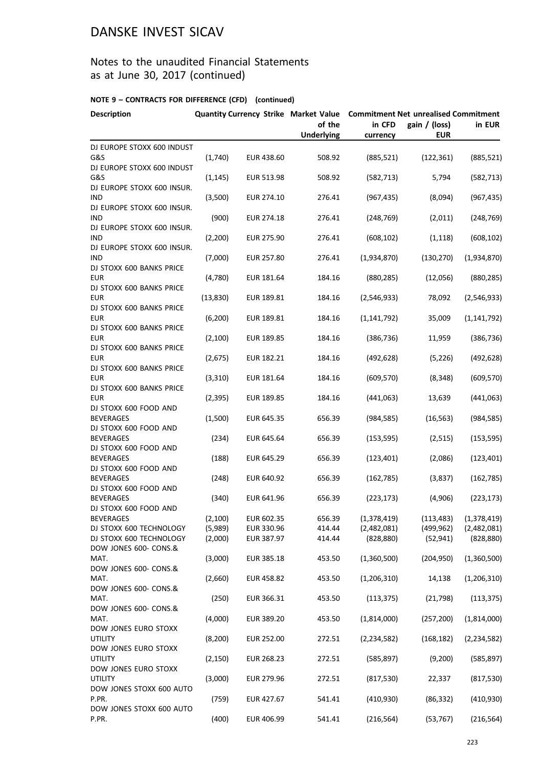# DANSKE INVEST SICAV

## Notes to the unaudited Financial Statements as at June 30, 2017 (continued)

### NOTE 9 – CONTRACTS FOR DIFFERENCE (CFD) (continued)

| Description | Quantity | Currency | Strike | Market Value of the Underlying | Commitment in CFD currency | Net unrealised gain / (loss) EUR | Commitment in EUR |
|---|---|---|---|---|---|---|---|
| DJ EUROPE STOXX 600 INDUST G&S | (1,740) | EUR | 438.60 | 508.92 | (885,521) | (122,361) | (885,521) |
| DJ EUROPE STOXX 600 INDUST G&S | (1,145) | EUR | 513.98 | 508.92 | (582,713) | 5,794 | (582,713) |
| DJ EUROPE STOXX 600 INSUR. IND | (3,500) | EUR | 274.10 | 276.41 | (967,435) | (8,094) | (967,435) |
| DJ EUROPE STOXX 600 INSUR. IND | (900) | EUR | 274.18 | 276.41 | (248,769) | (2,011) | (248,769) |
| DJ EUROPE STOXX 600 INSUR. IND | (2,200) | EUR | 275.90 | 276.41 | (608,102) | (1,118) | (608,102) |
| DJ EUROPE STOXX 600 INSUR. IND | (7,000) | EUR | 257.80 | 276.41 | (1,934,870) | (130,270) | (1,934,870) |
| DJ STOXX 600 BANKS PRICE EUR | (4,780) | EUR | 181.64 | 184.16 | (880,285) | (12,056) | (880,285) |
| DJ STOXX 600 BANKS PRICE EUR | (13,830) | EUR | 189.81 | 184.16 | (2,546,933) | 78,092 | (2,546,933) |
| DJ STOXX 600 BANKS PRICE EUR | (6,200) | EUR | 189.81 | 184.16 | (1,141,792) | 35,009 | (1,141,792) |
| DJ STOXX 600 BANKS PRICE EUR | (2,100) | EUR | 189.85 | 184.16 | (386,736) | 11,959 | (386,736) |
| DJ STOXX 600 BANKS PRICE EUR | (2,675) | EUR | 182.21 | 184.16 | (492,628) | (5,226) | (492,628) |
| DJ STOXX 600 BANKS PRICE EUR | (3,310) | EUR | 181.64 | 184.16 | (609,570) | (8,348) | (609,570) |
| DJ STOXX 600 BANKS PRICE EUR | (2,395) | EUR | 189.85 | 184.16 | (441,063) | 13,639 | (441,063) |
| DJ STOXX 600 FOOD AND BEVERAGES | (1,500) | EUR | 645.35 | 656.39 | (984,585) | (16,563) | (984,585) |
| DJ STOXX 600 FOOD AND BEVERAGES | (234) | EUR | 645.64 | 656.39 | (153,595) | (2,515) | (153,595) |
| DJ STOXX 600 FOOD AND BEVERAGES | (188) | EUR | 645.29 | 656.39 | (123,401) | (2,086) | (123,401) |
| DJ STOXX 600 FOOD AND BEVERAGES | (248) | EUR | 640.92 | 656.39 | (162,785) | (3,837) | (162,785) |
| DJ STOXX 600 FOOD AND BEVERAGES | (340) | EUR | 641.96 | 656.39 | (223,173) | (4,906) | (223,173) |
| DJ STOXX 600 FOOD AND BEVERAGES | (2,100) | EUR | 602.35 | 656.39 | (1,378,419) | (113,483) | (1,378,419) |
| DJ STOXX 600 TECHNOLOGY | (5,989) | EUR | 330.96 | 414.44 | (2,482,081) | (499,962) | (2,482,081) |
| DJ STOXX 600 TECHNOLOGY | (2,000) | EUR | 387.97 | 414.44 | (828,880) | (52,941) | (828,880) |
| DOW JONES 600- CONS.& MAT. | (3,000) | EUR | 385.18 | 453.50 | (1,360,500) | (204,950) | (1,360,500) |
| DOW JONES 600- CONS.& MAT. | (2,660) | EUR | 458.82 | 453.50 | (1,206,310) | 14,138 | (1,206,310) |
| DOW JONES 600- CONS.& MAT. | (250) | EUR | 366.31 | 453.50 | (113,375) | (21,798) | (113,375) |
| DOW JONES 600- CONS.& MAT. | (4,000) | EUR | 389.20 | 453.50 | (1,814,000) | (257,200) | (1,814,000) |
| DOW JONES EURO STOXX UTILITY | (8,200) | EUR | 252.00 | 272.51 | (2,234,582) | (168,182) | (2,234,582) |
| DOW JONES EURO STOXX UTILITY | (2,150) | EUR | 268.23 | 272.51 | (585,897) | (9,200) | (585,897) |
| DOW JONES EURO STOXX UTILITY | (3,000) | EUR | 279.96 | 272.51 | (817,530) | 22,337 | (817,530) |
| DOW JONES STOXX 600 AUTO P.PR. | (759) | EUR | 427.67 | 541.41 | (410,930) | (86,332) | (410,930) |
| DOW JONES STOXX 600 AUTO P.PR. | (400) | EUR | 406.99 | 541.41 | (216,564) | (53,767) | (216,564) |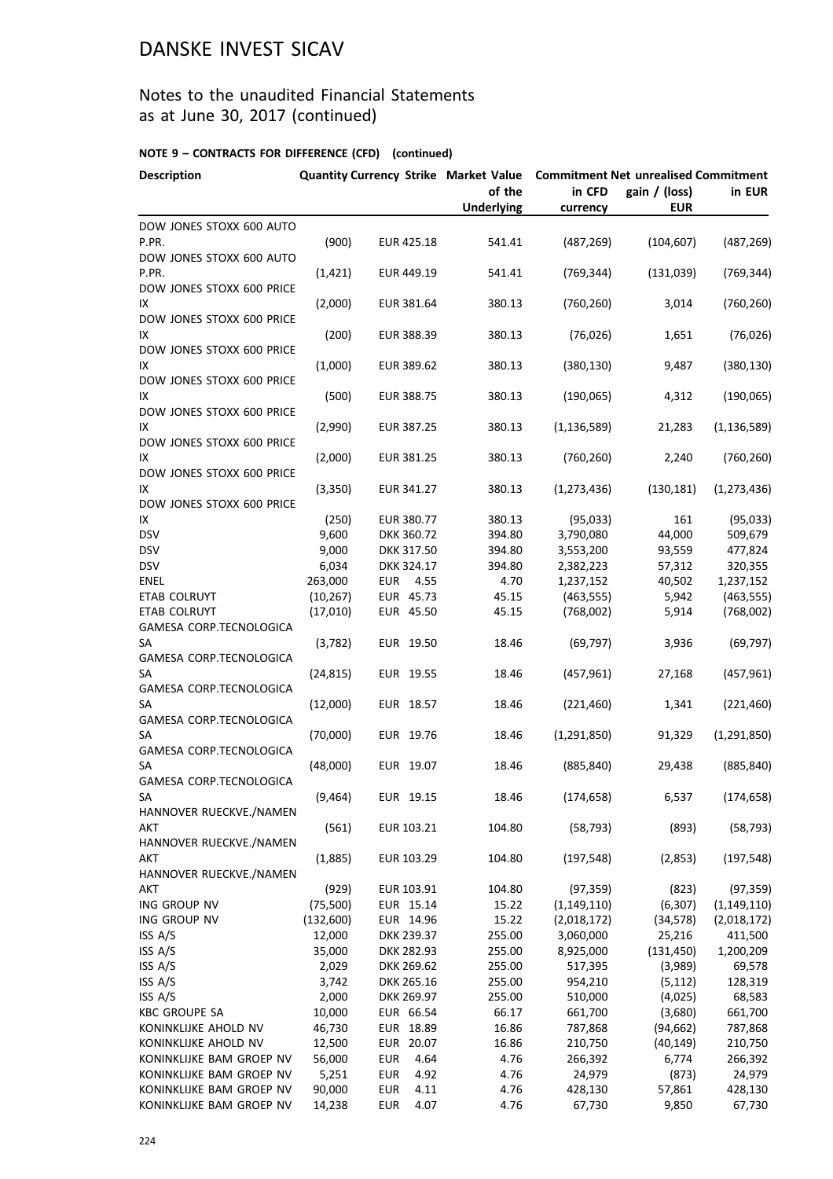# DANSKE INVEST SICAV

## Notes to the unaudited Financial Statements as at June 30, 2017 (continued)

### NOTE 9 – CONTRACTS FOR DIFFERENCE (CFD) (continued)

| Description | Quantity | Currency | Strike | Market Value of the Underlying | Commitment in CFD currency | Net unrealised gain / (loss) EUR | Commitment in EUR |
|---|---|---|---|---|---|---|---|
| DOW JONES STOXX 600 AUTO P.PR. | (900) | EUR | 425.18 | 541.41 | (487,269) | (104,607) | (487,269) |
| DOW JONES STOXX 600 AUTO P.PR. | (1,421) | EUR | 449.19 | 541.41 | (769,344) | (131,039) | (769,344) |
| DOW JONES STOXX 600 PRICE IX | (2,000) | EUR | 381.64 | 380.13 | (760,260) | 3,014 | (760,260) |
| DOW JONES STOXX 600 PRICE IX | (200) | EUR | 388.39 | 380.13 | (76,026) | 1,651 | (76,026) |
| DOW JONES STOXX 600 PRICE IX | (1,000) | EUR | 389.62 | 380.13 | (380,130) | 9,487 | (380,130) |
| DOW JONES STOXX 600 PRICE IX | (500) | EUR | 388.75 | 380.13 | (190,065) | 4,312 | (190,065) |
| DOW JONES STOXX 600 PRICE IX | (2,990) | EUR | 387.25 | 380.13 | (1,136,589) | 21,283 | (1,136,589) |
| DOW JONES STOXX 600 PRICE IX | (2,000) | EUR | 381.25 | 380.13 | (760,260) | 2,240 | (760,260) |
| DOW JONES STOXX 600 PRICE IX | (3,350) | EUR | 341.27 | 380.13 | (1,273,436) | (130,181) | (1,273,436) |
| DOW JONES STOXX 600 PRICE IX | (250) | EUR | 380.77 | 380.13 | (95,033) | 161 | (95,033) |
| DSV | 9,600 | DKK | 360.72 | 394.80 | 3,790,080 | 44,000 | 509,679 |
| DSV | 9,000 | DKK | 317.50 | 394.80 | 3,553,200 | 93,559 | 477,824 |
| DSV | 6,034 | DKK | 324.17 | 394.80 | 2,382,223 | 57,312 | 320,355 |
| ENEL | 263,000 | EUR | 4.55 | 4.70 | 1,237,152 | 40,502 | 1,237,152 |
| ETAB COLRUYT | (10,267) | EUR | 45.73 | 45.15 | (463,555) | 5,942 | (463,555) |
| ETAB COLRUYT | (17,010) | EUR | 45.50 | 45.15 | (768,002) | 5,914 | (768,002) |
| GAMESA CORP.TECNOLOGICA SA | (3,782) | EUR | 19.50 | 18.46 | (69,797) | 3,936 | (69,797) |
| GAMESA CORP.TECNOLOGICA SA | (24,815) | EUR | 19.55 | 18.46 | (457,961) | 27,168 | (457,961) |
| GAMESA CORP.TECNOLOGICA SA | (12,000) | EUR | 18.57 | 18.46 | (221,460) | 1,341 | (221,460) |
| GAMESA CORP.TECNOLOGICA SA | (70,000) | EUR | 19.76 | 18.46 | (1,291,850) | 91,329 | (1,291,850) |
| GAMESA CORP.TECNOLOGICA SA | (48,000) | EUR | 19.07 | 18.46 | (885,840) | 29,438 | (885,840) |
| GAMESA CORP.TECNOLOGICA SA | (9,464) | EUR | 19.15 | 18.46 | (174,658) | 6,537 | (174,658) |
| HANNOVER RUECKVE./NAMEN AKT | (561) | EUR | 103.21 | 104.80 | (58,793) | (893) | (58,793) |
| HANNOVER RUECKVE./NAMEN AKT | (1,885) | EUR | 103.29 | 104.80 | (197,548) | (2,853) | (197,548) |
| HANNOVER RUECKVE./NAMEN AKT | (929) | EUR | 103.91 | 104.80 | (97,359) | (823) | (97,359) |
| ING GROUP NV | (75,500) | EUR | 15.14 | 15.22 | (1,149,110) | (6,307) | (1,149,110) |
| ING GROUP NV | (132,600) | EUR | 14.96 | 15.22 | (2,018,172) | (34,578) | (2,018,172) |
| ISS A/S | 12,000 | DKK | 239.37 | 255.00 | 3,060,000 | 25,216 | 411,500 |
| ISS A/S | 35,000 | DKK | 282.93 | 255.00 | 8,925,000 | (131,450) | 1,200,209 |
| ISS A/S | 2,029 | DKK | 269.62 | 255.00 | 517,395 | (3,989) | 69,578 |
| ISS A/S | 3,742 | DKK | 265.16 | 255.00 | 954,210 | (5,112) | 128,319 |
| ISS A/S | 2,000 | DKK | 269.97 | 255.00 | 510,000 | (4,025) | 68,583 |
| KBC GROUPE SA | 10,000 | EUR | 66.54 | 66.17 | 661,700 | (3,680) | 661,700 |
| KONINKLIJKE AHOLD NV | 46,730 | EUR | 18.89 | 16.86 | 787,868 | (94,662) | 787,868 |
| KONINKLIJKE AHOLD NV | 12,500 | EUR | 20.07 | 16.86 | 210,750 | (40,149) | 210,750 |
| KONINKLIJKE BAM GROEP NV | 56,000 | EUR | 4.64 | 4.76 | 266,392 | 6,774 | 266,392 |
| KONINKLIJKE BAM GROEP NV | 5,251 | EUR | 4.92 | 4.76 | 24,979 | (873) | 24,979 |
| KONINKLIJKE BAM GROEP NV | 90,000 | EUR | 4.11 | 4.76 | 428,130 | 57,861 | 428,130 |
| KONINKLIJKE BAM GROEP NV | 14,238 | EUR | 4.07 | 4.76 | 67,730 | 9,850 | 67,730 |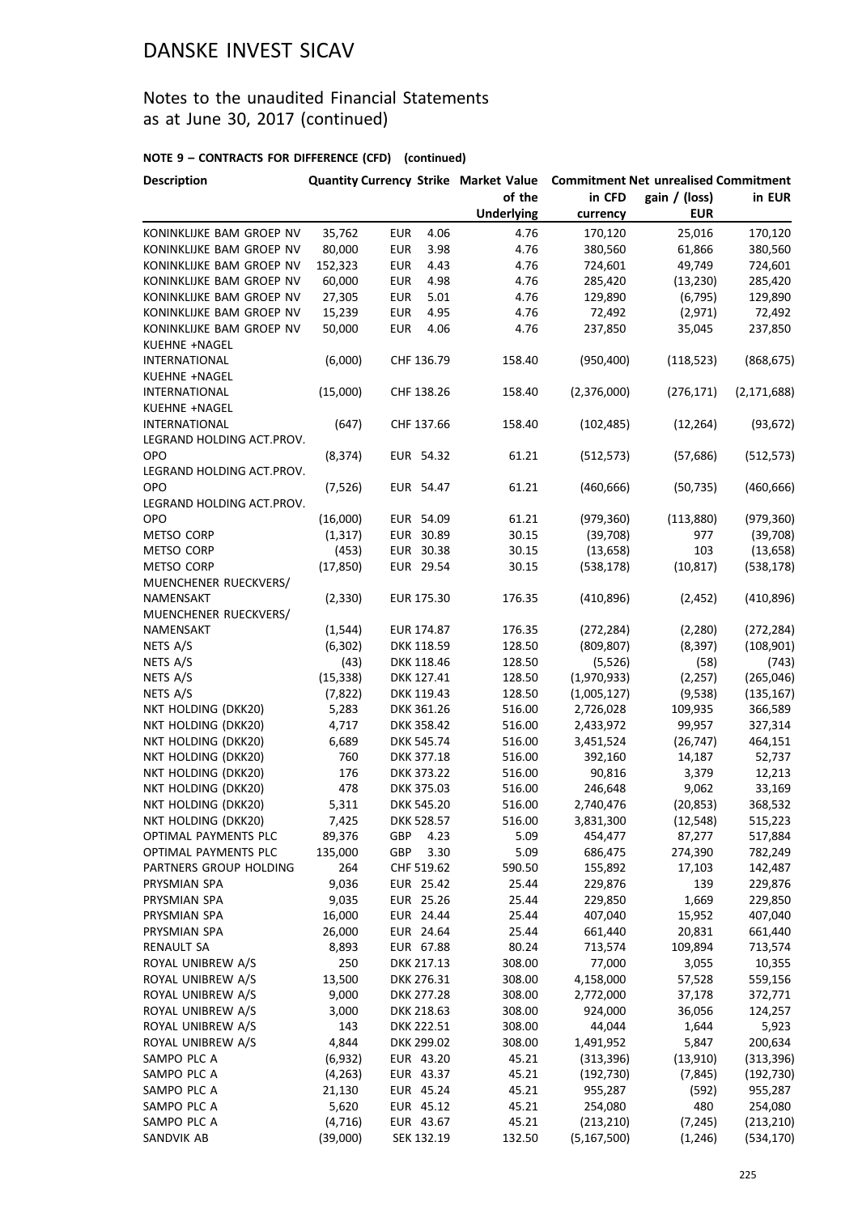# DANSKE INVEST SICAV

## Notes to the unaudited Financial Statements as at June 30, 2017 (continued)

### NOTE 9 – CONTRACTS FOR DIFFERENCE (CFD) (continued)

| Description | Quantity | Currency | Strike | Market Value of the Underlying | Commitment in CFD currency | Net unrealised gain / (loss) EUR | Commitment in EUR |
|---|---|---|---|---|---|---|---|
| KONINKLIJKE BAM GROEP NV | 35,762 | EUR | 4.06 | 4.76 | 170,120 | 25,016 | 170,120 |
| KONINKLIJKE BAM GROEP NV | 80,000 | EUR | 3.98 | 4.76 | 380,560 | 61,866 | 380,560 |
| KONINKLIJKE BAM GROEP NV | 152,323 | EUR | 4.43 | 4.76 | 724,601 | 49,749 | 724,601 |
| KONINKLIJKE BAM GROEP NV | 60,000 | EUR | 4.98 | 4.76 | 285,420 | (13,230) | 285,420 |
| KONINKLIJKE BAM GROEP NV | 27,305 | EUR | 5.01 | 4.76 | 129,890 | (6,795) | 129,890 |
| KONINKLIJKE BAM GROEP NV | 15,239 | EUR | 4.95 | 4.76 | 72,492 | (2,971) | 72,492 |
| KONINKLIJKE BAM GROEP NV | 50,000 | EUR | 4.06 | 4.76 | 237,850 | 35,045 | 237,850 |
| KUEHNE +NAGEL INTERNATIONAL | (6,000) | CHF | 136.79 | 158.40 | (950,400) | (118,523) | (868,675) |
| KUEHNE +NAGEL INTERNATIONAL | (15,000) | CHF | 138.26 | 158.40 | (2,376,000) | (276,171) | (2,171,688) |
| KUEHNE +NAGEL INTERNATIONAL | (647) | CHF | 137.66 | 158.40 | (102,485) | (12,264) | (93,672) |
| LEGRAND HOLDING ACT.PROV. OPO | (8,374) | EUR | 54.32 | 61.21 | (512,573) | (57,686) | (512,573) |
| LEGRAND HOLDING ACT.PROV. OPO | (7,526) | EUR | 54.47 | 61.21 | (460,666) | (50,735) | (460,666) |
| LEGRAND HOLDING ACT.PROV. OPO | (16,000) | EUR | 54.09 | 61.21 | (979,360) | (113,880) | (979,360) |
| METSO CORP | (1,317) | EUR | 30.89 | 30.15 | (39,708) | 977 | (39,708) |
| METSO CORP | (453) | EUR | 30.38 | 30.15 | (13,658) | 103 | (13,658) |
| METSO CORP | (17,850) | EUR | 29.54 | 30.15 | (538,178) | (10,817) | (538,178) |
| MUENCHENER RUECKVERS/ NAMENSAKT | (2,330) | EUR | 175.30 | 176.35 | (410,896) | (2,452) | (410,896) |
| MUENCHENER RUECKVERS/ NAMENSAKT | (1,544) | EUR | 174.87 | 176.35 | (272,284) | (2,280) | (272,284) |
| NETS A/S | (6,302) | DKK | 118.59 | 128.50 | (809,807) | (8,397) | (108,901) |
| NETS A/S | (43) | DKK | 118.46 | 128.50 | (5,526) | (58) | (743) |
| NETS A/S | (15,338) | DKK | 127.41 | 128.50 | (1,970,933) | (2,257) | (265,046) |
| NETS A/S | (7,822) | DKK | 119.43 | 128.50 | (1,005,127) | (9,538) | (135,167) |
| NKT HOLDING (DKK20) | 5,283 | DKK | 361.26 | 516.00 | 2,726,028 | 109,935 | 366,589 |
| NKT HOLDING (DKK20) | 4,717 | DKK | 358.42 | 516.00 | 2,433,972 | 99,957 | 327,314 |
| NKT HOLDING (DKK20) | 6,689 | DKK | 545.74 | 516.00 | 3,451,524 | (26,747) | 464,151 |
| NKT HOLDING (DKK20) | 760 | DKK | 377.18 | 516.00 | 392,160 | 14,187 | 52,737 |
| NKT HOLDING (DKK20) | 176 | DKK | 373.22 | 516.00 | 90,816 | 3,379 | 12,213 |
| NKT HOLDING (DKK20) | 478 | DKK | 375.03 | 516.00 | 246,648 | 9,062 | 33,169 |
| NKT HOLDING (DKK20) | 5,311 | DKK | 545.20 | 516.00 | 2,740,476 | (20,853) | 368,532 |
| NKT HOLDING (DKK20) | 7,425 | DKK | 528.57 | 516.00 | 3,831,300 | (12,548) | 515,223 |
| OPTIMAL PAYMENTS PLC | 89,376 | GBP | 4.23 | 5.09 | 454,477 | 87,277 | 517,884 |
| OPTIMAL PAYMENTS PLC | 135,000 | GBP | 3.30 | 5.09 | 686,475 | 274,390 | 782,249 |
| PARTNERS GROUP HOLDING | 264 | CHF | 519.62 | 590.50 | 155,892 | 17,103 | 142,487 |
| PRYSMIAN SPA | 9,036 | EUR | 25.42 | 25.44 | 229,876 | 139 | 229,876 |
| PRYSMIAN SPA | 9,035 | EUR | 25.26 | 25.44 | 229,850 | 1,669 | 229,850 |
| PRYSMIAN SPA | 16,000 | EUR | 24.44 | 25.44 | 407,040 | 15,952 | 407,040 |
| PRYSMIAN SPA | 26,000 | EUR | 24.64 | 25.44 | 661,440 | 20,831 | 661,440 |
| RENAULT SA | 8,893 | EUR | 67.88 | 80.24 | 713,574 | 109,894 | 713,574 |
| ROYAL UNIBREW A/S | 250 | DKK | 217.13 | 308.00 | 77,000 | 3,055 | 10,355 |
| ROYAL UNIBREW A/S | 13,500 | DKK | 276.31 | 308.00 | 4,158,000 | 57,528 | 559,156 |
| ROYAL UNIBREW A/S | 9,000 | DKK | 277.28 | 308.00 | 2,772,000 | 37,178 | 372,771 |
| ROYAL UNIBREW A/S | 3,000 | DKK | 218.63 | 308.00 | 924,000 | 36,056 | 124,257 |
| ROYAL UNIBREW A/S | 143 | DKK | 222.51 | 308.00 | 44,044 | 1,644 | 5,923 |
| ROYAL UNIBREW A/S | 4,844 | DKK | 299.02 | 308.00 | 1,491,952 | 5,847 | 200,634 |
| SAMPO PLC A | (6,932) | EUR | 43.20 | 45.21 | (313,396) | (13,910) | (313,396) |
| SAMPO PLC A | (4,263) | EUR | 43.37 | 45.21 | (192,730) | (7,845) | (192,730) |
| SAMPO PLC A | 21,130 | EUR | 45.24 | 45.21 | 955,287 | (592) | 955,287 |
| SAMPO PLC A | 5,620 | EUR | 45.12 | 45.21 | 254,080 | 480 | 254,080 |
| SAMPO PLC A | (4,716) | EUR | 43.67 | 45.21 | (213,210) | (7,245) | (213,210) |
| SANDVIK AB | (39,000) | SEK | 132.19 | 132.50 | (5,167,500) | (1,246) | (534,170) |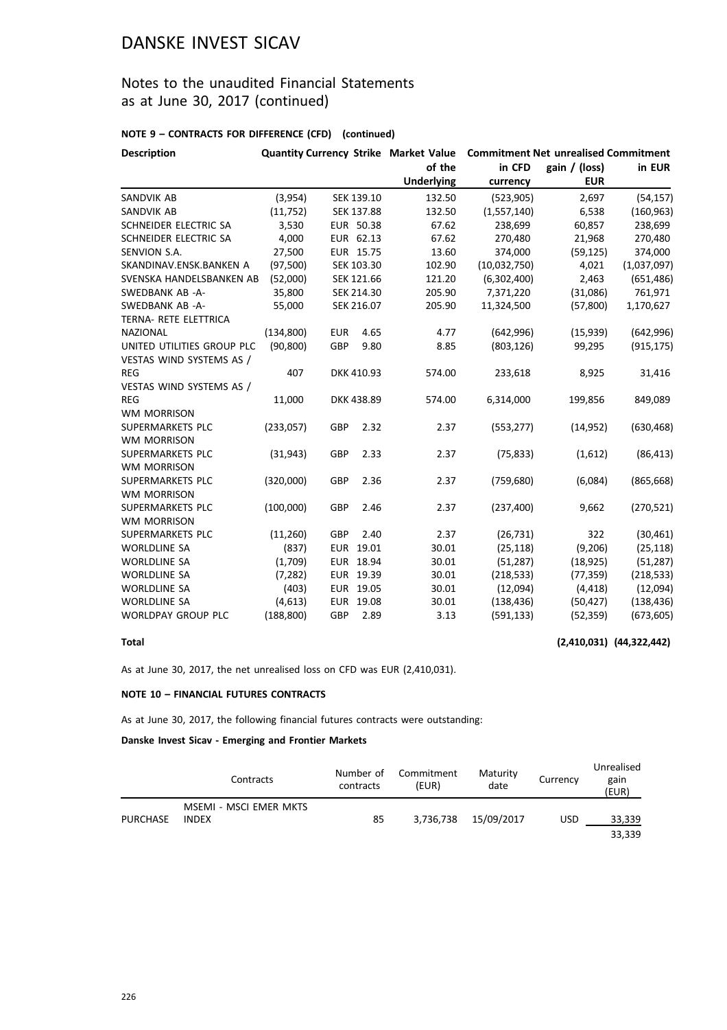# DANSKE INVEST SICAV

## Notes to the unaudited Financial Statements as at June 30, 2017 (continued)

### NOTE 9 – CONTRACTS FOR DIFFERENCE (CFD) (continued)

| Description | Quantity | Currency | Strike | Market Value of the Underlying | Commitment in CFD currency | Net unrealised gain / (loss) EUR | Commitment in EUR |
|---|---|---|---|---|---|---|---|
| SANDVIK AB | (3,954) | SEK | 139.10 | 132.50 | (523,905) | 2,697 | (54,157) |
| SANDVIK AB | (11,752) | SEK | 137.88 | 132.50 | (1,557,140) | 6,538 | (160,963) |
| SCHNEIDER ELECTRIC SA | 3,530 | EUR | 50.38 | 67.62 | 238,699 | 60,857 | 238,699 |
| SCHNEIDER ELECTRIC SA | 4,000 | EUR | 62.13 | 67.62 | 270,480 | 21,968 | 270,480 |
| SENVION S.A. | 27,500 | EUR | 15.75 | 13.60 | 374,000 | (59,125) | 374,000 |
| SKANDINAV.ENSK.BANKEN A | (97,500) | SEK | 103.30 | 102.90 | (10,032,750) | 4,021 | (1,037,097) |
| SVENSKA HANDELSBANKEN AB | (52,000) | SEK | 121.66 | 121.20 | (6,302,400) | 2,463 | (651,486) |
| SWEDBANK AB -A- | 35,800 | SEK | 214.30 | 205.90 | 7,371,220 | (31,086) | 761,971 |
| SWEDBANK AB -A- | 55,000 | SEK | 216.07 | 205.90 | 11,324,500 | (57,800) | 1,170,627 |
| TERNA- RETE ELETTRICA NAZIONAL | (134,800) | EUR | 4.65 | 4.77 | (642,996) | (15,939) | (642,996) |
| UNITED UTILITIES GROUP PLC | (90,800) | GBP | 9.80 | 8.85 | (803,126) | 99,295 | (915,175) |
| VESTAS WIND SYSTEMS AS / REG | 407 | DKK | 410.93 | 574.00 | 233,618 | 8,925 | 31,416 |
| VESTAS WIND SYSTEMS AS / REG | 11,000 | DKK | 438.89 | 574.00 | 6,314,000 | 199,856 | 849,089 |
| WM MORRISON SUPERMARKETS PLC | (233,057) | GBP | 2.32 | 2.37 | (553,277) | (14,952) | (630,468) |
| WM MORRISON SUPERMARKETS PLC | (31,943) | GBP | 2.33 | 2.37 | (75,833) | (1,612) | (86,413) |
| WM MORRISON SUPERMARKETS PLC | (320,000) | GBP | 2.36 | 2.37 | (759,680) | (6,084) | (865,668) |
| WM MORRISON SUPERMARKETS PLC | (100,000) | GBP | 2.46 | 2.37 | (237,400) | 9,662 | (270,521) |
| WM MORRISON SUPERMARKETS PLC | (11,260) | GBP | 2.40 | 2.37 | (26,731) | 322 | (30,461) |
| WORLDLINE SA | (837) | EUR | 19.01 | 30.01 | (25,118) | (9,206) | (25,118) |
| WORLDLINE SA | (1,709) | EUR | 18.94 | 30.01 | (51,287) | (18,925) | (51,287) |
| WORLDLINE SA | (7,282) | EUR | 19.39 | 30.01 | (218,533) | (77,359) | (218,533) |
| WORLDLINE SA | (403) | EUR | 19.05 | 30.01 | (12,094) | (4,418) | (12,094) |
| WORLDLINE SA | (4,613) | EUR | 19.08 | 30.01 | (138,436) | (50,427) | (138,436) |
| WORLDPAY GROUP PLC | (188,800) | GBP | 2.89 | 3.13 | (591,133) | (52,359) | (673,605) |
| **Total** | | | | | | **(2,410,031)** | **(44,322,442)** |

As at June 30, 2017, the net unrealised loss on CFD was EUR (2,410,031).

### NOTE 10 – FINANCIAL FUTURES CONTRACTS

As at June 30, 2017, the following financial futures contracts were outstanding:

**Danske Invest Sicav - Emerging and Frontier Markets**

| | Contracts | Number of contracts | Commitment (EUR) | Maturity date | Currency | Unrealised gain (EUR) |
|---|---|---|---|---|---|---|
| PURCHASE | MSEMI - MSCI EMER MKTS INDEX | 85 | 3,736,738 | 15/09/2017 | USD | 33,339 |
| | | | | | | 33,339 |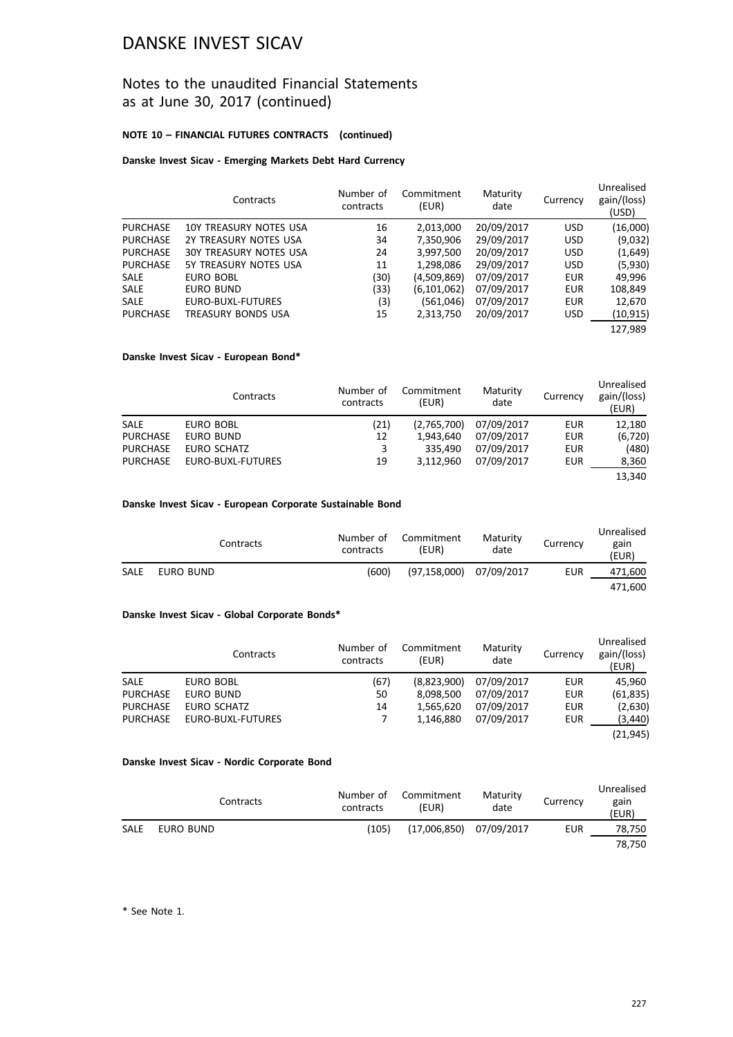# DANSKE INVEST SICAV

## Notes to the unaudited Financial Statements as at June 30, 2017 (continued)

**NOTE 10 – FINANCIAL FUTURES CONTRACTS (continued)**

**Danske Invest Sicav - Emerging Markets Debt Hard Currency**

| | Contracts | Number of contracts | Commitment (EUR) | Maturity date | Currency | Unrealised gain/(loss) (USD) |
|---|---|---|---|---|---|---|
| PURCHASE | 10Y TREASURY NOTES USA | 16 | 2,013,000 | 20/09/2017 | USD | (16,000) |
| PURCHASE | 2Y TREASURY NOTES USA | 34 | 7,350,906 | 29/09/2017 | USD | (9,032) |
| PURCHASE | 30Y TREASURY NOTES USA | 24 | 3,997,500 | 20/09/2017 | USD | (1,649) |
| PURCHASE | 5Y TREASURY NOTES USA | 11 | 1,298,086 | 29/09/2017 | USD | (5,930) |
| SALE | EURO BOBL | (30) | (4,509,869) | 07/09/2017 | EUR | 49,996 |
| SALE | EURO BUND | (33) | (6,101,062) | 07/09/2017 | EUR | 108,849 |
| SALE | EURO-BUXL-FUTURES | (3) | (561,046) | 07/09/2017 | EUR | 12,670 |
| PURCHASE | TREASURY BONDS USA | 15 | 2,313,750 | 20/09/2017 | USD | (10,915) |
| | | | | | | 127,989 |

**Danske Invest Sicav - European Bond***

| | Contracts | Number of contracts | Commitment (EUR) | Maturity date | Currency | Unrealised gain/(loss) (EUR) |
|---|---|---|---|---|---|---|
| SALE | EURO BOBL | (21) | (2,765,700) | 07/09/2017 | EUR | 12,180 |
| PURCHASE | EURO BUND | 12 | 1,943,640 | 07/09/2017 | EUR | (6,720) |
| PURCHASE | EURO SCHATZ | 3 | 335,490 | 07/09/2017 | EUR | (480) |
| PURCHASE | EURO-BUXL-FUTURES | 19 | 3,112,960 | 07/09/2017 | EUR | 8,360 |
| | | | | | | 13,340 |

**Danske Invest Sicav - European Corporate Sustainable Bond**

| | Contracts | Number of contracts | Commitment (EUR) | Maturity date | Currency | Unrealised gain (EUR) |
|---|---|---|---|---|---|---|
| SALE | EURO BUND | (600) | (97,158,000) | 07/09/2017 | EUR | 471,600 |
| | | | | | | 471,600 |

**Danske Invest Sicav - Global Corporate Bonds***

| | Contracts | Number of contracts | Commitment (EUR) | Maturity date | Currency | Unrealised gain/(loss) (EUR) |
|---|---|---|---|---|---|---|
| SALE | EURO BOBL | (67) | (8,823,900) | 07/09/2017 | EUR | 45,960 |
| PURCHASE | EURO BUND | 50 | 8,098,500 | 07/09/2017 | EUR | (61,835) |
| PURCHASE | EURO SCHATZ | 14 | 1,565,620 | 07/09/2017 | EUR | (2,630) |
| PURCHASE | EURO-BUXL-FUTURES | 7 | 1,146,880 | 07/09/2017 | EUR | (3,440) |
| | | | | | | (21,945) |

**Danske Invest Sicav - Nordic Corporate Bond**

| | Contracts | Number of contracts | Commitment (EUR) | Maturity date | Currency | Unrealised gain (EUR) |
|---|---|---|---|---|---|---|
| SALE | EURO BUND | (105) | (17,006,850) | 07/09/2017 | EUR | 78,750 |
| | | | | | | 78,750 |

\* See Note 1.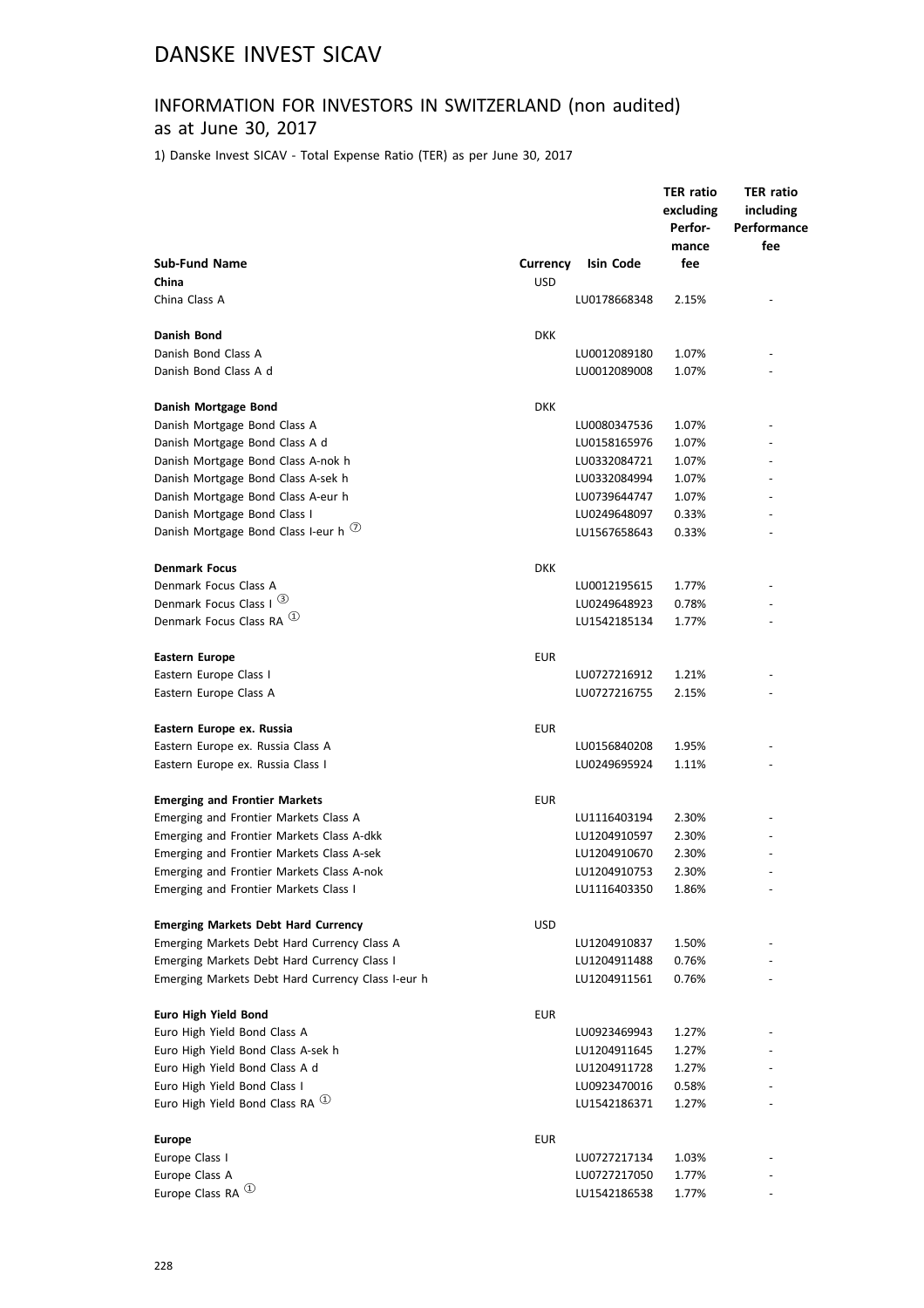# DANSKE INVEST SICAV

## INFORMATION FOR INVESTORS IN SWITZERLAND (non audited) as at June 30, 2017

1) Danske Invest SICAV - Total Expense Ratio (TER) as per June 30, 2017

| Sub-Fund Name | Currency | Isin Code | TER ratio excluding Performance fee | TER ratio including Performance fee |
|---|---|---|---|---|
| **China** | USD | | | |
| China Class A | | LU0178668348 | 2.15% | - |
| | | | | |
| **Danish Bond** | DKK | | | |
| Danish Bond Class A | | LU0012089180 | 1.07% | - |
| Danish Bond Class A d | | LU0012089008 | 1.07% | - |
| | | | | |
| **Danish Mortgage Bond** | DKK | | | |
| Danish Mortgage Bond Class A | | LU0080347536 | 1.07% | - |
| Danish Mortgage Bond Class A d | | LU0158165976 | 1.07% | - |
| Danish Mortgage Bond Class A-nok h | | LU0332084721 | 1.07% | - |
| Danish Mortgage Bond Class A-sek h | | LU0332084994 | 1.07% | - |
| Danish Mortgage Bond Class A-eur h | | LU0739644747 | 1.07% | - |
| Danish Mortgage Bond Class I | | LU0249648097 | 0.33% | - |
| Danish Mortgage Bond Class I-eur h ⑦ | | LU1567658643 | 0.33% | - |
| | | | | |
| **Denmark Focus** | DKK | | | |
| Denmark Focus Class A | | LU0012195615 | 1.77% | - |
| Denmark Focus Class I ③ | | LU0249648923 | 0.78% | - |
| Denmark Focus Class RA ① | | LU1542185134 | 1.77% | - |
| | | | | |
| **Eastern Europe** | EUR | | | |
| Eastern Europe Class I | | LU0727216912 | 1.21% | - |
| Eastern Europe Class A | | LU0727216755 | 2.15% | - |
| | | | | |
| **Eastern Europe ex. Russia** | EUR | | | |
| Eastern Europe ex. Russia Class A | | LU0156840208 | 1.95% | - |
| Eastern Europe ex. Russia Class I | | LU0249695924 | 1.11% | - |
| | | | | |
| **Emerging and Frontier Markets** | EUR | | | |
| Emerging and Frontier Markets Class A | | LU1116403194 | 2.30% | - |
| Emerging and Frontier Markets Class A-dkk | | LU1204910597 | 2.30% | - |
| Emerging and Frontier Markets Class A-sek | | LU1204910670 | 2.30% | - |
| Emerging and Frontier Markets Class A-nok | | LU1204910753 | 2.30% | - |
| Emerging and Frontier Markets Class I | | LU1116403350 | 1.86% | - |
| | | | | |
| **Emerging Markets Debt Hard Currency** | USD | | | |
| Emerging Markets Debt Hard Currency Class A | | LU1204910837 | 1.50% | - |
| Emerging Markets Debt Hard Currency Class I | | LU1204911488 | 0.76% | - |
| Emerging Markets Debt Hard Currency Class I-eur h | | LU1204911561 | 0.76% | - |
| | | | | |
| **Euro High Yield Bond** | EUR | | | |
| Euro High Yield Bond Class A | | LU0923469943 | 1.27% | - |
| Euro High Yield Bond Class A-sek h | | LU1204911645 | 1.27% | - |
| Euro High Yield Bond Class A d | | LU1204911728 | 1.27% | - |
| Euro High Yield Bond Class I | | LU0923470016 | 0.58% | - |
| Euro High Yield Bond Class RA ① | | LU1542186371 | 1.27% | - |
| | | | | |
| **Europe** | EUR | | | |
| Europe Class I | | LU0727217134 | 1.03% | - |
| Europe Class A | | LU0727217050 | 1.77% | - |
| Europe Class RA ① | | LU1542186538 | 1.77% | - |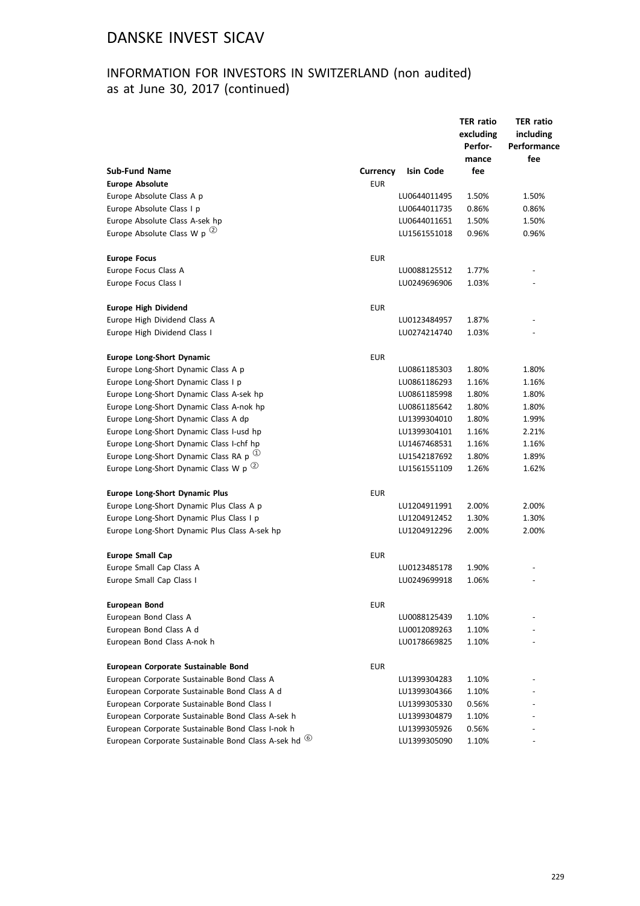# DANSKE INVEST SICAV

## INFORMATION FOR INVESTORS IN SWITZERLAND (non audited) as at June 30, 2017 (continued)

| Sub-Fund Name | Currency | Isin Code | TER ratio excluding Performance fee | TER ratio including Performance fee |
|---|---|---|---|---|
| **Europe Absolute** | EUR | | | |
| Europe Absolute Class A p | | LU0644011495 | 1.50% | 1.50% |
| Europe Absolute Class I p | | LU0644011735 | 0.86% | 0.86% |
| Europe Absolute Class A-sek hp | | LU0644011651 | 1.50% | 1.50% |
| Europe Absolute Class W p ② | | LU1561551018 | 0.96% | 0.96% |
| | | | | |
| **Europe Focus** | EUR | | | |
| Europe Focus Class A | | LU0088125512 | 1.77% | - |
| Europe Focus Class I | | LU0249696906 | 1.03% | - |
| | | | | |
| **Europe High Dividend** | EUR | | | |
| Europe High Dividend Class A | | LU0123484957 | 1.87% | - |
| Europe High Dividend Class I | | LU0274214740 | 1.03% | - |
| | | | | |
| **Europe Long-Short Dynamic** | EUR | | | |
| Europe Long-Short Dynamic Class A p | | LU0861185303 | 1.80% | 1.80% |
| Europe Long-Short Dynamic Class I p | | LU0861186293 | 1.16% | 1.16% |
| Europe Long-Short Dynamic Class A-sek hp | | LU0861185998 | 1.80% | 1.80% |
| Europe Long-Short Dynamic Class A-nok hp | | LU0861185642 | 1.80% | 1.80% |
| Europe Long-Short Dynamic Class A dp | | LU1399304010 | 1.80% | 1.99% |
| Europe Long-Short Dynamic Class I-usd hp | | LU1399304101 | 1.16% | 2.21% |
| Europe Long-Short Dynamic Class I-chf hp | | LU1467468531 | 1.16% | 1.16% |
| Europe Long-Short Dynamic Class RA p ① | | LU1542187692 | 1.80% | 1.89% |
| Europe Long-Short Dynamic Class W p ② | | LU1561551109 | 1.26% | 1.62% |
| | | | | |
| **Europe Long-Short Dynamic Plus** | EUR | | | |
| Europe Long-Short Dynamic Plus Class A p | | LU1204911991 | 2.00% | 2.00% |
| Europe Long-Short Dynamic Plus Class I p | | LU1204912452 | 1.30% | 1.30% |
| Europe Long-Short Dynamic Plus Class A-sek hp | | LU1204912296 | 2.00% | 2.00% |
| | | | | |
| **Europe Small Cap** | EUR | | | |
| Europe Small Cap Class A | | LU0123485178 | 1.90% | - |
| Europe Small Cap Class I | | LU0249699918 | 1.06% | - |
| | | | | |
| **European Bond** | EUR | | | |
| European Bond Class A | | LU0088125439 | 1.10% | - |
| European Bond Class A d | | LU0012089263 | 1.10% | - |
| European Bond Class A-nok h | | LU0178669825 | 1.10% | - |
| | | | | |
| **European Corporate Sustainable Bond** | EUR | | | |
| European Corporate Sustainable Bond Class A | | LU1399304283 | 1.10% | - |
| European Corporate Sustainable Bond Class A d | | LU1399304366 | 1.10% | - |
| European Corporate Sustainable Bond Class I | | LU1399305330 | 0.56% | - |
| European Corporate Sustainable Bond Class A-sek h | | LU1399304879 | 1.10% | - |
| European Corporate Sustainable Bond Class I-nok h | | LU1399305926 | 0.56% | - |
| European Corporate Sustainable Bond Class A-sek hd ⑥ | | LU1399305090 | 1.10% | - |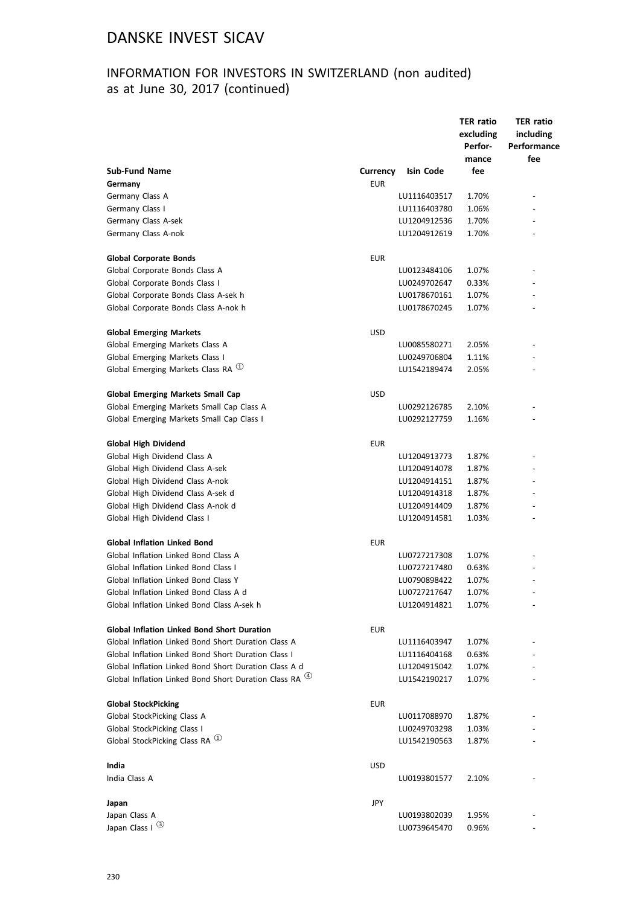# DANSKE INVEST SICAV

## INFORMATION FOR INVESTORS IN SWITZERLAND (non audited) as at June 30, 2017 (continued)

| Sub-Fund Name | Currency | Isin Code | TER ratio excluding Perfor-mance fee | TER ratio including Performance fee |
|---|---|---|---|---|
| **Germany** | EUR | | | |
| Germany Class A | | LU1116403517 | 1.70% | - |
| Germany Class I | | LU1116403780 | 1.06% | - |
| Germany Class A-sek | | LU1204912536 | 1.70% | - |
| Germany Class A-nok | | LU1204912619 | 1.70% | - |
| | | | | |
| **Global Corporate Bonds** | EUR | | | |
| Global Corporate Bonds Class A | | LU0123484106 | 1.07% | - |
| Global Corporate Bonds Class I | | LU0249702647 | 0.33% | - |
| Global Corporate Bonds Class A-sek h | | LU0178670161 | 1.07% | - |
| Global Corporate Bonds Class A-nok h | | LU0178670245 | 1.07% | - |
| | | | | |
| **Global Emerging Markets** | USD | | | |
| Global Emerging Markets Class A | | LU0085580271 | 2.05% | - |
| Global Emerging Markets Class I | | LU0249706804 | 1.11% | - |
| Global Emerging Markets Class RA ① | | LU1542189474 | 2.05% | - |
| | | | | |
| **Global Emerging Markets Small Cap** | USD | | | |
| Global Emerging Markets Small Cap Class A | | LU0292126785 | 2.10% | - |
| Global Emerging Markets Small Cap Class I | | LU0292127759 | 1.16% | - |
| | | | | |
| **Global High Dividend** | EUR | | | |
| Global High Dividend Class A | | LU1204913773 | 1.87% | - |
| Global High Dividend Class A-sek | | LU1204914078 | 1.87% | - |
| Global High Dividend Class A-nok | | LU1204914151 | 1.87% | - |
| Global High Dividend Class A-sek d | | LU1204914318 | 1.87% | - |
| Global High Dividend Class A-nok d | | LU1204914409 | 1.87% | - |
| Global High Dividend Class I | | LU1204914581 | 1.03% | - |
| | | | | |
| **Global Inflation Linked Bond** | EUR | | | |
| Global Inflation Linked Bond Class A | | LU0727217308 | 1.07% | - |
| Global Inflation Linked Bond Class I | | LU0727217480 | 0.63% | - |
| Global Inflation Linked Bond Class Y | | LU0790898422 | 1.07% | - |
| Global Inflation Linked Bond Class A d | | LU0727217647 | 1.07% | - |
| Global Inflation Linked Bond Class A-sek h | | LU1204914821 | 1.07% | - |
| | | | | |
| **Global Inflation Linked Bond Short Duration** | EUR | | | |
| Global Inflation Linked Bond Short Duration Class A | | LU1116403947 | 1.07% | - |
| Global Inflation Linked Bond Short Duration Class I | | LU1116404168 | 0.63% | - |
| Global Inflation Linked Bond Short Duration Class A d | | LU1204915042 | 1.07% | - |
| Global Inflation Linked Bond Short Duration Class RA ④ | | LU1542190217 | 1.07% | - |
| | | | | |
| **Global StockPicking** | EUR | | | |
| Global StockPicking Class A | | LU0117088970 | 1.87% | - |
| Global StockPicking Class I | | LU0249703298 | 1.03% | - |
| Global StockPicking Class RA ① | | LU1542190563 | 1.87% | - |
| | | | | |
| **India** | USD | | | |
| India Class A | | LU0193801577 | 2.10% | - |
| | | | | |
| **Japan** | JPY | | | |
| Japan Class A | | LU0193802039 | 1.95% | - |
| Japan Class I ③ | | LU0739645470 | 0.96% | - |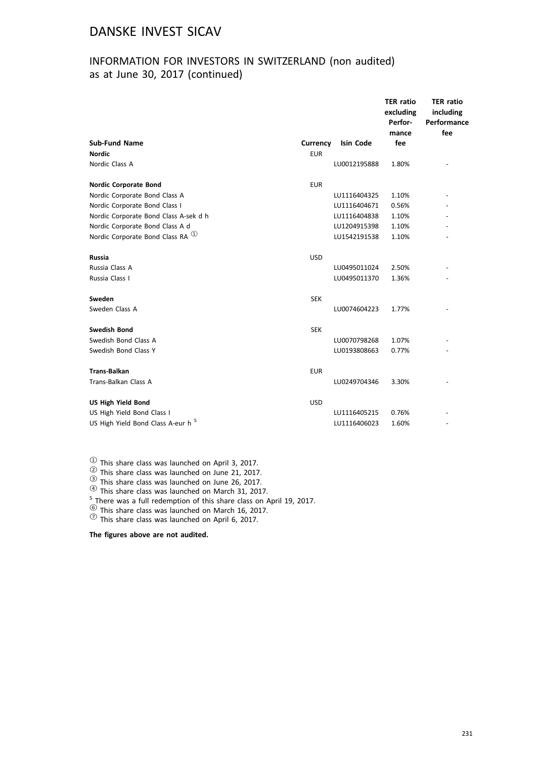# DANSKE INVEST SICAV

## INFORMATION FOR INVESTORS IN SWITZERLAND (non audited) as at June 30, 2017 (continued)

| Sub-Fund Name | Currency | Isin Code | TER ratio excluding Performance fee | TER ratio including Performance fee |
|---|---|---|---|---|
| **Nordic** | EUR | | | |
| Nordic Class A | | LU0012195888 | 1.80% | - |
| | | | | |
| **Nordic Corporate Bond** | EUR | | | |
| Nordic Corporate Bond Class A | | LU1116404325 | 1.10% | - |
| Nordic Corporate Bond Class I | | LU1116404671 | 0.56% | - |
| Nordic Corporate Bond Class A-sek d h | | LU1116404838 | 1.10% | - |
| Nordic Corporate Bond Class A d | | LU1204915398 | 1.10% | - |
| Nordic Corporate Bond Class RA ① | | LU1542191538 | 1.10% | - |
| | | | | |
| **Russia** | USD | | | |
| Russia Class A | | LU0495011024 | 2.50% | - |
| Russia Class I | | LU0495011370 | 1.36% | - |
| | | | | |
| **Sweden** | SEK | | | |
| Sweden Class A | | LU0074604223 | 1.77% | - |
| | | | | |
| **Swedish Bond** | SEK | | | |
| Swedish Bond Class A | | LU0070798268 | 1.07% | - |
| Swedish Bond Class Y | | LU0193808663 | 0.77% | - |
| | | | | |
| **Trans-Balkan** | EUR | | | |
| Trans-Balkan Class A | | LU0249704346 | 3.30% | - |
| | | | | |
| **US High Yield Bond** | USD | | | |
| US High Yield Bond Class I | | LU1116405215 | 0.76% | - |
| US High Yield Bond Class A-eur h [5] | | LU1116406023 | 1.60% | - |

① This share class was launched on April 3, 2017.
② This share class was launched on June 21, 2017.
③ This share class was launched on June 26, 2017.
④ This share class was launched on March 31, 2017.
[5] There was a full redemption of this share class on April 19, 2017.
⑥ This share class was launched on March 16, 2017.
⑦ This share class was launched on April 6, 2017.

**The figures above are not audited.**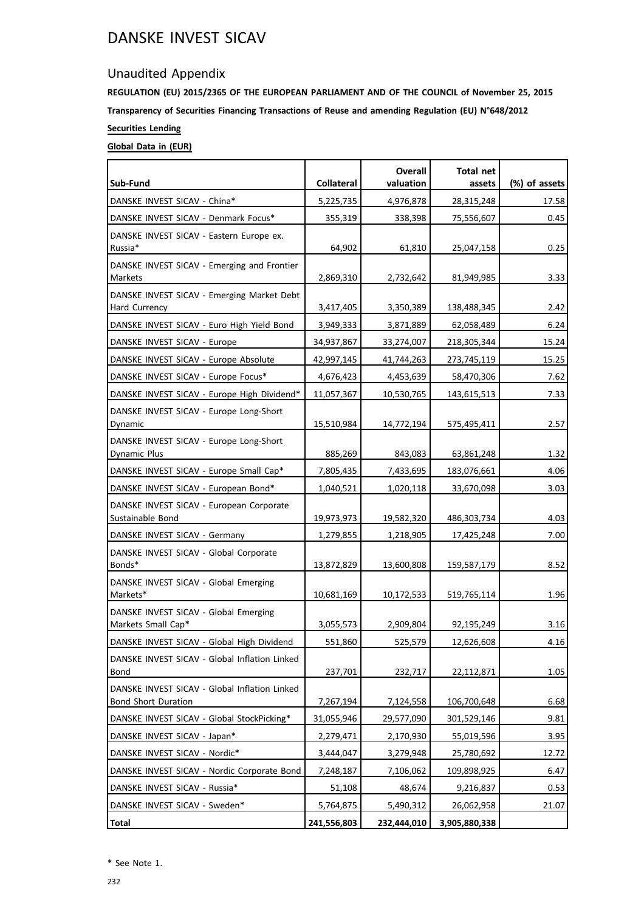# DANSKE INVEST SICAV

## Unaudited Appendix

**REGULATION (EU) 2015/2365 OF THE EUROPEAN PARLIAMENT AND OF THE COUNCIL of November 25, 2015**

**Transparency of Securities Financing Transactions of Reuse and amending Regulation (EU) N°648/2012**

**Securities Lending**

**Global Data in (EUR)**

| Sub-Fund | Collateral | Overall valuation | Total net assets | (%) of assets |
|---|---|---|---|---|
| DANSKE INVEST SICAV - China* | 5,225,735 | 4,976,878 | 28,315,248 | 17.58 |
| DANSKE INVEST SICAV - Denmark Focus* | 355,319 | 338,398 | 75,556,607 | 0.45 |
| DANSKE INVEST SICAV - Eastern Europe ex. Russia* | 64,902 | 61,810 | 25,047,158 | 0.25 |
| DANSKE INVEST SICAV - Emerging and Frontier Markets | 2,869,310 | 2,732,642 | 81,949,985 | 3.33 |
| DANSKE INVEST SICAV - Emerging Market Debt Hard Currency | 3,417,405 | 3,350,389 | 138,488,345 | 2.42 |
| DANSKE INVEST SICAV - Euro High Yield Bond | 3,949,333 | 3,871,889 | 62,058,489 | 6.24 |
| DANSKE INVEST SICAV - Europe | 34,937,867 | 33,274,007 | 218,305,344 | 15.24 |
| DANSKE INVEST SICAV - Europe Absolute | 42,997,145 | 41,744,263 | 273,745,119 | 15.25 |
| DANSKE INVEST SICAV - Europe Focus* | 4,676,423 | 4,453,639 | 58,470,306 | 7.62 |
| DANSKE INVEST SICAV - Europe High Dividend* | 11,057,367 | 10,530,765 | 143,615,513 | 7.33 |
| DANSKE INVEST SICAV - Europe Long-Short Dynamic | 15,510,984 | 14,772,194 | 575,495,411 | 2.57 |
| DANSKE INVEST SICAV - Europe Long-Short Dynamic Plus | 885,269 | 843,083 | 63,861,248 | 1.32 |
| DANSKE INVEST SICAV - Europe Small Cap* | 7,805,435 | 7,433,695 | 183,076,661 | 4.06 |
| DANSKE INVEST SICAV - European Bond* | 1,040,521 | 1,020,118 | 33,670,098 | 3.03 |
| DANSKE INVEST SICAV - European Corporate Sustainable Bond | 19,973,973 | 19,582,320 | 486,303,734 | 4.03 |
| DANSKE INVEST SICAV - Germany | 1,279,855 | 1,218,905 | 17,425,248 | 7.00 |
| DANSKE INVEST SICAV - Global Corporate Bonds* | 13,872,829 | 13,600,808 | 159,587,179 | 8.52 |
| DANSKE INVEST SICAV - Global Emerging Markets* | 10,681,169 | 10,172,533 | 519,765,114 | 1.96 |
| DANSKE INVEST SICAV - Global Emerging Markets Small Cap* | 3,055,573 | 2,909,804 | 92,195,249 | 3.16 |
| DANSKE INVEST SICAV - Global High Dividend | 551,860 | 525,579 | 12,626,608 | 4.16 |
| DANSKE INVEST SICAV - Global Inflation Linked Bond | 237,701 | 232,717 | 22,112,871 | 1.05 |
| DANSKE INVEST SICAV - Global Inflation Linked Bond Short Duration | 7,267,194 | 7,124,558 | 106,700,648 | 6.68 |
| DANSKE INVEST SICAV - Global StockPicking* | 31,055,946 | 29,577,090 | 301,529,146 | 9.81 |
| DANSKE INVEST SICAV - Japan* | 2,279,471 | 2,170,930 | 55,019,596 | 3.95 |
| DANSKE INVEST SICAV - Nordic* | 3,444,047 | 3,279,948 | 25,780,692 | 12.72 |
| DANSKE INVEST SICAV - Nordic Corporate Bond | 7,248,187 | 7,106,062 | 109,898,925 | 6.47 |
| DANSKE INVEST SICAV - Russia* | 51,108 | 48,674 | 9,216,837 | 0.53 |
| DANSKE INVEST SICAV - Sweden* | 5,764,875 | 5,490,312 | 26,062,958 | 21.07 |
| **Total** | **241,556,803** | **232,444,010** | **3,905,880,338** | |

\* See Note 1.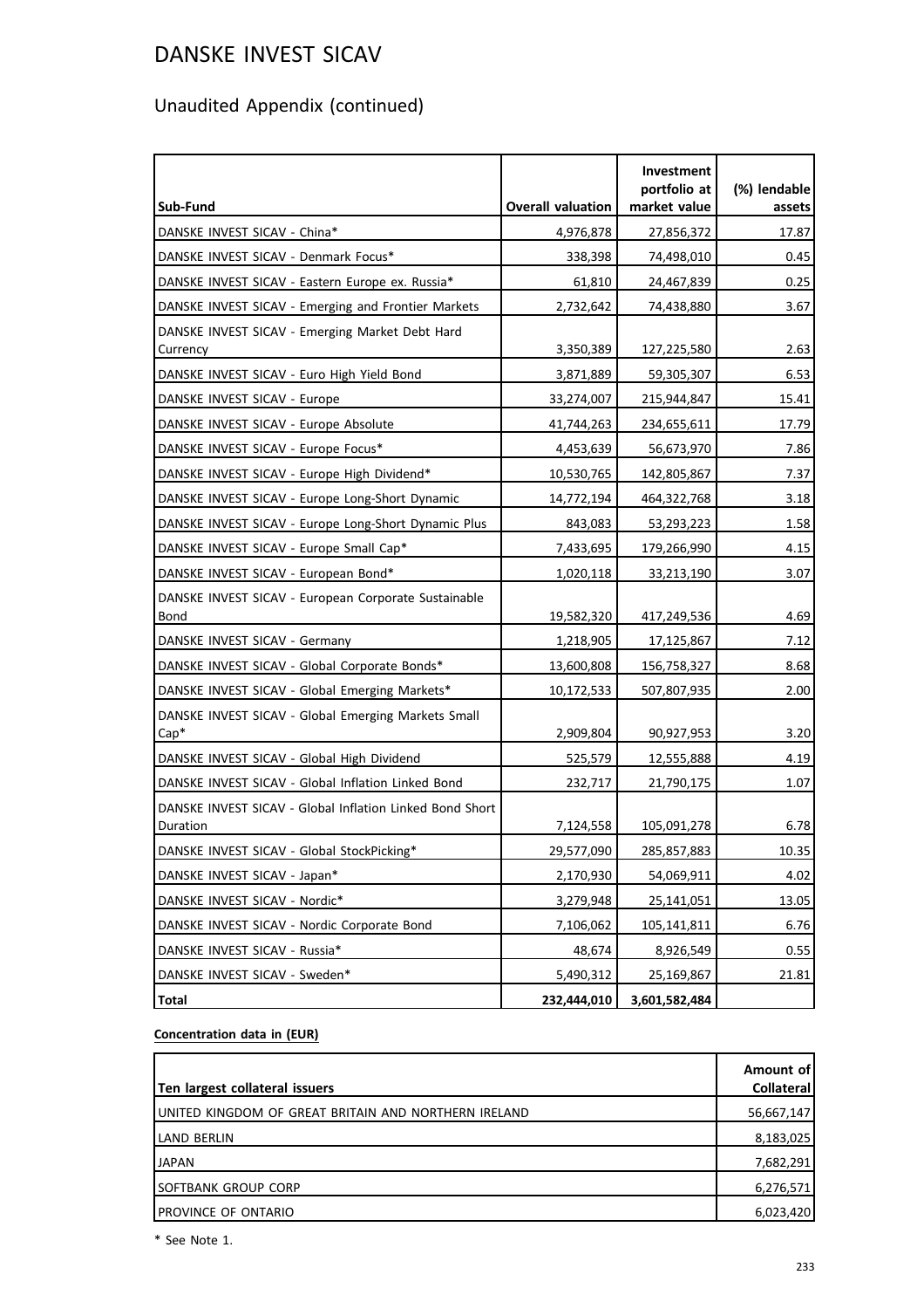# DANSKE INVEST SICAV

## Unaudited Appendix (continued)

| Sub-Fund | Overall valuation | Investment portfolio at market value | (%) lendable assets |
|---|---:|---:|---:|
| DANSKE INVEST SICAV - China* | 4,976,878 | 27,856,372 | 17.87 |
| DANSKE INVEST SICAV - Denmark Focus* | 338,398 | 74,498,010 | 0.45 |
| DANSKE INVEST SICAV - Eastern Europe ex. Russia* | 61,810 | 24,467,839 | 0.25 |
| DANSKE INVEST SICAV - Emerging and Frontier Markets | 2,732,642 | 74,438,880 | 3.67 |
| DANSKE INVEST SICAV - Emerging Market Debt Hard Currency | 3,350,389 | 127,225,580 | 2.63 |
| DANSKE INVEST SICAV - Euro High Yield Bond | 3,871,889 | 59,305,307 | 6.53 |
| DANSKE INVEST SICAV - Europe | 33,274,007 | 215,944,847 | 15.41 |
| DANSKE INVEST SICAV - Europe Absolute | 41,744,263 | 234,655,611 | 17.79 |
| DANSKE INVEST SICAV - Europe Focus* | 4,453,639 | 56,673,970 | 7.86 |
| DANSKE INVEST SICAV - Europe High Dividend* | 10,530,765 | 142,805,867 | 7.37 |
| DANSKE INVEST SICAV - Europe Long-Short Dynamic | 14,772,194 | 464,322,768 | 3.18 |
| DANSKE INVEST SICAV - Europe Long-Short Dynamic Plus | 843,083 | 53,293,223 | 1.58 |
| DANSKE INVEST SICAV - Europe Small Cap* | 7,433,695 | 179,266,990 | 4.15 |
| DANSKE INVEST SICAV - European Bond* | 1,020,118 | 33,213,190 | 3.07 |
| DANSKE INVEST SICAV - European Corporate Sustainable Bond | 19,582,320 | 417,249,536 | 4.69 |
| DANSKE INVEST SICAV - Germany | 1,218,905 | 17,125,867 | 7.12 |
| DANSKE INVEST SICAV - Global Corporate Bonds* | 13,600,808 | 156,758,327 | 8.68 |
| DANSKE INVEST SICAV - Global Emerging Markets* | 10,172,533 | 507,807,935 | 2.00 |
| DANSKE INVEST SICAV - Global Emerging Markets Small Cap* | 2,909,804 | 90,927,953 | 3.20 |
| DANSKE INVEST SICAV - Global High Dividend | 525,579 | 12,555,888 | 4.19 |
| DANSKE INVEST SICAV - Global Inflation Linked Bond | 232,717 | 21,790,175 | 1.07 |
| DANSKE INVEST SICAV - Global Inflation Linked Bond Short Duration | 7,124,558 | 105,091,278 | 6.78 |
| DANSKE INVEST SICAV - Global StockPicking* | 29,577,090 | 285,857,883 | 10.35 |
| DANSKE INVEST SICAV - Japan* | 2,170,930 | 54,069,911 | 4.02 |
| DANSKE INVEST SICAV - Nordic* | 3,279,948 | 25,141,051 | 13.05 |
| DANSKE INVEST SICAV - Nordic Corporate Bond | 7,106,062 | 105,141,811 | 6.76 |
| DANSKE INVEST SICAV - Russia* | 48,674 | 8,926,549 | 0.55 |
| DANSKE INVEST SICAV - Sweden* | 5,490,312 | 25,169,867 | 21.81 |
| **Total** | **232,444,010** | **3,601,582,484** | |

**Concentration data in (EUR)**

| Ten largest collateral issuers | Amount of Collateral |
|---|---:|
| UNITED KINGDOM OF GREAT BRITAIN AND NORTHERN IRELAND | 56,667,147 |
| LAND BERLIN | 8,183,025 |
| JAPAN | 7,682,291 |
| SOFTBANK GROUP CORP | 6,276,571 |
| PROVINCE OF ONTARIO | 6,023,420 |

\* See Note 1.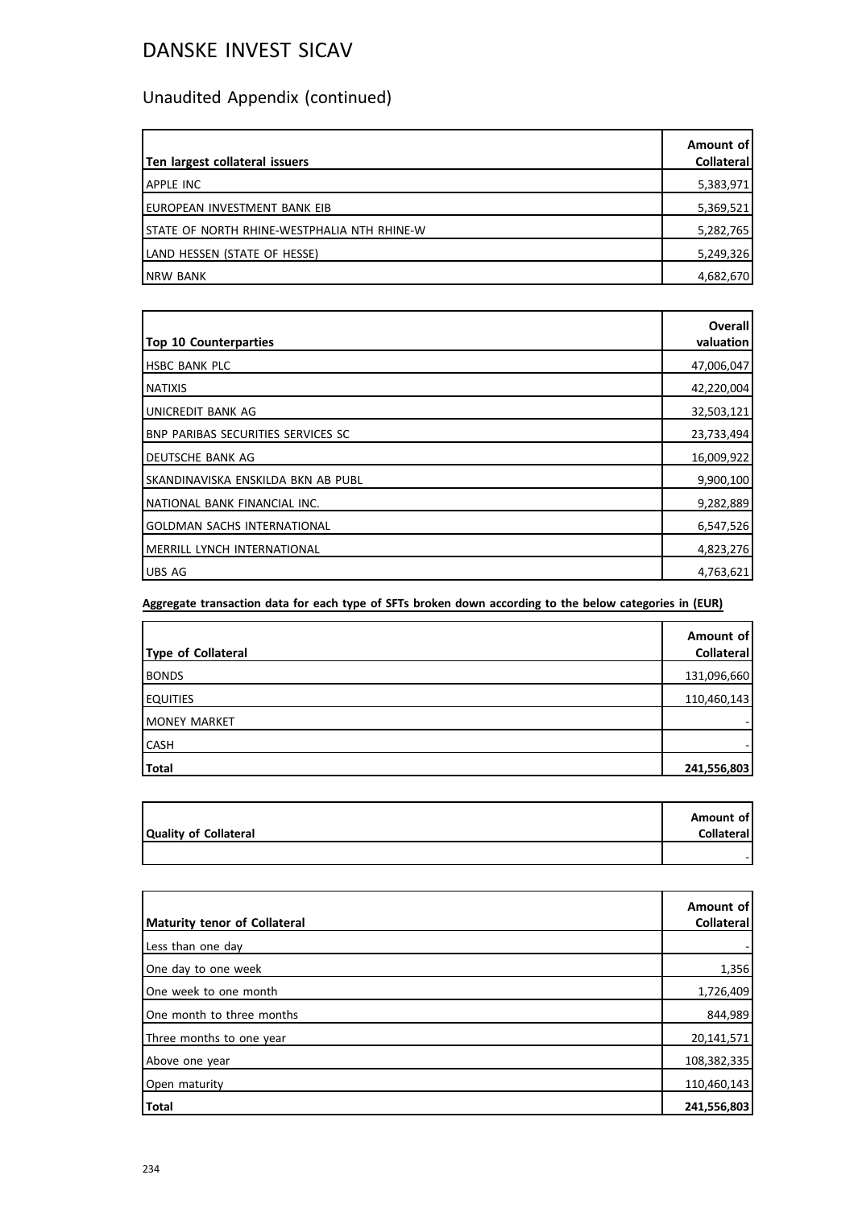# DANSKE INVEST SICAV

## Unaudited Appendix (continued)

| Ten largest collateral issuers | Amount of Collateral |
|---|---|
| APPLE INC | 5,383,971 |
| EUROPEAN INVESTMENT BANK EIB | 5,369,521 |
| STATE OF NORTH RHINE-WESTPHALIA NTH RHINE-W | 5,282,765 |
| LAND HESSEN (STATE OF HESSE) | 5,249,326 |
| NRW BANK | 4,682,670 |

| Top 10 Counterparties | Overall valuation |
|---|---|
| HSBC BANK PLC | 47,006,047 |
| NATIXIS | 42,220,004 |
| UNICREDIT BANK AG | 32,503,121 |
| BNP PARIBAS SECURITIES SERVICES SC | 23,733,494 |
| DEUTSCHE BANK AG | 16,009,922 |
| SKANDINAVISKA ENSKILDA BKN AB PUBL | 9,900,100 |
| NATIONAL BANK FINANCIAL INC. | 9,282,889 |
| GOLDMAN SACHS INTERNATIONAL | 6,547,526 |
| MERRILL LYNCH INTERNATIONAL | 4,823,276 |
| UBS AG | 4,763,621 |

**Aggregate transaction data for each type of SFTs broken down according to the below categories in (EUR)**

| Type of Collateral | Amount of Collateral |
|---|---|
| BONDS | 131,096,660 |
| EQUITIES | 110,460,143 |
| MONEY MARKET | - |
| CASH | - |
| **Total** | **241,556,803** |

| Quality of Collateral | Amount of Collateral |
|---|---|
| | - |

| Maturity tenor of Collateral | Amount of Collateral |
|---|---|
| Less than one day | - |
| One day to one week | 1,356 |
| One week to one month | 1,726,409 |
| One month to three months | 844,989 |
| Three months to one year | 20,141,571 |
| Above one year | 108,382,335 |
| Open maturity | 110,460,143 |
| **Total** | **241,556,803** |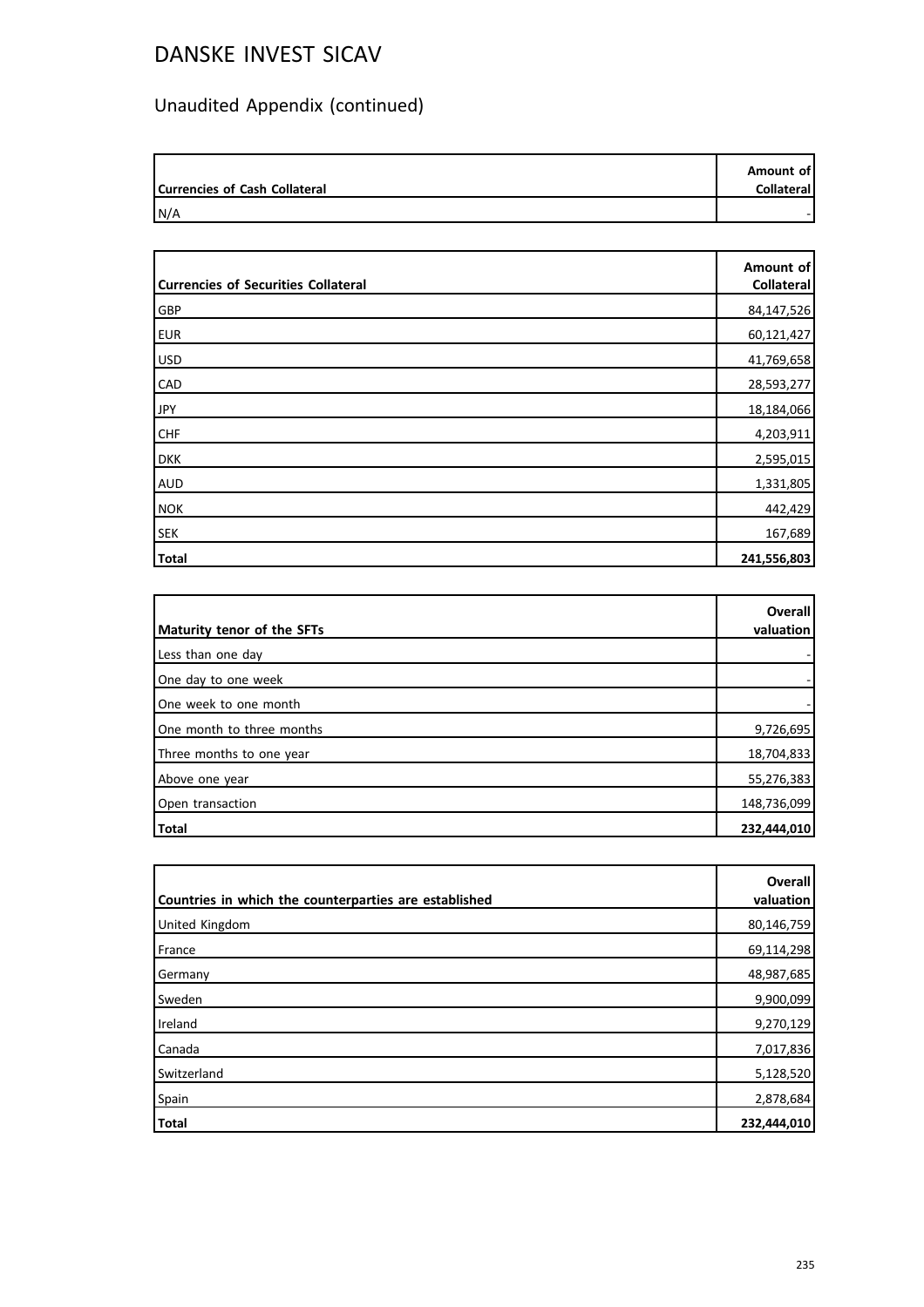# DANSKE INVEST SICAV

## Unaudited Appendix (continued)

| Currencies of Cash Collateral | Amount of Collateral |
|---|---|
| N/A | - |

| Currencies of Securities Collateral | Amount of Collateral |
|---|---|
| GBP | 84,147,526 |
| EUR | 60,121,427 |
| USD | 41,769,658 |
| CAD | 28,593,277 |
| JPY | 18,184,066 |
| CHF | 4,203,911 |
| DKK | 2,595,015 |
| AUD | 1,331,805 |
| NOK | 442,429 |
| SEK | 167,689 |
| **Total** | **241,556,803** |

| Maturity tenor of the SFTs | Overall valuation |
|---|---|
| Less than one day | - |
| One day to one week | - |
| One week to one month | - |
| One month to three months | 9,726,695 |
| Three months to one year | 18,704,833 |
| Above one year | 55,276,383 |
| Open transaction | 148,736,099 |
| **Total** | **232,444,010** |

| Countries in which the counterparties are established | Overall valuation |
|---|---|
| United Kingdom | 80,146,759 |
| France | 69,114,298 |
| Germany | 48,987,685 |
| Sweden | 9,900,099 |
| Ireland | 9,270,129 |
| Canada | 7,017,836 |
| Switzerland | 5,128,520 |
| Spain | 2,878,684 |
| **Total** | **232,444,010** |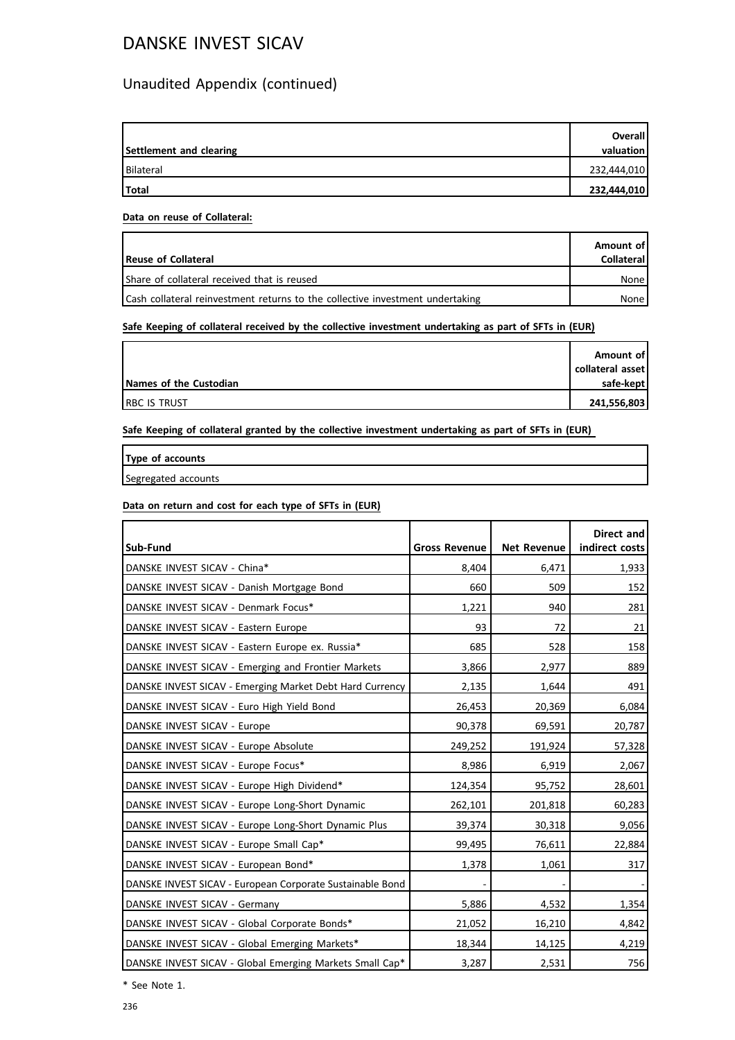# DANSKE INVEST SICAV

## Unaudited Appendix (continued)

| Settlement and clearing | Overall valuation |
|---|---|
| Bilateral | 232,444,010 |
| **Total** | **232,444,010** |

**Data on reuse of Collateral:**

| Reuse of Collateral | Amount of Collateral |
|---|---|
| Share of collateral received that is reused | None |
| Cash collateral reinvestment returns to the collective investment undertaking | None |

**Safe Keeping of collateral received by the collective investment undertaking as part of SFTs in (EUR)**

| Names of the Custodian | Amount of collateral asset safe-kept |
|---|---|
| RBC IS TRUST | **241,556,803** |

**Safe Keeping of collateral granted by the collective investment undertaking as part of SFTs in (EUR)**

| Type of accounts |
|---|
| Segregated accounts |

**Data on return and cost for each type of SFTs in (EUR)**

| Sub-Fund | Gross Revenue | Net Revenue | Direct and indirect costs |
|---|---|---|---|
| DANSKE INVEST SICAV - China* | 8,404 | 6,471 | 1,933 |
| DANSKE INVEST SICAV - Danish Mortgage Bond | 660 | 509 | 152 |
| DANSKE INVEST SICAV - Denmark Focus* | 1,221 | 940 | 281 |
| DANSKE INVEST SICAV - Eastern Europe | 93 | 72 | 21 |
| DANSKE INVEST SICAV - Eastern Europe ex. Russia* | 685 | 528 | 158 |
| DANSKE INVEST SICAV - Emerging and Frontier Markets | 3,866 | 2,977 | 889 |
| DANSKE INVEST SICAV - Emerging Market Debt Hard Currency | 2,135 | 1,644 | 491 |
| DANSKE INVEST SICAV - Euro High Yield Bond | 26,453 | 20,369 | 6,084 |
| DANSKE INVEST SICAV - Europe | 90,378 | 69,591 | 20,787 |
| DANSKE INVEST SICAV - Europe Absolute | 249,252 | 191,924 | 57,328 |
| DANSKE INVEST SICAV - Europe Focus* | 8,986 | 6,919 | 2,067 |
| DANSKE INVEST SICAV - Europe High Dividend* | 124,354 | 95,752 | 28,601 |
| DANSKE INVEST SICAV - Europe Long-Short Dynamic | 262,101 | 201,818 | 60,283 |
| DANSKE INVEST SICAV - Europe Long-Short Dynamic Plus | 39,374 | 30,318 | 9,056 |
| DANSKE INVEST SICAV - Europe Small Cap* | 99,495 | 76,611 | 22,884 |
| DANSKE INVEST SICAV - European Bond* | 1,378 | 1,061 | 317 |
| DANSKE INVEST SICAV - European Corporate Sustainable Bond | - | - | - |
| DANSKE INVEST SICAV - Germany | 5,886 | 4,532 | 1,354 |
| DANSKE INVEST SICAV - Global Corporate Bonds* | 21,052 | 16,210 | 4,842 |
| DANSKE INVEST SICAV - Global Emerging Markets* | 18,344 | 14,125 | 4,219 |
| DANSKE INVEST SICAV - Global Emerging Markets Small Cap* | 3,287 | 2,531 | 756 |

\* See Note 1.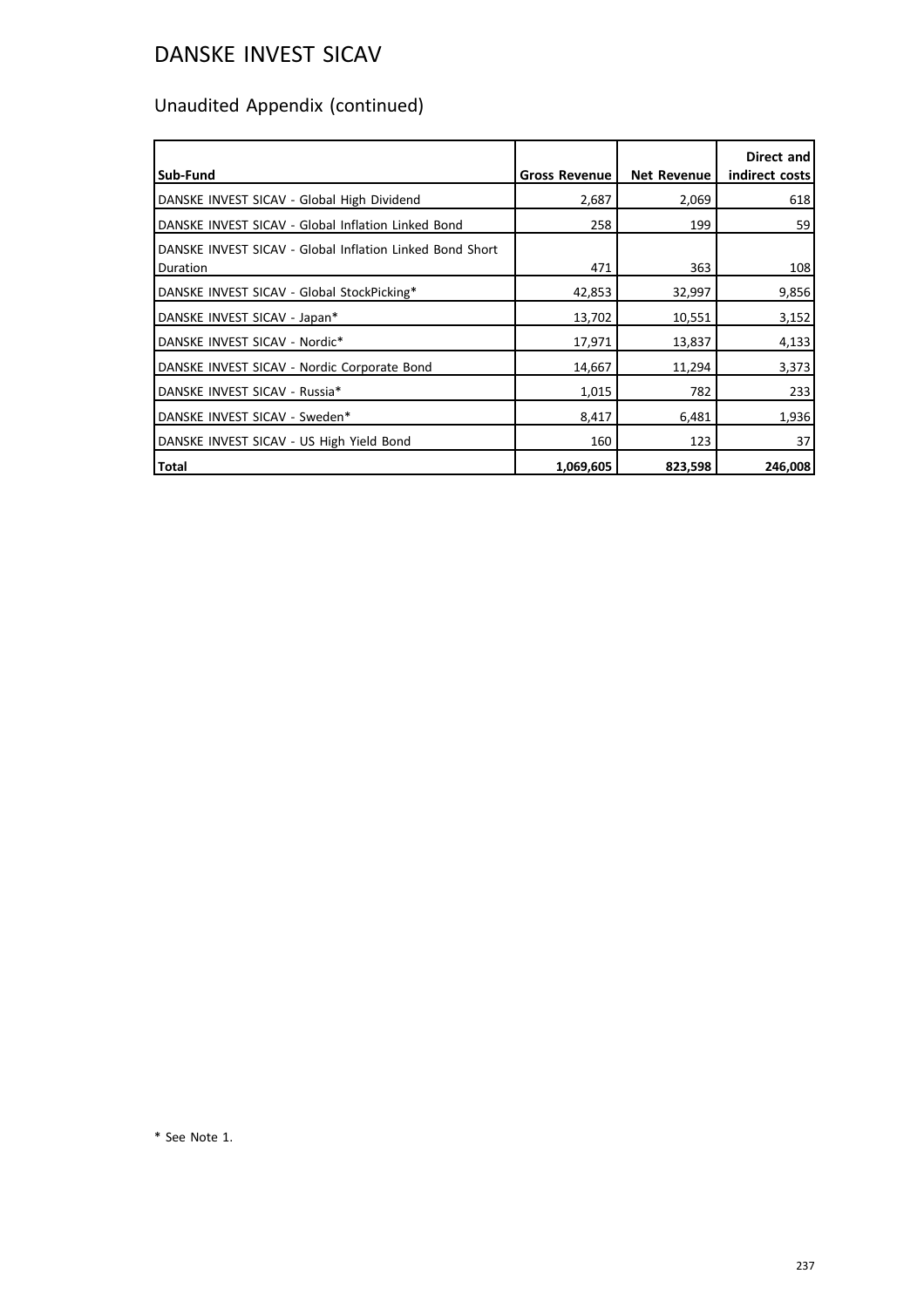# DANSKE INVEST SICAV

## Unaudited Appendix (continued)

| Sub-Fund | Gross Revenue | Net Revenue | Direct and indirect costs |
|---|---|---|---|
| DANSKE INVEST SICAV - Global High Dividend | 2,687 | 2,069 | 618 |
| DANSKE INVEST SICAV - Global Inflation Linked Bond | 258 | 199 | 59 |
| DANSKE INVEST SICAV - Global Inflation Linked Bond Short Duration | 471 | 363 | 108 |
| DANSKE INVEST SICAV - Global StockPicking* | 42,853 | 32,997 | 9,856 |
| DANSKE INVEST SICAV - Japan* | 13,702 | 10,551 | 3,152 |
| DANSKE INVEST SICAV - Nordic* | 17,971 | 13,837 | 4,133 |
| DANSKE INVEST SICAV - Nordic Corporate Bond | 14,667 | 11,294 | 3,373 |
| DANSKE INVEST SICAV - Russia* | 1,015 | 782 | 233 |
| DANSKE INVEST SICAV - Sweden* | 8,417 | 6,481 | 1,936 |
| DANSKE INVEST SICAV - US High Yield Bond | 160 | 123 | 37 |
| **Total** | **1,069,605** | **823,598** | **246,008** |

* See Note 1.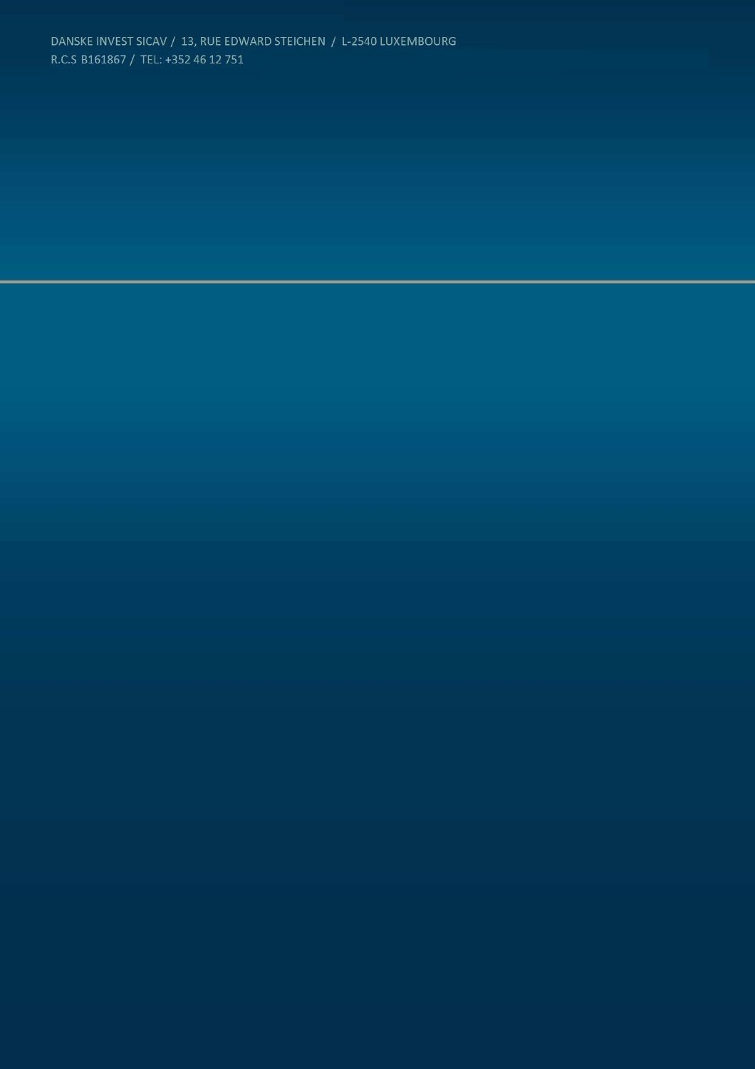DANSKE INVEST SICAV / 13, RUE EDWARD STEICHEN / L-2540 LUXEMBOURG
R.C.S B161867 / TEL: +352 46 12 751